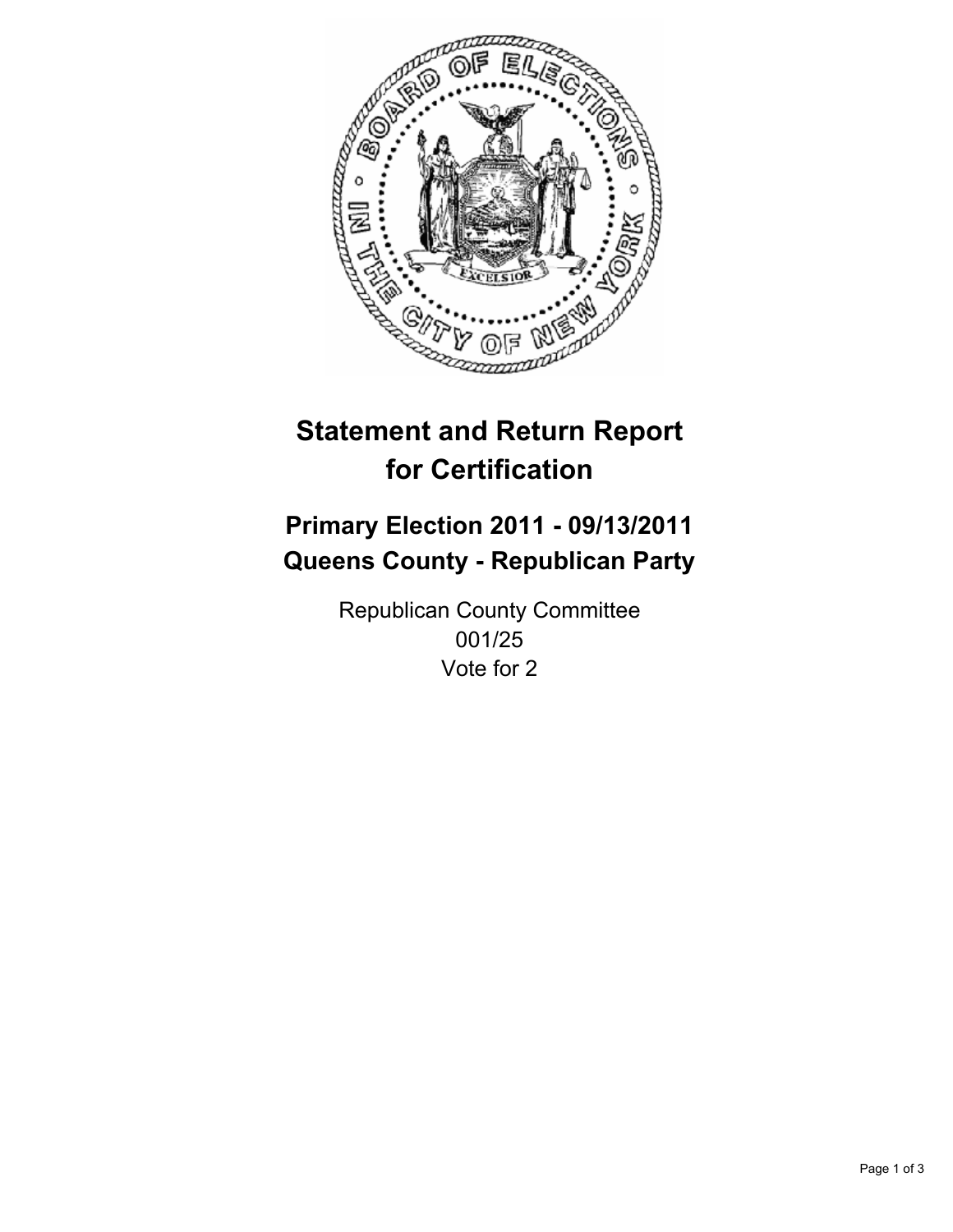# Statement and Return Report for Certification

## Primary Election 2011 - 09/13/2011
## Queens County - Republican Party

Republican County Committee
001/25
Vote for 2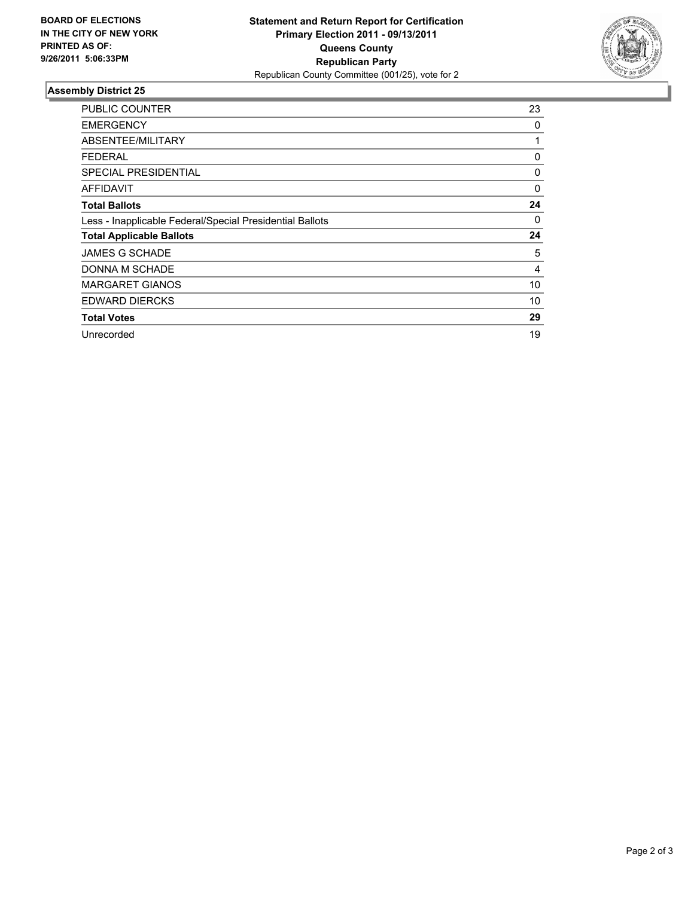**BOARD OF ELECTIONS IN THE CITY OF NEW YORK PRINTED AS OF: 9/26/2011 5:06:33PM**

**Statement and Return Report for Certification**
**Primary Election 2011 - 09/13/2011**
**Queens County**
**Republican Party**
Republican County Committee (001/25), vote for 2

## Assembly District 25

| | |
|---|---|
| PUBLIC COUNTER | 23 |
| EMERGENCY | 0 |
| ABSENTEE/MILITARY | 1 |
| FEDERAL | 0 |
| SPECIAL PRESIDENTIAL | 0 |
| AFFIDAVIT | 0 |
| **Total Ballots** | **24** |
| Less - Inapplicable Federal/Special Presidential Ballots | 0 |
| **Total Applicable Ballots** | **24** |
| JAMES G SCHADE | 5 |
| DONNA M SCHADE | 4 |
| MARGARET GIANOS | 10 |
| EDWARD DIERCKS | 10 |
| **Total Votes** | **29** |
| Unrecorded | 19 |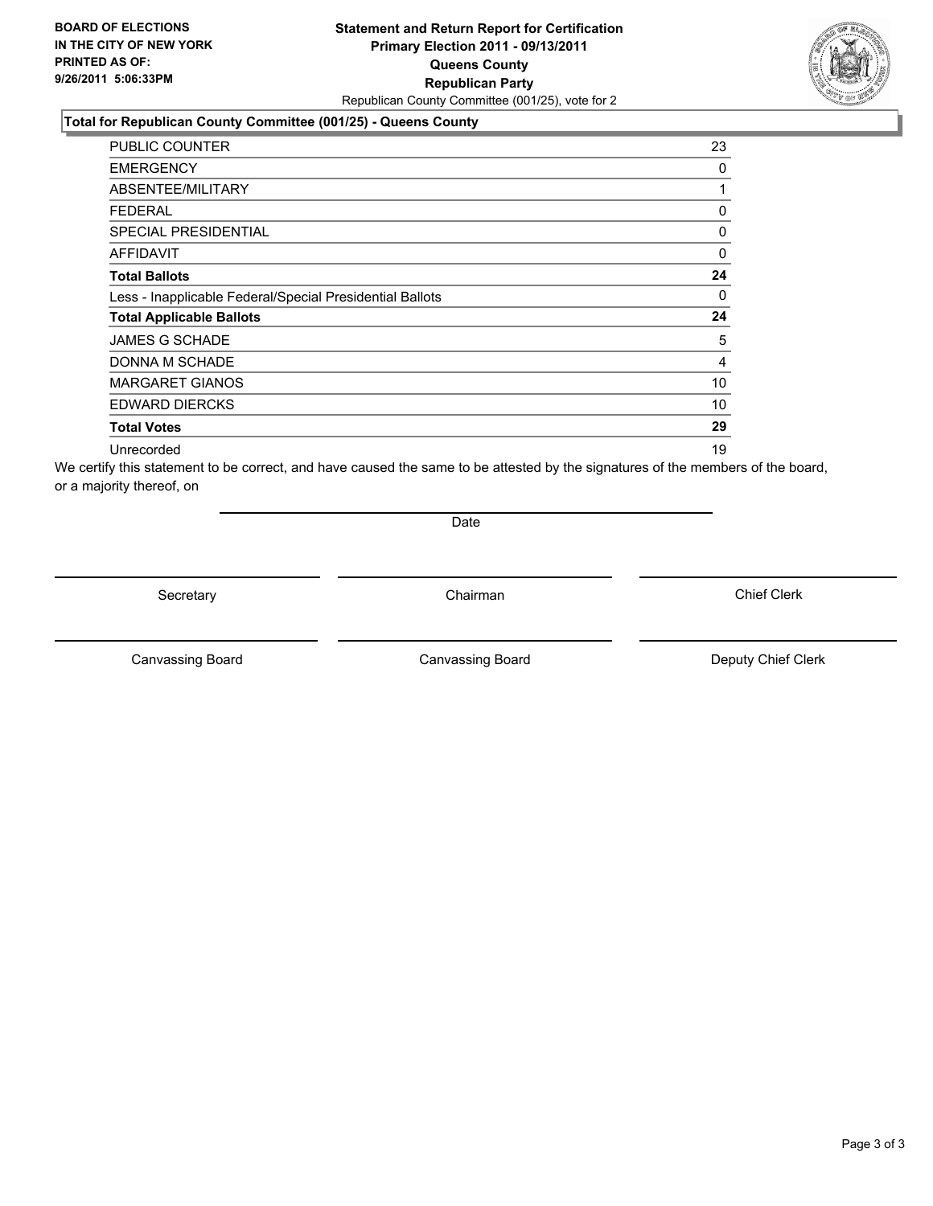**BOARD OF ELECTIONS IN THE CITY OF NEW YORK PRINTED AS OF: 9/26/2011 5:06:33PM**

**Statement and Return Report for Certification Primary Election 2011 - 09/13/2011 Queens County Republican Party**

Republican County Committee (001/25), vote for 2

**Total for Republican County Committee (001/25) - Queens County**

| | |
|---|---|
| PUBLIC COUNTER | 23 |
| EMERGENCY | 0 |
| ABSENTEE/MILITARY | 1 |
| FEDERAL | 0 |
| SPECIAL PRESIDENTIAL | 0 |
| AFFIDAVIT | 0 |
| **Total Ballots** | **24** |
| Less - Inapplicable Federal/Special Presidential Ballots | 0 |
| **Total Applicable Ballots** | **24** |
| JAMES G SCHADE | 5 |
| DONNA M SCHADE | 4 |
| MARGARET GIANOS | 10 |
| EDWARD DIERCKS | 10 |
| **Total Votes** | **29** |
| Unrecorded | 19 |

We certify this statement to be correct, and have caused the same to be attested by the signatures of the members of the board, or a majority thereof, on

Date

Secretary | Chairman | Chief Clerk

Canvassing Board | Canvassing Board | Deputy Chief Clerk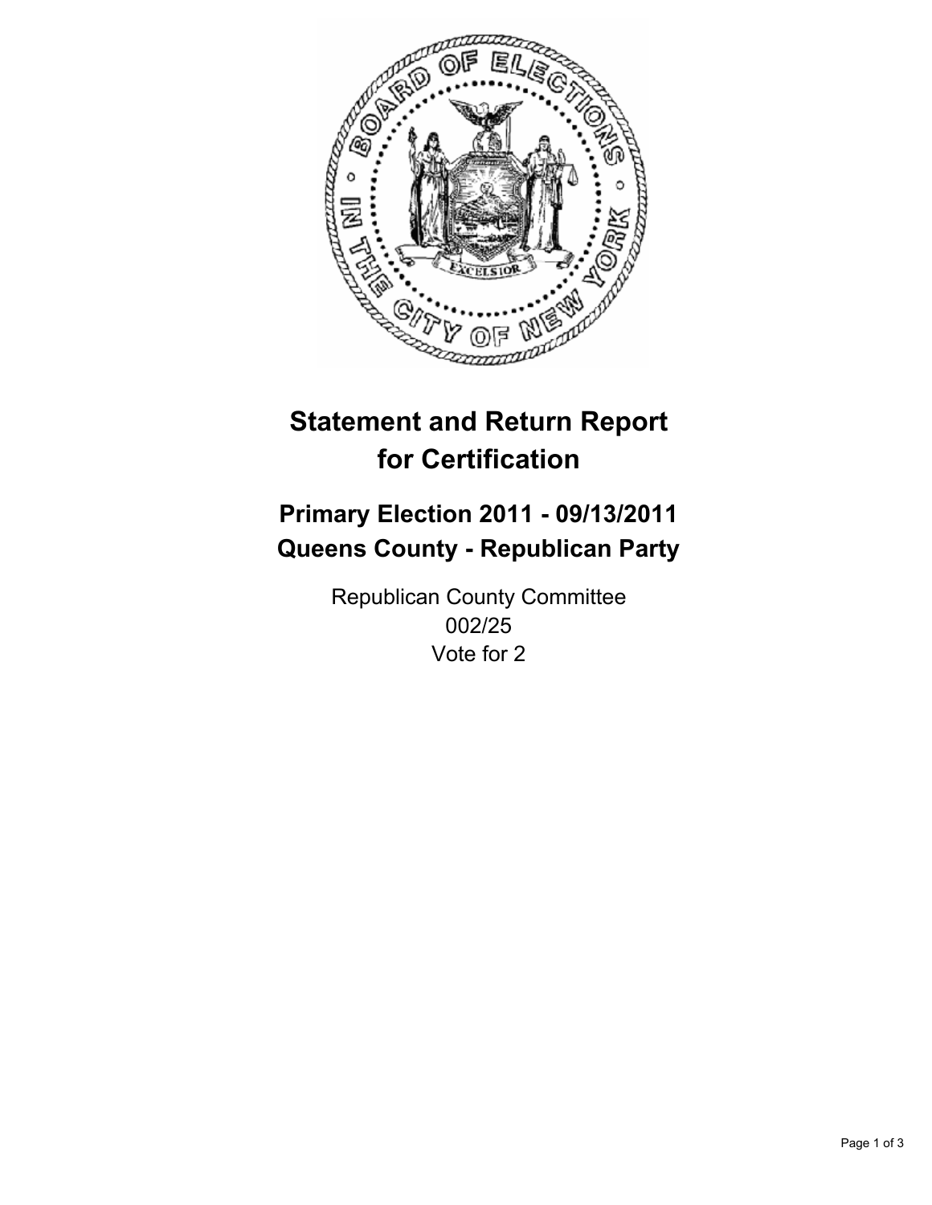# Statement and Return Report for Certification

## Primary Election 2011 - 09/13/2011
## Queens County - Republican Party

Republican County Committee
002/25
Vote for 2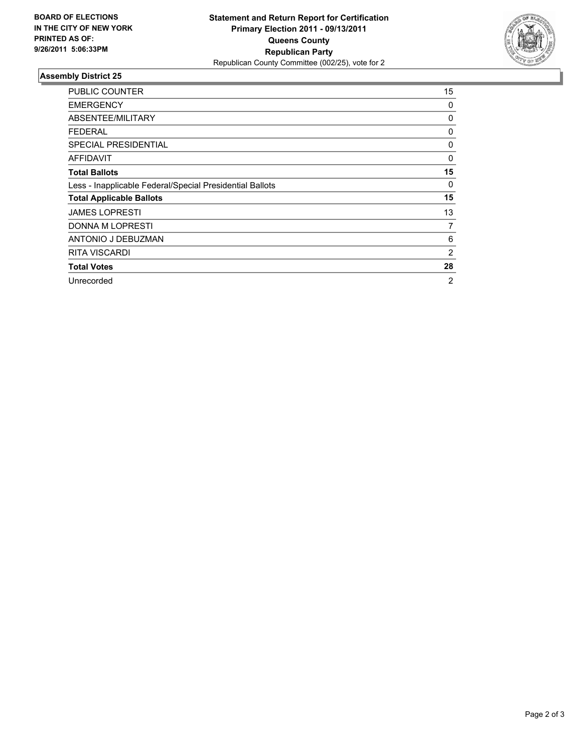**BOARD OF ELECTIONS IN THE CITY OF NEW YORK PRINTED AS OF: 9/26/2011 5:06:33PM**

**Statement and Return Report for Certification**
**Primary Election 2011 - 09/13/2011**
**Queens County**
**Republican Party**
Republican County Committee (002/25), vote for 2

## Assembly District 25

| | |
|---|---|
| PUBLIC COUNTER | 15 |
| EMERGENCY | 0 |
| ABSENTEE/MILITARY | 0 |
| FEDERAL | 0 |
| SPECIAL PRESIDENTIAL | 0 |
| AFFIDAVIT | 0 |
| **Total Ballots** | **15** |
| Less - Inapplicable Federal/Special Presidential Ballots | 0 |
| **Total Applicable Ballots** | **15** |
| JAMES LOPRESTI | 13 |
| DONNA M LOPRESTI | 7 |
| ANTONIO J DEBUZMAN | 6 |
| RITA VISCARDI | 2 |
| **Total Votes** | **28** |
| Unrecorded | 2 |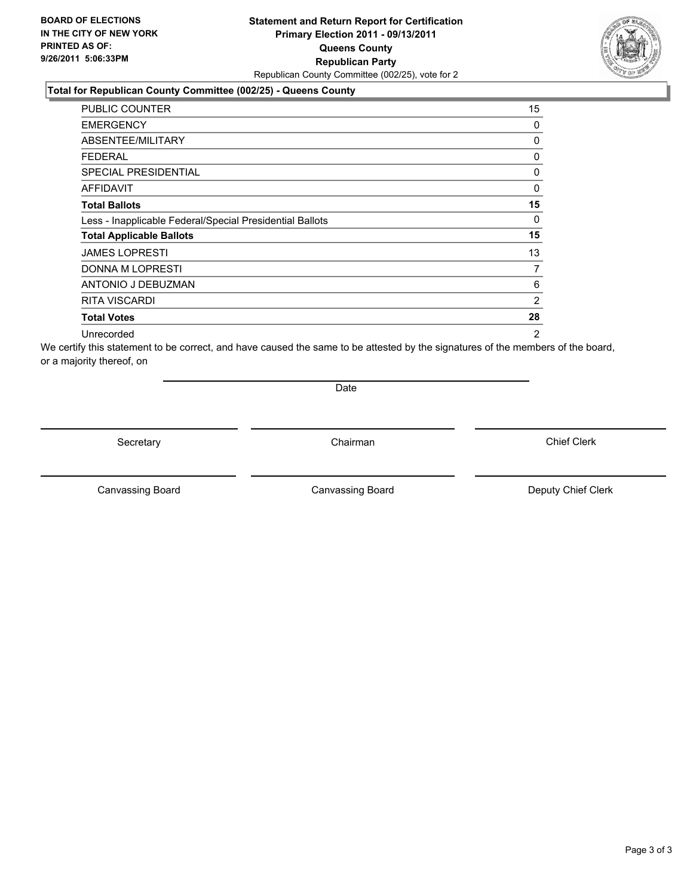**BOARD OF ELECTIONS IN THE CITY OF NEW YORK PRINTED AS OF: 9/26/2011 5:06:33PM**

**Statement and Return Report for Certification**
**Primary Election 2011 - 09/13/2011**
**Queens County**
**Republican Party**
Republican County Committee (002/25), vote for 2

### Total for Republican County Committee (002/25) - Queens County

| | |
|---|---|
| PUBLIC COUNTER | 15 |
| EMERGENCY | 0 |
| ABSENTEE/MILITARY | 0 |
| FEDERAL | 0 |
| SPECIAL PRESIDENTIAL | 0 |
| AFFIDAVIT | 0 |
| **Total Ballots** | **15** |
| Less - Inapplicable Federal/Special Presidential Ballots | 0 |
| **Total Applicable Ballots** | **15** |
| JAMES LOPRESTI | 13 |
| DONNA M LOPRESTI | 7 |
| ANTONIO J DEBUZMAN | 6 |
| RITA VISCARDI | 2 |
| **Total Votes** | **28** |
| Unrecorded | 2 |

We certify this statement to be correct, and have caused the same to be attested by the signatures of the members of the board, or a majority thereof, on

Date

Secretary | Chairman | Chief Clerk

Canvassing Board | Canvassing Board | Deputy Chief Clerk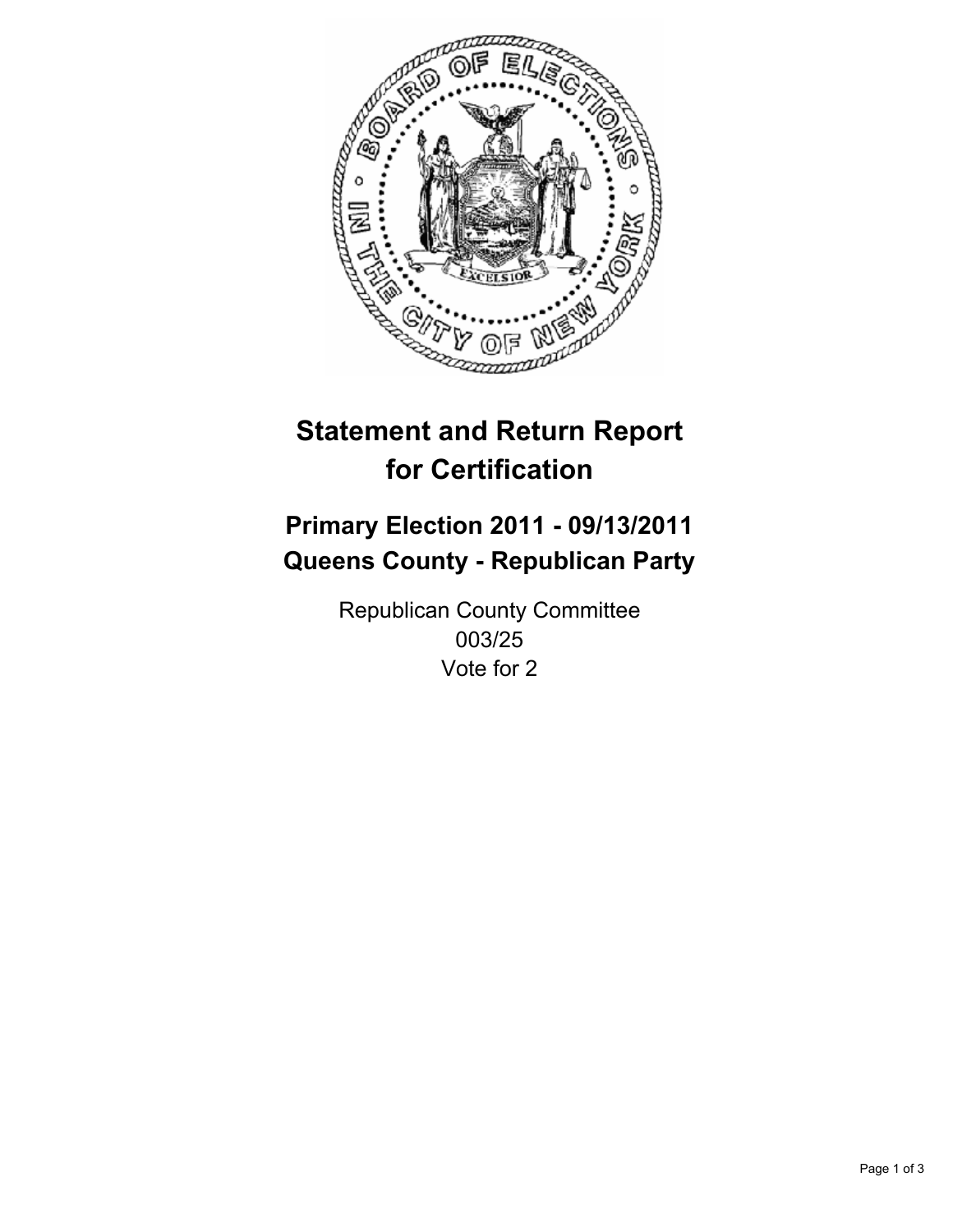# Statement and Return Report for Certification

## Primary Election 2011 - 09/13/2011
## Queens County - Republican Party

Republican County Committee
003/25
Vote for 2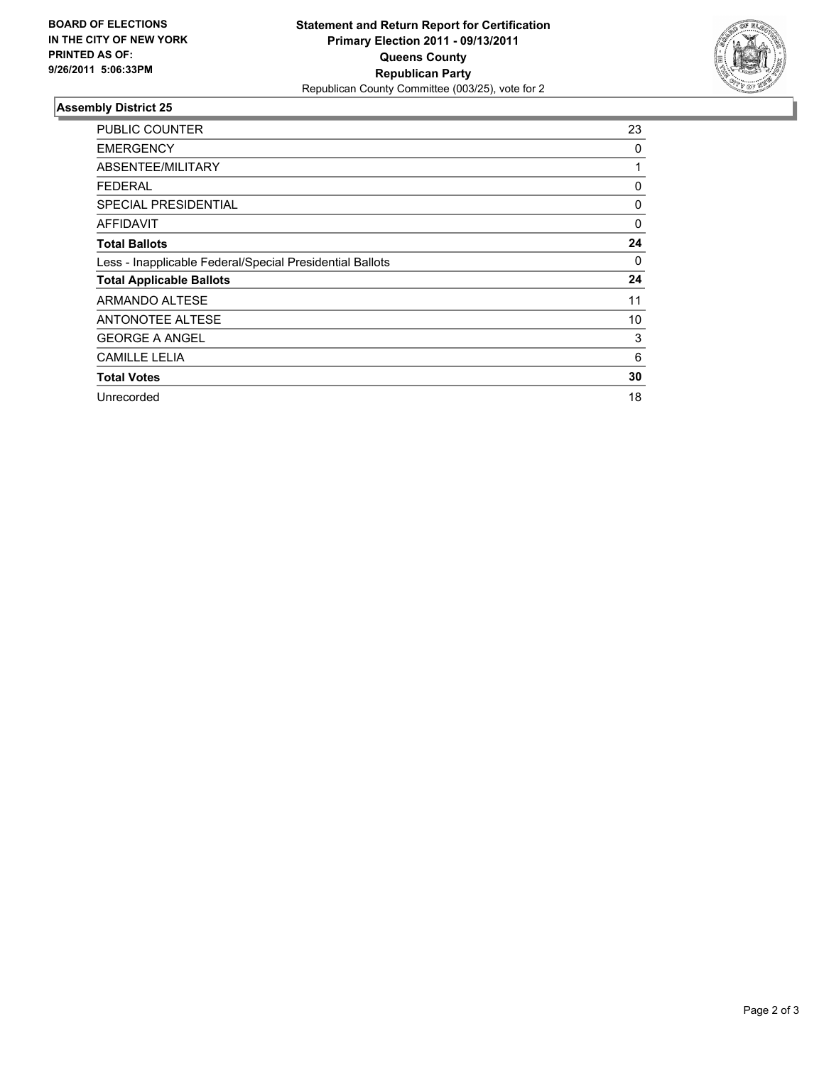**BOARD OF ELECTIONS IN THE CITY OF NEW YORK PRINTED AS OF: 9/26/2011 5:06:33PM**

**Statement and Return Report for Certification Primary Election 2011 - 09/13/2011 Queens County Republican Party**

Republican County Committee (003/25), vote for 2

### Assembly District 25

| | |
|---|---|
| PUBLIC COUNTER | 23 |
| EMERGENCY | 0 |
| ABSENTEE/MILITARY | 1 |
| FEDERAL | 0 |
| SPECIAL PRESIDENTIAL | 0 |
| AFFIDAVIT | 0 |
| **Total Ballots** | **24** |
| Less - Inapplicable Federal/Special Presidential Ballots | 0 |
| **Total Applicable Ballots** | **24** |
| ARMANDO ALTESE | 11 |
| ANTONOTEE ALTESE | 10 |
| GEORGE A ANGEL | 3 |
| CAMILLE LELIA | 6 |
| **Total Votes** | **30** |
| Unrecorded | 18 |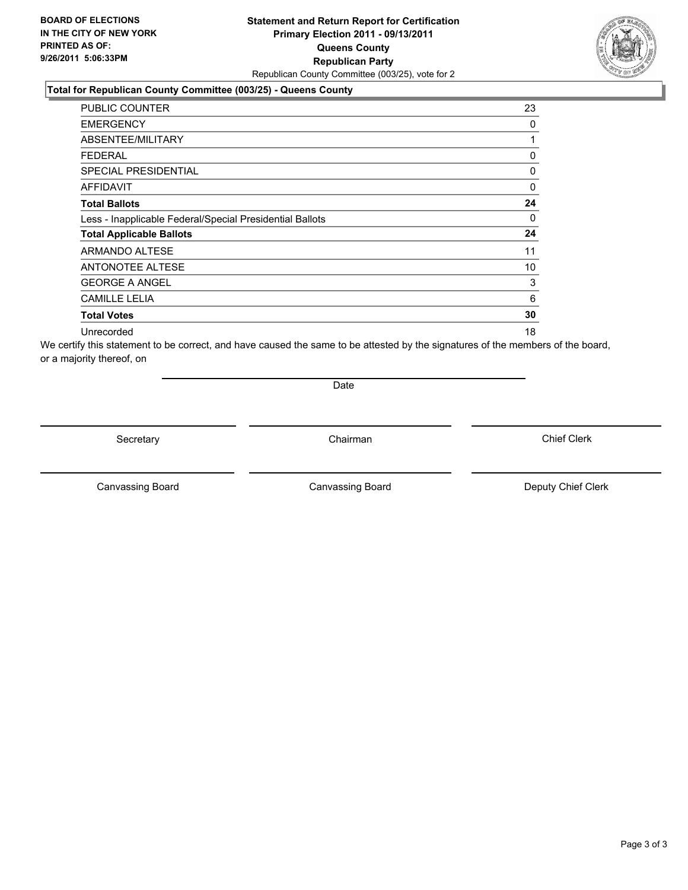**BOARD OF ELECTIONS**
**IN THE CITY OF NEW YORK**
**PRINTED AS OF:**
**9/26/2011 5:06:33PM**

# Statement and Return Report for Certification
## Primary Election 2011 - 09/13/2011
## Queens County
## Republican Party

Republican County Committee (003/25), vote for 2

### Total for Republican County Committee (003/25) - Queens County

| | |
|---|---|
| PUBLIC COUNTER | 23 |
| EMERGENCY | 0 |
| ABSENTEE/MILITARY | 1 |
| FEDERAL | 0 |
| SPECIAL PRESIDENTIAL | 0 |
| AFFIDAVIT | 0 |
| **Total Ballots** | **24** |
| Less - Inapplicable Federal/Special Presidential Ballots | 0 |
| **Total Applicable Ballots** | **24** |
| ARMANDO ALTESE | 11 |
| ANTONOTEE ALTESE | 10 |
| GEORGE A ANGEL | 3 |
| CAMILLE LELIA | 6 |
| **Total Votes** | **30** |
| Unrecorded | 18 |

We certify this statement to be correct, and have caused the same to be attested by the signatures of the members of the board, or a majority thereof, on

Date

Secretary | Chairman | Chief Clerk

Canvassing Board | Canvassing Board | Deputy Chief Clerk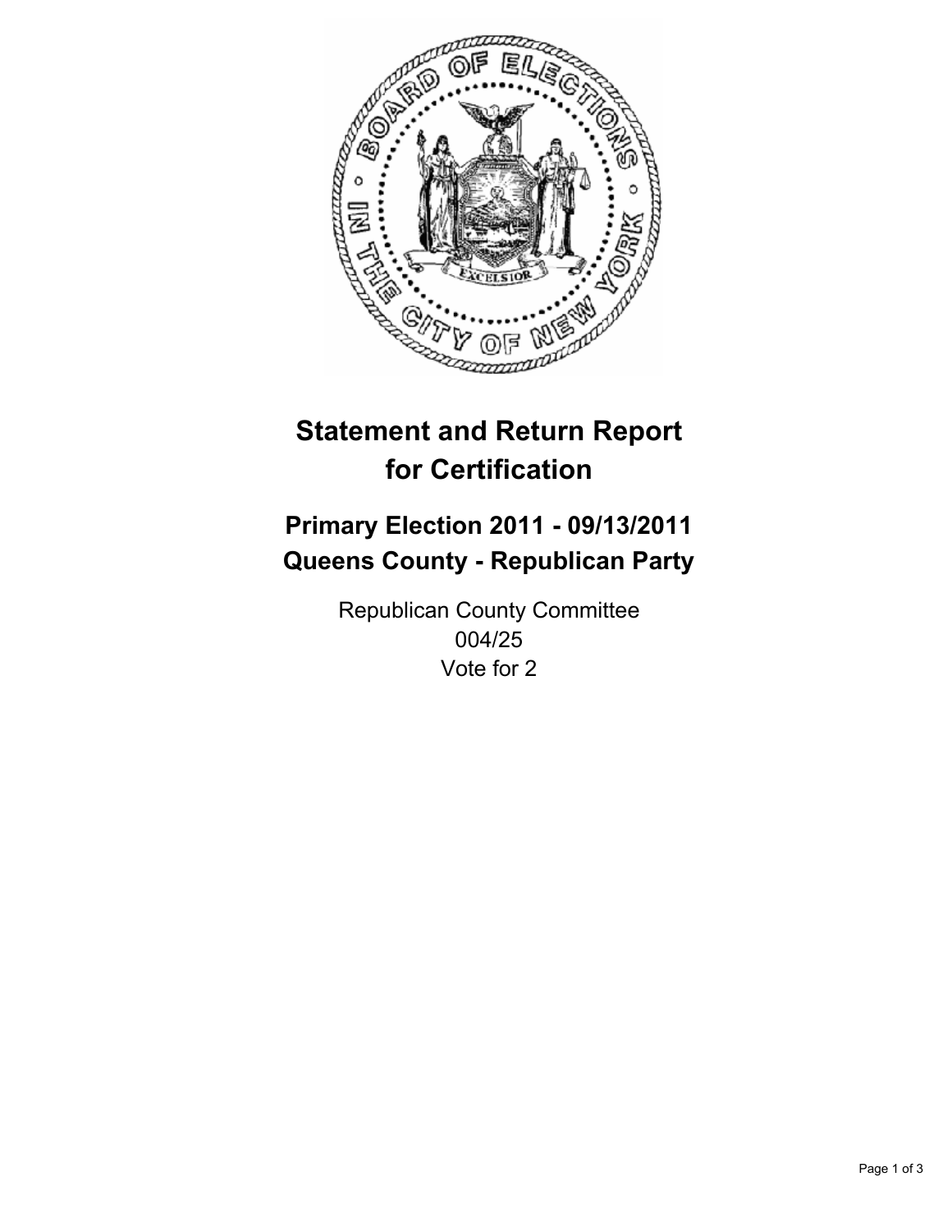# Statement and Return Report for Certification

## Primary Election 2011 - 09/13/2011
## Queens County - Republican Party

Republican County Committee
004/25
Vote for 2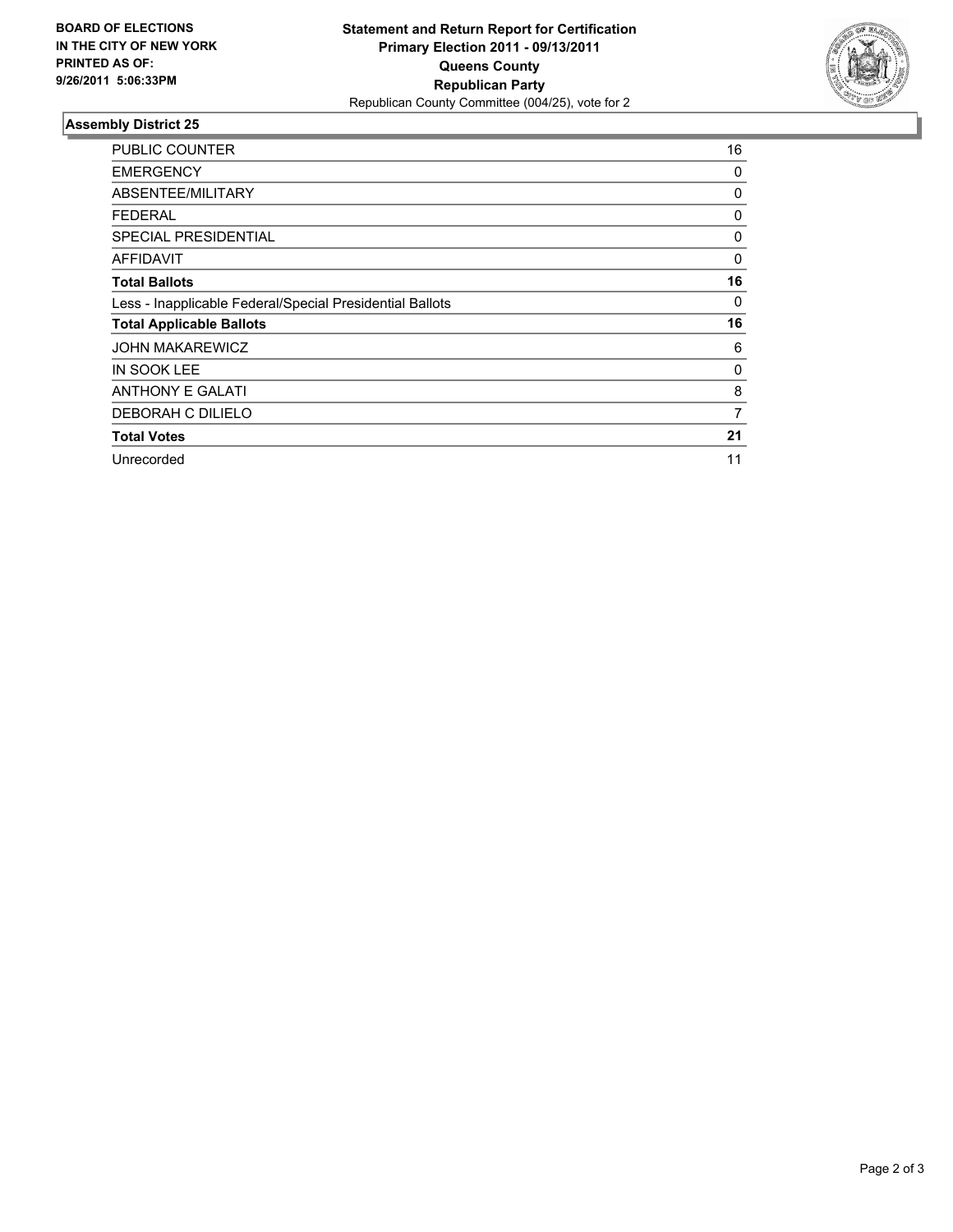**BOARD OF ELECTIONS IN THE CITY OF NEW YORK PRINTED AS OF: 9/26/2011 5:06:33PM**

# Statement and Return Report for Certification
## Primary Election 2011 - 09/13/2011
## Queens County
## Republican Party
Republican County Committee (004/25), vote for 2

### Assembly District 25

| | |
|---|---|
| PUBLIC COUNTER | 16 |
| EMERGENCY | 0 |
| ABSENTEE/MILITARY | 0 |
| FEDERAL | 0 |
| SPECIAL PRESIDENTIAL | 0 |
| AFFIDAVIT | 0 |
| **Total Ballots** | **16** |
| Less - Inapplicable Federal/Special Presidential Ballots | 0 |
| **Total Applicable Ballots** | **16** |
| JOHN MAKAREWICZ | 6 |
| IN SOOK LEE | 0 |
| ANTHONY E GALATI | 8 |
| DEBORAH C DILIELO | 7 |
| **Total Votes** | **21** |
| Unrecorded | 11 |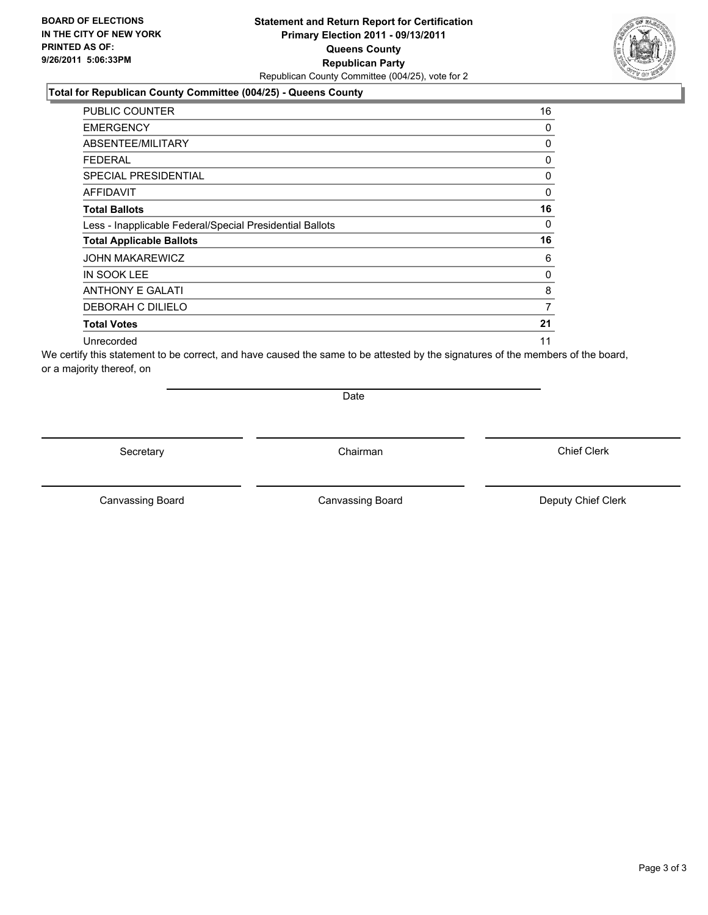**BOARD OF ELECTIONS IN THE CITY OF NEW YORK PRINTED AS OF: 9/26/2011 5:06:33PM**

**Statement and Return Report for Certification**
**Primary Election 2011 - 09/13/2011**
**Queens County**
**Republican Party**
Republican County Committee (004/25), vote for 2

### Total for Republican County Committee (004/25) - Queens County

| | |
|---|---|
| PUBLIC COUNTER | 16 |
| EMERGENCY | 0 |
| ABSENTEE/MILITARY | 0 |
| FEDERAL | 0 |
| SPECIAL PRESIDENTIAL | 0 |
| AFFIDAVIT | 0 |
| **Total Ballots** | **16** |
| Less - Inapplicable Federal/Special Presidential Ballots | 0 |
| **Total Applicable Ballots** | **16** |
| JOHN MAKAREWICZ | 6 |
| IN SOOK LEE | 0 |
| ANTHONY E GALATI | 8 |
| DEBORAH C DILIELO | 7 |
| **Total Votes** | **21** |
| Unrecorded | 11 |

We certify this statement to be correct, and have caused the same to be attested by the signatures of the members of the board, or a majority thereof, on

Date

Secretary | Chairman | Chief Clerk

Canvassing Board | Canvassing Board | Deputy Chief Clerk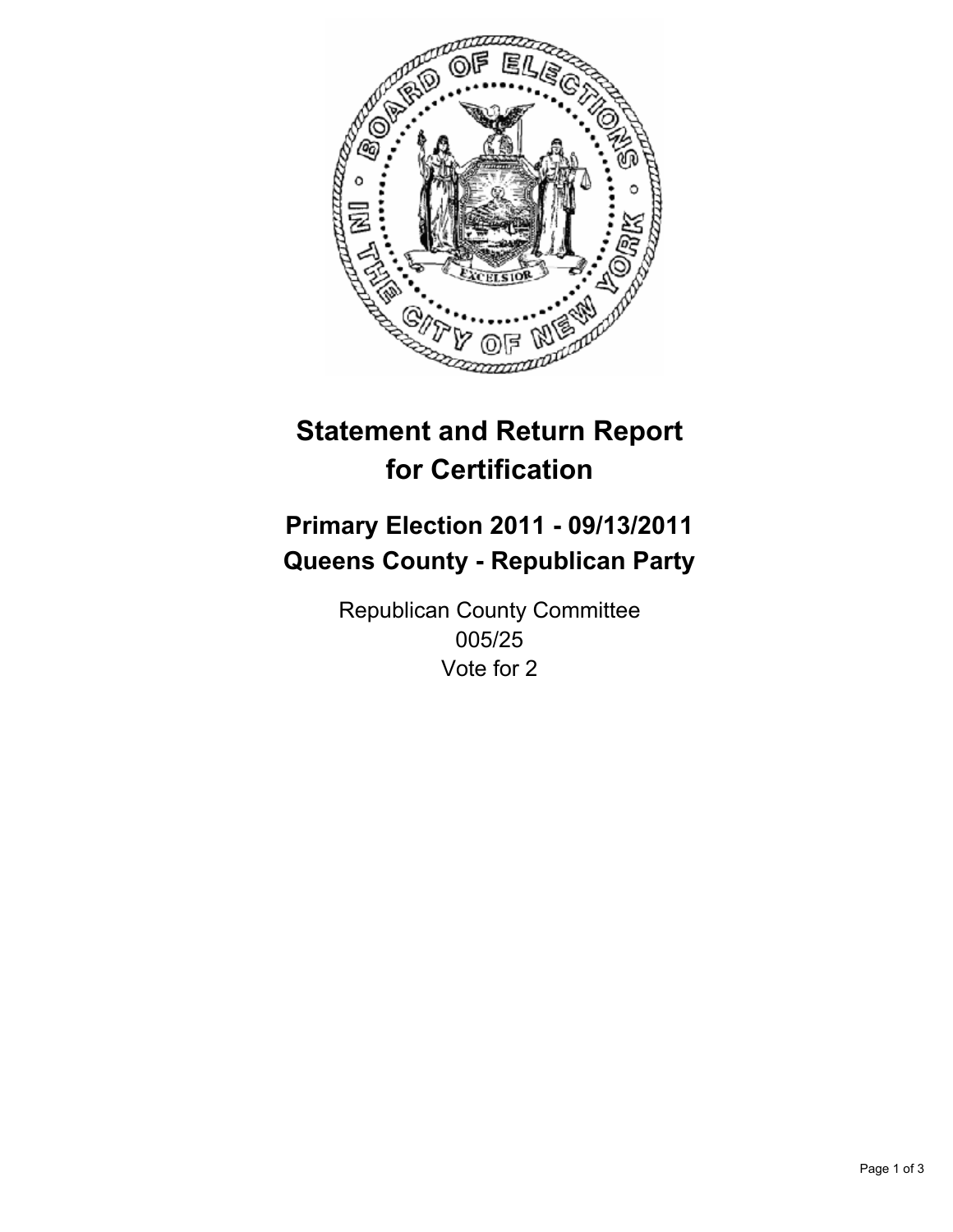# Statement and Return Report for Certification

## Primary Election 2011 - 09/13/2011
## Queens County - Republican Party

Republican County Committee
005/25
Vote for 2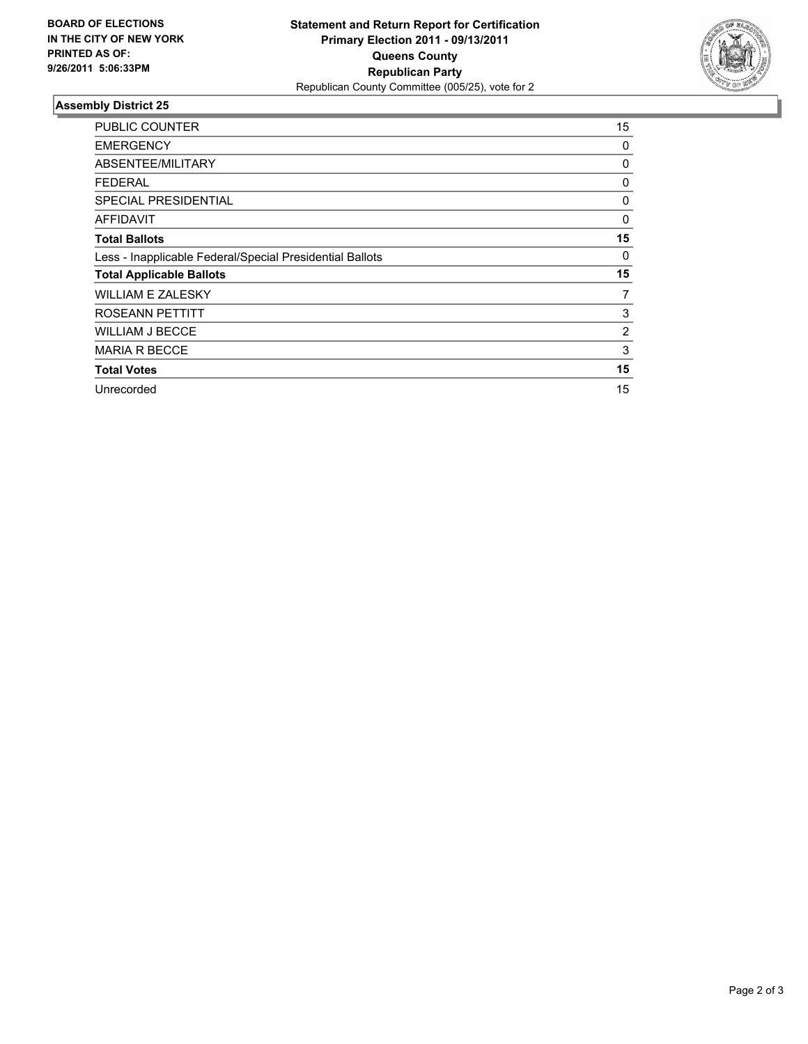**BOARD OF ELECTIONS IN THE CITY OF NEW YORK PRINTED AS OF: 9/26/2011 5:06:33PM**

**Statement and Return Report for Certification Primary Election 2011 - 09/13/2011 Queens County Republican Party**

Republican County Committee (005/25), vote for 2

## Assembly District 25

| | |
|---|---|
| PUBLIC COUNTER | 15 |
| EMERGENCY | 0 |
| ABSENTEE/MILITARY | 0 |
| FEDERAL | 0 |
| SPECIAL PRESIDENTIAL | 0 |
| AFFIDAVIT | 0 |
| **Total Ballots** | **15** |
| Less - Inapplicable Federal/Special Presidential Ballots | 0 |
| **Total Applicable Ballots** | **15** |
| WILLIAM E ZALESKY | 7 |
| ROSEANN PETTITT | 3 |
| WILLIAM J BECCE | 2 |
| MARIA R BECCE | 3 |
| **Total Votes** | **15** |
| Unrecorded | 15 |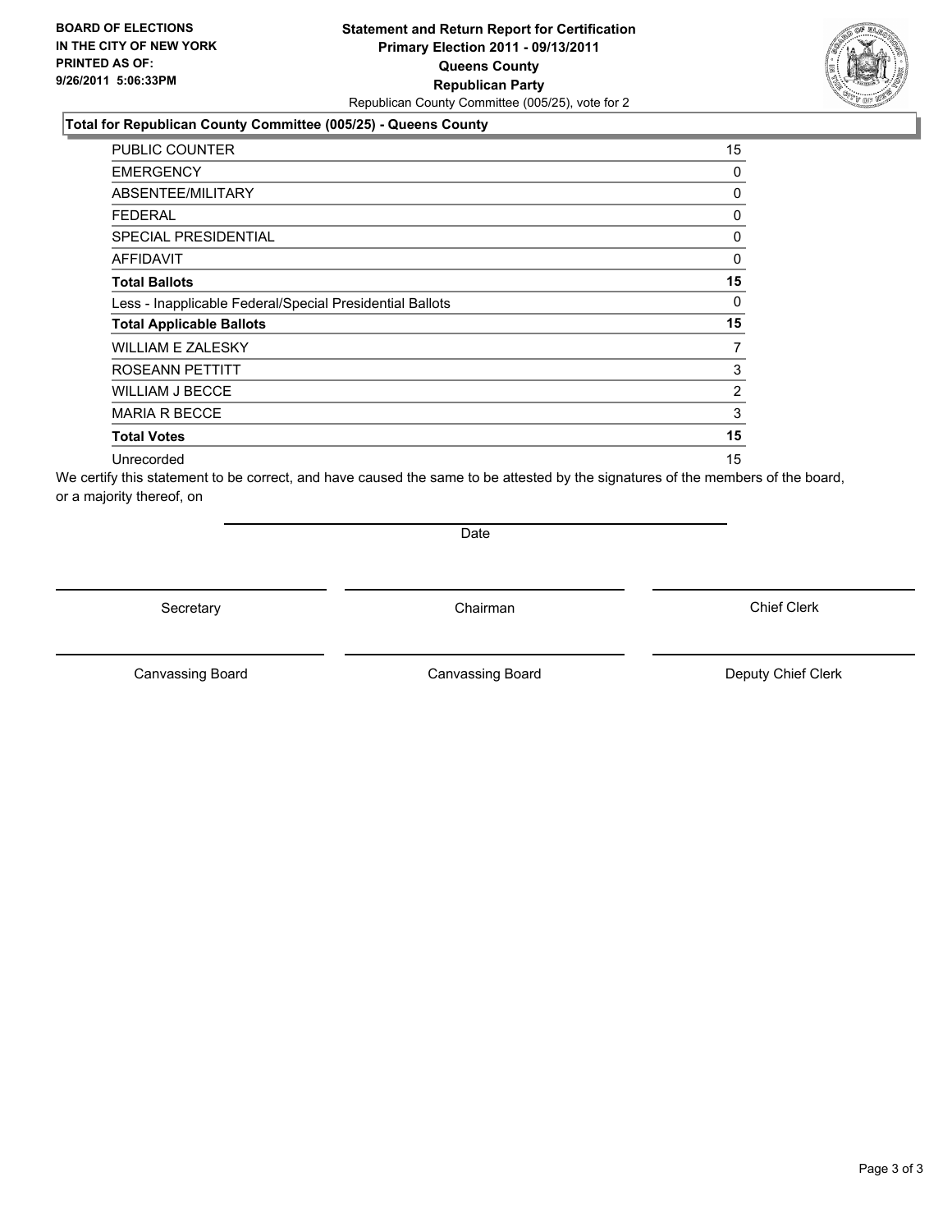**BOARD OF ELECTIONS IN THE CITY OF NEW YORK PRINTED AS OF: 9/26/2011 5:06:33PM**

**Statement and Return Report for Certification Primary Election 2011 - 09/13/2011 Queens County Republican Party**

Republican County Committee (005/25), vote for 2

**Total for Republican County Committee (005/25) - Queens County**

| | |
|---|---|
| PUBLIC COUNTER | 15 |
| EMERGENCY | 0 |
| ABSENTEE/MILITARY | 0 |
| FEDERAL | 0 |
| SPECIAL PRESIDENTIAL | 0 |
| AFFIDAVIT | 0 |
| **Total Ballots** | **15** |
| Less - Inapplicable Federal/Special Presidential Ballots | 0 |
| **Total Applicable Ballots** | **15** |
| WILLIAM E ZALESKY | 7 |
| ROSEANN PETTITT | 3 |
| WILLIAM J BECCE | 2 |
| MARIA R BECCE | 3 |
| **Total Votes** | **15** |
| Unrecorded | 15 |

We certify this statement to be correct, and have caused the same to be attested by the signatures of the members of the board, or a majority thereof, on

Date

Secretary — Chairman — Chief Clerk

Canvassing Board — Canvassing Board — Deputy Chief Clerk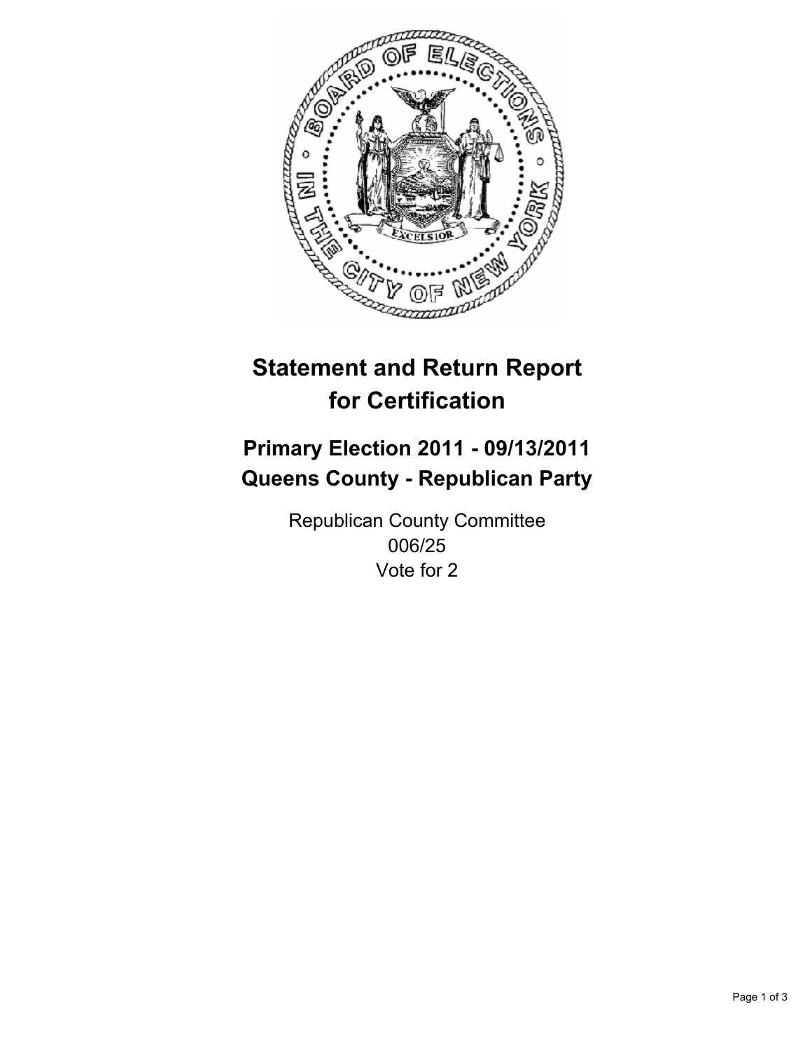# Statement and Return Report for Certification

## Primary Election 2011 - 09/13/2011
## Queens County - Republican Party

Republican County Committee
006/25
Vote for 2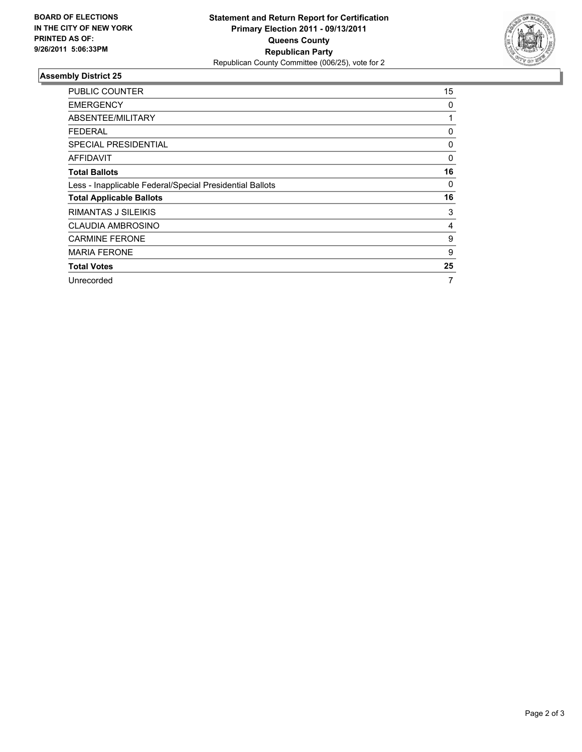**BOARD OF ELECTIONS IN THE CITY OF NEW YORK PRINTED AS OF: 9/26/2011 5:06:33PM**

**Statement and Return Report for Certification**
**Primary Election 2011 - 09/13/2011**
**Queens County**
**Republican Party**
Republican County Committee (006/25), vote for 2

## Assembly District 25

| | |
|---|---|
| PUBLIC COUNTER | 15 |
| EMERGENCY | 0 |
| ABSENTEE/MILITARY | 1 |
| FEDERAL | 0 |
| SPECIAL PRESIDENTIAL | 0 |
| AFFIDAVIT | 0 |
| **Total Ballots** | **16** |
| Less - Inapplicable Federal/Special Presidential Ballots | 0 |
| **Total Applicable Ballots** | **16** |
| RIMANTAS J SILEIKIS | 3 |
| CLAUDIA AMBROSINO | 4 |
| CARMINE FERONE | 9 |
| MARIA FERONE | 9 |
| **Total Votes** | **25** |
| Unrecorded | 7 |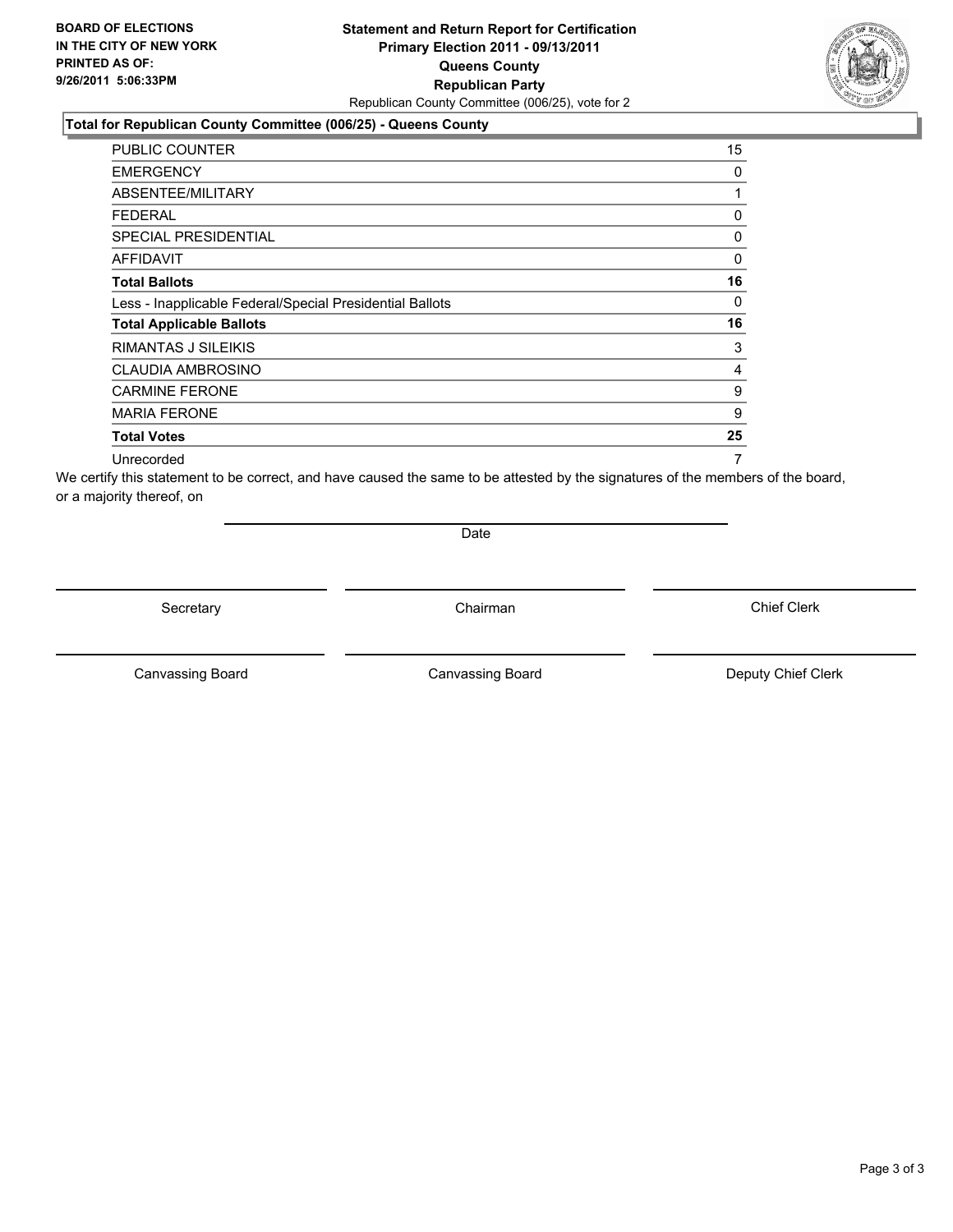**BOARD OF ELECTIONS IN THE CITY OF NEW YORK PRINTED AS OF: 9/26/2011 5:06:33PM**

**Statement and Return Report for Certification**
**Primary Election 2011 - 09/13/2011**
**Queens County**
**Republican Party**
Republican County Committee (006/25), vote for 2

### Total for Republican County Committee (006/25) - Queens County

| | |
|---|---|
| PUBLIC COUNTER | 15 |
| EMERGENCY | 0 |
| ABSENTEE/MILITARY | 1 |
| FEDERAL | 0 |
| SPECIAL PRESIDENTIAL | 0 |
| AFFIDAVIT | 0 |
| **Total Ballots** | **16** |
| Less - Inapplicable Federal/Special Presidential Ballots | 0 |
| **Total Applicable Ballots** | **16** |
| RIMANTAS J SILEIKIS | 3 |
| CLAUDIA AMBROSINO | 4 |
| CARMINE FERONE | 9 |
| MARIA FERONE | 9 |
| **Total Votes** | **25** |
| Unrecorded | 7 |

We certify this statement to be correct, and have caused the same to be attested by the signatures of the members of the board, or a majority thereof, on

Date

Secretary

Chairman

Chief Clerk

Canvassing Board

Canvassing Board

Deputy Chief Clerk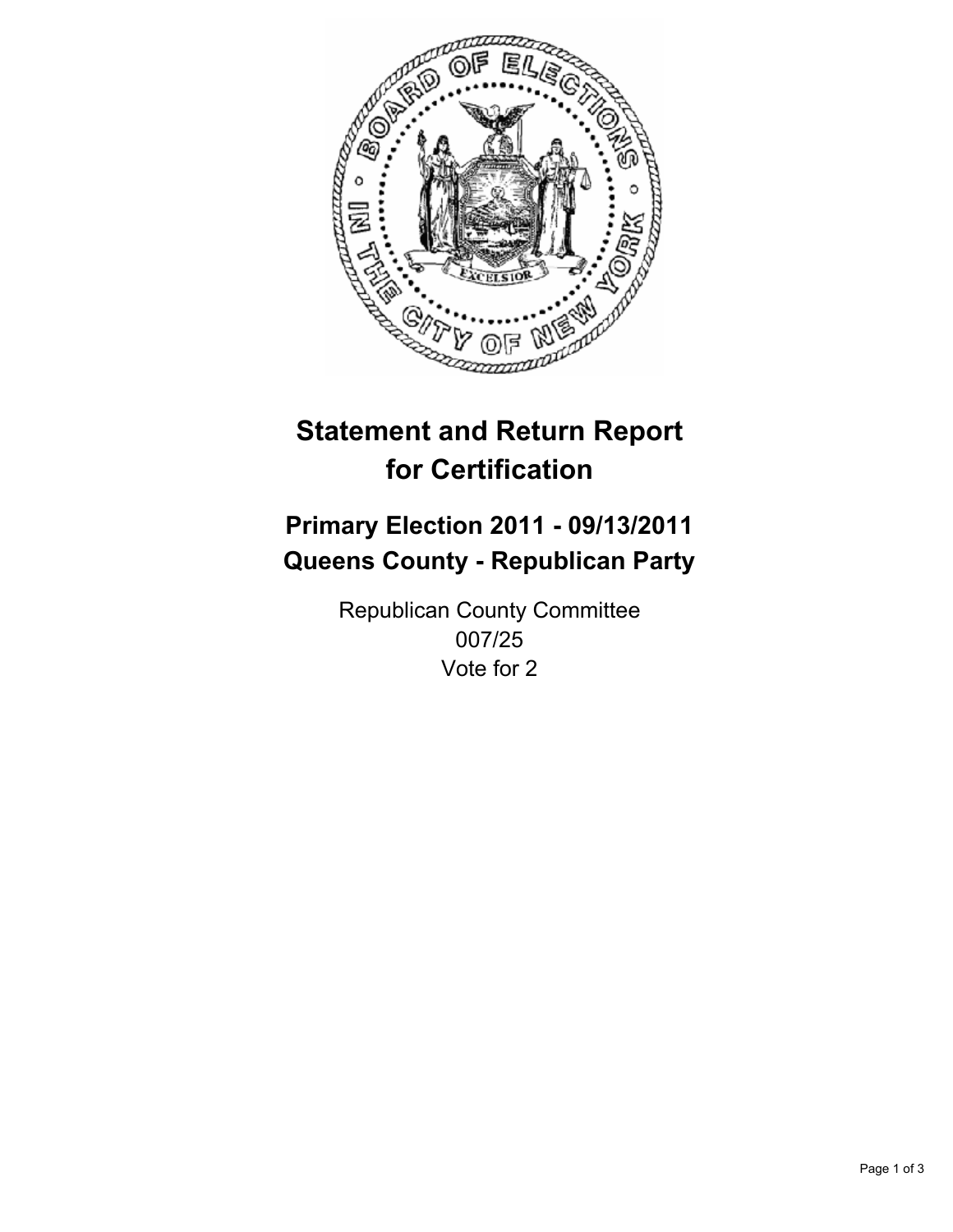# Statement and Return Report for Certification

## Primary Election 2011 - 09/13/2011
## Queens County - Republican Party

Republican County Committee
007/25
Vote for 2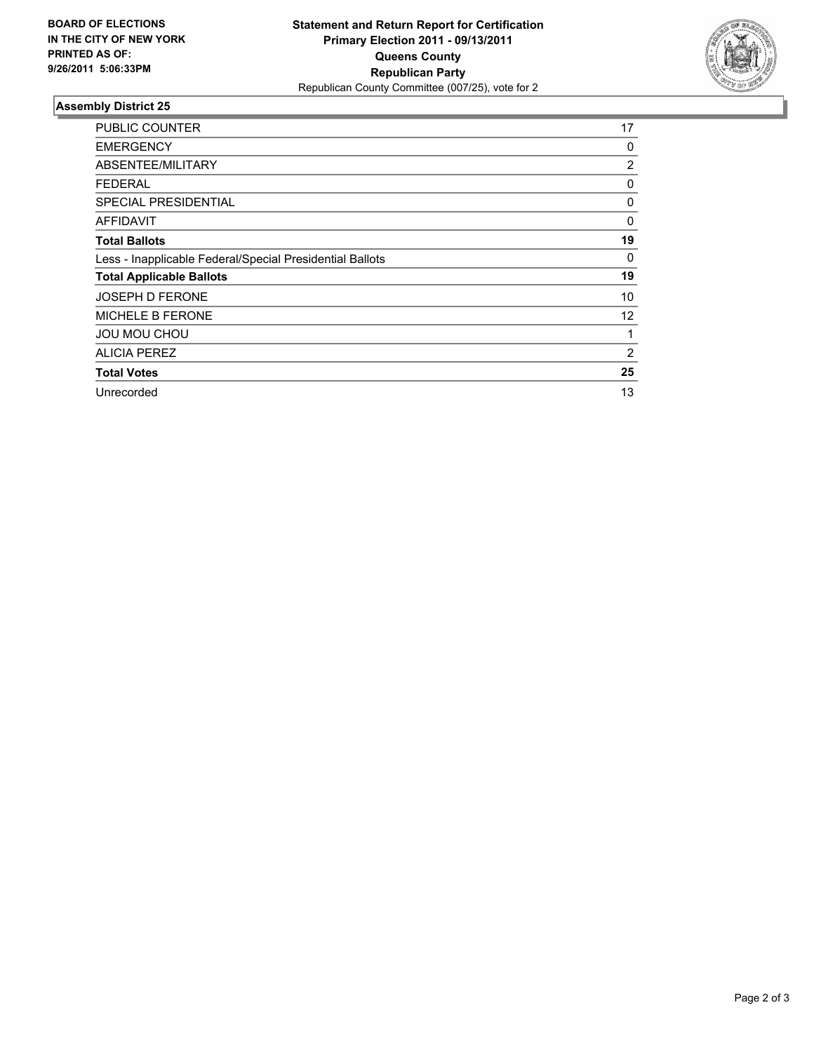**BOARD OF ELECTIONS IN THE CITY OF NEW YORK PRINTED AS OF: 9/26/2011 5:06:33PM**

**Statement and Return Report for Certification**
**Primary Election 2011 - 09/13/2011**
**Queens County**
**Republican Party**
Republican County Committee (007/25), vote for 2

## Assembly District 25

| | |
|---|---|
| PUBLIC COUNTER | 17 |
| EMERGENCY | 0 |
| ABSENTEE/MILITARY | 2 |
| FEDERAL | 0 |
| SPECIAL PRESIDENTIAL | 0 |
| AFFIDAVIT | 0 |
| **Total Ballots** | **19** |
| Less - Inapplicable Federal/Special Presidential Ballots | 0 |
| **Total Applicable Ballots** | **19** |
| JOSEPH D FERONE | 10 |
| MICHELE B FERONE | 12 |
| JOU MOU CHOU | 1 |
| ALICIA PEREZ | 2 |
| **Total Votes** | **25** |
| Unrecorded | 13 |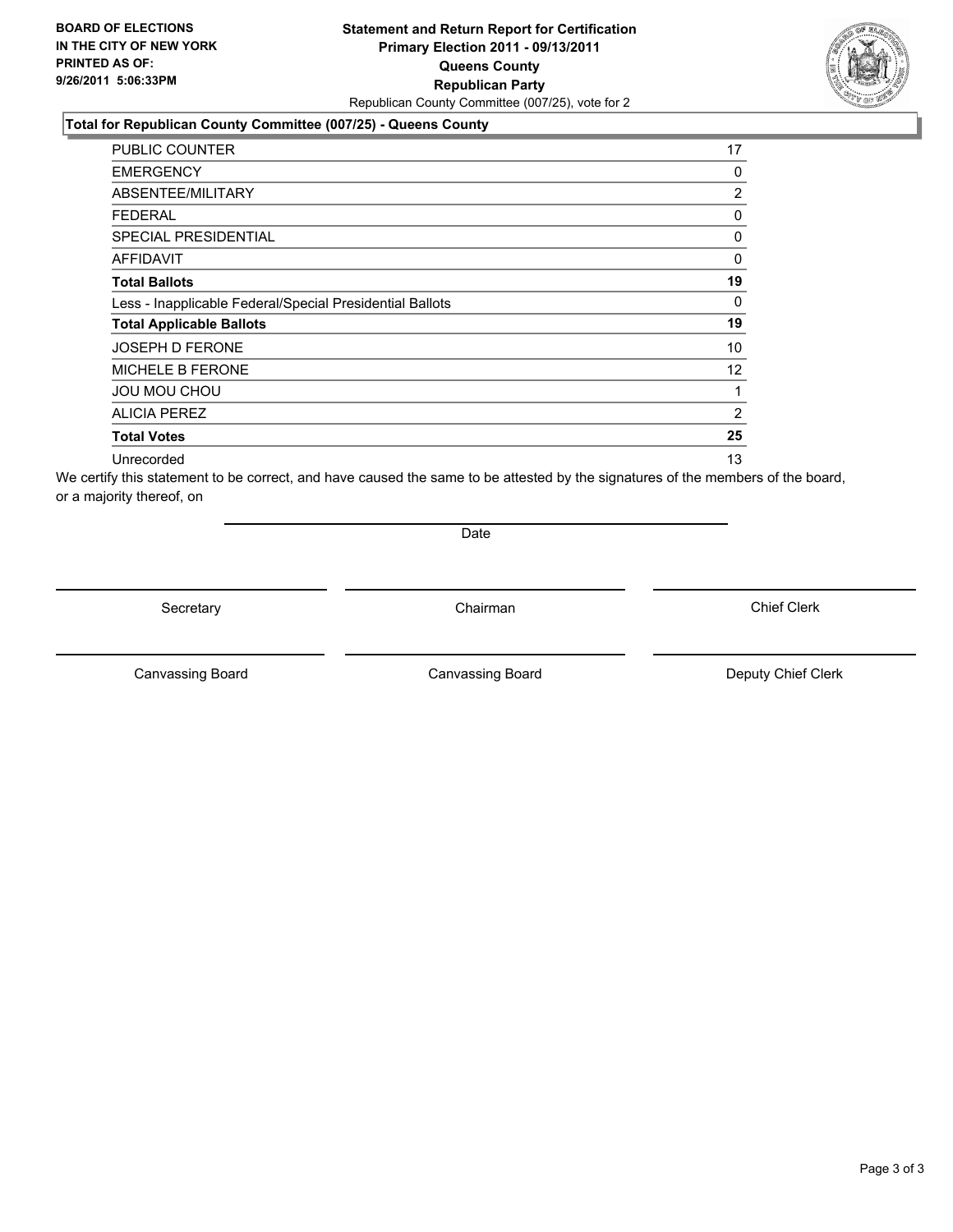**BOARD OF ELECTIONS IN THE CITY OF NEW YORK PRINTED AS OF: 9/26/2011 5:06:33PM**

# Statement and Return Report for Certification
## Primary Election 2011 - 09/13/2011
## Queens County
## Republican Party
Republican County Committee (007/25), vote for 2

### Total for Republican County Committee (007/25) - Queens County

| | |
|---|---|
| PUBLIC COUNTER | 17 |
| EMERGENCY | 0 |
| ABSENTEE/MILITARY | 2 |
| FEDERAL | 0 |
| SPECIAL PRESIDENTIAL | 0 |
| AFFIDAVIT | 0 |
| **Total Ballots** | **19** |
| Less - Inapplicable Federal/Special Presidential Ballots | 0 |
| **Total Applicable Ballots** | **19** |
| JOSEPH D FERONE | 10 |
| MICHELE B FERONE | 12 |
| JOU MOU CHOU | 1 |
| ALICIA PEREZ | 2 |
| **Total Votes** | **25** |
| Unrecorded | 13 |

We certify this statement to be correct, and have caused the same to be attested by the signatures of the members of the board, or a majority thereof, on

Date

Secretary | Chairman | Chief Clerk

Canvassing Board | Canvassing Board | Deputy Chief Clerk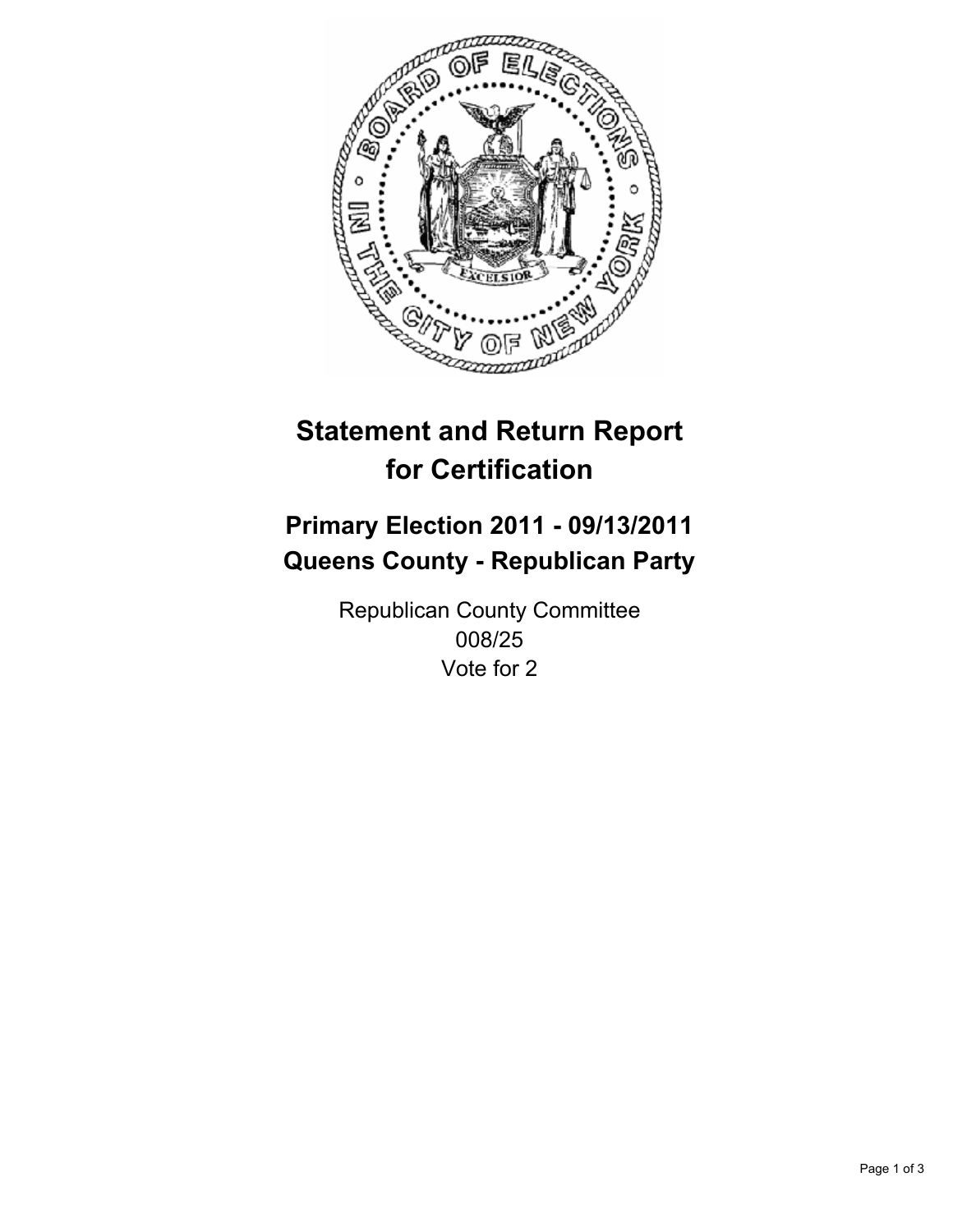# Statement and Return Report for Certification

## Primary Election 2011 - 09/13/2011
## Queens County - Republican Party

Republican County Committee
008/25
Vote for 2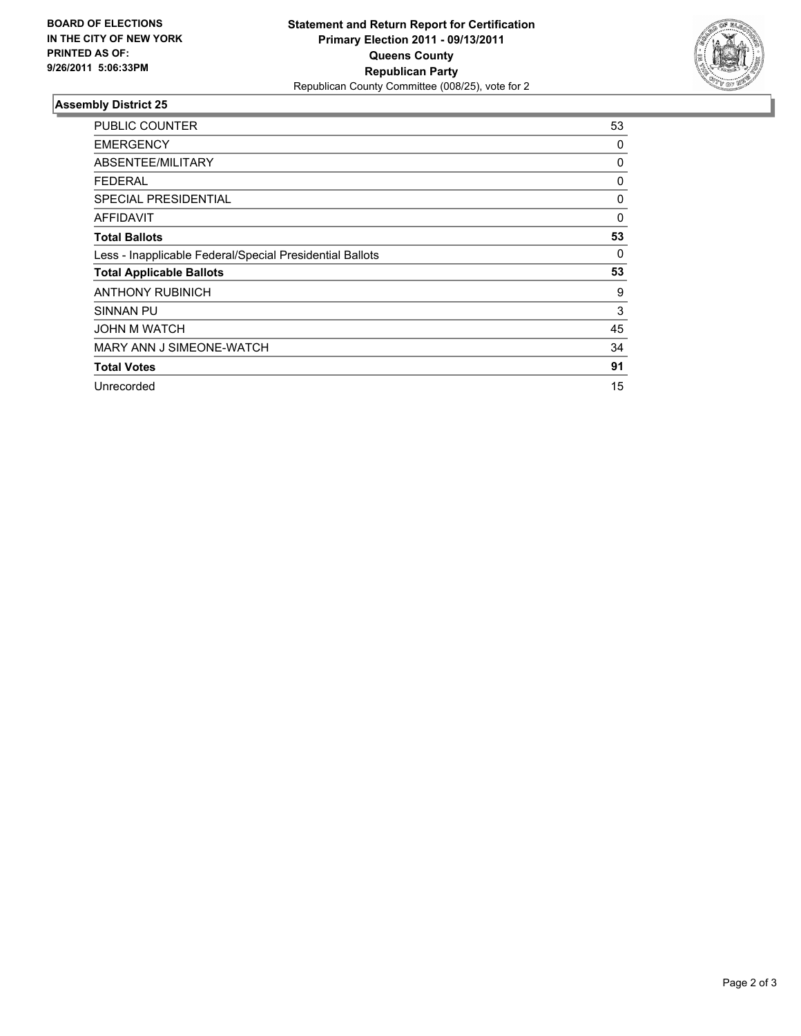**BOARD OF ELECTIONS IN THE CITY OF NEW YORK PRINTED AS OF: 9/26/2011 5:06:33PM**

**Statement and Return Report for Certification Primary Election 2011 - 09/13/2011 Queens County Republican Party**
Republican County Committee (008/25), vote for 2

## Assembly District 25

| | |
|---|---|
| PUBLIC COUNTER | 53 |
| EMERGENCY | 0 |
| ABSENTEE/MILITARY | 0 |
| FEDERAL | 0 |
| SPECIAL PRESIDENTIAL | 0 |
| AFFIDAVIT | 0 |
| **Total Ballots** | **53** |
| Less - Inapplicable Federal/Special Presidential Ballots | 0 |
| **Total Applicable Ballots** | **53** |
| ANTHONY RUBINICH | 9 |
| SINNAN PU | 3 |
| JOHN M WATCH | 45 |
| MARY ANN J SIMEONE-WATCH | 34 |
| **Total Votes** | **91** |
| Unrecorded | 15 |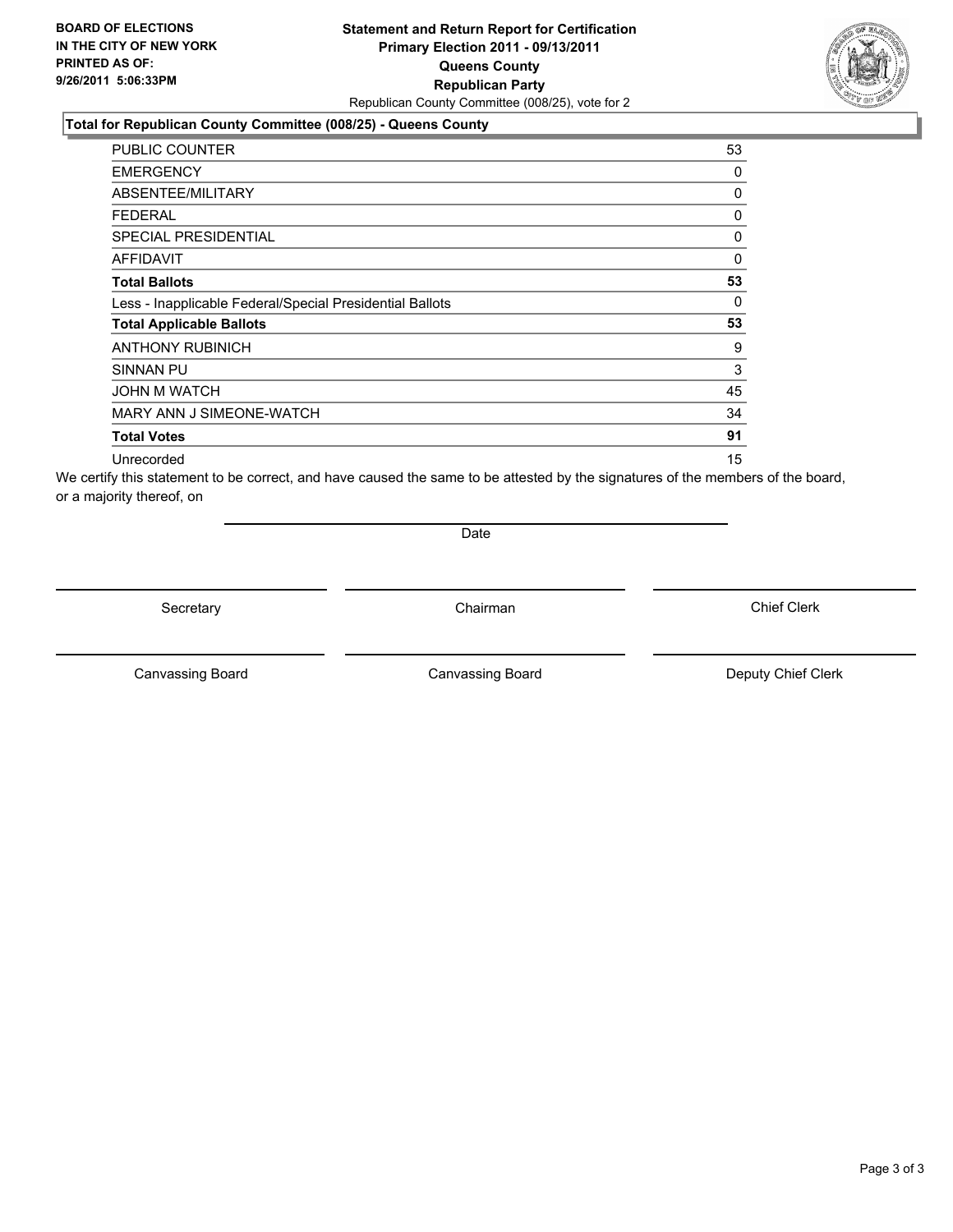**BOARD OF ELECTIONS IN THE CITY OF NEW YORK PRINTED AS OF: 9/26/2011 5:06:33PM**

**Statement and Return Report for Certification**
**Primary Election 2011 - 09/13/2011**
**Queens County**
**Republican Party**
Republican County Committee (008/25), vote for 2

### Total for Republican County Committee (008/25) - Queens County

| | |
|---|---|
| PUBLIC COUNTER | 53 |
| EMERGENCY | 0 |
| ABSENTEE/MILITARY | 0 |
| FEDERAL | 0 |
| SPECIAL PRESIDENTIAL | 0 |
| AFFIDAVIT | 0 |
| **Total Ballots** | **53** |
| Less - Inapplicable Federal/Special Presidential Ballots | 0 |
| **Total Applicable Ballots** | **53** |
| ANTHONY RUBINICH | 9 |
| SINNAN PU | 3 |
| JOHN M WATCH | 45 |
| MARY ANN J SIMEONE-WATCH | 34 |
| **Total Votes** | **91** |
| Unrecorded | 15 |

We certify this statement to be correct, and have caused the same to be attested by the signatures of the members of the board, or a majority thereof, on

Date

Secretary | Chairman | Chief Clerk

Canvassing Board | Canvassing Board | Deputy Chief Clerk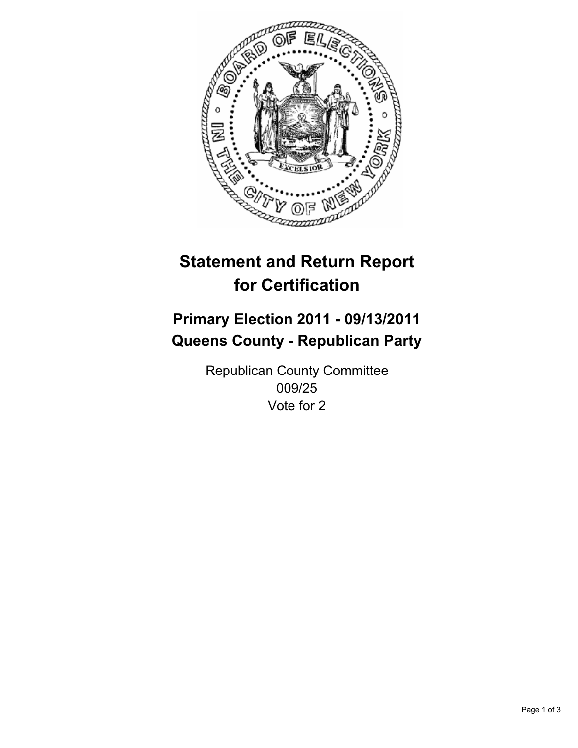# Statement and Return Report for Certification

## Primary Election 2011 - 09/13/2011
## Queens County - Republican Party

Republican County Committee
009/25
Vote for 2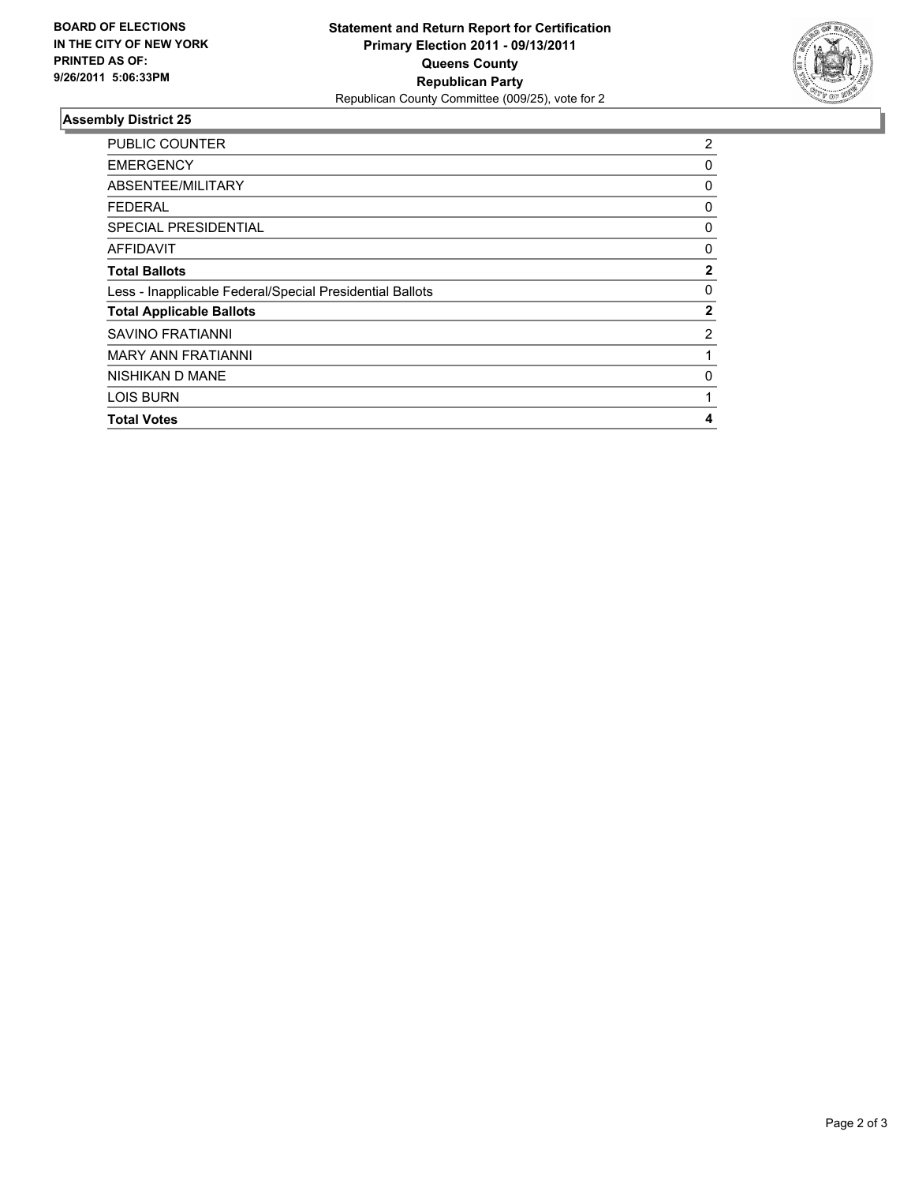**BOARD OF ELECTIONS IN THE CITY OF NEW YORK PRINTED AS OF: 9/26/2011 5:06:33PM**

**Statement and Return Report for Certification**
**Primary Election 2011 - 09/13/2011**
**Queens County**
**Republican Party**
Republican County Committee (009/25), vote for 2

## Assembly District 25

| | |
|---|---|
| PUBLIC COUNTER | 2 |
| EMERGENCY | 0 |
| ABSENTEE/MILITARY | 0 |
| FEDERAL | 0 |
| SPECIAL PRESIDENTIAL | 0 |
| AFFIDAVIT | 0 |
| **Total Ballots** | **2** |
| Less - Inapplicable Federal/Special Presidential Ballots | 0 |
| **Total Applicable Ballots** | **2** |
| SAVINO FRATIANNI | 2 |
| MARY ANN FRATIANNI | 1 |
| NISHIKAN D MANE | 0 |
| LOIS BURN | 1 |
| **Total Votes** | **4** |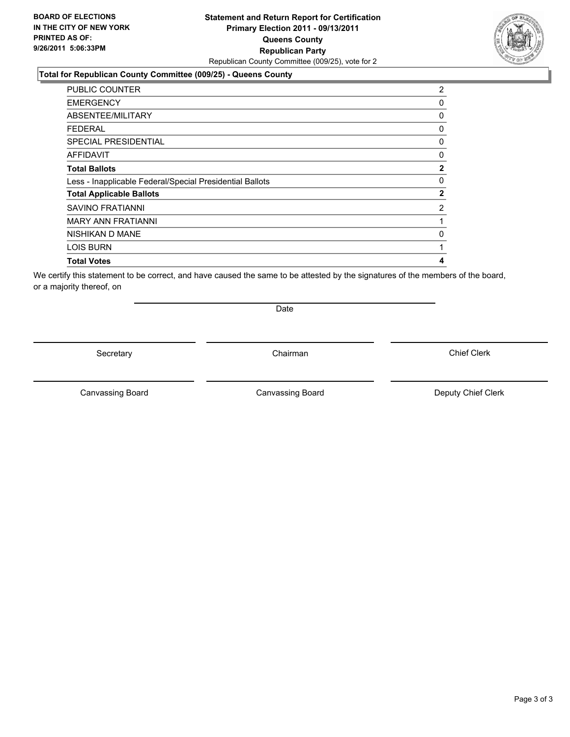**BOARD OF ELECTIONS IN THE CITY OF NEW YORK PRINTED AS OF: 9/26/2011 5:06:33PM**

**Statement and Return Report for Certification Primary Election 2011 - 09/13/2011 Queens County Republican Party**

Republican County Committee (009/25), vote for 2

**Total for Republican County Committee (009/25) - Queens County**

| | |
|---|---|
| PUBLIC COUNTER | 2 |
| EMERGENCY | 0 |
| ABSENTEE/MILITARY | 0 |
| FEDERAL | 0 |
| SPECIAL PRESIDENTIAL | 0 |
| AFFIDAVIT | 0 |
| **Total Ballots** | **2** |
| Less - Inapplicable Federal/Special Presidential Ballots | 0 |
| **Total Applicable Ballots** | **2** |
| SAVINO FRATIANNI | 2 |
| MARY ANN FRATIANNI | 1 |
| NISHIKAN D MANE | 0 |
| LOIS BURN | 1 |
| **Total Votes** | **4** |

We certify this statement to be correct, and have caused the same to be attested by the signatures of the members of the board, or a majority thereof, on

Date

Secretary　　Chairman　　Chief Clerk

Canvassing Board　　Canvassing Board　　Deputy Chief Clerk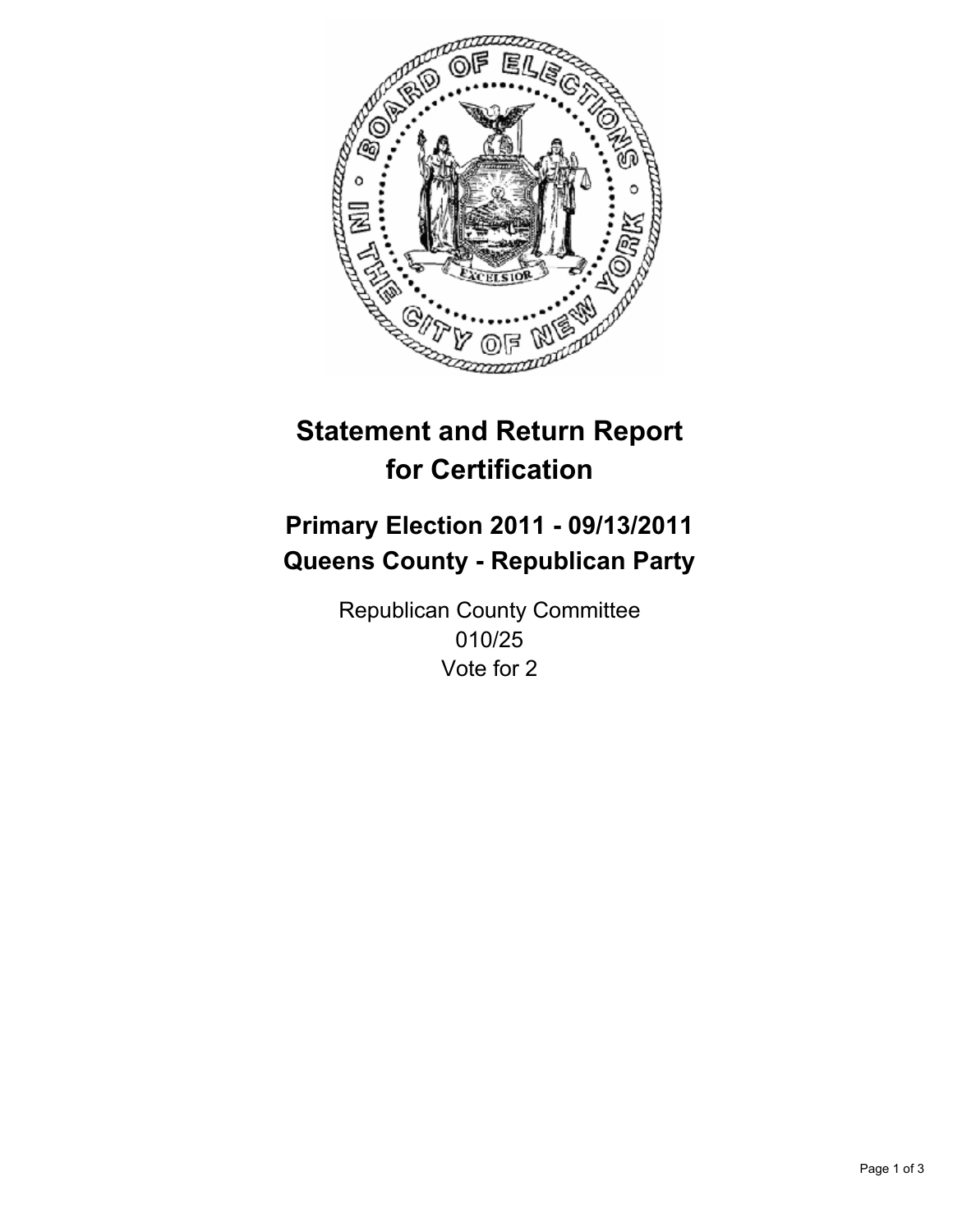# Statement and Return Report for Certification

## Primary Election 2011 - 09/13/2011
## Queens County - Republican Party

Republican County Committee
010/25
Vote for 2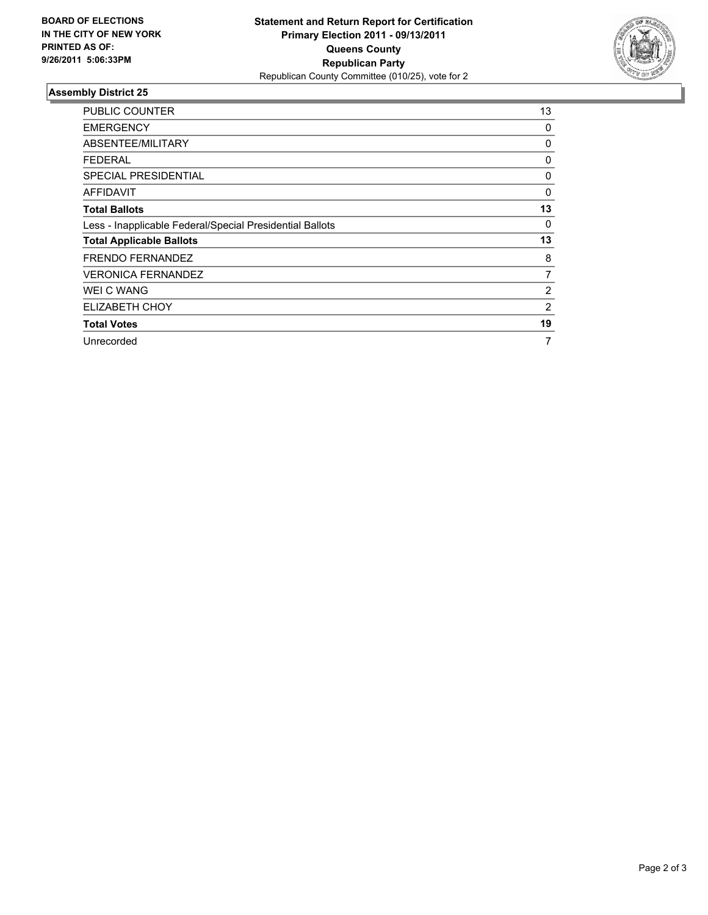**BOARD OF ELECTIONS IN THE CITY OF NEW YORK PRINTED AS OF: 9/26/2011 5:06:33PM**

**Statement and Return Report for Certification**
**Primary Election 2011 - 09/13/2011**
**Queens County**
**Republican Party**
Republican County Committee (010/25), vote for 2

## Assembly District 25

| | |
|---|---|
| PUBLIC COUNTER | 13 |
| EMERGENCY | 0 |
| ABSENTEE/MILITARY | 0 |
| FEDERAL | 0 |
| SPECIAL PRESIDENTIAL | 0 |
| AFFIDAVIT | 0 |
| **Total Ballots** | **13** |
| Less - Inapplicable Federal/Special Presidential Ballots | 0 |
| **Total Applicable Ballots** | **13** |
| FRENDO FERNANDEZ | 8 |
| VERONICA FERNANDEZ | 7 |
| WEI C WANG | 2 |
| ELIZABETH CHOY | 2 |
| **Total Votes** | **19** |
| Unrecorded | 7 |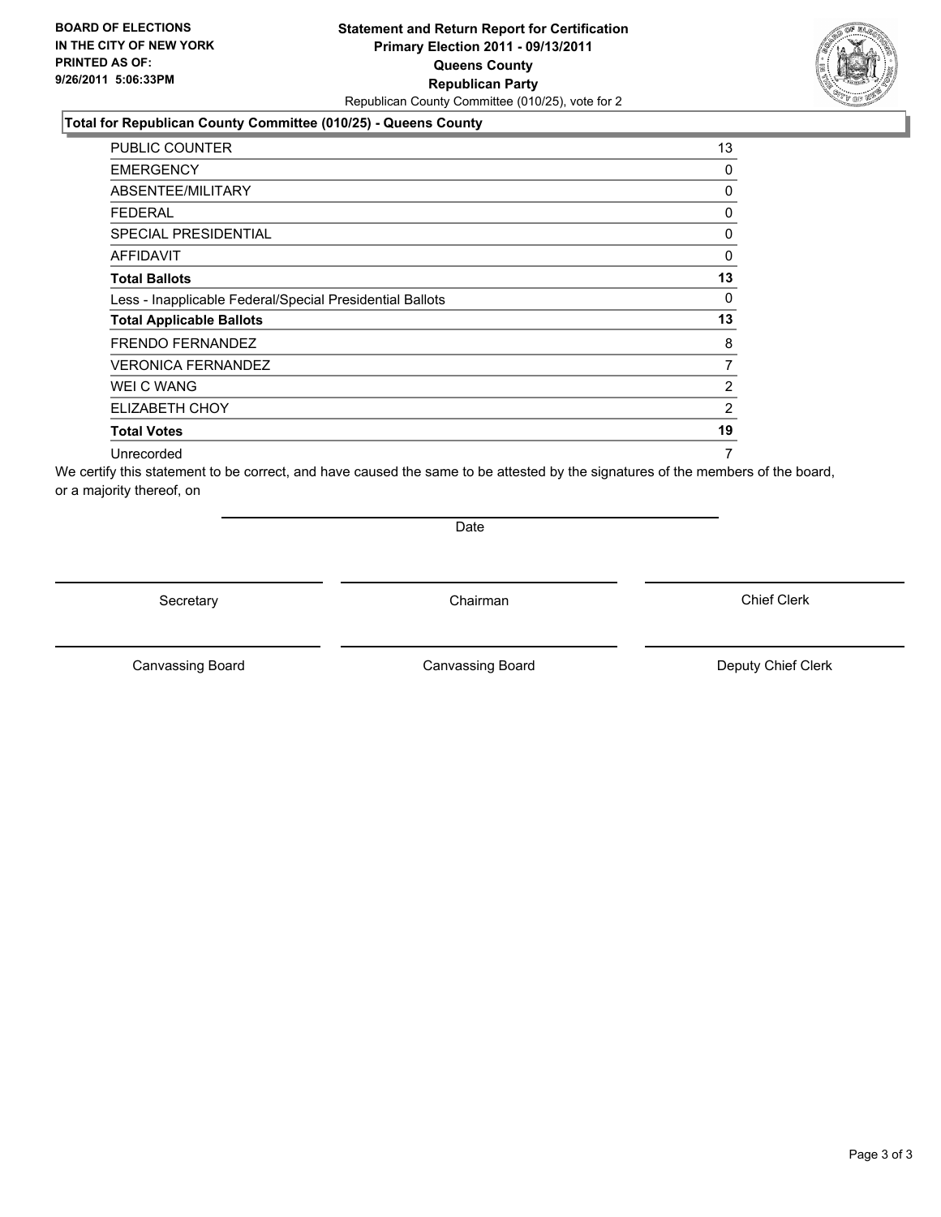**BOARD OF ELECTIONS IN THE CITY OF NEW YORK PRINTED AS OF: 9/26/2011 5:06:33PM**

**Statement and Return Report for Certification**
**Primary Election 2011 - 09/13/2011**
**Queens County**
**Republican Party**
Republican County Committee (010/25), vote for 2

**Total for Republican County Committee (010/25) - Queens County**

| | |
|---|---|
| PUBLIC COUNTER | 13 |
| EMERGENCY | 0 |
| ABSENTEE/MILITARY | 0 |
| FEDERAL | 0 |
| SPECIAL PRESIDENTIAL | 0 |
| AFFIDAVIT | 0 |
| **Total Ballots** | **13** |
| Less - Inapplicable Federal/Special Presidential Ballots | 0 |
| **Total Applicable Ballots** | **13** |
| FRENDO FERNANDEZ | 8 |
| VERONICA FERNANDEZ | 7 |
| WEI C WANG | 2 |
| ELIZABETH CHOY | 2 |
| **Total Votes** | **19** |
| Unrecorded | 7 |

We certify this statement to be correct, and have caused the same to be attested by the signatures of the members of the board, or a majority thereof, on

Date

Secretary | Chairman | Chief Clerk

Canvassing Board | Canvassing Board | Deputy Chief Clerk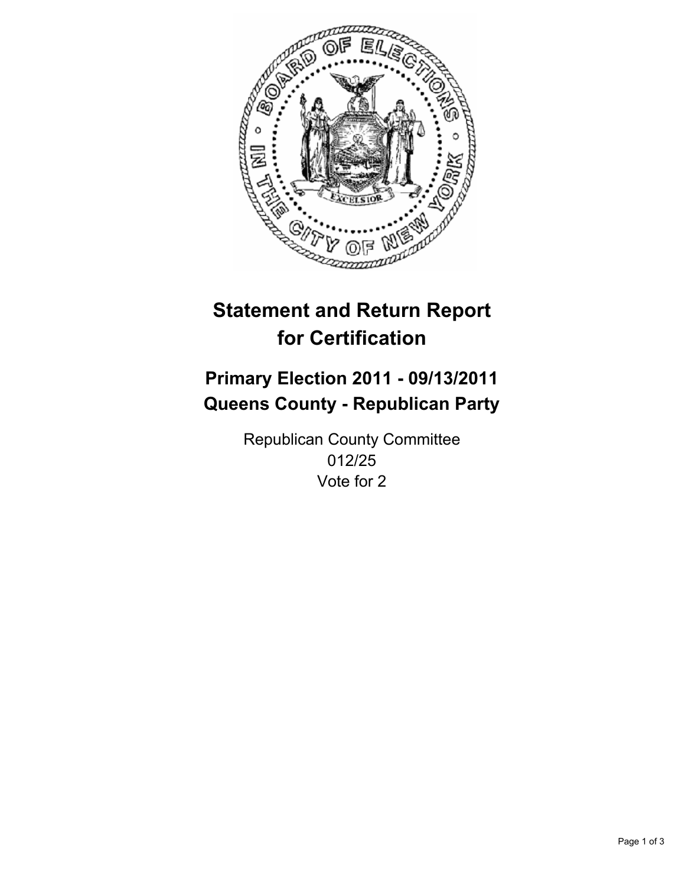# Statement and Return Report for Certification

## Primary Election 2011 - 09/13/2011
## Queens County - Republican Party

Republican County Committee
012/25
Vote for 2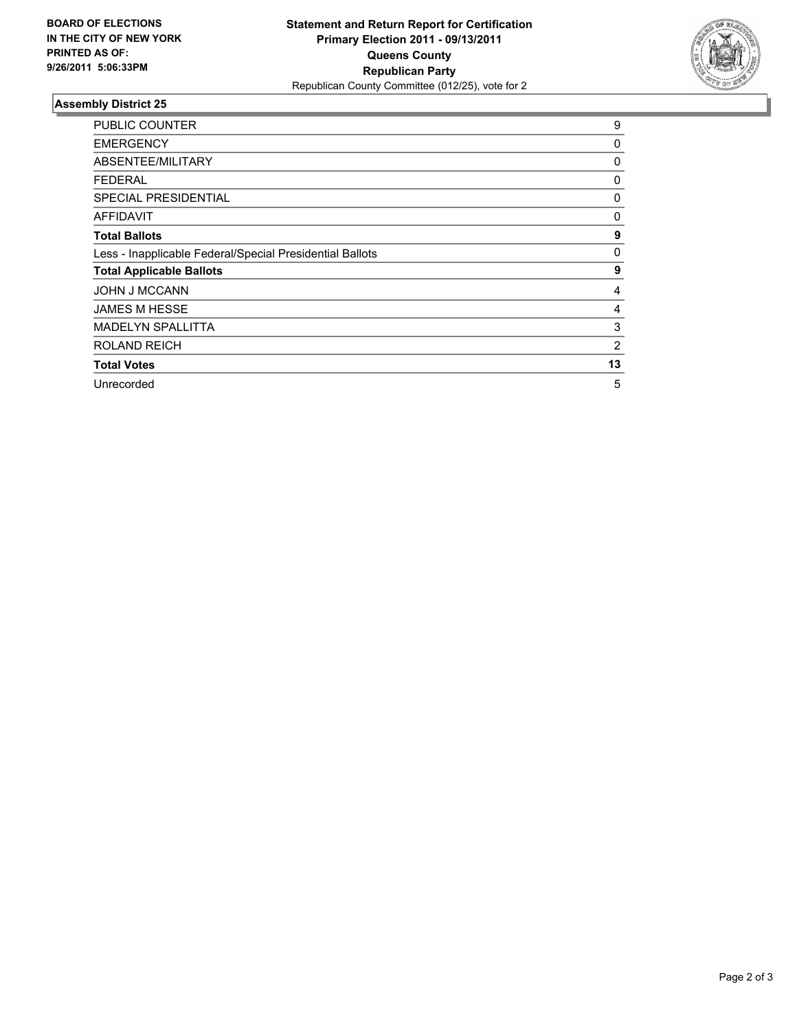**BOARD OF ELECTIONS IN THE CITY OF NEW YORK PRINTED AS OF: 9/26/2011 5:06:33PM**

# Statement and Return Report for Certification
## Primary Election 2011 - 09/13/2011
## Queens County
## Republican Party
Republican County Committee (012/25), vote for 2

### Assembly District 25

| | |
|---|---|
| PUBLIC COUNTER | 9 |
| EMERGENCY | 0 |
| ABSENTEE/MILITARY | 0 |
| FEDERAL | 0 |
| SPECIAL PRESIDENTIAL | 0 |
| AFFIDAVIT | 0 |
| **Total Ballots** | **9** |
| Less - Inapplicable Federal/Special Presidential Ballots | 0 |
| **Total Applicable Ballots** | **9** |
| JOHN J MCCANN | 4 |
| JAMES M HESSE | 4 |
| MADELYN SPALLITTA | 3 |
| ROLAND REICH | 2 |
| **Total Votes** | **13** |
| Unrecorded | 5 |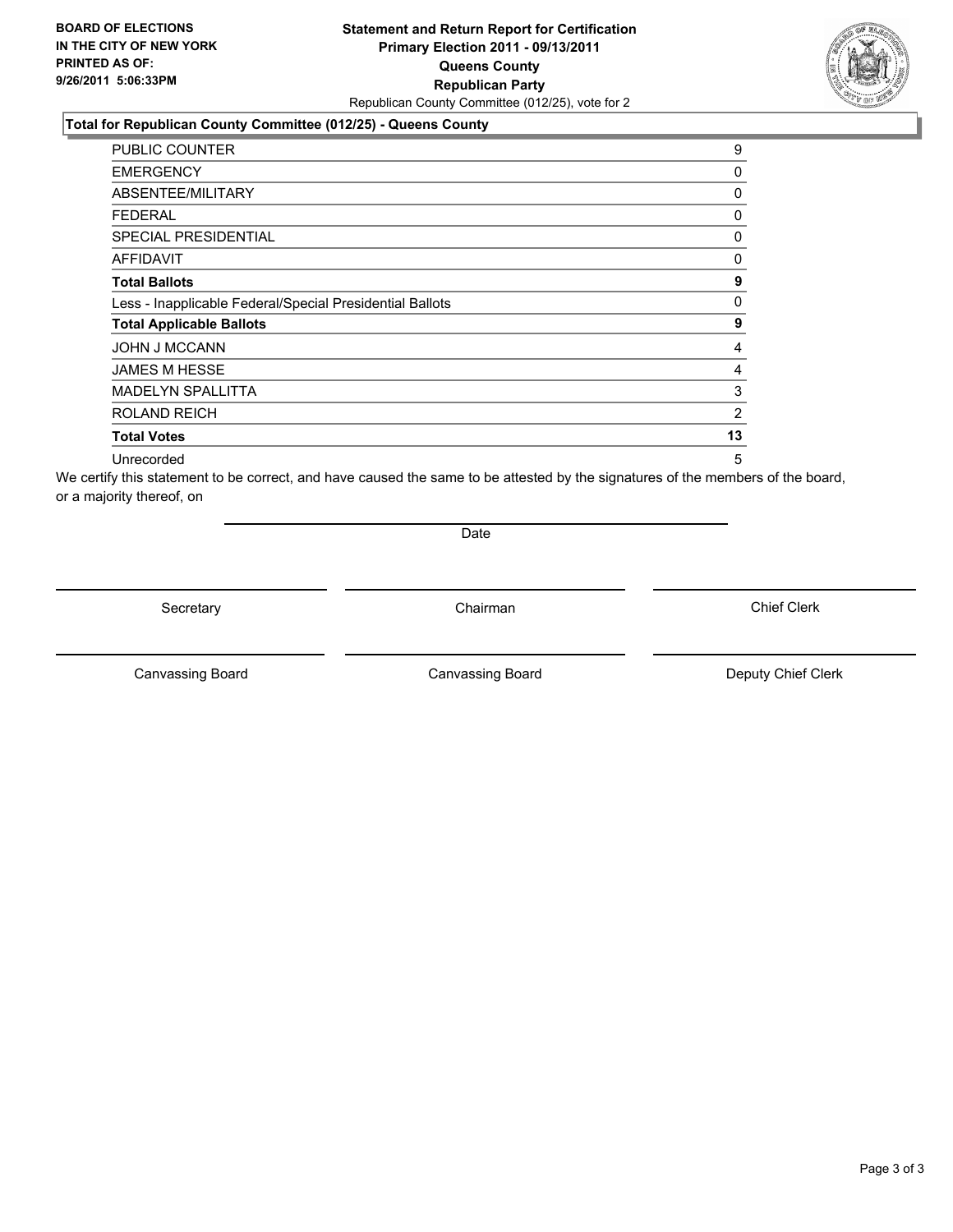**BOARD OF ELECTIONS IN THE CITY OF NEW YORK PRINTED AS OF: 9/26/2011 5:06:33PM**

**Statement and Return Report for Certification**
**Primary Election 2011 - 09/13/2011**
**Queens County**
**Republican Party**
Republican County Committee (012/25), vote for 2

**Total for Republican County Committee (012/25) - Queens County**

| | |
|---|---|
| PUBLIC COUNTER | 9 |
| EMERGENCY | 0 |
| ABSENTEE/MILITARY | 0 |
| FEDERAL | 0 |
| SPECIAL PRESIDENTIAL | 0 |
| AFFIDAVIT | 0 |
| **Total Ballots** | **9** |
| Less - Inapplicable Federal/Special Presidential Ballots | 0 |
| **Total Applicable Ballots** | **9** |
| JOHN J MCCANN | 4 |
| JAMES M HESSE | 4 |
| MADELYN SPALLITTA | 3 |
| ROLAND REICH | 2 |
| **Total Votes** | **13** |
| Unrecorded | 5 |

We certify this statement to be correct, and have caused the same to be attested by the signatures of the members of the board, or a majority thereof, on

Date

Secretary | Chairman | Chief Clerk

Canvassing Board | Canvassing Board | Deputy Chief Clerk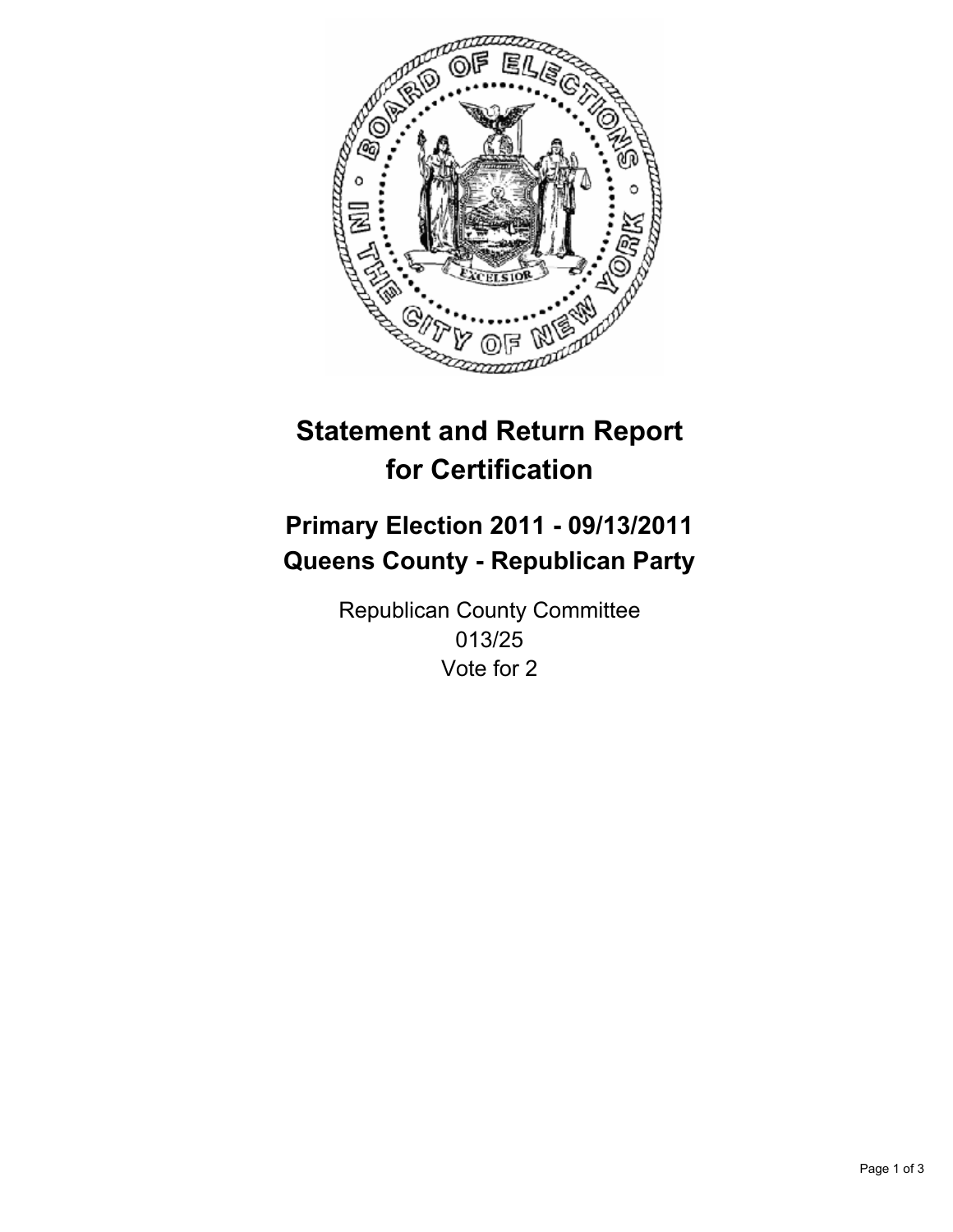# Statement and Return Report for Certification

## Primary Election 2011 - 09/13/2011
## Queens County - Republican Party

Republican County Committee
013/25
Vote for 2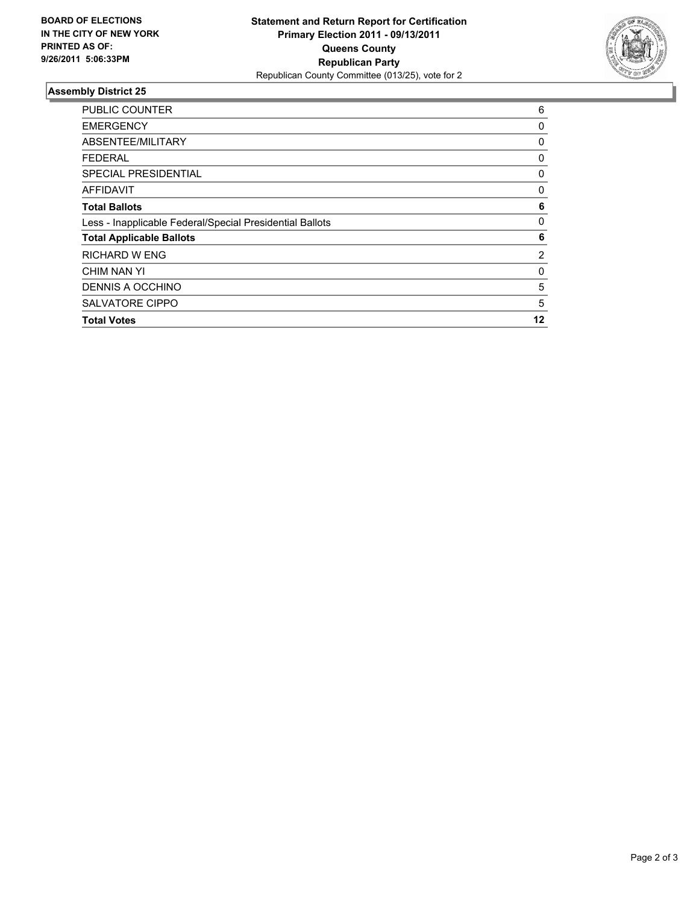**BOARD OF ELECTIONS IN THE CITY OF NEW YORK PRINTED AS OF: 9/26/2011 5:06:33PM**

**Statement and Return Report for Certification Primary Election 2011 - 09/13/2011 Queens County Republican Party**

Republican County Committee (013/25), vote for 2

## Assembly District 25

| | |
|---|---|
| PUBLIC COUNTER | 6 |
| EMERGENCY | 0 |
| ABSENTEE/MILITARY | 0 |
| FEDERAL | 0 |
| SPECIAL PRESIDENTIAL | 0 |
| AFFIDAVIT | 0 |
| **Total Ballots** | **6** |
| Less - Inapplicable Federal/Special Presidential Ballots | 0 |
| **Total Applicable Ballots** | **6** |
| RICHARD W ENG | 2 |
| CHIM NAN YI | 0 |
| DENNIS A OCCHINO | 5 |
| SALVATORE CIPPO | 5 |
| **Total Votes** | **12** |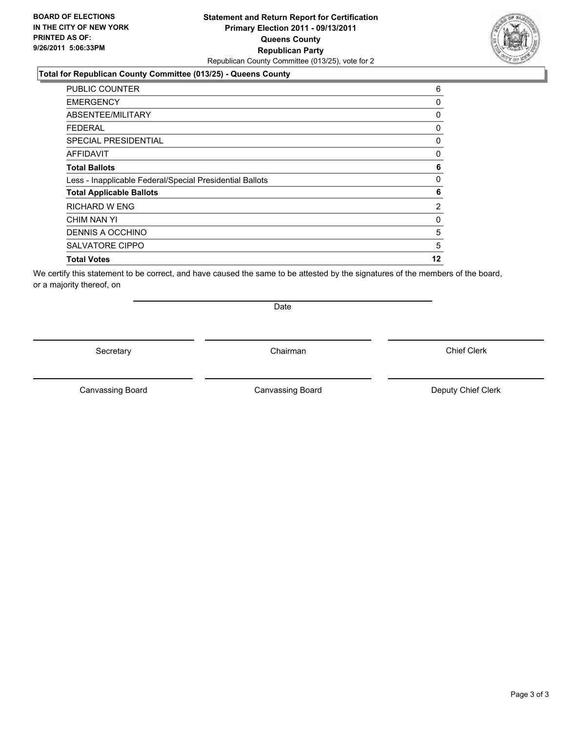**BOARD OF ELECTIONS IN THE CITY OF NEW YORK PRINTED AS OF: 9/26/2011 5:06:33PM**

**Statement and Return Report for Certification**
**Primary Election 2011 - 09/13/2011**
**Queens County**
**Republican Party**
Republican County Committee (013/25), vote for 2

**Total for Republican County Committee (013/25) - Queens County**

| | |
|---|---|
| PUBLIC COUNTER | 6 |
| EMERGENCY | 0 |
| ABSENTEE/MILITARY | 0 |
| FEDERAL | 0 |
| SPECIAL PRESIDENTIAL | 0 |
| AFFIDAVIT | 0 |
| **Total Ballots** | **6** |
| Less - Inapplicable Federal/Special Presidential Ballots | 0 |
| **Total Applicable Ballots** | **6** |
| RICHARD W ENG | 2 |
| CHIM NAN YI | 0 |
| DENNIS A OCCHINO | 5 |
| SALVATORE CIPPO | 5 |
| **Total Votes** | **12** |

We certify this statement to be correct, and have caused the same to be attested by the signatures of the members of the board, or a majority thereof, on

Date

Secretary

Chairman

Chief Clerk

Canvassing Board

Canvassing Board

Deputy Chief Clerk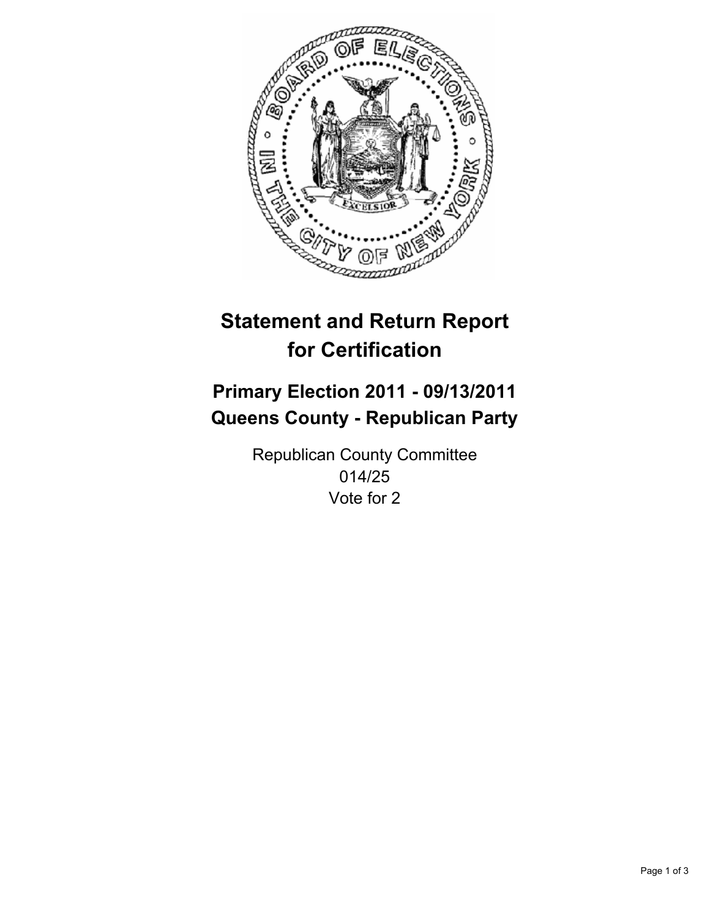# Statement and Return Report for Certification

## Primary Election 2011 - 09/13/2011
## Queens County - Republican Party

Republican County Committee
014/25
Vote for 2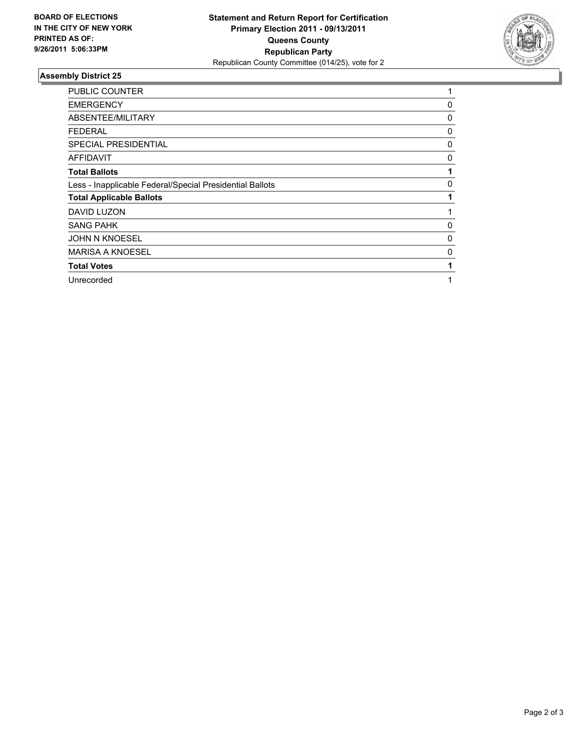**BOARD OF ELECTIONS IN THE CITY OF NEW YORK PRINTED AS OF: 9/26/2011 5:06:33PM**

**Statement and Return Report for Certification**
**Primary Election 2011 - 09/13/2011**
**Queens County**
**Republican Party**
Republican County Committee (014/25), vote for 2

## Assembly District 25

| | |
|---|---|
| PUBLIC COUNTER | 1 |
| EMERGENCY | 0 |
| ABSENTEE/MILITARY | 0 |
| FEDERAL | 0 |
| SPECIAL PRESIDENTIAL | 0 |
| AFFIDAVIT | 0 |
| **Total Ballots** | **1** |
| Less - Inapplicable Federal/Special Presidential Ballots | 0 |
| **Total Applicable Ballots** | **1** |
| DAVID LUZON | 1 |
| SANG PAHK | 0 |
| JOHN N KNOESEL | 0 |
| MARISA A KNOESEL | 0 |
| **Total Votes** | **1** |
| Unrecorded | 1 |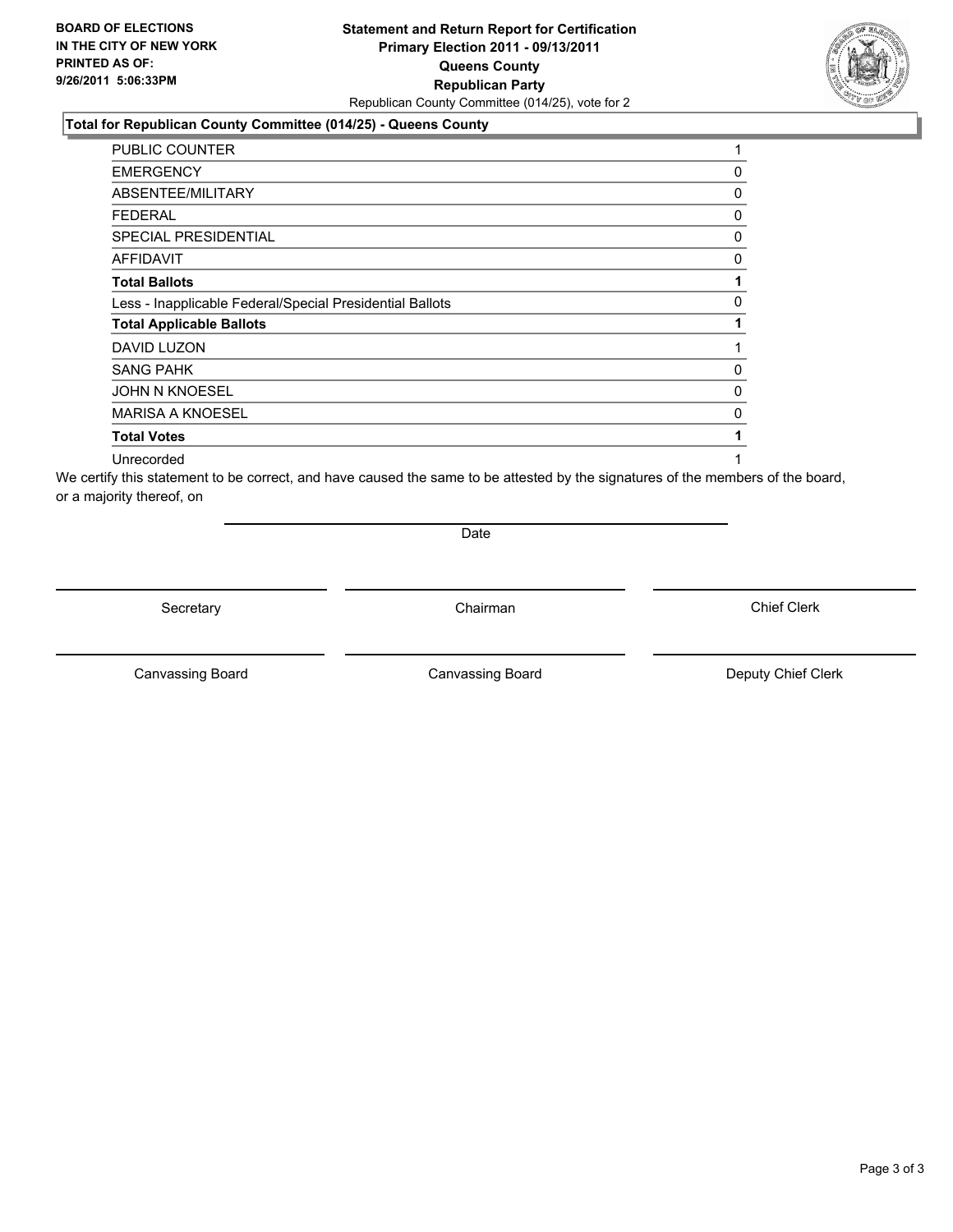**BOARD OF ELECTIONS IN THE CITY OF NEW YORK PRINTED AS OF: 9/26/2011 5:06:33PM**

**Statement and Return Report for Certification**
**Primary Election 2011 - 09/13/2011**
**Queens County**
**Republican Party**
Republican County Committee (014/25), vote for 2

**Total for Republican County Committee (014/25) - Queens County**

| | |
|---|---|
| PUBLIC COUNTER | 1 |
| EMERGENCY | 0 |
| ABSENTEE/MILITARY | 0 |
| FEDERAL | 0 |
| SPECIAL PRESIDENTIAL | 0 |
| AFFIDAVIT | 0 |
| **Total Ballots** | **1** |
| Less - Inapplicable Federal/Special Presidential Ballots | 0 |
| **Total Applicable Ballots** | **1** |
| DAVID LUZON | 1 |
| SANG PAHK | 0 |
| JOHN N KNOESEL | 0 |
| MARISA A KNOESEL | 0 |
| **Total Votes** | **1** |
| Unrecorded | 1 |

We certify this statement to be correct, and have caused the same to be attested by the signatures of the members of the board, or a majority thereof, on

Date

Secretary    Chairman    Chief Clerk

Canvassing Board    Canvassing Board    Deputy Chief Clerk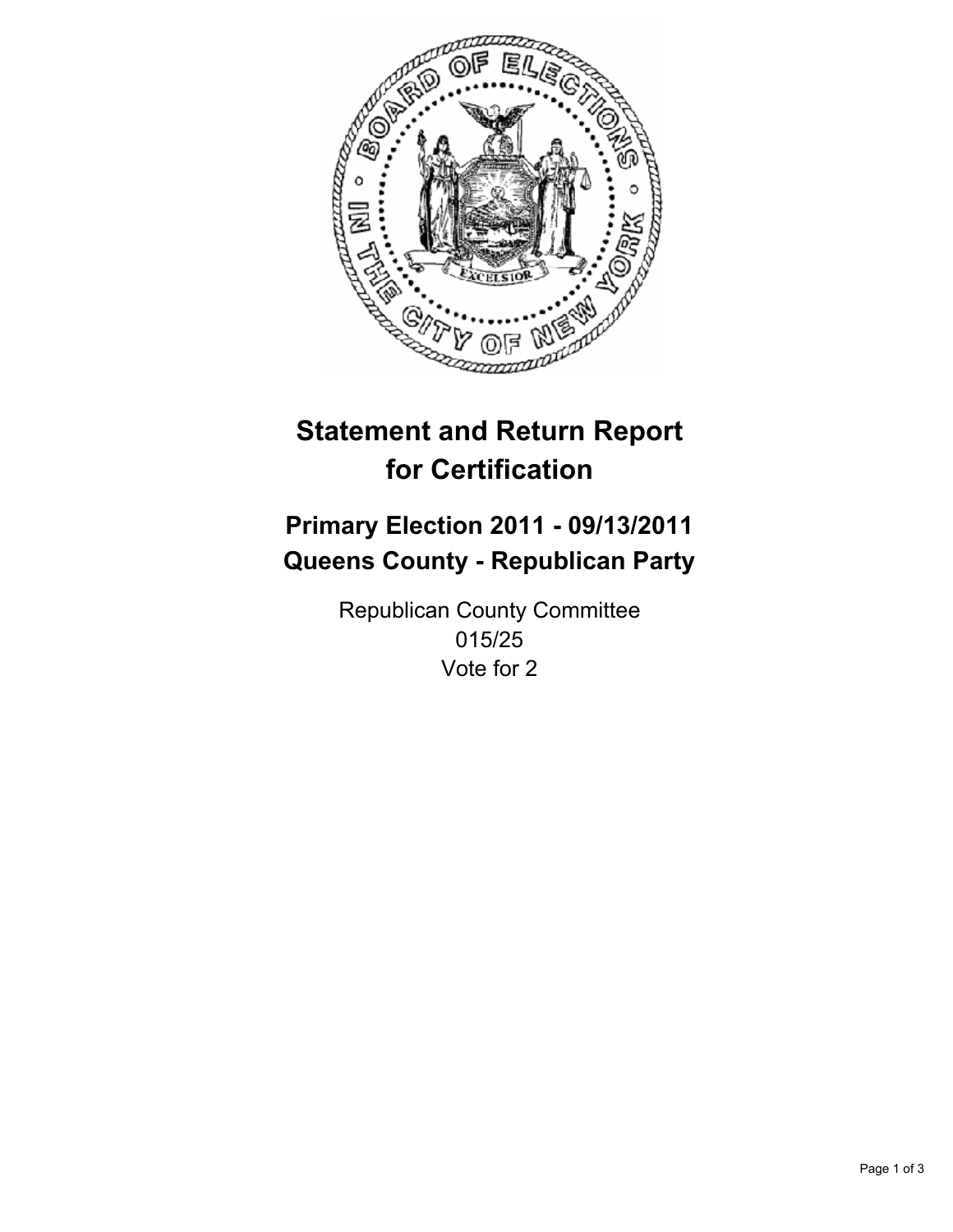# Statement and Return Report for Certification

## Primary Election 2011 - 09/13/2011
## Queens County - Republican Party

Republican County Committee
015/25
Vote for 2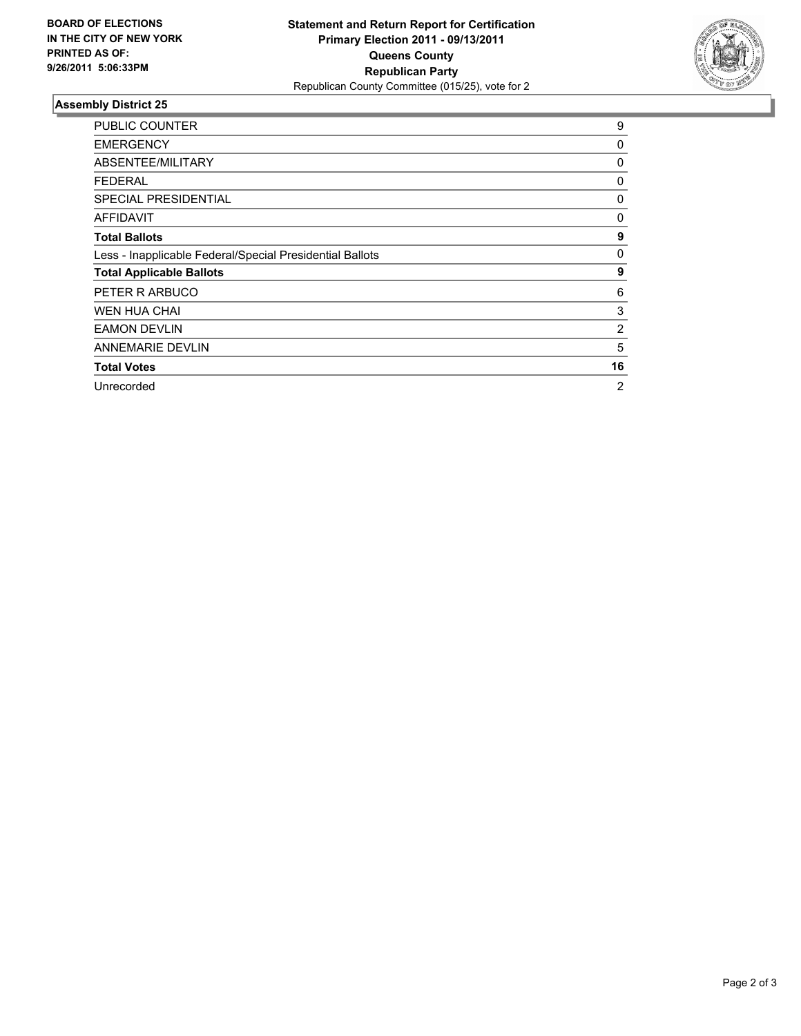**BOARD OF ELECTIONS IN THE CITY OF NEW YORK PRINTED AS OF: 9/26/2011 5:06:33PM**

**Statement and Return Report for Certification**
**Primary Election 2011 - 09/13/2011**
**Queens County**
**Republican Party**
Republican County Committee (015/25), vote for 2

### Assembly District 25

| | |
|---|---|
| PUBLIC COUNTER | 9 |
| EMERGENCY | 0 |
| ABSENTEE/MILITARY | 0 |
| FEDERAL | 0 |
| SPECIAL PRESIDENTIAL | 0 |
| AFFIDAVIT | 0 |
| **Total Ballots** | **9** |
| Less - Inapplicable Federal/Special Presidential Ballots | 0 |
| **Total Applicable Ballots** | **9** |
| PETER R ARBUCO | 6 |
| WEN HUA CHAI | 3 |
| EAMON DEVLIN | 2 |
| ANNEMARIE DEVLIN | 5 |
| **Total Votes** | **16** |
| Unrecorded | 2 |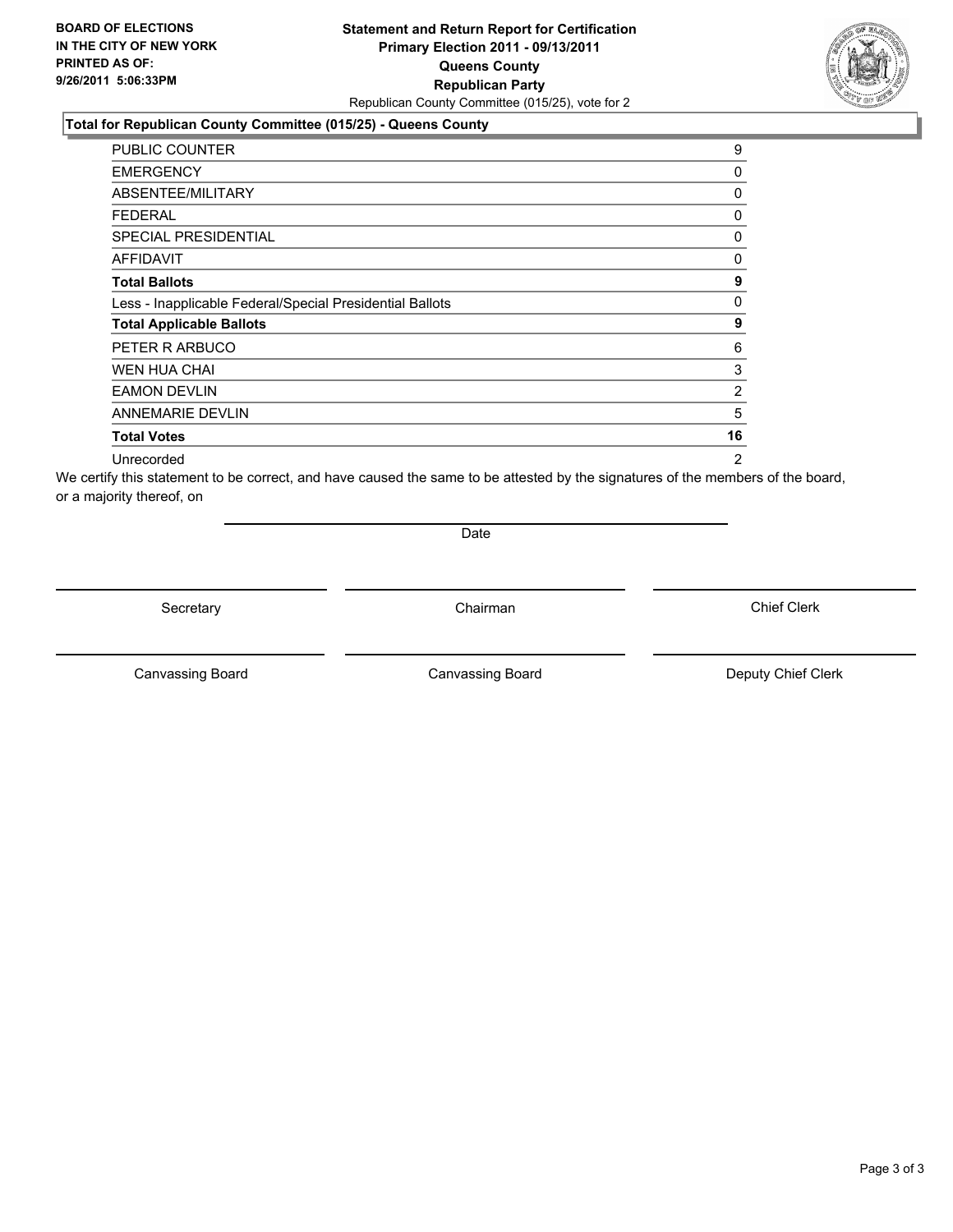**BOARD OF ELECTIONS IN THE CITY OF NEW YORK PRINTED AS OF: 9/26/2011 5:06:33PM**

**Statement and Return Report for Certification**
**Primary Election 2011 - 09/13/2011**
**Queens County**
**Republican Party**
Republican County Committee (015/25), vote for 2

**Total for Republican County Committee (015/25) - Queens County**

| | |
|---|---|
| PUBLIC COUNTER | 9 |
| EMERGENCY | 0 |
| ABSENTEE/MILITARY | 0 |
| FEDERAL | 0 |
| SPECIAL PRESIDENTIAL | 0 |
| AFFIDAVIT | 0 |
| **Total Ballots** | **9** |
| Less - Inapplicable Federal/Special Presidential Ballots | 0 |
| **Total Applicable Ballots** | **9** |
| PETER R ARBUCO | 6 |
| WEN HUA CHAI | 3 |
| EAMON DEVLIN | 2 |
| ANNEMARIE DEVLIN | 5 |
| **Total Votes** | **16** |
| Unrecorded | 2 |

We certify this statement to be correct, and have caused the same to be attested by the signatures of the members of the board, or a majority thereof, on

Date

Secretary | Chairman | Chief Clerk

Canvassing Board | Canvassing Board | Deputy Chief Clerk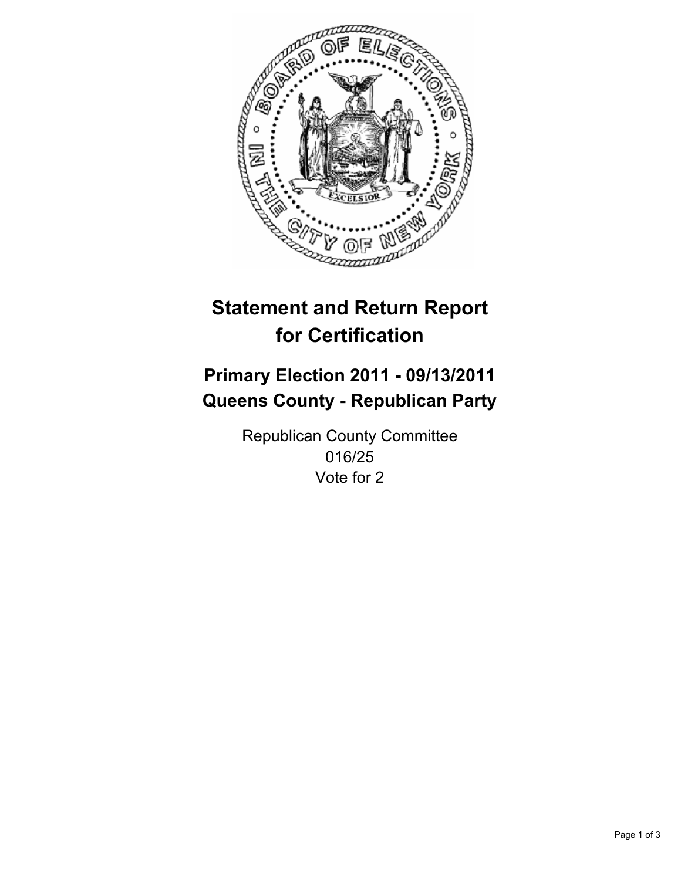# Statement and Return Report for Certification

## Primary Election 2011 - 09/13/2011
## Queens County - Republican Party

Republican County Committee
016/25
Vote for 2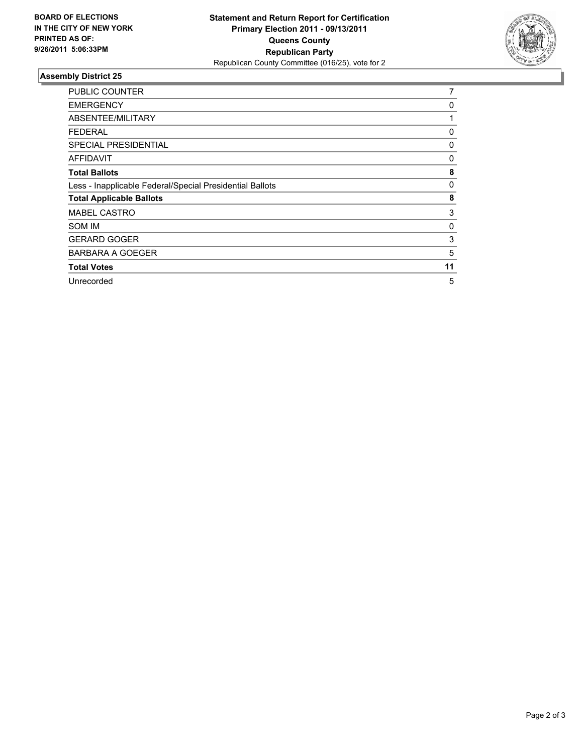**BOARD OF ELECTIONS IN THE CITY OF NEW YORK PRINTED AS OF: 9/26/2011 5:06:33PM**

**Statement and Return Report for Certification**
**Primary Election 2011 - 09/13/2011**
**Queens County**
**Republican Party**
Republican County Committee (016/25), vote for 2

## Assembly District 25

| | |
|---|---|
| PUBLIC COUNTER | 7 |
| EMERGENCY | 0 |
| ABSENTEE/MILITARY | 1 |
| FEDERAL | 0 |
| SPECIAL PRESIDENTIAL | 0 |
| AFFIDAVIT | 0 |
| **Total Ballots** | **8** |
| Less - Inapplicable Federal/Special Presidential Ballots | 0 |
| **Total Applicable Ballots** | **8** |
| MABEL CASTRO | 3 |
| SOM IM | 0 |
| GERARD GOGER | 3 |
| BARBARA A GOEGER | 5 |
| **Total Votes** | **11** |
| Unrecorded | 5 |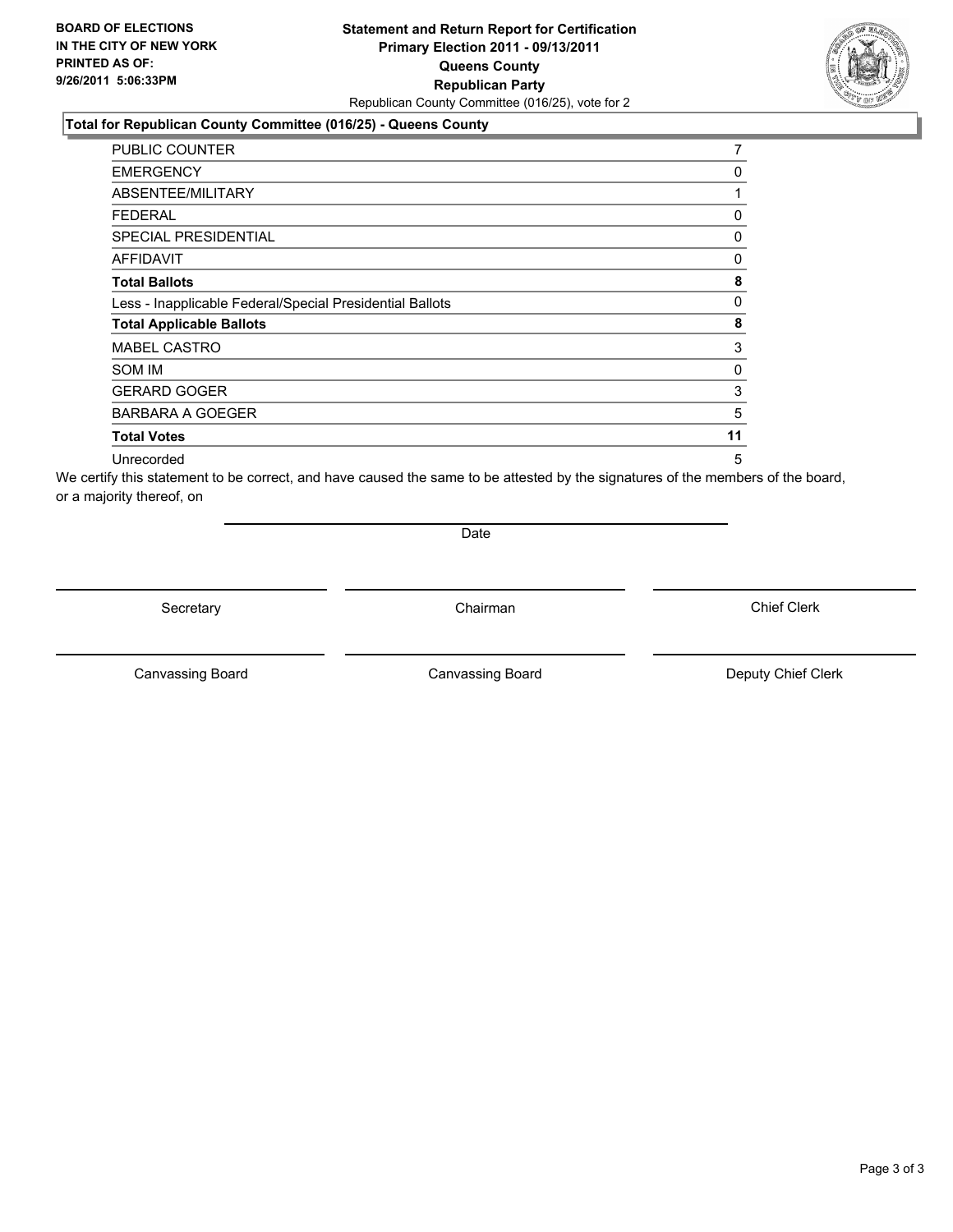**BOARD OF ELECTIONS IN THE CITY OF NEW YORK PRINTED AS OF: 9/26/2011 5:06:33PM**

# Statement and Return Report for Certification
## Primary Election 2011 - 09/13/2011
## Queens County
## Republican Party

Republican County Committee (016/25), vote for 2

### Total for Republican County Committee (016/25) - Queens County

| | |
|---|---|
| PUBLIC COUNTER | 7 |
| EMERGENCY | 0 |
| ABSENTEE/MILITARY | 1 |
| FEDERAL | 0 |
| SPECIAL PRESIDENTIAL | 0 |
| AFFIDAVIT | 0 |
| **Total Ballots** | **8** |
| Less - Inapplicable Federal/Special Presidential Ballots | 0 |
| **Total Applicable Ballots** | **8** |
| MABEL CASTRO | 3 |
| SOM IM | 0 |
| GERARD GOGER | 3 |
| BARBARA A GOEGER | 5 |
| **Total Votes** | **11** |
| Unrecorded | 5 |

We certify this statement to be correct, and have caused the same to be attested by the signatures of the members of the board, or a majority thereof, on

Date

Secretary | Chairman | Chief Clerk

Canvassing Board | Canvassing Board | Deputy Chief Clerk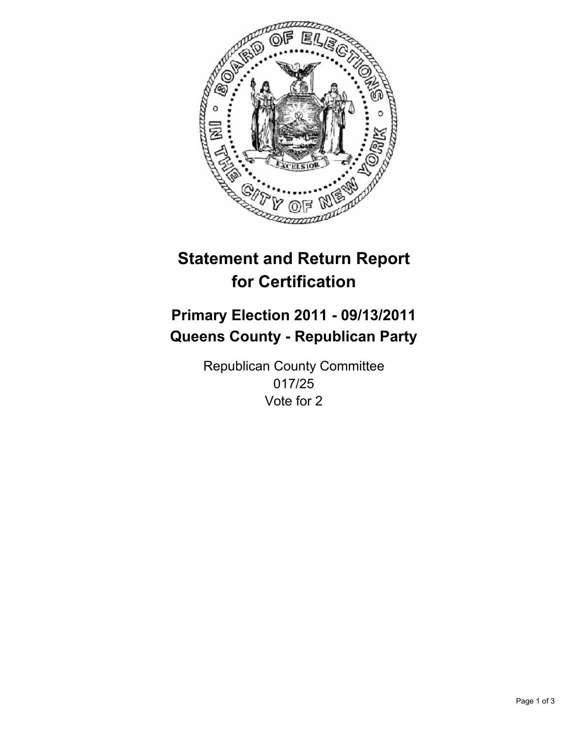# Statement and Return Report for Certification

## Primary Election 2011 - 09/13/2011
## Queens County - Republican Party

Republican County Committee
017/25
Vote for 2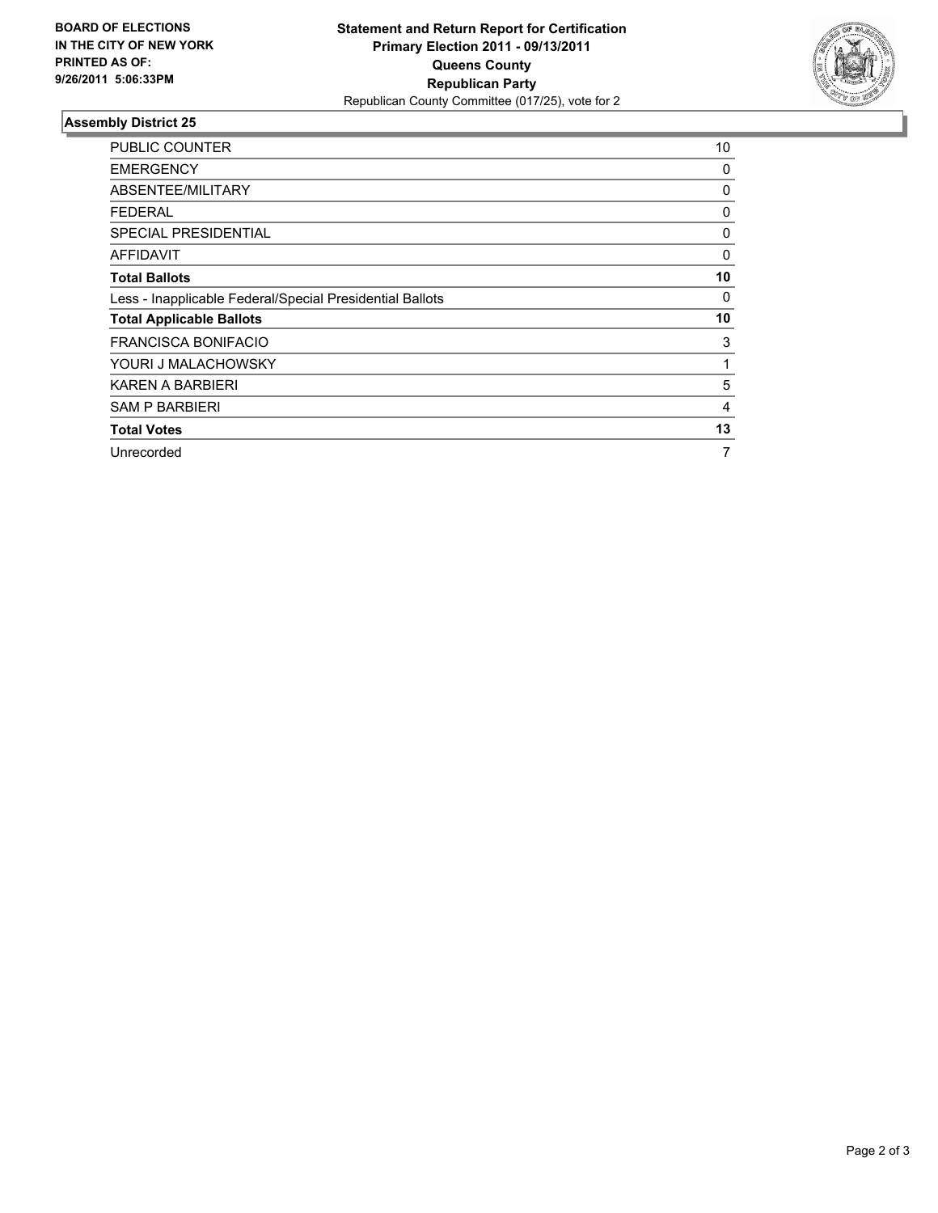**BOARD OF ELECTIONS IN THE CITY OF NEW YORK PRINTED AS OF: 9/26/2011 5:06:33PM**

**Statement and Return Report for Certification**
**Primary Election 2011 - 09/13/2011**
**Queens County**
**Republican Party**
Republican County Committee (017/25), vote for 2

## Assembly District 25

| | |
|---|---|
| PUBLIC COUNTER | 10 |
| EMERGENCY | 0 |
| ABSENTEE/MILITARY | 0 |
| FEDERAL | 0 |
| SPECIAL PRESIDENTIAL | 0 |
| AFFIDAVIT | 0 |
| **Total Ballots** | **10** |
| Less - Inapplicable Federal/Special Presidential Ballots | 0 |
| **Total Applicable Ballots** | **10** |
| FRANCISCA BONIFACIO | 3 |
| YOURI J MALACHOWSKY | 1 |
| KAREN A BARBIERI | 5 |
| SAM P BARBIERI | 4 |
| **Total Votes** | **13** |
| Unrecorded | 7 |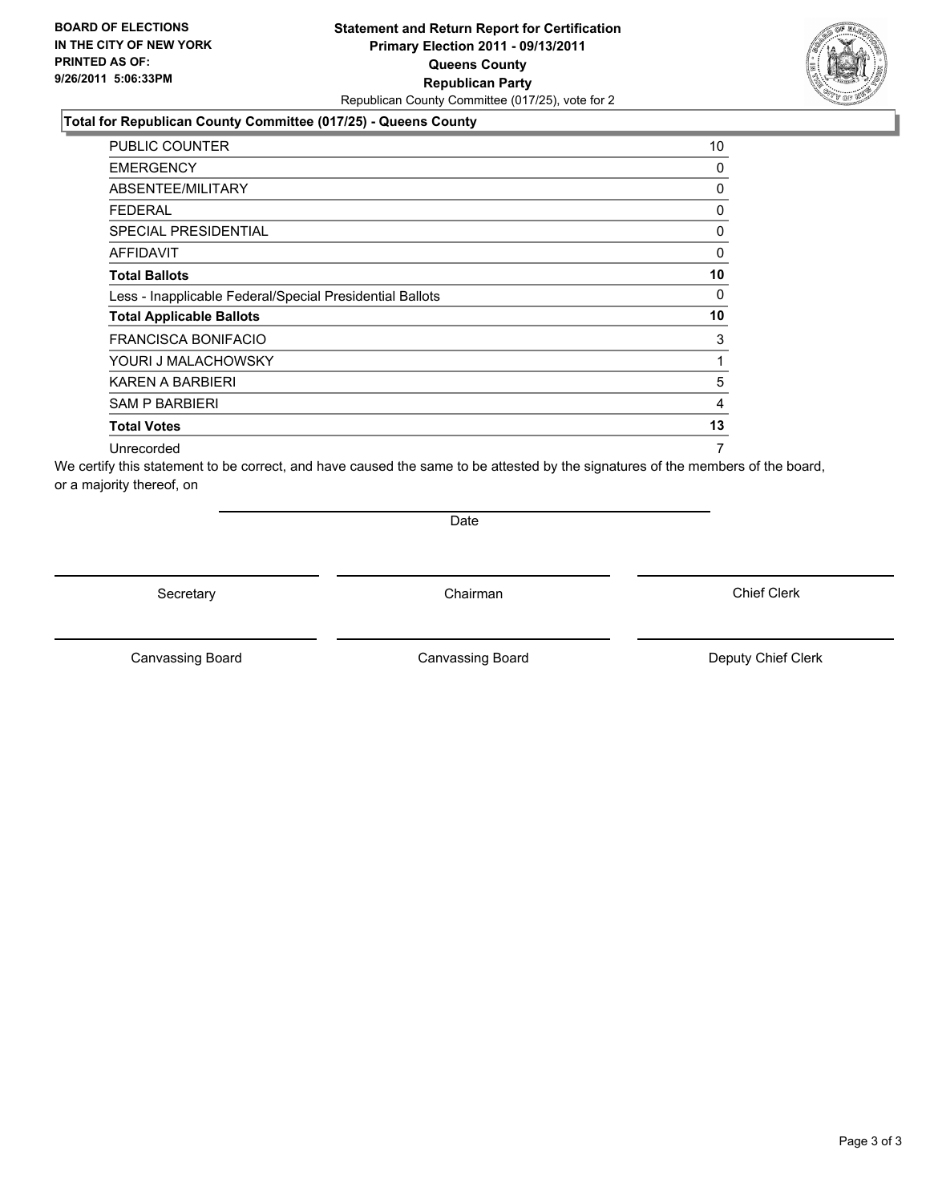**BOARD OF ELECTIONS IN THE CITY OF NEW YORK PRINTED AS OF: 9/26/2011 5:06:33PM**

**Statement and Return Report for Certification Primary Election 2011 - 09/13/2011 Queens County Republican Party**

Republican County Committee (017/25), vote for 2

### Total for Republican County Committee (017/25) - Queens County

| | |
|---|---|
| PUBLIC COUNTER | 10 |
| EMERGENCY | 0 |
| ABSENTEE/MILITARY | 0 |
| FEDERAL | 0 |
| SPECIAL PRESIDENTIAL | 0 |
| AFFIDAVIT | 0 |
| **Total Ballots** | **10** |
| Less - Inapplicable Federal/Special Presidential Ballots | 0 |
| **Total Applicable Ballots** | **10** |
| FRANCISCA BONIFACIO | 3 |
| YOURI J MALACHOWSKY | 1 |
| KAREN A BARBIERI | 5 |
| SAM P BARBIERI | 4 |
| **Total Votes** | **13** |
| Unrecorded | 7 |

We certify this statement to be correct, and have caused the same to be attested by the signatures of the members of the board, or a majority thereof, on

Date

Secretary | Chairman | Chief Clerk

Canvassing Board | Canvassing Board | Deputy Chief Clerk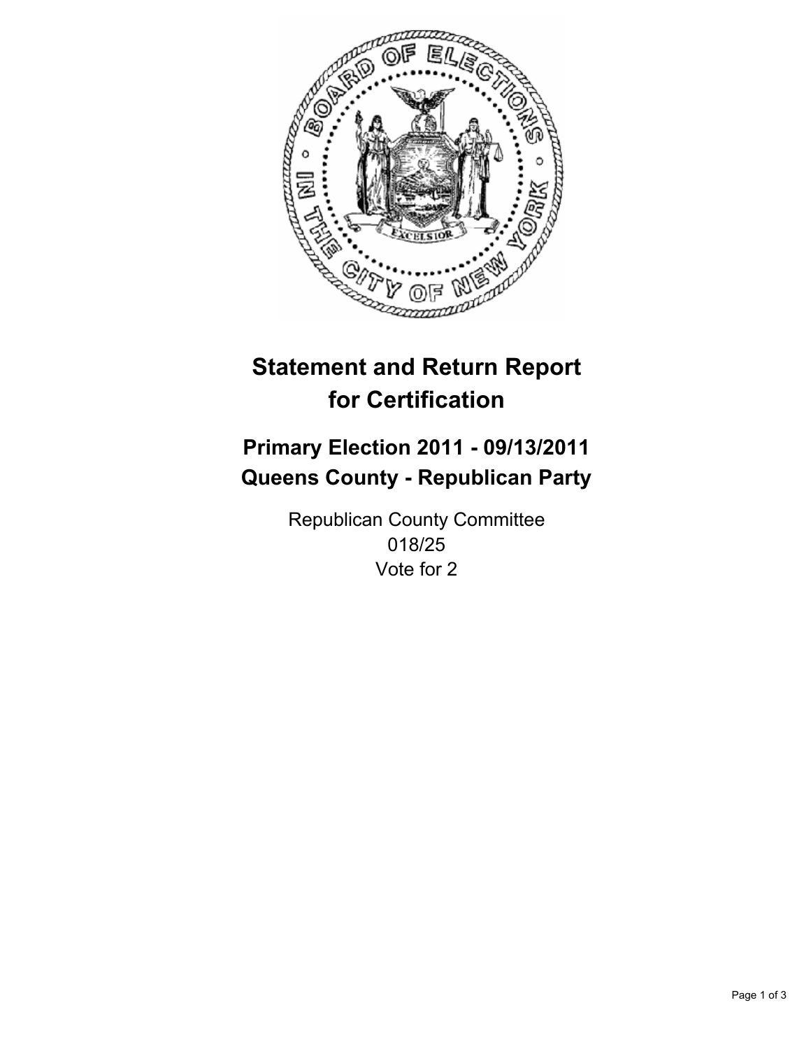# Statement and Return Report for Certification

## Primary Election 2011 - 09/13/2011
## Queens County - Republican Party

Republican County Committee
018/25
Vote for 2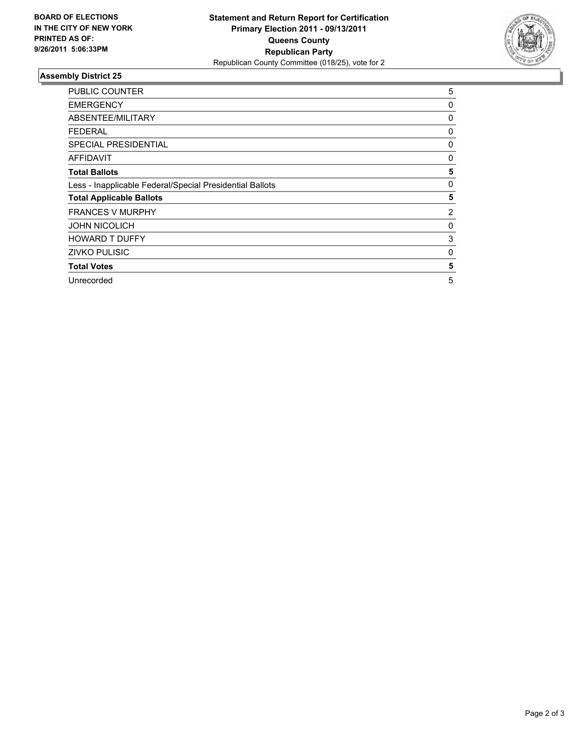**BOARD OF ELECTIONS IN THE CITY OF NEW YORK PRINTED AS OF: 9/26/2011 5:06:33PM**

**Statement and Return Report for Certification**
**Primary Election 2011 - 09/13/2011**
**Queens County**
**Republican Party**
Republican County Committee (018/25), vote for 2

### Assembly District 25

| | |
|---|---|
| PUBLIC COUNTER | 5 |
| EMERGENCY | 0 |
| ABSENTEE/MILITARY | 0 |
| FEDERAL | 0 |
| SPECIAL PRESIDENTIAL | 0 |
| AFFIDAVIT | 0 |
| **Total Ballots** | **5** |
| Less - Inapplicable Federal/Special Presidential Ballots | 0 |
| **Total Applicable Ballots** | **5** |
| FRANCES V MURPHY | 2 |
| JOHN NICOLICH | 0 |
| HOWARD T DUFFY | 3 |
| ZIVKO PULISIC | 0 |
| **Total Votes** | **5** |
| Unrecorded | 5 |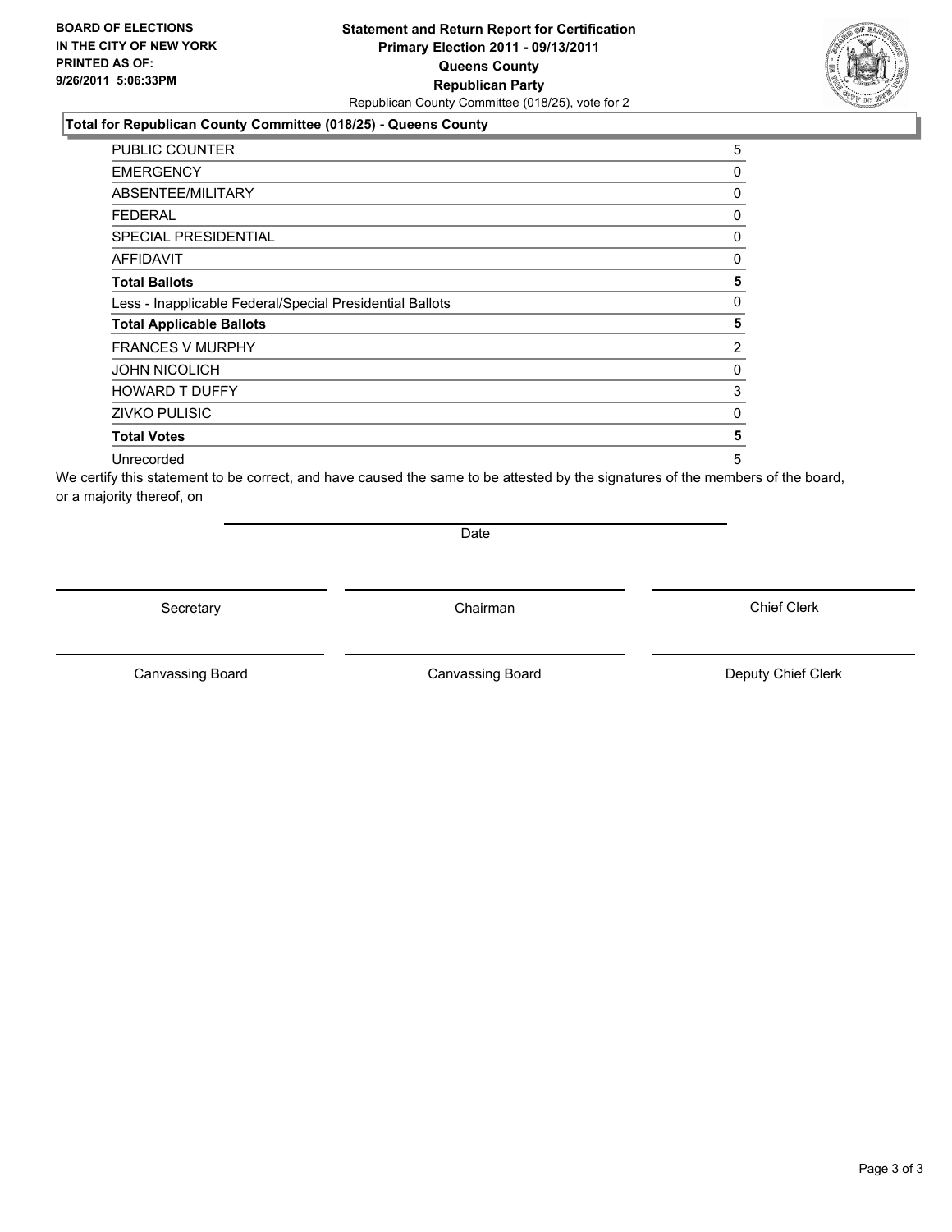**BOARD OF ELECTIONS IN THE CITY OF NEW YORK PRINTED AS OF: 9/26/2011 5:06:33PM**

**Statement and Return Report for Certification**
**Primary Election 2011 - 09/13/2011**
**Queens County**
**Republican Party**
Republican County Committee (018/25), vote for 2

**Total for Republican County Committee (018/25) - Queens County**

| | |
|---|---|
| PUBLIC COUNTER | 5 |
| EMERGENCY | 0 |
| ABSENTEE/MILITARY | 0 |
| FEDERAL | 0 |
| SPECIAL PRESIDENTIAL | 0 |
| AFFIDAVIT | 0 |
| **Total Ballots** | **5** |
| Less - Inapplicable Federal/Special Presidential Ballots | 0 |
| **Total Applicable Ballots** | **5** |
| FRANCES V MURPHY | 2 |
| JOHN NICOLICH | 0 |
| HOWARD T DUFFY | 3 |
| ZIVKO PULISIC | 0 |
| **Total Votes** | **5** |
| Unrecorded | 5 |

We certify this statement to be correct, and have caused the same to be attested by the signatures of the members of the board, or a majority thereof, on

Date

Secretary | Chairman | Chief Clerk

Canvassing Board | Canvassing Board | Deputy Chief Clerk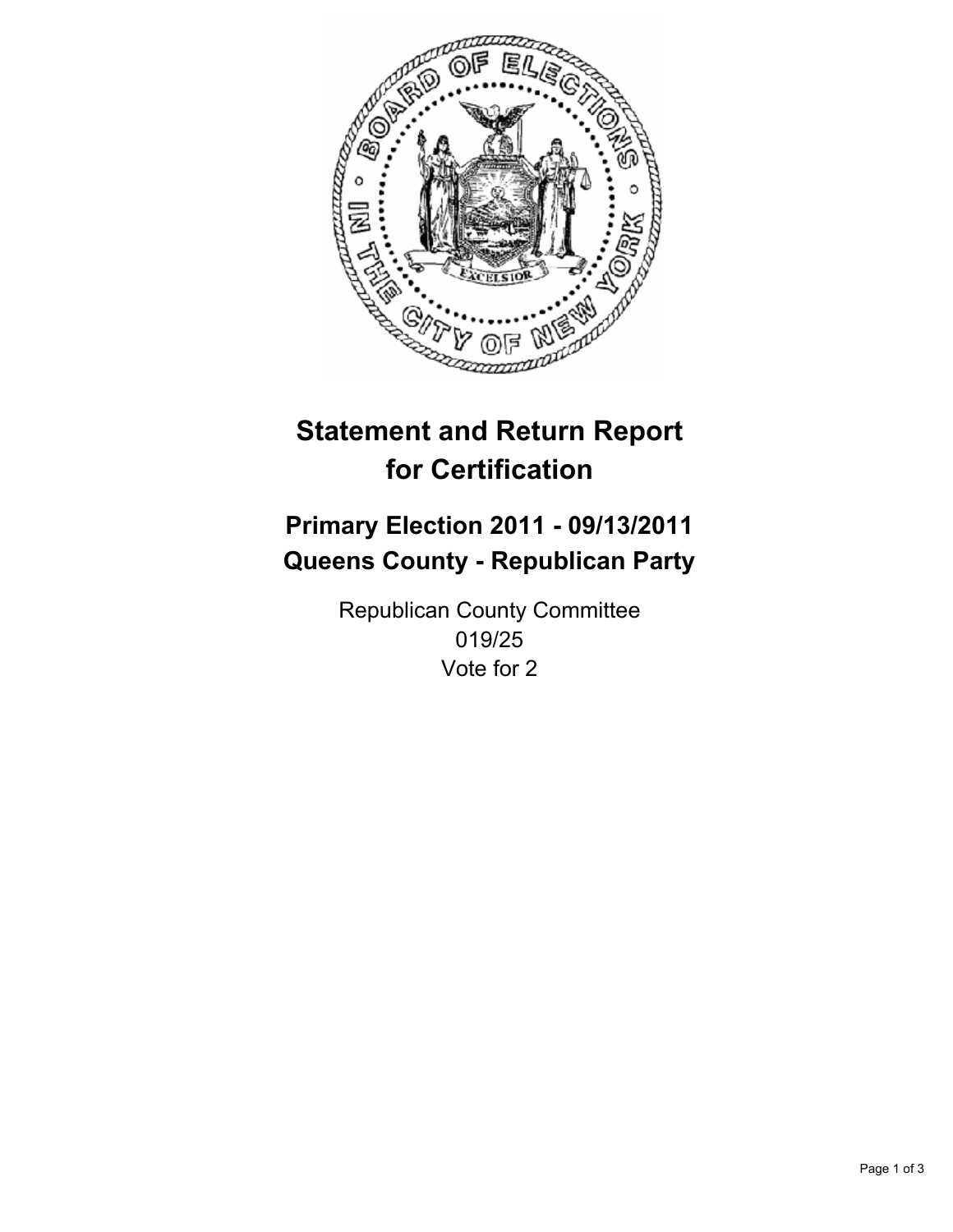# Statement and Return Report for Certification

## Primary Election 2011 - 09/13/2011
## Queens County - Republican Party

Republican County Committee
019/25
Vote for 2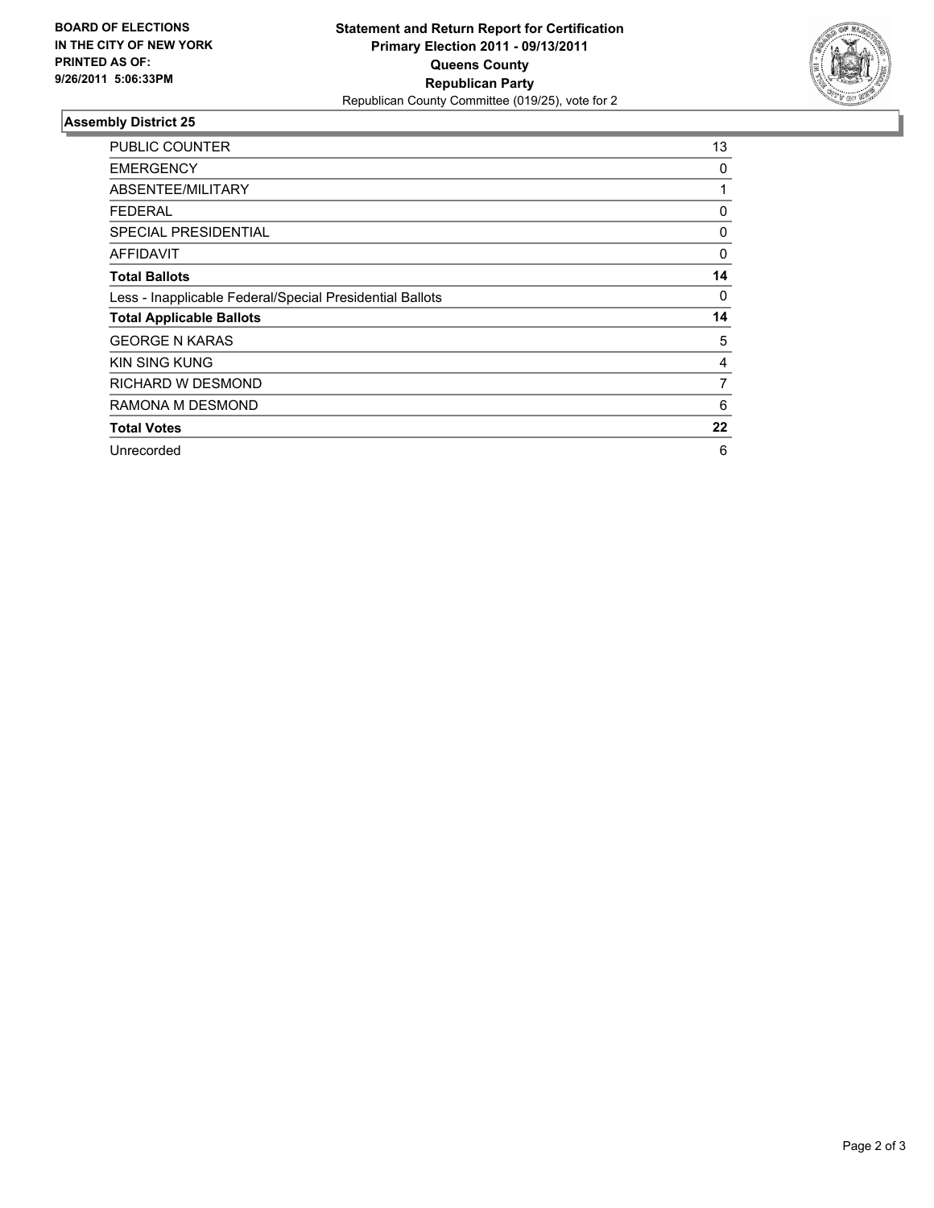**BOARD OF ELECTIONS IN THE CITY OF NEW YORK PRINTED AS OF: 9/26/2011 5:06:33PM**

**Statement and Return Report for Certification Primary Election 2011 - 09/13/2011 Queens County Republican Party**

Republican County Committee (019/25), vote for 2

## Assembly District 25

| | |
|---|---|
| PUBLIC COUNTER | 13 |
| EMERGENCY | 0 |
| ABSENTEE/MILITARY | 1 |
| FEDERAL | 0 |
| SPECIAL PRESIDENTIAL | 0 |
| AFFIDAVIT | 0 |
| **Total Ballots** | **14** |
| Less - Inapplicable Federal/Special Presidential Ballots | 0 |
| **Total Applicable Ballots** | **14** |
| GEORGE N KARAS | 5 |
| KIN SING KUNG | 4 |
| RICHARD W DESMOND | 7 |
| RAMONA M DESMOND | 6 |
| **Total Votes** | **22** |
| Unrecorded | 6 |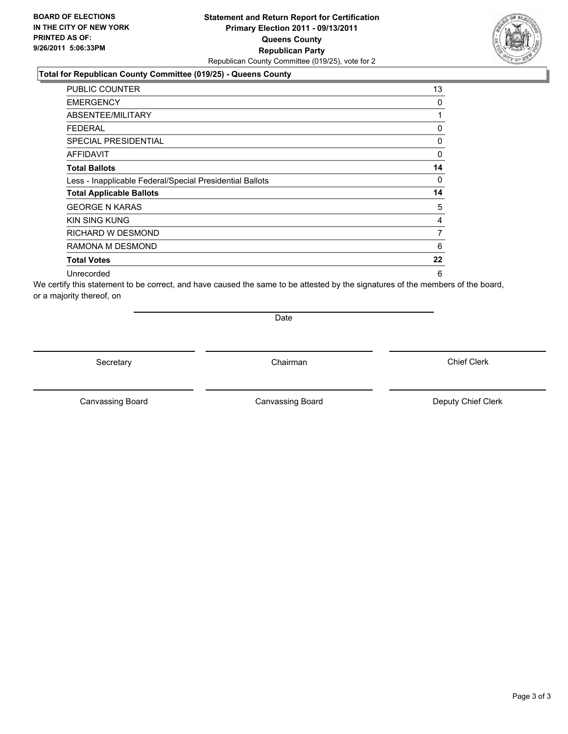**BOARD OF ELECTIONS IN THE CITY OF NEW YORK PRINTED AS OF: 9/26/2011 5:06:33PM**

**Statement and Return Report for Certification**
**Primary Election 2011 - 09/13/2011**
**Queens County**
**Republican Party**
Republican County Committee (019/25), vote for 2

**Total for Republican County Committee (019/25) - Queens County**

| | |
|---|---|
| PUBLIC COUNTER | 13 |
| EMERGENCY | 0 |
| ABSENTEE/MILITARY | 1 |
| FEDERAL | 0 |
| SPECIAL PRESIDENTIAL | 0 |
| AFFIDAVIT | 0 |
| **Total Ballots** | **14** |
| Less - Inapplicable Federal/Special Presidential Ballots | 0 |
| **Total Applicable Ballots** | **14** |
| GEORGE N KARAS | 5 |
| KIN SING KUNG | 4 |
| RICHARD W DESMOND | 7 |
| RAMONA M DESMOND | 6 |
| **Total Votes** | **22** |
| Unrecorded | 6 |

We certify this statement to be correct, and have caused the same to be attested by the signatures of the members of the board, or a majority thereof, on

Date

Secretary | Chairman | Chief Clerk

Canvassing Board | Canvassing Board | Deputy Chief Clerk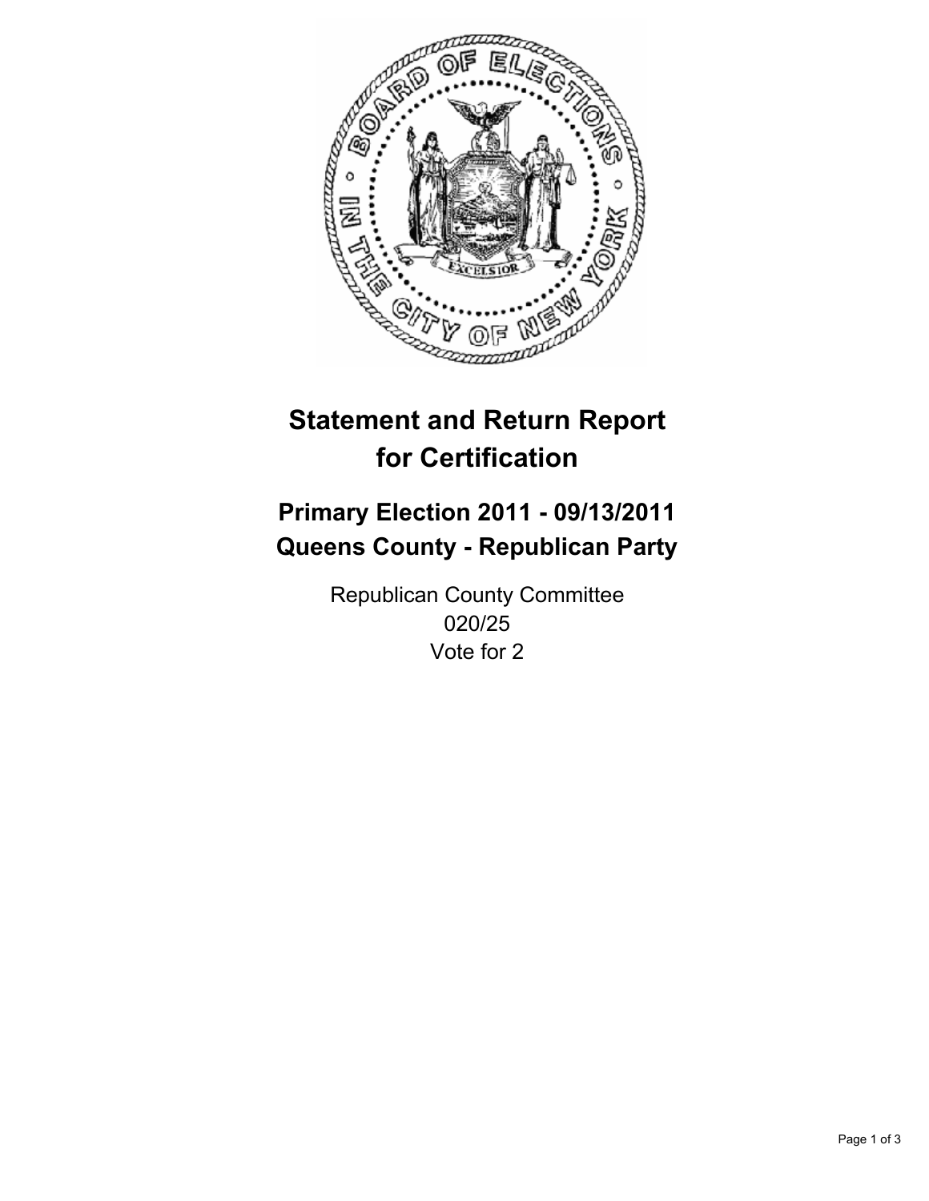# Statement and Return Report for Certification

## Primary Election 2011 - 09/13/2011
## Queens County - Republican Party

Republican County Committee
020/25
Vote for 2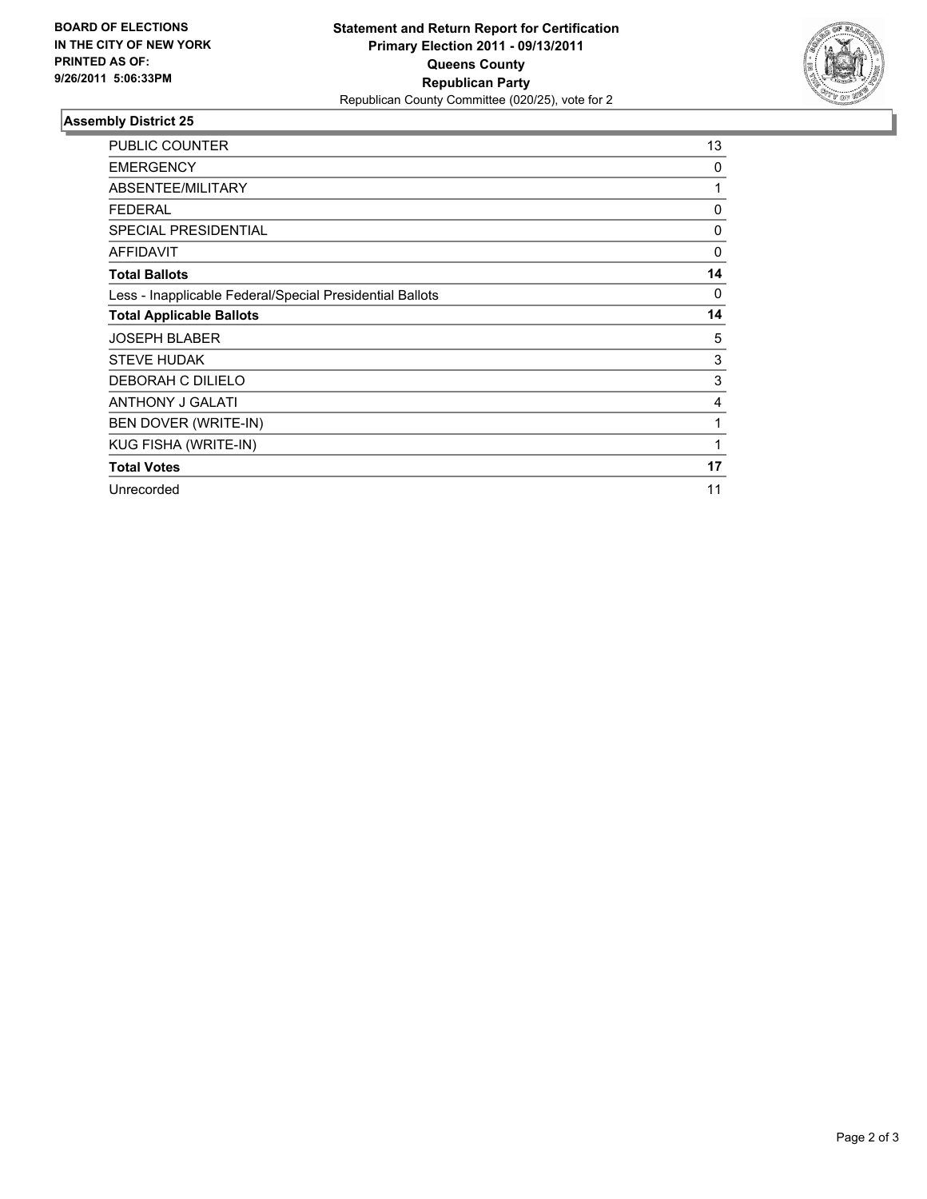**BOARD OF ELECTIONS IN THE CITY OF NEW YORK PRINTED AS OF: 9/26/2011 5:06:33PM**

**Statement and Return Report for Certification**
**Primary Election 2011 - 09/13/2011**
**Queens County**
**Republican Party**
Republican County Committee (020/25), vote for 2

## Assembly District 25

| | |
|---|---|
| PUBLIC COUNTER | 13 |
| EMERGENCY | 0 |
| ABSENTEE/MILITARY | 1 |
| FEDERAL | 0 |
| SPECIAL PRESIDENTIAL | 0 |
| AFFIDAVIT | 0 |
| **Total Ballots** | **14** |
| Less - Inapplicable Federal/Special Presidential Ballots | 0 |
| **Total Applicable Ballots** | **14** |
| JOSEPH BLABER | 5 |
| STEVE HUDAK | 3 |
| DEBORAH C DILIELO | 3 |
| ANTHONY J GALATI | 4 |
| BEN DOVER (WRITE-IN) | 1 |
| KUG FISHA (WRITE-IN) | 1 |
| **Total Votes** | **17** |
| Unrecorded | 11 |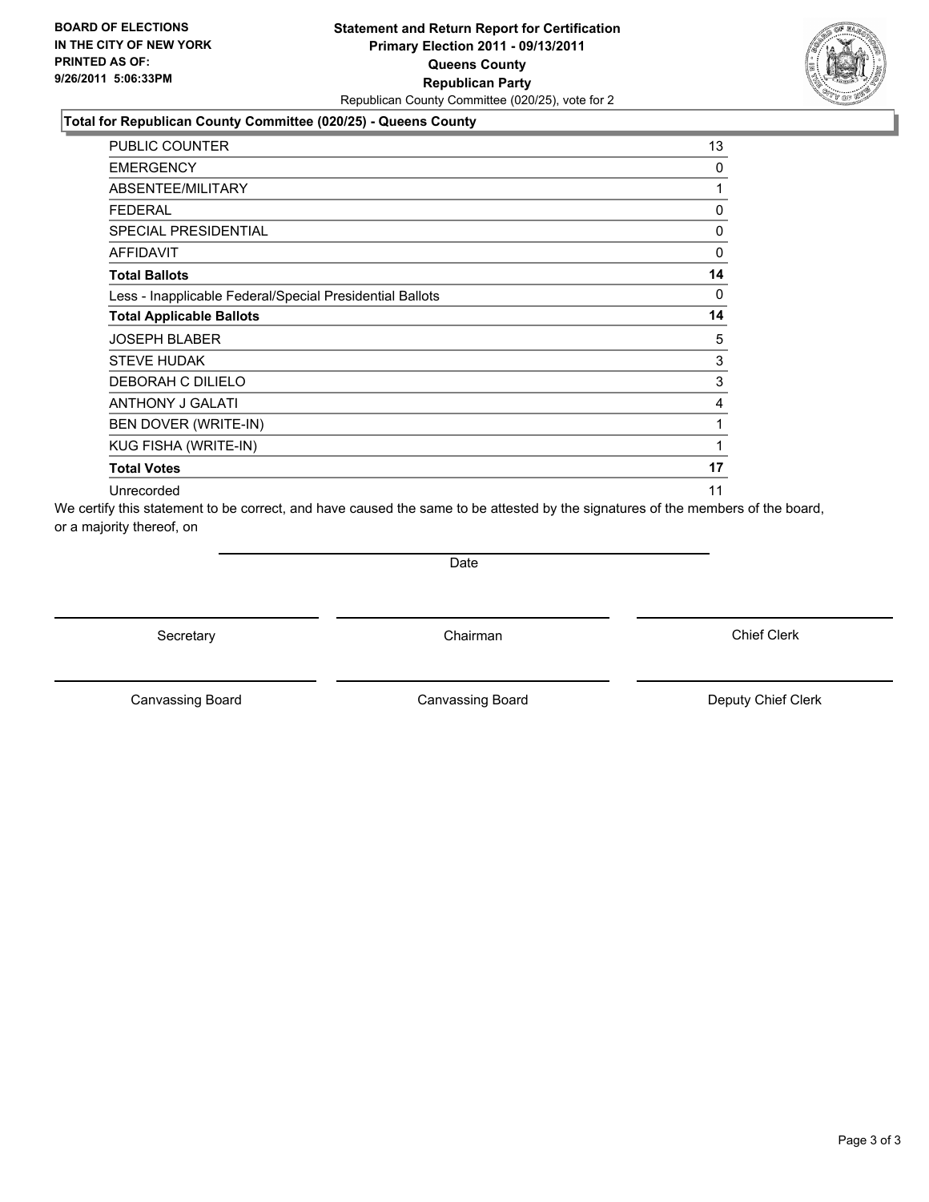**BOARD OF ELECTIONS IN THE CITY OF NEW YORK PRINTED AS OF: 9/26/2011 5:06:33PM**

**Statement and Return Report for Certification**
**Primary Election 2011 - 09/13/2011**
**Queens County**
**Republican Party**
Republican County Committee (020/25), vote for 2

**Total for Republican County Committee (020/25) - Queens County**

| | |
|---|---|
| PUBLIC COUNTER | 13 |
| EMERGENCY | 0 |
| ABSENTEE/MILITARY | 1 |
| FEDERAL | 0 |
| SPECIAL PRESIDENTIAL | 0 |
| AFFIDAVIT | 0 |
| **Total Ballots** | **14** |
| Less - Inapplicable Federal/Special Presidential Ballots | 0 |
| **Total Applicable Ballots** | **14** |
| JOSEPH BLABER | 5 |
| STEVE HUDAK | 3 |
| DEBORAH C DILIELO | 3 |
| ANTHONY J GALATI | 4 |
| BEN DOVER (WRITE-IN) | 1 |
| KUG FISHA (WRITE-IN) | 1 |
| **Total Votes** | **17** |
| Unrecorded | 11 |

We certify this statement to be correct, and have caused the same to be attested by the signatures of the members of the board, or a majority thereof, on

Date

Secretary — Chairman — Chief Clerk

Canvassing Board — Canvassing Board — Deputy Chief Clerk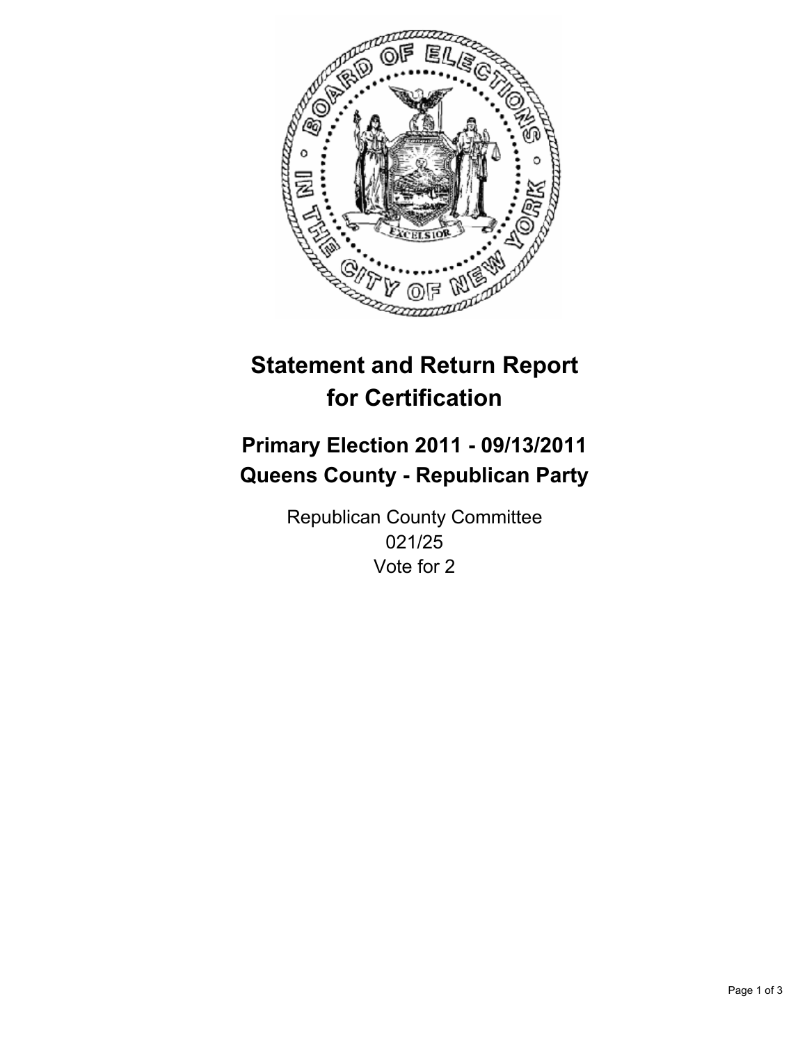# Statement and Return Report for Certification

## Primary Election 2011 - 09/13/2011
## Queens County - Republican Party

Republican County Committee
021/25
Vote for 2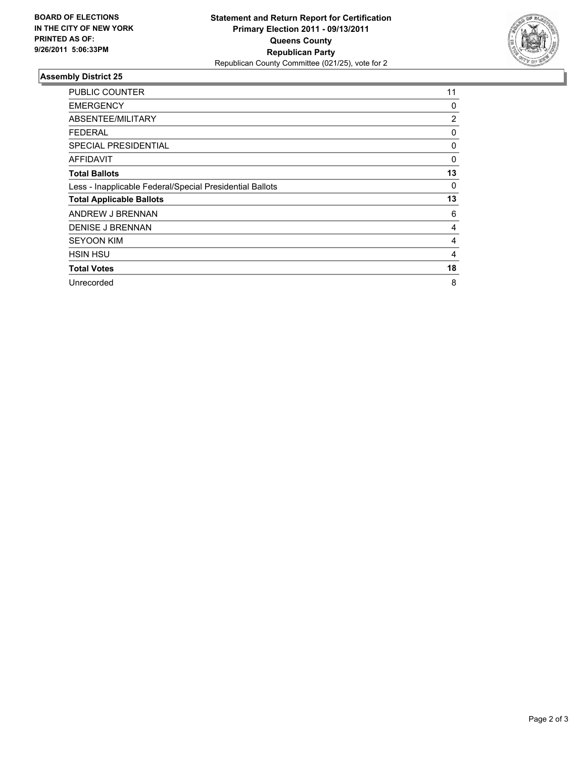**BOARD OF ELECTIONS IN THE CITY OF NEW YORK PRINTED AS OF: 9/26/2011 5:06:33PM**

# Statement and Return Report for Certification
## Primary Election 2011 - 09/13/2011
## Queens County
## Republican Party
Republican County Committee (021/25), vote for 2

### Assembly District 25

| | |
|---|---|
| PUBLIC COUNTER | 11 |
| EMERGENCY | 0 |
| ABSENTEE/MILITARY | 2 |
| FEDERAL | 0 |
| SPECIAL PRESIDENTIAL | 0 |
| AFFIDAVIT | 0 |
| **Total Ballots** | **13** |
| Less - Inapplicable Federal/Special Presidential Ballots | 0 |
| **Total Applicable Ballots** | **13** |
| ANDREW J BRENNAN | 6 |
| DENISE J BRENNAN | 4 |
| SEYOON KIM | 4 |
| HSIN HSU | 4 |
| **Total Votes** | **18** |
| Unrecorded | 8 |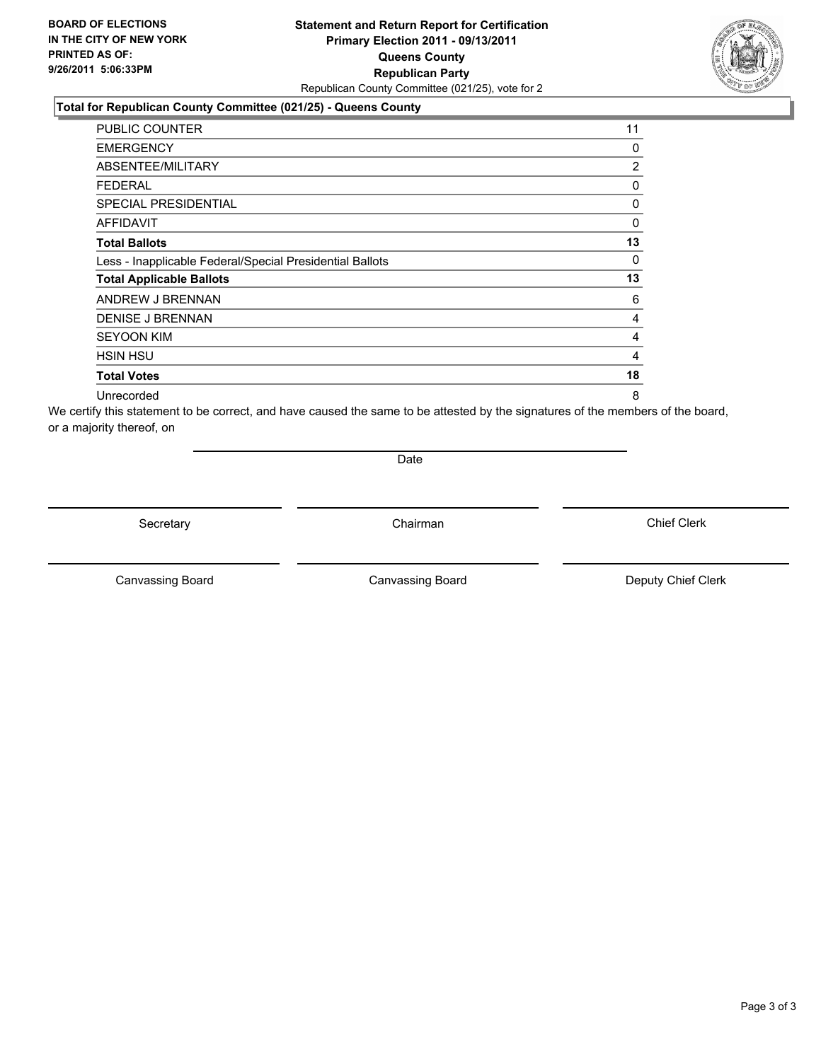**BOARD OF ELECTIONS IN THE CITY OF NEW YORK PRINTED AS OF: 9/26/2011 5:06:33PM**

**Statement and Return Report for Certification Primary Election 2011 - 09/13/2011 Queens County Republican Party**

Republican County Committee (021/25), vote for 2

### Total for Republican County Committee (021/25) - Queens County

| | |
|---|---|
| PUBLIC COUNTER | 11 |
| EMERGENCY | 0 |
| ABSENTEE/MILITARY | 2 |
| FEDERAL | 0 |
| SPECIAL PRESIDENTIAL | 0 |
| AFFIDAVIT | 0 |
| **Total Ballots** | **13** |
| Less - Inapplicable Federal/Special Presidential Ballots | 0 |
| **Total Applicable Ballots** | **13** |
| ANDREW J BRENNAN | 6 |
| DENISE J BRENNAN | 4 |
| SEYOON KIM | 4 |
| HSIN HSU | 4 |
| **Total Votes** | **18** |
| Unrecorded | 8 |

We certify this statement to be correct, and have caused the same to be attested by the signatures of the members of the board, or a majority thereof, on

Date

Secretary | Chairman | Chief Clerk

Canvassing Board | Canvassing Board | Deputy Chief Clerk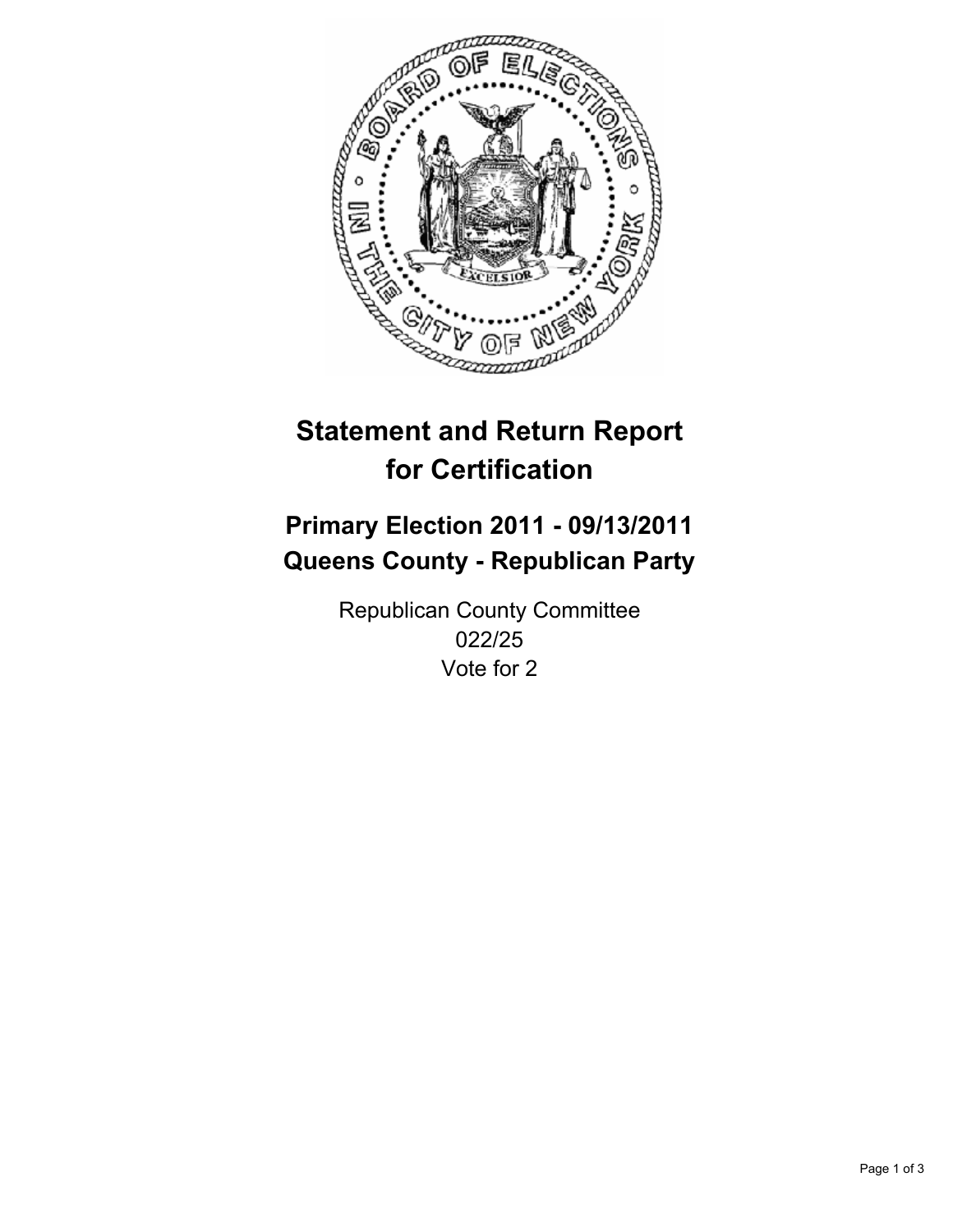# Statement and Return Report for Certification

## Primary Election 2011 - 09/13/2011
## Queens County - Republican Party

Republican County Committee
022/25
Vote for 2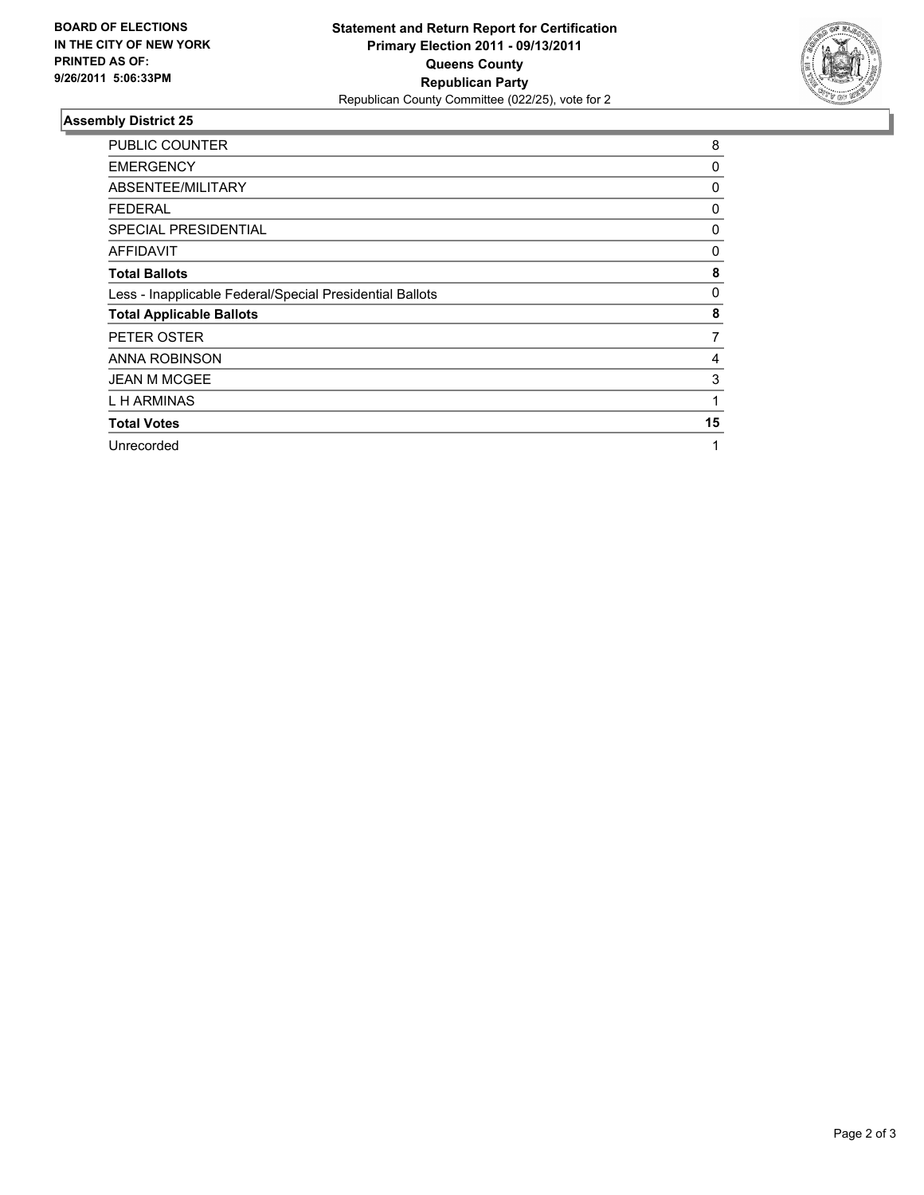**BOARD OF ELECTIONS**
**IN THE CITY OF NEW YORK**
**PRINTED AS OF:**
**9/26/2011 5:06:33PM**

**Statement and Return Report for Certification**
**Primary Election 2011 - 09/13/2011**
**Queens County**
**Republican Party**
Republican County Committee (022/25), vote for 2

### Assembly District 25

| | |
|---|---|
| PUBLIC COUNTER | 8 |
| EMERGENCY | 0 |
| ABSENTEE/MILITARY | 0 |
| FEDERAL | 0 |
| SPECIAL PRESIDENTIAL | 0 |
| AFFIDAVIT | 0 |
| **Total Ballots** | **8** |
| Less - Inapplicable Federal/Special Presidential Ballots | 0 |
| **Total Applicable Ballots** | **8** |
| PETER OSTER | 7 |
| ANNA ROBINSON | 4 |
| JEAN M MCGEE | 3 |
| L H ARMINAS | 1 |
| **Total Votes** | **15** |
| Unrecorded | 1 |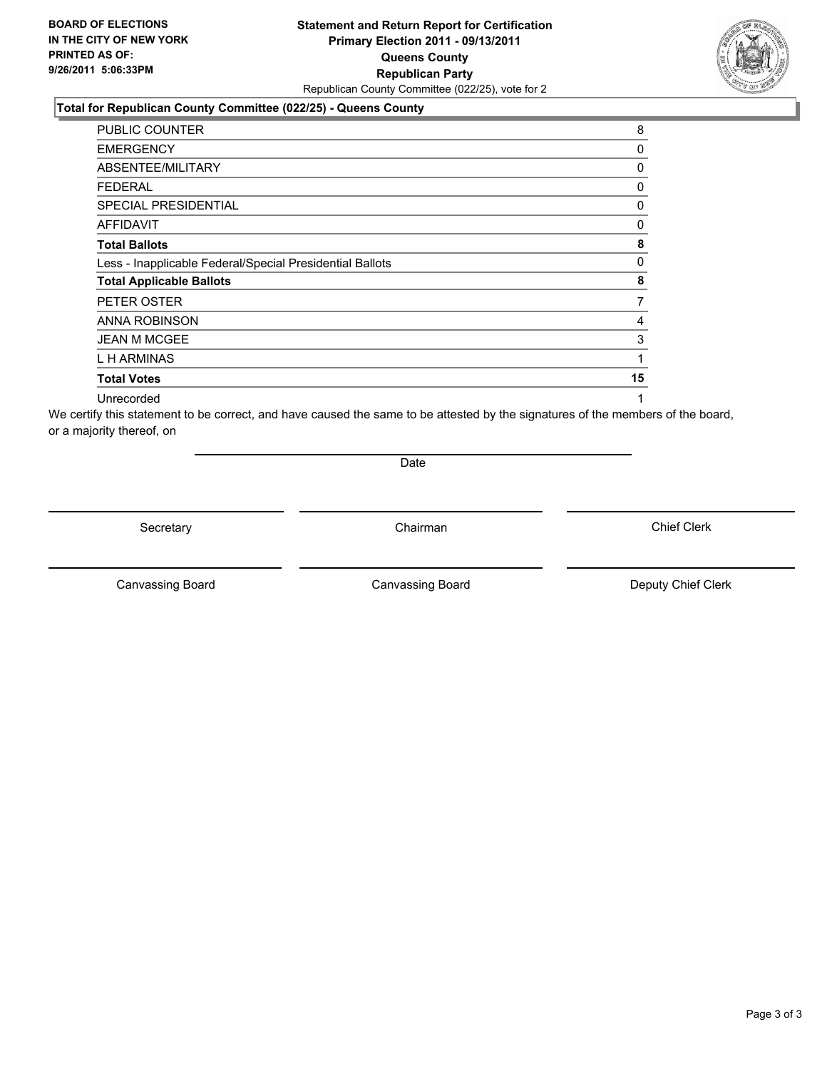**BOARD OF ELECTIONS IN THE CITY OF NEW YORK PRINTED AS OF: 9/26/2011 5:06:33PM**

**Statement and Return Report for Certification Primary Election 2011 - 09/13/2011 Queens County Republican Party**

Republican County Committee (022/25), vote for 2

**Total for Republican County Committee (022/25) - Queens County**

| | |
|---|---|
| PUBLIC COUNTER | 8 |
| EMERGENCY | 0 |
| ABSENTEE/MILITARY | 0 |
| FEDERAL | 0 |
| SPECIAL PRESIDENTIAL | 0 |
| AFFIDAVIT | 0 |
| **Total Ballots** | **8** |
| Less - Inapplicable Federal/Special Presidential Ballots | 0 |
| **Total Applicable Ballots** | **8** |
| PETER OSTER | 7 |
| ANNA ROBINSON | 4 |
| JEAN M MCGEE | 3 |
| L H ARMINAS | 1 |
| **Total Votes** | **15** |
| Unrecorded | 1 |

We certify this statement to be correct, and have caused the same to be attested by the signatures of the members of the board, or a majority thereof, on

Date

Secretary | Chairman | Chief Clerk

Canvassing Board | Canvassing Board | Deputy Chief Clerk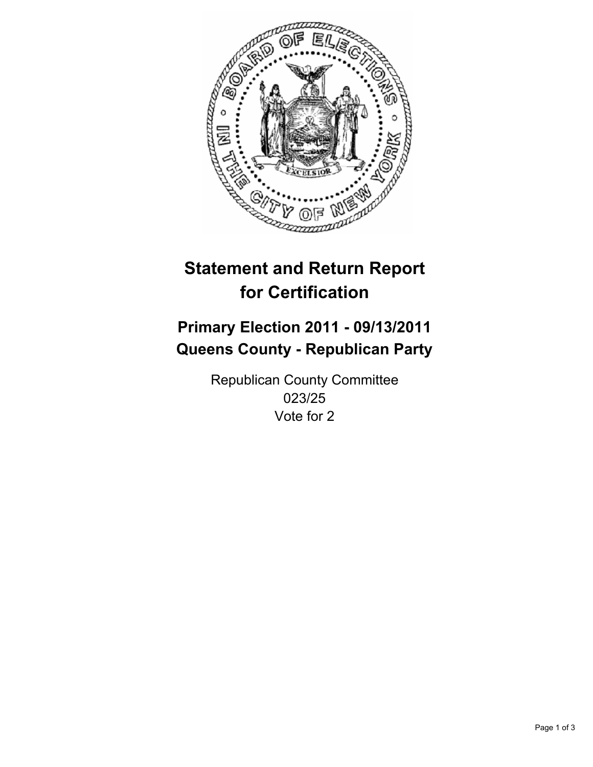# Statement and Return Report for Certification

## Primary Election 2011 - 09/13/2011
## Queens County - Republican Party

Republican County Committee
023/25
Vote for 2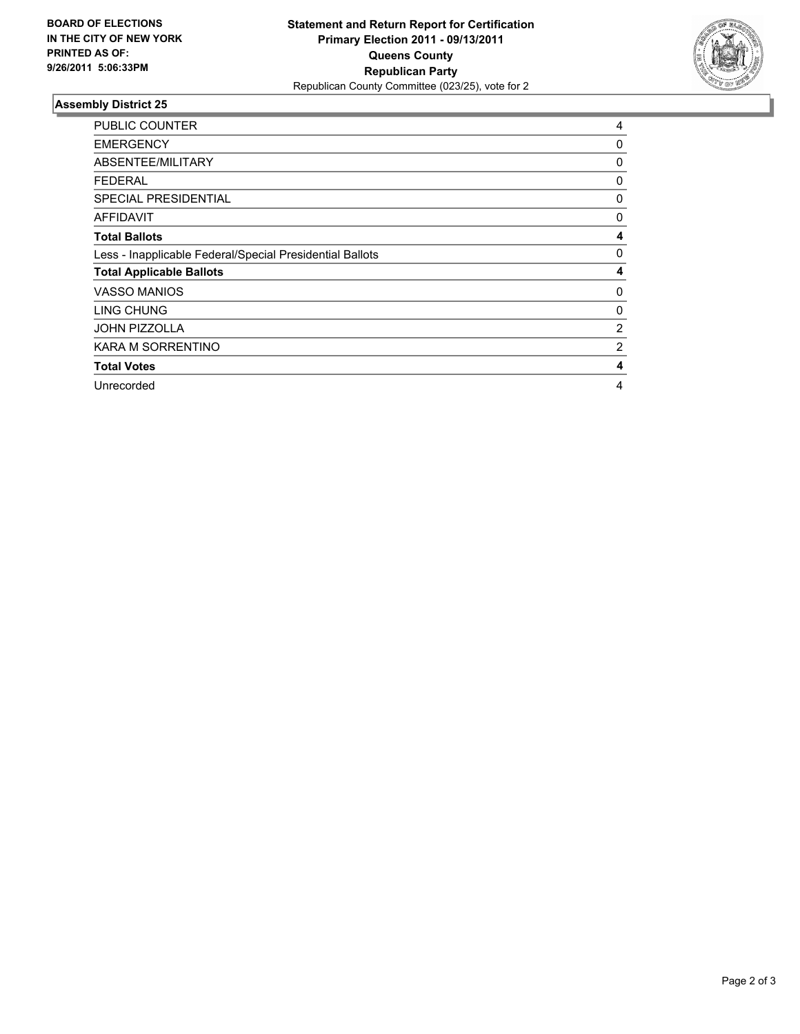**BOARD OF ELECTIONS IN THE CITY OF NEW YORK PRINTED AS OF: 9/26/2011 5:06:33PM**

# Statement and Return Report for Certification
## Primary Election 2011 - 09/13/2011
## Queens County
## Republican Party
Republican County Committee (023/25), vote for 2

### Assembly District 25

| | |
|---|---|
| PUBLIC COUNTER | 4 |
| EMERGENCY | 0 |
| ABSENTEE/MILITARY | 0 |
| FEDERAL | 0 |
| SPECIAL PRESIDENTIAL | 0 |
| AFFIDAVIT | 0 |
| **Total Ballots** | **4** |
| Less - Inapplicable Federal/Special Presidential Ballots | 0 |
| **Total Applicable Ballots** | **4** |
| VASSO MANIOS | 0 |
| LING CHUNG | 0 |
| JOHN PIZZOLLA | 2 |
| KARA M SORRENTINO | 2 |
| **Total Votes** | **4** |
| Unrecorded | 4 |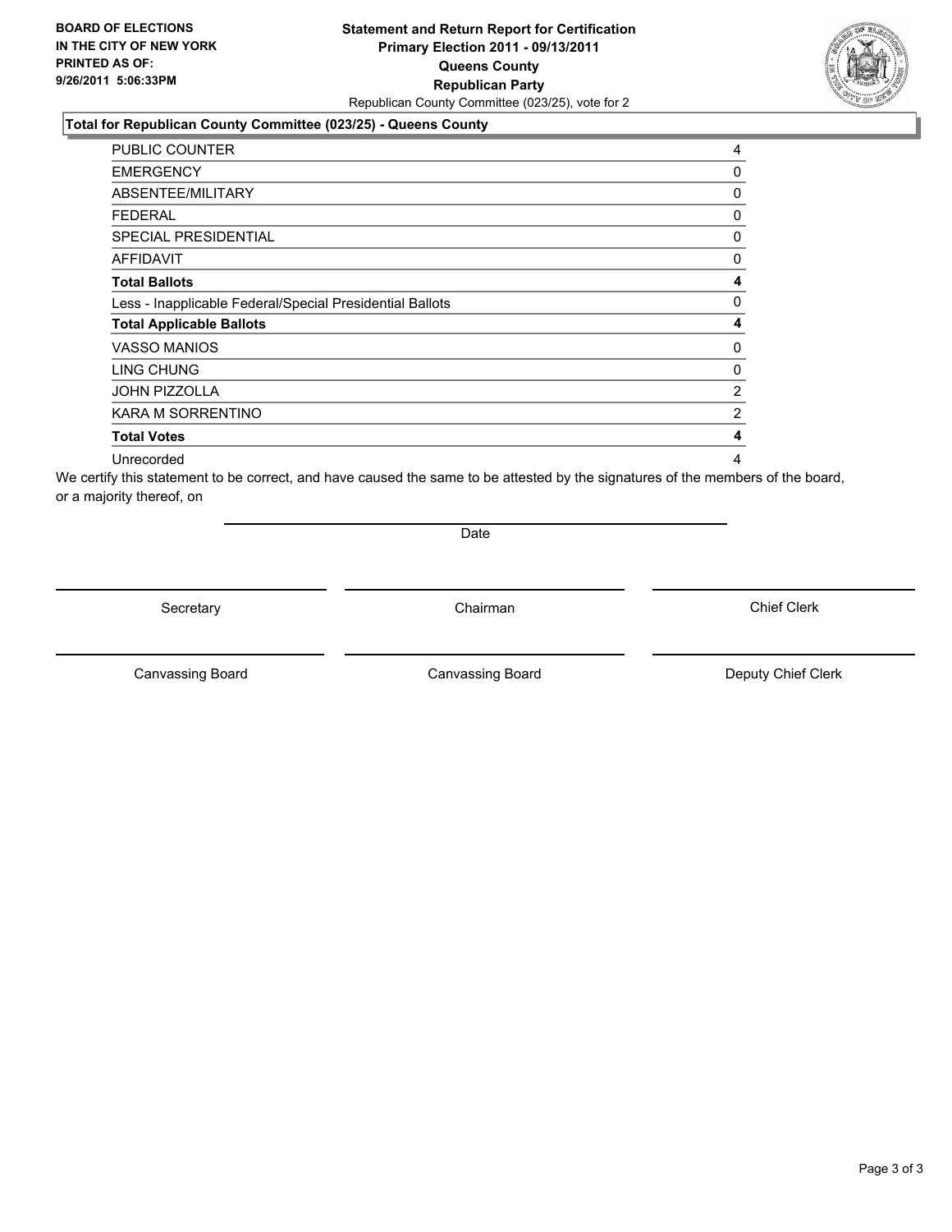**BOARD OF ELECTIONS IN THE CITY OF NEW YORK PRINTED AS OF: 9/26/2011 5:06:33PM**

# Statement and Return Report for Certification Primary Election 2011 - 09/13/2011 Queens County Republican Party

Republican County Committee (023/25), vote for 2

## Total for Republican County Committee (023/25) - Queens County

| | |
|---|---|
| PUBLIC COUNTER | 4 |
| EMERGENCY | 0 |
| ABSENTEE/MILITARY | 0 |
| FEDERAL | 0 |
| SPECIAL PRESIDENTIAL | 0 |
| AFFIDAVIT | 0 |
| **Total Ballots** | **4** |
| Less - Inapplicable Federal/Special Presidential Ballots | 0 |
| **Total Applicable Ballots** | **4** |
| VASSO MANIOS | 0 |
| LING CHUNG | 0 |
| JOHN PIZZOLLA | 2 |
| KARA M SORRENTINO | 2 |
| **Total Votes** | **4** |
| Unrecorded | 4 |

We certify this statement to be correct, and have caused the same to be attested by the signatures of the members of the board, or a majority thereof, on

Date

Secretary | Chairman | Chief Clerk

Canvassing Board | Canvassing Board | Deputy Chief Clerk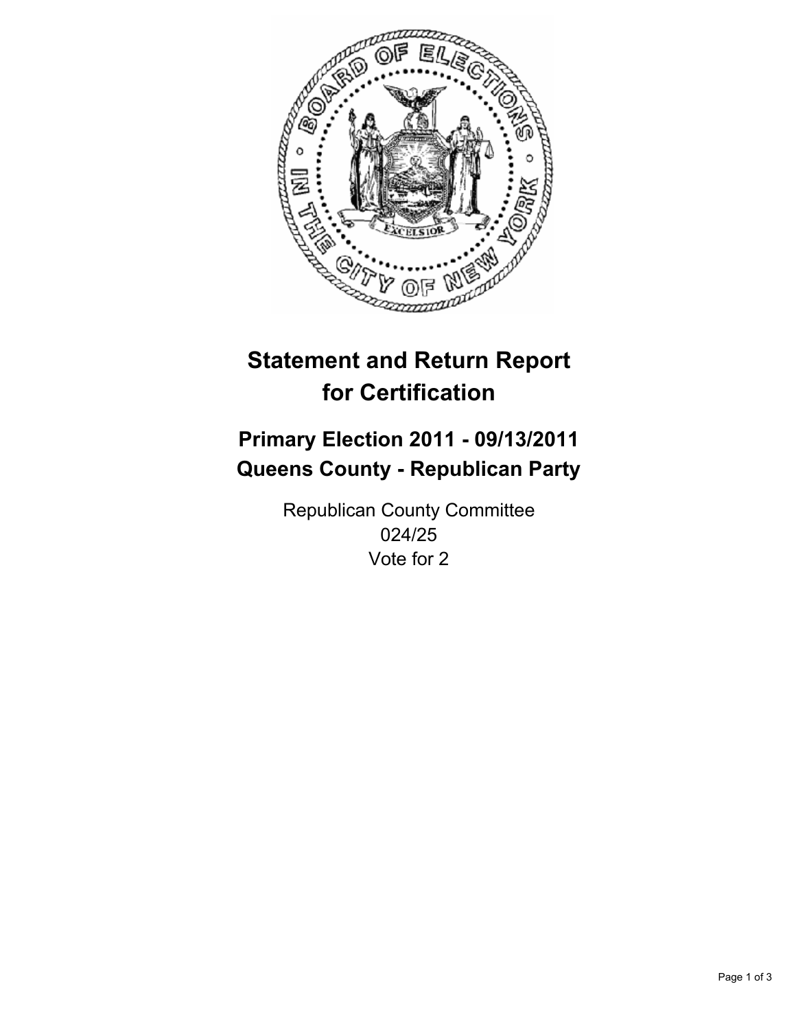# Statement and Return Report for Certification

## Primary Election 2011 - 09/13/2011
## Queens County - Republican Party

Republican County Committee
024/25
Vote for 2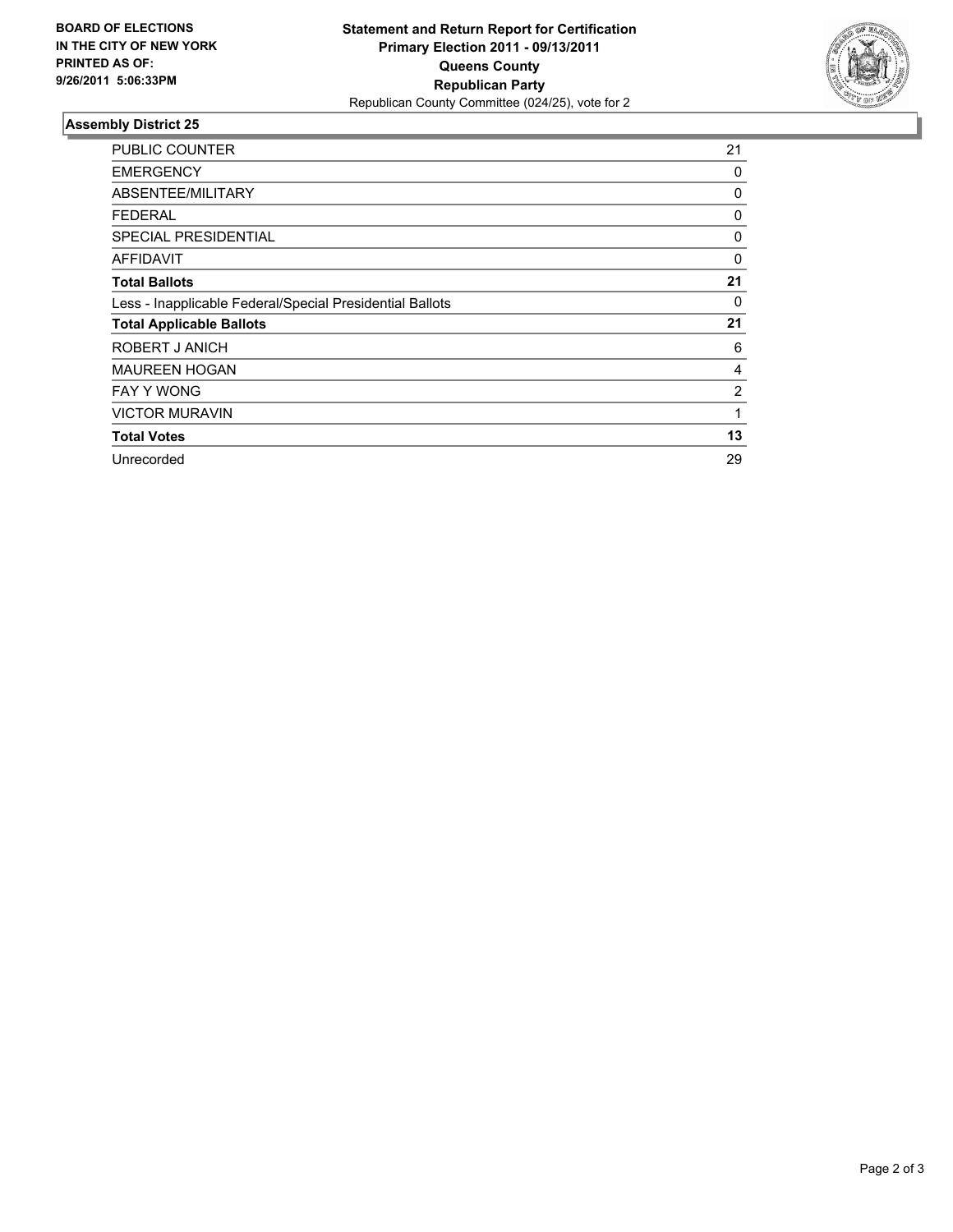**BOARD OF ELECTIONS IN THE CITY OF NEW YORK PRINTED AS OF: 9/26/2011 5:06:33PM**

**Statement and Return Report for Certification**
**Primary Election 2011 - 09/13/2011**
**Queens County**
**Republican Party**
Republican County Committee (024/25), vote for 2

## Assembly District 25

| | |
|---|---|
| PUBLIC COUNTER | 21 |
| EMERGENCY | 0 |
| ABSENTEE/MILITARY | 0 |
| FEDERAL | 0 |
| SPECIAL PRESIDENTIAL | 0 |
| AFFIDAVIT | 0 |
| **Total Ballots** | **21** |
| Less - Inapplicable Federal/Special Presidential Ballots | 0 |
| **Total Applicable Ballots** | **21** |
| ROBERT J ANICH | 6 |
| MAUREEN HOGAN | 4 |
| FAY Y WONG | 2 |
| VICTOR MURAVIN | 1 |
| **Total Votes** | **13** |
| Unrecorded | 29 |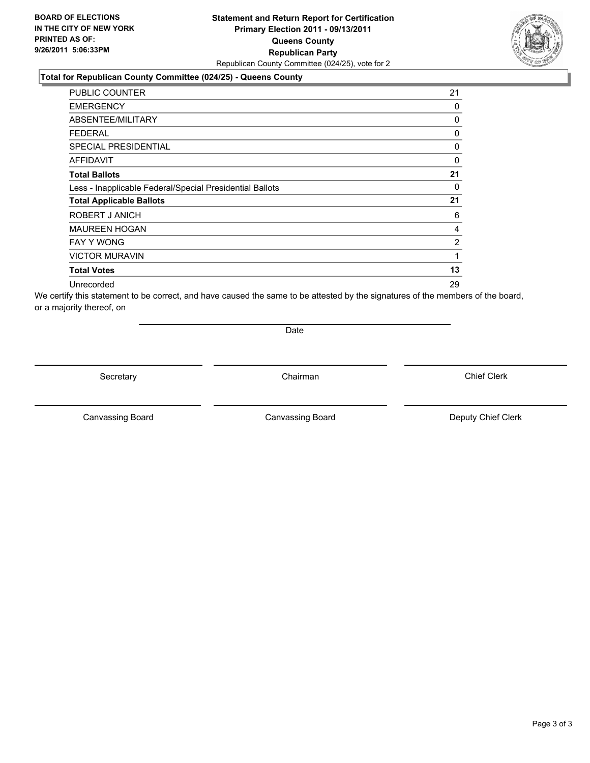**BOARD OF ELECTIONS IN THE CITY OF NEW YORK PRINTED AS OF: 9/26/2011 5:06:33PM**

**Statement and Return Report for Certification Primary Election 2011 - 09/13/2011 Queens County Republican Party**

Republican County Committee (024/25), vote for 2

### Total for Republican County Committee (024/25) - Queens County

| | |
|---|---|
| PUBLIC COUNTER | 21 |
| EMERGENCY | 0 |
| ABSENTEE/MILITARY | 0 |
| FEDERAL | 0 |
| SPECIAL PRESIDENTIAL | 0 |
| AFFIDAVIT | 0 |
| **Total Ballots** | **21** |
| Less - Inapplicable Federal/Special Presidential Ballots | 0 |
| **Total Applicable Ballots** | **21** |
| ROBERT J ANICH | 6 |
| MAUREEN HOGAN | 4 |
| FAY Y WONG | 2 |
| VICTOR MURAVIN | 1 |
| **Total Votes** | **13** |
| Unrecorded | 29 |

We certify this statement to be correct, and have caused the same to be attested by the signatures of the members of the board, or a majority thereof, on

Date

Secretary

Chairman

Chief Clerk

Canvassing Board

Canvassing Board

Deputy Chief Clerk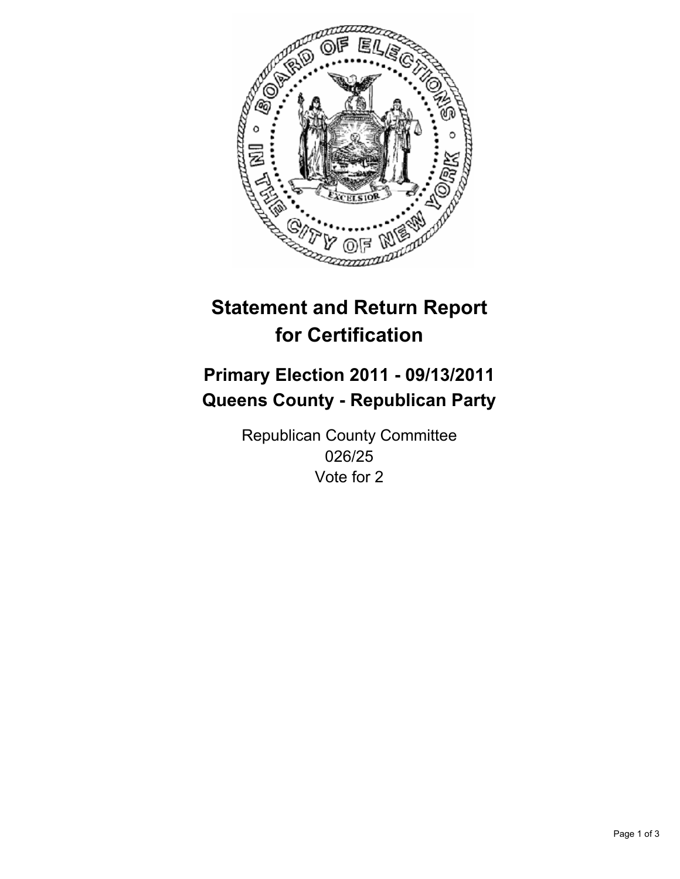# Statement and Return Report for Certification

## Primary Election 2011 - 09/13/2011
## Queens County - Republican Party

Republican County Committee
026/25
Vote for 2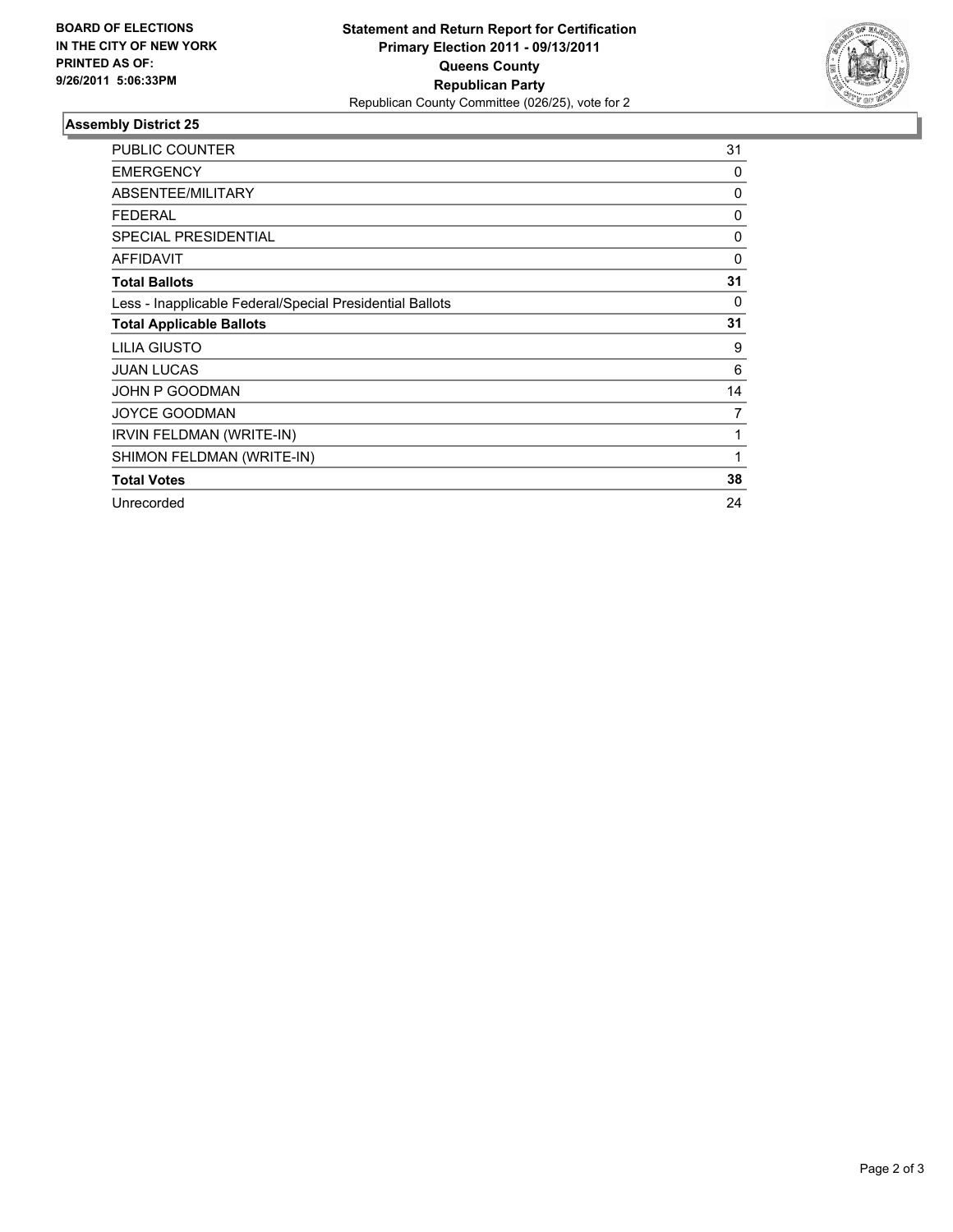**BOARD OF ELECTIONS IN THE CITY OF NEW YORK PRINTED AS OF: 9/26/2011 5:06:33PM**

**Statement and Return Report for Certification**
**Primary Election 2011 - 09/13/2011**
**Queens County**
**Republican Party**
Republican County Committee (026/25), vote for 2

## Assembly District 25

| | |
|---|---|
| PUBLIC COUNTER | 31 |
| EMERGENCY | 0 |
| ABSENTEE/MILITARY | 0 |
| FEDERAL | 0 |
| SPECIAL PRESIDENTIAL | 0 |
| AFFIDAVIT | 0 |
| **Total Ballots** | **31** |
| Less - Inapplicable Federal/Special Presidential Ballots | 0 |
| **Total Applicable Ballots** | **31** |
| LILIA GIUSTO | 9 |
| JUAN LUCAS | 6 |
| JOHN P GOODMAN | 14 |
| JOYCE GOODMAN | 7 |
| IRVIN FELDMAN (WRITE-IN) | 1 |
| SHIMON FELDMAN (WRITE-IN) | 1 |
| **Total Votes** | **38** |
| Unrecorded | 24 |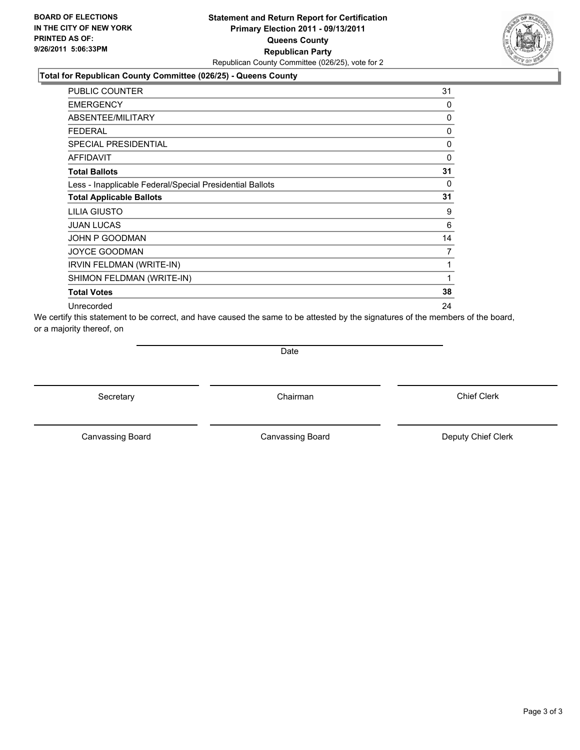**BOARD OF ELECTIONS IN THE CITY OF NEW YORK PRINTED AS OF: 9/26/2011 5:06:33PM**

**Statement and Return Report for Certification**
**Primary Election 2011 - 09/13/2011**
**Queens County**
**Republican Party**
Republican County Committee (026/25), vote for 2

### Total for Republican County Committee (026/25) - Queens County

| | |
|---|---|
| PUBLIC COUNTER | 31 |
| EMERGENCY | 0 |
| ABSENTEE/MILITARY | 0 |
| FEDERAL | 0 |
| SPECIAL PRESIDENTIAL | 0 |
| AFFIDAVIT | 0 |
| **Total Ballots** | **31** |
| Less - Inapplicable Federal/Special Presidential Ballots | 0 |
| **Total Applicable Ballots** | **31** |
| LILIA GIUSTO | 9 |
| JUAN LUCAS | 6 |
| JOHN P GOODMAN | 14 |
| JOYCE GOODMAN | 7 |
| IRVIN FELDMAN (WRITE-IN) | 1 |
| SHIMON FELDMAN (WRITE-IN) | 1 |
| **Total Votes** | **38** |
| Unrecorded | 24 |

We certify this statement to be correct, and have caused the same to be attested by the signatures of the members of the board, or a majority thereof, on

Date

Secretary | Chairman | Chief Clerk

Canvassing Board | Canvassing Board | Deputy Chief Clerk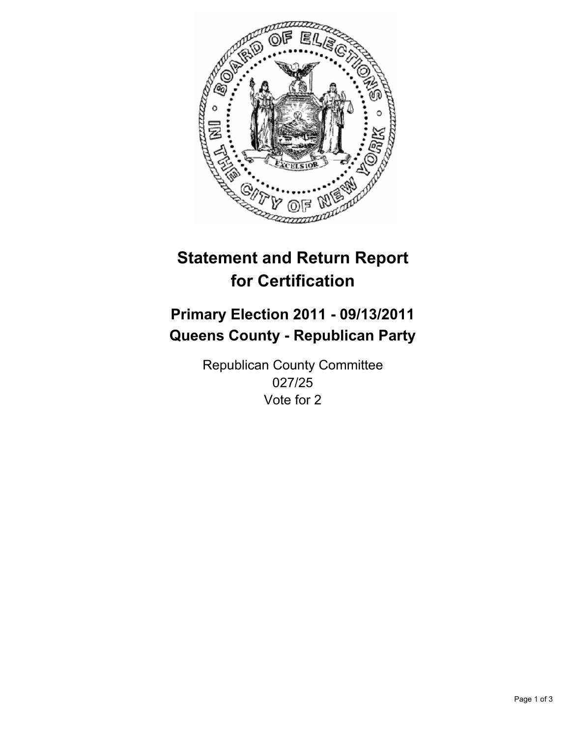# Statement and Return Report for Certification

## Primary Election 2011 - 09/13/2011
## Queens County - Republican Party

Republican County Committee
027/25
Vote for 2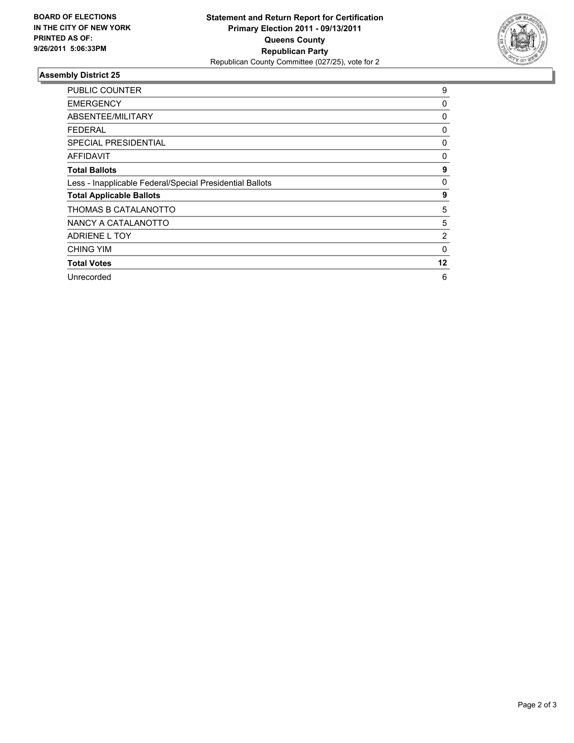**BOARD OF ELECTIONS IN THE CITY OF NEW YORK PRINTED AS OF: 9/26/2011 5:06:33PM**

**Statement and Return Report for Certification**
**Primary Election 2011 - 09/13/2011**
**Queens County**
**Republican Party**
Republican County Committee (027/25), vote for 2

### Assembly District 25

| | |
|---|---|
| PUBLIC COUNTER | 9 |
| EMERGENCY | 0 |
| ABSENTEE/MILITARY | 0 |
| FEDERAL | 0 |
| SPECIAL PRESIDENTIAL | 0 |
| AFFIDAVIT | 0 |
| **Total Ballots** | **9** |
| Less - Inapplicable Federal/Special Presidential Ballots | 0 |
| **Total Applicable Ballots** | **9** |
| THOMAS B CATALANOTTO | 5 |
| NANCY A CATALANOTTO | 5 |
| ADRIENE L TOY | 2 |
| CHING YIM | 0 |
| **Total Votes** | **12** |
| Unrecorded | 6 |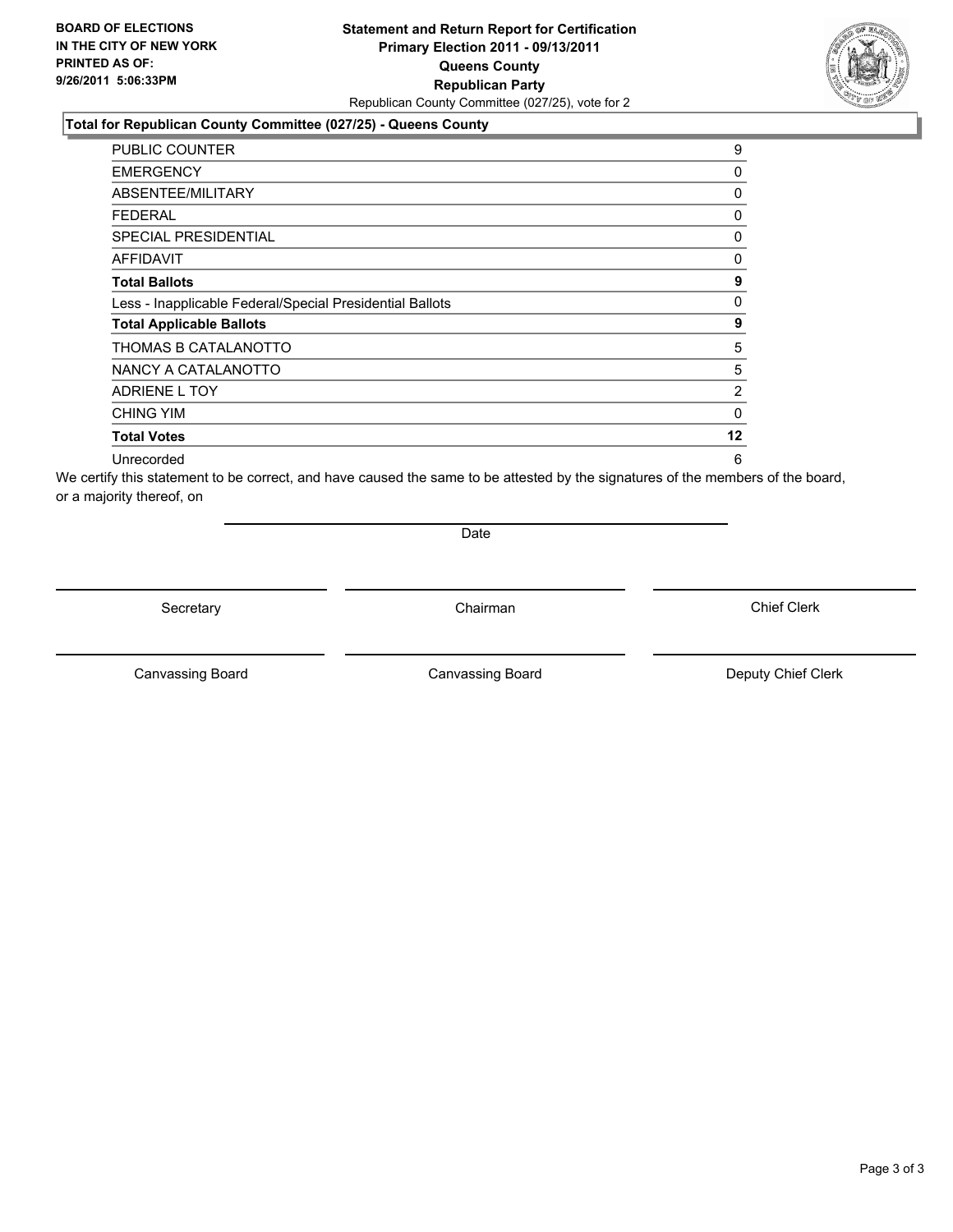**BOARD OF ELECTIONS IN THE CITY OF NEW YORK PRINTED AS OF: 9/26/2011 5:06:33PM**

**Statement and Return Report for Certification**
**Primary Election 2011 - 09/13/2011**
**Queens County**
**Republican Party**
Republican County Committee (027/25), vote for 2

### Total for Republican County Committee (027/25) - Queens County

| | |
|---|---|
| PUBLIC COUNTER | 9 |
| EMERGENCY | 0 |
| ABSENTEE/MILITARY | 0 |
| FEDERAL | 0 |
| SPECIAL PRESIDENTIAL | 0 |
| AFFIDAVIT | 0 |
| **Total Ballots** | **9** |
| Less - Inapplicable Federal/Special Presidential Ballots | 0 |
| **Total Applicable Ballots** | **9** |
| THOMAS B CATALANOTTO | 5 |
| NANCY A CATALANOTTO | 5 |
| ADRIENE L TOY | 2 |
| CHING YIM | 0 |
| **Total Votes** | **12** |
| Unrecorded | 6 |

We certify this statement to be correct, and have caused the same to be attested by the signatures of the members of the board, or a majority thereof, on

Date

Secretary | Chairman | Chief Clerk

Canvassing Board | Canvassing Board | Deputy Chief Clerk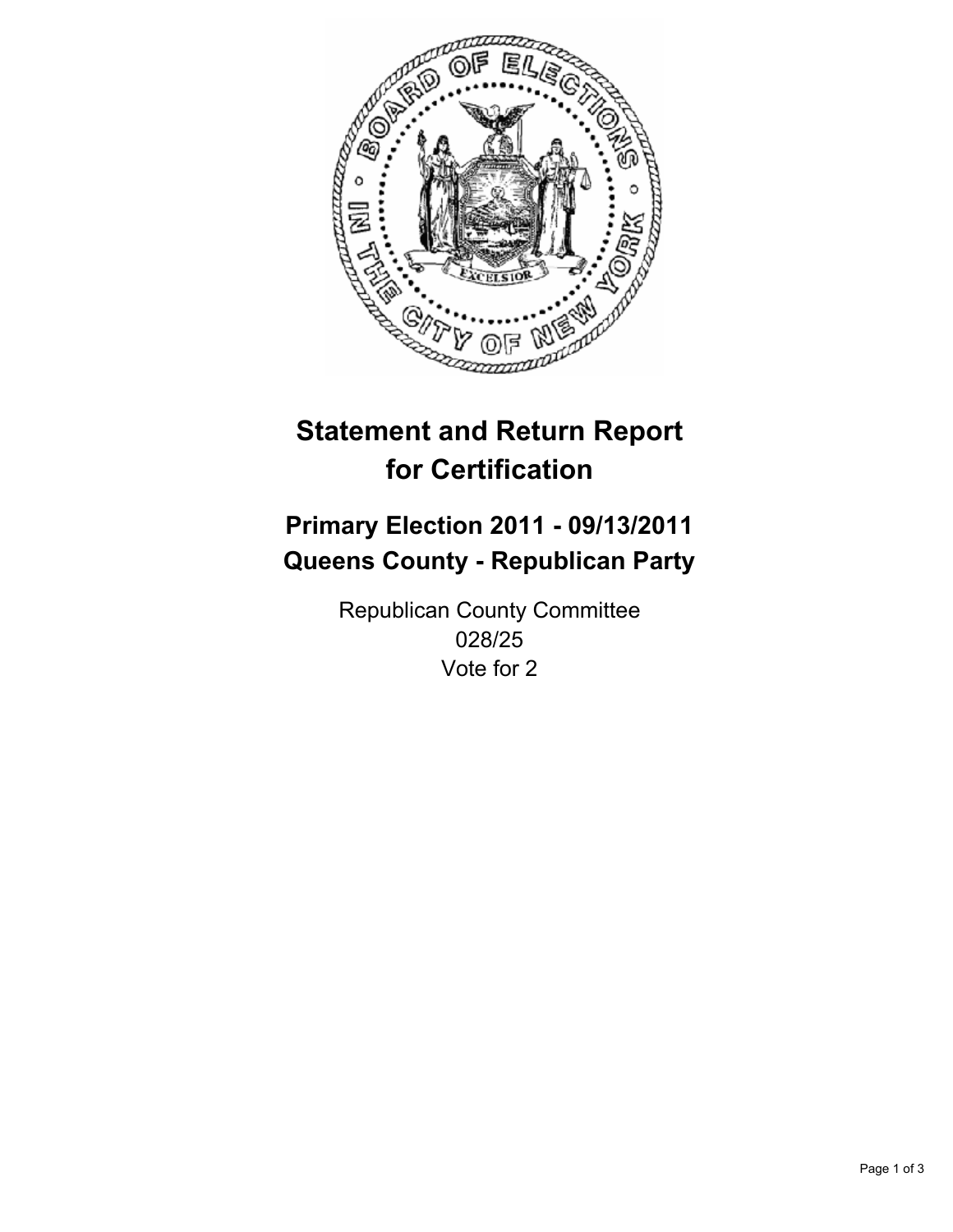# Statement and Return Report for Certification

## Primary Election 2011 - 09/13/2011
## Queens County - Republican Party

Republican County Committee
028/25
Vote for 2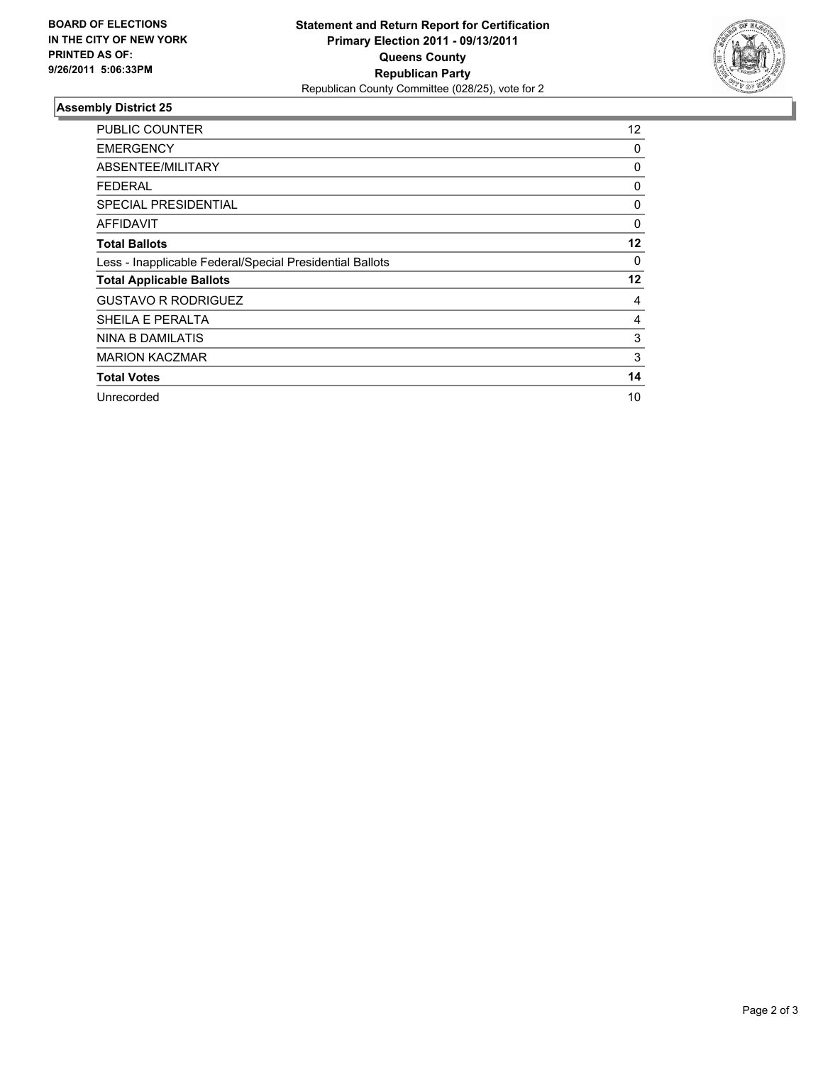**BOARD OF ELECTIONS IN THE CITY OF NEW YORK PRINTED AS OF: 9/26/2011 5:06:33PM**

**Statement and Return Report for Certification**
**Primary Election 2011 - 09/13/2011**
**Queens County**
**Republican Party**
Republican County Committee (028/25), vote for 2

## Assembly District 25

| | |
|---|---|
| PUBLIC COUNTER | 12 |
| EMERGENCY | 0 |
| ABSENTEE/MILITARY | 0 |
| FEDERAL | 0 |
| SPECIAL PRESIDENTIAL | 0 |
| AFFIDAVIT | 0 |
| **Total Ballots** | **12** |
| Less - Inapplicable Federal/Special Presidential Ballots | 0 |
| **Total Applicable Ballots** | **12** |
| GUSTAVO R RODRIGUEZ | 4 |
| SHEILA E PERALTA | 4 |
| NINA B DAMILATIS | 3 |
| MARION KACZMAR | 3 |
| **Total Votes** | **14** |
| Unrecorded | 10 |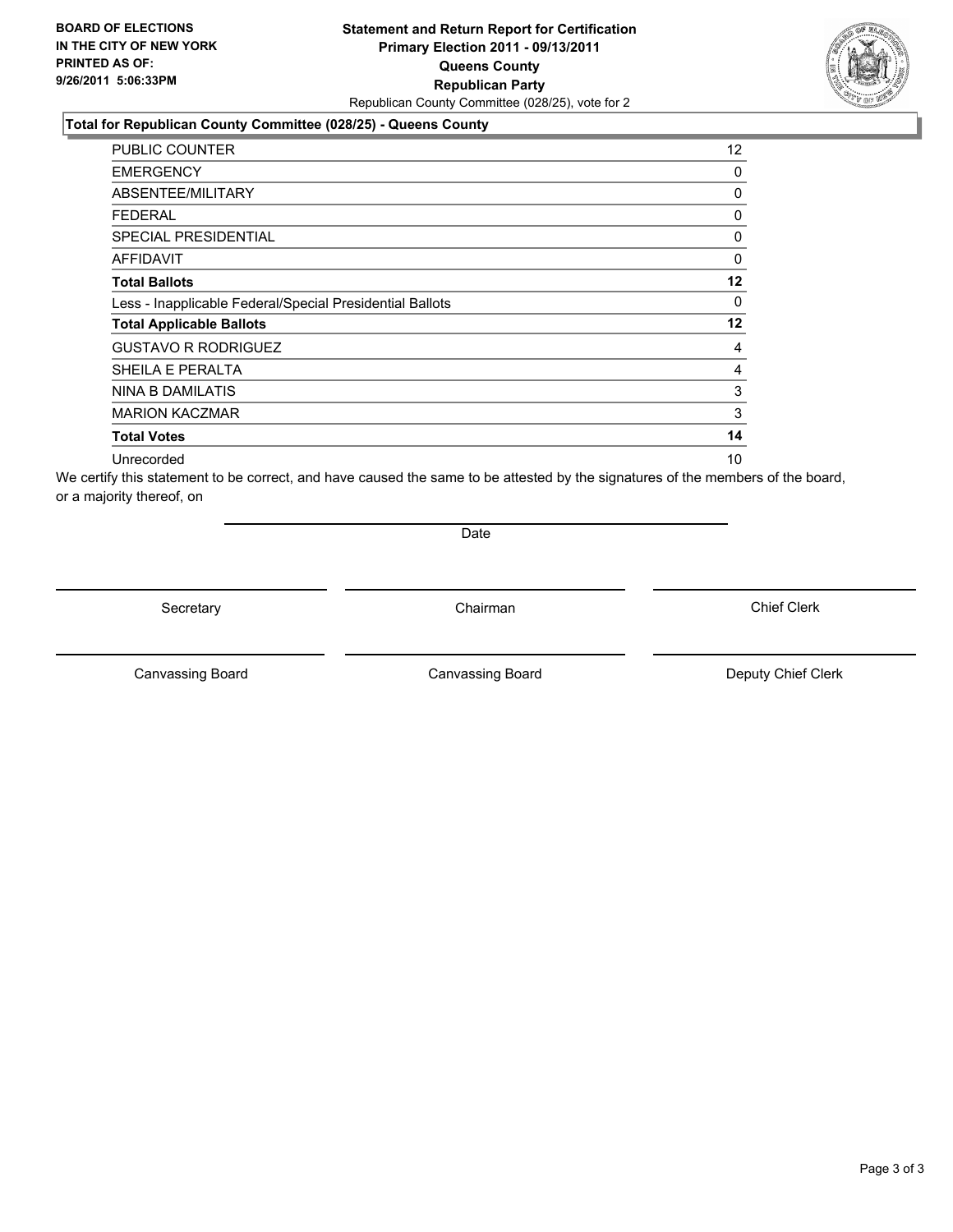**BOARD OF ELECTIONS IN THE CITY OF NEW YORK PRINTED AS OF: 9/26/2011 5:06:33PM**

**Statement and Return Report for Certification**
**Primary Election 2011 - 09/13/2011**
**Queens County**
**Republican Party**
Republican County Committee (028/25), vote for 2

**Total for Republican County Committee (028/25) - Queens County**

| | |
|---|---|
| PUBLIC COUNTER | 12 |
| EMERGENCY | 0 |
| ABSENTEE/MILITARY | 0 |
| FEDERAL | 0 |
| SPECIAL PRESIDENTIAL | 0 |
| AFFIDAVIT | 0 |
| **Total Ballots** | **12** |
| Less - Inapplicable Federal/Special Presidential Ballots | 0 |
| **Total Applicable Ballots** | **12** |
| GUSTAVO R RODRIGUEZ | 4 |
| SHEILA E PERALTA | 4 |
| NINA B DAMILATIS | 3 |
| MARION KACZMAR | 3 |
| **Total Votes** | **14** |
| Unrecorded | 10 |

We certify this statement to be correct, and have caused the same to be attested by the signatures of the members of the board, or a majority thereof, on

Date

Secretary　　Chairman　　Chief Clerk

Canvassing Board　　Canvassing Board　　Deputy Chief Clerk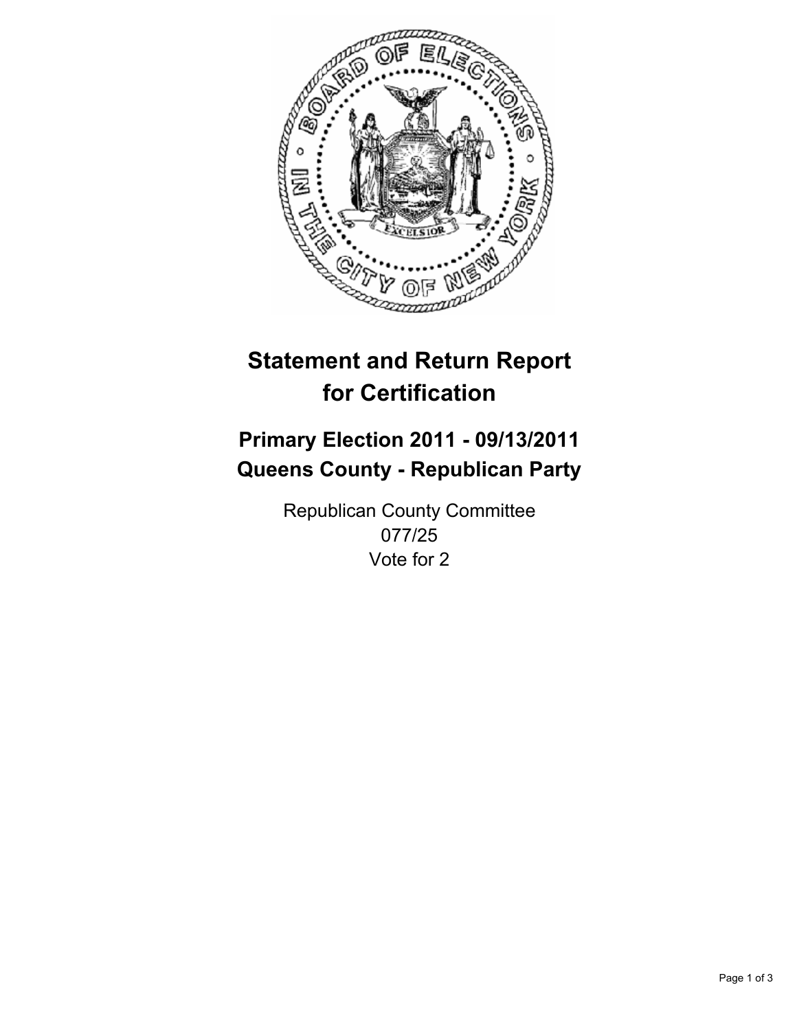# Statement and Return Report for Certification

## Primary Election 2011 - 09/13/2011
## Queens County - Republican Party

Republican County Committee
077/25
Vote for 2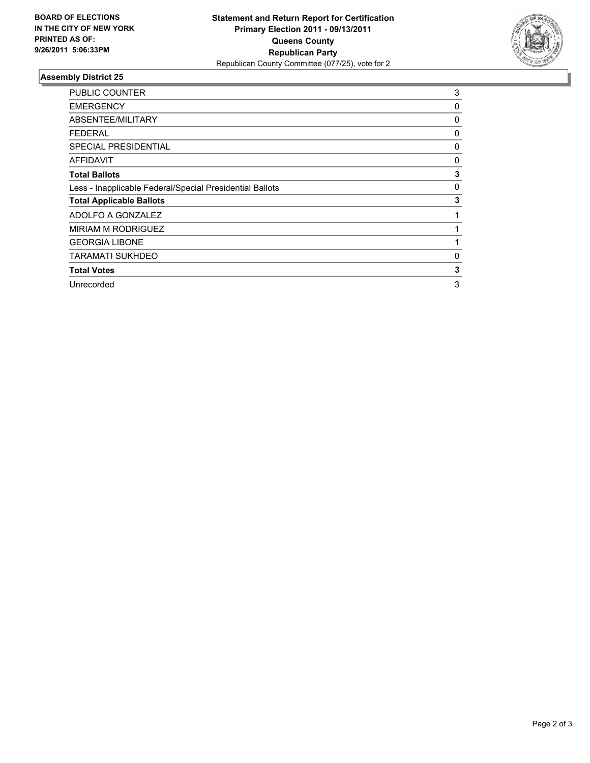**BOARD OF ELECTIONS**
**IN THE CITY OF NEW YORK**
**PRINTED AS OF:**
**9/26/2011 5:06:33PM**

**Statement and Return Report for Certification**
**Primary Election 2011 - 09/13/2011**
**Queens County**
**Republican Party**
Republican County Committee (077/25), vote for 2

## Assembly District 25

| | |
|---|---|
| PUBLIC COUNTER | 3 |
| EMERGENCY | 0 |
| ABSENTEE/MILITARY | 0 |
| FEDERAL | 0 |
| SPECIAL PRESIDENTIAL | 0 |
| AFFIDAVIT | 0 |
| **Total Ballots** | **3** |
| Less - Inapplicable Federal/Special Presidential Ballots | 0 |
| **Total Applicable Ballots** | **3** |
| ADOLFO A GONZALEZ | 1 |
| MIRIAM M RODRIGUEZ | 1 |
| GEORGIA LIBONE | 1 |
| TARAMATI SUKHDEO | 0 |
| **Total Votes** | **3** |
| Unrecorded | 3 |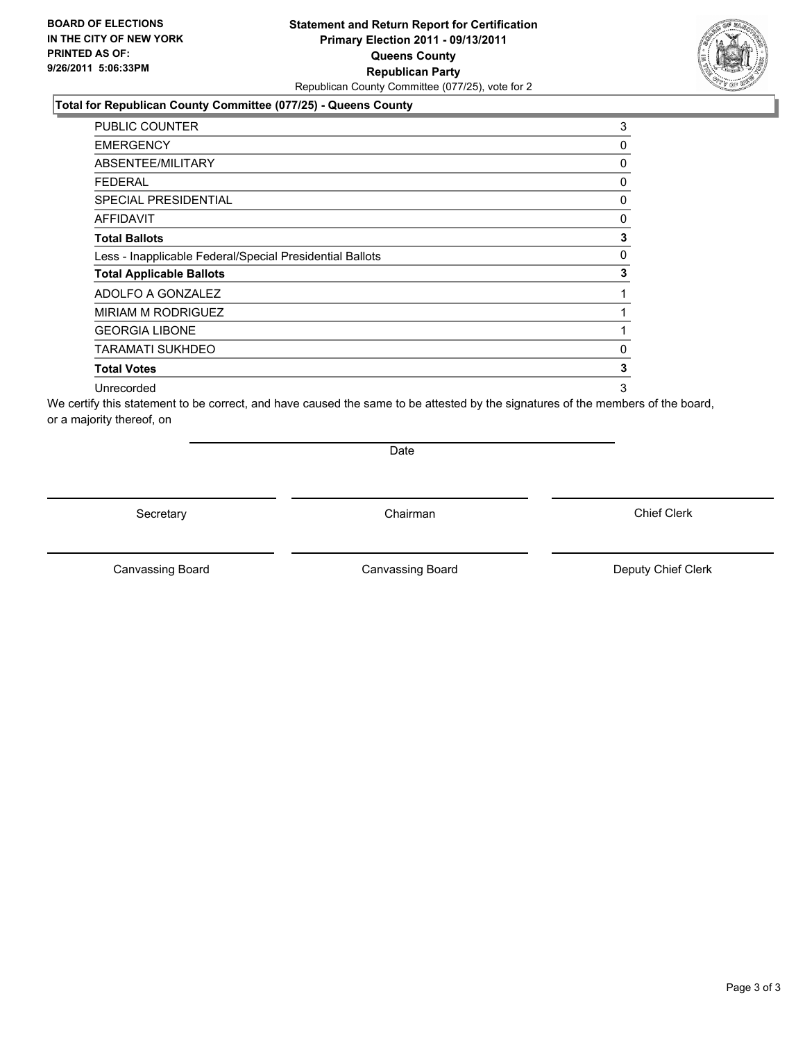**BOARD OF ELECTIONS IN THE CITY OF NEW YORK PRINTED AS OF: 9/26/2011 5:06:33PM**

**Statement and Return Report for Certification**
**Primary Election 2011 - 09/13/2011**
**Queens County**
**Republican Party**
Republican County Committee (077/25), vote for 2

## Total for Republican County Committee (077/25) - Queens County

| | |
|---|---|
| PUBLIC COUNTER | 3 |
| EMERGENCY | 0 |
| ABSENTEE/MILITARY | 0 |
| FEDERAL | 0 |
| SPECIAL PRESIDENTIAL | 0 |
| AFFIDAVIT | 0 |
| **Total Ballots** | **3** |
| Less - Inapplicable Federal/Special Presidential Ballots | 0 |
| **Total Applicable Ballots** | **3** |
| ADOLFO A GONZALEZ | 1 |
| MIRIAM M RODRIGUEZ | 1 |
| GEORGIA LIBONE | 1 |
| TARAMATI SUKHDEO | 0 |
| **Total Votes** | **3** |
| Unrecorded | 3 |

We certify this statement to be correct, and have caused the same to be attested by the signatures of the members of the board, or a majority thereof, on

Date

Secretary | Chairman | Chief Clerk

Canvassing Board | Canvassing Board | Deputy Chief Clerk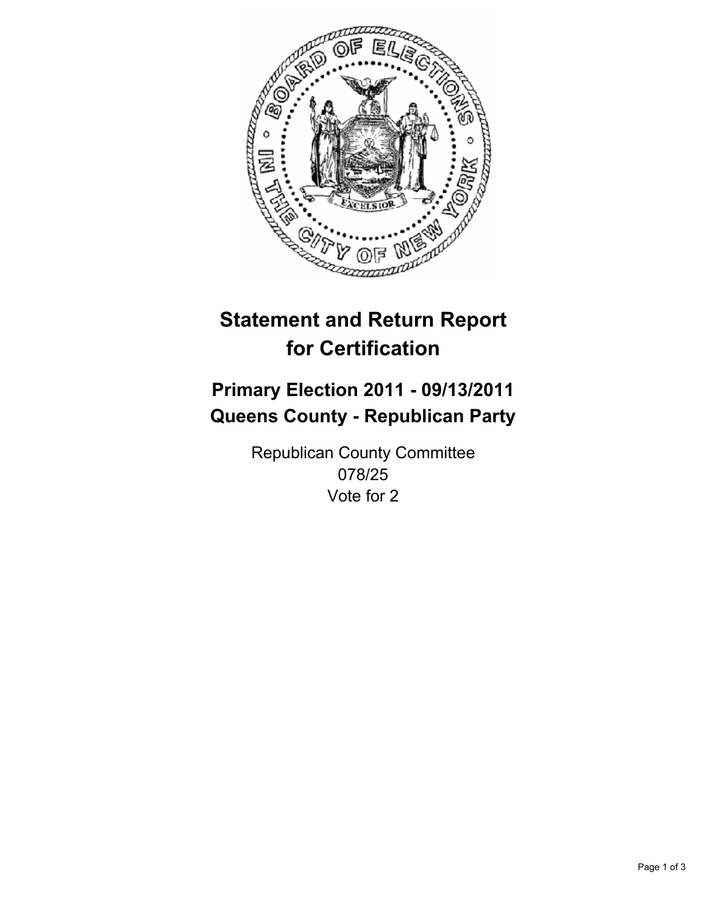# Statement and Return Report for Certification

## Primary Election 2011 - 09/13/2011
## Queens County - Republican Party

Republican County Committee
078/25
Vote for 2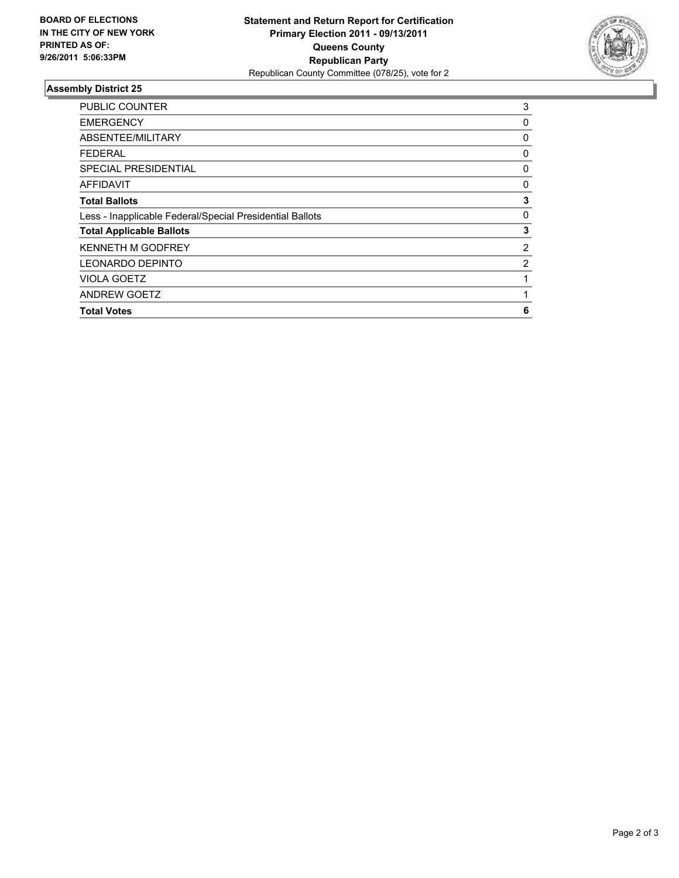**BOARD OF ELECTIONS IN THE CITY OF NEW YORK PRINTED AS OF: 9/26/2011 5:06:33PM**

**Statement and Return Report for Certification**
**Primary Election 2011 - 09/13/2011**
**Queens County**
**Republican Party**
Republican County Committee (078/25), vote for 2

## Assembly District 25

| | |
|---|---|
| PUBLIC COUNTER | 3 |
| EMERGENCY | 0 |
| ABSENTEE/MILITARY | 0 |
| FEDERAL | 0 |
| SPECIAL PRESIDENTIAL | 0 |
| AFFIDAVIT | 0 |
| **Total Ballots** | **3** |
| Less - Inapplicable Federal/Special Presidential Ballots | 0 |
| **Total Applicable Ballots** | **3** |
| KENNETH M GODFREY | 2 |
| LEONARDO DEPINTO | 2 |
| VIOLA GOETZ | 1 |
| ANDREW GOETZ | 1 |
| **Total Votes** | **6** |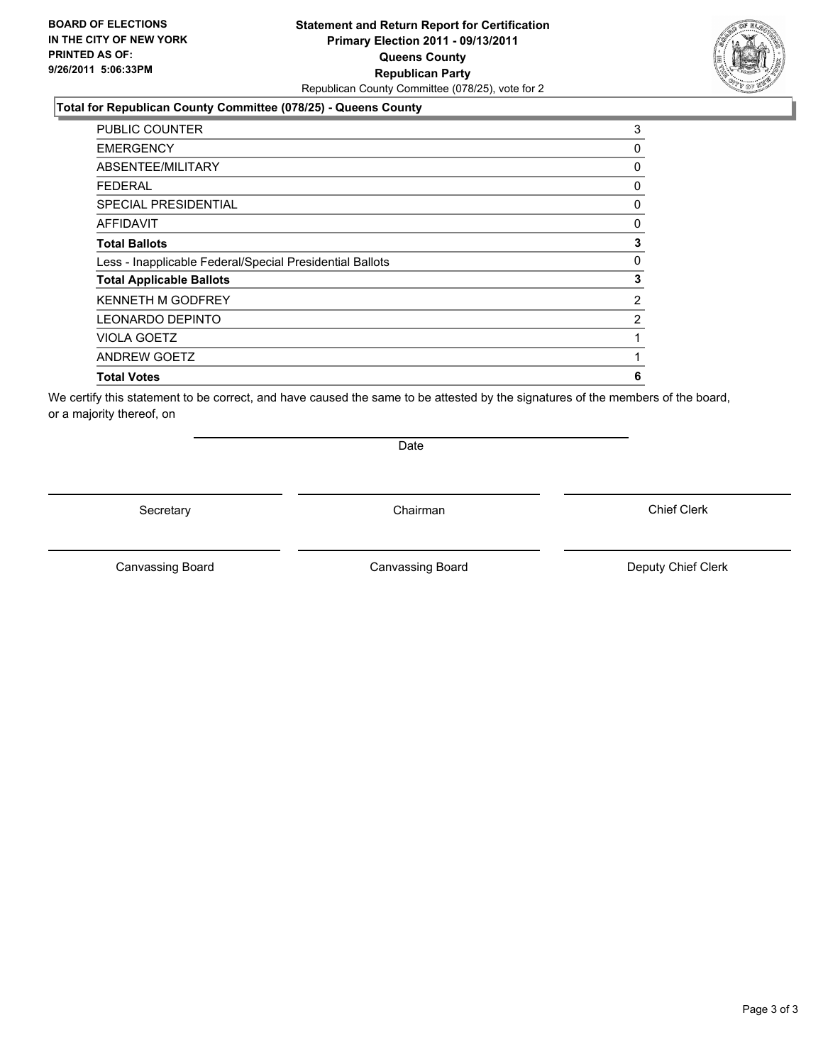**BOARD OF ELECTIONS IN THE CITY OF NEW YORK PRINTED AS OF: 9/26/2011 5:06:33PM**

**Statement and Return Report for Certification**
**Primary Election 2011 - 09/13/2011**
**Queens County**
**Republican Party**
Republican County Committee (078/25), vote for 2

**Total for Republican County Committee (078/25) - Queens County**

| | |
|---|---|
| PUBLIC COUNTER | 3 |
| EMERGENCY | 0 |
| ABSENTEE/MILITARY | 0 |
| FEDERAL | 0 |
| SPECIAL PRESIDENTIAL | 0 |
| AFFIDAVIT | 0 |
| **Total Ballots** | **3** |
| Less - Inapplicable Federal/Special Presidential Ballots | 0 |
| **Total Applicable Ballots** | **3** |
| KENNETH M GODFREY | 2 |
| LEONARDO DEPINTO | 2 |
| VIOLA GOETZ | 1 |
| ANDREW GOETZ | 1 |
| **Total Votes** | **6** |

We certify this statement to be correct, and have caused the same to be attested by the signatures of the members of the board, or a majority thereof, on

Date

Secretary | Chairman | Chief Clerk

Canvassing Board | Canvassing Board | Deputy Chief Clerk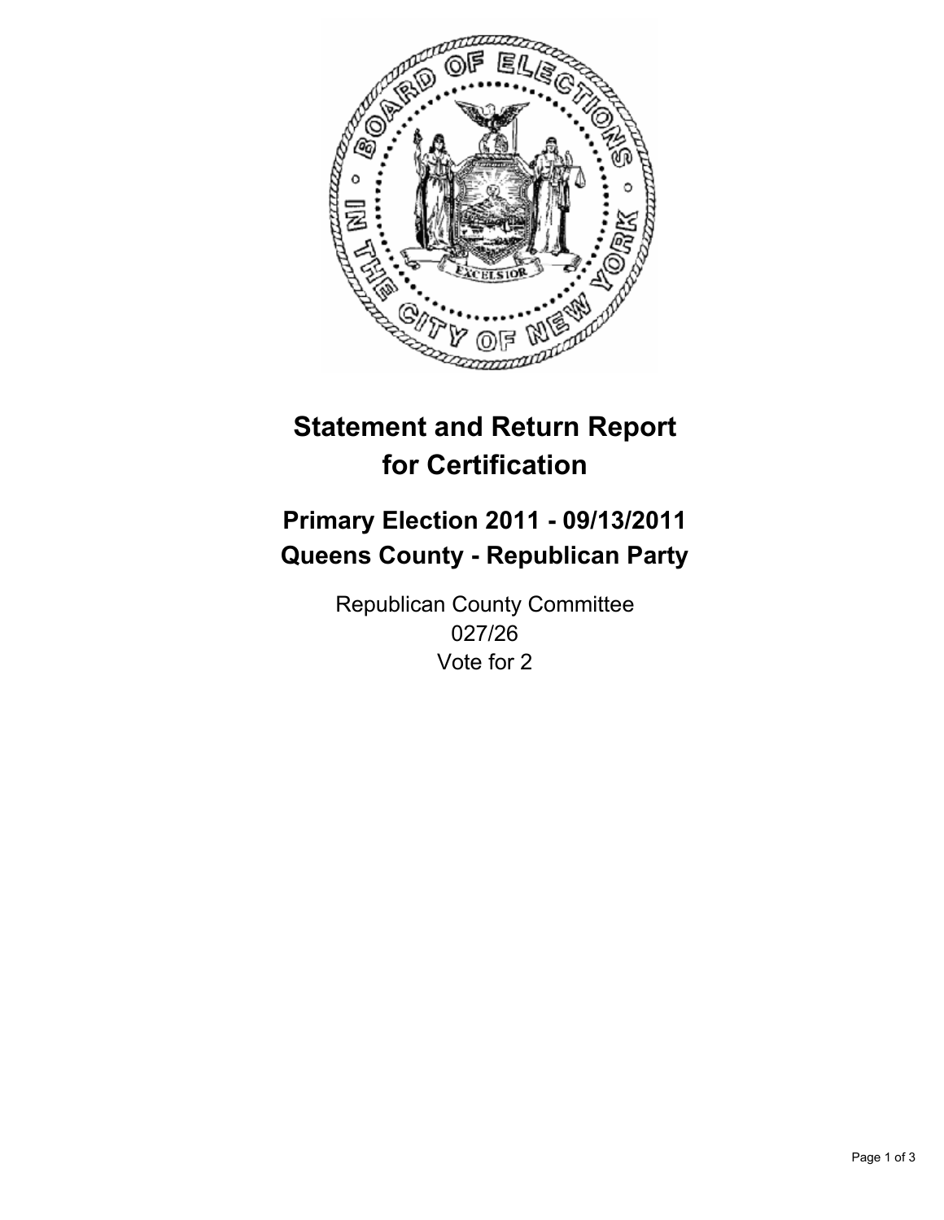# Statement and Return Report for Certification

## Primary Election 2011 - 09/13/2011
## Queens County - Republican Party

Republican County Committee
027/26
Vote for 2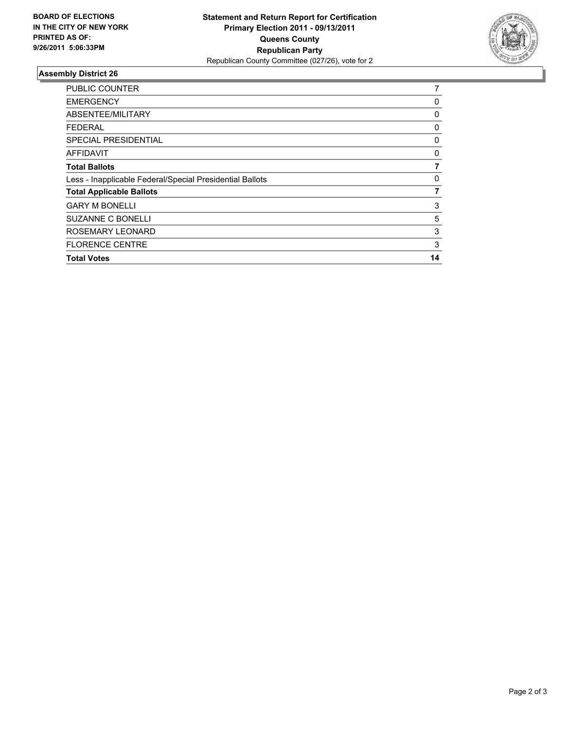**BOARD OF ELECTIONS IN THE CITY OF NEW YORK PRINTED AS OF: 9/26/2011 5:06:33PM**

**Statement and Return Report for Certification Primary Election 2011 - 09/13/2011 Queens County Republican Party**
Republican County Committee (027/26), vote for 2

## Assembly District 26

| | |
|---|---|
| PUBLIC COUNTER | 7 |
| EMERGENCY | 0 |
| ABSENTEE/MILITARY | 0 |
| FEDERAL | 0 |
| SPECIAL PRESIDENTIAL | 0 |
| AFFIDAVIT | 0 |
| **Total Ballots** | **7** |
| Less - Inapplicable Federal/Special Presidential Ballots | 0 |
| **Total Applicable Ballots** | **7** |
| GARY M BONELLI | 3 |
| SUZANNE C BONELLI | 5 |
| ROSEMARY LEONARD | 3 |
| FLORENCE CENTRE | 3 |
| **Total Votes** | **14** |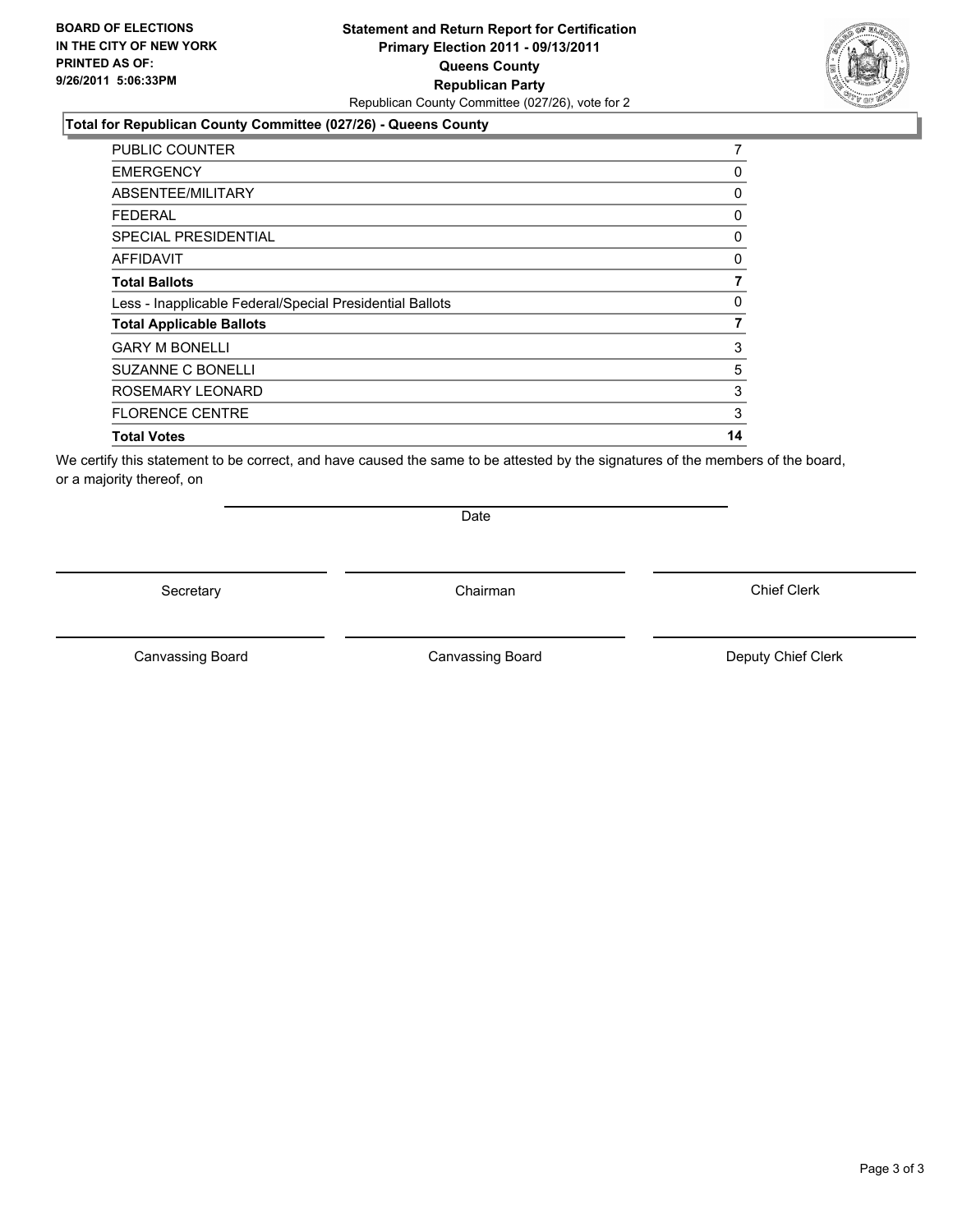**BOARD OF ELECTIONS IN THE CITY OF NEW YORK PRINTED AS OF: 9/26/2011 5:06:33PM**

# Statement and Return Report for Certification
## Primary Election 2011 - 09/13/2011
## Queens County
## Republican Party
Republican County Committee (027/26), vote for 2

### Total for Republican County Committee (027/26) - Queens County

| | |
|---|---|
| PUBLIC COUNTER | 7 |
| EMERGENCY | 0 |
| ABSENTEE/MILITARY | 0 |
| FEDERAL | 0 |
| SPECIAL PRESIDENTIAL | 0 |
| AFFIDAVIT | 0 |
| **Total Ballots** | **7** |
| Less - Inapplicable Federal/Special Presidential Ballots | 0 |
| **Total Applicable Ballots** | **7** |
| GARY M BONELLI | 3 |
| SUZANNE C BONELLI | 5 |
| ROSEMARY LEONARD | 3 |
| FLORENCE CENTRE | 3 |
| **Total Votes** | **14** |

We certify this statement to be correct, and have caused the same to be attested by the signatures of the members of the board, or a majority thereof, on

Date

Secretary | Chairman | Chief Clerk

Canvassing Board | Canvassing Board | Deputy Chief Clerk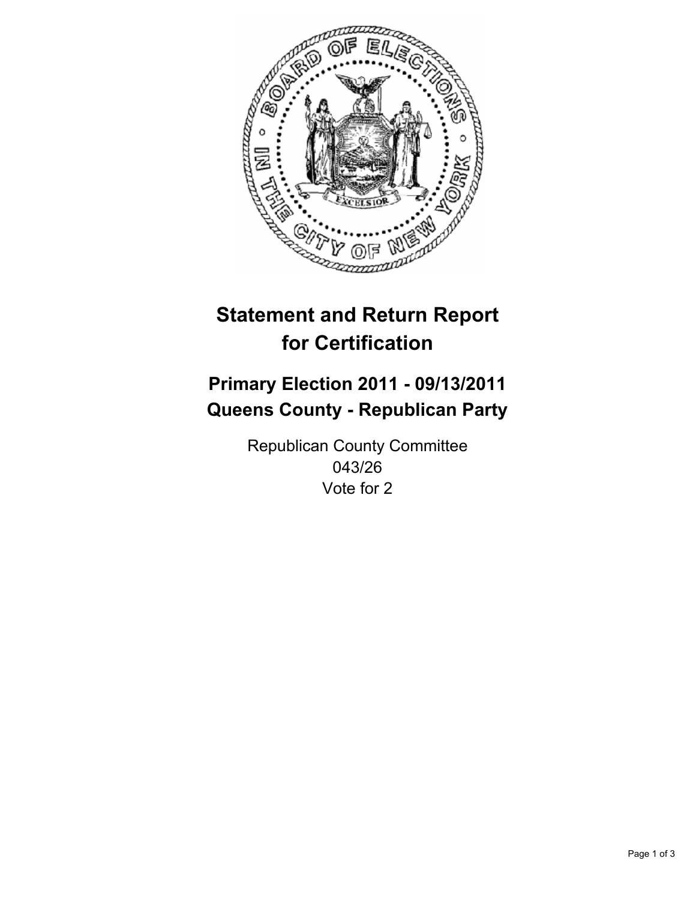# Statement and Return Report for Certification

## Primary Election 2011 - 09/13/2011
## Queens County - Republican Party

Republican County Committee
043/26
Vote for 2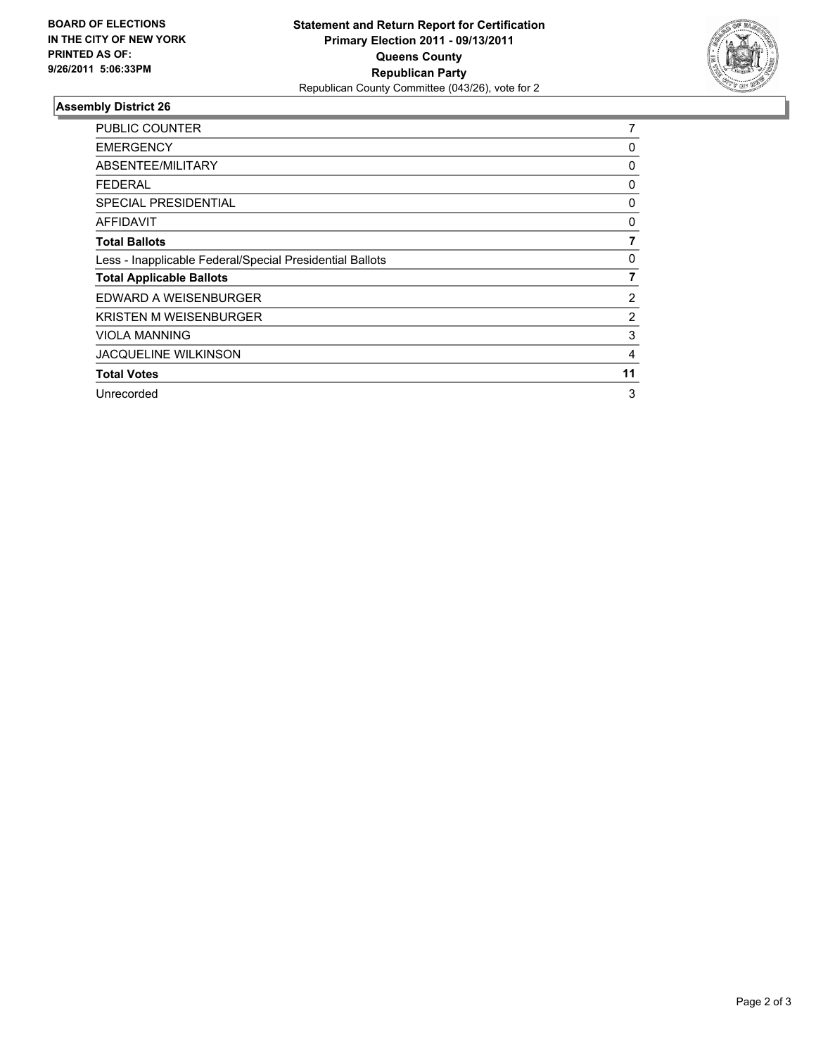**BOARD OF ELECTIONS IN THE CITY OF NEW YORK PRINTED AS OF: 9/26/2011 5:06:33PM**

**Statement and Return Report for Certification**
**Primary Election 2011 - 09/13/2011**
**Queens County**
**Republican Party**
Republican County Committee (043/26), vote for 2

## Assembly District 26

| | |
|---|---|
| PUBLIC COUNTER | 7 |
| EMERGENCY | 0 |
| ABSENTEE/MILITARY | 0 |
| FEDERAL | 0 |
| SPECIAL PRESIDENTIAL | 0 |
| AFFIDAVIT | 0 |
| **Total Ballots** | **7** |
| Less - Inapplicable Federal/Special Presidential Ballots | 0 |
| **Total Applicable Ballots** | **7** |
| EDWARD A WEISENBURGER | 2 |
| KRISTEN M WEISENBURGER | 2 |
| VIOLA MANNING | 3 |
| JACQUELINE WILKINSON | 4 |
| **Total Votes** | **11** |
| Unrecorded | 3 |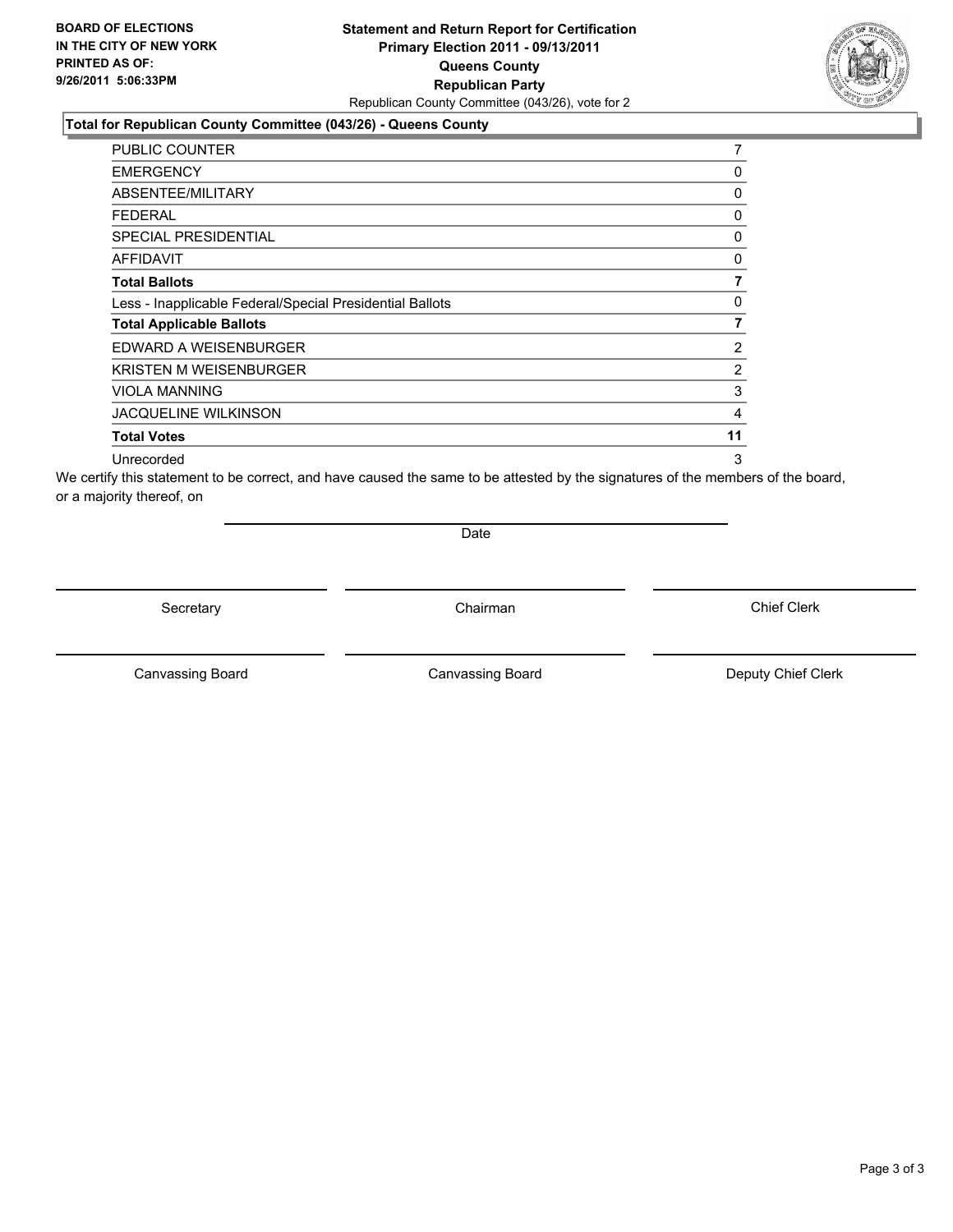**BOARD OF ELECTIONS IN THE CITY OF NEW YORK PRINTED AS OF: 9/26/2011 5:06:33PM**

# Statement and Return Report for Certification
## Primary Election 2011 - 09/13/2011
## Queens County
## Republican Party
Republican County Committee (043/26), vote for 2

### Total for Republican County Committee (043/26) - Queens County

| | |
|---|---|
| PUBLIC COUNTER | 7 |
| EMERGENCY | 0 |
| ABSENTEE/MILITARY | 0 |
| FEDERAL | 0 |
| SPECIAL PRESIDENTIAL | 0 |
| AFFIDAVIT | 0 |
| **Total Ballots** | **7** |
| Less - Inapplicable Federal/Special Presidential Ballots | 0 |
| **Total Applicable Ballots** | **7** |
| EDWARD A WEISENBURGER | 2 |
| KRISTEN M WEISENBURGER | 2 |
| VIOLA MANNING | 3 |
| JACQUELINE WILKINSON | 4 |
| **Total Votes** | **11** |
| Unrecorded | 3 |

We certify this statement to be correct, and have caused the same to be attested by the signatures of the members of the board, or a majority thereof, on

Date

Secretary | Chairman | Chief Clerk

Canvassing Board | Canvassing Board | Deputy Chief Clerk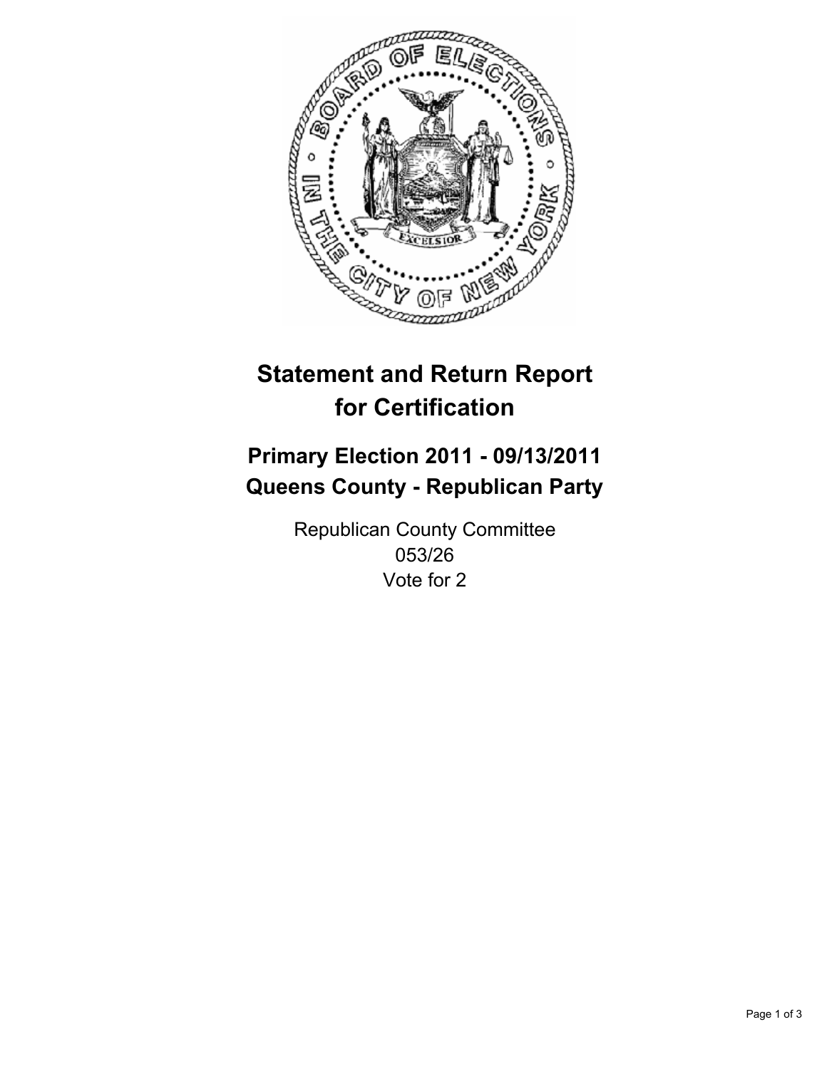# Statement and Return Report for Certification

## Primary Election 2011 - 09/13/2011
## Queens County - Republican Party

Republican County Committee
053/26
Vote for 2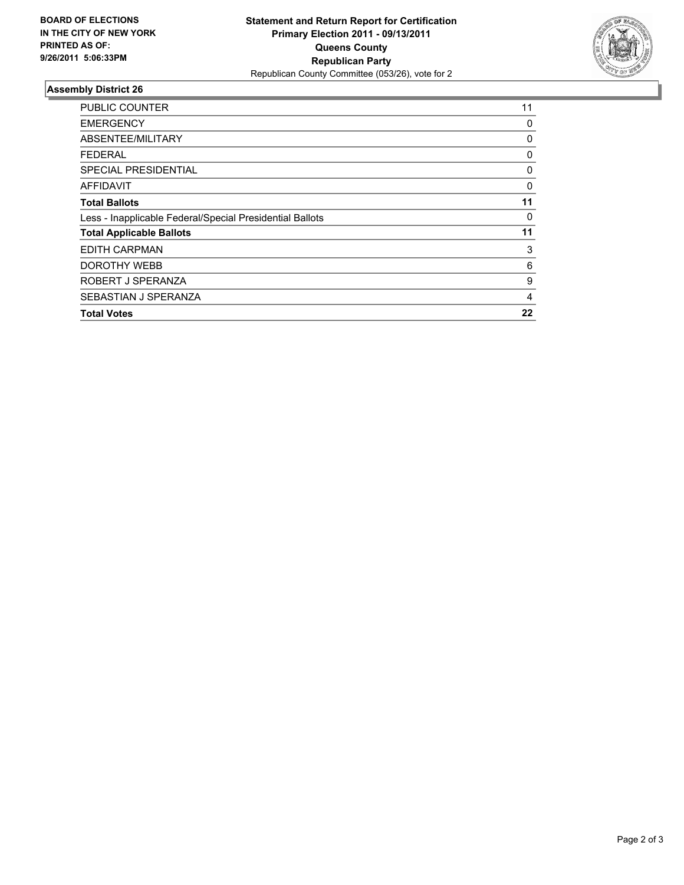**BOARD OF ELECTIONS IN THE CITY OF NEW YORK PRINTED AS OF: 9/26/2011 5:06:33PM**

**Statement and Return Report for Certification**
**Primary Election 2011 - 09/13/2011**
**Queens County**
**Republican Party**
Republican County Committee (053/26), vote for 2

## Assembly District 26

| | |
|---|---|
| PUBLIC COUNTER | 11 |
| EMERGENCY | 0 |
| ABSENTEE/MILITARY | 0 |
| FEDERAL | 0 |
| SPECIAL PRESIDENTIAL | 0 |
| AFFIDAVIT | 0 |
| **Total Ballots** | **11** |
| Less - Inapplicable Federal/Special Presidential Ballots | 0 |
| **Total Applicable Ballots** | **11** |
| EDITH CARPMAN | 3 |
| DOROTHY WEBB | 6 |
| ROBERT J SPERANZA | 9 |
| SEBASTIAN J SPERANZA | 4 |
| **Total Votes** | **22** |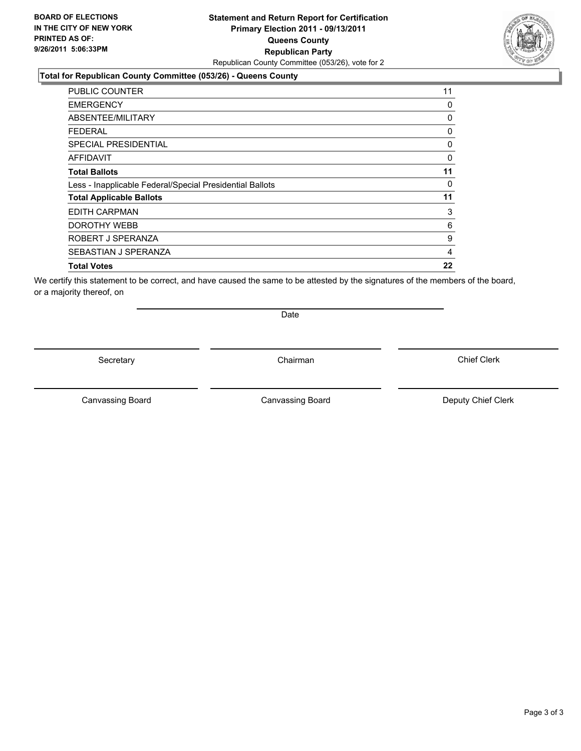**BOARD OF ELECTIONS IN THE CITY OF NEW YORK PRINTED AS OF: 9/26/2011 5:06:33PM**

**Statement and Return Report for Certification**
**Primary Election 2011 - 09/13/2011**
**Queens County**
**Republican Party**
Republican County Committee (053/26), vote for 2

### Total for Republican County Committee (053/26) - Queens County

| | |
|---|---|
| PUBLIC COUNTER | 11 |
| EMERGENCY | 0 |
| ABSENTEE/MILITARY | 0 |
| FEDERAL | 0 |
| SPECIAL PRESIDENTIAL | 0 |
| AFFIDAVIT | 0 |
| **Total Ballots** | **11** |
| Less - Inapplicable Federal/Special Presidential Ballots | 0 |
| **Total Applicable Ballots** | **11** |
| EDITH CARPMAN | 3 |
| DOROTHY WEBB | 6 |
| ROBERT J SPERANZA | 9 |
| SEBASTIAN J SPERANZA | 4 |
| **Total Votes** | **22** |

We certify this statement to be correct, and have caused the same to be attested by the signatures of the members of the board, or a majority thereof, on

Date

Secretary | Chairman | Chief Clerk

Canvassing Board | Canvassing Board | Deputy Chief Clerk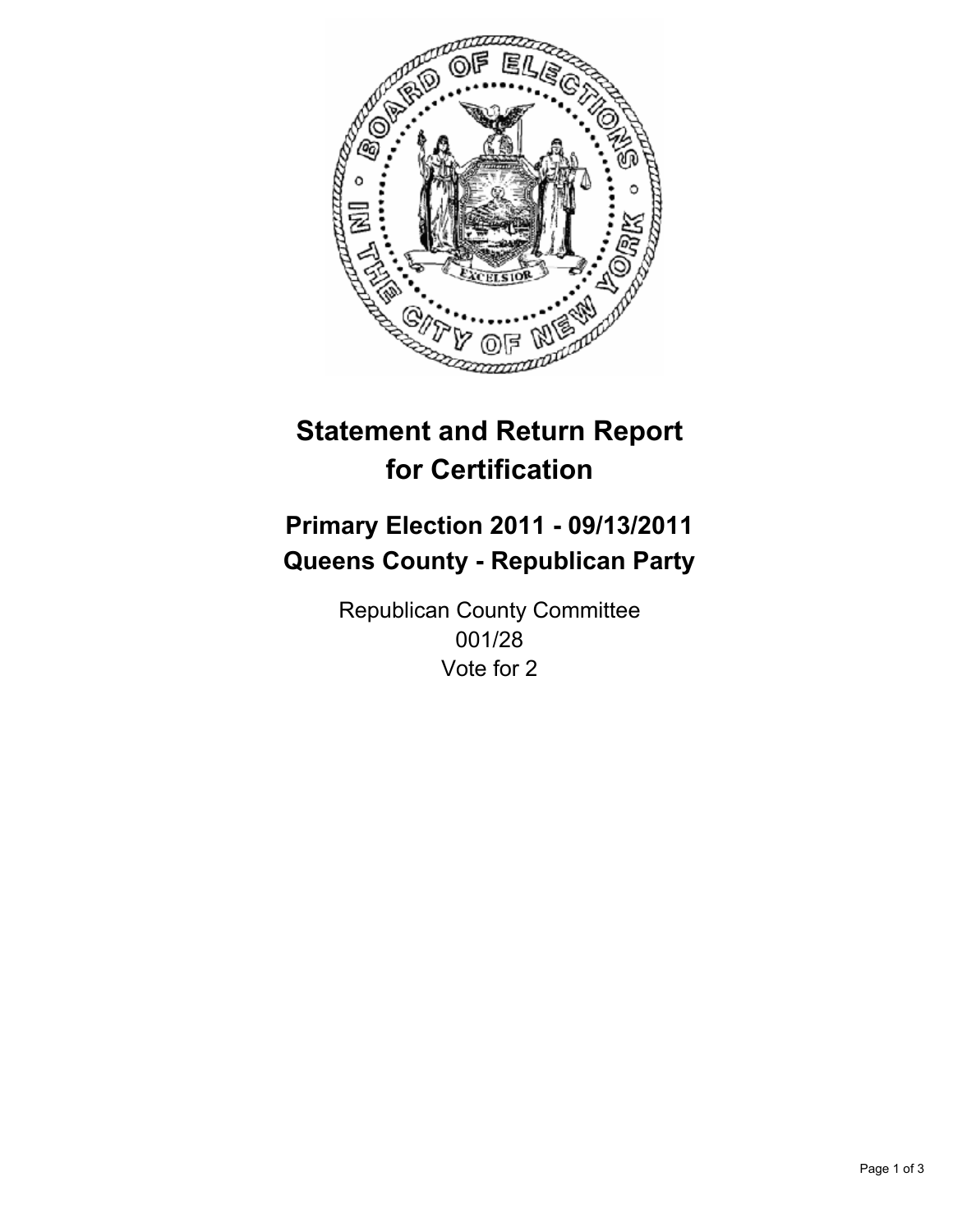# Statement and Return Report for Certification

## Primary Election 2011 - 09/13/2011
## Queens County - Republican Party

Republican County Committee
001/28
Vote for 2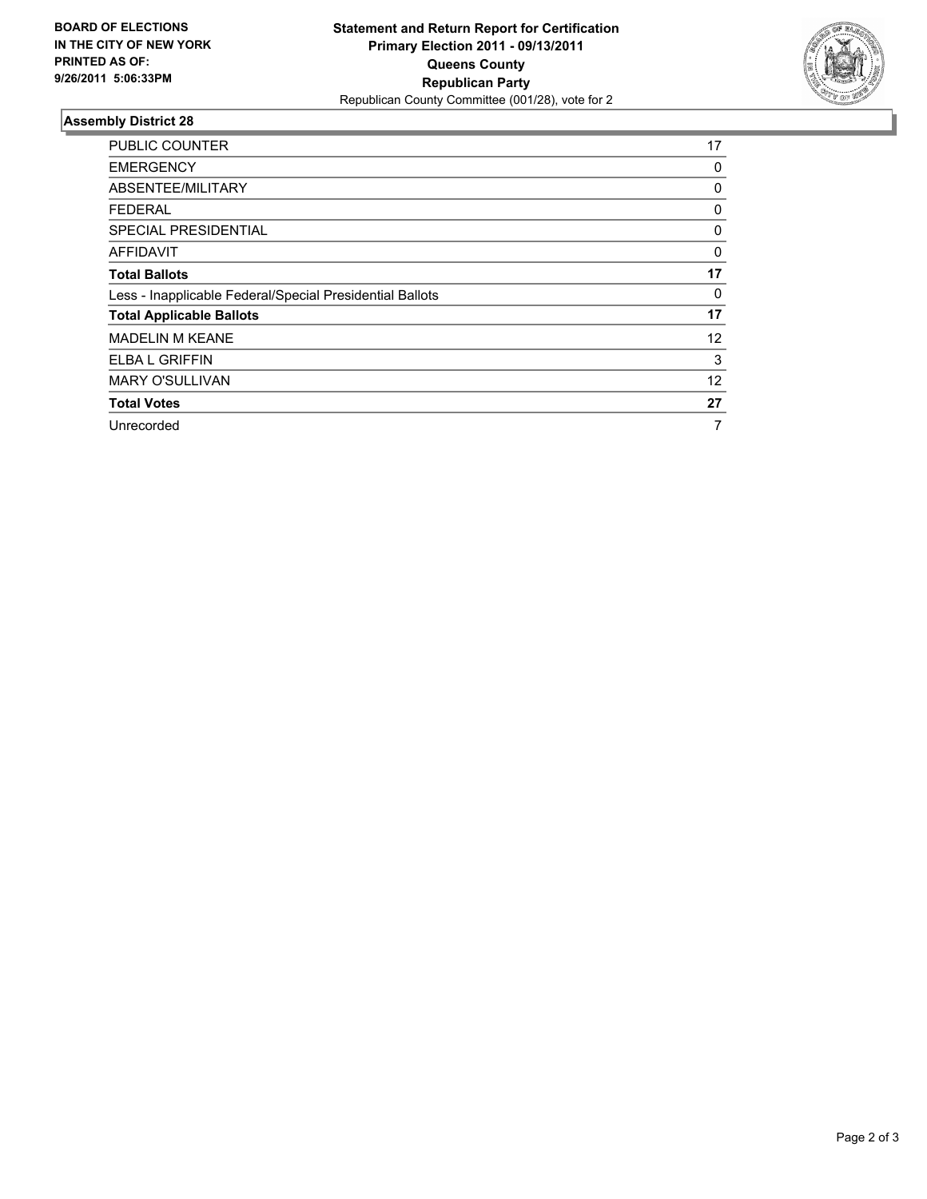**BOARD OF ELECTIONS IN THE CITY OF NEW YORK PRINTED AS OF: 9/26/2011 5:06:33PM**

# Statement and Return Report for Certification
## Primary Election 2011 - 09/13/2011
## Queens County
## Republican Party
Republican County Committee (001/28), vote for 2

### Assembly District 28

| | |
|---|---|
| PUBLIC COUNTER | 17 |
| EMERGENCY | 0 |
| ABSENTEE/MILITARY | 0 |
| FEDERAL | 0 |
| SPECIAL PRESIDENTIAL | 0 |
| AFFIDAVIT | 0 |
| **Total Ballots** | **17** |
| Less - Inapplicable Federal/Special Presidential Ballots | 0 |
| **Total Applicable Ballots** | **17** |
| MADELIN M KEANE | 12 |
| ELBA L GRIFFIN | 3 |
| MARY O'SULLIVAN | 12 |
| **Total Votes** | **27** |
| Unrecorded | 7 |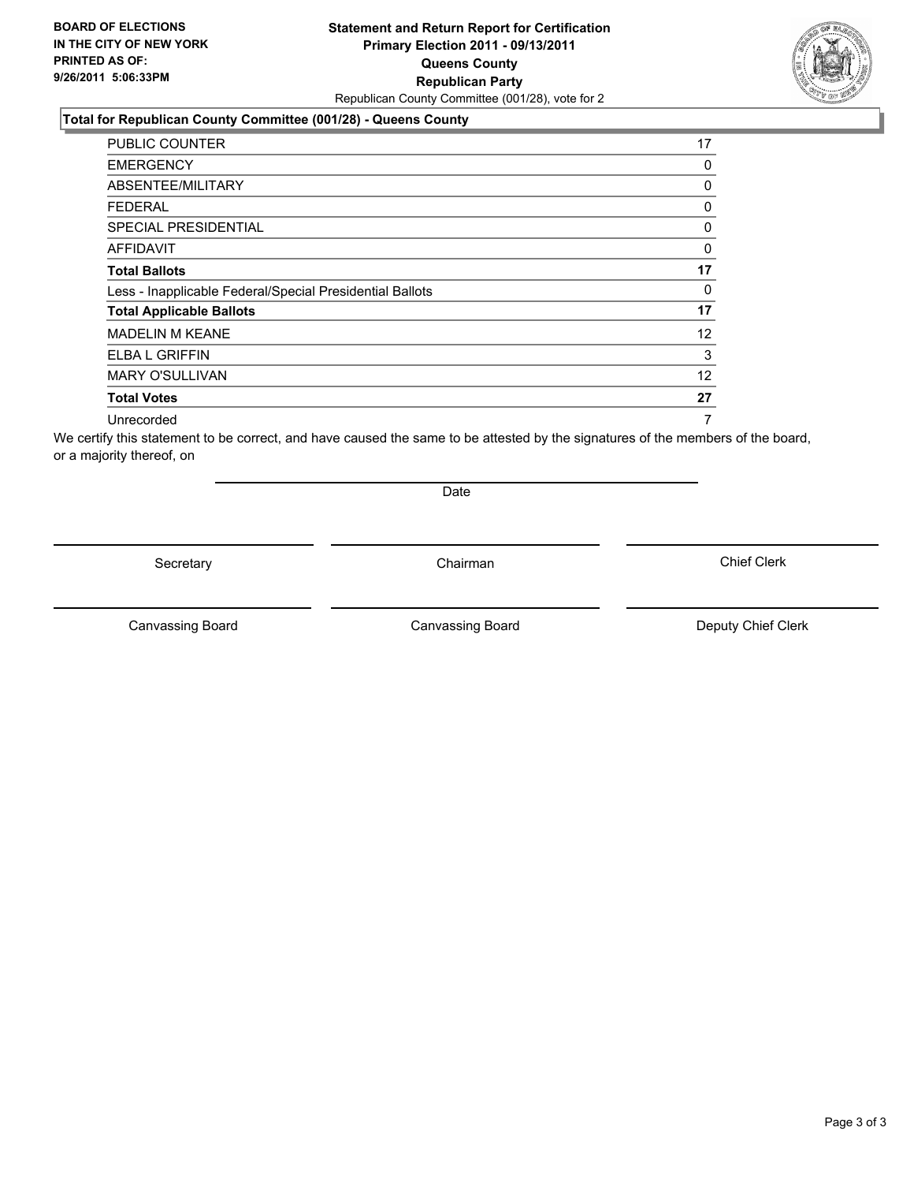**BOARD OF ELECTIONS IN THE CITY OF NEW YORK PRINTED AS OF: 9/26/2011 5:06:33PM**

**Statement and Return Report for Certification**
**Primary Election 2011 - 09/13/2011**
**Queens County**
**Republican Party**
Republican County Committee (001/28), vote for 2

**Total for Republican County Committee (001/28) - Queens County**

| | |
|---|---|
| PUBLIC COUNTER | 17 |
| EMERGENCY | 0 |
| ABSENTEE/MILITARY | 0 |
| FEDERAL | 0 |
| SPECIAL PRESIDENTIAL | 0 |
| AFFIDAVIT | 0 |
| **Total Ballots** | **17** |
| Less - Inapplicable Federal/Special Presidential Ballots | 0 |
| **Total Applicable Ballots** | **17** |
| MADELIN M KEANE | 12 |
| ELBA L GRIFFIN | 3 |
| MARY O'SULLIVAN | 12 |
| **Total Votes** | **27** |
| Unrecorded | 7 |

We certify this statement to be correct, and have caused the same to be attested by the signatures of the members of the board, or a majority thereof, on

Date

Secretary | Chairman | Chief Clerk

Canvassing Board | Canvassing Board | Deputy Chief Clerk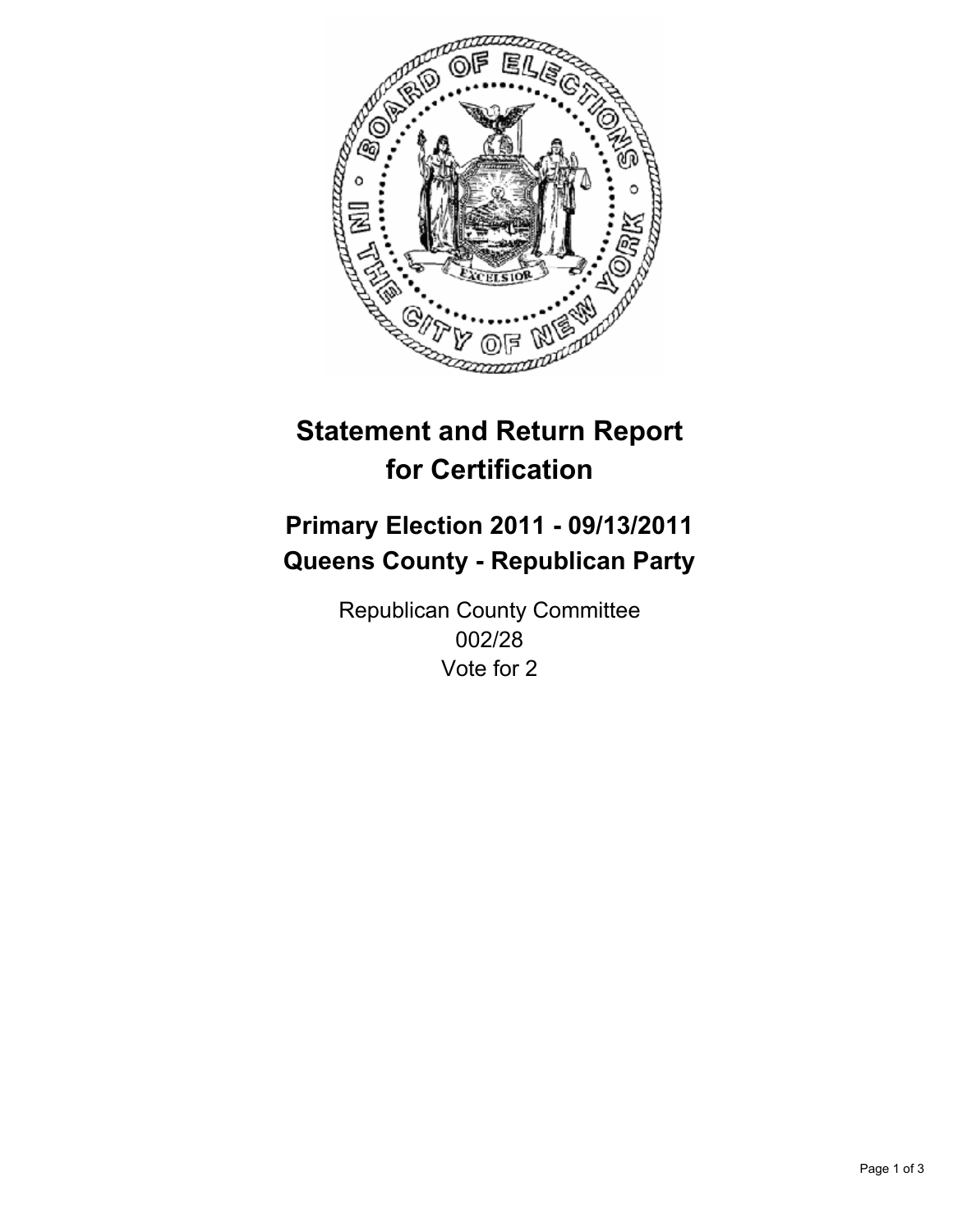# Statement and Return Report for Certification

## Primary Election 2011 - 09/13/2011
## Queens County - Republican Party

Republican County Committee
002/28
Vote for 2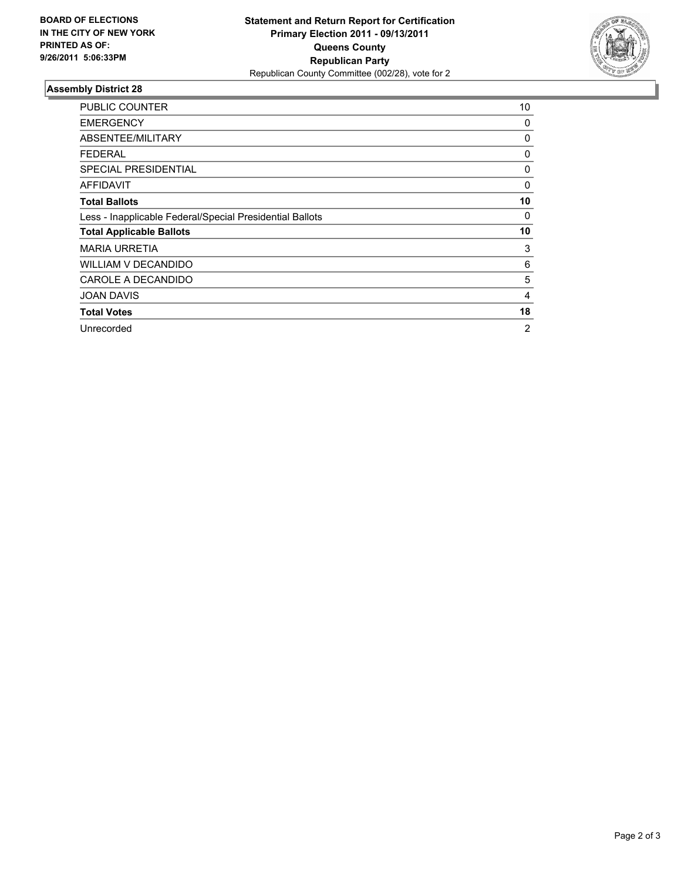**BOARD OF ELECTIONS IN THE CITY OF NEW YORK PRINTED AS OF: 9/26/2011 5:06:33PM**

**Statement and Return Report for Certification**
**Primary Election 2011 - 09/13/2011**
**Queens County**
**Republican Party**
Republican County Committee (002/28), vote for 2

## Assembly District 28

| | |
|---|---|
| PUBLIC COUNTER | 10 |
| EMERGENCY | 0 |
| ABSENTEE/MILITARY | 0 |
| FEDERAL | 0 |
| SPECIAL PRESIDENTIAL | 0 |
| AFFIDAVIT | 0 |
| **Total Ballots** | **10** |
| Less - Inapplicable Federal/Special Presidential Ballots | 0 |
| **Total Applicable Ballots** | **10** |
| MARIA URRETIA | 3 |
| WILLIAM V DECANDIDO | 6 |
| CAROLE A DECANDIDO | 5 |
| JOAN DAVIS | 4 |
| **Total Votes** | **18** |
| Unrecorded | 2 |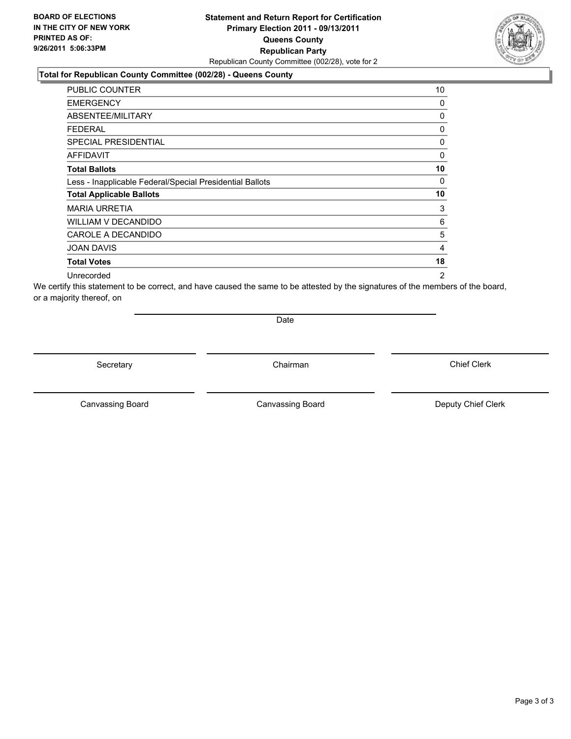**BOARD OF ELECTIONS IN THE CITY OF NEW YORK PRINTED AS OF: 9/26/2011 5:06:33PM**

**Statement and Return Report for Certification**
**Primary Election 2011 - 09/13/2011**
**Queens County**
**Republican Party**
Republican County Committee (002/28), vote for 2

**Total for Republican County Committee (002/28) - Queens County**

| | |
|---|---|
| PUBLIC COUNTER | 10 |
| EMERGENCY | 0 |
| ABSENTEE/MILITARY | 0 |
| FEDERAL | 0 |
| SPECIAL PRESIDENTIAL | 0 |
| AFFIDAVIT | 0 |
| **Total Ballots** | **10** |
| Less - Inapplicable Federal/Special Presidential Ballots | 0 |
| **Total Applicable Ballots** | **10** |
| MARIA URRETIA | 3 |
| WILLIAM V DECANDIDO | 6 |
| CAROLE A DECANDIDO | 5 |
| JOAN DAVIS | 4 |
| **Total Votes** | **18** |
| Unrecorded | 2 |

We certify this statement to be correct, and have caused the same to be attested by the signatures of the members of the board, or a majority thereof, on

Date

Secretary    Chairman    Chief Clerk

Canvassing Board    Canvassing Board    Deputy Chief Clerk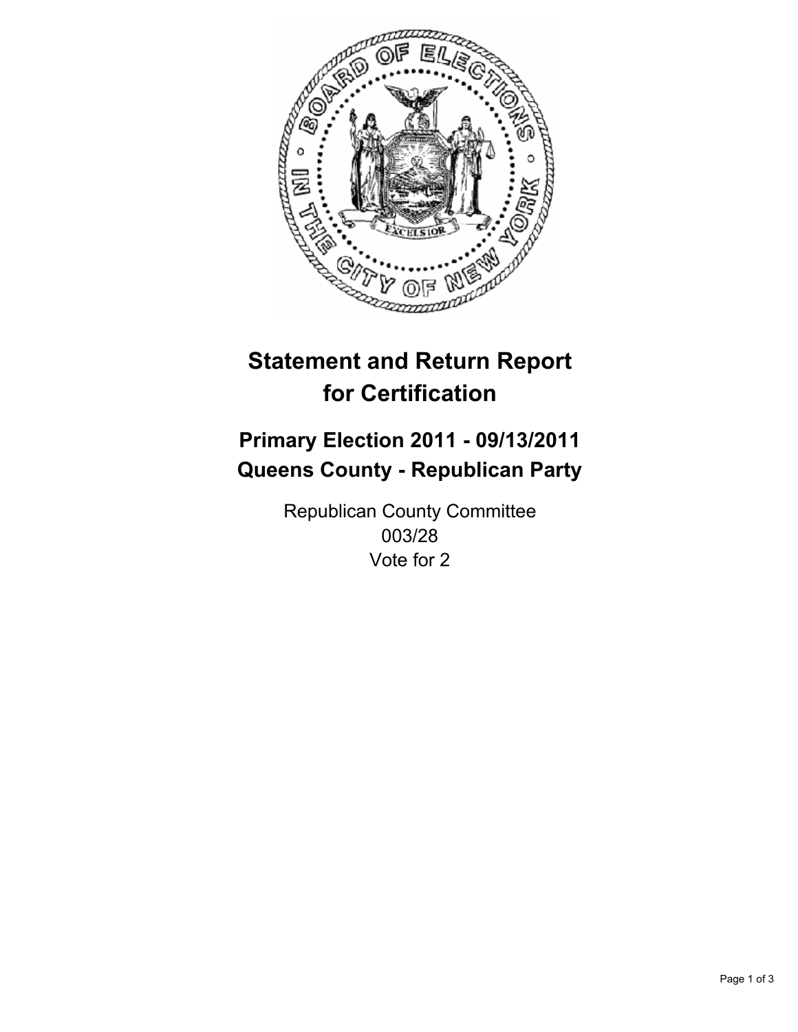# Statement and Return Report for Certification

## Primary Election 2011 - 09/13/2011
## Queens County - Republican Party

Republican County Committee
003/28
Vote for 2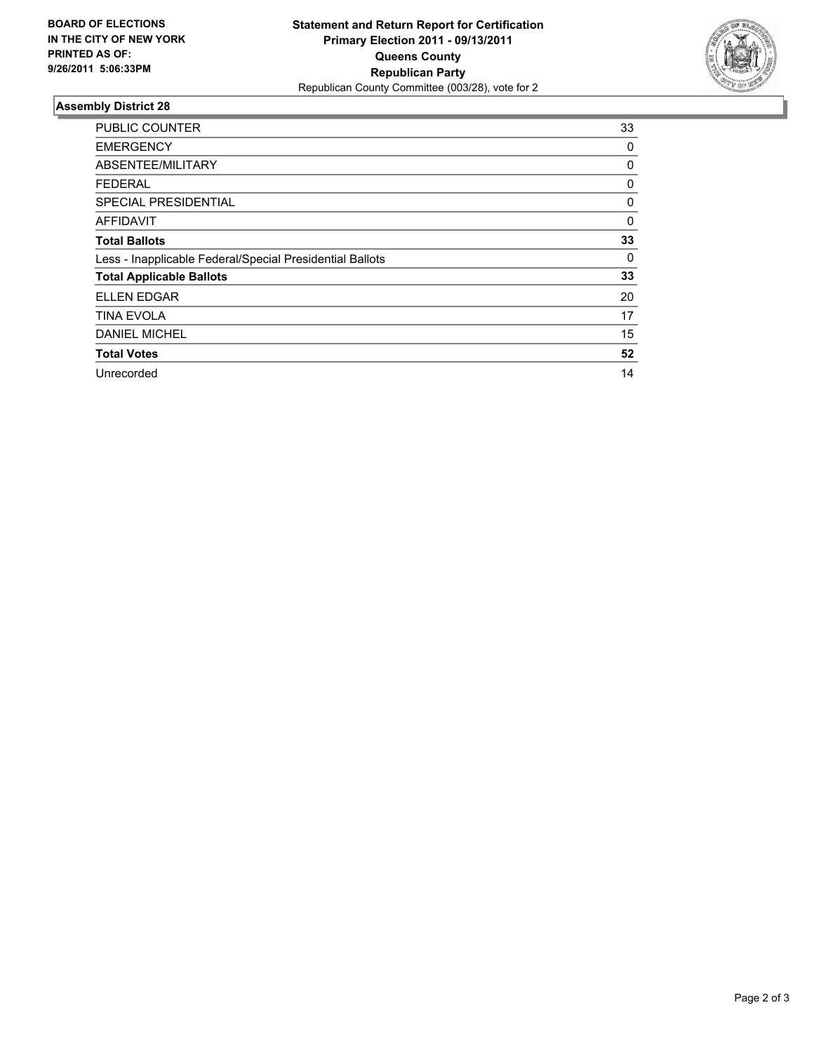**BOARD OF ELECTIONS IN THE CITY OF NEW YORK PRINTED AS OF: 9/26/2011 5:06:33PM**

**Statement and Return Report for Certification**
**Primary Election 2011 - 09/13/2011**
**Queens County**
**Republican Party**
Republican County Committee (003/28), vote for 2

### Assembly District 28

| | |
|---|---|
| PUBLIC COUNTER | 33 |
| EMERGENCY | 0 |
| ABSENTEE/MILITARY | 0 |
| FEDERAL | 0 |
| SPECIAL PRESIDENTIAL | 0 |
| AFFIDAVIT | 0 |
| **Total Ballots** | **33** |
| Less - Inapplicable Federal/Special Presidential Ballots | 0 |
| **Total Applicable Ballots** | **33** |
| ELLEN EDGAR | 20 |
| TINA EVOLA | 17 |
| DANIEL MICHEL | 15 |
| **Total Votes** | **52** |
| Unrecorded | 14 |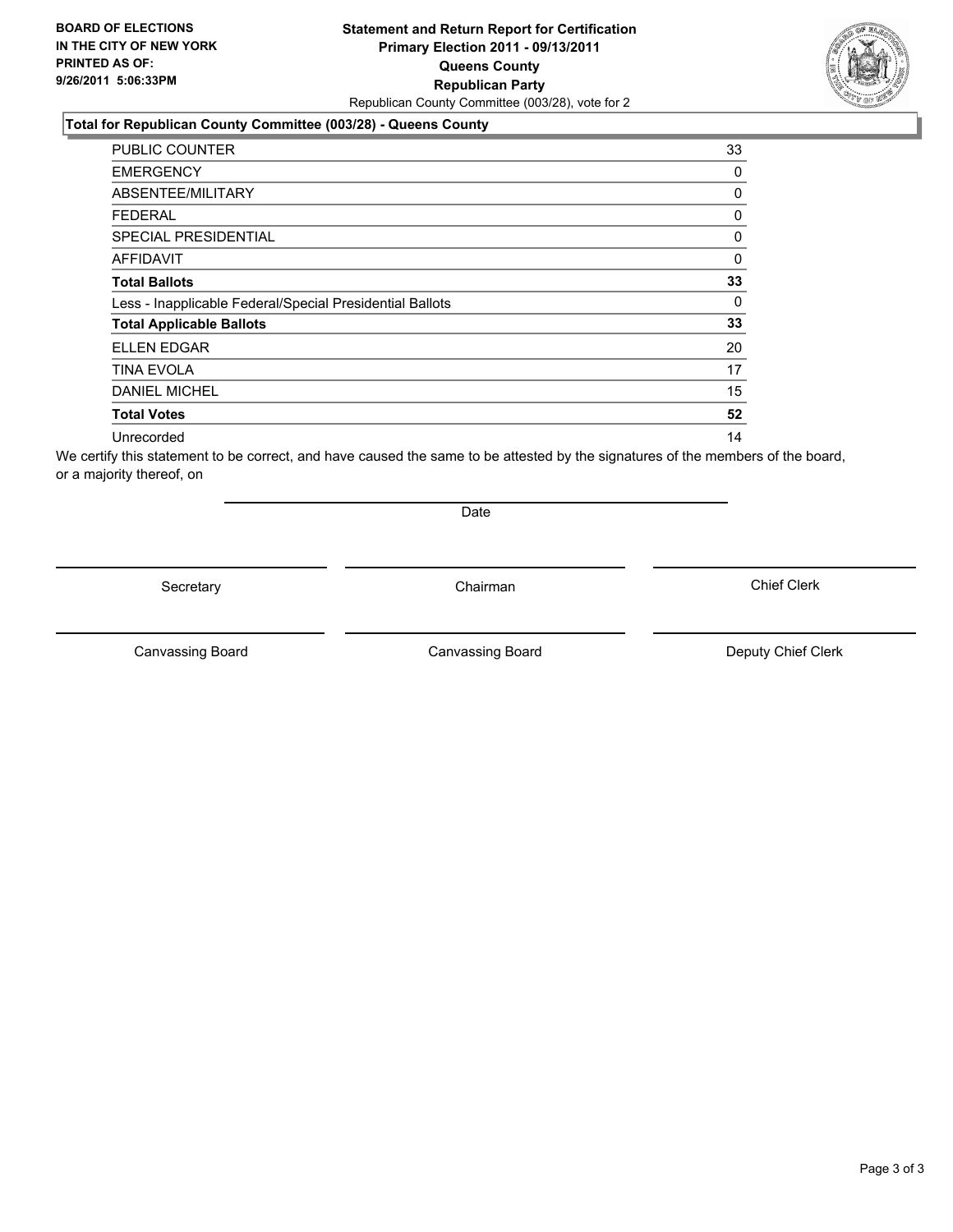**BOARD OF ELECTIONS**
**IN THE CITY OF NEW YORK**
**PRINTED AS OF:**
**9/26/2011 5:06:33PM**

# Statement and Return Report for Certification
## Primary Election 2011 - 09/13/2011
## Queens County
## Republican Party

Republican County Committee (003/28), vote for 2

### Total for Republican County Committee (003/28) - Queens County

| | |
|---|---|
| PUBLIC COUNTER | 33 |
| EMERGENCY | 0 |
| ABSENTEE/MILITARY | 0 |
| FEDERAL | 0 |
| SPECIAL PRESIDENTIAL | 0 |
| AFFIDAVIT | 0 |
| **Total Ballots** | **33** |
| Less - Inapplicable Federal/Special Presidential Ballots | 0 |
| **Total Applicable Ballots** | **33** |
| ELLEN EDGAR | 20 |
| TINA EVOLA | 17 |
| DANIEL MICHEL | 15 |
| **Total Votes** | **52** |
| Unrecorded | 14 |

We certify this statement to be correct, and have caused the same to be attested by the signatures of the members of the board, or a majority thereof, on

Date

Secretary | Chairman | Chief Clerk

Canvassing Board | Canvassing Board | Deputy Chief Clerk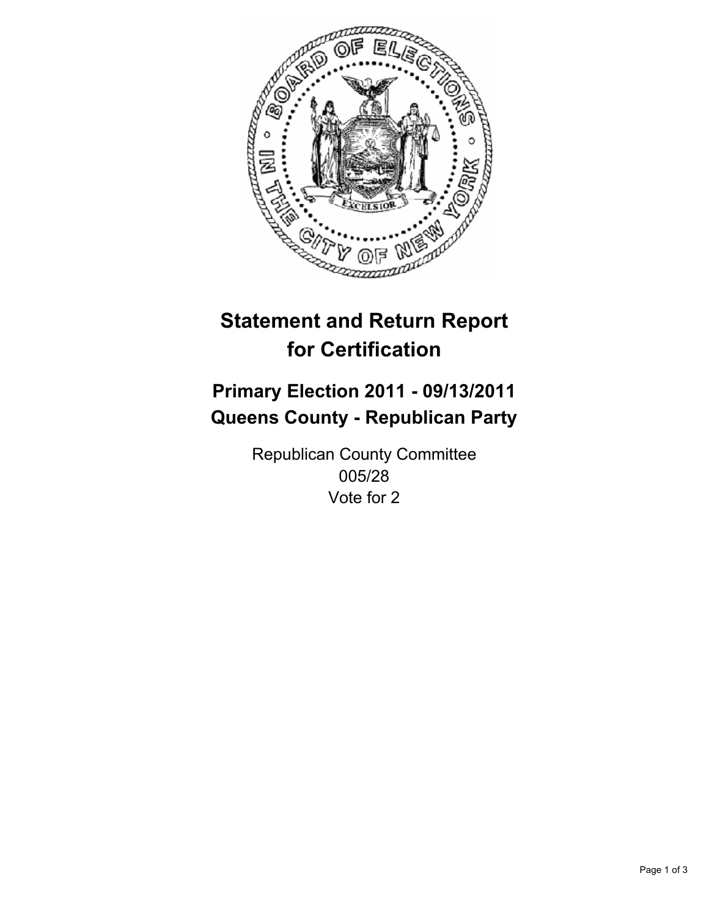# Statement and Return Report for Certification

## Primary Election 2011 - 09/13/2011
## Queens County - Republican Party

Republican County Committee
005/28
Vote for 2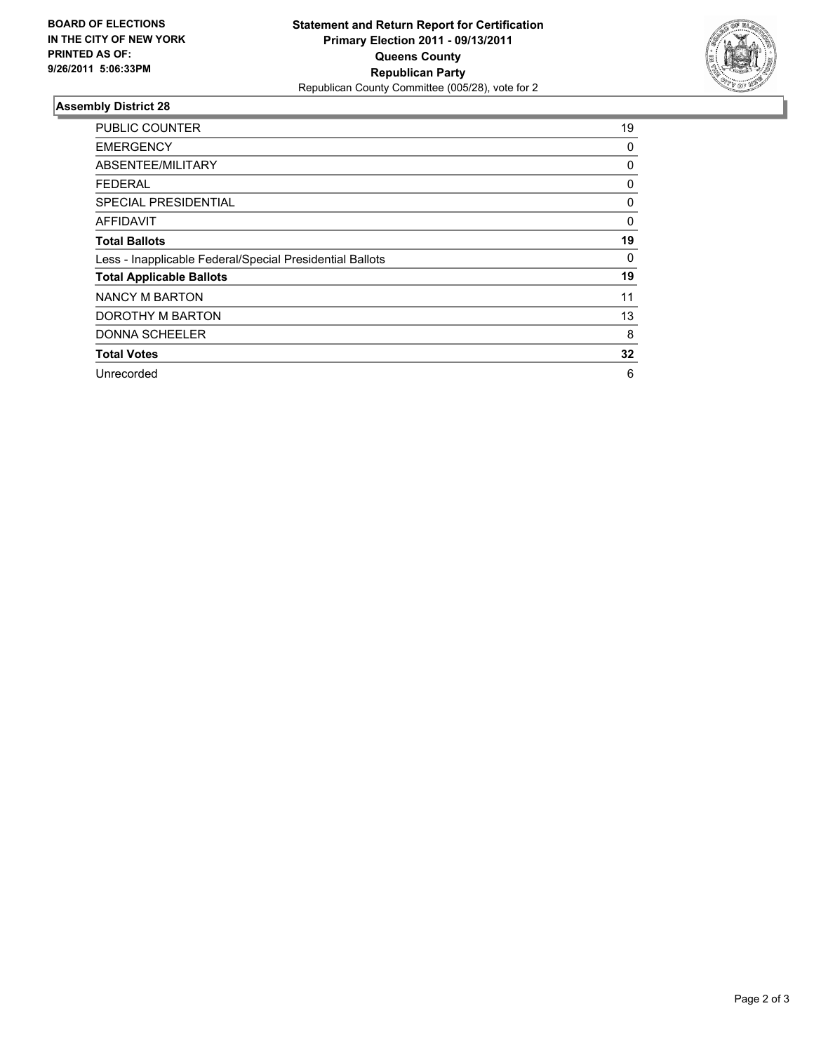**BOARD OF ELECTIONS IN THE CITY OF NEW YORK PRINTED AS OF: 9/26/2011 5:06:33PM**

**Statement and Return Report for Certification**
**Primary Election 2011 - 09/13/2011**
**Queens County**
**Republican Party**
Republican County Committee (005/28), vote for 2

## Assembly District 28

| | |
|---|---|
| PUBLIC COUNTER | 19 |
| EMERGENCY | 0 |
| ABSENTEE/MILITARY | 0 |
| FEDERAL | 0 |
| SPECIAL PRESIDENTIAL | 0 |
| AFFIDAVIT | 0 |
| **Total Ballots** | **19** |
| Less - Inapplicable Federal/Special Presidential Ballots | 0 |
| **Total Applicable Ballots** | **19** |
| NANCY M BARTON | 11 |
| DOROTHY M BARTON | 13 |
| DONNA SCHEELER | 8 |
| **Total Votes** | **32** |
| Unrecorded | 6 |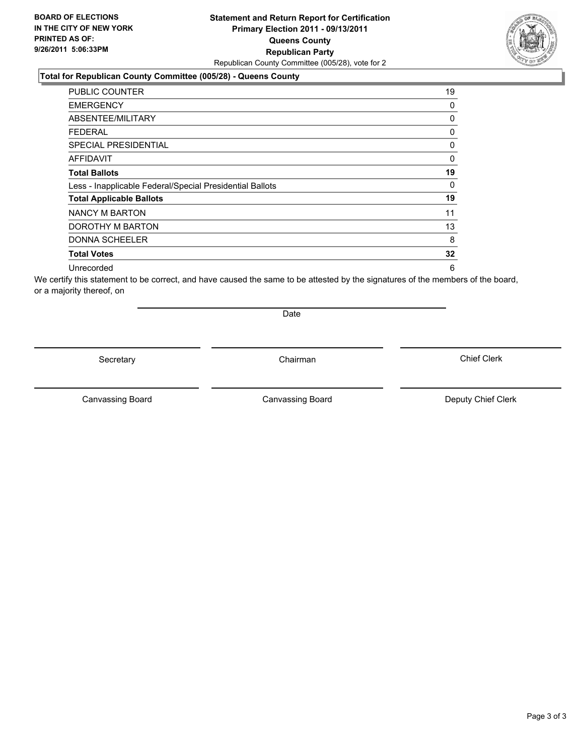**BOARD OF ELECTIONS IN THE CITY OF NEW YORK PRINTED AS OF: 9/26/2011 5:06:33PM**

**Statement and Return Report for Certification**
**Primary Election 2011 - 09/13/2011**
**Queens County**
**Republican Party**
Republican County Committee (005/28), vote for 2

## Total for Republican County Committee (005/28) - Queens County

| | |
|---|---|
| PUBLIC COUNTER | 19 |
| EMERGENCY | 0 |
| ABSENTEE/MILITARY | 0 |
| FEDERAL | 0 |
| SPECIAL PRESIDENTIAL | 0 |
| AFFIDAVIT | 0 |
| **Total Ballots** | **19** |
| Less - Inapplicable Federal/Special Presidential Ballots | 0 |
| **Total Applicable Ballots** | **19** |
| NANCY M BARTON | 11 |
| DOROTHY M BARTON | 13 |
| DONNA SCHEELER | 8 |
| **Total Votes** | **32** |
| Unrecorded | 6 |

We certify this statement to be correct, and have caused the same to be attested by the signatures of the members of the board, or a majority thereof, on

Date

Secretary | Chairman | Chief Clerk

Canvassing Board | Canvassing Board | Deputy Chief Clerk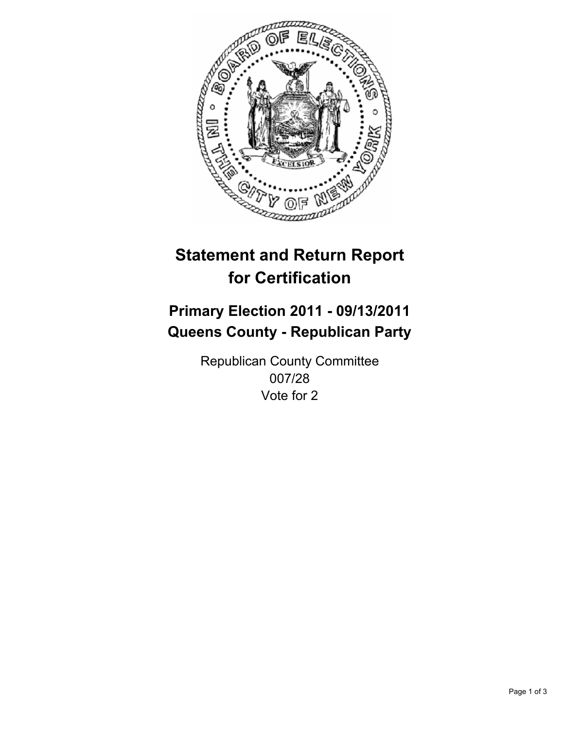# Statement and Return Report for Certification

## Primary Election 2011 - 09/13/2011
## Queens County - Republican Party

Republican County Committee
007/28
Vote for 2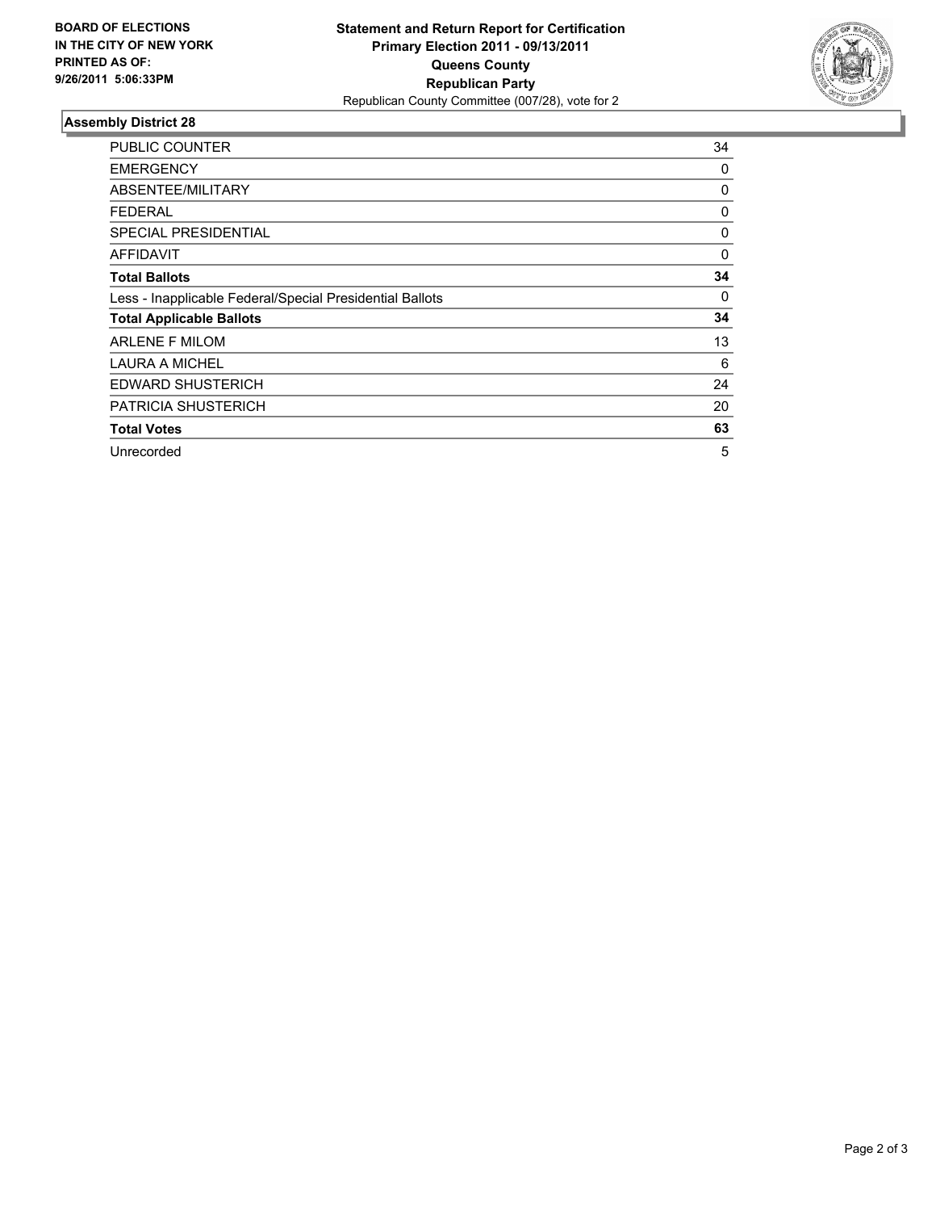**BOARD OF ELECTIONS IN THE CITY OF NEW YORK PRINTED AS OF: 9/26/2011 5:06:33PM**

**Statement and Return Report for Certification**
**Primary Election 2011 - 09/13/2011**
**Queens County**
**Republican Party**
Republican County Committee (007/28), vote for 2

## Assembly District 28

| | |
|---|---|
| PUBLIC COUNTER | 34 |
| EMERGENCY | 0 |
| ABSENTEE/MILITARY | 0 |
| FEDERAL | 0 |
| SPECIAL PRESIDENTIAL | 0 |
| AFFIDAVIT | 0 |
| **Total Ballots** | **34** |
| Less - Inapplicable Federal/Special Presidential Ballots | 0 |
| **Total Applicable Ballots** | **34** |
| ARLENE F MILOM | 13 |
| LAURA A MICHEL | 6 |
| EDWARD SHUSTERICH | 24 |
| PATRICIA SHUSTERICH | 20 |
| **Total Votes** | **63** |
| Unrecorded | 5 |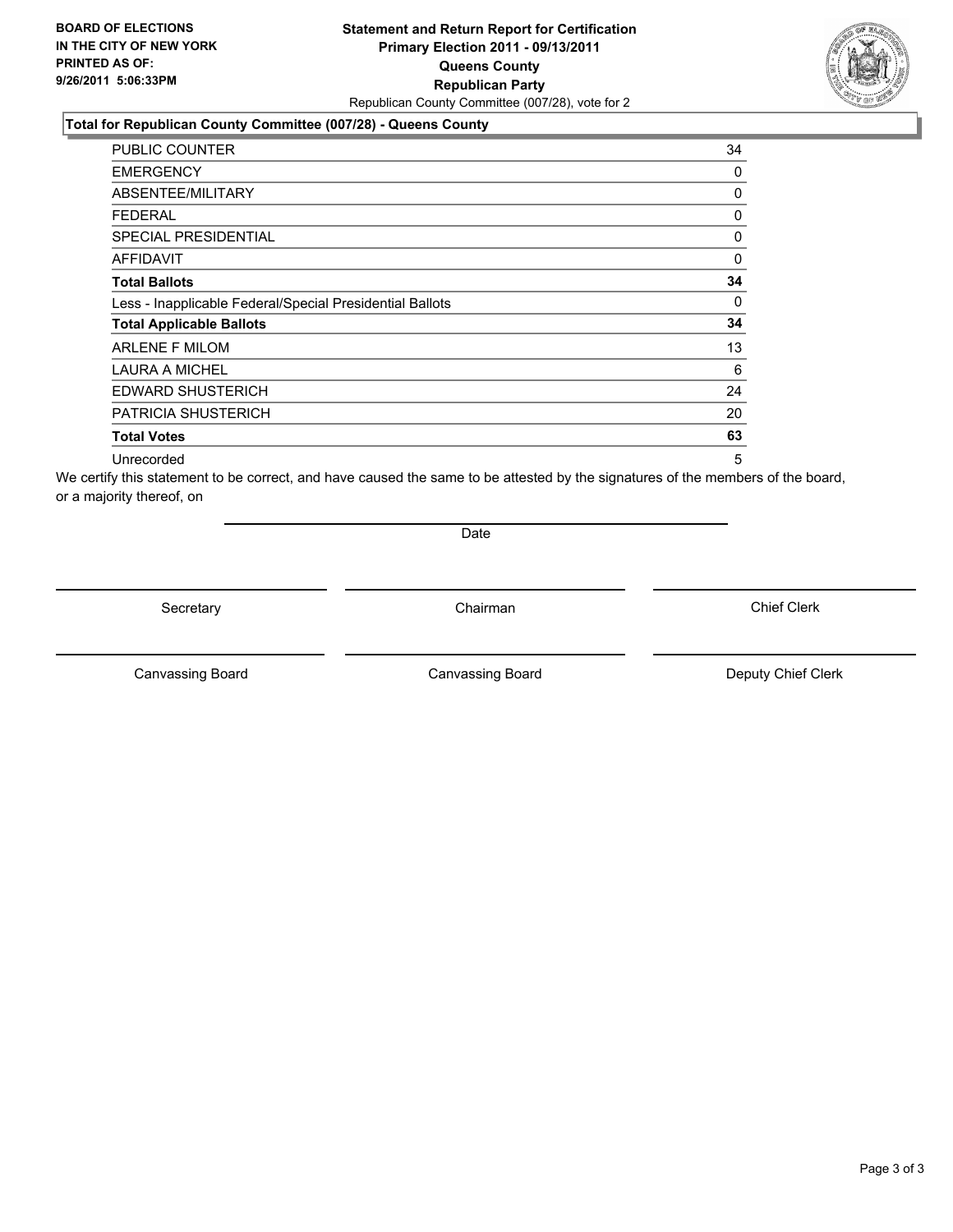**BOARD OF ELECTIONS IN THE CITY OF NEW YORK PRINTED AS OF: 9/26/2011 5:06:33PM**

**Statement and Return Report for Certification**
**Primary Election 2011 - 09/13/2011**
**Queens County**
**Republican Party**
Republican County Committee (007/28), vote for 2

**Total for Republican County Committee (007/28) - Queens County**

| | |
|---|---|
| PUBLIC COUNTER | 34 |
| EMERGENCY | 0 |
| ABSENTEE/MILITARY | 0 |
| FEDERAL | 0 |
| SPECIAL PRESIDENTIAL | 0 |
| AFFIDAVIT | 0 |
| **Total Ballots** | **34** |
| Less - Inapplicable Federal/Special Presidential Ballots | 0 |
| **Total Applicable Ballots** | **34** |
| ARLENE F MILOM | 13 |
| LAURA A MICHEL | 6 |
| EDWARD SHUSTERICH | 24 |
| PATRICIA SHUSTERICH | 20 |
| **Total Votes** | **63** |
| Unrecorded | 5 |

We certify this statement to be correct, and have caused the same to be attested by the signatures of the members of the board, or a majority thereof, on

Date

Secretary | Chairman | Chief Clerk

Canvassing Board | Canvassing Board | Deputy Chief Clerk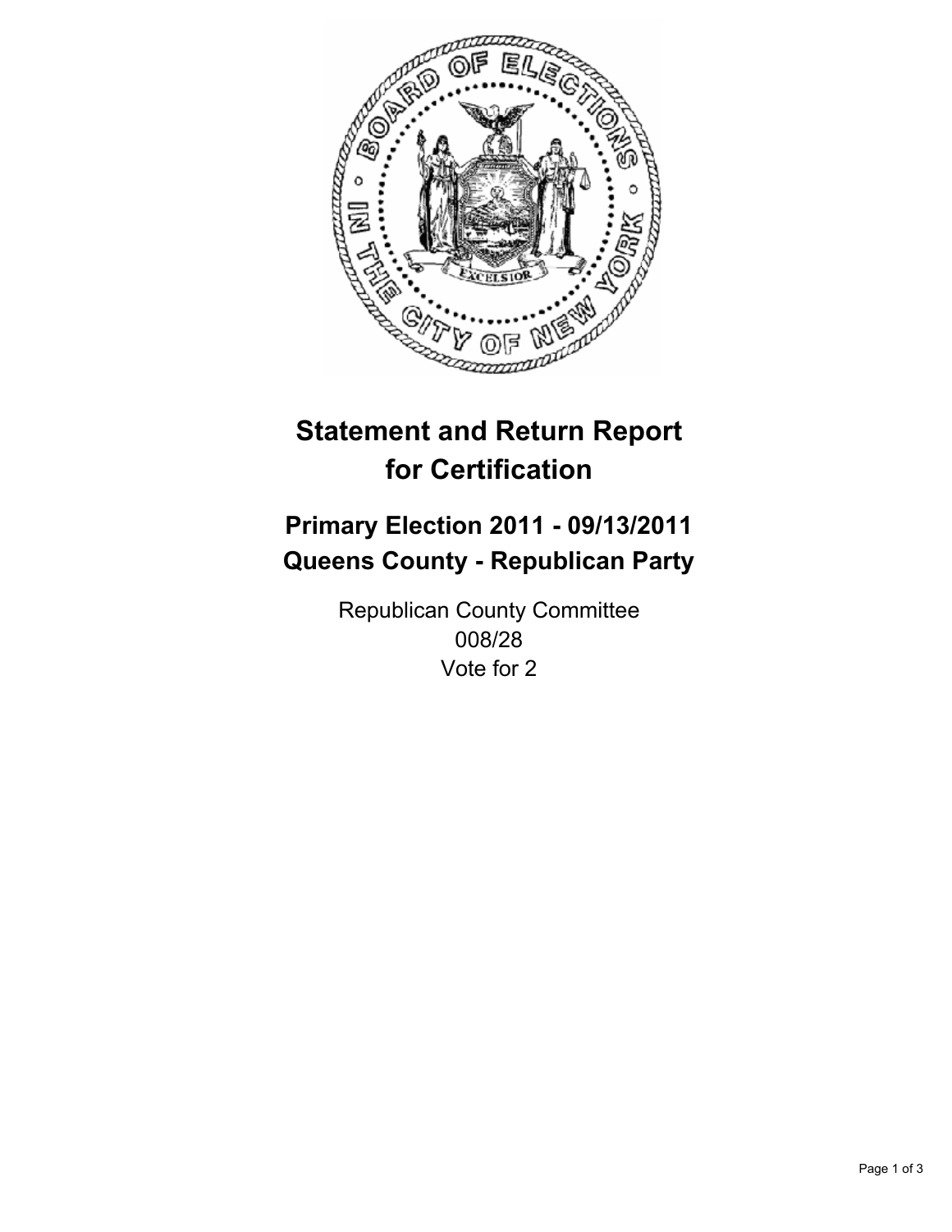# Statement and Return Report for Certification

## Primary Election 2011 - 09/13/2011
## Queens County - Republican Party

Republican County Committee
008/28
Vote for 2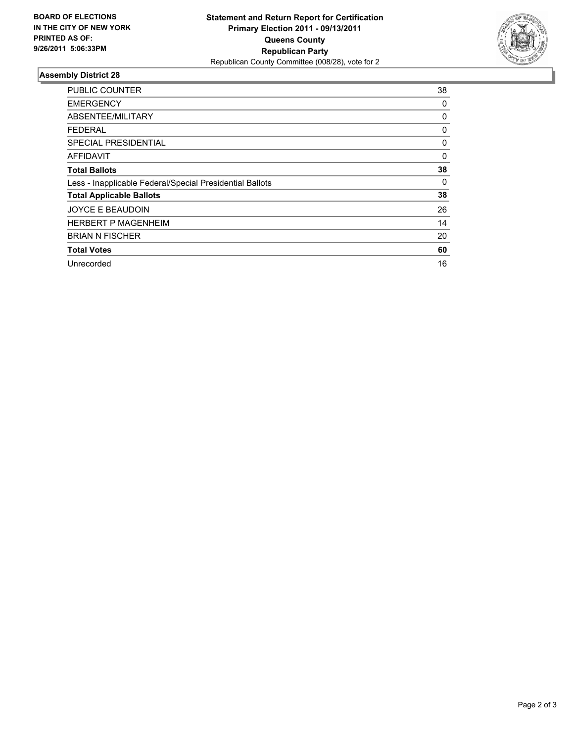**BOARD OF ELECTIONS IN THE CITY OF NEW YORK PRINTED AS OF: 9/26/2011 5:06:33PM**

**Statement and Return Report for Certification**
**Primary Election 2011 - 09/13/2011**
**Queens County**
**Republican Party**
Republican County Committee (008/28), vote for 2

## Assembly District 28

| | |
|---|---|
| PUBLIC COUNTER | 38 |
| EMERGENCY | 0 |
| ABSENTEE/MILITARY | 0 |
| FEDERAL | 0 |
| SPECIAL PRESIDENTIAL | 0 |
| AFFIDAVIT | 0 |
| **Total Ballots** | **38** |
| Less - Inapplicable Federal/Special Presidential Ballots | 0 |
| **Total Applicable Ballots** | **38** |
| JOYCE E BEAUDOIN | 26 |
| HERBERT P MAGENHEIM | 14 |
| BRIAN N FISCHER | 20 |
| **Total Votes** | **60** |
| Unrecorded | 16 |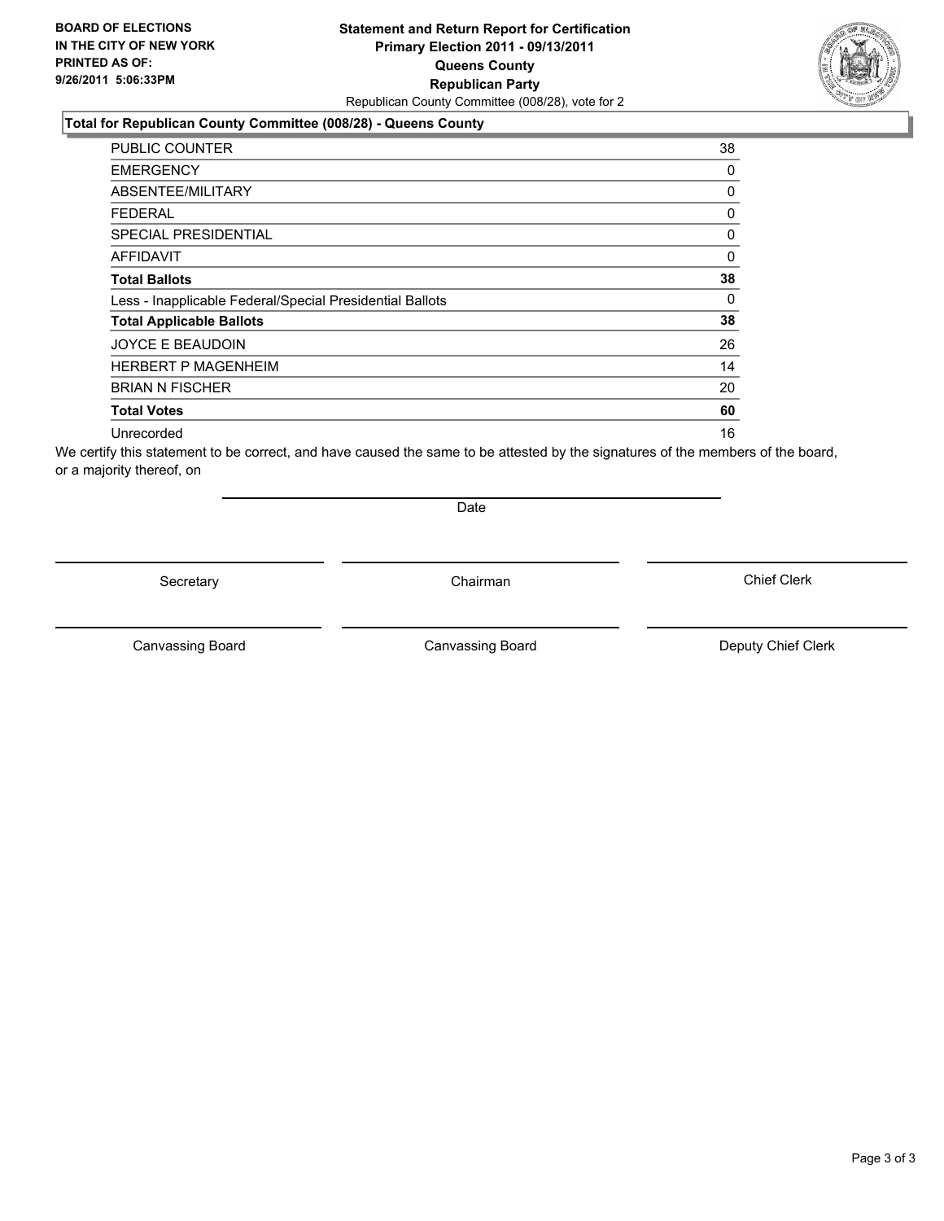BOARD OF ELECTIONS
IN THE CITY OF NEW YORK
PRINTED AS OF:
9/26/2011 5:06:33PM

**Statement and Return Report for Certification**
**Primary Election 2011 - 09/13/2011**
**Queens County**
**Republican Party**
Republican County Committee (008/28), vote for 2

### Total for Republican County Committee (008/28) - Queens County

| | |
|---|---|
| PUBLIC COUNTER | 38 |
| EMERGENCY | 0 |
| ABSENTEE/MILITARY | 0 |
| FEDERAL | 0 |
| SPECIAL PRESIDENTIAL | 0 |
| AFFIDAVIT | 0 |
| **Total Ballots** | **38** |
| Less - Inapplicable Federal/Special Presidential Ballots | 0 |
| **Total Applicable Ballots** | **38** |
| JOYCE E BEAUDOIN | 26 |
| HERBERT P MAGENHEIM | 14 |
| BRIAN N FISCHER | 20 |
| **Total Votes** | **60** |
| Unrecorded | 16 |

We certify this statement to be correct, and have caused the same to be attested by the signatures of the members of the board, or a majority thereof, on

Date

Secretary

Chairman

Chief Clerk

Canvassing Board

Canvassing Board

Deputy Chief Clerk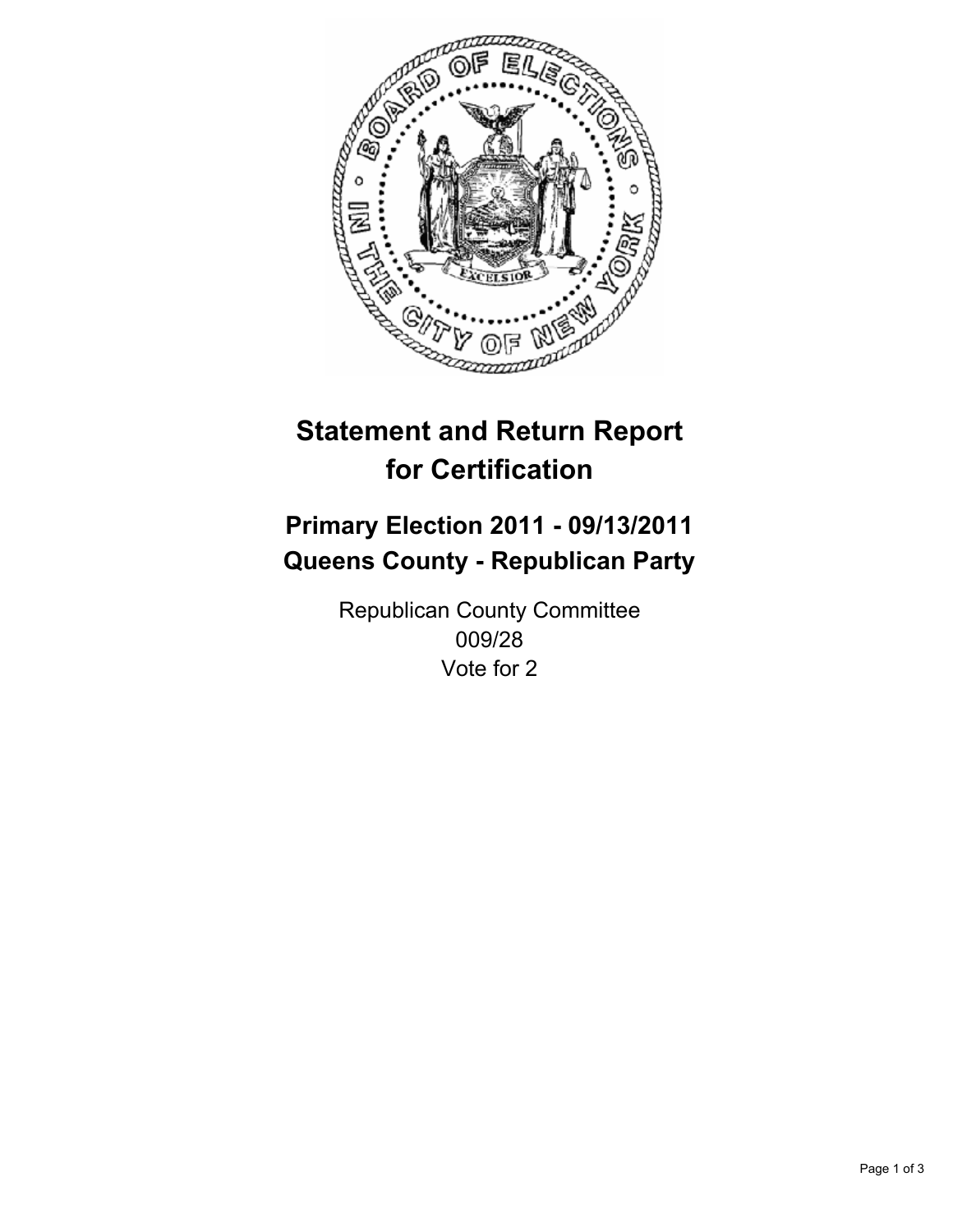# Statement and Return Report for Certification

## Primary Election 2011 - 09/13/2011
## Queens County - Republican Party

Republican County Committee
009/28
Vote for 2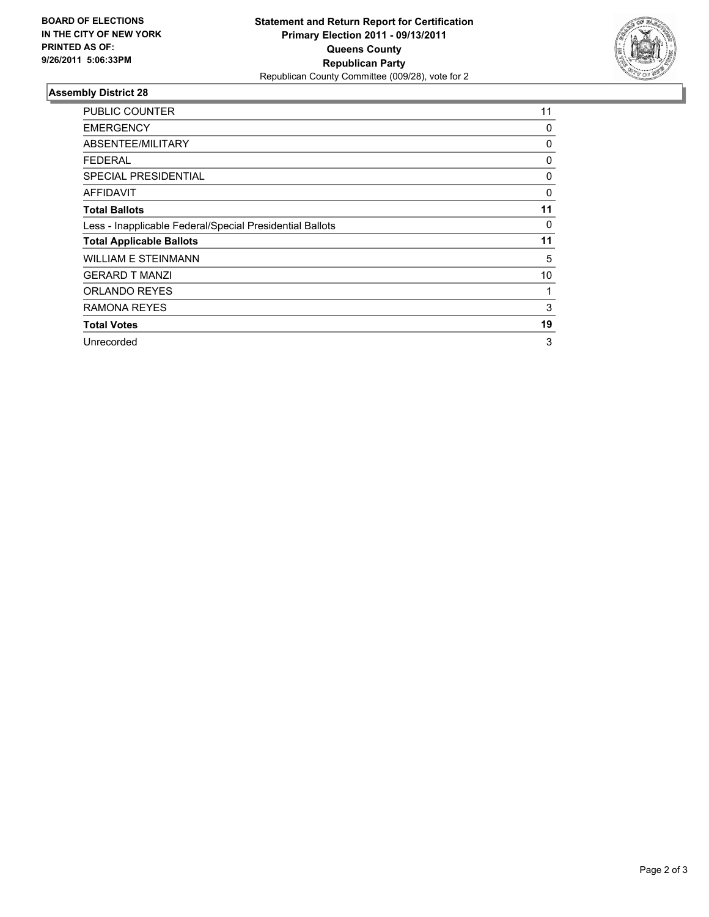**BOARD OF ELECTIONS IN THE CITY OF NEW YORK PRINTED AS OF: 9/26/2011 5:06:33PM**

**Statement and Return Report for Certification**
**Primary Election 2011 - 09/13/2011**
**Queens County**
**Republican Party**
Republican County Committee (009/28), vote for 2

## Assembly District 28

| | |
|---|---|
| PUBLIC COUNTER | 11 |
| EMERGENCY | 0 |
| ABSENTEE/MILITARY | 0 |
| FEDERAL | 0 |
| SPECIAL PRESIDENTIAL | 0 |
| AFFIDAVIT | 0 |
| **Total Ballots** | **11** |
| Less - Inapplicable Federal/Special Presidential Ballots | 0 |
| **Total Applicable Ballots** | **11** |
| WILLIAM E STEINMANN | 5 |
| GERARD T MANZI | 10 |
| ORLANDO REYES | 1 |
| RAMONA REYES | 3 |
| **Total Votes** | **19** |
| Unrecorded | 3 |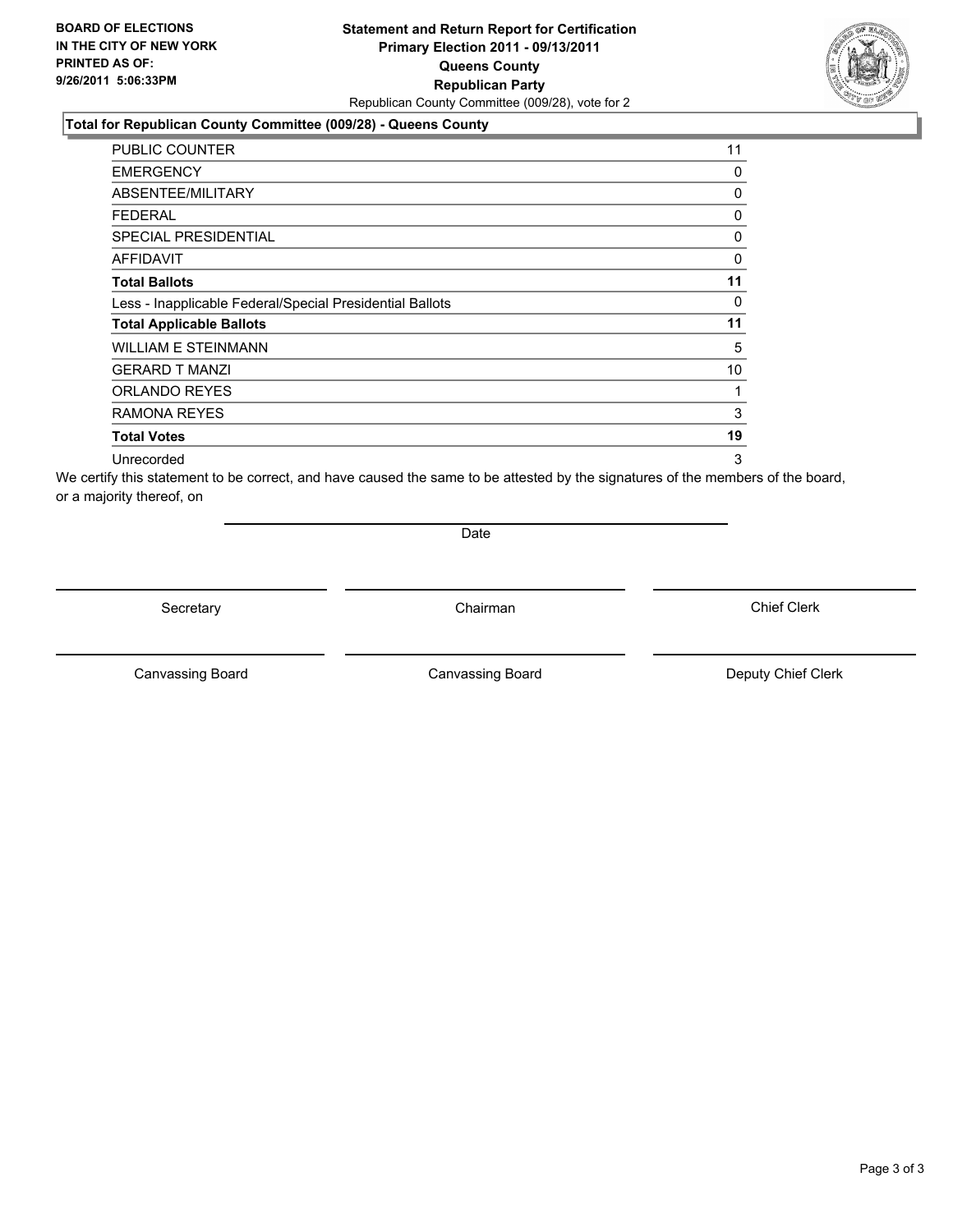**BOARD OF ELECTIONS IN THE CITY OF NEW YORK PRINTED AS OF: 9/26/2011 5:06:33PM**

**Statement and Return Report for Certification**
**Primary Election 2011 - 09/13/2011**
**Queens County**
**Republican Party**
Republican County Committee (009/28), vote for 2

### Total for Republican County Committee (009/28) - Queens County

| | |
|---|---|
| PUBLIC COUNTER | 11 |
| EMERGENCY | 0 |
| ABSENTEE/MILITARY | 0 |
| FEDERAL | 0 |
| SPECIAL PRESIDENTIAL | 0 |
| AFFIDAVIT | 0 |
| **Total Ballots** | **11** |
| Less - Inapplicable Federal/Special Presidential Ballots | 0 |
| **Total Applicable Ballots** | **11** |
| WILLIAM E STEINMANN | 5 |
| GERARD T MANZI | 10 |
| ORLANDO REYES | 1 |
| RAMONA REYES | 3 |
| **Total Votes** | **19** |
| Unrecorded | 3 |

We certify this statement to be correct, and have caused the same to be attested by the signatures of the members of the board, or a majority thereof, on

Date

Secretary | Chairman | Chief Clerk

Canvassing Board | Canvassing Board | Deputy Chief Clerk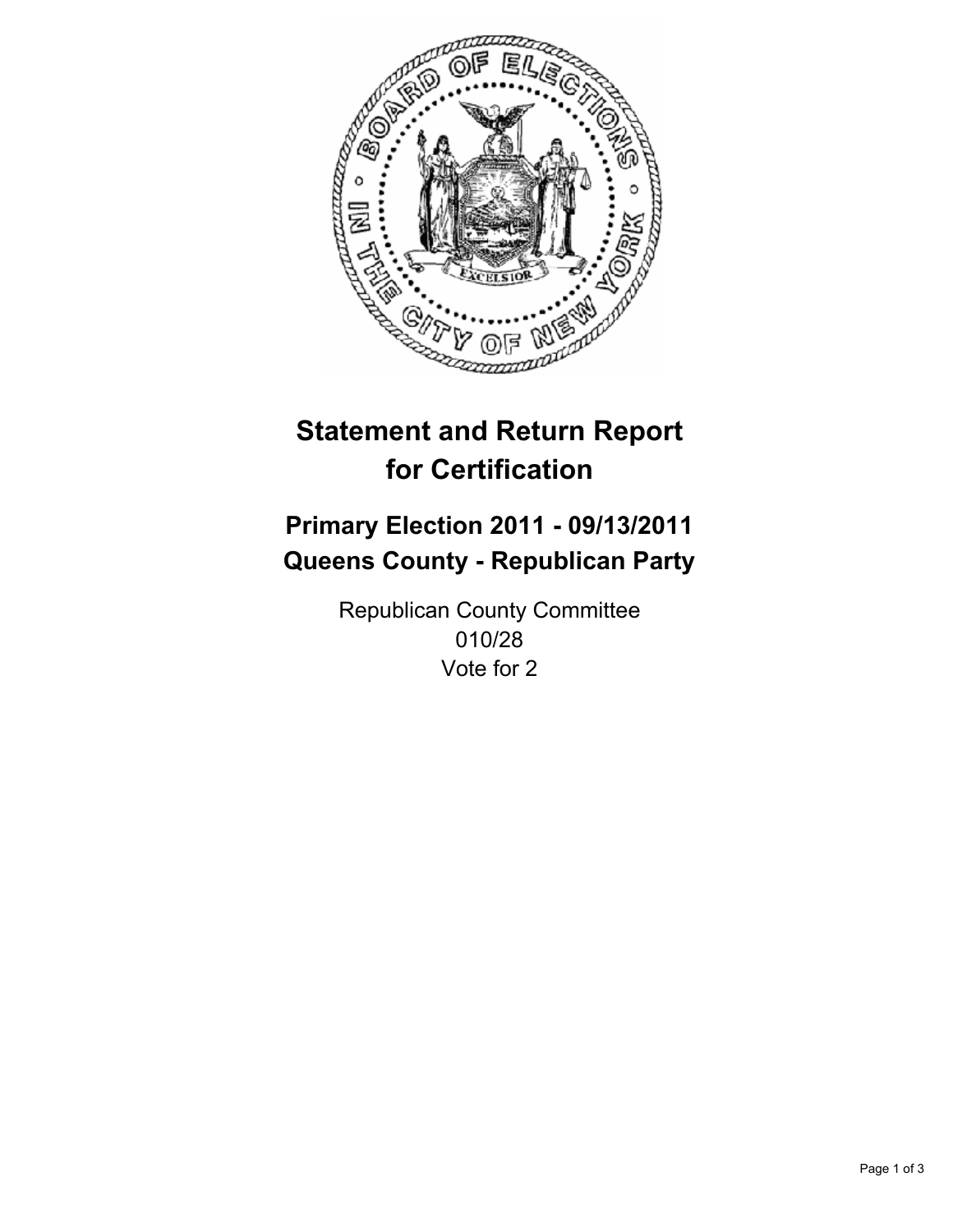# Statement and Return Report for Certification

## Primary Election 2011 - 09/13/2011
## Queens County - Republican Party

Republican County Committee
010/28
Vote for 2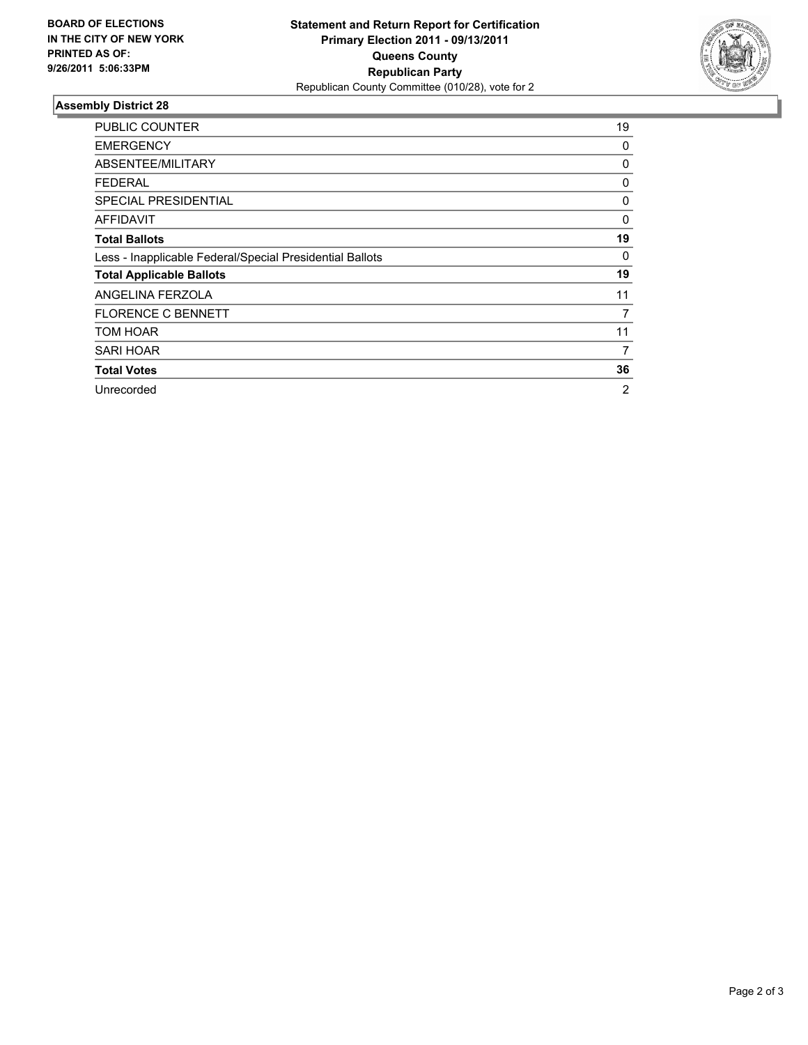**BOARD OF ELECTIONS IN THE CITY OF NEW YORK PRINTED AS OF: 9/26/2011 5:06:33PM**

**Statement and Return Report for Certification**
**Primary Election 2011 - 09/13/2011**
**Queens County**
**Republican Party**
Republican County Committee (010/28), vote for 2

## Assembly District 28

| | |
|---|---|
| PUBLIC COUNTER | 19 |
| EMERGENCY | 0 |
| ABSENTEE/MILITARY | 0 |
| FEDERAL | 0 |
| SPECIAL PRESIDENTIAL | 0 |
| AFFIDAVIT | 0 |
| **Total Ballots** | **19** |
| Less - Inapplicable Federal/Special Presidential Ballots | 0 |
| **Total Applicable Ballots** | **19** |
| ANGELINA FERZOLA | 11 |
| FLORENCE C BENNETT | 7 |
| TOM HOAR | 11 |
| SARI HOAR | 7 |
| **Total Votes** | **36** |
| Unrecorded | 2 |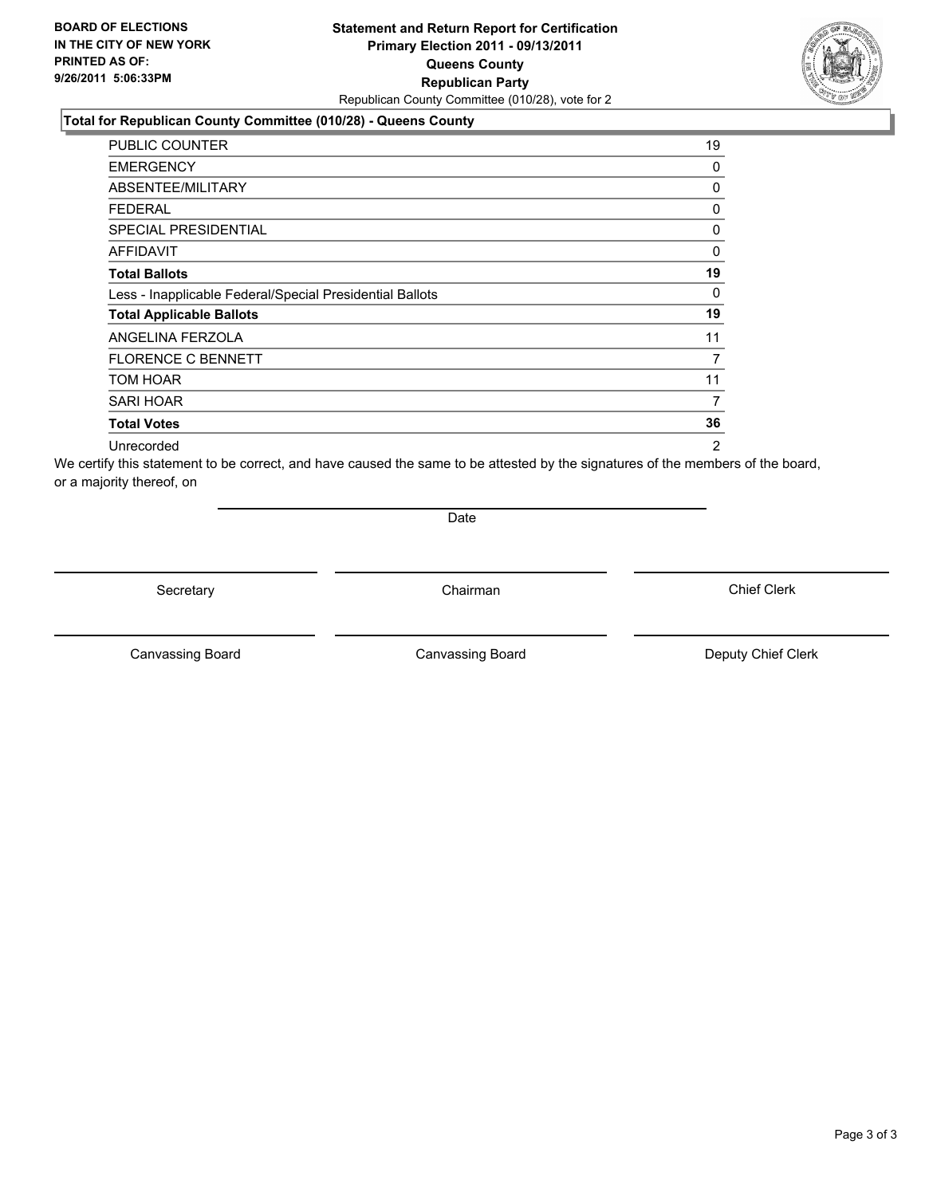**BOARD OF ELECTIONS**
**IN THE CITY OF NEW YORK**
**PRINTED AS OF:**
**9/26/2011 5:06:33PM**

**Statement and Return Report for Certification**
**Primary Election 2011 - 09/13/2011**
**Queens County**
**Republican Party**
Republican County Committee (010/28), vote for 2

### Total for Republican County Committee (010/28) - Queens County

| | |
|---|---|
| PUBLIC COUNTER | 19 |
| EMERGENCY | 0 |
| ABSENTEE/MILITARY | 0 |
| FEDERAL | 0 |
| SPECIAL PRESIDENTIAL | 0 |
| AFFIDAVIT | 0 |
| **Total Ballots** | **19** |
| Less - Inapplicable Federal/Special Presidential Ballots | 0 |
| **Total Applicable Ballots** | **19** |
| ANGELINA FERZOLA | 11 |
| FLORENCE C BENNETT | 7 |
| TOM HOAR | 11 |
| SARI HOAR | 7 |
| **Total Votes** | **36** |
| Unrecorded | 2 |

We certify this statement to be correct, and have caused the same to be attested by the signatures of the members of the board, or a majority thereof, on

Date

Secretary | Chairman | Chief Clerk

Canvassing Board | Canvassing Board | Deputy Chief Clerk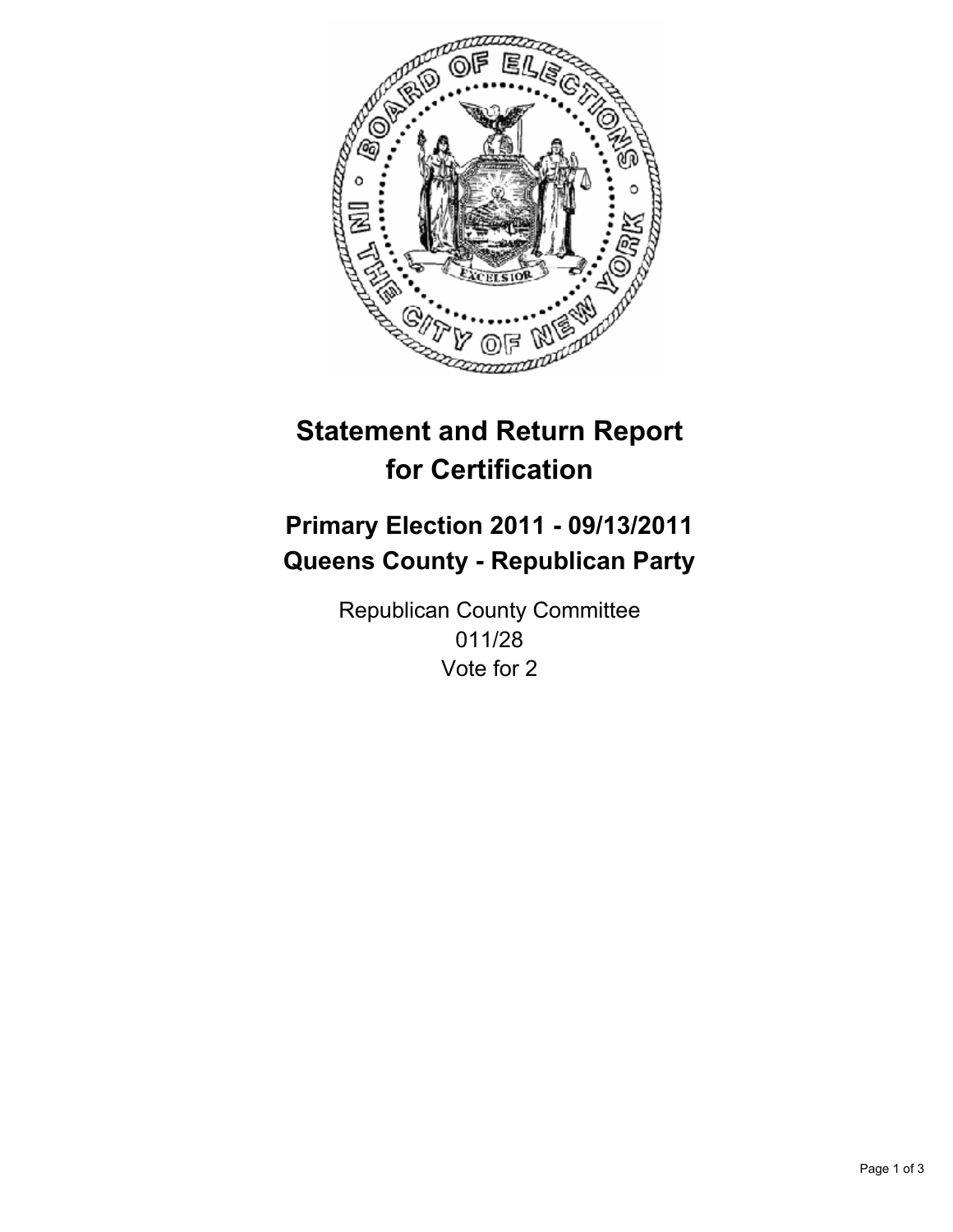# Statement and Return Report for Certification

## Primary Election 2011 - 09/13/2011
## Queens County - Republican Party

Republican County Committee
011/28
Vote for 2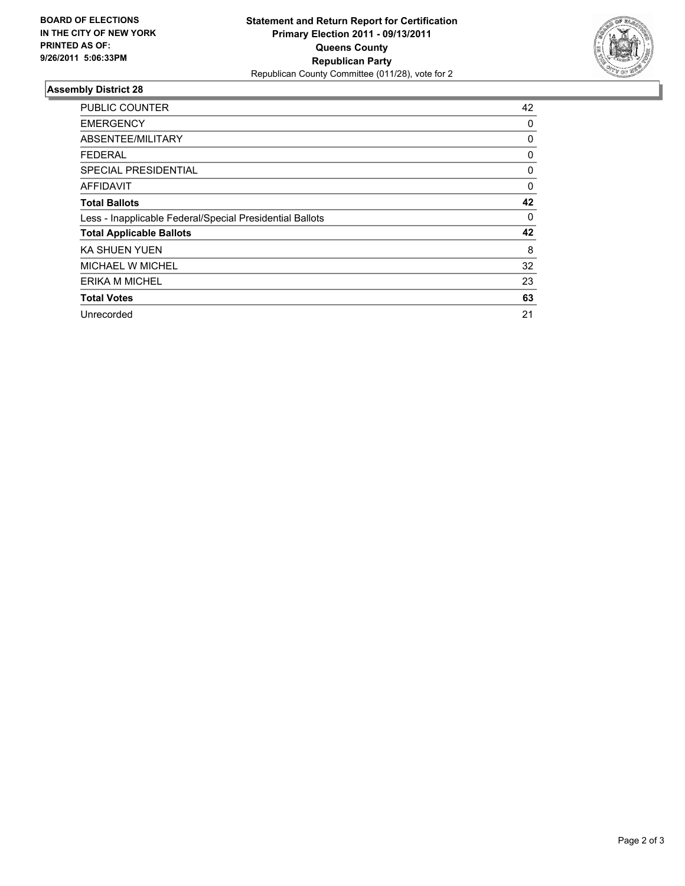**BOARD OF ELECTIONS IN THE CITY OF NEW YORK PRINTED AS OF: 9/26/2011 5:06:33PM**

**Statement and Return Report for Certification**
**Primary Election 2011 - 09/13/2011**
**Queens County**
**Republican Party**
Republican County Committee (011/28), vote for 2

## Assembly District 28

| | |
|---|---|
| PUBLIC COUNTER | 42 |
| EMERGENCY | 0 |
| ABSENTEE/MILITARY | 0 |
| FEDERAL | 0 |
| SPECIAL PRESIDENTIAL | 0 |
| AFFIDAVIT | 0 |
| **Total Ballots** | **42** |
| Less - Inapplicable Federal/Special Presidential Ballots | 0 |
| **Total Applicable Ballots** | **42** |
| KA SHUEN YUEN | 8 |
| MICHAEL W MICHEL | 32 |
| ERIKA M MICHEL | 23 |
| **Total Votes** | **63** |
| Unrecorded | 21 |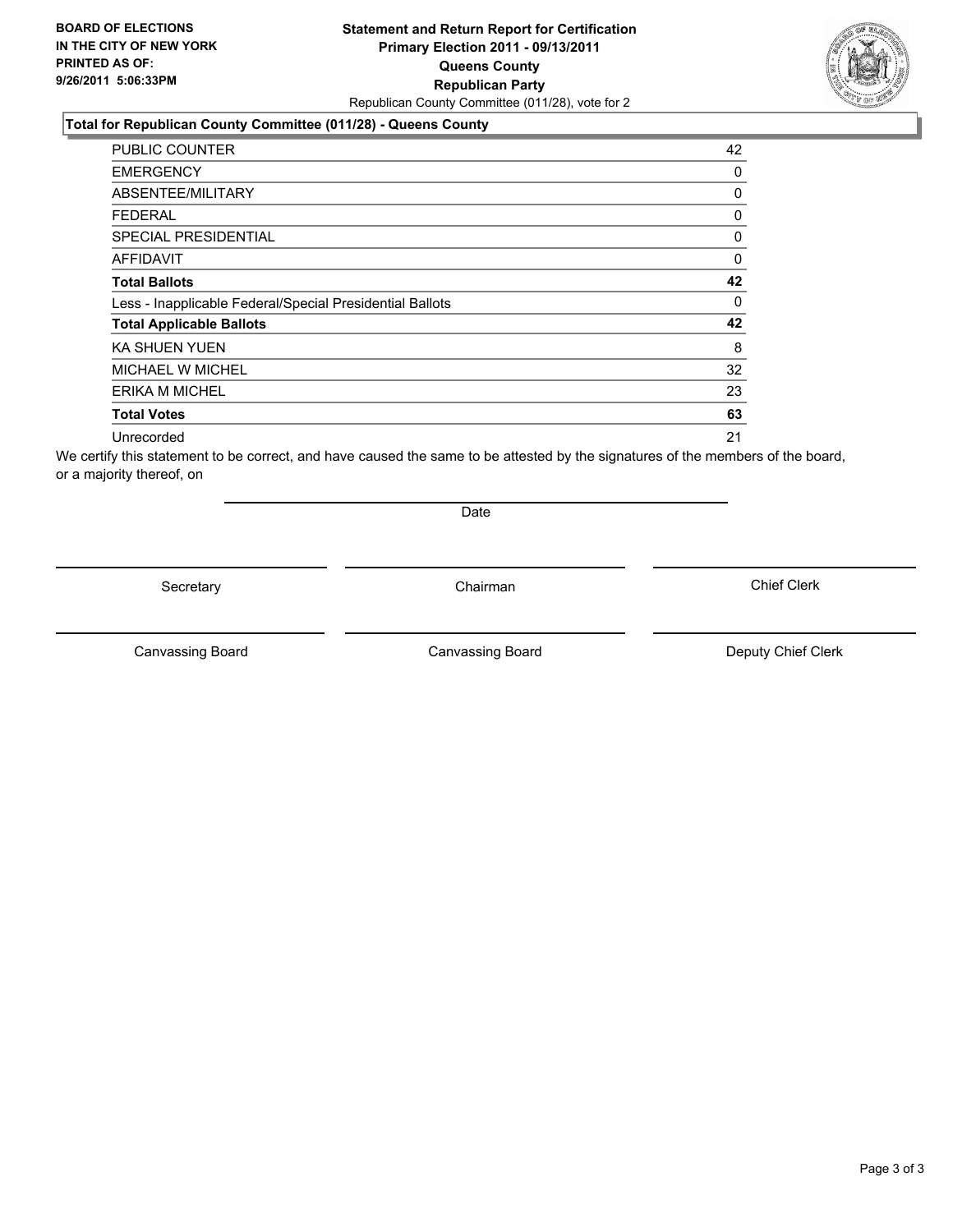**BOARD OF ELECTIONS IN THE CITY OF NEW YORK PRINTED AS OF: 9/26/2011 5:06:33PM**

# Statement and Return Report for Certification
## Primary Election 2011 - 09/13/2011
## Queens County
## Republican Party

Republican County Committee (011/28), vote for 2

### Total for Republican County Committee (011/28) - Queens County

| | |
|---|---|
| PUBLIC COUNTER | 42 |
| EMERGENCY | 0 |
| ABSENTEE/MILITARY | 0 |
| FEDERAL | 0 |
| SPECIAL PRESIDENTIAL | 0 |
| AFFIDAVIT | 0 |
| **Total Ballots** | **42** |
| Less - Inapplicable Federal/Special Presidential Ballots | 0 |
| **Total Applicable Ballots** | **42** |
| KA SHUEN YUEN | 8 |
| MICHAEL W MICHEL | 32 |
| ERIKA M MICHEL | 23 |
| **Total Votes** | **63** |
| Unrecorded | 21 |

We certify this statement to be correct, and have caused the same to be attested by the signatures of the members of the board, or a majority thereof, on

Date

Secretary | Chairman | Chief Clerk

Canvassing Board | Canvassing Board | Deputy Chief Clerk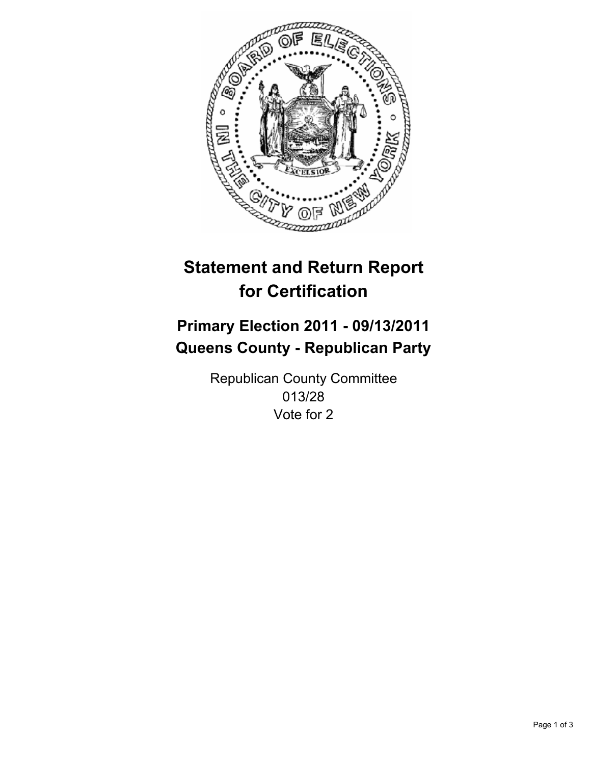# Statement and Return Report for Certification

## Primary Election 2011 - 09/13/2011
## Queens County - Republican Party

Republican County Committee
013/28
Vote for 2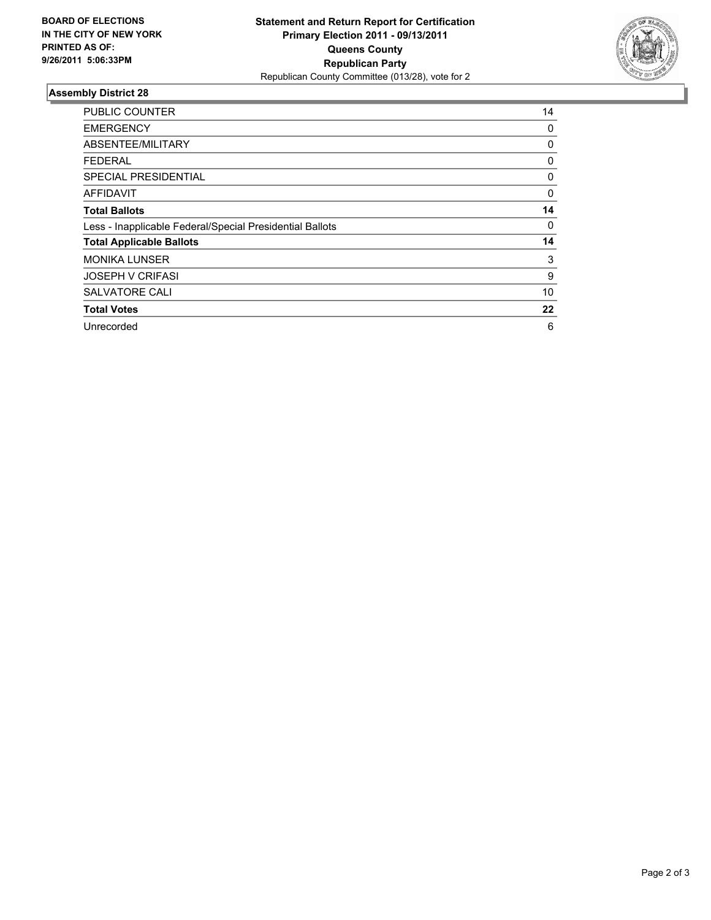**BOARD OF ELECTIONS IN THE CITY OF NEW YORK PRINTED AS OF: 9/26/2011 5:06:33PM**

**Statement and Return Report for Certification**
**Primary Election 2011 - 09/13/2011**
**Queens County**
**Republican Party**
Republican County Committee (013/28), vote for 2

## Assembly District 28

| | |
|---|---|
| PUBLIC COUNTER | 14 |
| EMERGENCY | 0 |
| ABSENTEE/MILITARY | 0 |
| FEDERAL | 0 |
| SPECIAL PRESIDENTIAL | 0 |
| AFFIDAVIT | 0 |
| **Total Ballots** | **14** |
| Less - Inapplicable Federal/Special Presidential Ballots | 0 |
| **Total Applicable Ballots** | **14** |
| MONIKA LUNSER | 3 |
| JOSEPH V CRIFASI | 9 |
| SALVATORE CALI | 10 |
| **Total Votes** | **22** |
| Unrecorded | 6 |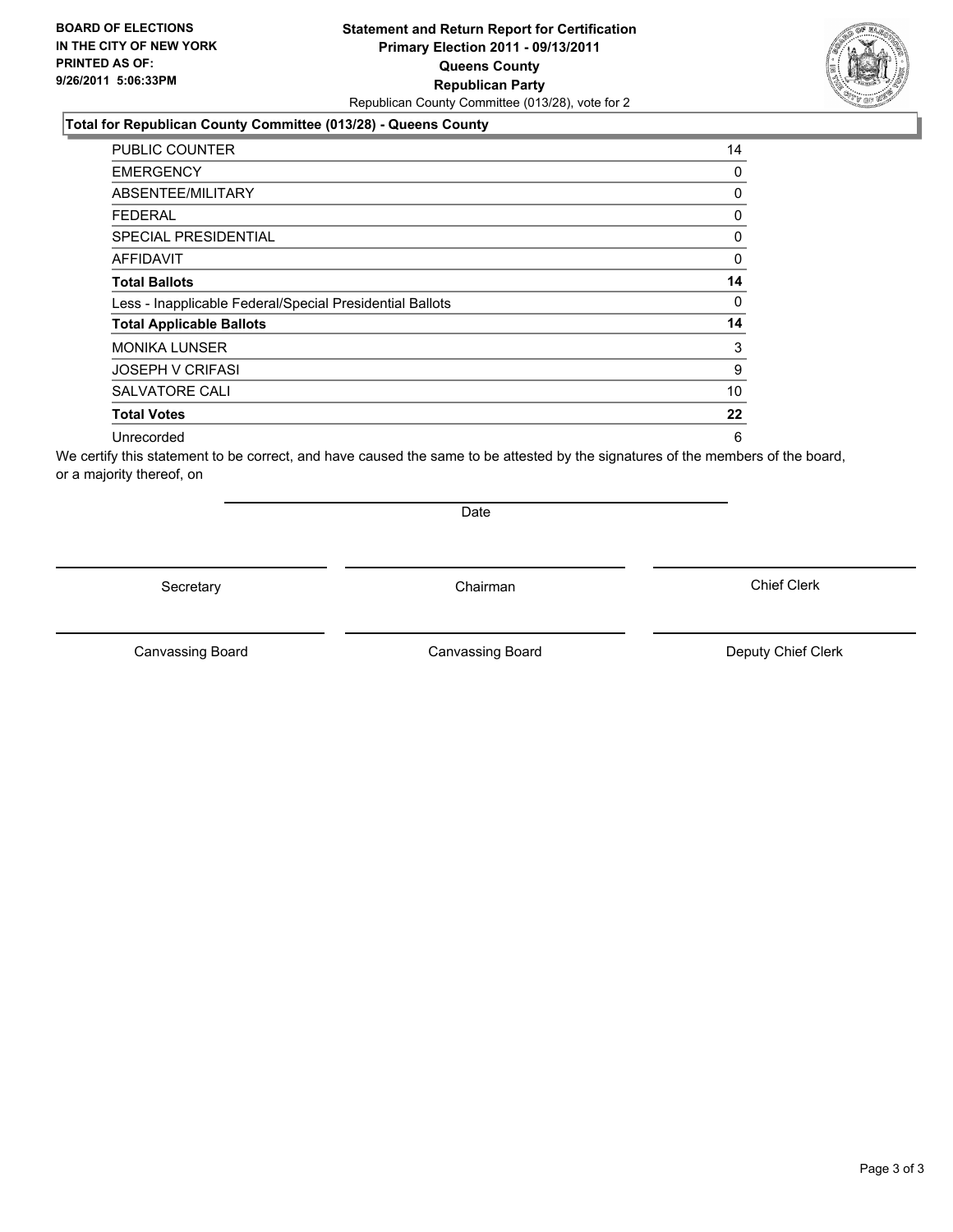**BOARD OF ELECTIONS IN THE CITY OF NEW YORK PRINTED AS OF: 9/26/2011 5:06:33PM**

**Statement and Return Report for Certification Primary Election 2011 - 09/13/2011 Queens County Republican Party**

Republican County Committee (013/28), vote for 2

### Total for Republican County Committee (013/28) - Queens County

| | |
|---|---|
| PUBLIC COUNTER | 14 |
| EMERGENCY | 0 |
| ABSENTEE/MILITARY | 0 |
| FEDERAL | 0 |
| SPECIAL PRESIDENTIAL | 0 |
| AFFIDAVIT | 0 |
| **Total Ballots** | **14** |
| Less - Inapplicable Federal/Special Presidential Ballots | 0 |
| **Total Applicable Ballots** | **14** |
| MONIKA LUNSER | 3 |
| JOSEPH V CRIFASI | 9 |
| SALVATORE CALI | 10 |
| **Total Votes** | **22** |
| Unrecorded | 6 |

We certify this statement to be correct, and have caused the same to be attested by the signatures of the members of the board, or a majority thereof, on

Date

Secretary | Chairman | Chief Clerk

Canvassing Board | Canvassing Board | Deputy Chief Clerk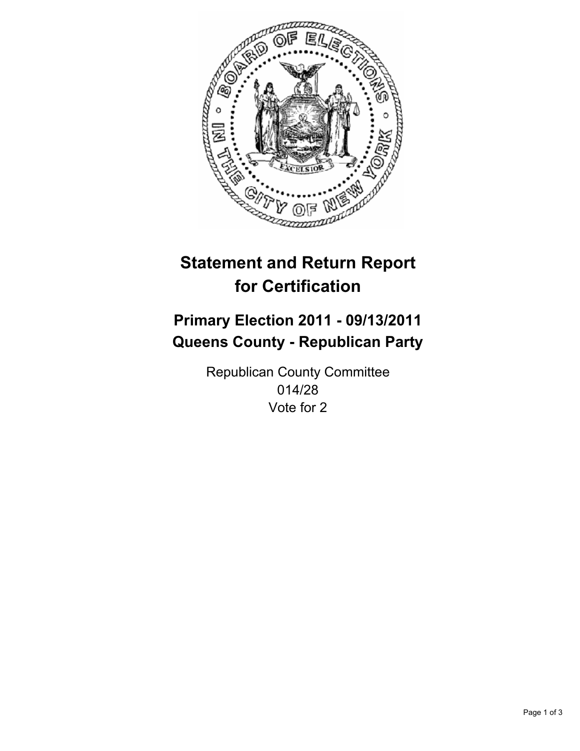# Statement and Return Report for Certification

## Primary Election 2011 - 09/13/2011
## Queens County - Republican Party

Republican County Committee
014/28
Vote for 2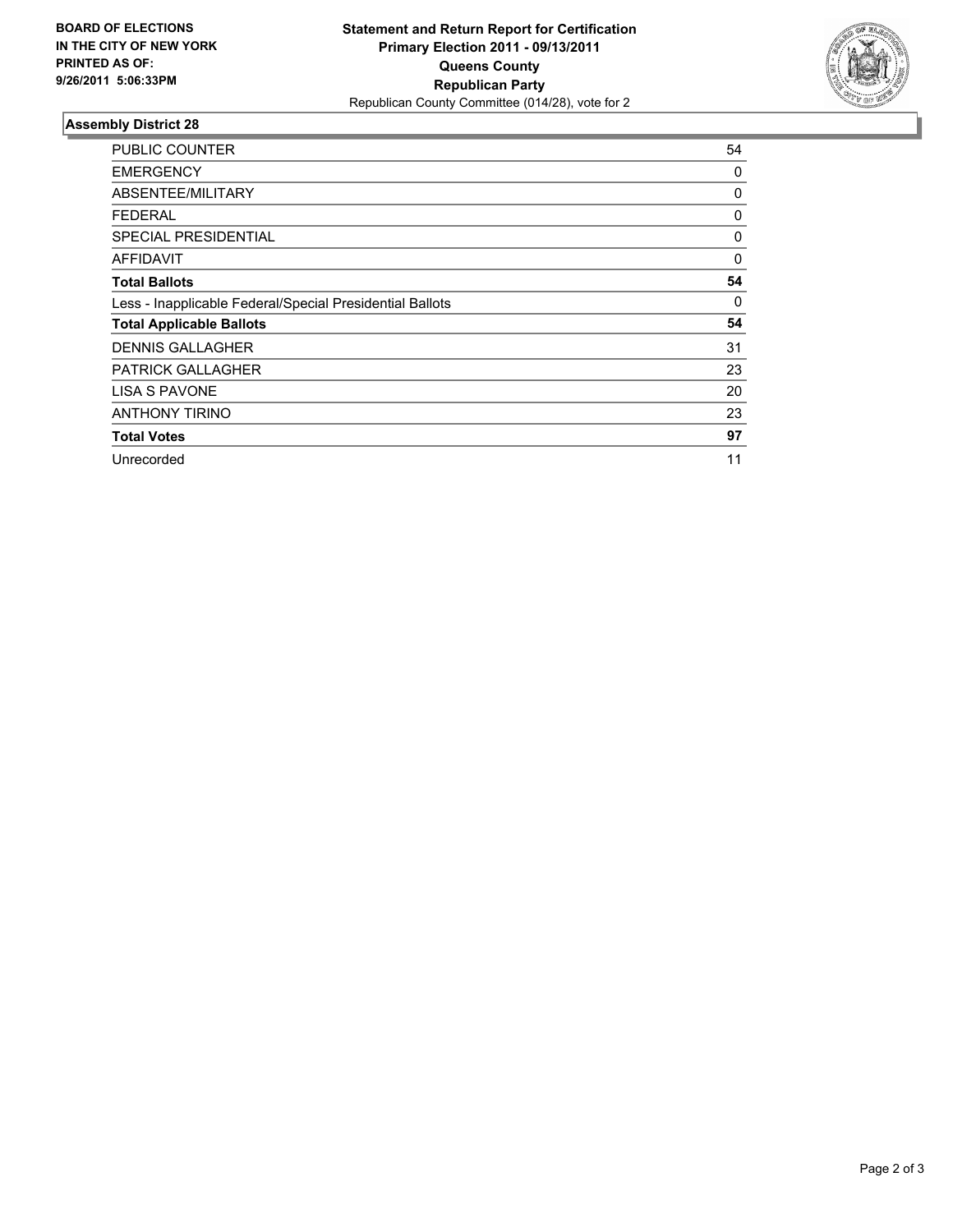**BOARD OF ELECTIONS IN THE CITY OF NEW YORK PRINTED AS OF: 9/26/2011 5:06:33PM**

**Statement and Return Report for Certification**
**Primary Election 2011 - 09/13/2011**
**Queens County**
**Republican Party**
Republican County Committee (014/28), vote for 2

## Assembly District 28

| | |
|---|---|
| PUBLIC COUNTER | 54 |
| EMERGENCY | 0 |
| ABSENTEE/MILITARY | 0 |
| FEDERAL | 0 |
| SPECIAL PRESIDENTIAL | 0 |
| AFFIDAVIT | 0 |
| **Total Ballots** | **54** |
| Less - Inapplicable Federal/Special Presidential Ballots | 0 |
| **Total Applicable Ballots** | **54** |
| DENNIS GALLAGHER | 31 |
| PATRICK GALLAGHER | 23 |
| LISA S PAVONE | 20 |
| ANTHONY TIRINO | 23 |
| **Total Votes** | **97** |
| Unrecorded | 11 |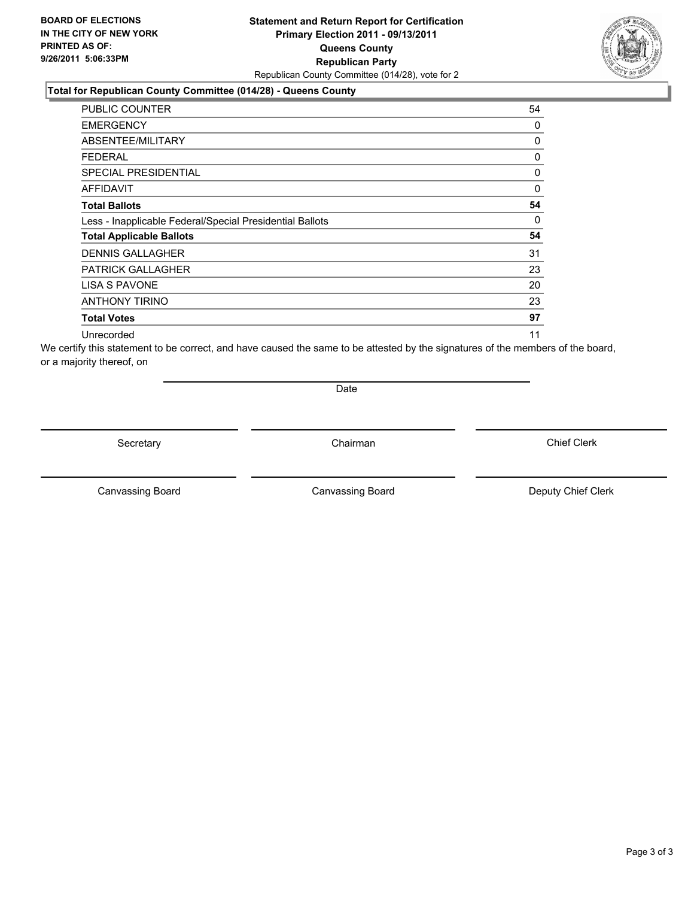**BOARD OF ELECTIONS IN THE CITY OF NEW YORK PRINTED AS OF: 9/26/2011 5:06:33PM**

**Statement and Return Report for Certification**
**Primary Election 2011 - 09/13/2011**
**Queens County**
**Republican Party**
Republican County Committee (014/28), vote for 2

**Total for Republican County Committee (014/28) - Queens County**

| | |
|---|---|
| PUBLIC COUNTER | 54 |
| EMERGENCY | 0 |
| ABSENTEE/MILITARY | 0 |
| FEDERAL | 0 |
| SPECIAL PRESIDENTIAL | 0 |
| AFFIDAVIT | 0 |
| **Total Ballots** | **54** |
| Less - Inapplicable Federal/Special Presidential Ballots | 0 |
| **Total Applicable Ballots** | **54** |
| DENNIS GALLAGHER | 31 |
| PATRICK GALLAGHER | 23 |
| LISA S PAVONE | 20 |
| ANTHONY TIRINO | 23 |
| **Total Votes** | **97** |
| Unrecorded | 11 |

We certify this statement to be correct, and have caused the same to be attested by the signatures of the members of the board, or a majority thereof, on

Date

Secretary | Chairman | Chief Clerk

Canvassing Board | Canvassing Board | Deputy Chief Clerk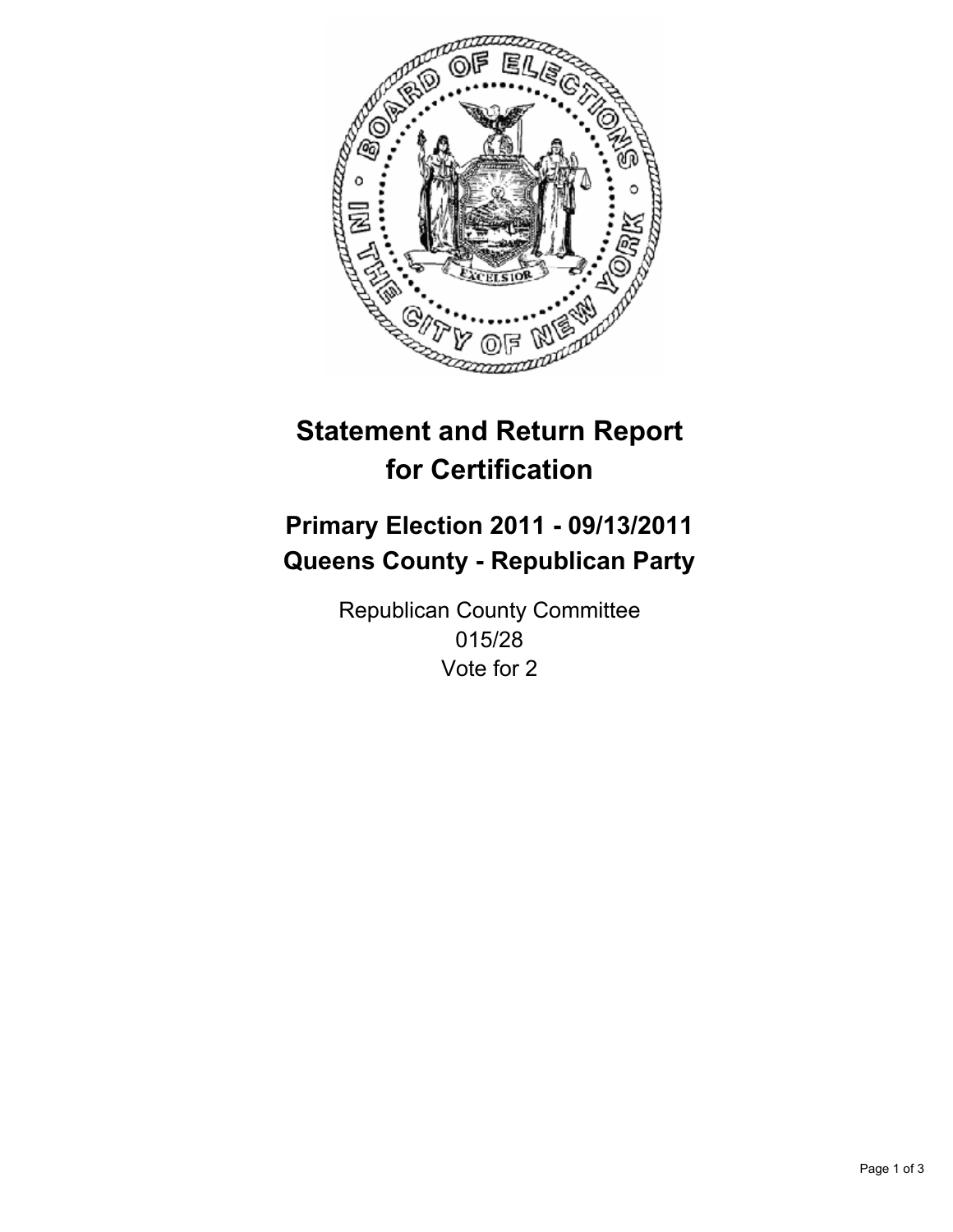# Statement and Return Report for Certification

## Primary Election 2011 - 09/13/2011
## Queens County - Republican Party

Republican County Committee
015/28
Vote for 2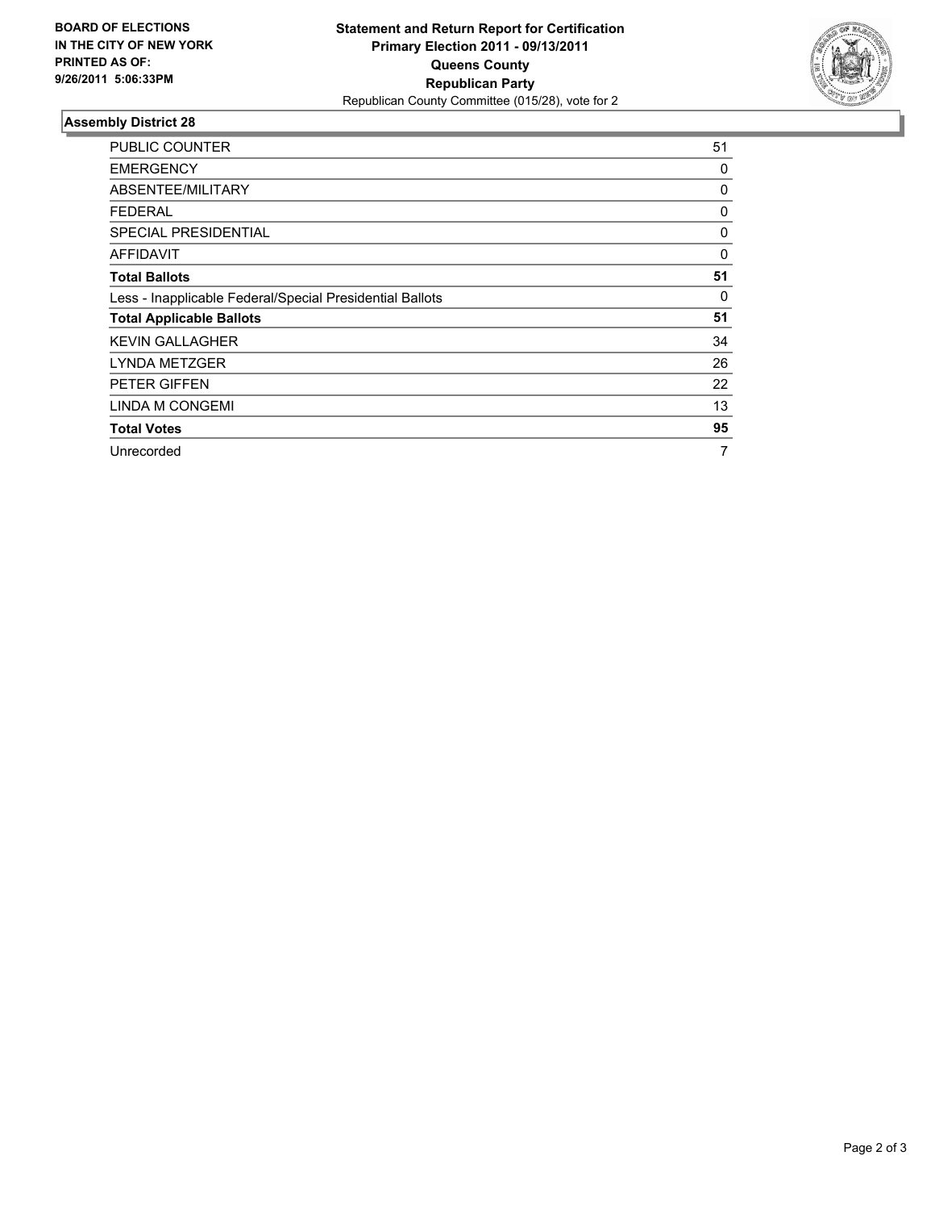**BOARD OF ELECTIONS IN THE CITY OF NEW YORK PRINTED AS OF: 9/26/2011 5:06:33PM**

**Statement and Return Report for Certification**
**Primary Election 2011 - 09/13/2011**
**Queens County**
**Republican Party**
Republican County Committee (015/28), vote for 2

### Assembly District 28

| | |
|---|---|
| PUBLIC COUNTER | 51 |
| EMERGENCY | 0 |
| ABSENTEE/MILITARY | 0 |
| FEDERAL | 0 |
| SPECIAL PRESIDENTIAL | 0 |
| AFFIDAVIT | 0 |
| **Total Ballots** | **51** |
| Less - Inapplicable Federal/Special Presidential Ballots | 0 |
| **Total Applicable Ballots** | **51** |
| KEVIN GALLAGHER | 34 |
| LYNDA METZGER | 26 |
| PETER GIFFEN | 22 |
| LINDA M CONGEMI | 13 |
| **Total Votes** | **95** |
| Unrecorded | 7 |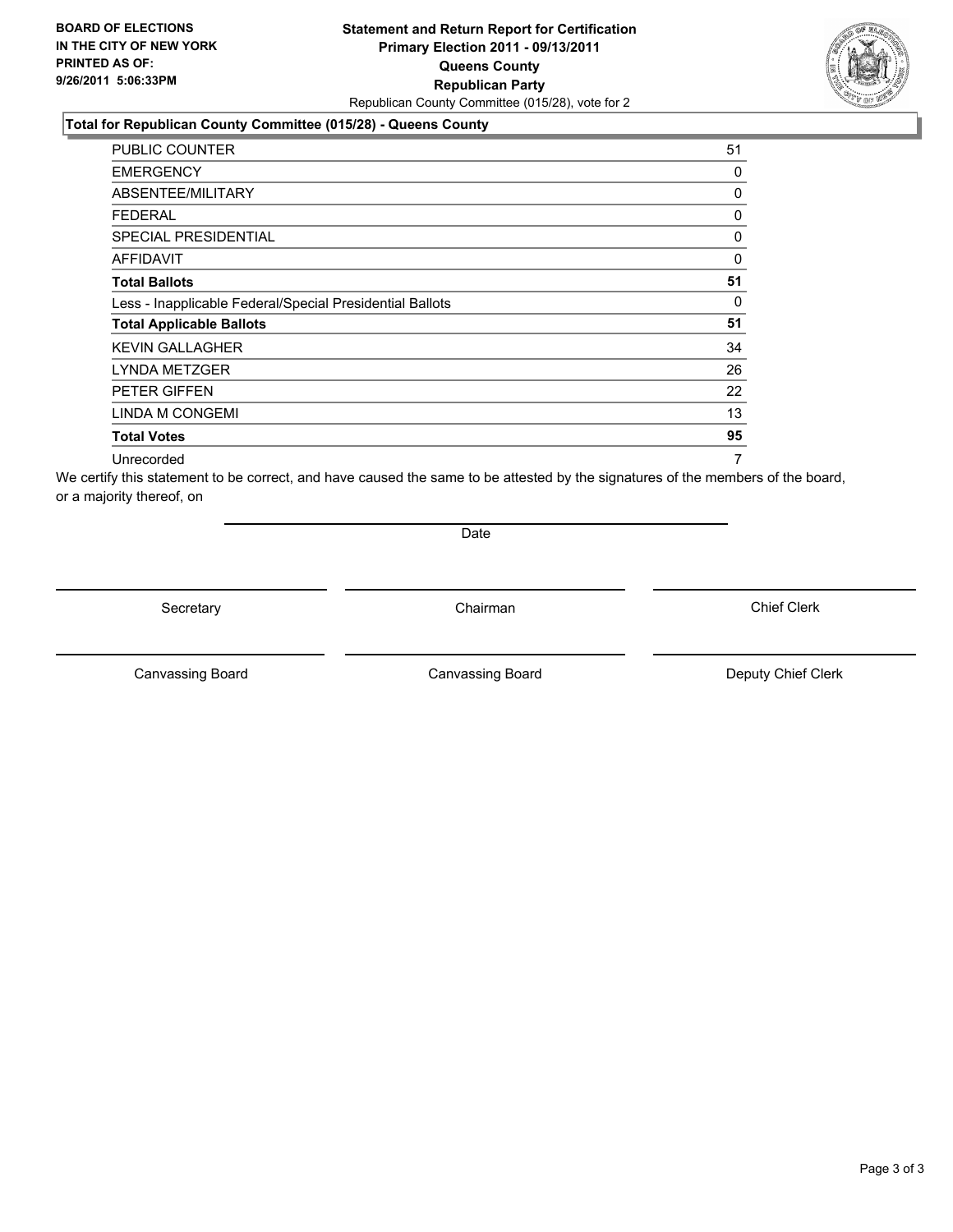**BOARD OF ELECTIONS IN THE CITY OF NEW YORK PRINTED AS OF: 9/26/2011 5:06:33PM**

**Statement and Return Report for Certification**
**Primary Election 2011 - 09/13/2011**
**Queens County**
**Republican Party**
Republican County Committee (015/28), vote for 2

### Total for Republican County Committee (015/28) - Queens County

| | |
|---|---|
| PUBLIC COUNTER | 51 |
| EMERGENCY | 0 |
| ABSENTEE/MILITARY | 0 |
| FEDERAL | 0 |
| SPECIAL PRESIDENTIAL | 0 |
| AFFIDAVIT | 0 |
| **Total Ballots** | **51** |
| Less - Inapplicable Federal/Special Presidential Ballots | 0 |
| **Total Applicable Ballots** | **51** |
| KEVIN GALLAGHER | 34 |
| LYNDA METZGER | 26 |
| PETER GIFFEN | 22 |
| LINDA M CONGEMI | 13 |
| **Total Votes** | **95** |
| Unrecorded | 7 |

We certify this statement to be correct, and have caused the same to be attested by the signatures of the members of the board, or a majority thereof, on

Date

Secretary　　　Chairman　　　Chief Clerk

Canvassing Board　　　Canvassing Board　　　Deputy Chief Clerk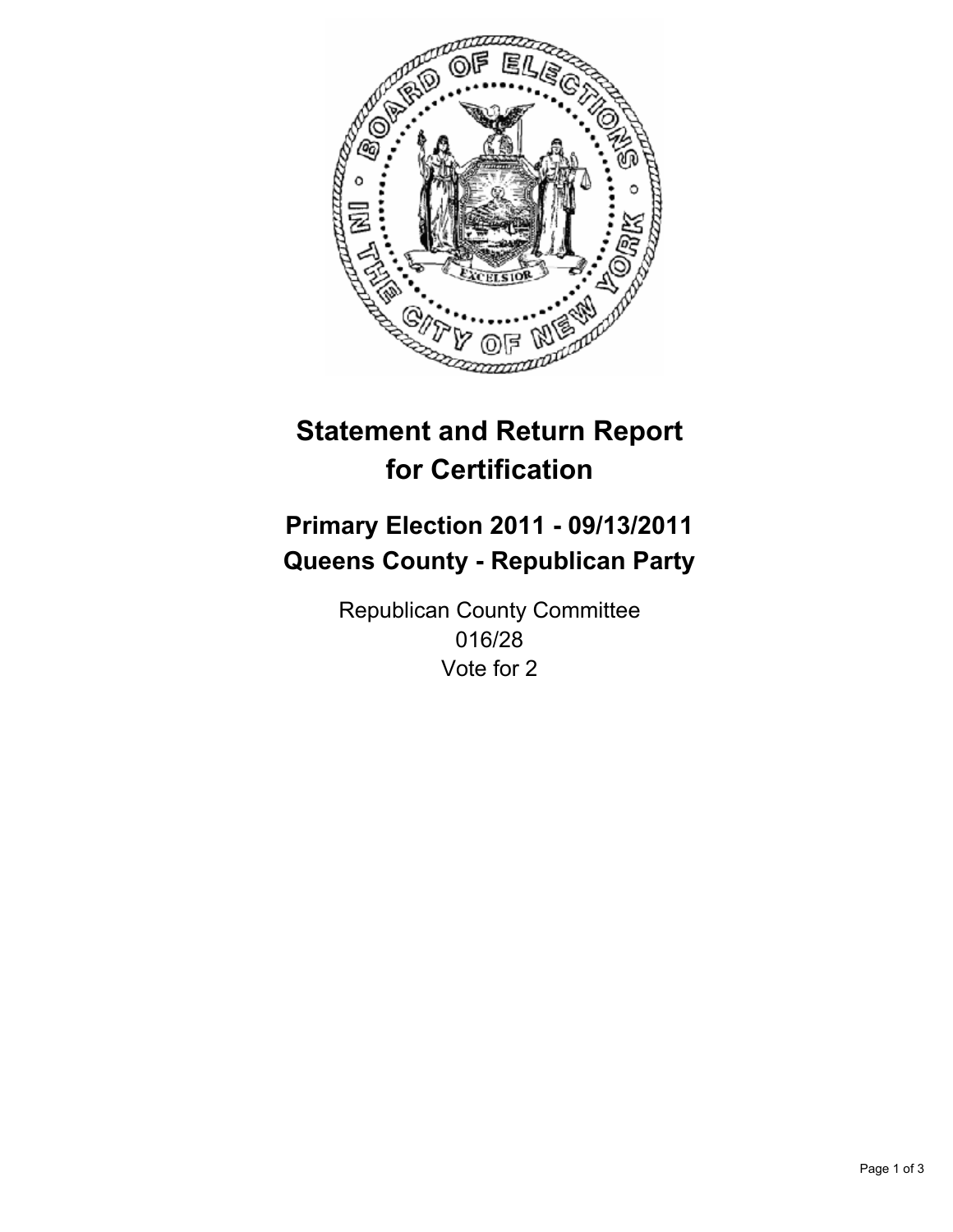# Statement and Return Report for Certification

## Primary Election 2011 - 09/13/2011
## Queens County - Republican Party

Republican County Committee
016/28
Vote for 2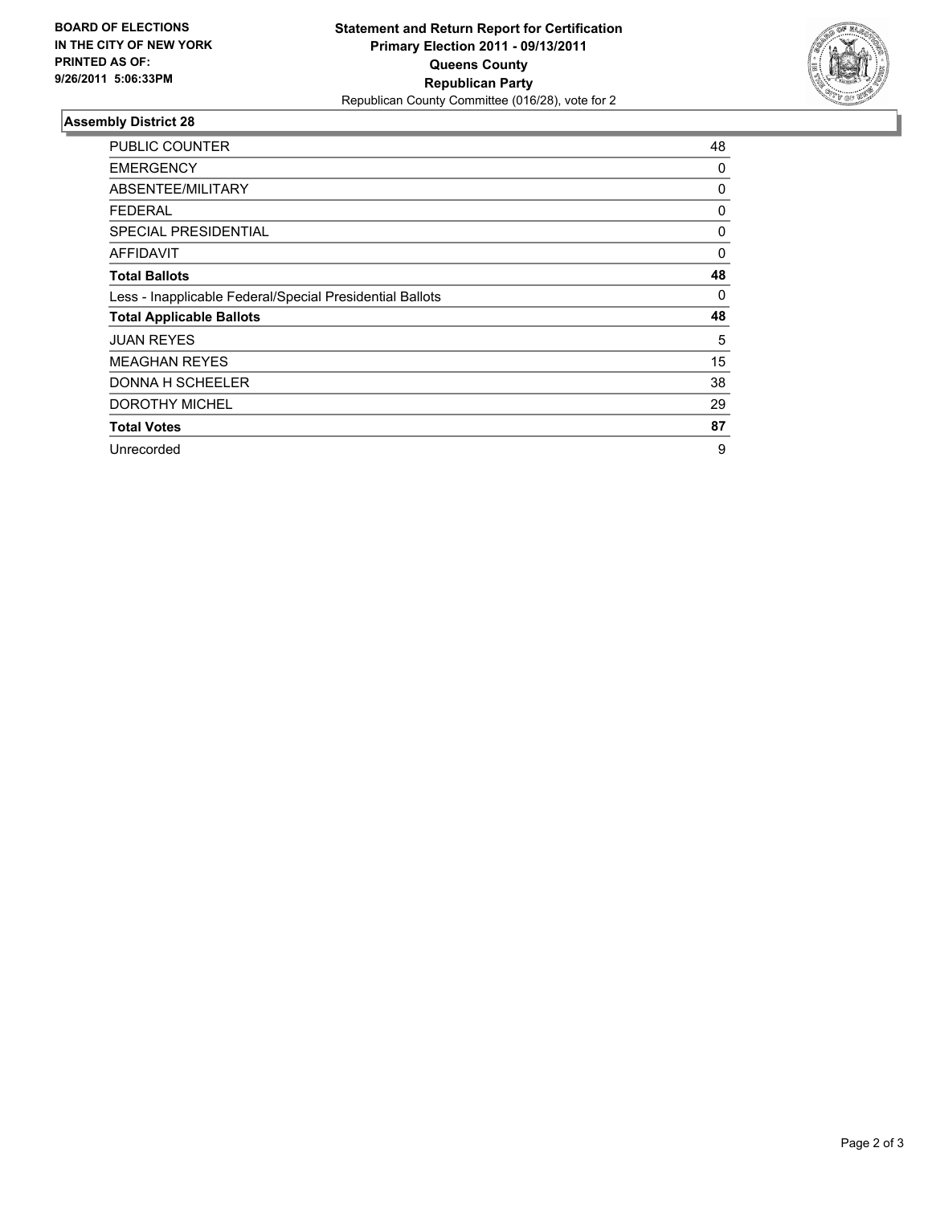**BOARD OF ELECTIONS IN THE CITY OF NEW YORK PRINTED AS OF: 9/26/2011 5:06:33PM**

**Statement and Return Report for Certification**
**Primary Election 2011 - 09/13/2011**
**Queens County**
**Republican Party**
Republican County Committee (016/28), vote for 2

### Assembly District 28

| | |
|---|---|
| PUBLIC COUNTER | 48 |
| EMERGENCY | 0 |
| ABSENTEE/MILITARY | 0 |
| FEDERAL | 0 |
| SPECIAL PRESIDENTIAL | 0 |
| AFFIDAVIT | 0 |
| **Total Ballots** | **48** |
| Less - Inapplicable Federal/Special Presidential Ballots | 0 |
| **Total Applicable Ballots** | **48** |
| JUAN REYES | 5 |
| MEAGHAN REYES | 15 |
| DONNA H SCHEELER | 38 |
| DOROTHY MICHEL | 29 |
| **Total Votes** | **87** |
| Unrecorded | 9 |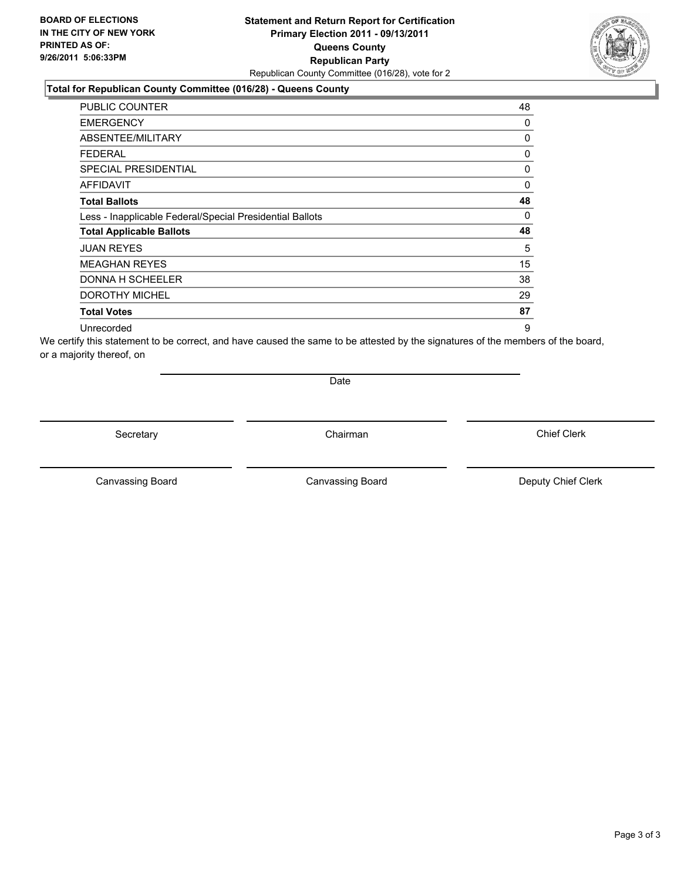**BOARD OF ELECTIONS IN THE CITY OF NEW YORK PRINTED AS OF: 9/26/2011 5:06:33PM**

# Statement and Return Report for Certification
## Primary Election 2011 - 09/13/2011
## Queens County
## Republican Party
Republican County Committee (016/28), vote for 2

### Total for Republican County Committee (016/28) - Queens County

| | |
|---|---|
| PUBLIC COUNTER | 48 |
| EMERGENCY | 0 |
| ABSENTEE/MILITARY | 0 |
| FEDERAL | 0 |
| SPECIAL PRESIDENTIAL | 0 |
| AFFIDAVIT | 0 |
| **Total Ballots** | **48** |
| Less - Inapplicable Federal/Special Presidential Ballots | 0 |
| **Total Applicable Ballots** | **48** |
| JUAN REYES | 5 |
| MEAGHAN REYES | 15 |
| DONNA H SCHEELER | 38 |
| DOROTHY MICHEL | 29 |
| **Total Votes** | **87** |
| Unrecorded | 9 |

We certify this statement to be correct, and have caused the same to be attested by the signatures of the members of the board, or a majority thereof, on

Date

Secretary | Chairman | Chief Clerk

Canvassing Board | Canvassing Board | Deputy Chief Clerk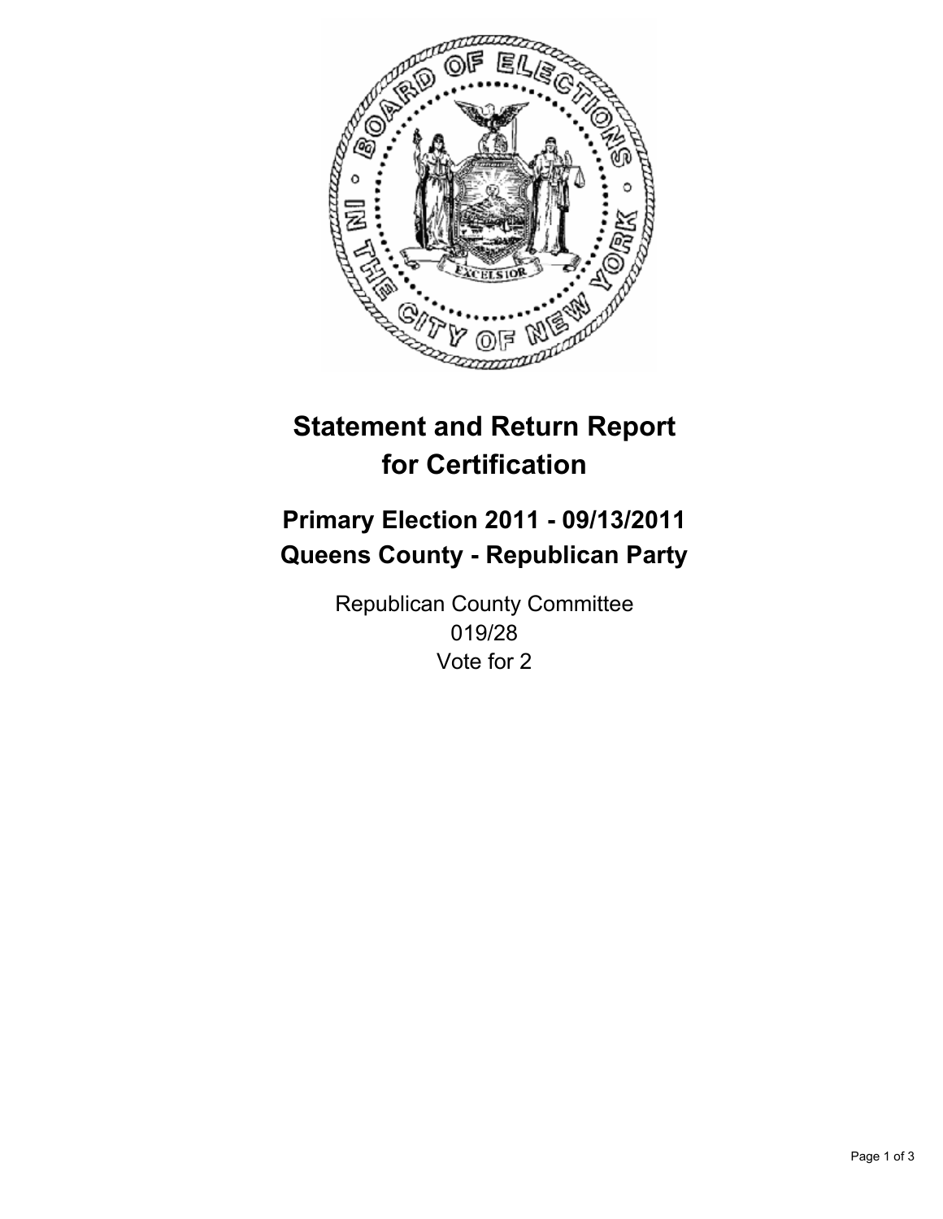# Statement and Return Report for Certification

## Primary Election 2011 - 09/13/2011
## Queens County - Republican Party

Republican County Committee
019/28
Vote for 2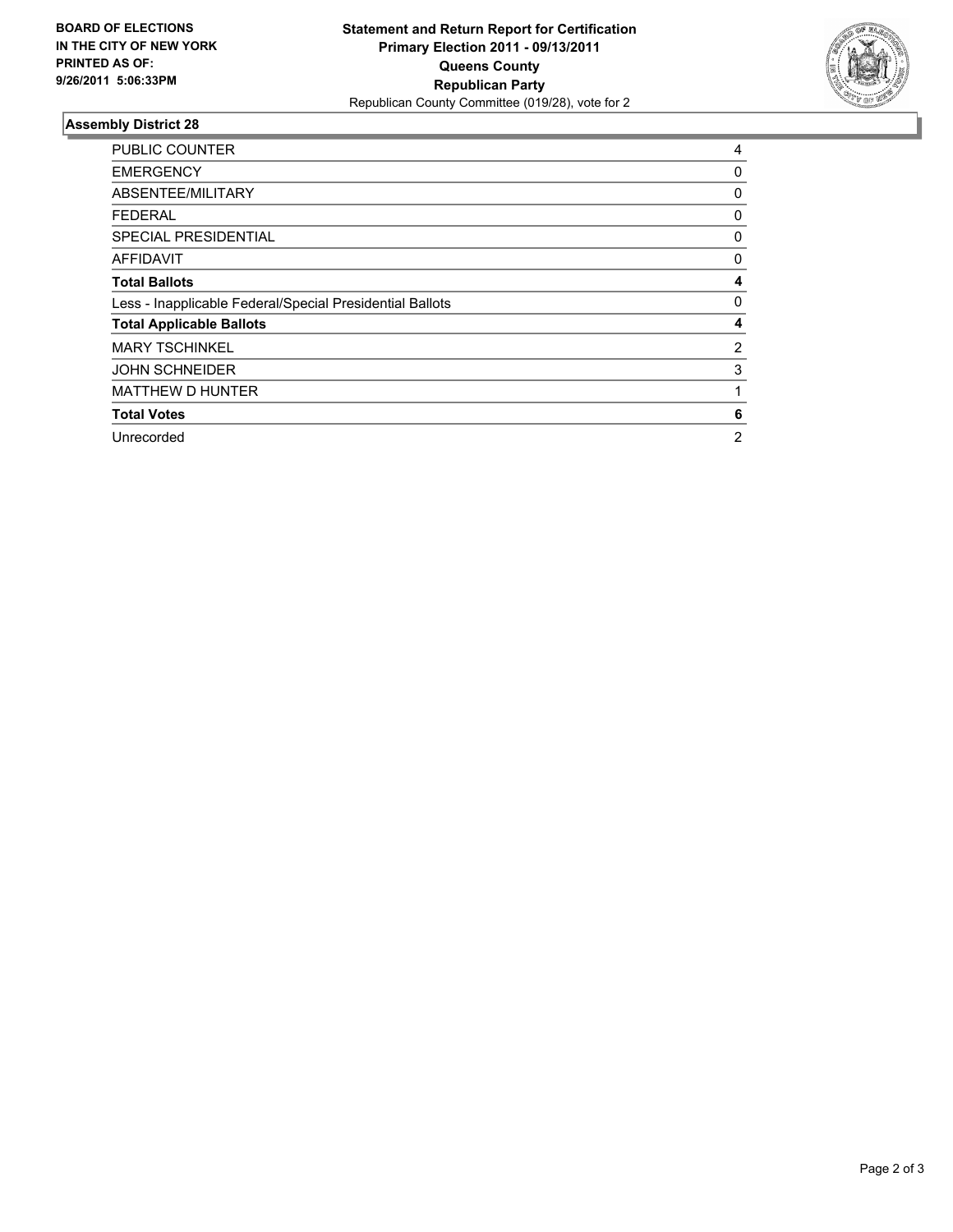**BOARD OF ELECTIONS IN THE CITY OF NEW YORK PRINTED AS OF: 9/26/2011 5:06:33PM**

**Statement and Return Report for Certification**
**Primary Election 2011 - 09/13/2011**
**Queens County**
**Republican Party**
Republican County Committee (019/28), vote for 2

## Assembly District 28

| | |
|---|---|
| PUBLIC COUNTER | 4 |
| EMERGENCY | 0 |
| ABSENTEE/MILITARY | 0 |
| FEDERAL | 0 |
| SPECIAL PRESIDENTIAL | 0 |
| AFFIDAVIT | 0 |
| **Total Ballots** | **4** |
| Less - Inapplicable Federal/Special Presidential Ballots | 0 |
| **Total Applicable Ballots** | **4** |
| MARY TSCHINKEL | 2 |
| JOHN SCHNEIDER | 3 |
| MATTHEW D HUNTER | 1 |
| **Total Votes** | **6** |
| Unrecorded | 2 |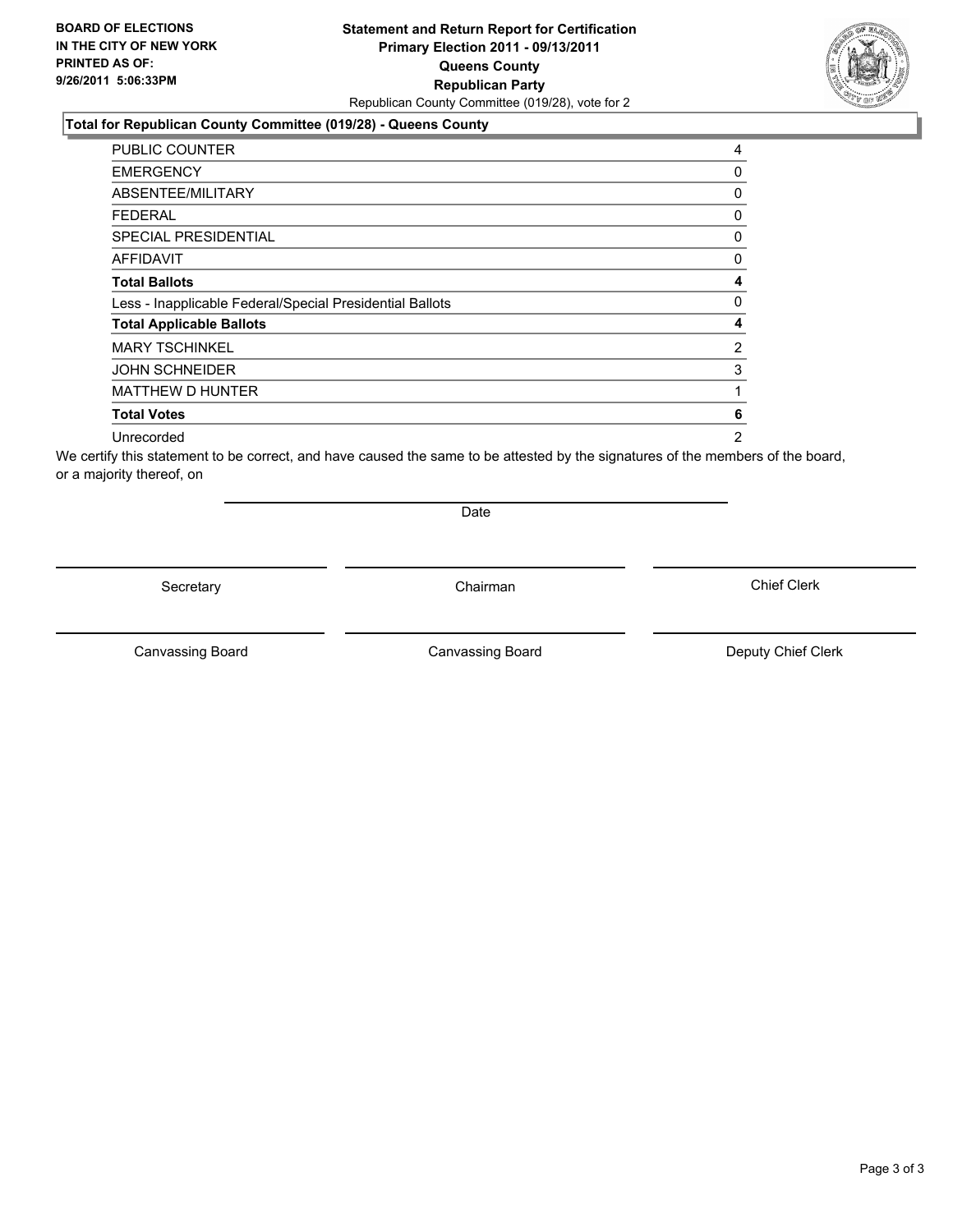**BOARD OF ELECTIONS IN THE CITY OF NEW YORK PRINTED AS OF: 9/26/2011 5:06:33PM**

**Statement and Return Report for Certification**
**Primary Election 2011 - 09/13/2011**
**Queens County**
**Republican Party**
Republican County Committee (019/28), vote for 2

**Total for Republican County Committee (019/28) - Queens County**

| | |
|---|---|
| PUBLIC COUNTER | 4 |
| EMERGENCY | 0 |
| ABSENTEE/MILITARY | 0 |
| FEDERAL | 0 |
| SPECIAL PRESIDENTIAL | 0 |
| AFFIDAVIT | 0 |
| **Total Ballots** | **4** |
| Less - Inapplicable Federal/Special Presidential Ballots | 0 |
| **Total Applicable Ballots** | **4** |
| MARY TSCHINKEL | 2 |
| JOHN SCHNEIDER | 3 |
| MATTHEW D HUNTER | 1 |
| **Total Votes** | **6** |
| Unrecorded | 2 |

We certify this statement to be correct, and have caused the same to be attested by the signatures of the members of the board, or a majority thereof, on

Date

Secretary | Chairman | Chief Clerk

Canvassing Board | Canvassing Board | Deputy Chief Clerk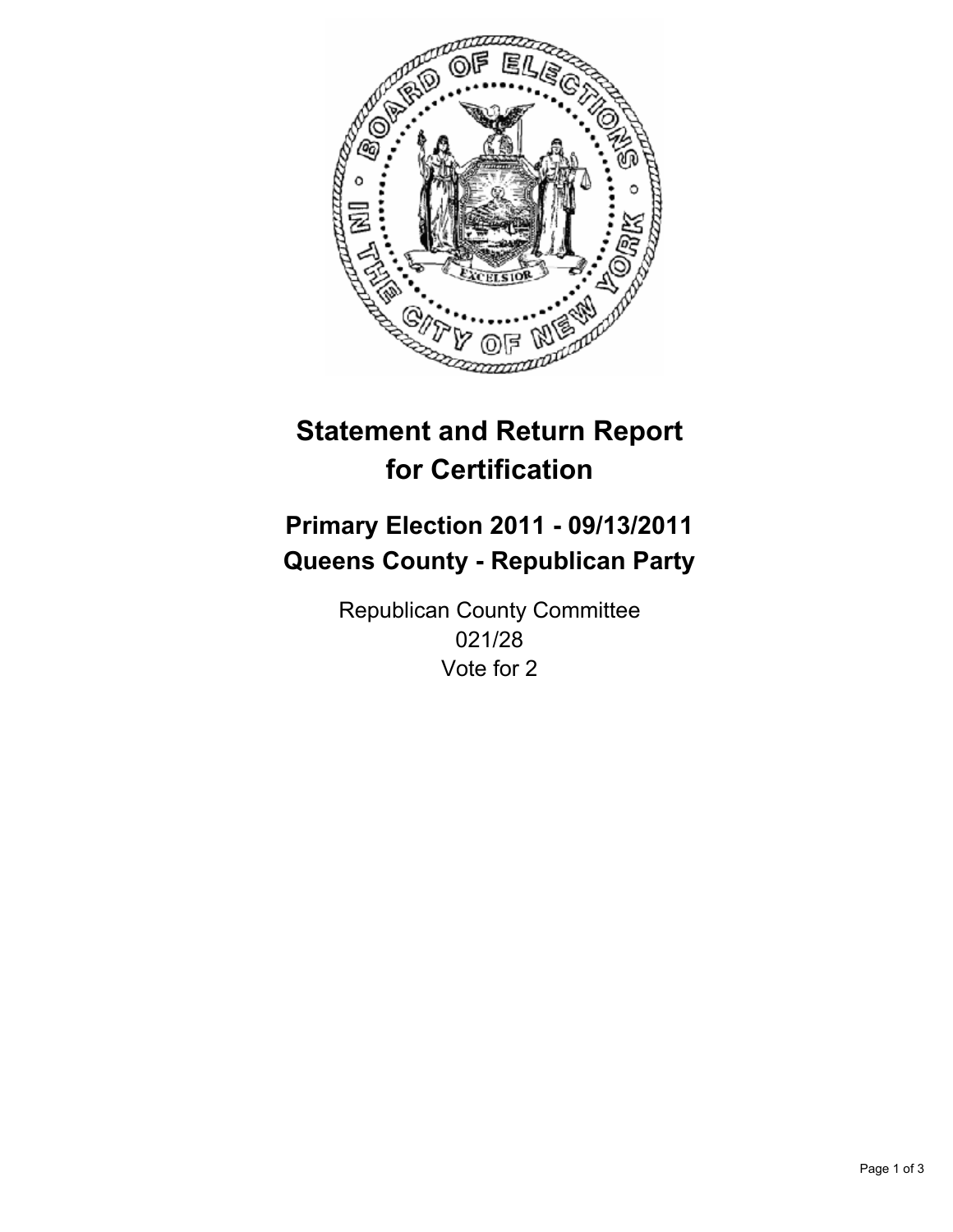# Statement and Return Report for Certification

## Primary Election 2011 - 09/13/2011
## Queens County - Republican Party

Republican County Committee
021/28
Vote for 2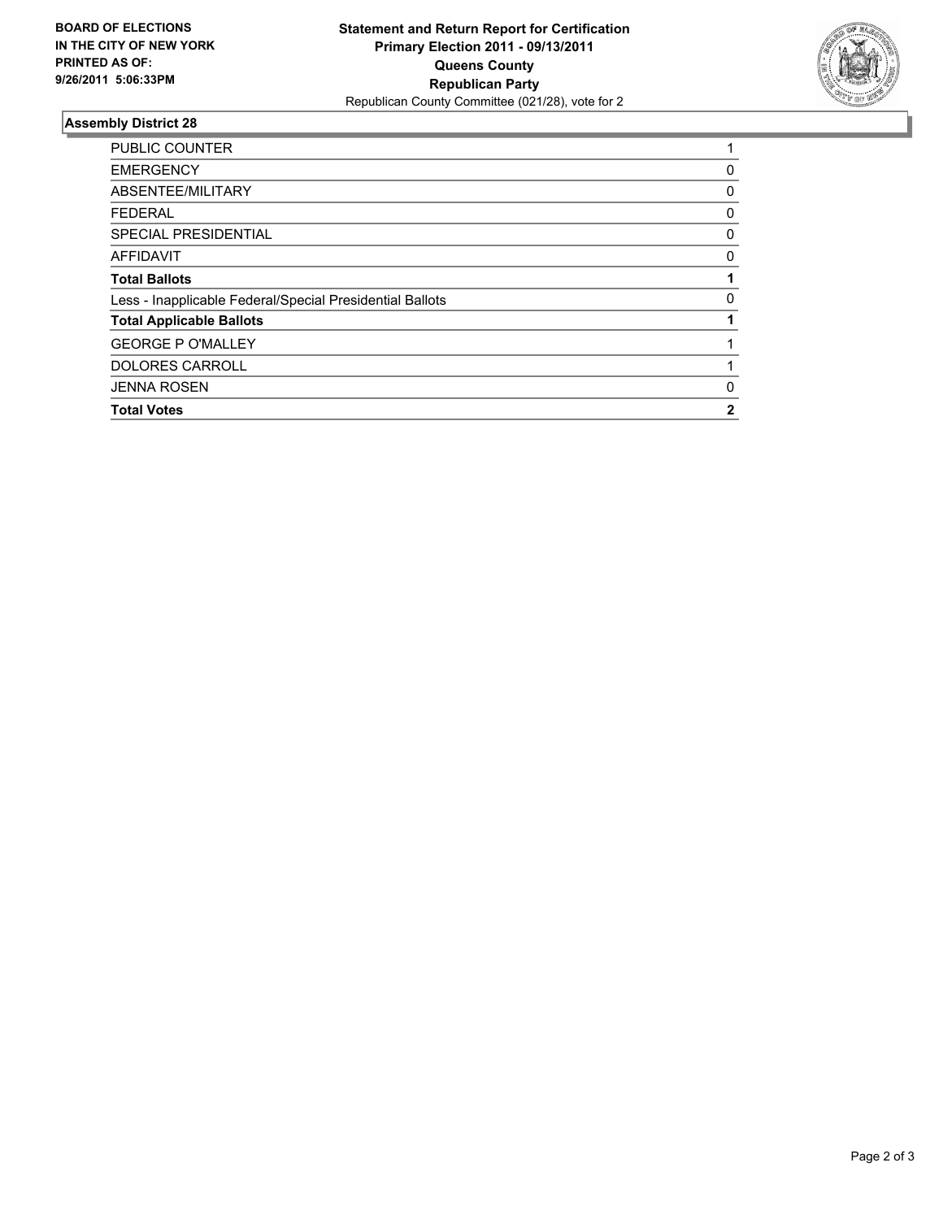**BOARD OF ELECTIONS IN THE CITY OF NEW YORK PRINTED AS OF: 9/26/2011 5:06:33PM**

**Statement and Return Report for Certification**
**Primary Election 2011 - 09/13/2011**
**Queens County**
**Republican Party**
Republican County Committee (021/28), vote for 2

### Assembly District 28

| | |
|---|---|
| PUBLIC COUNTER | 1 |
| EMERGENCY | 0 |
| ABSENTEE/MILITARY | 0 |
| FEDERAL | 0 |
| SPECIAL PRESIDENTIAL | 0 |
| AFFIDAVIT | 0 |
| **Total Ballots** | **1** |
| Less - Inapplicable Federal/Special Presidential Ballots | 0 |
| **Total Applicable Ballots** | **1** |
| GEORGE P O'MALLEY | 1 |
| DOLORES CARROLL | 1 |
| JENNA ROSEN | 0 |
| **Total Votes** | **2** |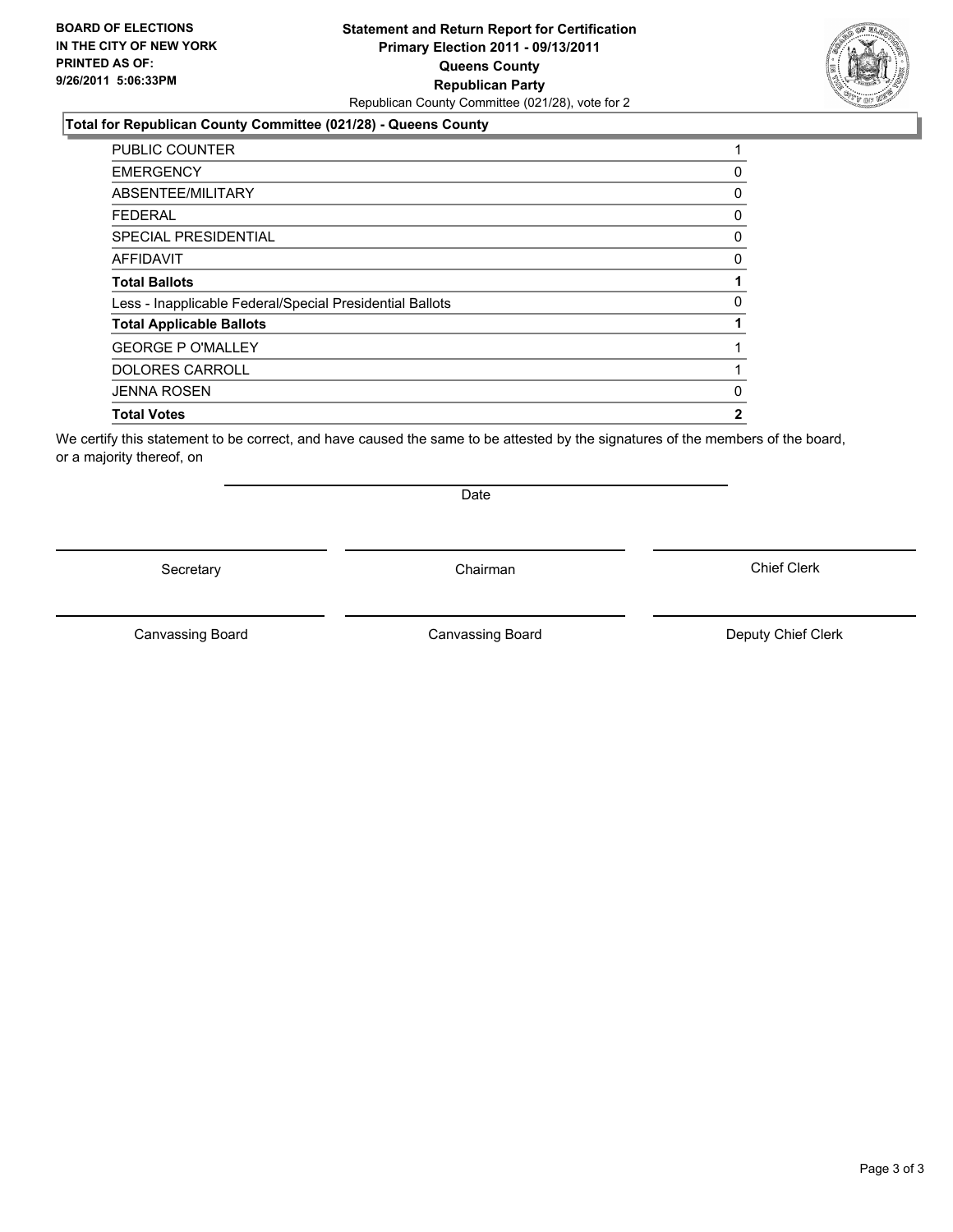**BOARD OF ELECTIONS IN THE CITY OF NEW YORK PRINTED AS OF: 9/26/2011 5:06:33PM**

# Statement and Return Report for Certification
## Primary Election 2011 - 09/13/2011
## Queens County
## Republican Party

Republican County Committee (021/28), vote for 2

### Total for Republican County Committee (021/28) - Queens County

| | |
|---|---|
| PUBLIC COUNTER | 1 |
| EMERGENCY | 0 |
| ABSENTEE/MILITARY | 0 |
| FEDERAL | 0 |
| SPECIAL PRESIDENTIAL | 0 |
| AFFIDAVIT | 0 |
| **Total Ballots** | **1** |
| Less - Inapplicable Federal/Special Presidential Ballots | 0 |
| **Total Applicable Ballots** | **1** |
| GEORGE P O'MALLEY | 1 |
| DOLORES CARROLL | 1 |
| JENNA ROSEN | 0 |
| **Total Votes** | **2** |

We certify this statement to be correct, and have caused the same to be attested by the signatures of the members of the board, or a majority thereof, on

Date

Secretary | Chairman | Chief Clerk

Canvassing Board | Canvassing Board | Deputy Chief Clerk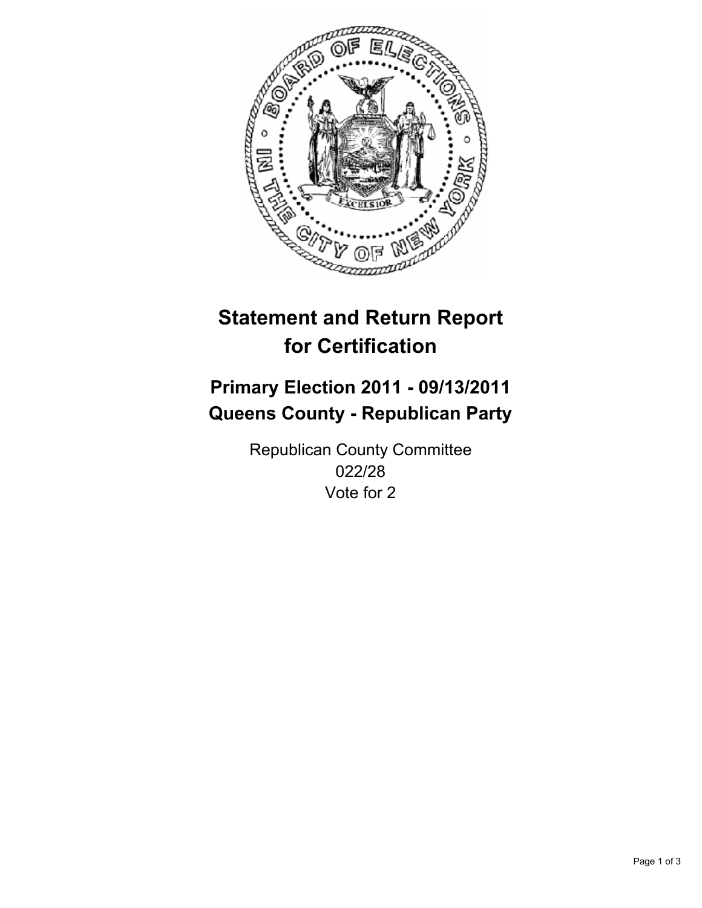# Statement and Return Report for Certification

## Primary Election 2011 - 09/13/2011
## Queens County - Republican Party

Republican County Committee
022/28
Vote for 2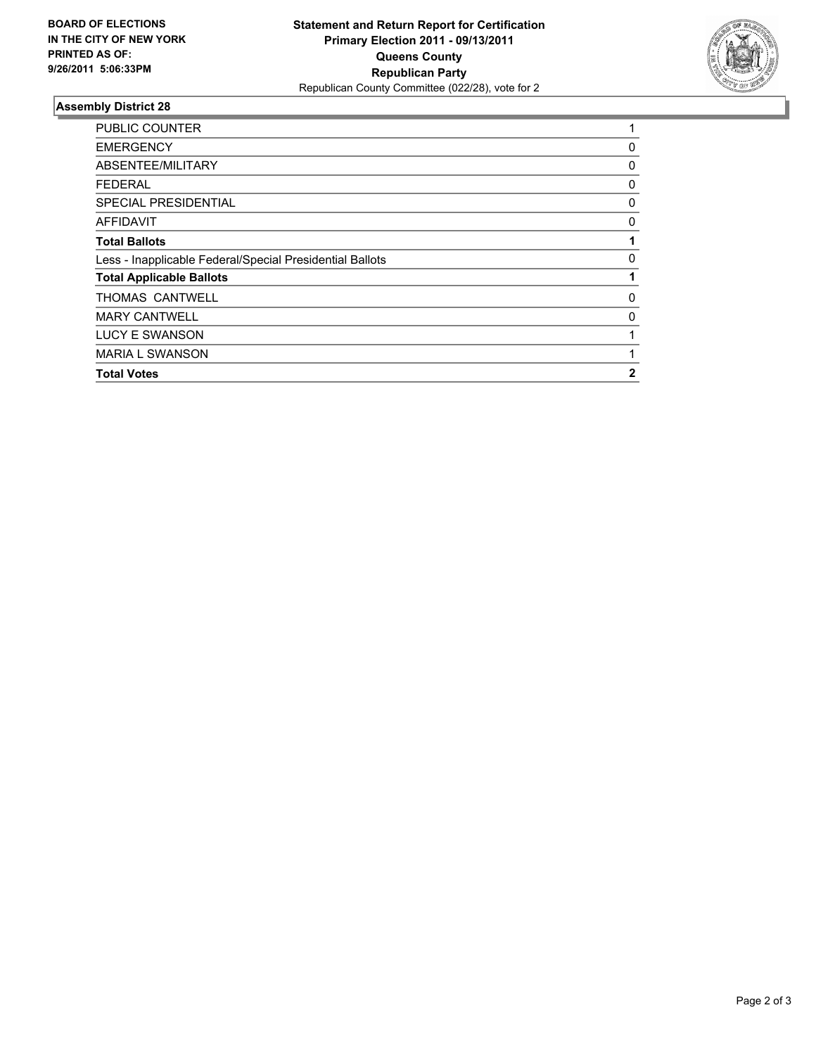**BOARD OF ELECTIONS IN THE CITY OF NEW YORK PRINTED AS OF: 9/26/2011 5:06:33PM**

**Statement and Return Report for Certification**
**Primary Election 2011 - 09/13/2011**
**Queens County**
**Republican Party**
Republican County Committee (022/28), vote for 2

## Assembly District 28

| | |
|---|---|
| PUBLIC COUNTER | 1 |
| EMERGENCY | 0 |
| ABSENTEE/MILITARY | 0 |
| FEDERAL | 0 |
| SPECIAL PRESIDENTIAL | 0 |
| AFFIDAVIT | 0 |
| **Total Ballots** | **1** |
| Less - Inapplicable Federal/Special Presidential Ballots | 0 |
| **Total Applicable Ballots** | **1** |
| THOMAS CANTWELL | 0 |
| MARY CANTWELL | 0 |
| LUCY E SWANSON | 1 |
| MARIA L SWANSON | 1 |
| **Total Votes** | **2** |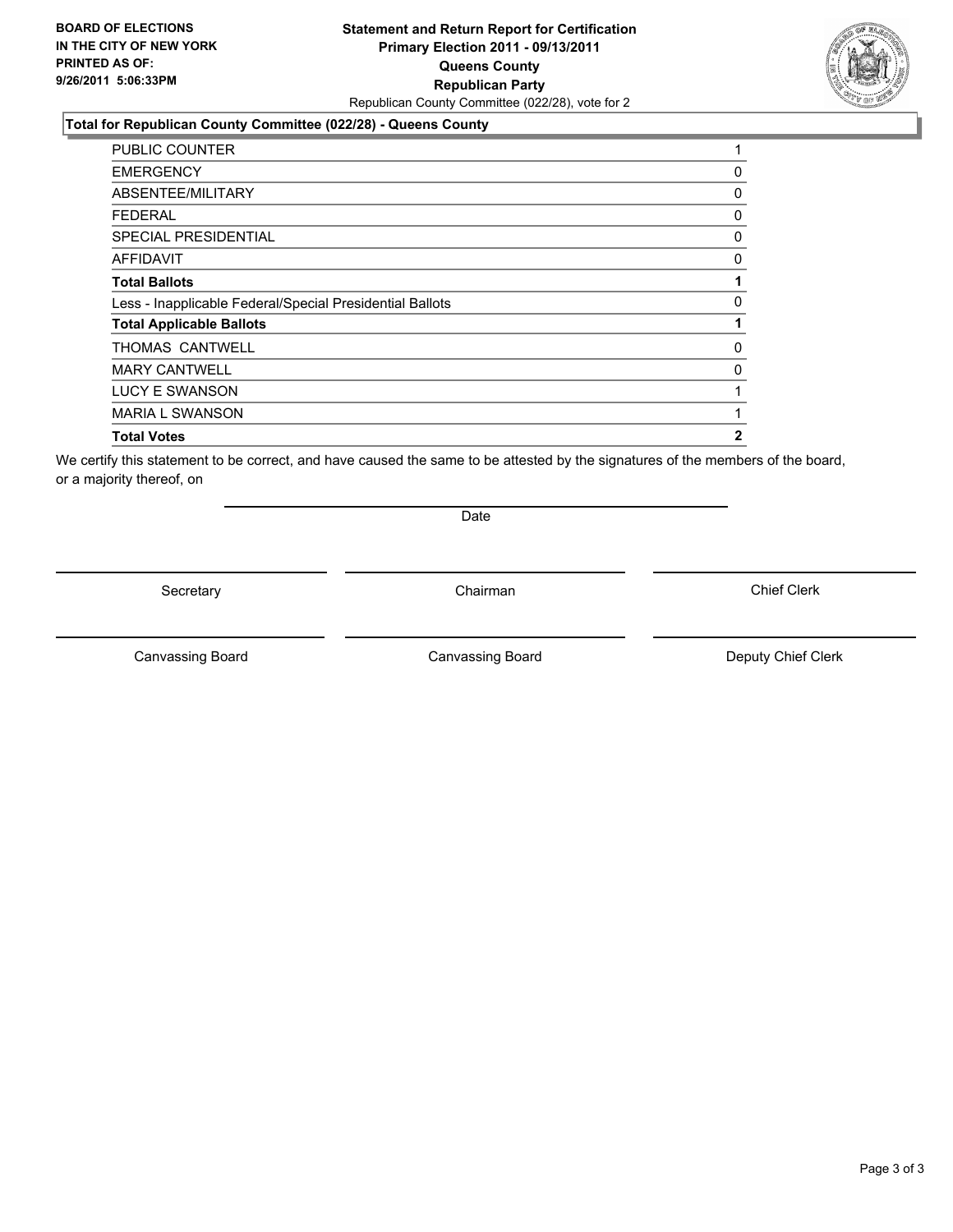**BOARD OF ELECTIONS IN THE CITY OF NEW YORK PRINTED AS OF: 9/26/2011 5:06:33PM**

**Statement and Return Report for Certification Primary Election 2011 - 09/13/2011 Queens County Republican Party**

Republican County Committee (022/28), vote for 2

## Total for Republican County Committee (022/28) - Queens County

| | |
|---|---|
| PUBLIC COUNTER | 1 |
| EMERGENCY | 0 |
| ABSENTEE/MILITARY | 0 |
| FEDERAL | 0 |
| SPECIAL PRESIDENTIAL | 0 |
| AFFIDAVIT | 0 |
| **Total Ballots** | **1** |
| Less - Inapplicable Federal/Special Presidential Ballots | 0 |
| **Total Applicable Ballots** | **1** |
| THOMAS CANTWELL | 0 |
| MARY CANTWELL | 0 |
| LUCY E SWANSON | 1 |
| MARIA L SWANSON | 1 |
| **Total Votes** | **2** |

We certify this statement to be correct, and have caused the same to be attested by the signatures of the members of the board, or a majority thereof, on

Date

Secretary | Chairman | Chief Clerk

Canvassing Board | Canvassing Board | Deputy Chief Clerk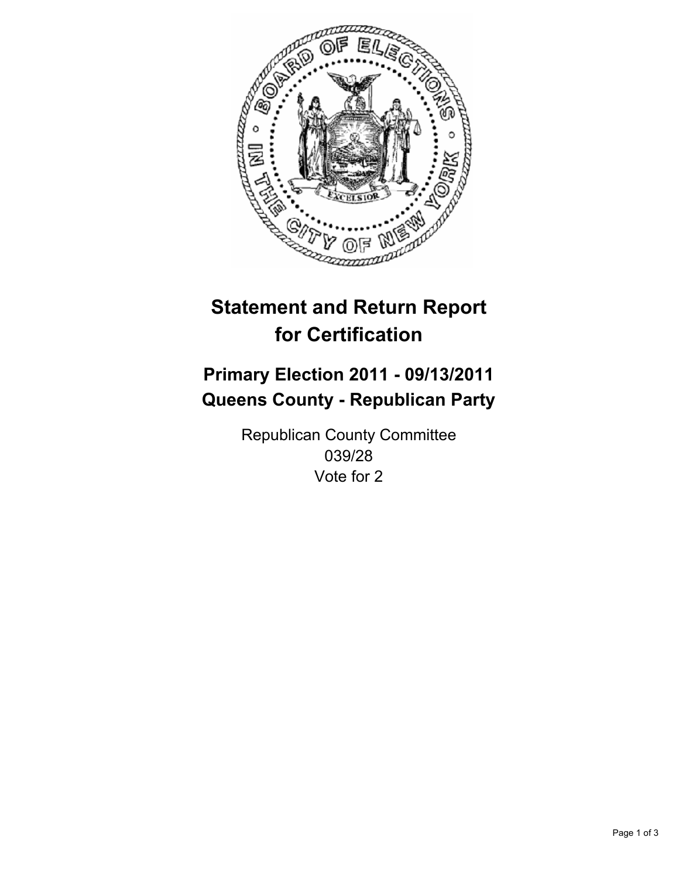# Statement and Return Report for Certification

## Primary Election 2011 - 09/13/2011
## Queens County - Republican Party

Republican County Committee
039/28
Vote for 2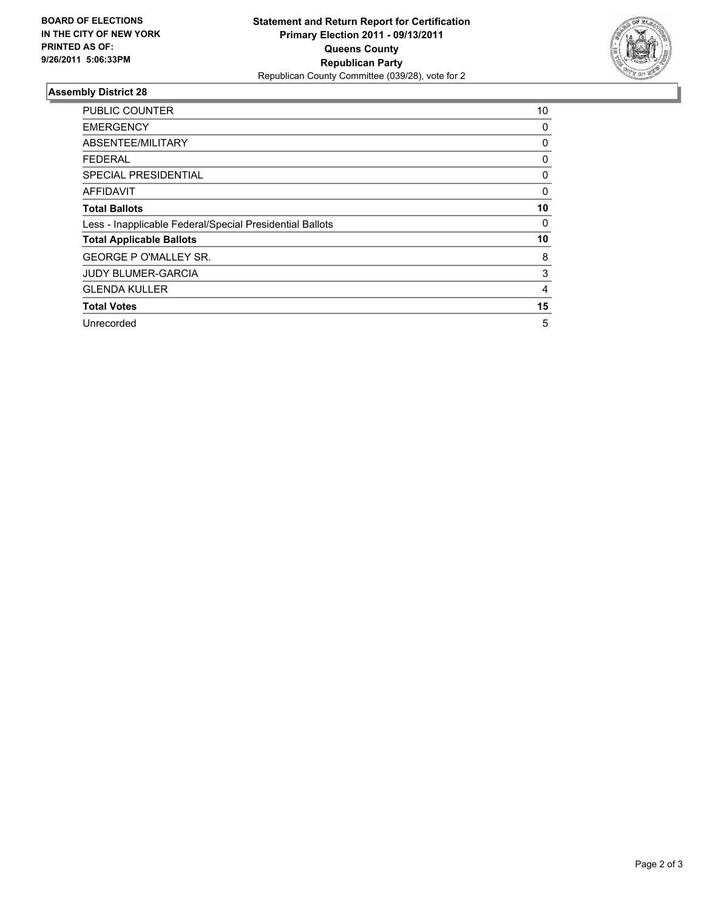**BOARD OF ELECTIONS IN THE CITY OF NEW YORK PRINTED AS OF: 9/26/2011 5:06:33PM**

**Statement and Return Report for Certification**
**Primary Election 2011 - 09/13/2011**
**Queens County**
**Republican Party**
Republican County Committee (039/28), vote for 2

## Assembly District 28

| | |
|---|---|
| PUBLIC COUNTER | 10 |
| EMERGENCY | 0 |
| ABSENTEE/MILITARY | 0 |
| FEDERAL | 0 |
| SPECIAL PRESIDENTIAL | 0 |
| AFFIDAVIT | 0 |
| **Total Ballots** | **10** |
| Less - Inapplicable Federal/Special Presidential Ballots | 0 |
| **Total Applicable Ballots** | **10** |
| GEORGE P O'MALLEY SR. | 8 |
| JUDY BLUMER-GARCIA | 3 |
| GLENDA KULLER | 4 |
| **Total Votes** | **15** |
| Unrecorded | 5 |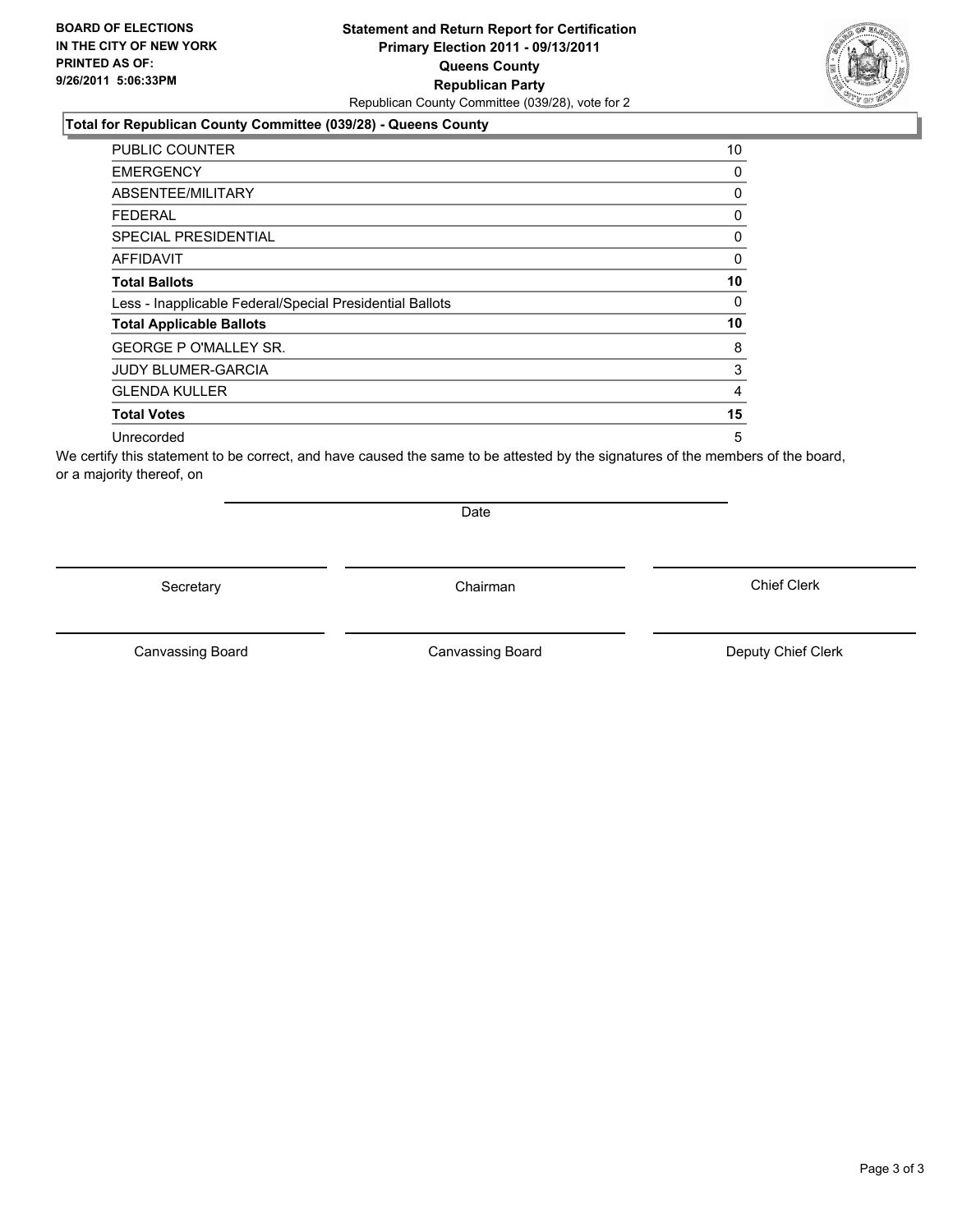**BOARD OF ELECTIONS IN THE CITY OF NEW YORK PRINTED AS OF: 9/26/2011 5:06:33PM**

**Statement and Return Report for Certification Primary Election 2011 - 09/13/2011 Queens County Republican Party**

Republican County Committee (039/28), vote for 2

**Total for Republican County Committee (039/28) - Queens County**

| | |
|---|---|
| PUBLIC COUNTER | 10 |
| EMERGENCY | 0 |
| ABSENTEE/MILITARY | 0 |
| FEDERAL | 0 |
| SPECIAL PRESIDENTIAL | 0 |
| AFFIDAVIT | 0 |
| **Total Ballots** | **10** |
| Less - Inapplicable Federal/Special Presidential Ballots | 0 |
| **Total Applicable Ballots** | **10** |
| GEORGE P O'MALLEY SR. | 8 |
| JUDY BLUMER-GARCIA | 3 |
| GLENDA KULLER | 4 |
| **Total Votes** | **15** |
| Unrecorded | 5 |

We certify this statement to be correct, and have caused the same to be attested by the signatures of the members of the board, or a majority thereof, on

Date

Secretary

Chairman

Chief Clerk

Canvassing Board

Canvassing Board

Deputy Chief Clerk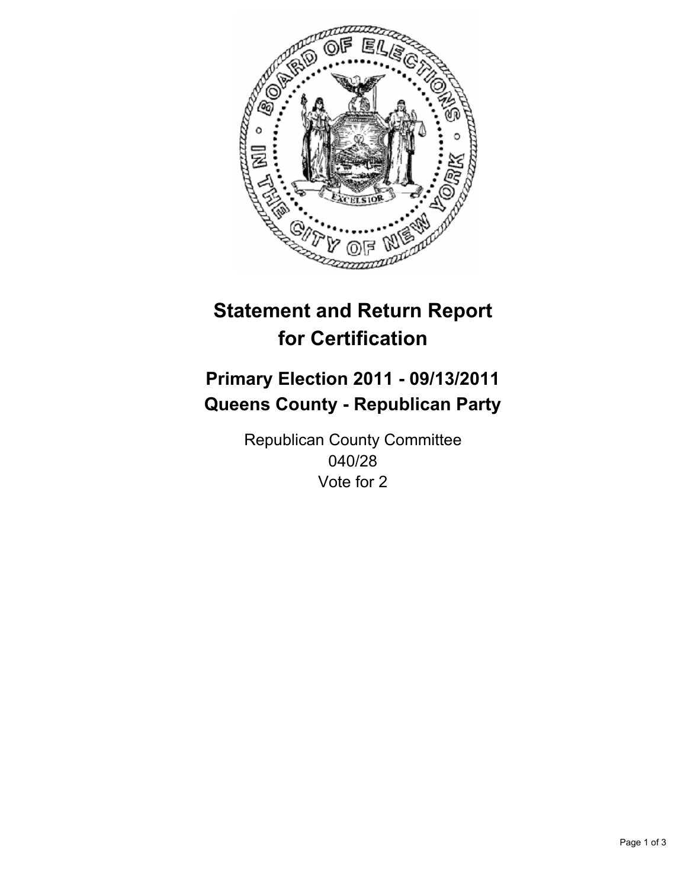# Statement and Return Report for Certification

## Primary Election 2011 - 09/13/2011
## Queens County - Republican Party

Republican County Committee
040/28
Vote for 2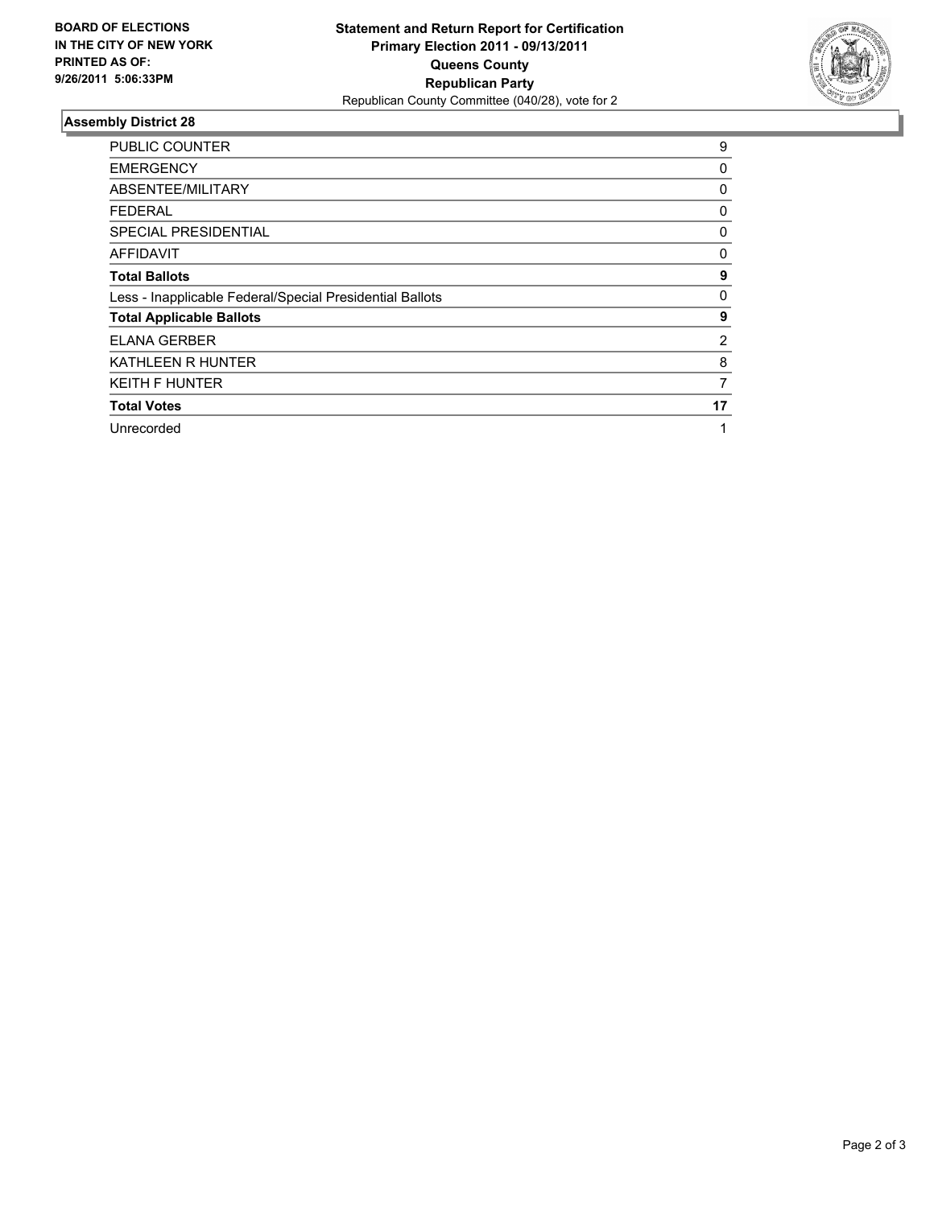**BOARD OF ELECTIONS IN THE CITY OF NEW YORK PRINTED AS OF: 9/26/2011 5:06:33PM**

**Statement and Return Report for Certification**
**Primary Election 2011 - 09/13/2011**
**Queens County**
**Republican Party**
Republican County Committee (040/28), vote for 2

## Assembly District 28

| | |
|---|---|
| PUBLIC COUNTER | 9 |
| EMERGENCY | 0 |
| ABSENTEE/MILITARY | 0 |
| FEDERAL | 0 |
| SPECIAL PRESIDENTIAL | 0 |
| AFFIDAVIT | 0 |
| **Total Ballots** | **9** |
| Less - Inapplicable Federal/Special Presidential Ballots | 0 |
| **Total Applicable Ballots** | **9** |
| ELANA GERBER | 2 |
| KATHLEEN R HUNTER | 8 |
| KEITH F HUNTER | 7 |
| **Total Votes** | **17** |
| Unrecorded | 1 |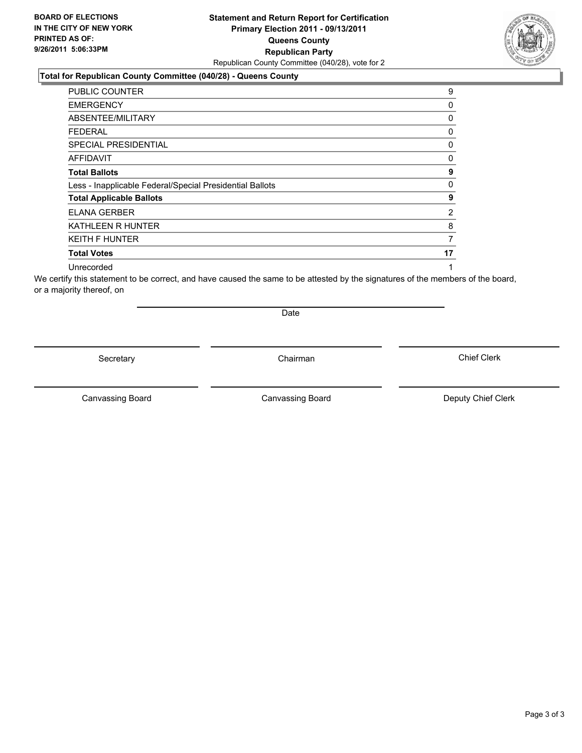**BOARD OF ELECTIONS IN THE CITY OF NEW YORK PRINTED AS OF: 9/26/2011 5:06:33PM**

**Statement and Return Report for Certification**
**Primary Election 2011 - 09/13/2011**
**Queens County**
**Republican Party**
Republican County Committee (040/28), vote for 2

### Total for Republican County Committee (040/28) - Queens County

| | |
|---|---|
| PUBLIC COUNTER | 9 |
| EMERGENCY | 0 |
| ABSENTEE/MILITARY | 0 |
| FEDERAL | 0 |
| SPECIAL PRESIDENTIAL | 0 |
| AFFIDAVIT | 0 |
| **Total Ballots** | **9** |
| Less - Inapplicable Federal/Special Presidential Ballots | 0 |
| **Total Applicable Ballots** | **9** |
| ELANA GERBER | 2 |
| KATHLEEN R HUNTER | 8 |
| KEITH F HUNTER | 7 |
| **Total Votes** | **17** |
| Unrecorded | 1 |

We certify this statement to be correct, and have caused the same to be attested by the signatures of the members of the board, or a majority thereof, on

Date

Secretary

Chairman

Chief Clerk

Canvassing Board

Canvassing Board

Deputy Chief Clerk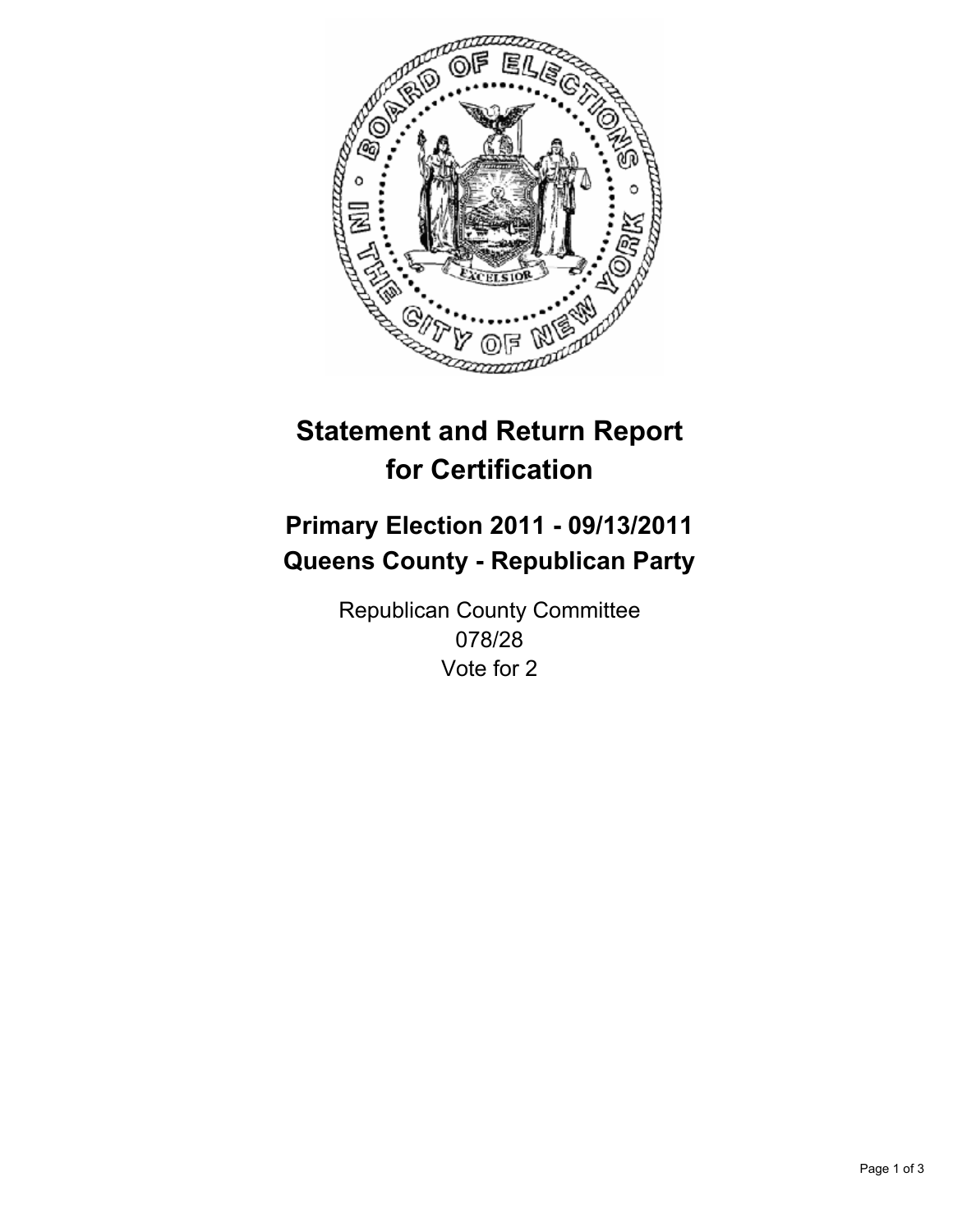# Statement and Return Report for Certification

## Primary Election 2011 - 09/13/2011
## Queens County - Republican Party

Republican County Committee
078/28
Vote for 2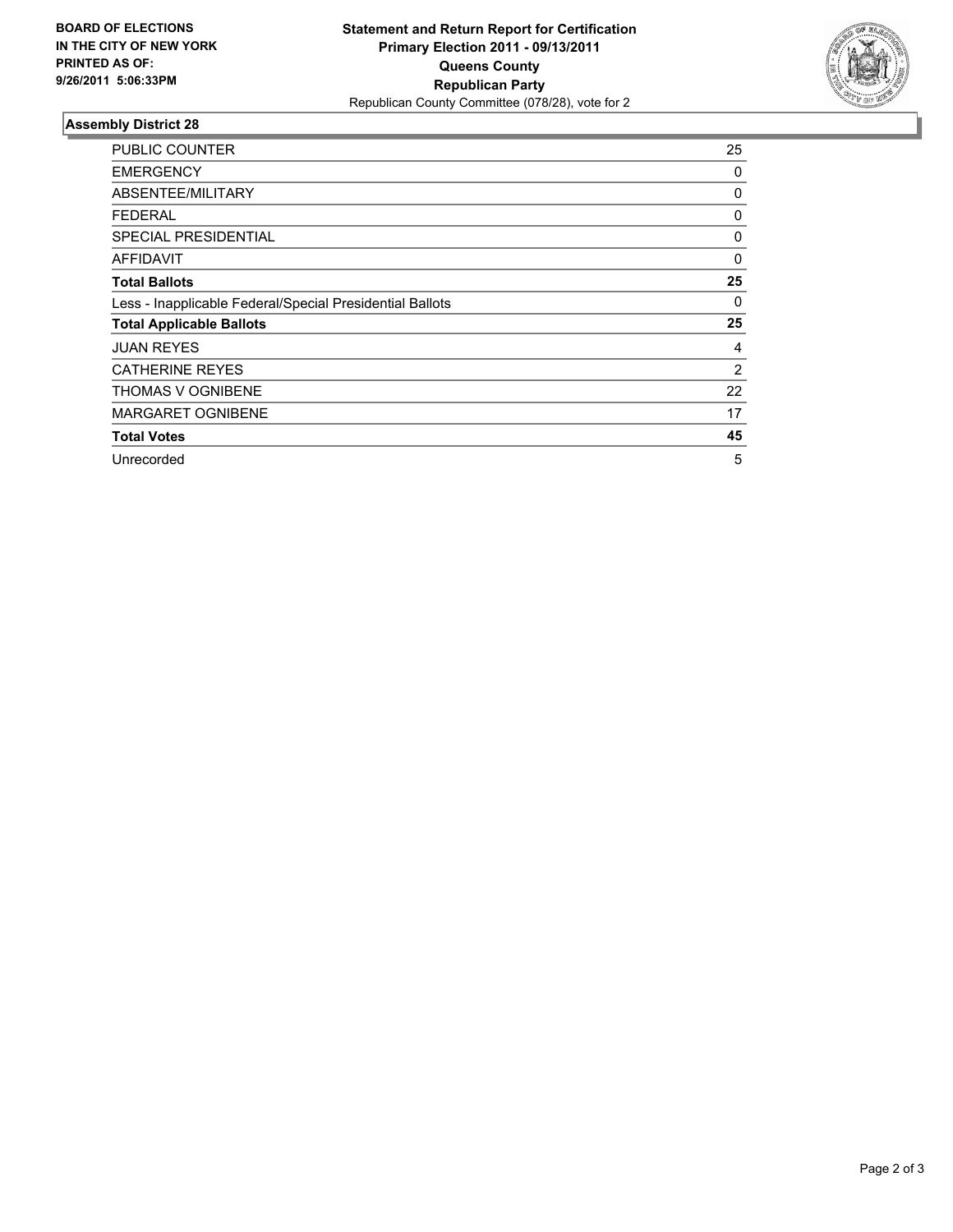**BOARD OF ELECTIONS IN THE CITY OF NEW YORK PRINTED AS OF: 9/26/2011 5:06:33PM**

**Statement and Return Report for Certification**
**Primary Election 2011 - 09/13/2011**
**Queens County**
**Republican Party**
Republican County Committee (078/28), vote for 2

## Assembly District 28

| | |
|---|---|
| PUBLIC COUNTER | 25 |
| EMERGENCY | 0 |
| ABSENTEE/MILITARY | 0 |
| FEDERAL | 0 |
| SPECIAL PRESIDENTIAL | 0 |
| AFFIDAVIT | 0 |
| **Total Ballots** | **25** |
| Less - Inapplicable Federal/Special Presidential Ballots | 0 |
| **Total Applicable Ballots** | **25** |
| JUAN REYES | 4 |
| CATHERINE REYES | 2 |
| THOMAS V OGNIBENE | 22 |
| MARGARET OGNIBENE | 17 |
| **Total Votes** | **45** |
| Unrecorded | 5 |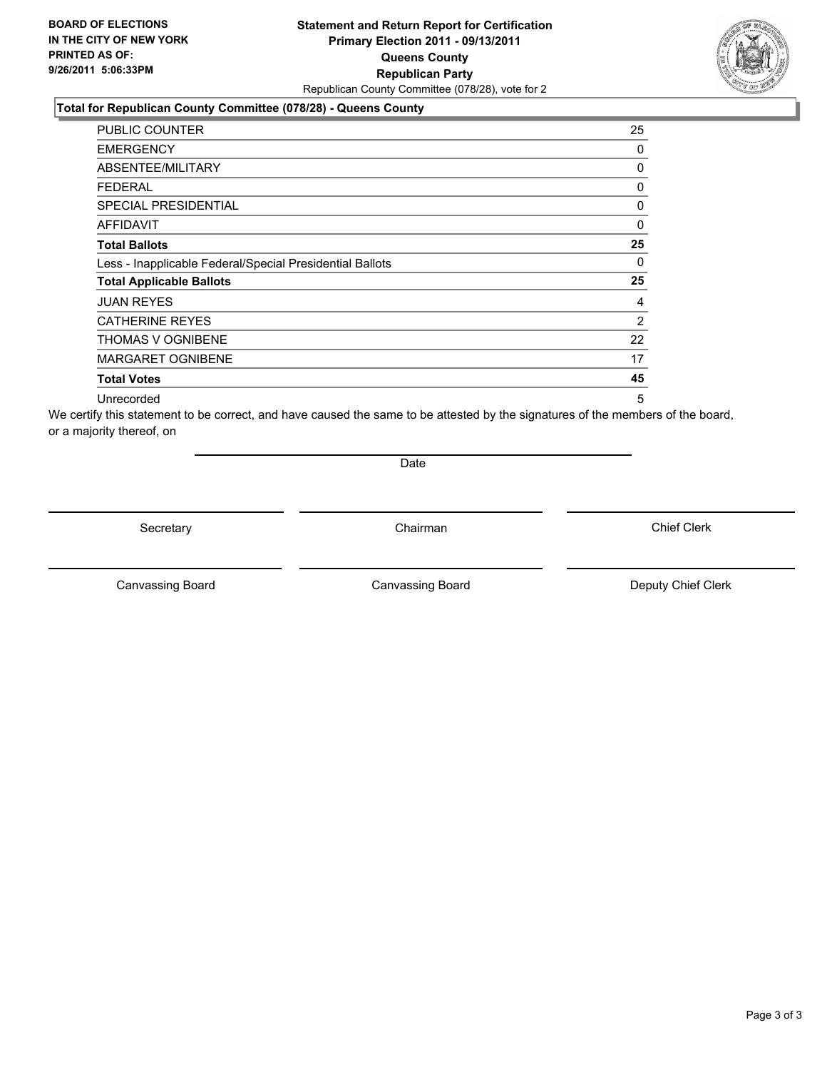**BOARD OF ELECTIONS IN THE CITY OF NEW YORK PRINTED AS OF: 9/26/2011 5:06:33PM**

**Statement and Return Report for Certification**
**Primary Election 2011 - 09/13/2011**
**Queens County**
**Republican Party**
Republican County Committee (078/28), vote for 2

## Total for Republican County Committee (078/28) - Queens County

| | |
|---|---|
| PUBLIC COUNTER | 25 |
| EMERGENCY | 0 |
| ABSENTEE/MILITARY | 0 |
| FEDERAL | 0 |
| SPECIAL PRESIDENTIAL | 0 |
| AFFIDAVIT | 0 |
| **Total Ballots** | **25** |
| Less - Inapplicable Federal/Special Presidential Ballots | 0 |
| **Total Applicable Ballots** | **25** |
| JUAN REYES | 4 |
| CATHERINE REYES | 2 |
| THOMAS V OGNIBENE | 22 |
| MARGARET OGNIBENE | 17 |
| **Total Votes** | **45** |
| Unrecorded | 5 |

We certify this statement to be correct, and have caused the same to be attested by the signatures of the members of the board, or a majority thereof, on

Date

Secretary | Chairman | Chief Clerk

Canvassing Board | Canvassing Board | Deputy Chief Clerk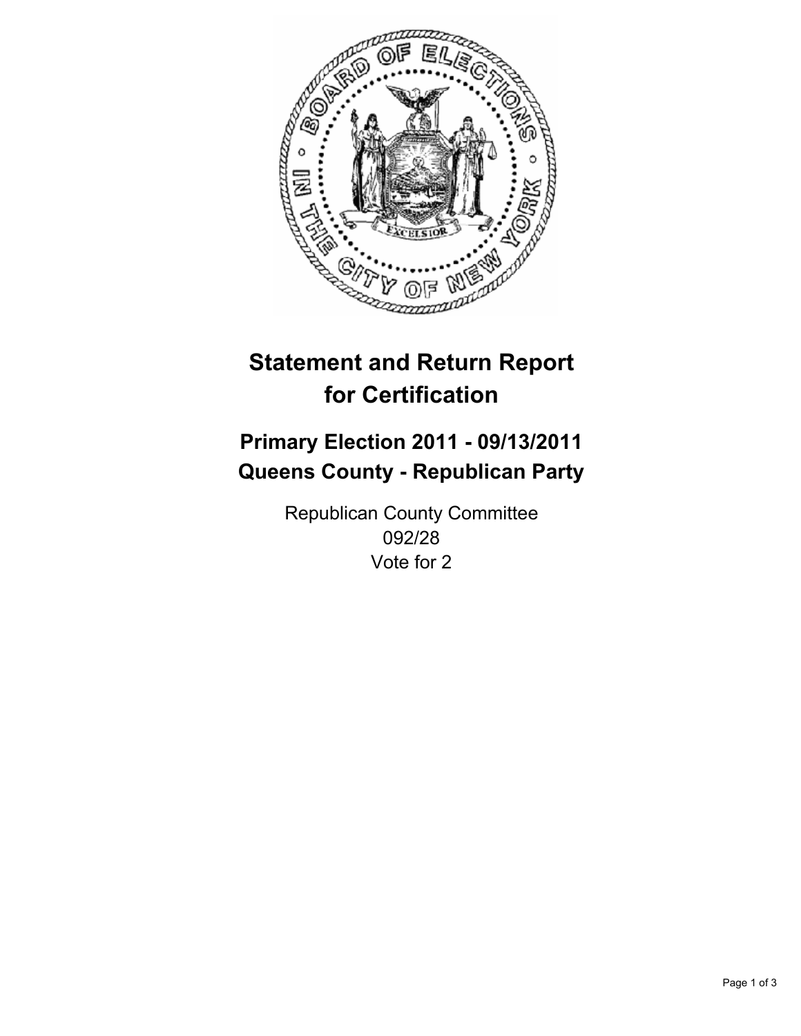# Statement and Return Report for Certification

## Primary Election 2011 - 09/13/2011
## Queens County - Republican Party

Republican County Committee
092/28
Vote for 2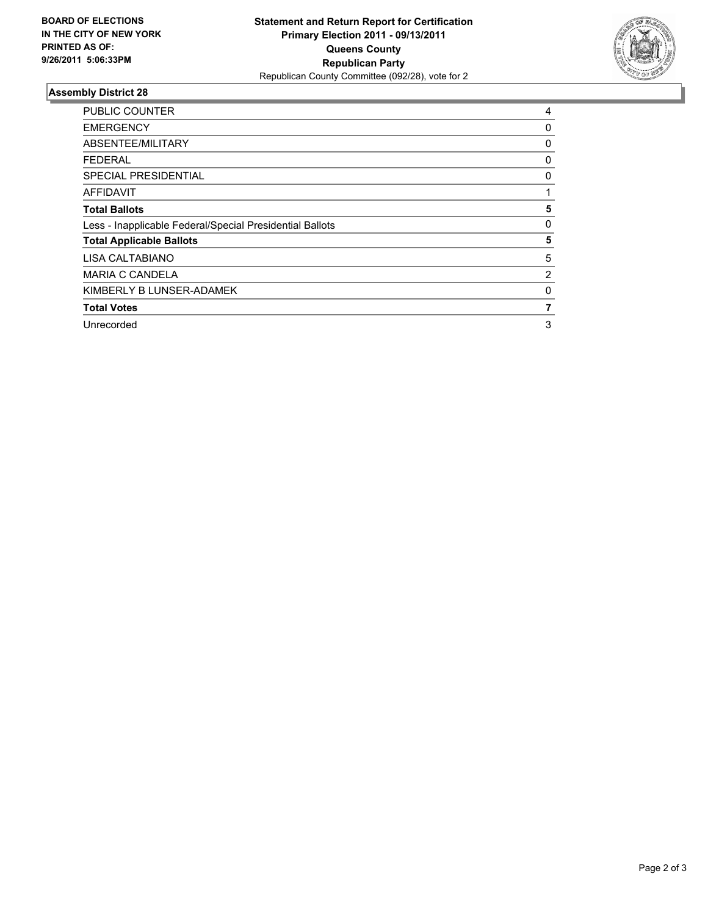**BOARD OF ELECTIONS IN THE CITY OF NEW YORK PRINTED AS OF: 9/26/2011 5:06:33PM**

**Statement and Return Report for Certification**
**Primary Election 2011 - 09/13/2011**
**Queens County**
**Republican Party**
Republican County Committee (092/28), vote for 2

## Assembly District 28

| | |
|---|---|
| PUBLIC COUNTER | 4 |
| EMERGENCY | 0 |
| ABSENTEE/MILITARY | 0 |
| FEDERAL | 0 |
| SPECIAL PRESIDENTIAL | 0 |
| AFFIDAVIT | 1 |
| **Total Ballots** | **5** |
| Less - Inapplicable Federal/Special Presidential Ballots | 0 |
| **Total Applicable Ballots** | **5** |
| LISA CALTABIANO | 5 |
| MARIA C CANDELA | 2 |
| KIMBERLY B LUNSER-ADAMEK | 0 |
| **Total Votes** | **7** |
| Unrecorded | 3 |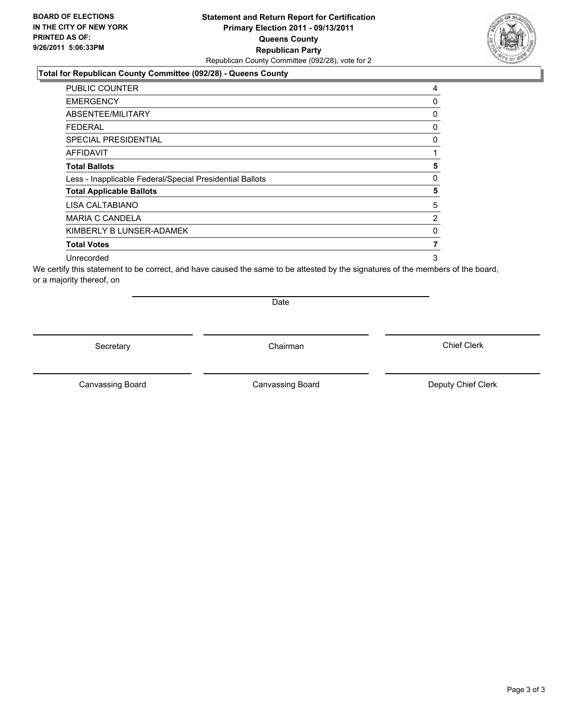BOARD OF ELECTIONS
IN THE CITY OF NEW YORK
PRINTED AS OF:
9/26/2011 5:06:33PM

**Statement and Return Report for Certification**
**Primary Election 2011 - 09/13/2011**
**Queens County**
**Republican Party**
Republican County Committee (092/28), vote for 2

**Total for Republican County Committee (092/28) - Queens County**

| | |
|---|---|
| PUBLIC COUNTER | 4 |
| EMERGENCY | 0 |
| ABSENTEE/MILITARY | 0 |
| FEDERAL | 0 |
| SPECIAL PRESIDENTIAL | 0 |
| AFFIDAVIT | 1 |
| **Total Ballots** | **5** |
| Less - Inapplicable Federal/Special Presidential Ballots | 0 |
| **Total Applicable Ballots** | **5** |
| LISA CALTABIANO | 5 |
| MARIA C CANDELA | 2 |
| KIMBERLY B LUNSER-ADAMEK | 0 |
| **Total Votes** | **7** |
| Unrecorded | 3 |

We certify this statement to be correct, and have caused the same to be attested by the signatures of the members of the board, or a majority thereof, on

Date

Secretary

Chairman

Chief Clerk

Canvassing Board

Canvassing Board

Deputy Chief Clerk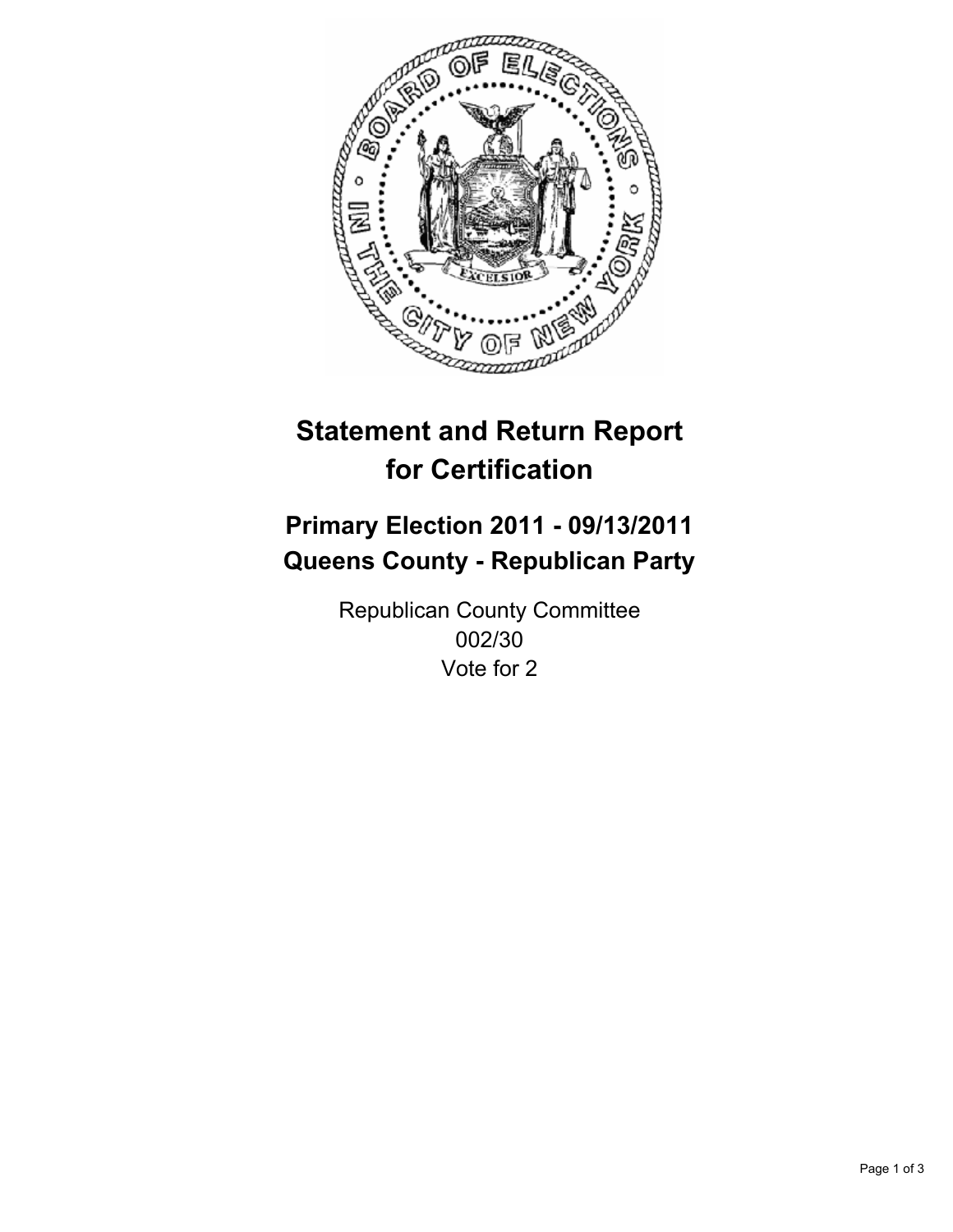# Statement and Return Report for Certification

## Primary Election 2011 - 09/13/2011
## Queens County - Republican Party

Republican County Committee
002/30
Vote for 2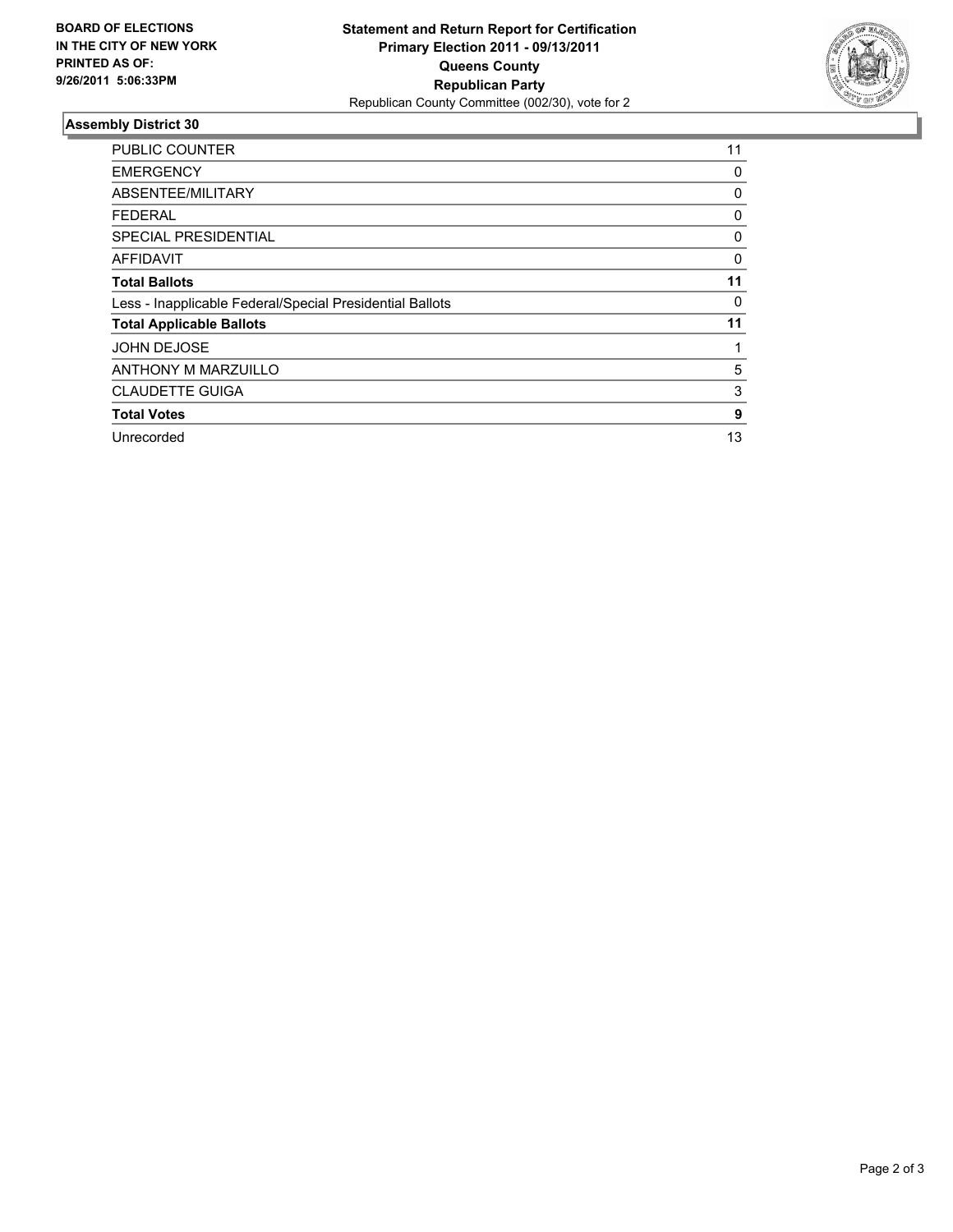**BOARD OF ELECTIONS IN THE CITY OF NEW YORK PRINTED AS OF: 9/26/2011 5:06:33PM**

**Statement and Return Report for Certification**
**Primary Election 2011 - 09/13/2011**
**Queens County**
**Republican Party**
Republican County Committee (002/30), vote for 2

## Assembly District 30

| | |
|---|---|
| PUBLIC COUNTER | 11 |
| EMERGENCY | 0 |
| ABSENTEE/MILITARY | 0 |
| FEDERAL | 0 |
| SPECIAL PRESIDENTIAL | 0 |
| AFFIDAVIT | 0 |
| **Total Ballots** | **11** |
| Less - Inapplicable Federal/Special Presidential Ballots | 0 |
| **Total Applicable Ballots** | **11** |
| JOHN DEJOSE | 1 |
| ANTHONY M MARZUILLO | 5 |
| CLAUDETTE GUIGA | 3 |
| **Total Votes** | **9** |
| Unrecorded | 13 |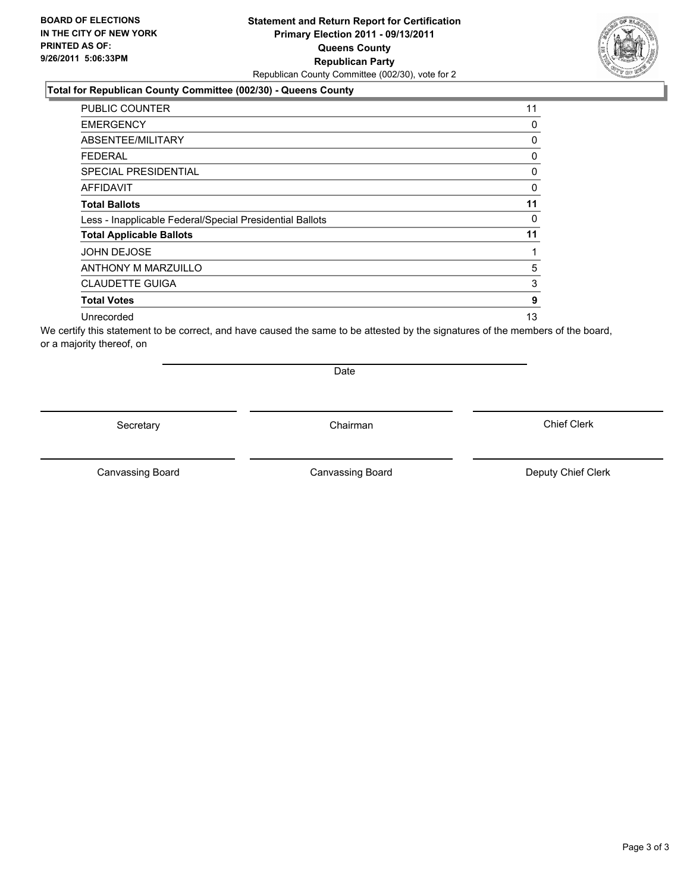**BOARD OF ELECTIONS IN THE CITY OF NEW YORK PRINTED AS OF: 9/26/2011 5:06:33PM**

# Statement and Return Report for Certification
## Primary Election 2011 - 09/13/2011
## Queens County
## Republican Party

Republican County Committee (002/30), vote for 2

### Total for Republican County Committee (002/30) - Queens County

| | |
|---|---|
| PUBLIC COUNTER | 11 |
| EMERGENCY | 0 |
| ABSENTEE/MILITARY | 0 |
| FEDERAL | 0 |
| SPECIAL PRESIDENTIAL | 0 |
| AFFIDAVIT | 0 |
| **Total Ballots** | **11** |
| Less - Inapplicable Federal/Special Presidential Ballots | 0 |
| **Total Applicable Ballots** | **11** |
| JOHN DEJOSE | 1 |
| ANTHONY M MARZUILLO | 5 |
| CLAUDETTE GUIGA | 3 |
| **Total Votes** | **9** |
| Unrecorded | 13 |

We certify this statement to be correct, and have caused the same to be attested by the signatures of the members of the board, or a majority thereof, on

Date

Secretary | Chairman | Chief Clerk

Canvassing Board | Canvassing Board | Deputy Chief Clerk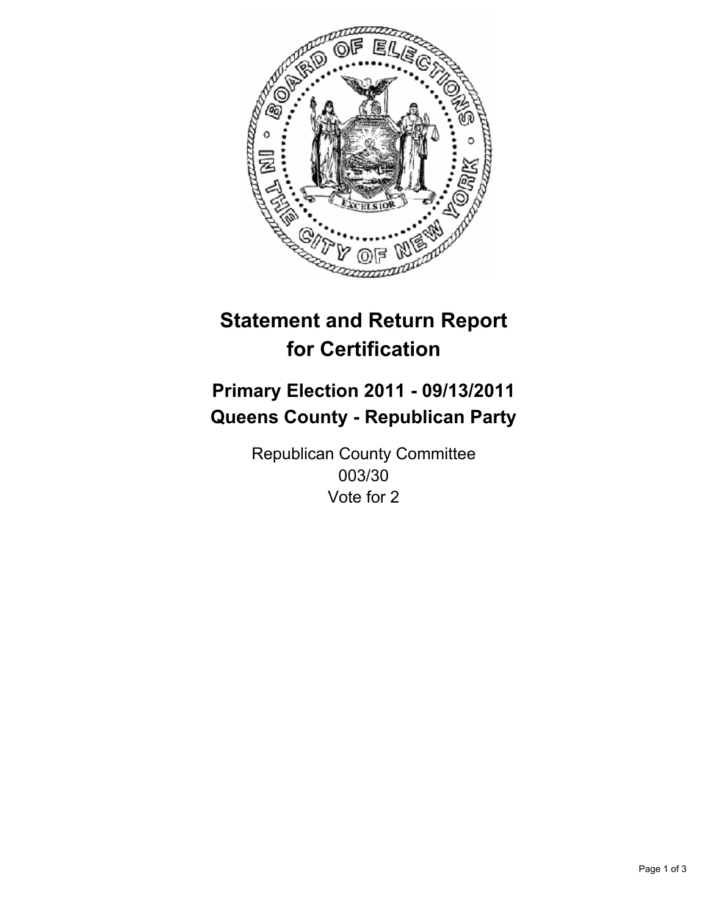# Statement and Return Report for Certification

## Primary Election 2011 - 09/13/2011
## Queens County - Republican Party

Republican County Committee
003/30
Vote for 2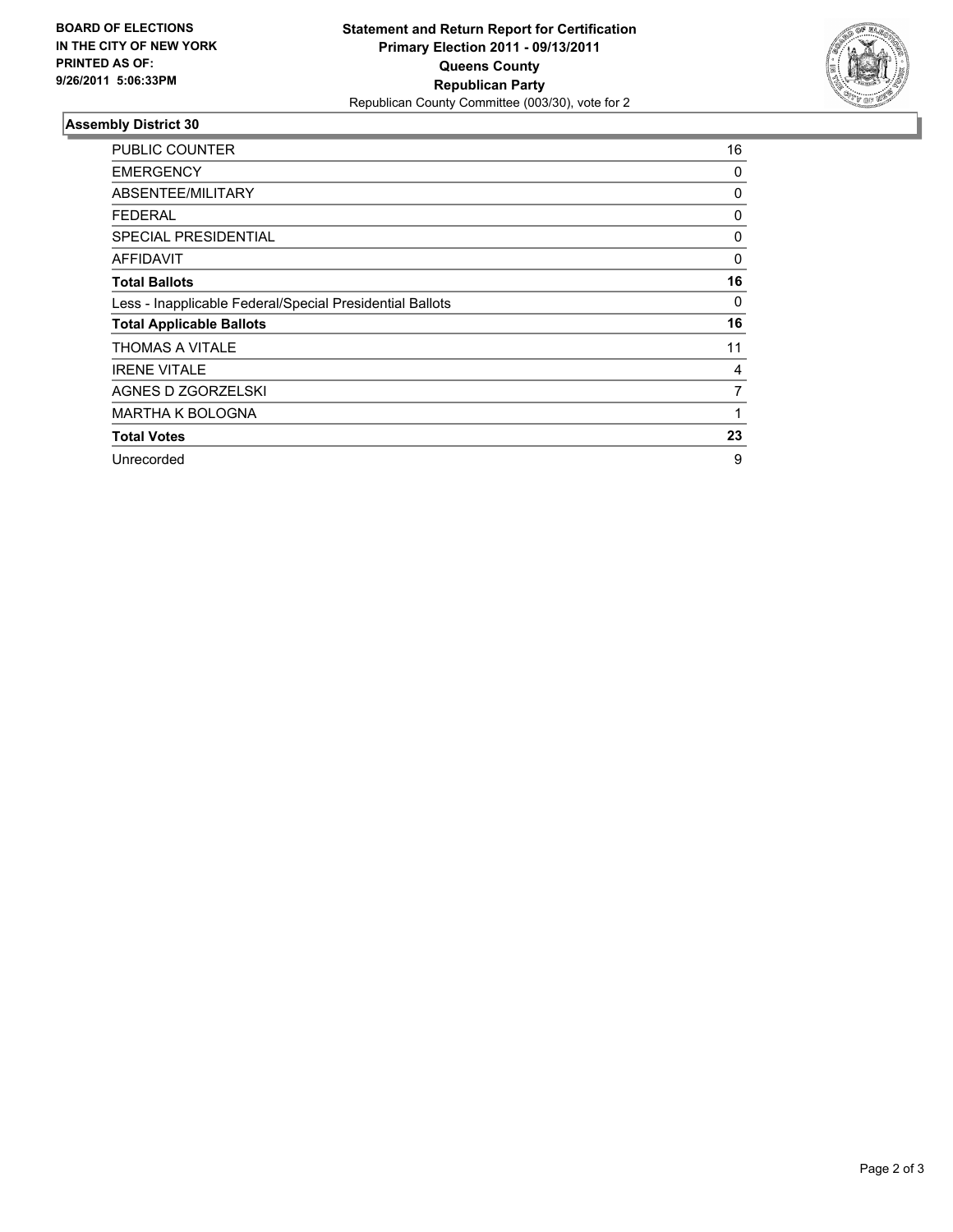**BOARD OF ELECTIONS IN THE CITY OF NEW YORK PRINTED AS OF: 9/26/2011 5:06:33PM**

**Statement and Return Report for Certification**
**Primary Election 2011 - 09/13/2011**
**Queens County**
**Republican Party**
Republican County Committee (003/30), vote for 2

## Assembly District 30

| | |
|---|---|
| PUBLIC COUNTER | 16 |
| EMERGENCY | 0 |
| ABSENTEE/MILITARY | 0 |
| FEDERAL | 0 |
| SPECIAL PRESIDENTIAL | 0 |
| AFFIDAVIT | 0 |
| **Total Ballots** | **16** |
| Less - Inapplicable Federal/Special Presidential Ballots | 0 |
| **Total Applicable Ballots** | **16** |
| THOMAS A VITALE | 11 |
| IRENE VITALE | 4 |
| AGNES D ZGORZELSKI | 7 |
| MARTHA K BOLOGNA | 1 |
| **Total Votes** | **23** |
| Unrecorded | 9 |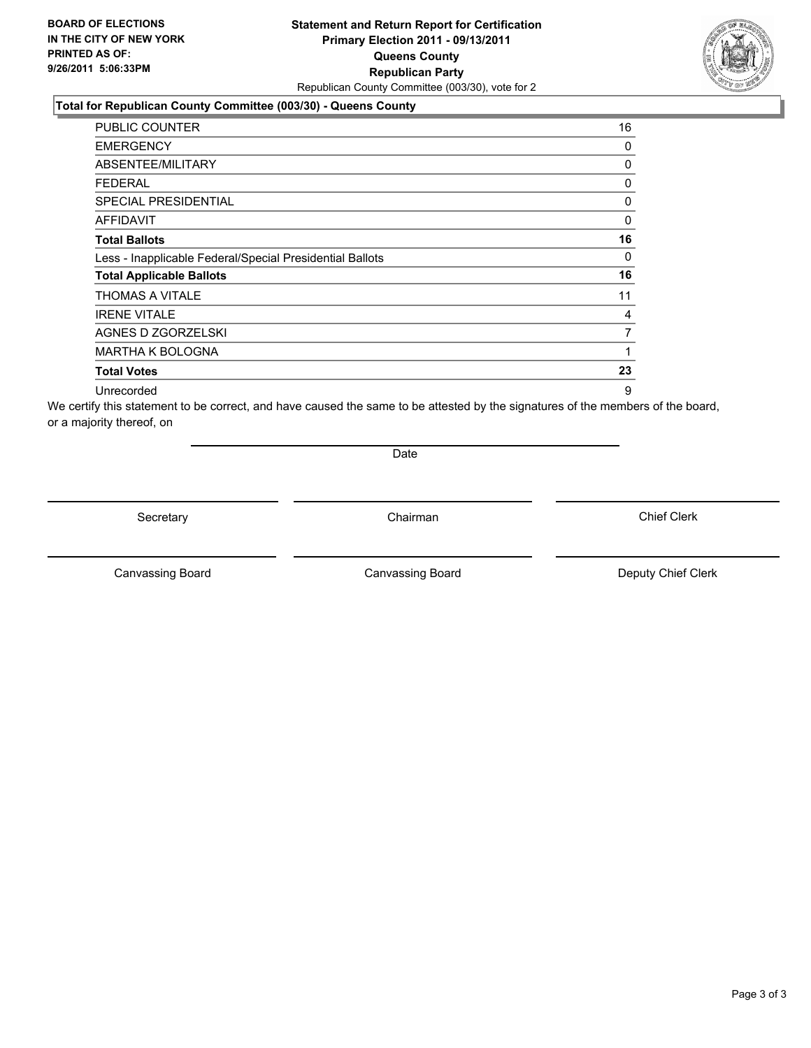**BOARD OF ELECTIONS IN THE CITY OF NEW YORK PRINTED AS OF: 9/26/2011 5:06:33PM**

**Statement and Return Report for Certification**
**Primary Election 2011 - 09/13/2011**
**Queens County**
**Republican Party**
Republican County Committee (003/30), vote for 2

**Total for Republican County Committee (003/30) - Queens County**

| | |
|---|---|
| PUBLIC COUNTER | 16 |
| EMERGENCY | 0 |
| ABSENTEE/MILITARY | 0 |
| FEDERAL | 0 |
| SPECIAL PRESIDENTIAL | 0 |
| AFFIDAVIT | 0 |
| **Total Ballots** | **16** |
| Less - Inapplicable Federal/Special Presidential Ballots | 0 |
| **Total Applicable Ballots** | **16** |
| THOMAS A VITALE | 11 |
| IRENE VITALE | 4 |
| AGNES D ZGORZELSKI | 7 |
| MARTHA K BOLOGNA | 1 |
| **Total Votes** | **23** |
| Unrecorded | 9 |

We certify this statement to be correct, and have caused the same to be attested by the signatures of the members of the board, or a majority thereof, on

Date

Secretary | Chairman | Chief Clerk

Canvassing Board | Canvassing Board | Deputy Chief Clerk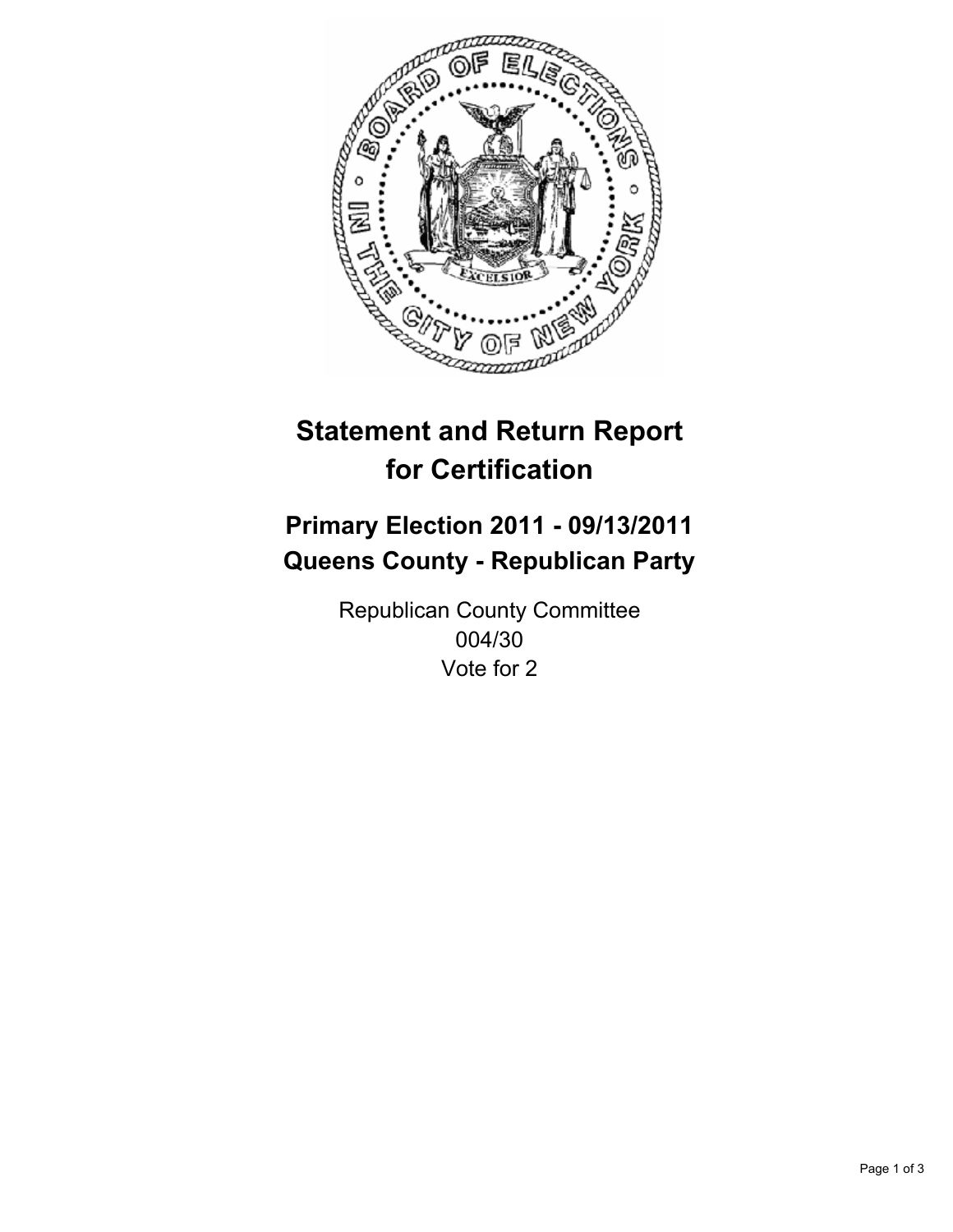# Statement and Return Report for Certification

## Primary Election 2011 - 09/13/2011
## Queens County - Republican Party

Republican County Committee
004/30
Vote for 2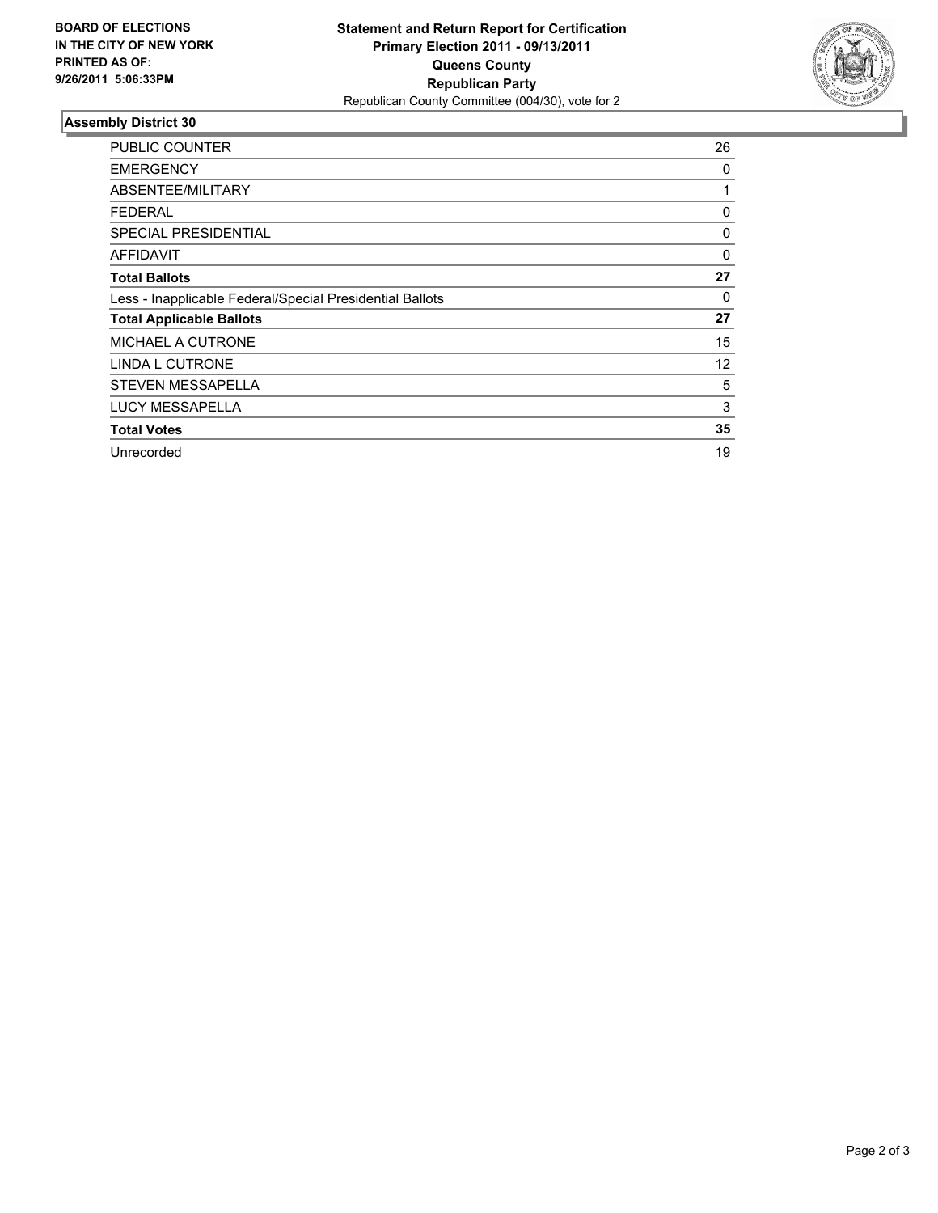**BOARD OF ELECTIONS IN THE CITY OF NEW YORK PRINTED AS OF: 9/26/2011 5:06:33PM**

**Statement and Return Report for Certification**
**Primary Election 2011 - 09/13/2011**
**Queens County**
**Republican Party**
Republican County Committee (004/30), vote for 2

## Assembly District 30

| | |
|---|---|
| PUBLIC COUNTER | 26 |
| EMERGENCY | 0 |
| ABSENTEE/MILITARY | 1 |
| FEDERAL | 0 |
| SPECIAL PRESIDENTIAL | 0 |
| AFFIDAVIT | 0 |
| **Total Ballots** | **27** |
| Less - Inapplicable Federal/Special Presidential Ballots | 0 |
| **Total Applicable Ballots** | **27** |
| MICHAEL A CUTRONE | 15 |
| LINDA L CUTRONE | 12 |
| STEVEN MESSAPELLA | 5 |
| LUCY MESSAPELLA | 3 |
| **Total Votes** | **35** |
| Unrecorded | 19 |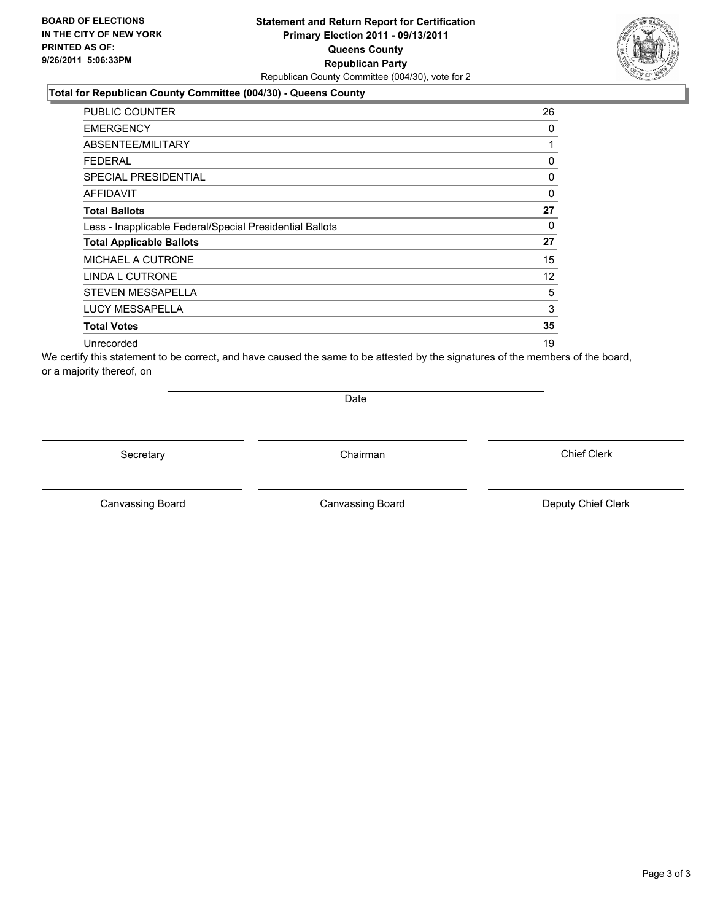**BOARD OF ELECTIONS IN THE CITY OF NEW YORK PRINTED AS OF: 9/26/2011 5:06:33PM**

**Statement and Return Report for Certification Primary Election 2011 - 09/13/2011 Queens County Republican Party**

Republican County Committee (004/30), vote for 2

**Total for Republican County Committee (004/30) - Queens County**

| | |
|---|---|
| PUBLIC COUNTER | 26 |
| EMERGENCY | 0 |
| ABSENTEE/MILITARY | 1 |
| FEDERAL | 0 |
| SPECIAL PRESIDENTIAL | 0 |
| AFFIDAVIT | 0 |
| **Total Ballots** | **27** |
| Less - Inapplicable Federal/Special Presidential Ballots | 0 |
| **Total Applicable Ballots** | **27** |
| MICHAEL A CUTRONE | 15 |
| LINDA L CUTRONE | 12 |
| STEVEN MESSAPELLA | 5 |
| LUCY MESSAPELLA | 3 |
| **Total Votes** | **35** |
| Unrecorded | 19 |

We certify this statement to be correct, and have caused the same to be attested by the signatures of the members of the board, or a majority thereof, on

Date

Secretary | Chairman | Chief Clerk

Canvassing Board | Canvassing Board | Deputy Chief Clerk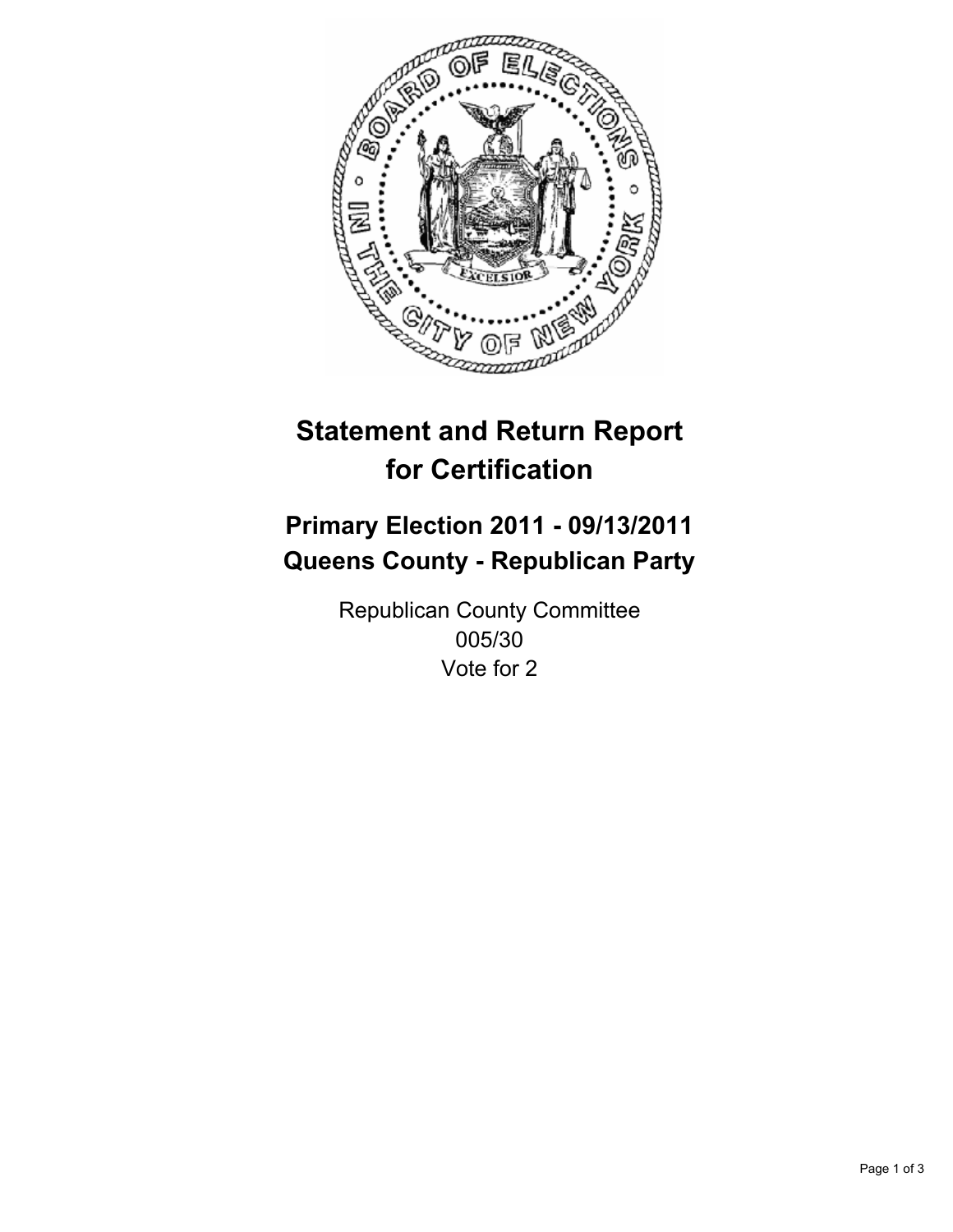# Statement and Return Report for Certification

## Primary Election 2011 - 09/13/2011
## Queens County - Republican Party

Republican County Committee
005/30
Vote for 2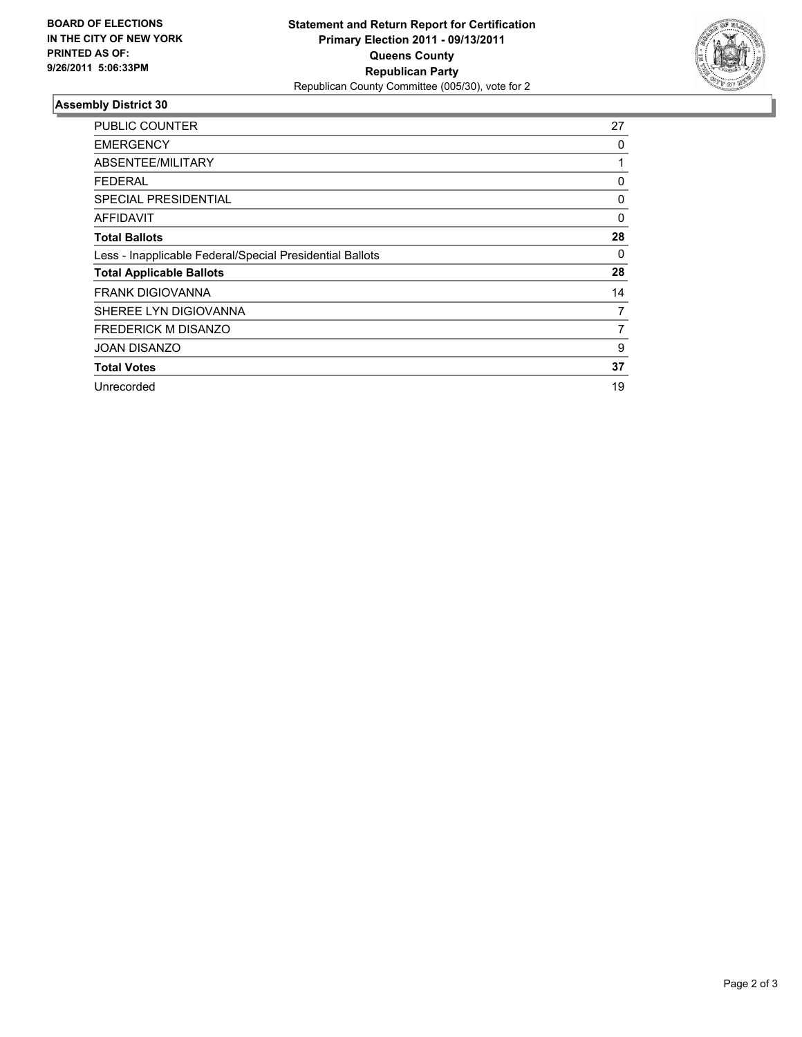**BOARD OF ELECTIONS IN THE CITY OF NEW YORK PRINTED AS OF: 9/26/2011 5:06:33PM**

# Statement and Return Report for Certification Primary Election 2011 - 09/13/2011 Queens County Republican Party

Republican County Committee (005/30), vote for 2

## Assembly District 30

| | |
|---|---|
| PUBLIC COUNTER | 27 |
| EMERGENCY | 0 |
| ABSENTEE/MILITARY | 1 |
| FEDERAL | 0 |
| SPECIAL PRESIDENTIAL | 0 |
| AFFIDAVIT | 0 |
| **Total Ballots** | **28** |
| Less - Inapplicable Federal/Special Presidential Ballots | 0 |
| **Total Applicable Ballots** | **28** |
| FRANK DIGIOVANNA | 14 |
| SHEREE LYN DIGIOVANNA | 7 |
| FREDERICK M DISANZO | 7 |
| JOAN DISANZO | 9 |
| **Total Votes** | **37** |
| Unrecorded | 19 |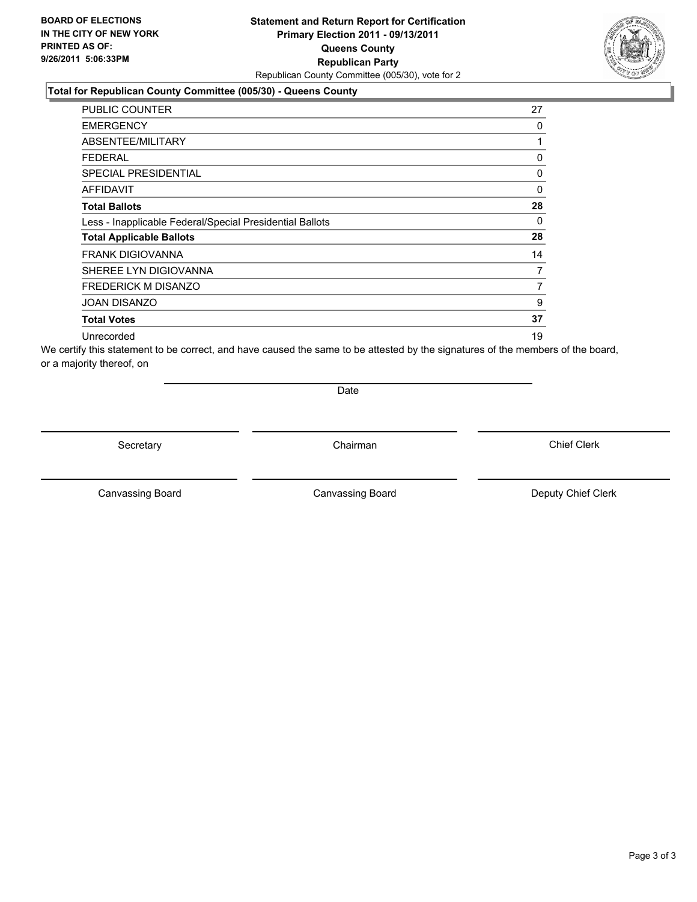**BOARD OF ELECTIONS IN THE CITY OF NEW YORK PRINTED AS OF: 9/26/2011 5:06:33PM**

**Statement and Return Report for Certification Primary Election 2011 - 09/13/2011 Queens County Republican Party**

Republican County Committee (005/30), vote for 2

**Total for Republican County Committee (005/30) - Queens County**

| | |
|---|---|
| PUBLIC COUNTER | 27 |
| EMERGENCY | 0 |
| ABSENTEE/MILITARY | 1 |
| FEDERAL | 0 |
| SPECIAL PRESIDENTIAL | 0 |
| AFFIDAVIT | 0 |
| **Total Ballots** | **28** |
| Less - Inapplicable Federal/Special Presidential Ballots | 0 |
| **Total Applicable Ballots** | **28** |
| FRANK DIGIOVANNA | 14 |
| SHEREE LYN DIGIOVANNA | 7 |
| FREDERICK M DISANZO | 7 |
| JOAN DISANZO | 9 |
| **Total Votes** | **37** |
| Unrecorded | 19 |

We certify this statement to be correct, and have caused the same to be attested by the signatures of the members of the board, or a majority thereof, on

Date

Secretary Chairman Chief Clerk

Canvassing Board Canvassing Board Deputy Chief Clerk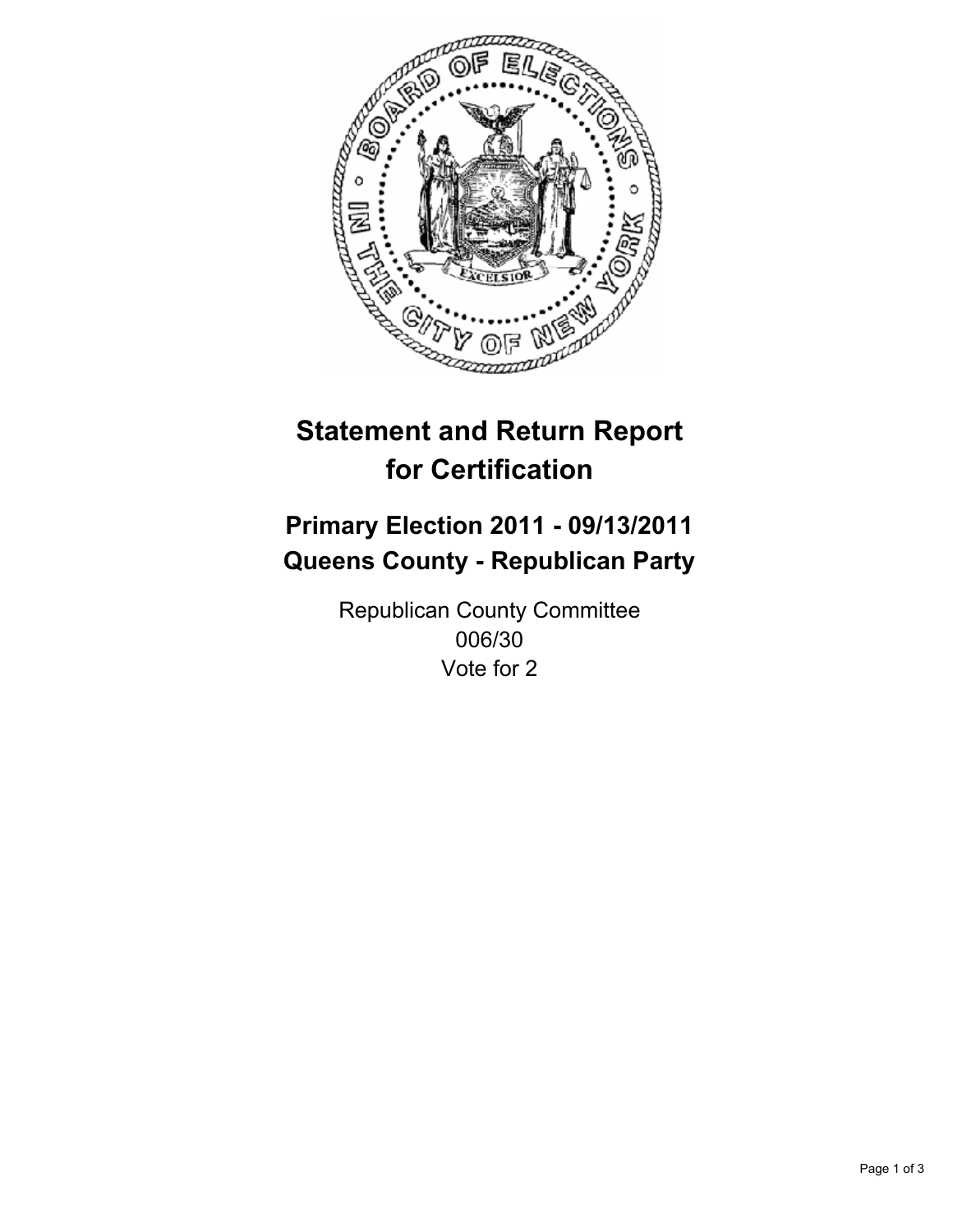# Statement and Return Report for Certification

## Primary Election 2011 - 09/13/2011
## Queens County - Republican Party

Republican County Committee
006/30
Vote for 2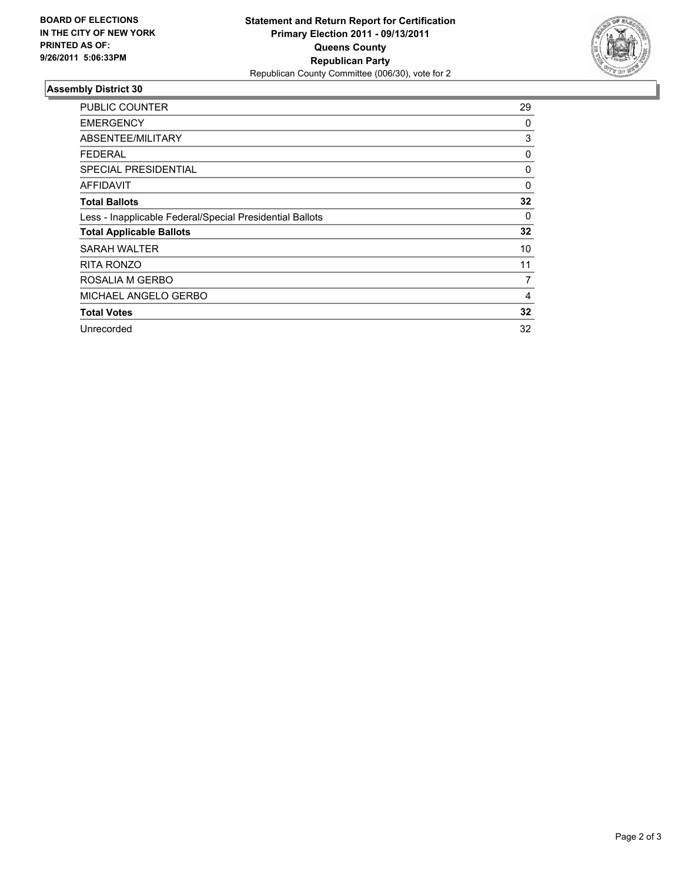**BOARD OF ELECTIONS IN THE CITY OF NEW YORK PRINTED AS OF: 9/26/2011 5:06:33PM**

**Statement and Return Report for Certification Primary Election 2011 - 09/13/2011 Queens County Republican Party**
Republican County Committee (006/30), vote for 2

## Assembly District 30

| | |
|---|---|
| PUBLIC COUNTER | 29 |
| EMERGENCY | 0 |
| ABSENTEE/MILITARY | 3 |
| FEDERAL | 0 |
| SPECIAL PRESIDENTIAL | 0 |
| AFFIDAVIT | 0 |
| **Total Ballots** | **32** |
| Less - Inapplicable Federal/Special Presidential Ballots | 0 |
| **Total Applicable Ballots** | **32** |
| SARAH WALTER | 10 |
| RITA RONZO | 11 |
| ROSALIA M GERBO | 7 |
| MICHAEL ANGELO GERBO | 4 |
| **Total Votes** | **32** |
| Unrecorded | 32 |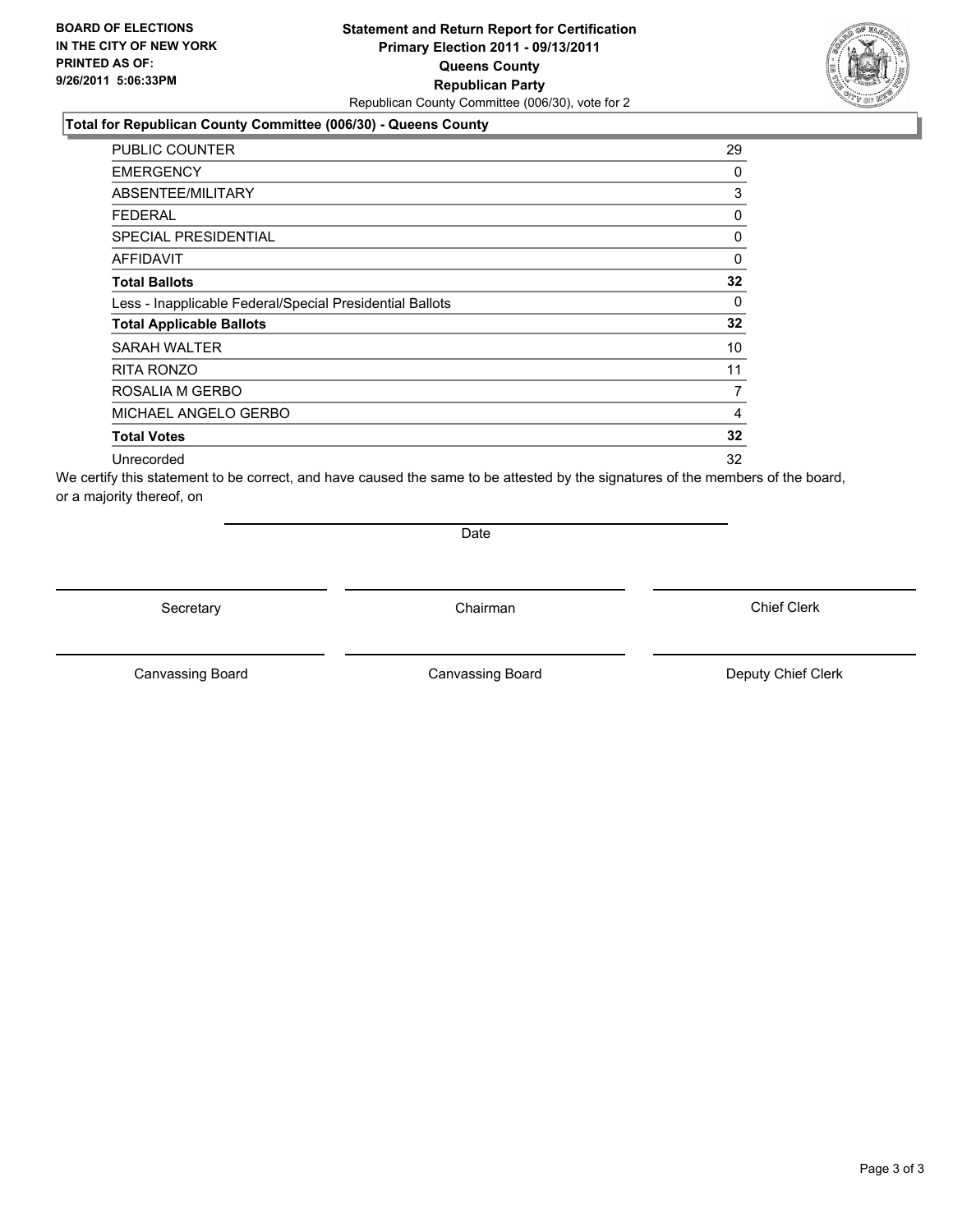**BOARD OF ELECTIONS IN THE CITY OF NEW YORK PRINTED AS OF: 9/26/2011 5:06:33PM**

**Statement and Return Report for Certification**
**Primary Election 2011 - 09/13/2011**
**Queens County**
**Republican Party**
Republican County Committee (006/30), vote for 2

**Total for Republican County Committee (006/30) - Queens County**

| | |
|---|---|
| PUBLIC COUNTER | 29 |
| EMERGENCY | 0 |
| ABSENTEE/MILITARY | 3 |
| FEDERAL | 0 |
| SPECIAL PRESIDENTIAL | 0 |
| AFFIDAVIT | 0 |
| **Total Ballots** | **32** |
| Less - Inapplicable Federal/Special Presidential Ballots | 0 |
| **Total Applicable Ballots** | **32** |
| SARAH WALTER | 10 |
| RITA RONZO | 11 |
| ROSALIA M GERBO | 7 |
| MICHAEL ANGELO GERBO | 4 |
| **Total Votes** | **32** |
| Unrecorded | 32 |

We certify this statement to be correct, and have caused the same to be attested by the signatures of the members of the board, or a majority thereof, on

Date

Secretary | Chairman | Chief Clerk

Canvassing Board | Canvassing Board | Deputy Chief Clerk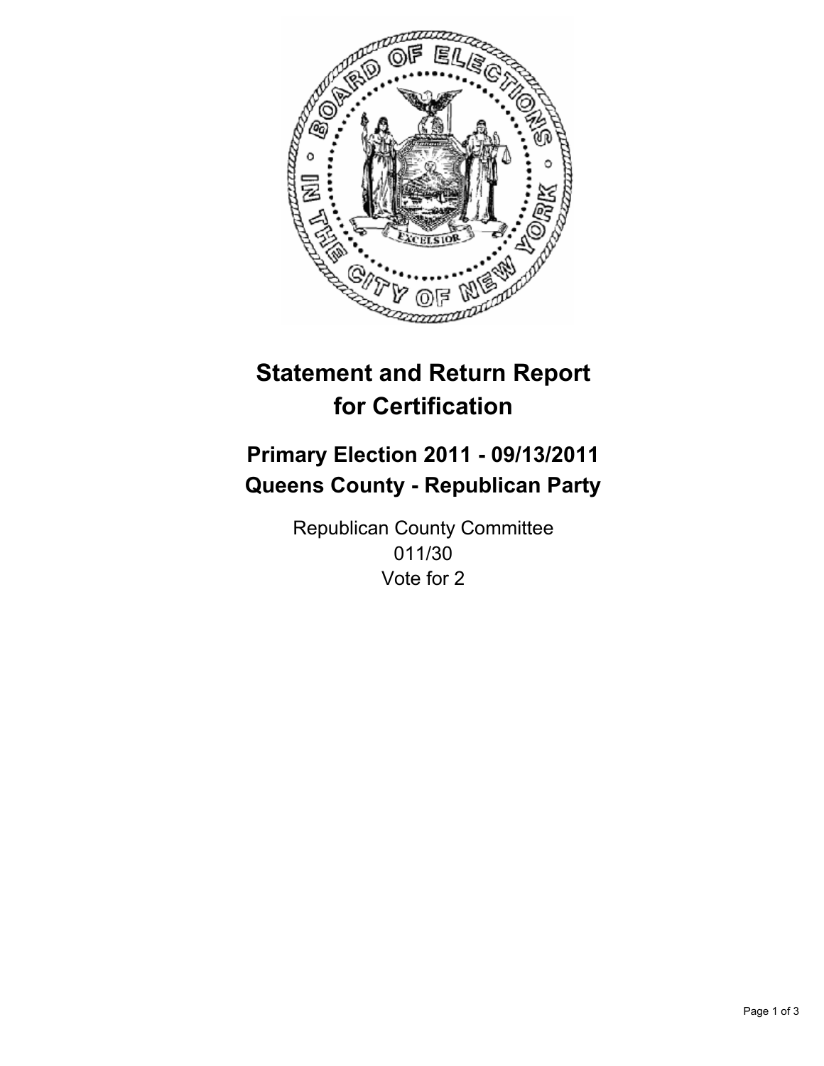# Statement and Return Report for Certification

## Primary Election 2011 - 09/13/2011
## Queens County - Republican Party

Republican County Committee
011/30
Vote for 2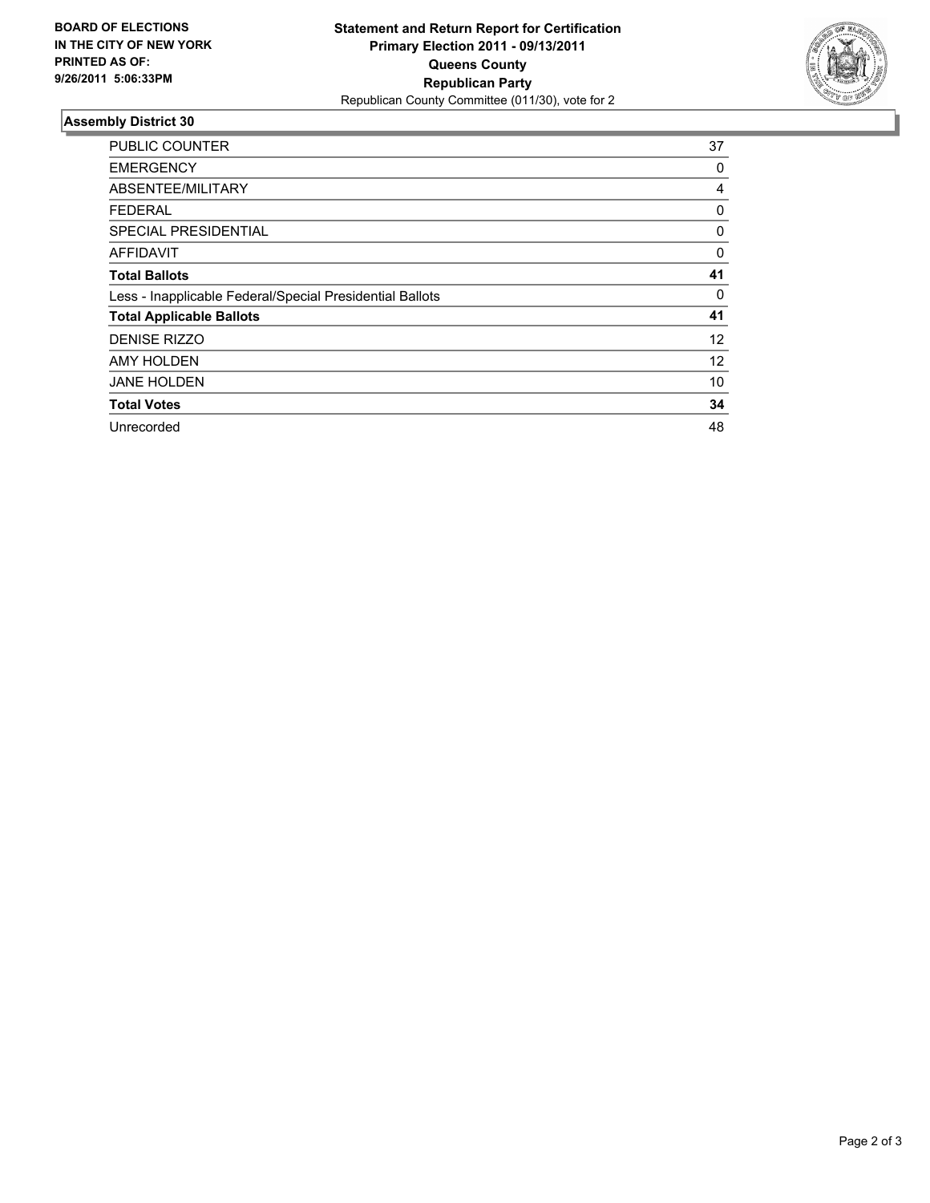**BOARD OF ELECTIONS IN THE CITY OF NEW YORK PRINTED AS OF: 9/26/2011 5:06:33PM**

**Statement and Return Report for Certification**
**Primary Election 2011 - 09/13/2011**
**Queens County**
**Republican Party**
Republican County Committee (011/30), vote for 2

## Assembly District 30

| | |
|---|---|
| PUBLIC COUNTER | 37 |
| EMERGENCY | 0 |
| ABSENTEE/MILITARY | 4 |
| FEDERAL | 0 |
| SPECIAL PRESIDENTIAL | 0 |
| AFFIDAVIT | 0 |
| **Total Ballots** | **41** |
| Less - Inapplicable Federal/Special Presidential Ballots | 0 |
| **Total Applicable Ballots** | **41** |
| DENISE RIZZO | 12 |
| AMY HOLDEN | 12 |
| JANE HOLDEN | 10 |
| **Total Votes** | **34** |
| Unrecorded | 48 |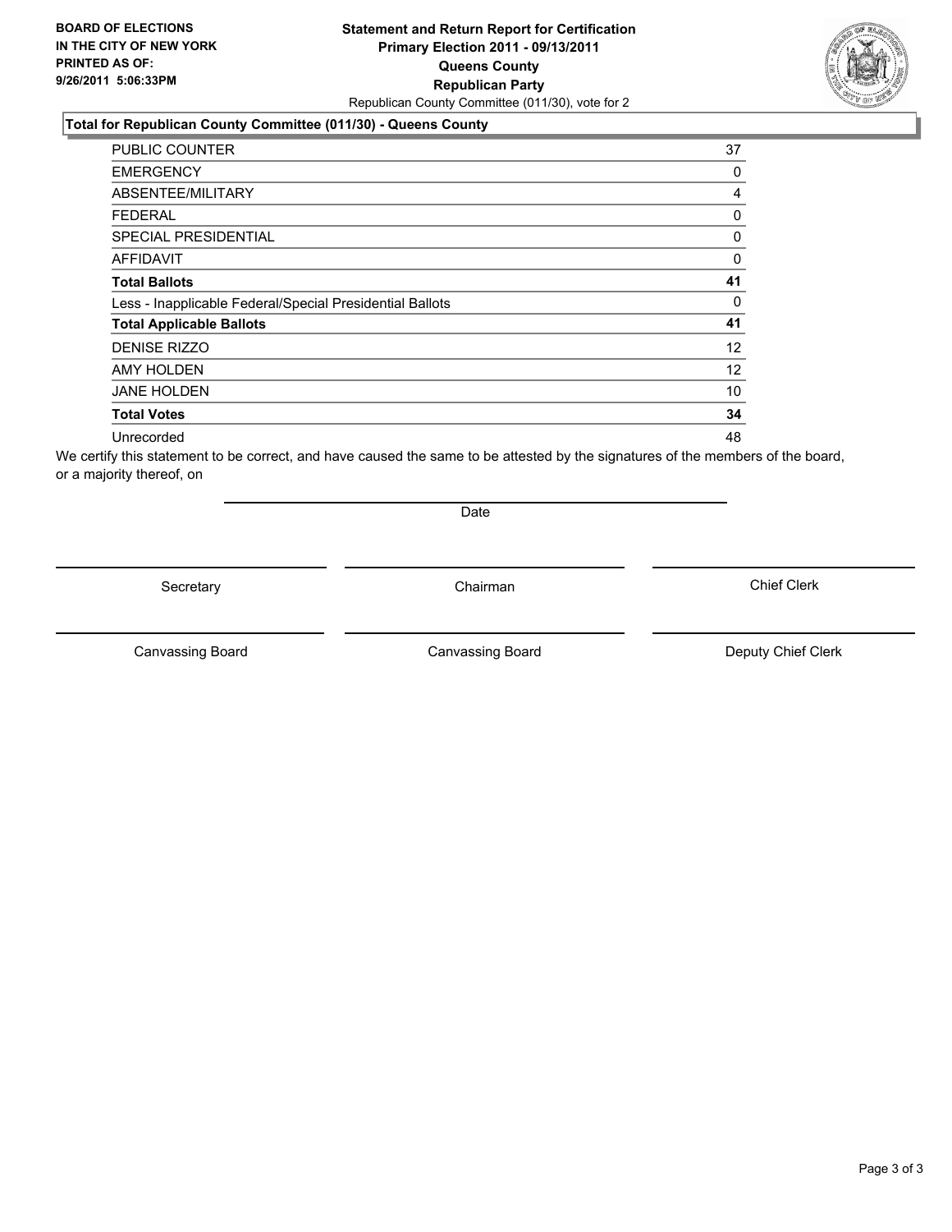**BOARD OF ELECTIONS IN THE CITY OF NEW YORK PRINTED AS OF: 9/26/2011 5:06:33PM**

**Statement and Return Report for Certification**
**Primary Election 2011 - 09/13/2011**
**Queens County**
**Republican Party**
Republican County Committee (011/30), vote for 2

## Total for Republican County Committee (011/30) - Queens County

| | |
|---|---|
| PUBLIC COUNTER | 37 |
| EMERGENCY | 0 |
| ABSENTEE/MILITARY | 4 |
| FEDERAL | 0 |
| SPECIAL PRESIDENTIAL | 0 |
| AFFIDAVIT | 0 |
| **Total Ballots** | **41** |
| Less - Inapplicable Federal/Special Presidential Ballots | 0 |
| **Total Applicable Ballots** | **41** |
| DENISE RIZZO | 12 |
| AMY HOLDEN | 12 |
| JANE HOLDEN | 10 |
| **Total Votes** | **34** |
| Unrecorded | 48 |

We certify this statement to be correct, and have caused the same to be attested by the signatures of the members of the board, or a majority thereof, on

Date

Secretary | Chairman | Chief Clerk

Canvassing Board | Canvassing Board | Deputy Chief Clerk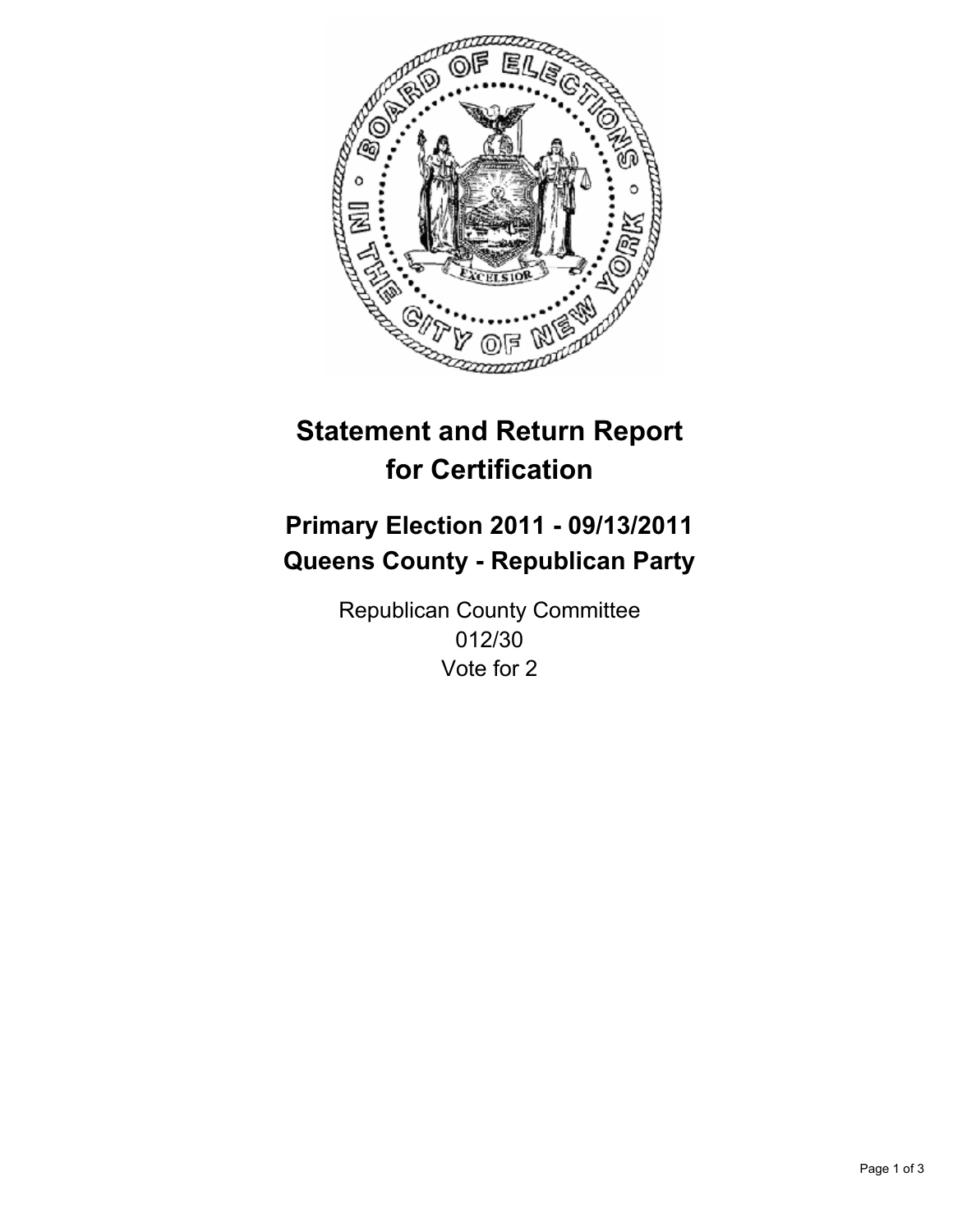# Statement and Return Report for Certification

## Primary Election 2011 - 09/13/2011
## Queens County - Republican Party

Republican County Committee
012/30
Vote for 2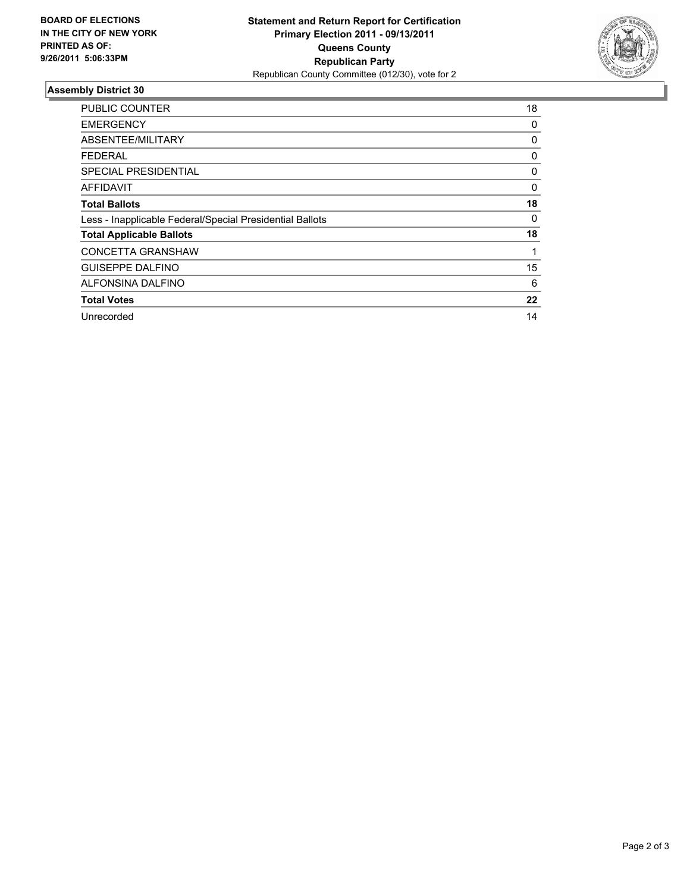**BOARD OF ELECTIONS IN THE CITY OF NEW YORK PRINTED AS OF: 9/26/2011 5:06:33PM**

**Statement and Return Report for Certification**
**Primary Election 2011 - 09/13/2011**
**Queens County**
**Republican Party**
Republican County Committee (012/30), vote for 2

## Assembly District 30

| | |
|---|---|
| PUBLIC COUNTER | 18 |
| EMERGENCY | 0 |
| ABSENTEE/MILITARY | 0 |
| FEDERAL | 0 |
| SPECIAL PRESIDENTIAL | 0 |
| AFFIDAVIT | 0 |
| **Total Ballots** | **18** |
| Less - Inapplicable Federal/Special Presidential Ballots | 0 |
| **Total Applicable Ballots** | **18** |
| CONCETTA GRANSHAW | 1 |
| GUISEPPE DALFINO | 15 |
| ALFONSINA DALFINO | 6 |
| **Total Votes** | **22** |
| Unrecorded | 14 |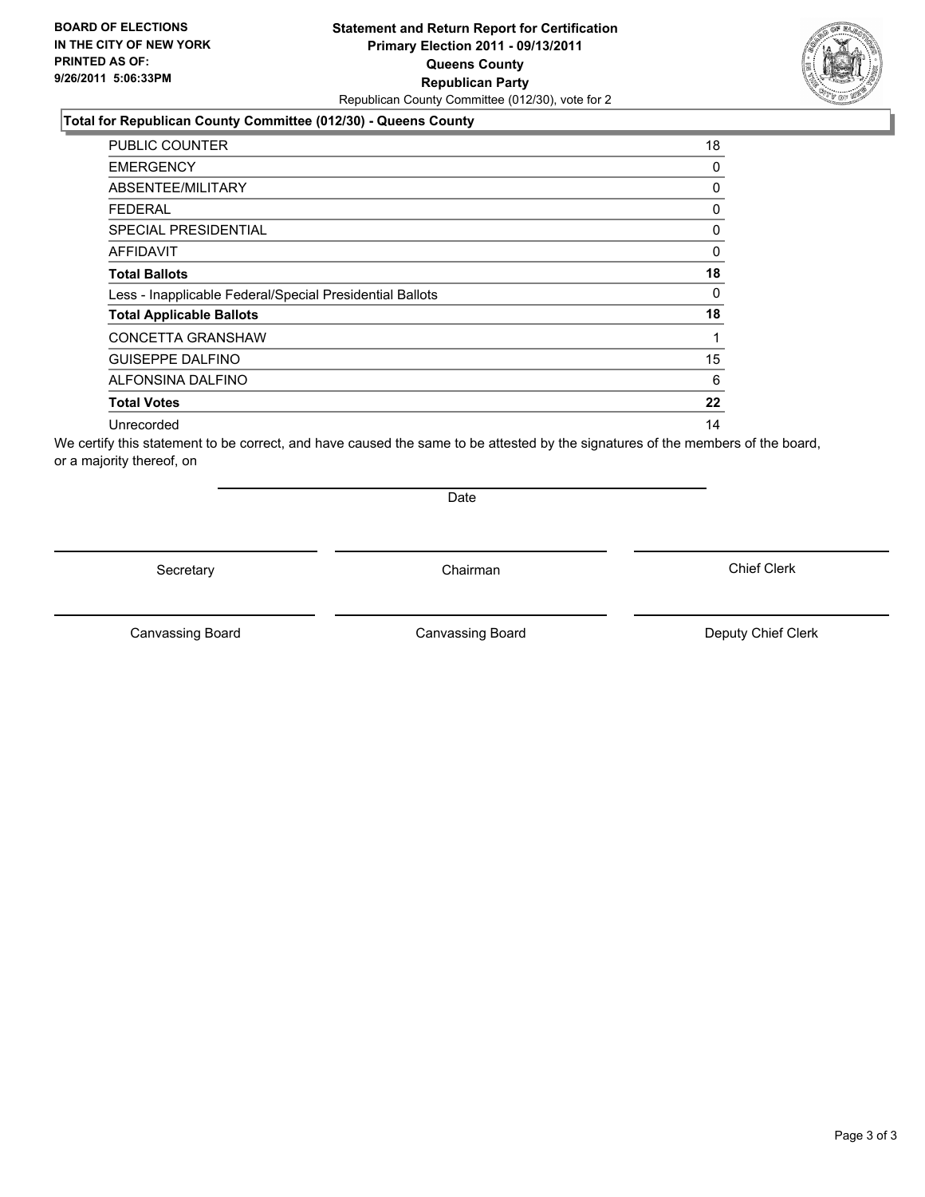**BOARD OF ELECTIONS IN THE CITY OF NEW YORK PRINTED AS OF: 9/26/2011 5:06:33PM**

**Statement and Return Report for Certification**
**Primary Election 2011 - 09/13/2011**
**Queens County**
**Republican Party**
Republican County Committee (012/30), vote for 2

**Total for Republican County Committee (012/30) - Queens County**

| | |
|---|---|
| PUBLIC COUNTER | 18 |
| EMERGENCY | 0 |
| ABSENTEE/MILITARY | 0 |
| FEDERAL | 0 |
| SPECIAL PRESIDENTIAL | 0 |
| AFFIDAVIT | 0 |
| **Total Ballots** | **18** |
| Less - Inapplicable Federal/Special Presidential Ballots | 0 |
| **Total Applicable Ballots** | **18** |
| CONCETTA GRANSHAW | 1 |
| GUISEPPE DALFINO | 15 |
| ALFONSINA DALFINO | 6 |
| **Total Votes** | **22** |
| Unrecorded | 14 |

We certify this statement to be correct, and have caused the same to be attested by the signatures of the members of the board, or a majority thereof, on

Date

Secretary | Chairman | Chief Clerk

Canvassing Board | Canvassing Board | Deputy Chief Clerk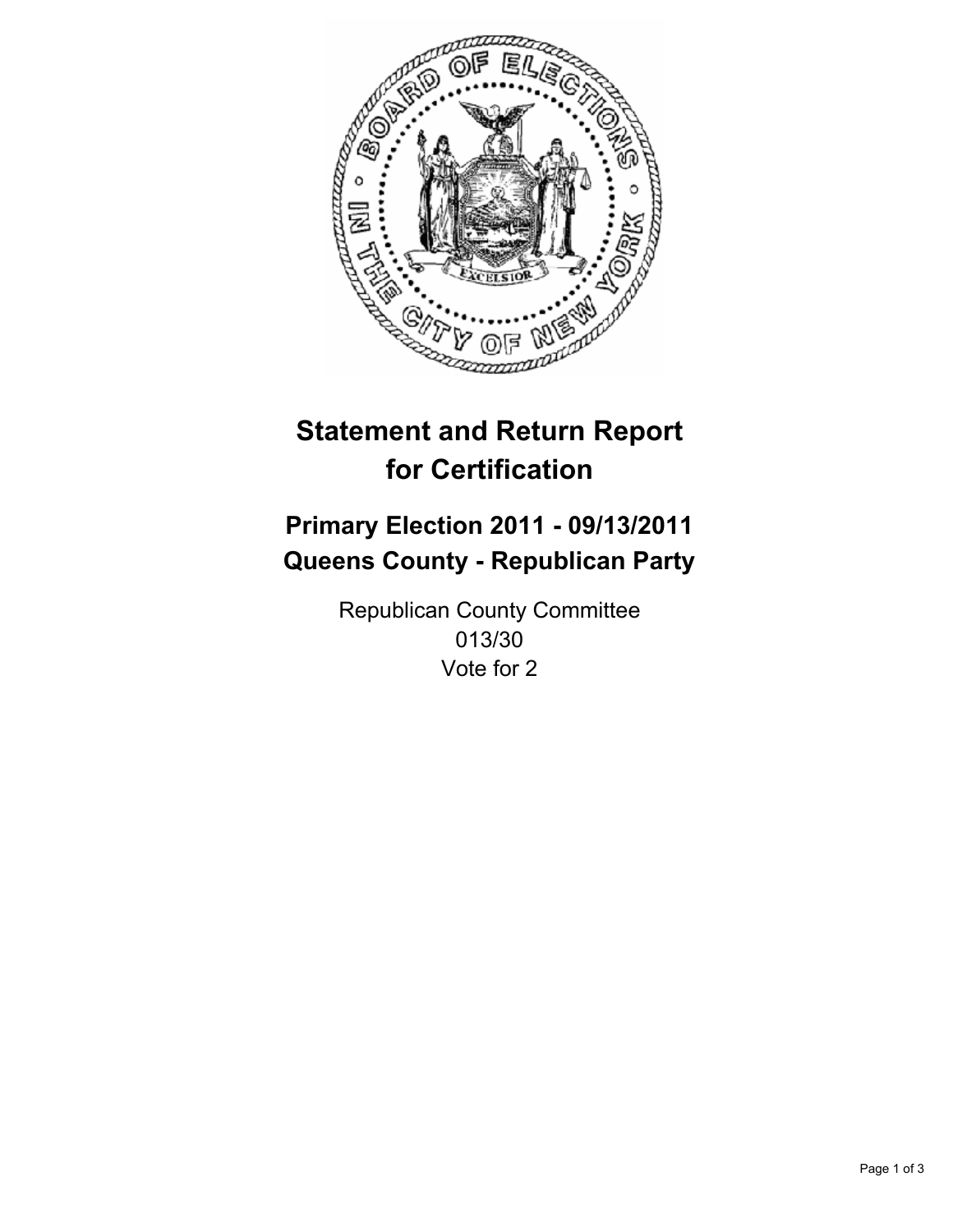# Statement and Return Report for Certification

## Primary Election 2011 - 09/13/2011
## Queens County - Republican Party

Republican County Committee
013/30
Vote for 2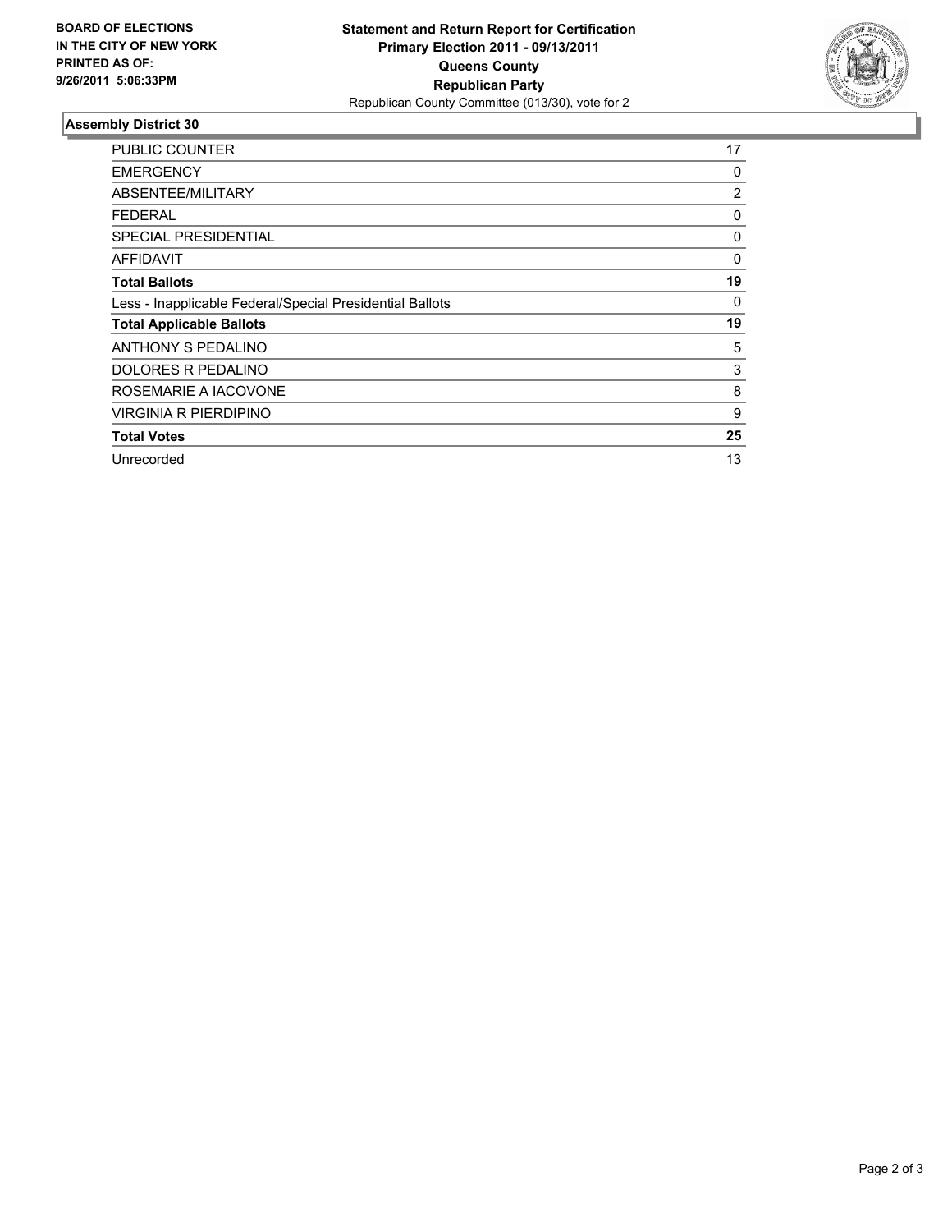BOARD OF ELECTIONS
IN THE CITY OF NEW YORK
PRINTED AS OF:
9/26/2011 5:06:33PM

**Statement and Return Report for Certification**
**Primary Election 2011 - 09/13/2011**
**Queens County**
**Republican Party**
Republican County Committee (013/30), vote for 2

### Assembly District 30

| | |
|---|---|
| PUBLIC COUNTER | 17 |
| EMERGENCY | 0 |
| ABSENTEE/MILITARY | 2 |
| FEDERAL | 0 |
| SPECIAL PRESIDENTIAL | 0 |
| AFFIDAVIT | 0 |
| **Total Ballots** | **19** |
| Less - Inapplicable Federal/Special Presidential Ballots | 0 |
| **Total Applicable Ballots** | **19** |
| ANTHONY S PEDALINO | 5 |
| DOLORES R PEDALINO | 3 |
| ROSEMARIE A IACOVONE | 8 |
| VIRGINIA R PIERDIPINO | 9 |
| **Total Votes** | **25** |
| Unrecorded | 13 |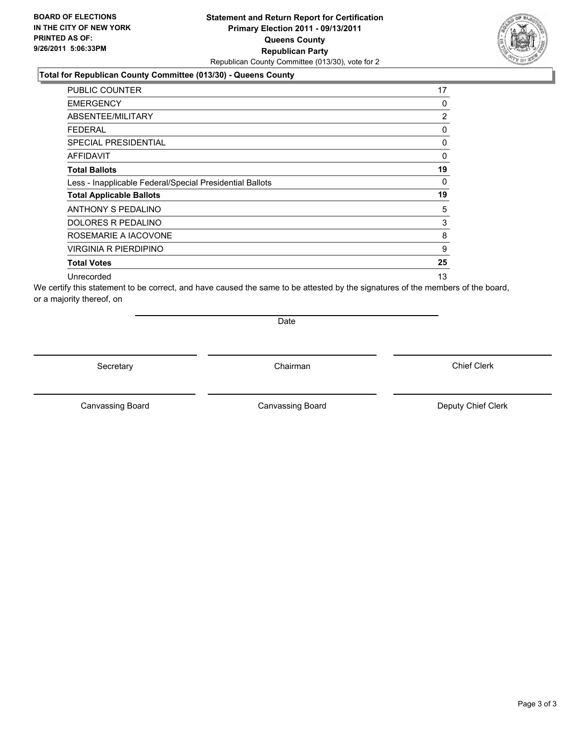**BOARD OF ELECTIONS IN THE CITY OF NEW YORK PRINTED AS OF: 9/26/2011 5:06:33PM**

**Statement and Return Report for Certification**
**Primary Election 2011 - 09/13/2011**
**Queens County**
**Republican Party**
Republican County Committee (013/30), vote for 2

**Total for Republican County Committee (013/30) - Queens County**

| | |
|---|---|
| PUBLIC COUNTER | 17 |
| EMERGENCY | 0 |
| ABSENTEE/MILITARY | 2 |
| FEDERAL | 0 |
| SPECIAL PRESIDENTIAL | 0 |
| AFFIDAVIT | 0 |
| **Total Ballots** | **19** |
| Less - Inapplicable Federal/Special Presidential Ballots | 0 |
| **Total Applicable Ballots** | **19** |
| ANTHONY S PEDALINO | 5 |
| DOLORES R PEDALINO | 3 |
| ROSEMARIE A IACOVONE | 8 |
| VIRGINIA R PIERDIPINO | 9 |
| **Total Votes** | **25** |
| Unrecorded | 13 |

We certify this statement to be correct, and have caused the same to be attested by the signatures of the members of the board, or a majority thereof, on

Date

Secretary | Chairman | Chief Clerk

Canvassing Board | Canvassing Board | Deputy Chief Clerk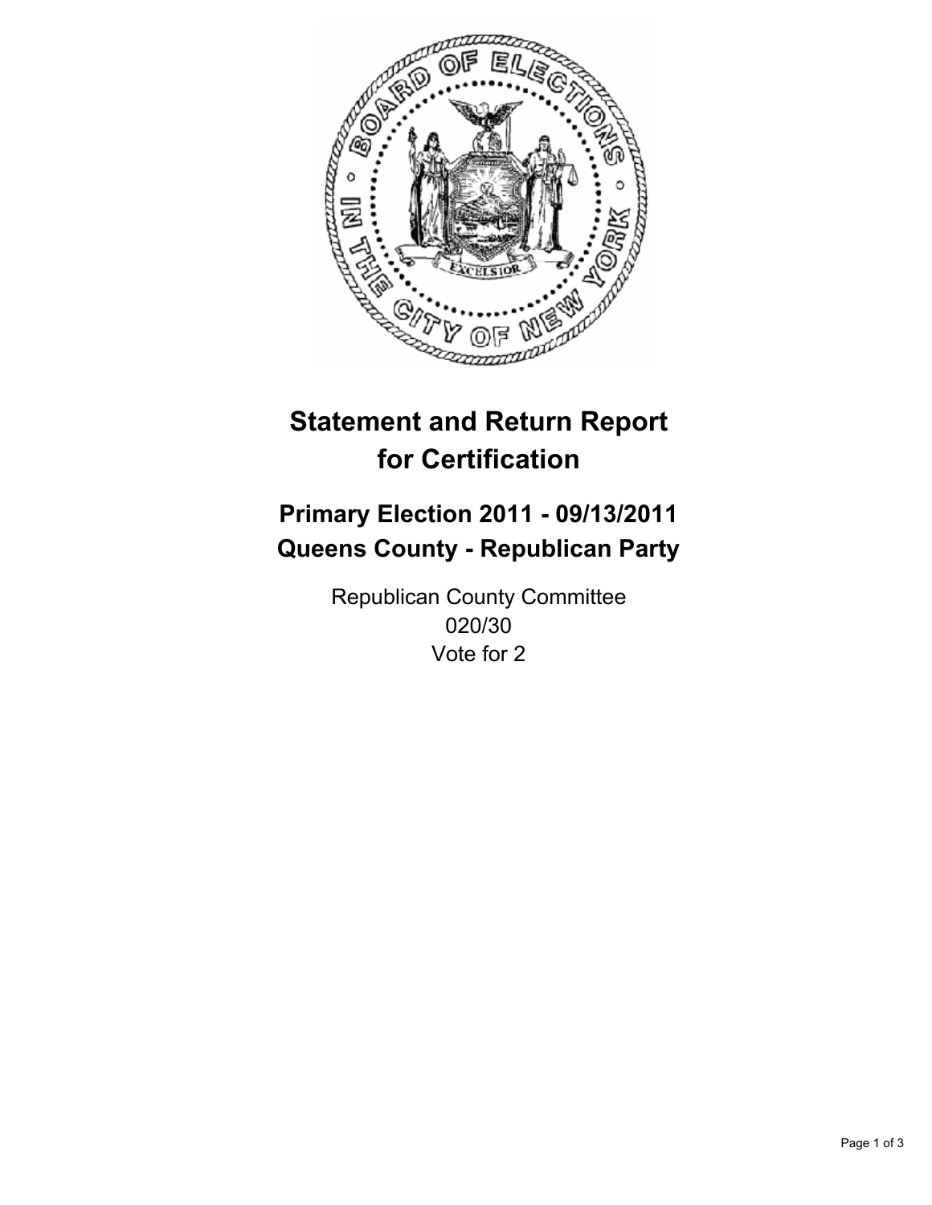# Statement and Return Report for Certification

## Primary Election 2011 - 09/13/2011
## Queens County - Republican Party

Republican County Committee
020/30
Vote for 2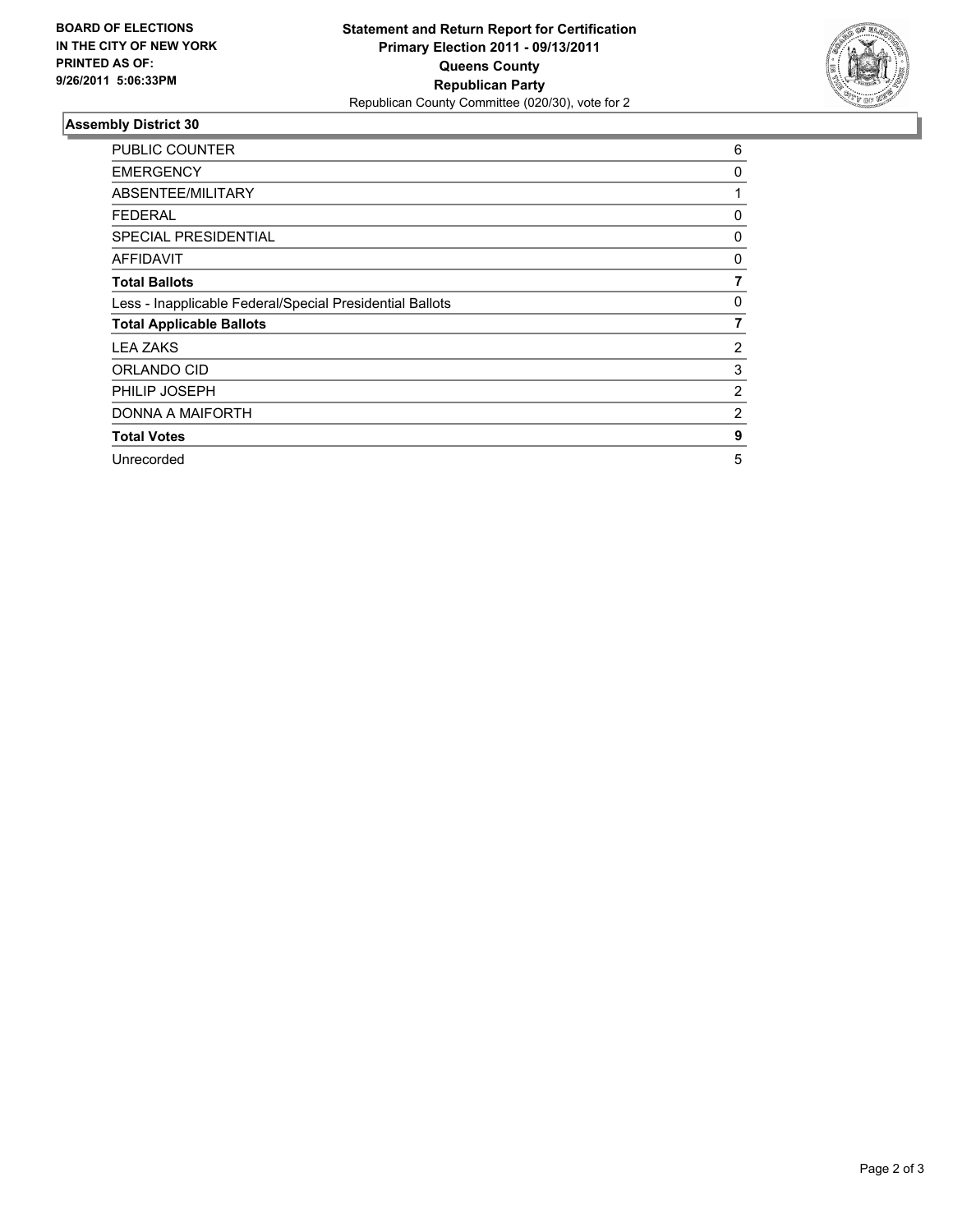**BOARD OF ELECTIONS IN THE CITY OF NEW YORK PRINTED AS OF: 9/26/2011 5:06:33PM**

**Statement and Return Report for Certification Primary Election 2011 - 09/13/2011 Queens County Republican Party**
Republican County Committee (020/30), vote for 2

## Assembly District 30

| | |
|---|---|
| PUBLIC COUNTER | 6 |
| EMERGENCY | 0 |
| ABSENTEE/MILITARY | 1 |
| FEDERAL | 0 |
| SPECIAL PRESIDENTIAL | 0 |
| AFFIDAVIT | 0 |
| **Total Ballots** | **7** |
| Less - Inapplicable Federal/Special Presidential Ballots | 0 |
| **Total Applicable Ballots** | **7** |
| LEA ZAKS | 2 |
| ORLANDO CID | 3 |
| PHILIP JOSEPH | 2 |
| DONNA A MAIFORTH | 2 |
| **Total Votes** | **9** |
| Unrecorded | 5 |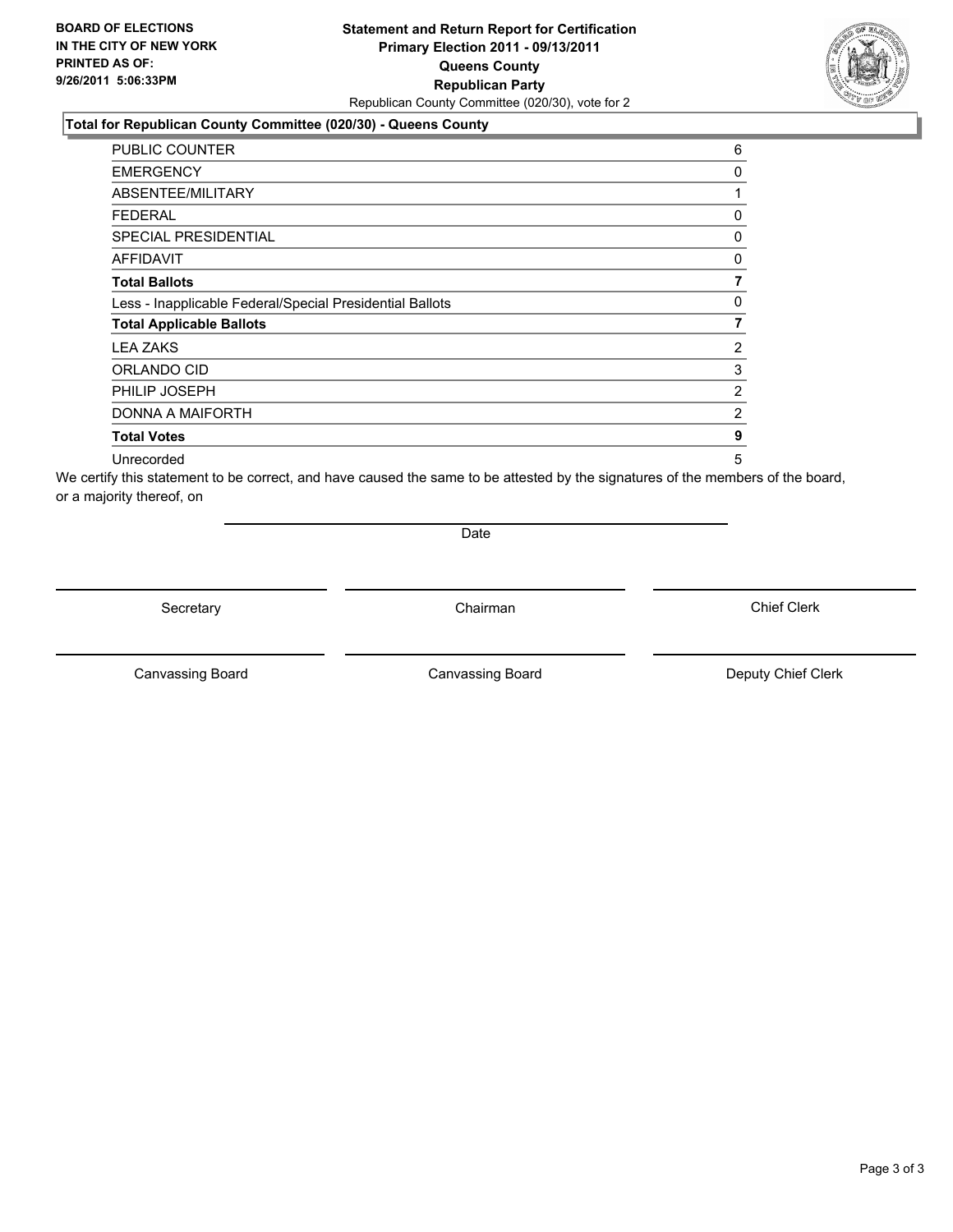**BOARD OF ELECTIONS IN THE CITY OF NEW YORK PRINTED AS OF: 9/26/2011 5:06:33PM**

**Statement and Return Report for Certification**
**Primary Election 2011 - 09/13/2011**
**Queens County**
**Republican Party**
Republican County Committee (020/30), vote for 2

**Total for Republican County Committee (020/30) - Queens County**

| | |
|---|---|
| PUBLIC COUNTER | 6 |
| EMERGENCY | 0 |
| ABSENTEE/MILITARY | 1 |
| FEDERAL | 0 |
| SPECIAL PRESIDENTIAL | 0 |
| AFFIDAVIT | 0 |
| **Total Ballots** | **7** |
| Less - Inapplicable Federal/Special Presidential Ballots | 0 |
| **Total Applicable Ballots** | **7** |
| LEA ZAKS | 2 |
| ORLANDO CID | 3 |
| PHILIP JOSEPH | 2 |
| DONNA A MAIFORTH | 2 |
| **Total Votes** | **9** |
| Unrecorded | 5 |

We certify this statement to be correct, and have caused the same to be attested by the signatures of the members of the board, or a majority thereof, on

Date

Secretary | Chairman | Chief Clerk

Canvassing Board | Canvassing Board | Deputy Chief Clerk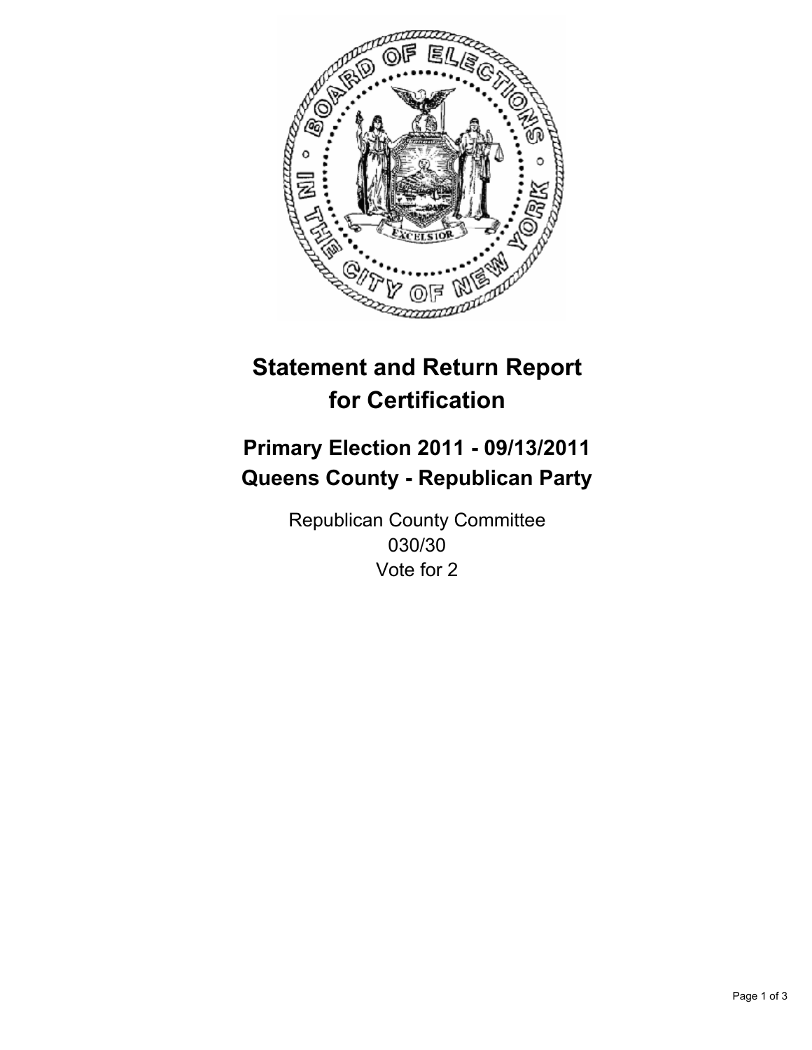# Statement and Return Report for Certification

## Primary Election 2011 - 09/13/2011
## Queens County - Republican Party

Republican County Committee
030/30
Vote for 2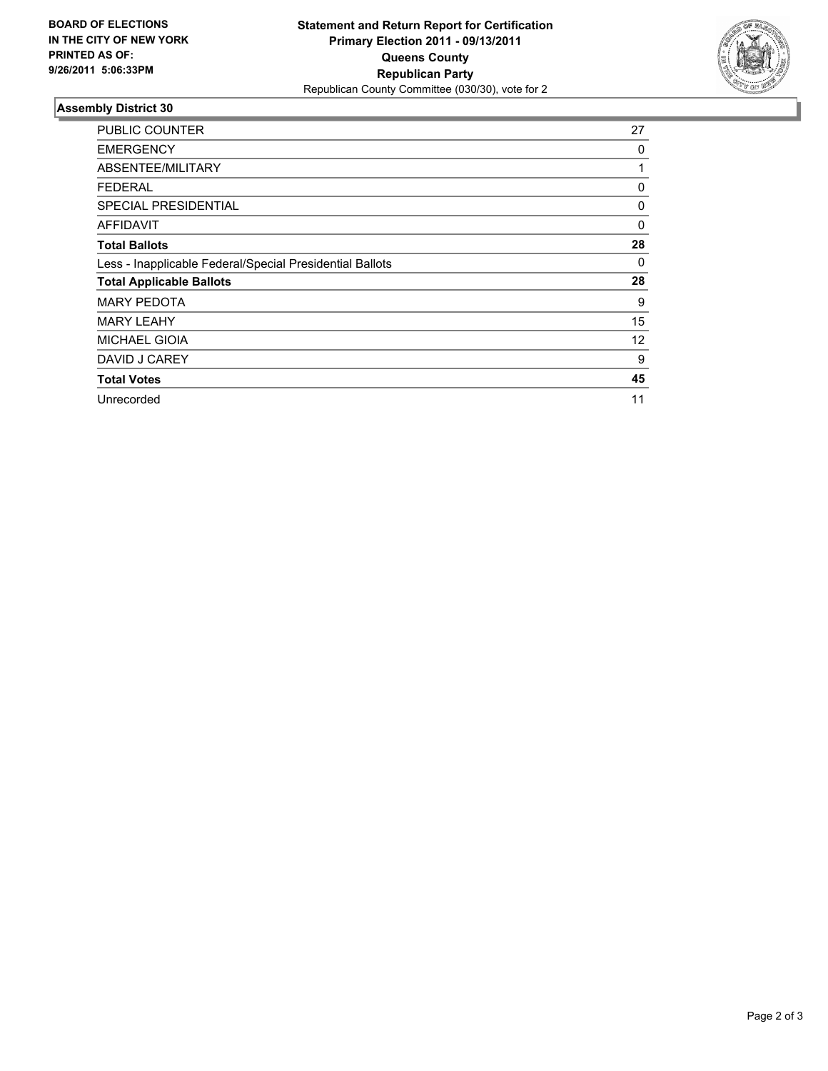**BOARD OF ELECTIONS IN THE CITY OF NEW YORK PRINTED AS OF: 9/26/2011 5:06:33PM**

**Statement and Return Report for Certification**
**Primary Election 2011 - 09/13/2011**
**Queens County**
**Republican Party**
Republican County Committee (030/30), vote for 2

## Assembly District 30

| | |
|---|---|
| PUBLIC COUNTER | 27 |
| EMERGENCY | 0 |
| ABSENTEE/MILITARY | 1 |
| FEDERAL | 0 |
| SPECIAL PRESIDENTIAL | 0 |
| AFFIDAVIT | 0 |
| **Total Ballots** | **28** |
| Less - Inapplicable Federal/Special Presidential Ballots | 0 |
| **Total Applicable Ballots** | **28** |
| MARY PEDOTA | 9 |
| MARY LEAHY | 15 |
| MICHAEL GIOIA | 12 |
| DAVID J CAREY | 9 |
| **Total Votes** | **45** |
| Unrecorded | 11 |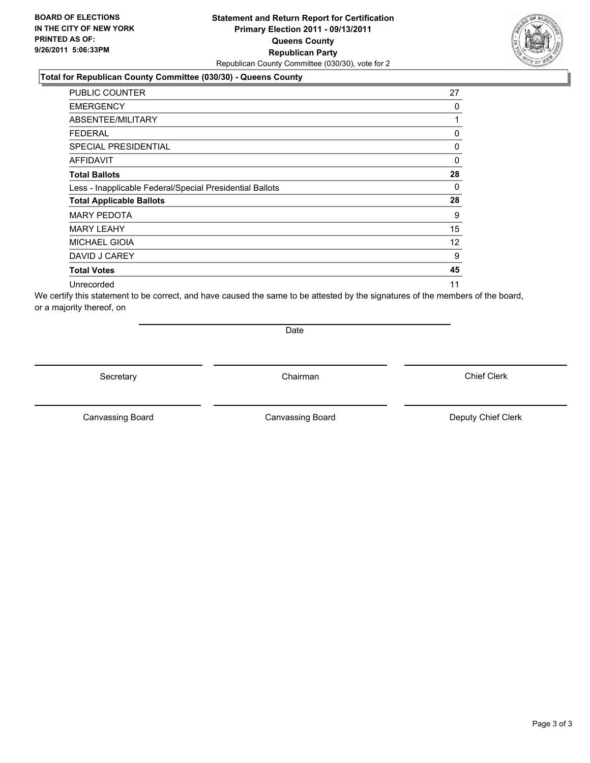**BOARD OF ELECTIONS IN THE CITY OF NEW YORK PRINTED AS OF: 9/26/2011 5:06:33PM**

**Statement and Return Report for Certification**
**Primary Election 2011 - 09/13/2011**
**Queens County**
**Republican Party**
Republican County Committee (030/30), vote for 2

**Total for Republican County Committee (030/30) - Queens County**

| | |
|---|---|
| PUBLIC COUNTER | 27 |
| EMERGENCY | 0 |
| ABSENTEE/MILITARY | 1 |
| FEDERAL | 0 |
| SPECIAL PRESIDENTIAL | 0 |
| AFFIDAVIT | 0 |
| **Total Ballots** | **28** |
| Less - Inapplicable Federal/Special Presidential Ballots | 0 |
| **Total Applicable Ballots** | **28** |
| MARY PEDOTA | 9 |
| MARY LEAHY | 15 |
| MICHAEL GIOIA | 12 |
| DAVID J CAREY | 9 |
| **Total Votes** | **45** |
| Unrecorded | 11 |

We certify this statement to be correct, and have caused the same to be attested by the signatures of the members of the board, or a majority thereof, on

Date

Secretary　　Chairman　　Chief Clerk

Canvassing Board　　Canvassing Board　　Deputy Chief Clerk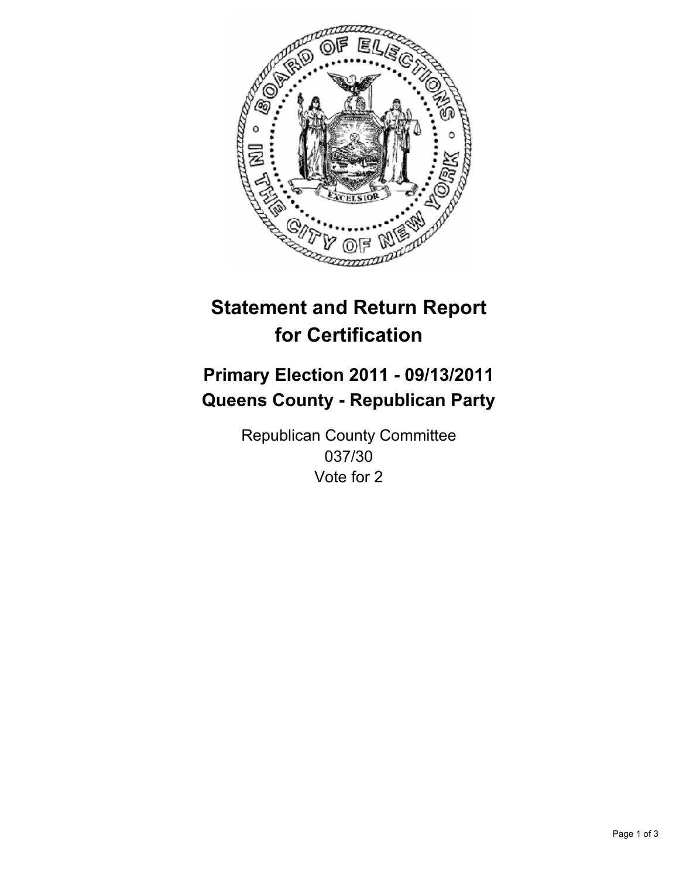# Statement and Return Report for Certification

## Primary Election 2011 - 09/13/2011
## Queens County - Republican Party

Republican County Committee
037/30
Vote for 2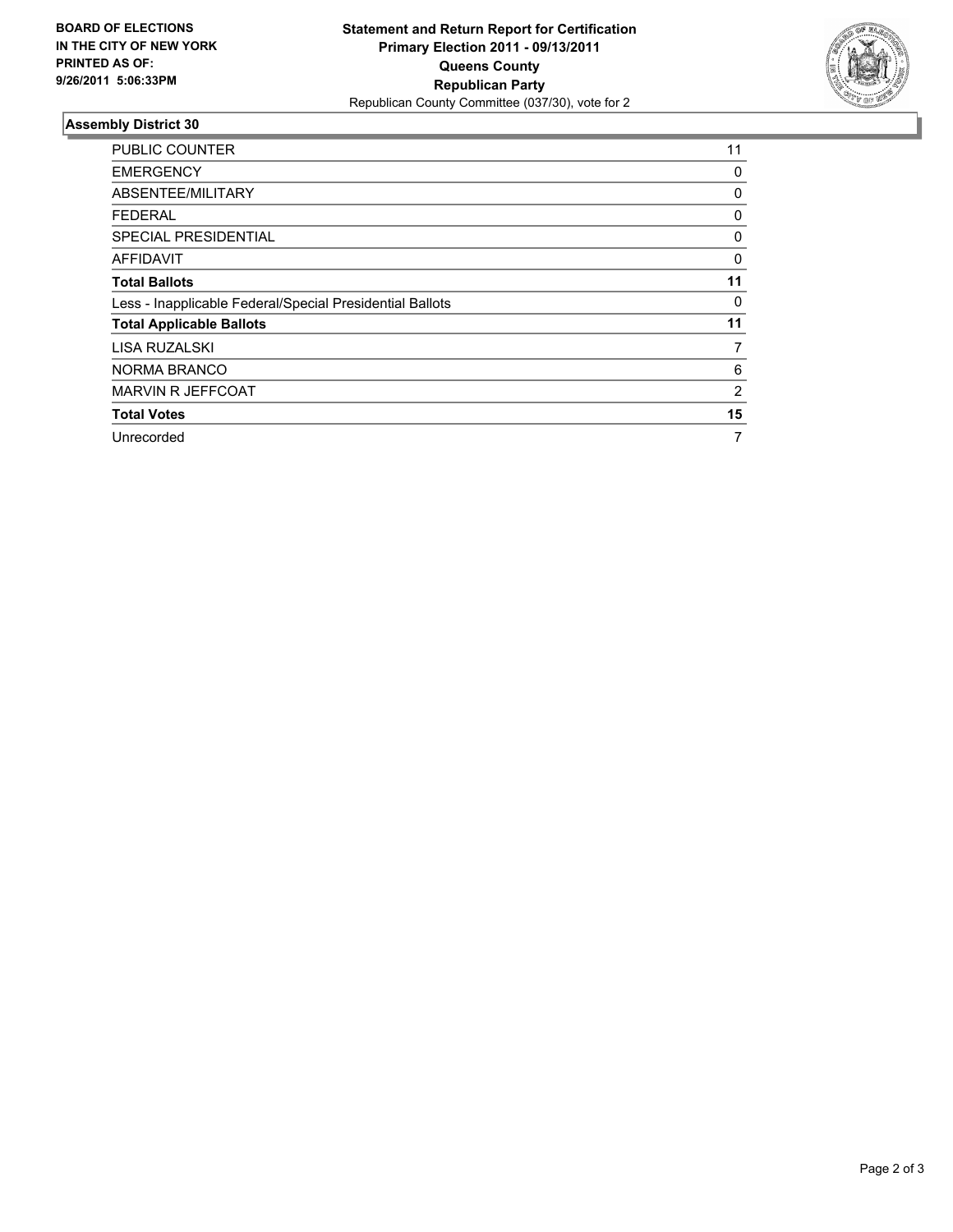**BOARD OF ELECTIONS IN THE CITY OF NEW YORK PRINTED AS OF: 9/26/2011 5:06:33PM**

**Statement and Return Report for Certification Primary Election 2011 - 09/13/2011 Queens County Republican Party**
Republican County Committee (037/30), vote for 2

## Assembly District 30

| | |
|---|---|
| PUBLIC COUNTER | 11 |
| EMERGENCY | 0 |
| ABSENTEE/MILITARY | 0 |
| FEDERAL | 0 |
| SPECIAL PRESIDENTIAL | 0 |
| AFFIDAVIT | 0 |
| **Total Ballots** | **11** |
| Less - Inapplicable Federal/Special Presidential Ballots | 0 |
| **Total Applicable Ballots** | **11** |
| LISA RUZALSKI | 7 |
| NORMA BRANCO | 6 |
| MARVIN R JEFFCOAT | 2 |
| **Total Votes** | **15** |
| Unrecorded | 7 |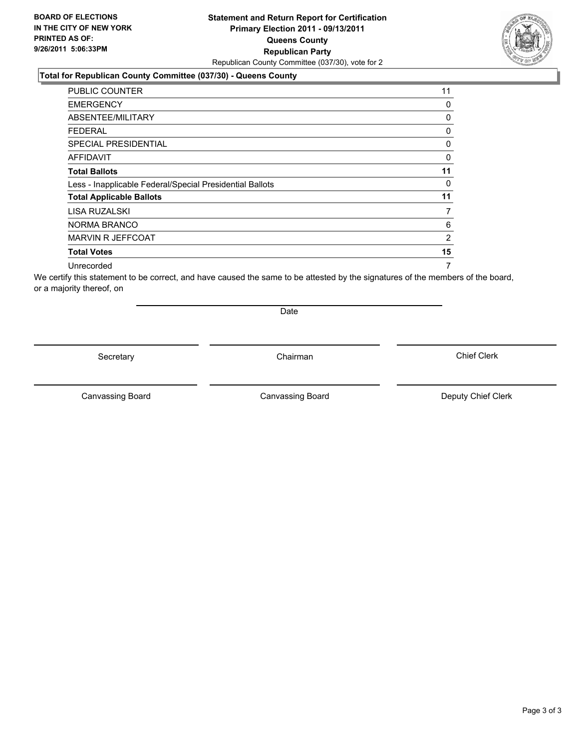**BOARD OF ELECTIONS IN THE CITY OF NEW YORK PRINTED AS OF: 9/26/2011 5:06:33PM**

# Statement and Return Report for Certification
## Primary Election 2011 - 09/13/2011
## Queens County
## Republican Party

Republican County Committee (037/30), vote for 2

### Total for Republican County Committee (037/30) - Queens County

| | |
|---|---|
| PUBLIC COUNTER | 11 |
| EMERGENCY | 0 |
| ABSENTEE/MILITARY | 0 |
| FEDERAL | 0 |
| SPECIAL PRESIDENTIAL | 0 |
| AFFIDAVIT | 0 |
| **Total Ballots** | **11** |
| Less - Inapplicable Federal/Special Presidential Ballots | 0 |
| **Total Applicable Ballots** | **11** |
| LISA RUZALSKI | 7 |
| NORMA BRANCO | 6 |
| MARVIN R JEFFCOAT | 2 |
| **Total Votes** | **15** |
| Unrecorded | 7 |

We certify this statement to be correct, and have caused the same to be attested by the signatures of the members of the board, or a majority thereof, on

Date

Secretary　　Chairman　　Chief Clerk

Canvassing Board　　Canvassing Board　　Deputy Chief Clerk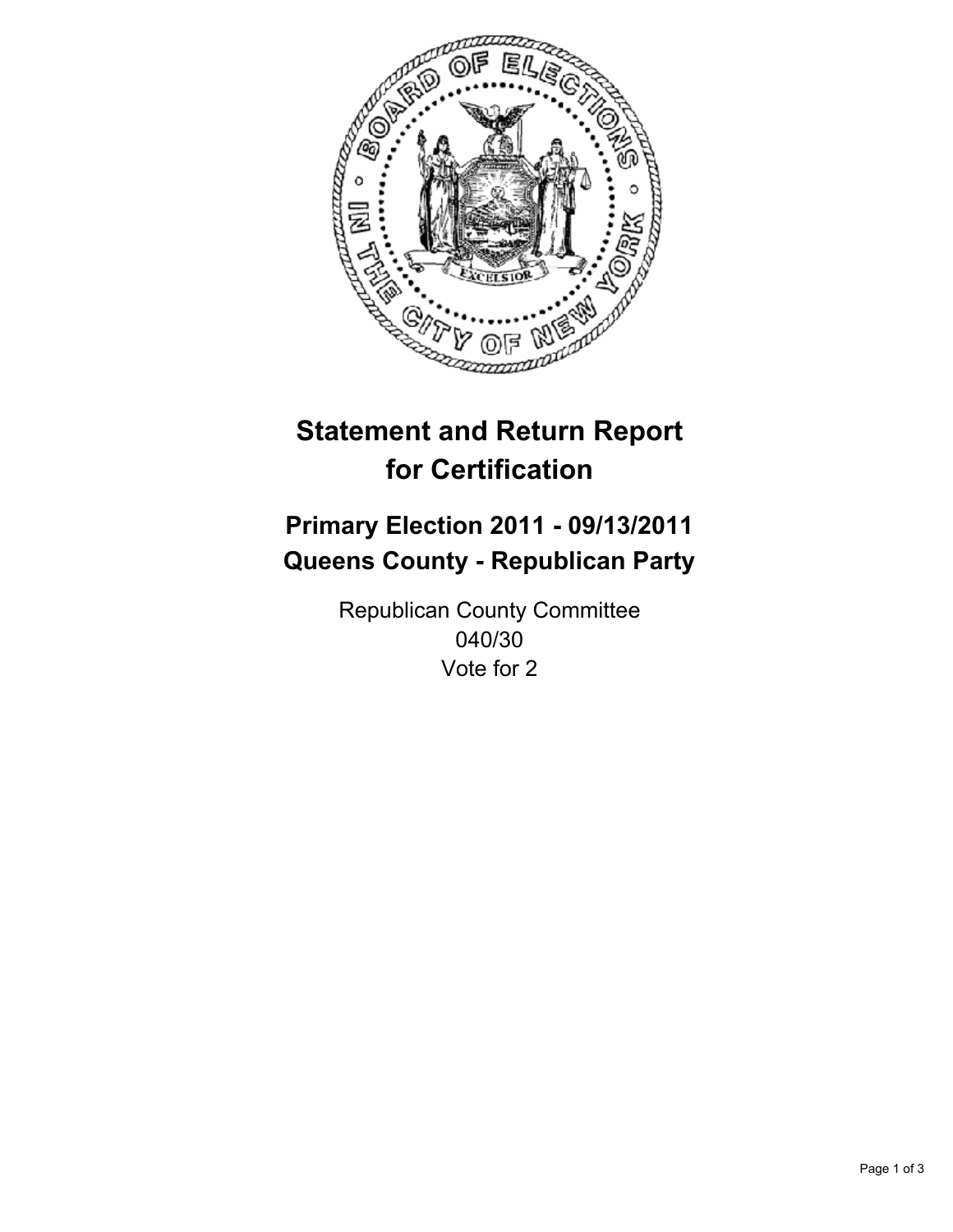# Statement and Return Report for Certification

## Primary Election 2011 - 09/13/2011
## Queens County - Republican Party

Republican County Committee
040/30
Vote for 2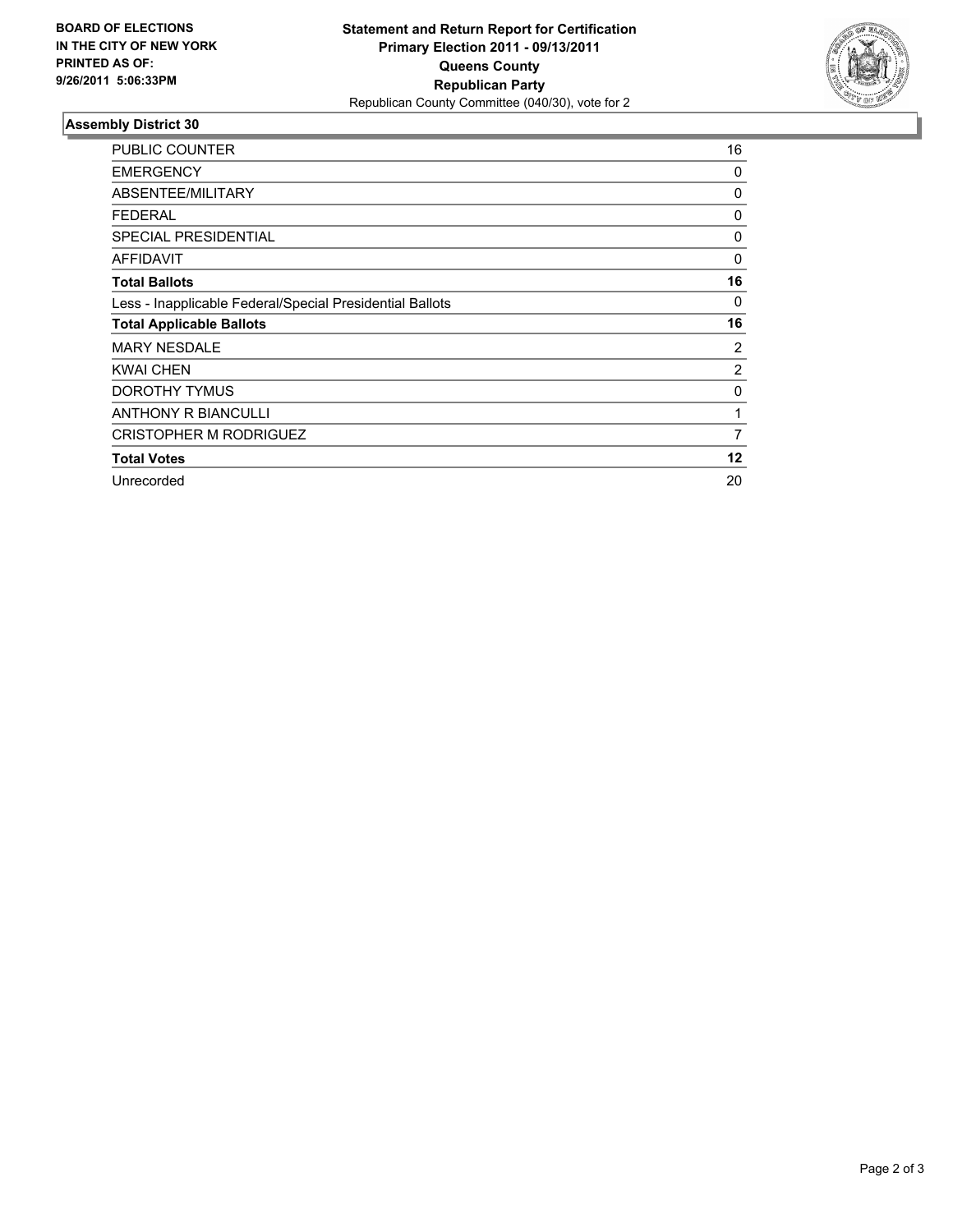**BOARD OF ELECTIONS IN THE CITY OF NEW YORK PRINTED AS OF: 9/26/2011 5:06:33PM**

**Statement and Return Report for Certification**
**Primary Election 2011 - 09/13/2011**
**Queens County**
**Republican Party**
Republican County Committee (040/30), vote for 2

### Assembly District 30

| | |
|---|---|
| PUBLIC COUNTER | 16 |
| EMERGENCY | 0 |
| ABSENTEE/MILITARY | 0 |
| FEDERAL | 0 |
| SPECIAL PRESIDENTIAL | 0 |
| AFFIDAVIT | 0 |
| **Total Ballots** | **16** |
| Less - Inapplicable Federal/Special Presidential Ballots | 0 |
| **Total Applicable Ballots** | **16** |
| MARY NESDALE | 2 |
| KWAI CHEN | 2 |
| DOROTHY TYMUS | 0 |
| ANTHONY R BIANCULLI | 1 |
| CRISTOPHER M RODRIGUEZ | 7 |
| **Total Votes** | **12** |
| Unrecorded | 20 |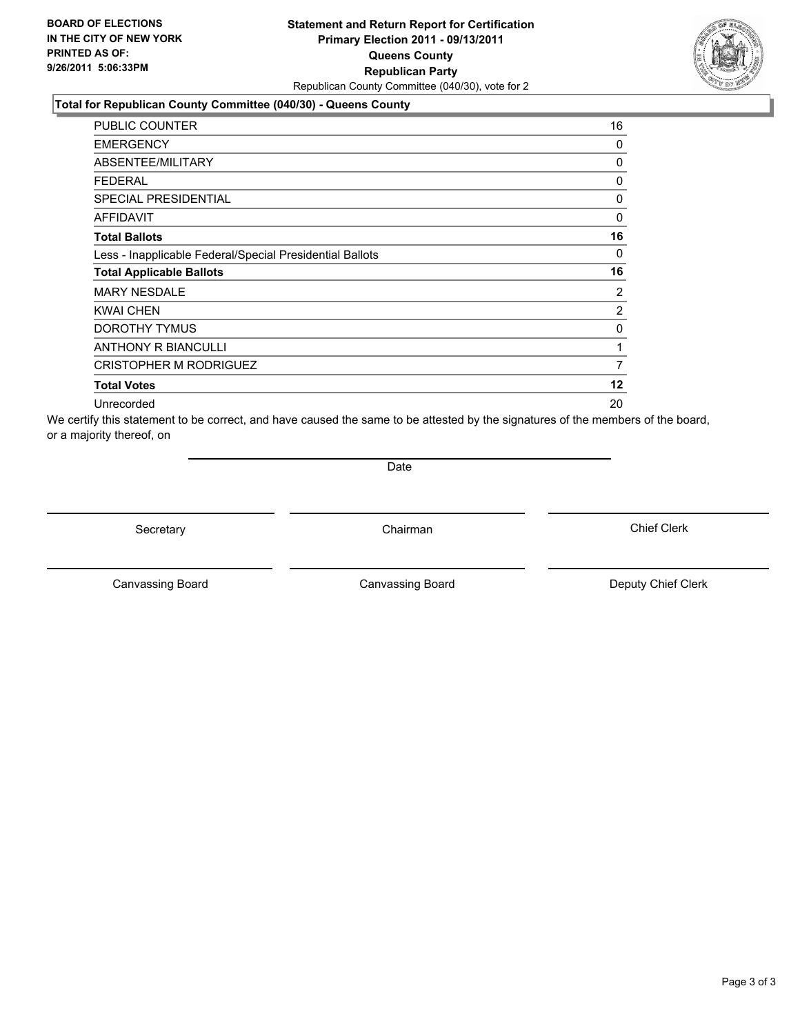**BOARD OF ELECTIONS IN THE CITY OF NEW YORK PRINTED AS OF: 9/26/2011 5:06:33PM**

**Statement and Return Report for Certification**
**Primary Election 2011 - 09/13/2011**
**Queens County**
**Republican Party**
Republican County Committee (040/30), vote for 2

**Total for Republican County Committee (040/30) - Queens County**

| | |
|---|---|
| PUBLIC COUNTER | 16 |
| EMERGENCY | 0 |
| ABSENTEE/MILITARY | 0 |
| FEDERAL | 0 |
| SPECIAL PRESIDENTIAL | 0 |
| AFFIDAVIT | 0 |
| **Total Ballots** | **16** |
| Less - Inapplicable Federal/Special Presidential Ballots | 0 |
| **Total Applicable Ballots** | **16** |
| MARY NESDALE | 2 |
| KWAI CHEN | 2 |
| DOROTHY TYMUS | 0 |
| ANTHONY R BIANCULLI | 1 |
| CRISTOPHER M RODRIGUEZ | 7 |
| **Total Votes** | **12** |
| Unrecorded | 20 |

We certify this statement to be correct, and have caused the same to be attested by the signatures of the members of the board, or a majority thereof, on

Date

Secretary | Chairman | Chief Clerk

Canvassing Board | Canvassing Board | Deputy Chief Clerk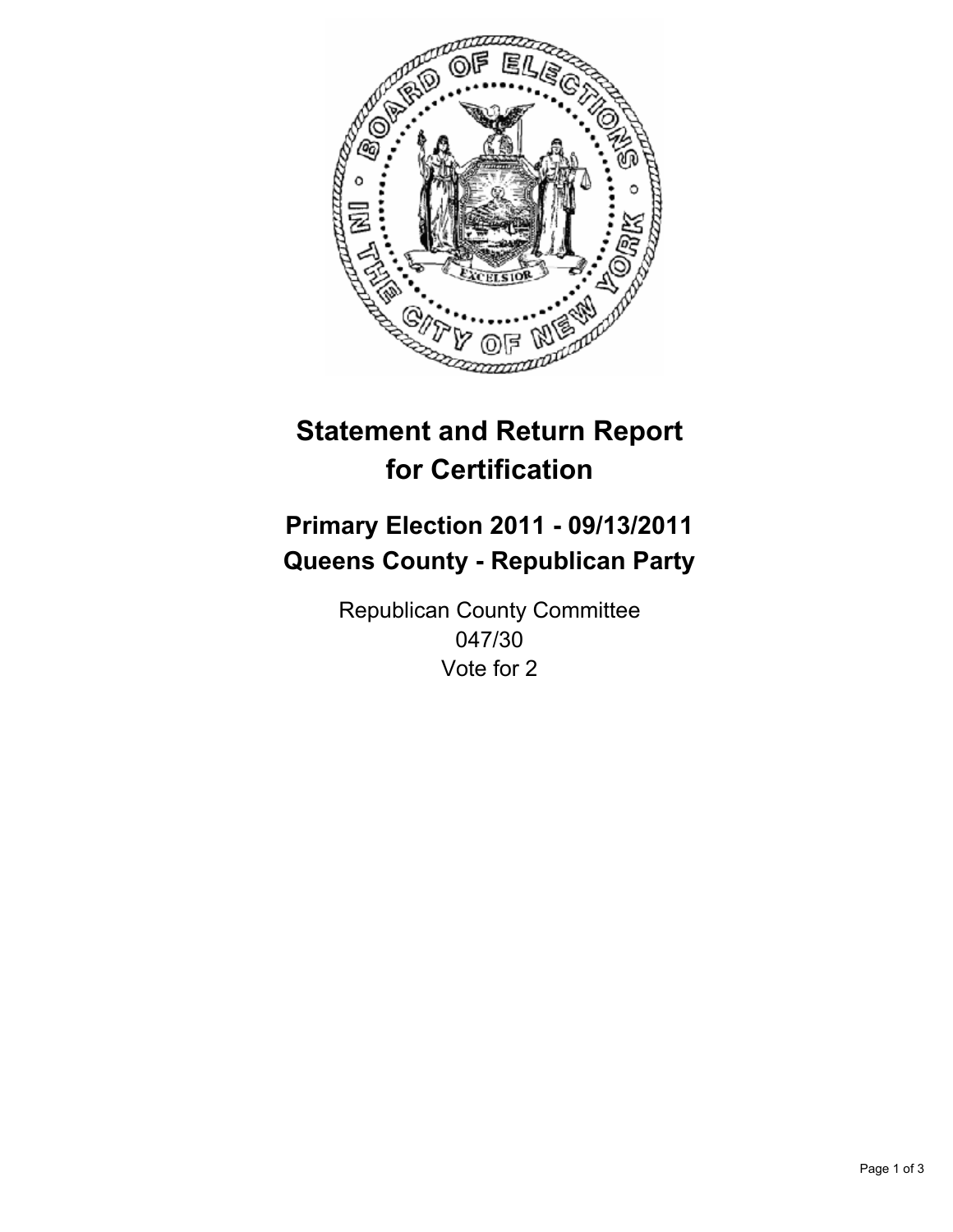# Statement and Return Report for Certification

## Primary Election 2011 - 09/13/2011
## Queens County - Republican Party

Republican County Committee
047/30
Vote for 2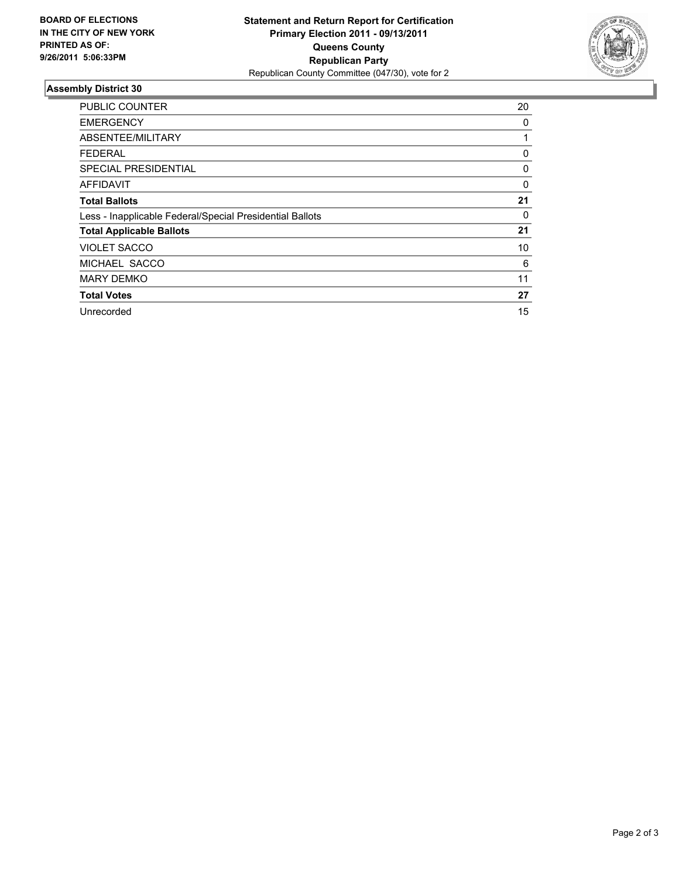**BOARD OF ELECTIONS IN THE CITY OF NEW YORK PRINTED AS OF: 9/26/2011 5:06:33PM**

**Statement and Return Report for Certification**
**Primary Election 2011 - 09/13/2011**
**Queens County**
**Republican Party**
Republican County Committee (047/30), vote for 2

## Assembly District 30

| | |
|---|---|
| PUBLIC COUNTER | 20 |
| EMERGENCY | 0 |
| ABSENTEE/MILITARY | 1 |
| FEDERAL | 0 |
| SPECIAL PRESIDENTIAL | 0 |
| AFFIDAVIT | 0 |
| **Total Ballots** | **21** |
| Less - Inapplicable Federal/Special Presidential Ballots | 0 |
| **Total Applicable Ballots** | **21** |
| VIOLET SACCO | 10 |
| MICHAEL SACCO | 6 |
| MARY DEMKO | 11 |
| **Total Votes** | **27** |
| Unrecorded | 15 |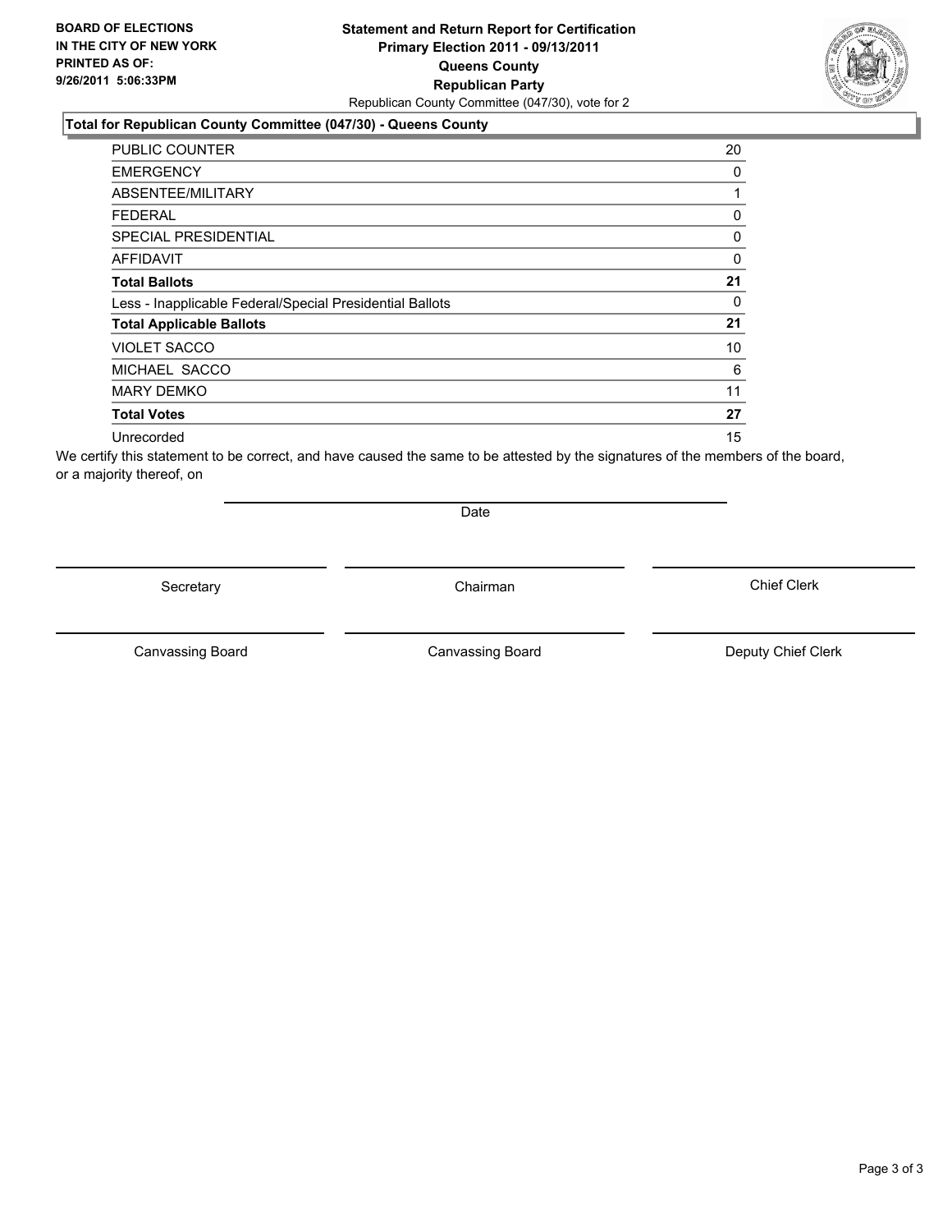**BOARD OF ELECTIONS**
**IN THE CITY OF NEW YORK**
**PRINTED AS OF:**
**9/26/2011 5:06:33PM**

# Statement and Return Report for Certification
## Primary Election 2011 - 09/13/2011
## Queens County
## Republican Party

Republican County Committee (047/30), vote for 2

### Total for Republican County Committee (047/30) - Queens County

| | |
|---|---|
| PUBLIC COUNTER | 20 |
| EMERGENCY | 0 |
| ABSENTEE/MILITARY | 1 |
| FEDERAL | 0 |
| SPECIAL PRESIDENTIAL | 0 |
| AFFIDAVIT | 0 |
| **Total Ballots** | **21** |
| Less - Inapplicable Federal/Special Presidential Ballots | 0 |
| **Total Applicable Ballots** | **21** |
| VIOLET SACCO | 10 |
| MICHAEL SACCO | 6 |
| MARY DEMKO | 11 |
| **Total Votes** | **27** |
| Unrecorded | 15 |

We certify this statement to be correct, and have caused the same to be attested by the signatures of the members of the board, or a majority thereof, on

Date

Secretary

Chairman

Chief Clerk

Canvassing Board

Canvassing Board

Deputy Chief Clerk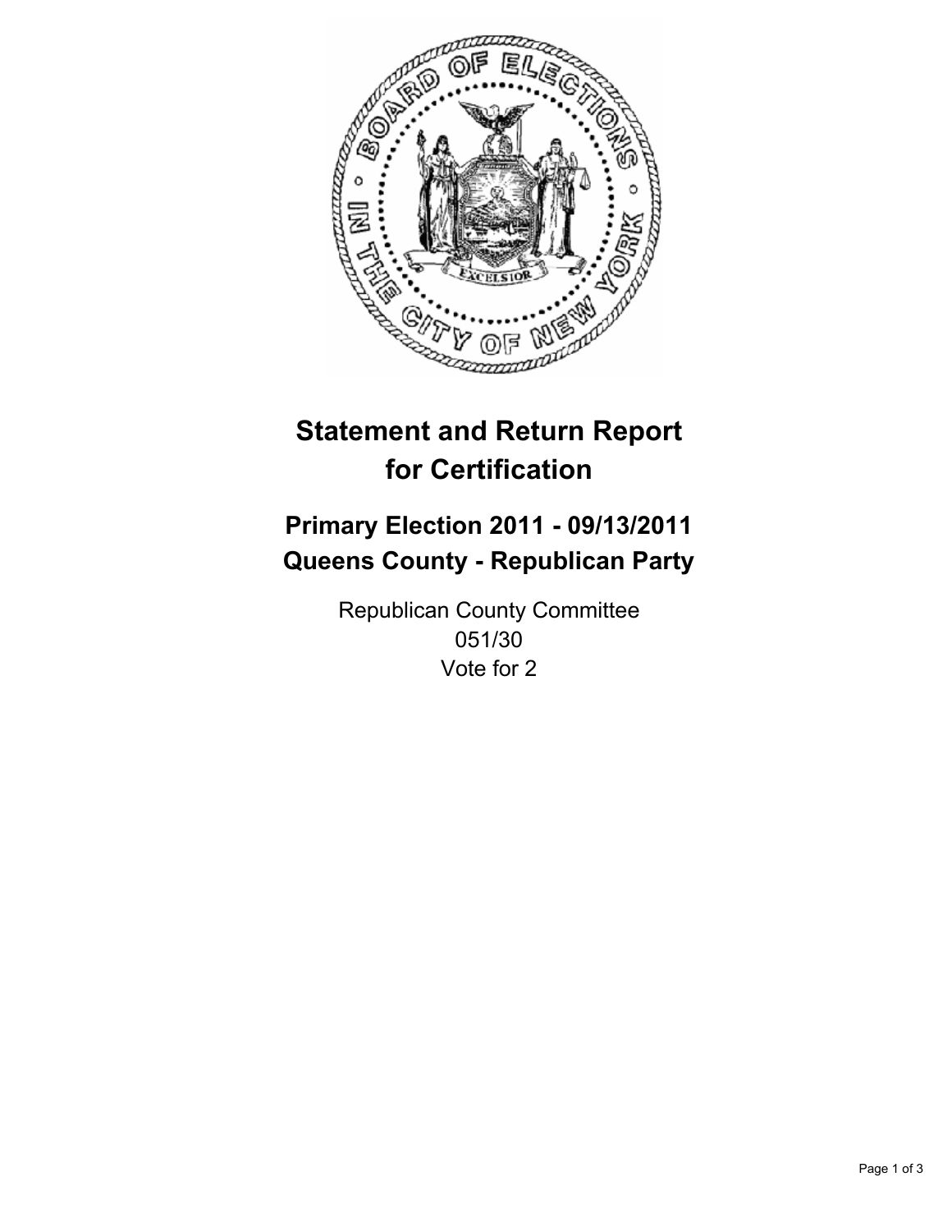# Statement and Return Report for Certification

## Primary Election 2011 - 09/13/2011
## Queens County - Republican Party

Republican County Committee
051/30
Vote for 2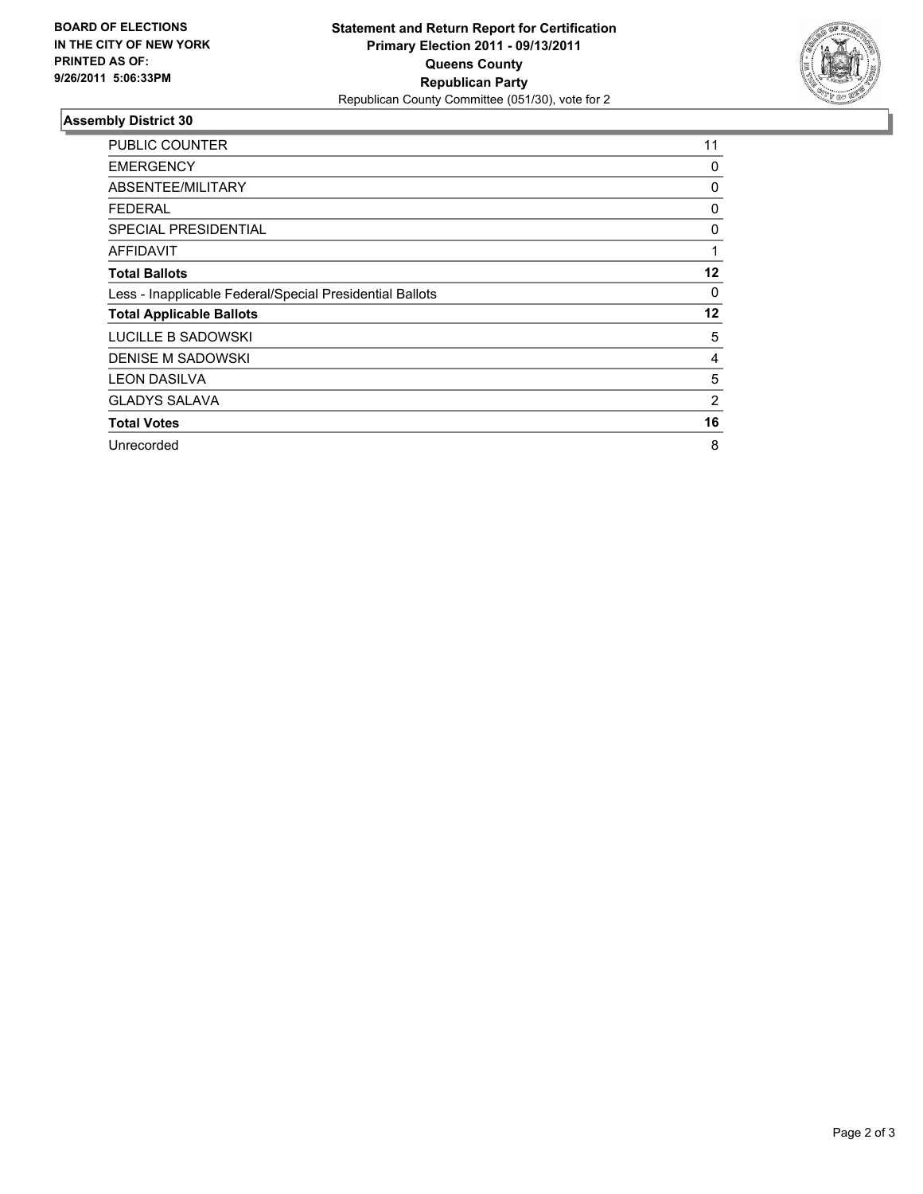**BOARD OF ELECTIONS IN THE CITY OF NEW YORK PRINTED AS OF: 9/26/2011 5:06:33PM**

**Statement and Return Report for Certification Primary Election 2011 - 09/13/2011 Queens County Republican Party**

Republican County Committee (051/30), vote for 2

## Assembly District 30

| | |
|---|---|
| PUBLIC COUNTER | 11 |
| EMERGENCY | 0 |
| ABSENTEE/MILITARY | 0 |
| FEDERAL | 0 |
| SPECIAL PRESIDENTIAL | 0 |
| AFFIDAVIT | 1 |
| **Total Ballots** | **12** |
| Less - Inapplicable Federal/Special Presidential Ballots | 0 |
| **Total Applicable Ballots** | **12** |
| LUCILLE B SADOWSKI | 5 |
| DENISE M SADOWSKI | 4 |
| LEON DASILVA | 5 |
| GLADYS SALAVA | 2 |
| **Total Votes** | **16** |
| Unrecorded | 8 |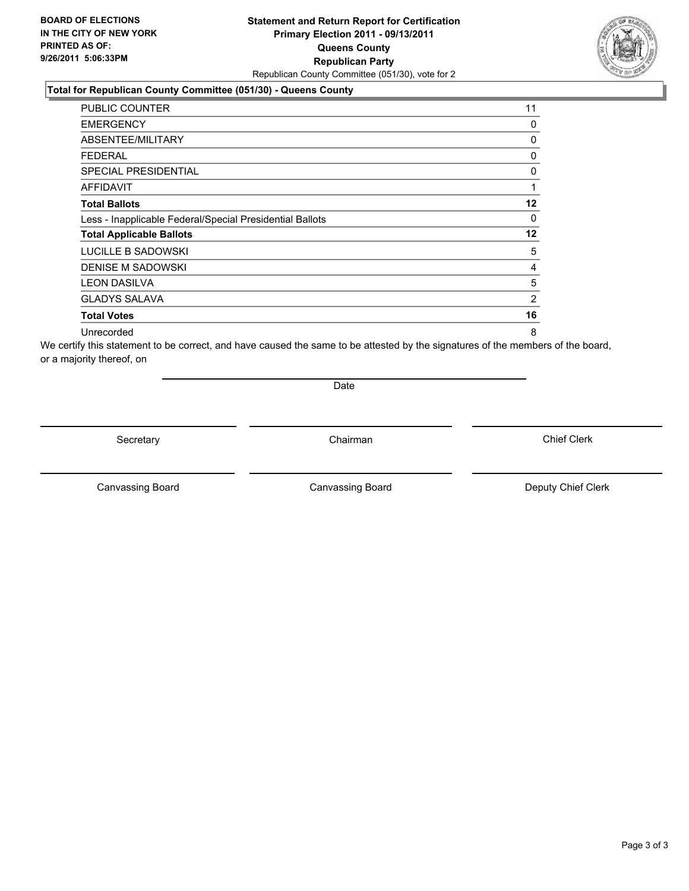**BOARD OF ELECTIONS IN THE CITY OF NEW YORK PRINTED AS OF: 9/26/2011 5:06:33PM**

**Statement and Return Report for Certification**
**Primary Election 2011 - 09/13/2011**
**Queens County**
**Republican Party**
Republican County Committee (051/30), vote for 2

### Total for Republican County Committee (051/30) - Queens County

| | |
|---|---|
| PUBLIC COUNTER | 11 |
| EMERGENCY | 0 |
| ABSENTEE/MILITARY | 0 |
| FEDERAL | 0 |
| SPECIAL PRESIDENTIAL | 0 |
| AFFIDAVIT | 1 |
| **Total Ballots** | **12** |
| Less - Inapplicable Federal/Special Presidential Ballots | 0 |
| **Total Applicable Ballots** | **12** |
| LUCILLE B SADOWSKI | 5 |
| DENISE M SADOWSKI | 4 |
| LEON DASILVA | 5 |
| GLADYS SALAVA | 2 |
| **Total Votes** | **16** |
| Unrecorded | 8 |

We certify this statement to be correct, and have caused the same to be attested by the signatures of the members of the board, or a majority thereof, on

Date

Secretary | Chairman | Chief Clerk

Canvassing Board | Canvassing Board | Deputy Chief Clerk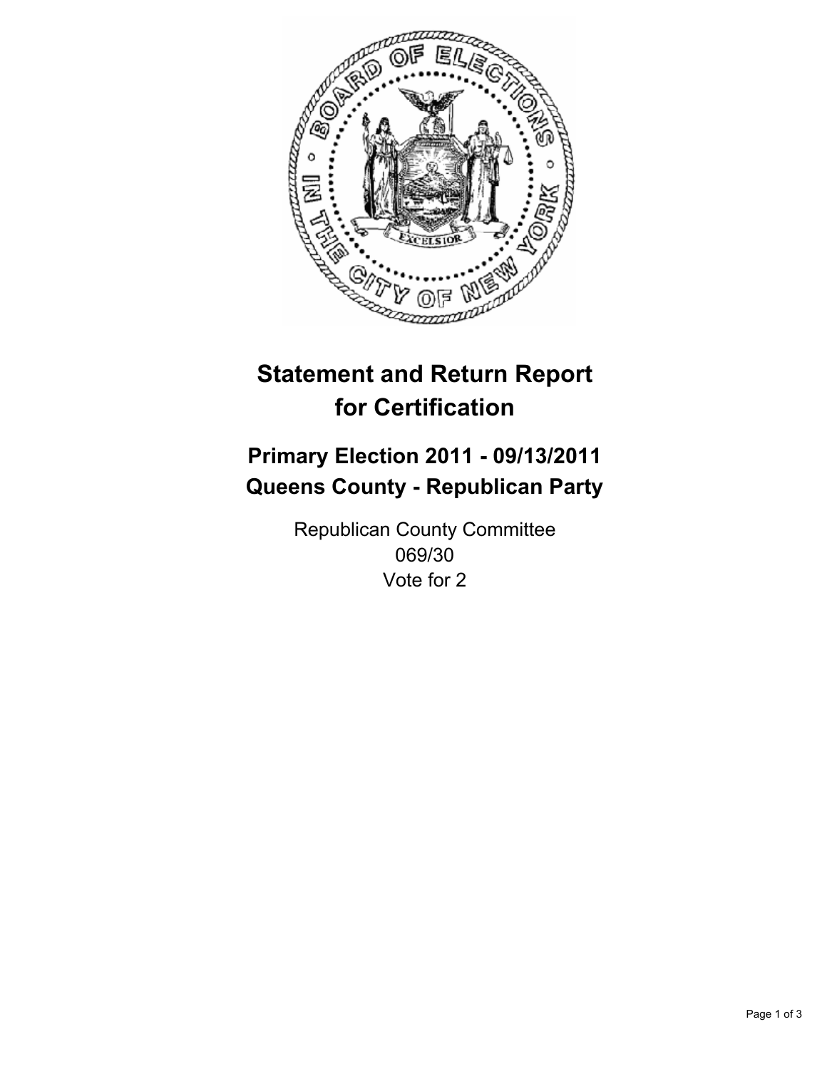# Statement and Return Report for Certification

## Primary Election 2011 - 09/13/2011
## Queens County - Republican Party

Republican County Committee
069/30
Vote for 2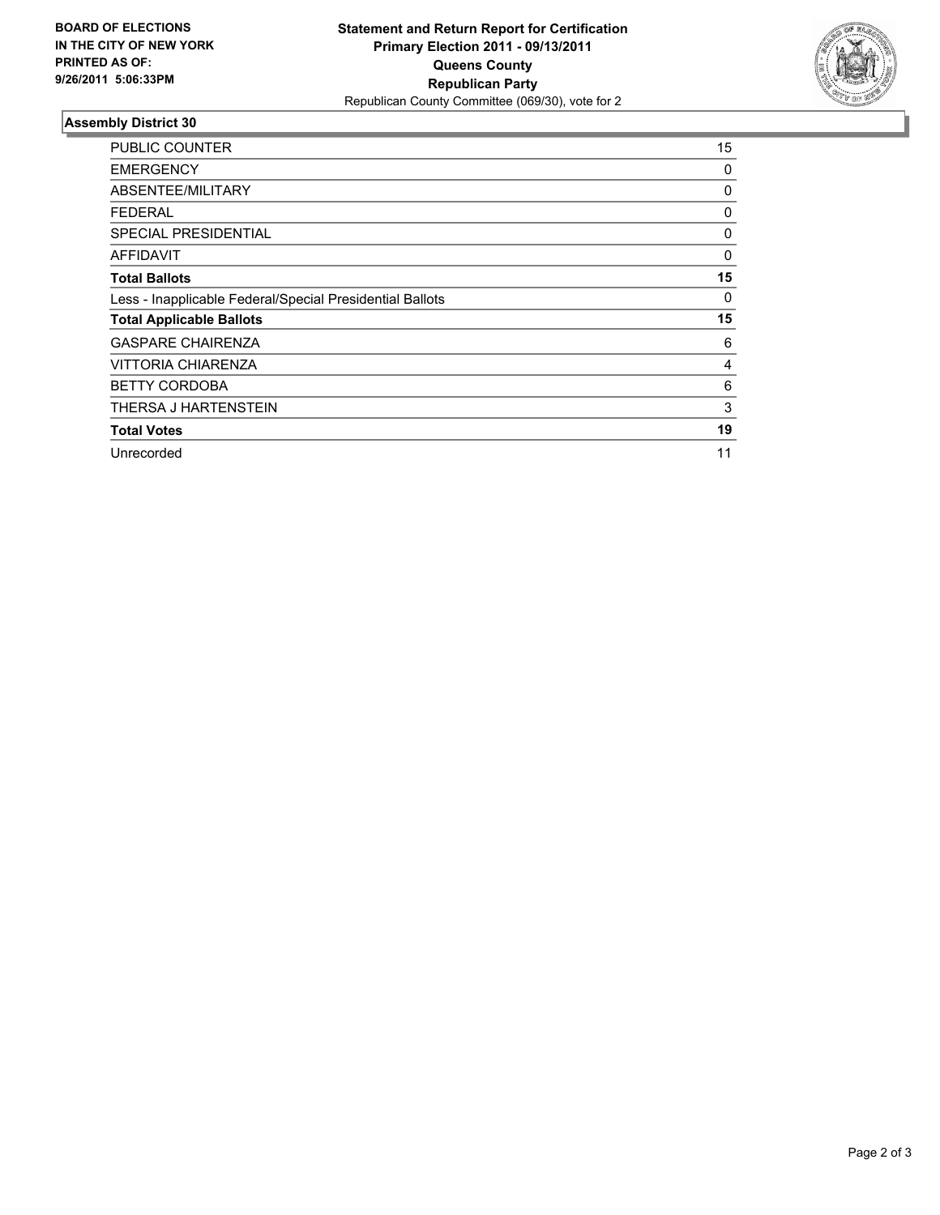**BOARD OF ELECTIONS IN THE CITY OF NEW YORK PRINTED AS OF: 9/26/2011 5:06:33PM**

**Statement and Return Report for Certification**
**Primary Election 2011 - 09/13/2011**
**Queens County**
**Republican Party**
Republican County Committee (069/30), vote for 2

## Assembly District 30

| | |
|---|---|
| PUBLIC COUNTER | 15 |
| EMERGENCY | 0 |
| ABSENTEE/MILITARY | 0 |
| FEDERAL | 0 |
| SPECIAL PRESIDENTIAL | 0 |
| AFFIDAVIT | 0 |
| **Total Ballots** | **15** |
| Less - Inapplicable Federal/Special Presidential Ballots | 0 |
| **Total Applicable Ballots** | **15** |
| GASPARE CHAIRENZA | 6 |
| VITTORIA CHIARENZA | 4 |
| BETTY CORDOBA | 6 |
| THERSA J HARTENSTEIN | 3 |
| **Total Votes** | **19** |
| Unrecorded | 11 |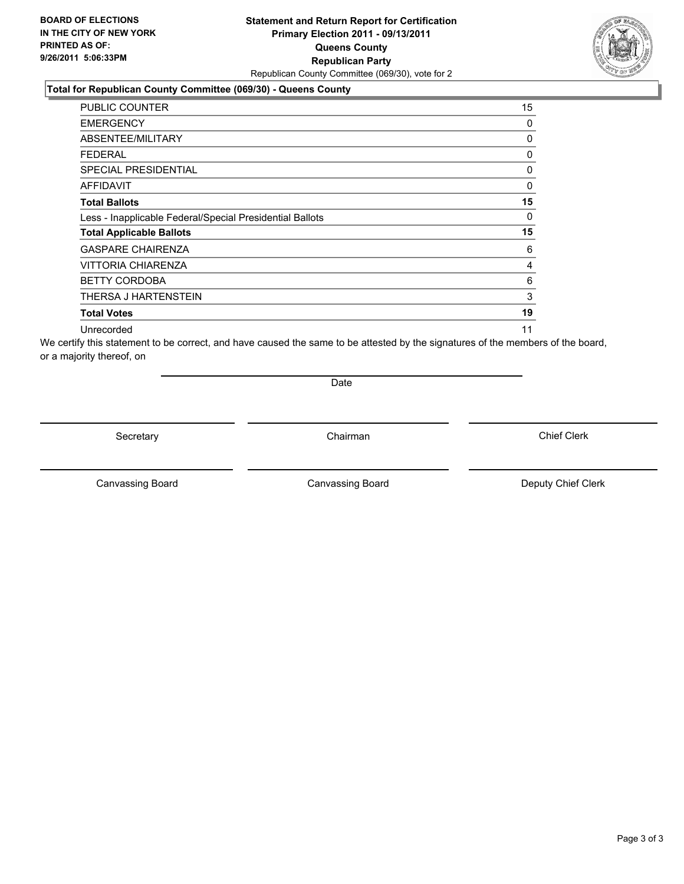**BOARD OF ELECTIONS IN THE CITY OF NEW YORK PRINTED AS OF: 9/26/2011 5:06:33PM**

**Statement and Return Report for Certification**
**Primary Election 2011 - 09/13/2011**
**Queens County**
**Republican Party**
Republican County Committee (069/30), vote for 2

**Total for Republican County Committee (069/30) - Queens County**

| | |
|---|---|
| PUBLIC COUNTER | 15 |
| EMERGENCY | 0 |
| ABSENTEE/MILITARY | 0 |
| FEDERAL | 0 |
| SPECIAL PRESIDENTIAL | 0 |
| AFFIDAVIT | 0 |
| **Total Ballots** | **15** |
| Less - Inapplicable Federal/Special Presidential Ballots | 0 |
| **Total Applicable Ballots** | **15** |
| GASPARE CHAIRENZA | 6 |
| VITTORIA CHIARENZA | 4 |
| BETTY CORDOBA | 6 |
| THERSA J HARTENSTEIN | 3 |
| **Total Votes** | **19** |
| Unrecorded | 11 |

We certify this statement to be correct, and have caused the same to be attested by the signatures of the members of the board, or a majority thereof, on

Date

Secretary | Chairman | Chief Clerk

Canvassing Board | Canvassing Board | Deputy Chief Clerk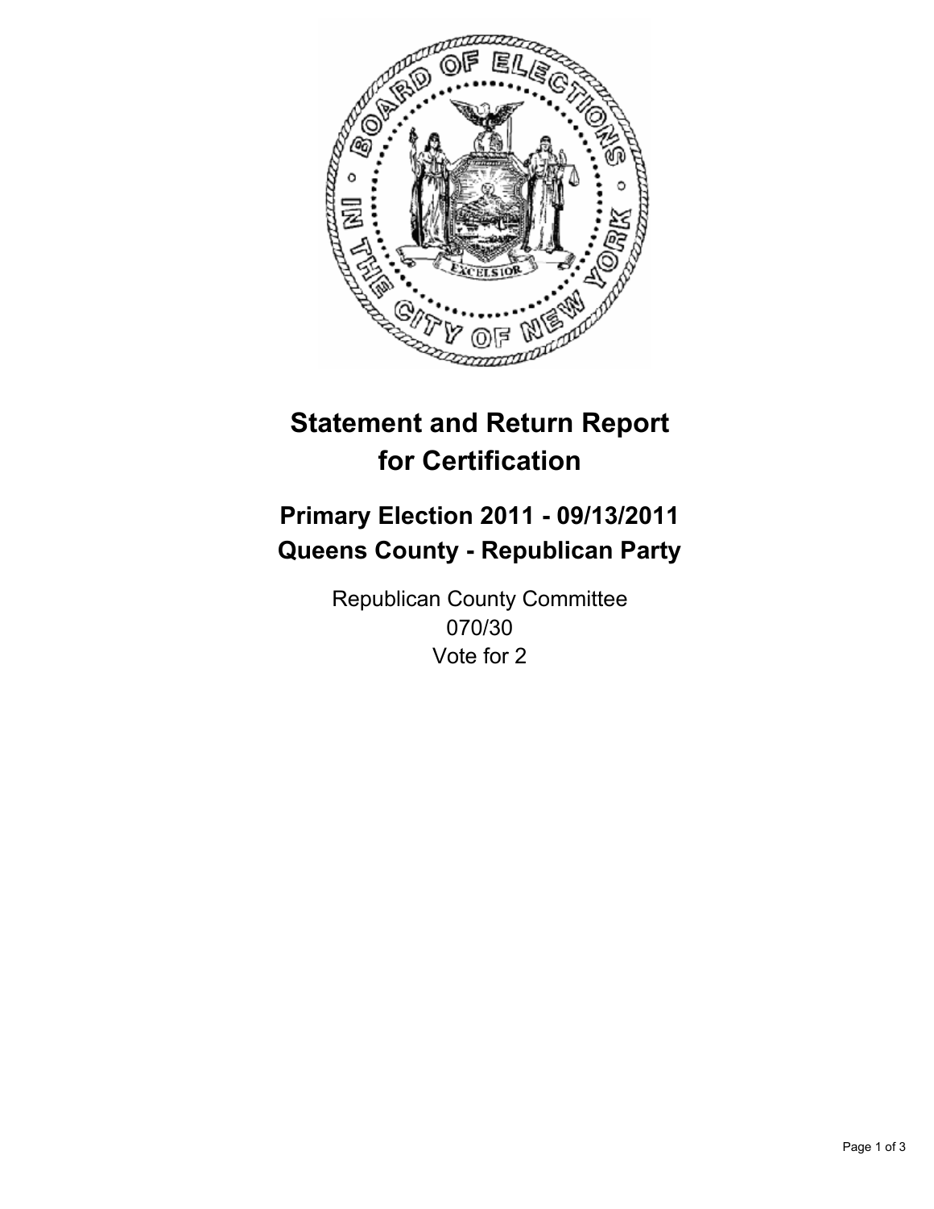# Statement and Return Report for Certification

## Primary Election 2011 - 09/13/2011
## Queens County - Republican Party

Republican County Committee
070/30
Vote for 2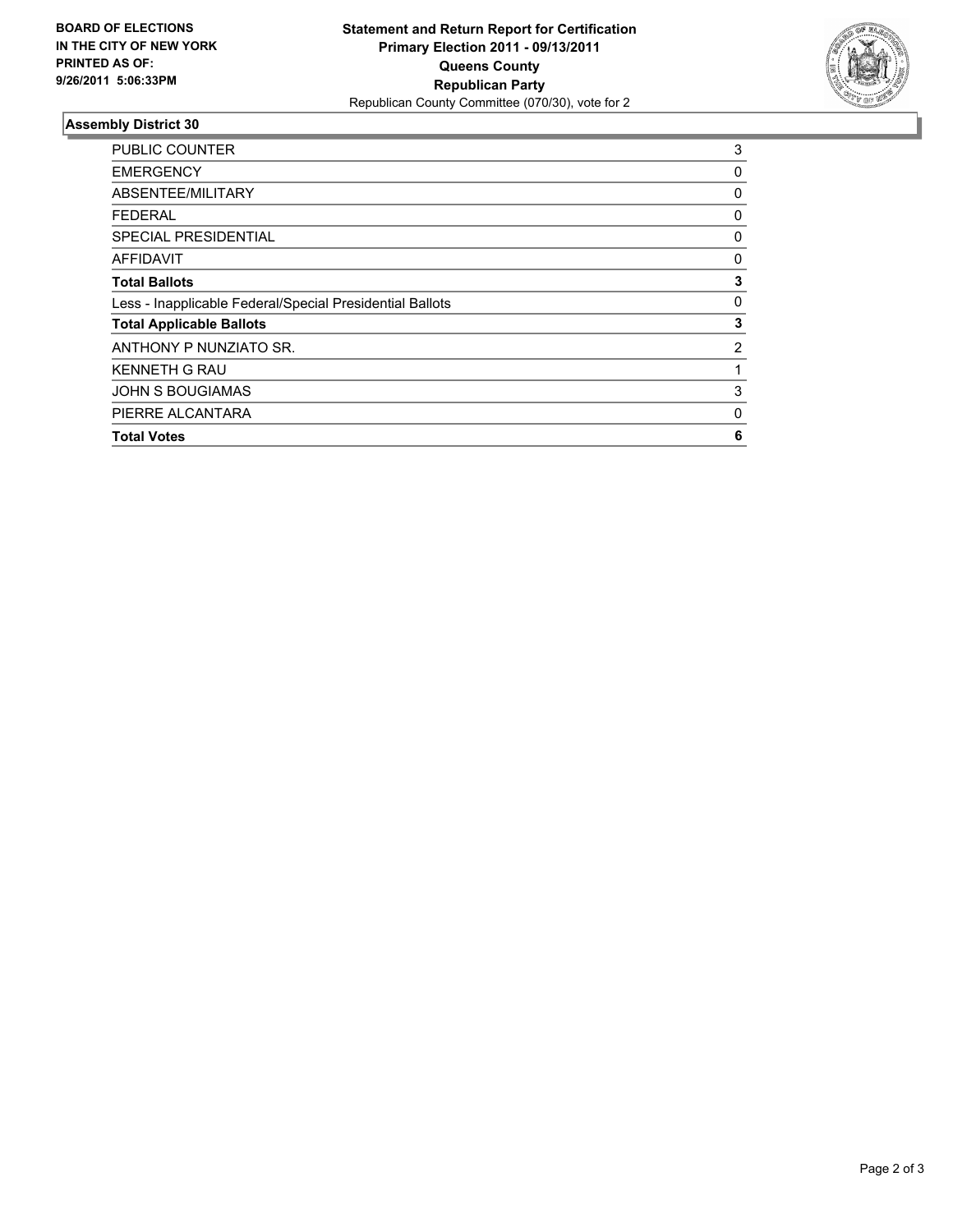**BOARD OF ELECTIONS IN THE CITY OF NEW YORK PRINTED AS OF: 9/26/2011 5:06:33PM**

**Statement and Return Report for Certification**
**Primary Election 2011 - 09/13/2011**
**Queens County**
**Republican Party**
Republican County Committee (070/30), vote for 2

### Assembly District 30

| | |
|---|---|
| PUBLIC COUNTER | 3 |
| EMERGENCY | 0 |
| ABSENTEE/MILITARY | 0 |
| FEDERAL | 0 |
| SPECIAL PRESIDENTIAL | 0 |
| AFFIDAVIT | 0 |
| **Total Ballots** | **3** |
| Less - Inapplicable Federal/Special Presidential Ballots | 0 |
| **Total Applicable Ballots** | **3** |
| ANTHONY P NUNZIATO SR. | 2 |
| KENNETH G RAU | 1 |
| JOHN S BOUGIAMAS | 3 |
| PIERRE ALCANTARA | 0 |
| **Total Votes** | **6** |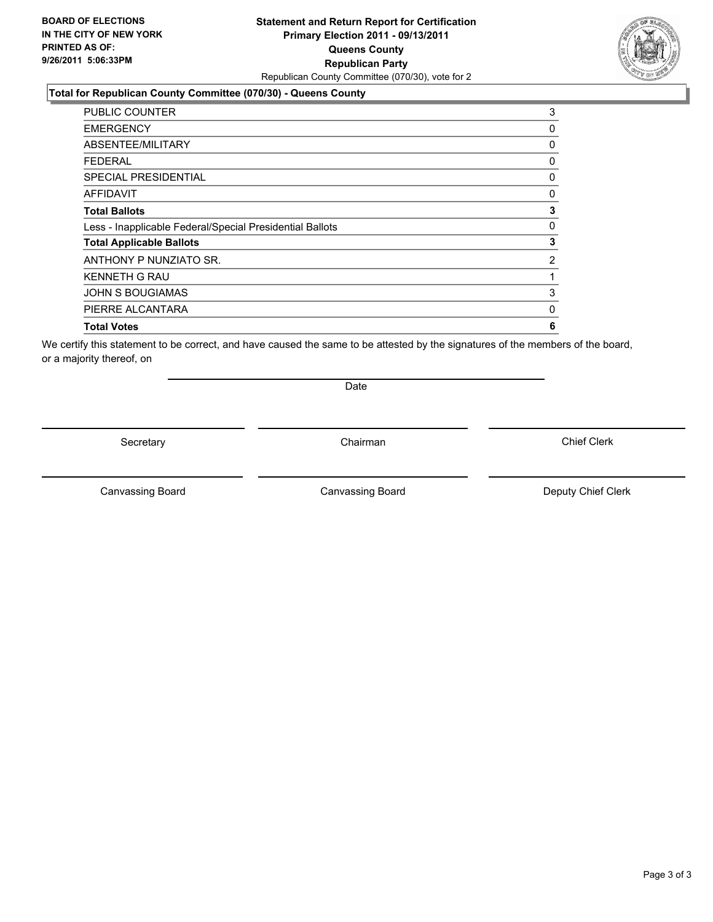**BOARD OF ELECTIONS IN THE CITY OF NEW YORK PRINTED AS OF: 9/26/2011 5:06:33PM**

**Statement and Return Report for Certification**
**Primary Election 2011 - 09/13/2011**
**Queens County**
**Republican Party**
Republican County Committee (070/30), vote for 2

**Total for Republican County Committee (070/30) - Queens County**

| | |
|---|---|
| PUBLIC COUNTER | 3 |
| EMERGENCY | 0 |
| ABSENTEE/MILITARY | 0 |
| FEDERAL | 0 |
| SPECIAL PRESIDENTIAL | 0 |
| AFFIDAVIT | 0 |
| **Total Ballots** | **3** |
| Less - Inapplicable Federal/Special Presidential Ballots | 0 |
| **Total Applicable Ballots** | **3** |
| ANTHONY P NUNZIATO SR. | 2 |
| KENNETH G RAU | 1 |
| JOHN S BOUGIAMAS | 3 |
| PIERRE ALCANTARA | 0 |
| **Total Votes** | **6** |

We certify this statement to be correct, and have caused the same to be attested by the signatures of the members of the board, or a majority thereof, on

Date

Secretary | Chairman | Chief Clerk

Canvassing Board | Canvassing Board | Deputy Chief Clerk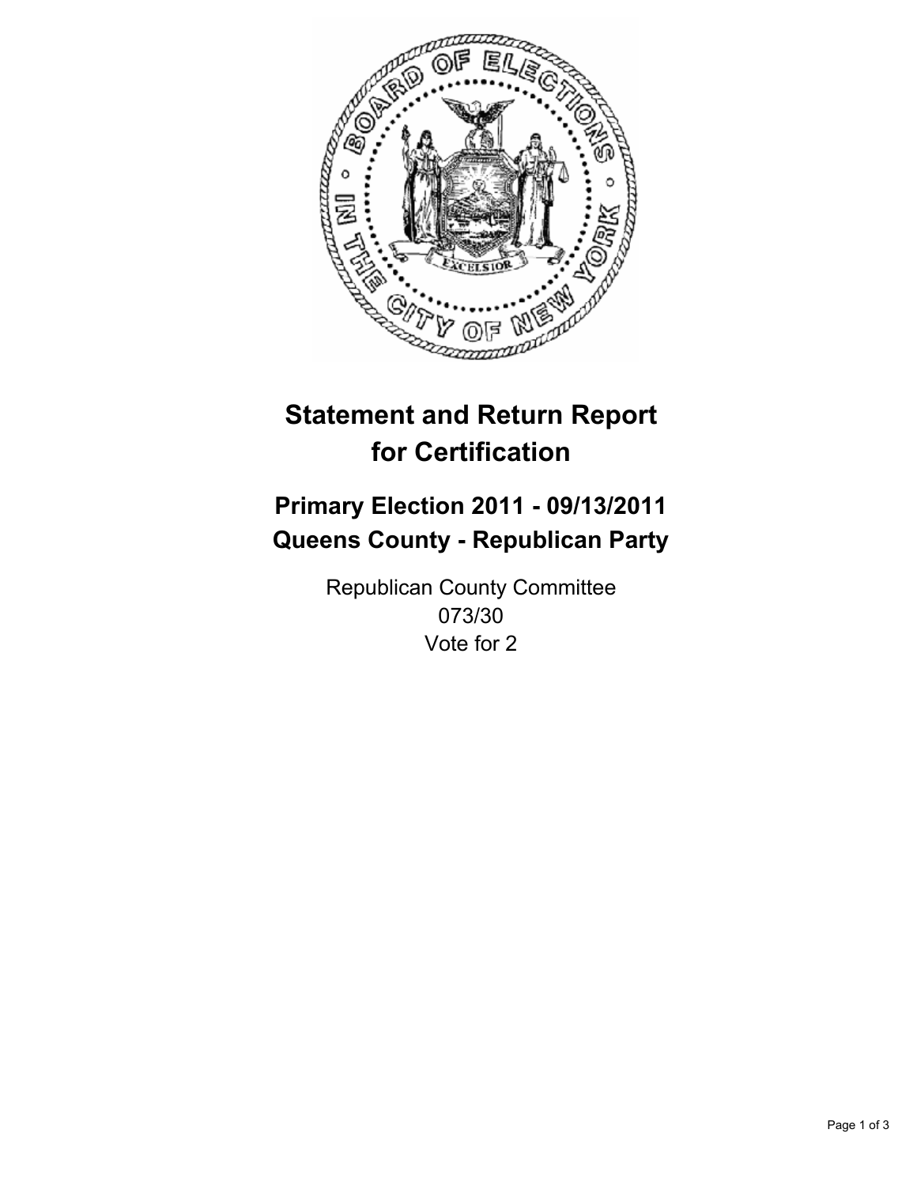# Statement and Return Report for Certification

## Primary Election 2011 - 09/13/2011
## Queens County - Republican Party

Republican County Committee
073/30
Vote for 2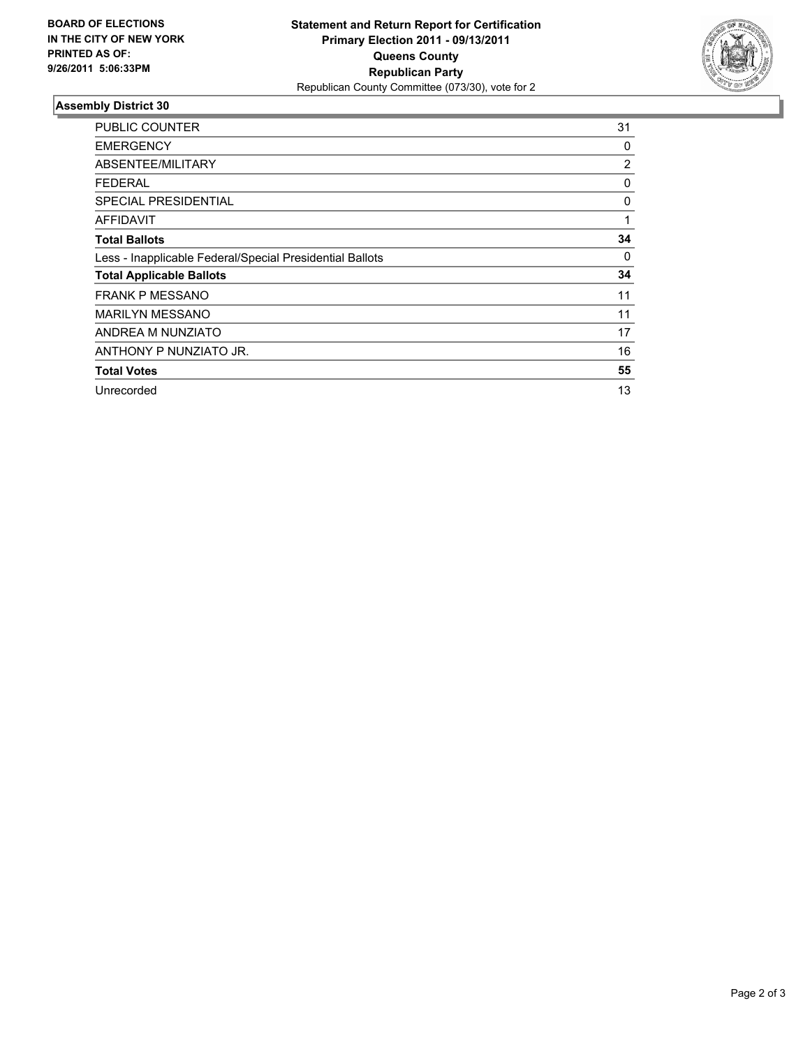**BOARD OF ELECTIONS IN THE CITY OF NEW YORK PRINTED AS OF: 9/26/2011 5:06:33PM**

**Statement and Return Report for Certification**
**Primary Election 2011 - 09/13/2011**
**Queens County**
**Republican Party**
Republican County Committee (073/30), vote for 2

## Assembly District 30

| | |
|---|---|
| PUBLIC COUNTER | 31 |
| EMERGENCY | 0 |
| ABSENTEE/MILITARY | 2 |
| FEDERAL | 0 |
| SPECIAL PRESIDENTIAL | 0 |
| AFFIDAVIT | 1 |
| **Total Ballots** | **34** |
| Less - Inapplicable Federal/Special Presidential Ballots | 0 |
| **Total Applicable Ballots** | **34** |
| FRANK P MESSANO | 11 |
| MARILYN MESSANO | 11 |
| ANDREA M NUNZIATO | 17 |
| ANTHONY P NUNZIATO JR. | 16 |
| **Total Votes** | **55** |
| Unrecorded | 13 |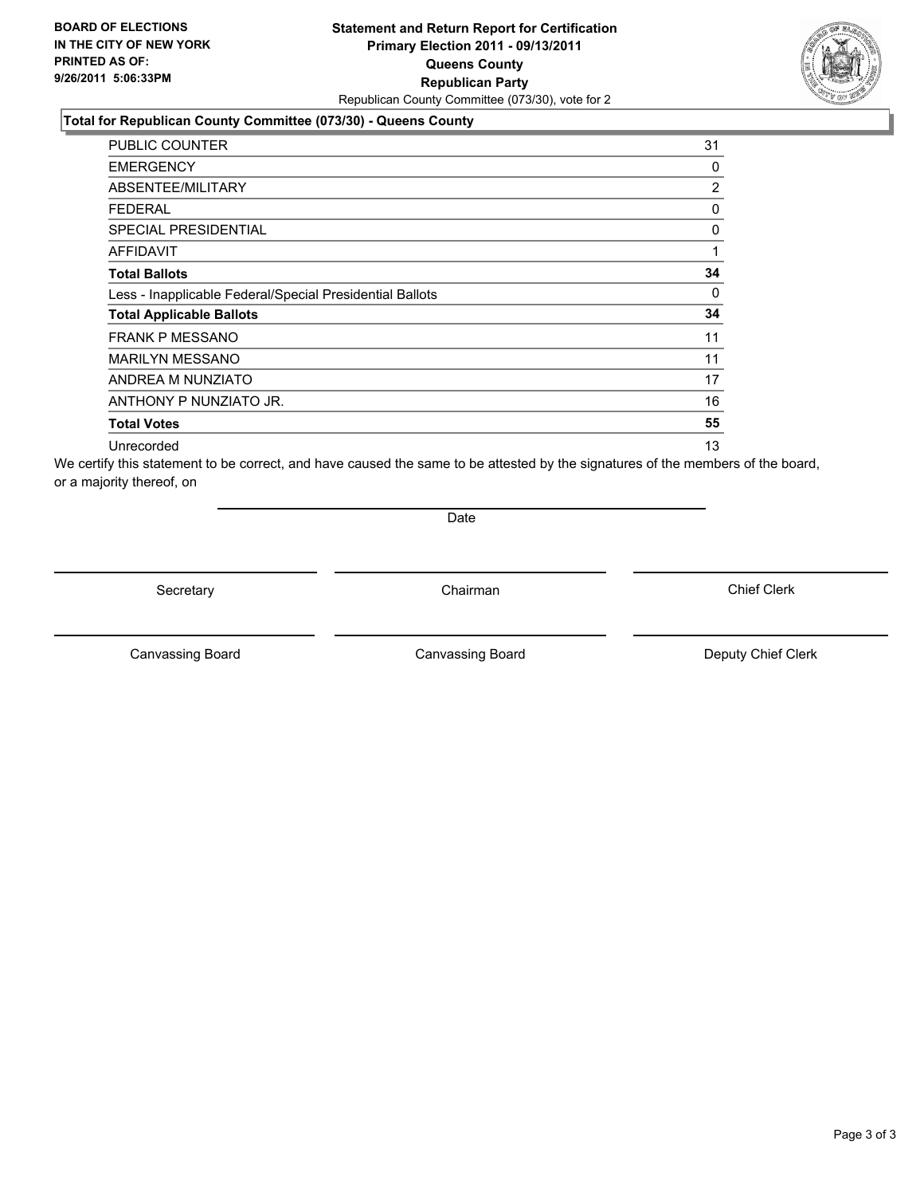**BOARD OF ELECTIONS IN THE CITY OF NEW YORK PRINTED AS OF: 9/26/2011 5:06:33PM**

**Statement and Return Report for Certification**
**Primary Election 2011 - 09/13/2011**
**Queens County**
**Republican Party**
Republican County Committee (073/30), vote for 2

### Total for Republican County Committee (073/30) - Queens County

| | |
|---|---|
| PUBLIC COUNTER | 31 |
| EMERGENCY | 0 |
| ABSENTEE/MILITARY | 2 |
| FEDERAL | 0 |
| SPECIAL PRESIDENTIAL | 0 |
| AFFIDAVIT | 1 |
| **Total Ballots** | **34** |
| Less - Inapplicable Federal/Special Presidential Ballots | 0 |
| **Total Applicable Ballots** | **34** |
| FRANK P MESSANO | 11 |
| MARILYN MESSANO | 11 |
| ANDREA M NUNZIATO | 17 |
| ANTHONY P NUNZIATO JR. | 16 |
| **Total Votes** | **55** |
| Unrecorded | 13 |

We certify this statement to be correct, and have caused the same to be attested by the signatures of the members of the board, or a majority thereof, on

Date

Secretary    Chairman    Chief Clerk

Canvassing Board    Canvassing Board    Deputy Chief Clerk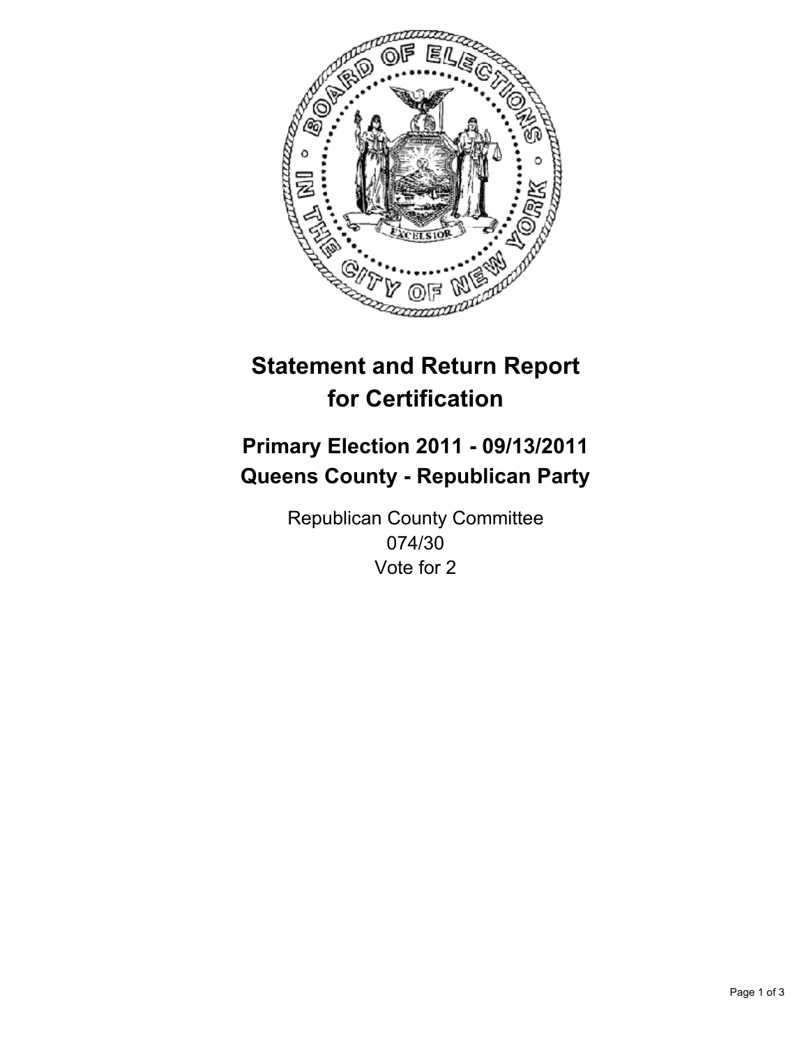# Statement and Return Report for Certification

## Primary Election 2011 - 09/13/2011
## Queens County - Republican Party

Republican County Committee
074/30
Vote for 2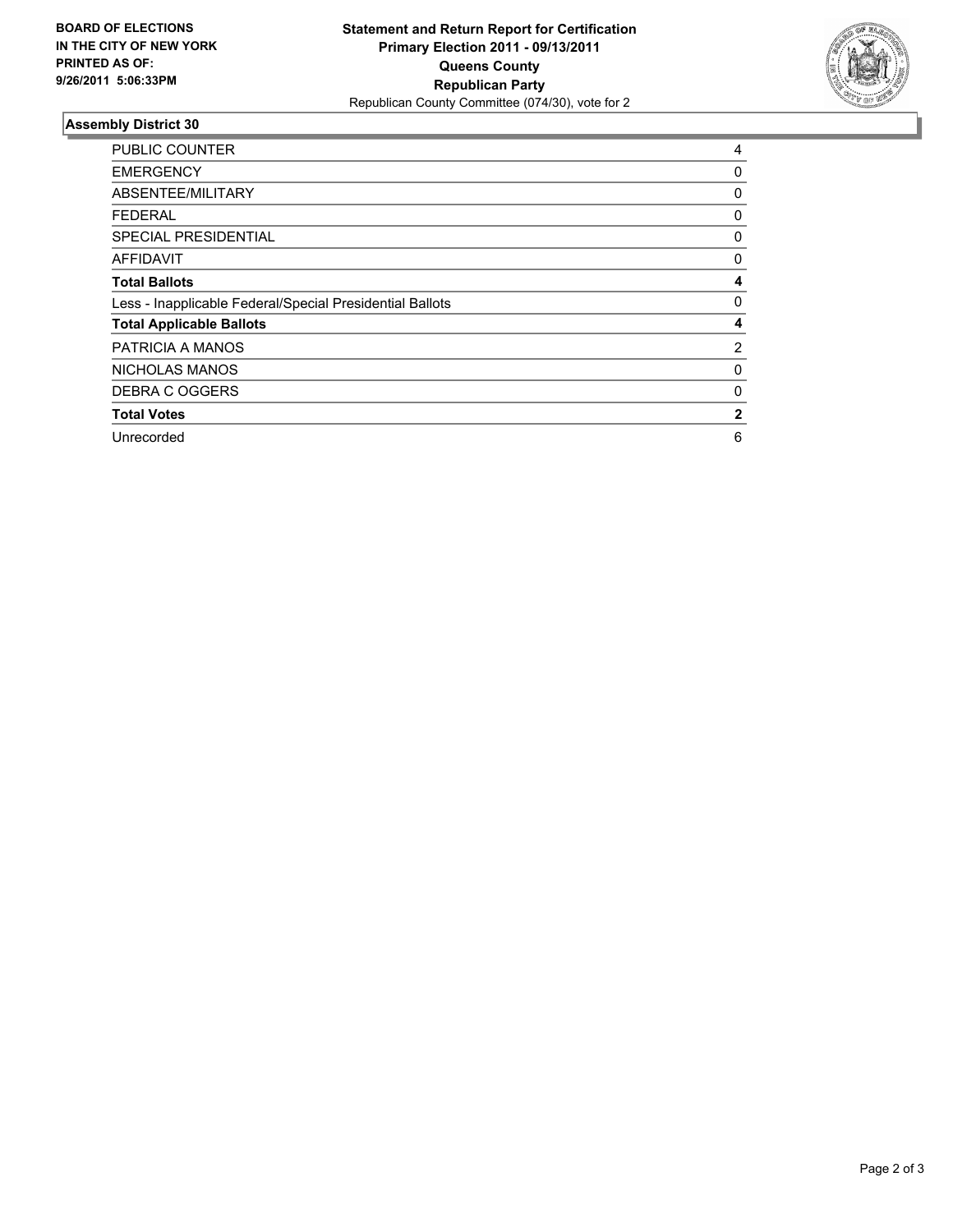**BOARD OF ELECTIONS IN THE CITY OF NEW YORK PRINTED AS OF: 9/26/2011 5:06:33PM**

**Statement and Return Report for Certification**
**Primary Election 2011 - 09/13/2011**
**Queens County**
**Republican Party**
Republican County Committee (074/30), vote for 2

### Assembly District 30

| | |
|---|---|
| PUBLIC COUNTER | 4 |
| EMERGENCY | 0 |
| ABSENTEE/MILITARY | 0 |
| FEDERAL | 0 |
| SPECIAL PRESIDENTIAL | 0 |
| AFFIDAVIT | 0 |
| **Total Ballots** | **4** |
| Less - Inapplicable Federal/Special Presidential Ballots | 0 |
| **Total Applicable Ballots** | **4** |
| PATRICIA A MANOS | 2 |
| NICHOLAS MANOS | 0 |
| DEBRA C OGGERS | 0 |
| **Total Votes** | **2** |
| Unrecorded | 6 |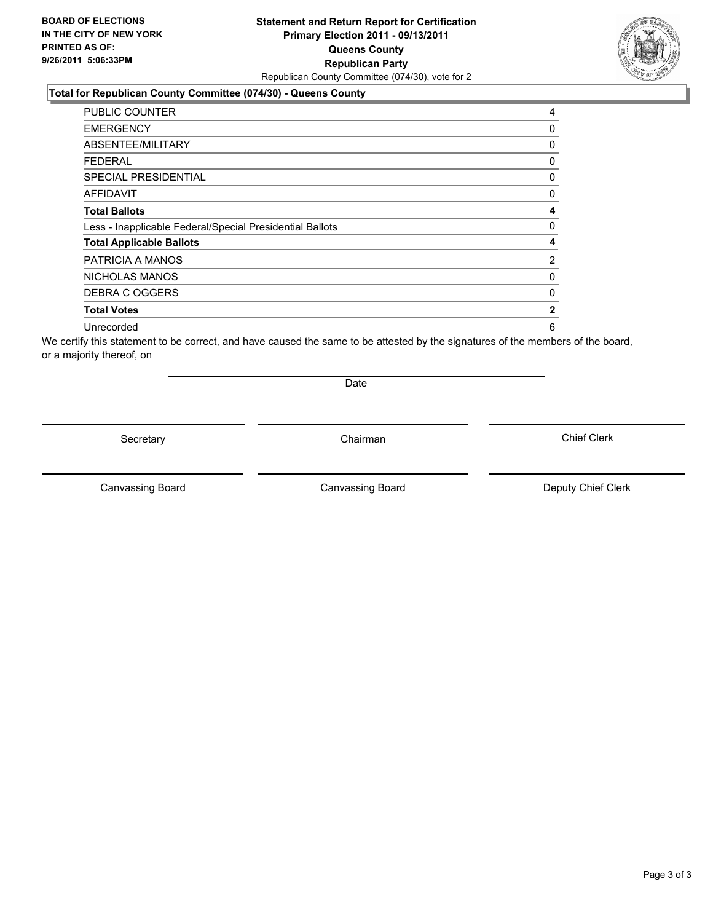**BOARD OF ELECTIONS IN THE CITY OF NEW YORK PRINTED AS OF: 9/26/2011 5:06:33PM**

# Statement and Return Report for Certification
## Primary Election 2011 - 09/13/2011
## Queens County
## Republican Party

Republican County Committee (074/30), vote for 2

### Total for Republican County Committee (074/30) - Queens County

| | |
|---|---|
| PUBLIC COUNTER | 4 |
| EMERGENCY | 0 |
| ABSENTEE/MILITARY | 0 |
| FEDERAL | 0 |
| SPECIAL PRESIDENTIAL | 0 |
| AFFIDAVIT | 0 |
| **Total Ballots** | **4** |
| Less - Inapplicable Federal/Special Presidential Ballots | 0 |
| **Total Applicable Ballots** | **4** |
| PATRICIA A MANOS | 2 |
| NICHOLAS MANOS | 0 |
| DEBRA C OGGERS | 0 |
| **Total Votes** | **2** |
| Unrecorded | 6 |

We certify this statement to be correct, and have caused the same to be attested by the signatures of the members of the board, or a majority thereof, on

Date

Secretary | Chairman | Chief Clerk

Canvassing Board | Canvassing Board | Deputy Chief Clerk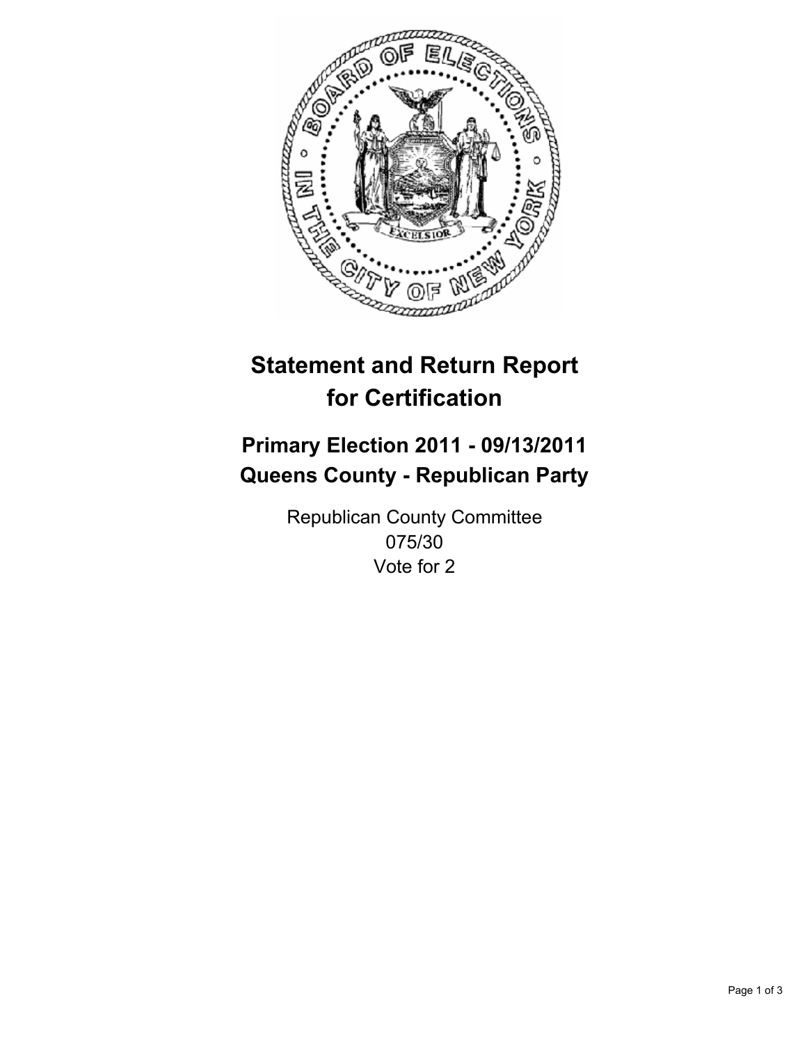# Statement and Return Report for Certification

## Primary Election 2011 - 09/13/2011
## Queens County - Republican Party

Republican County Committee
075/30
Vote for 2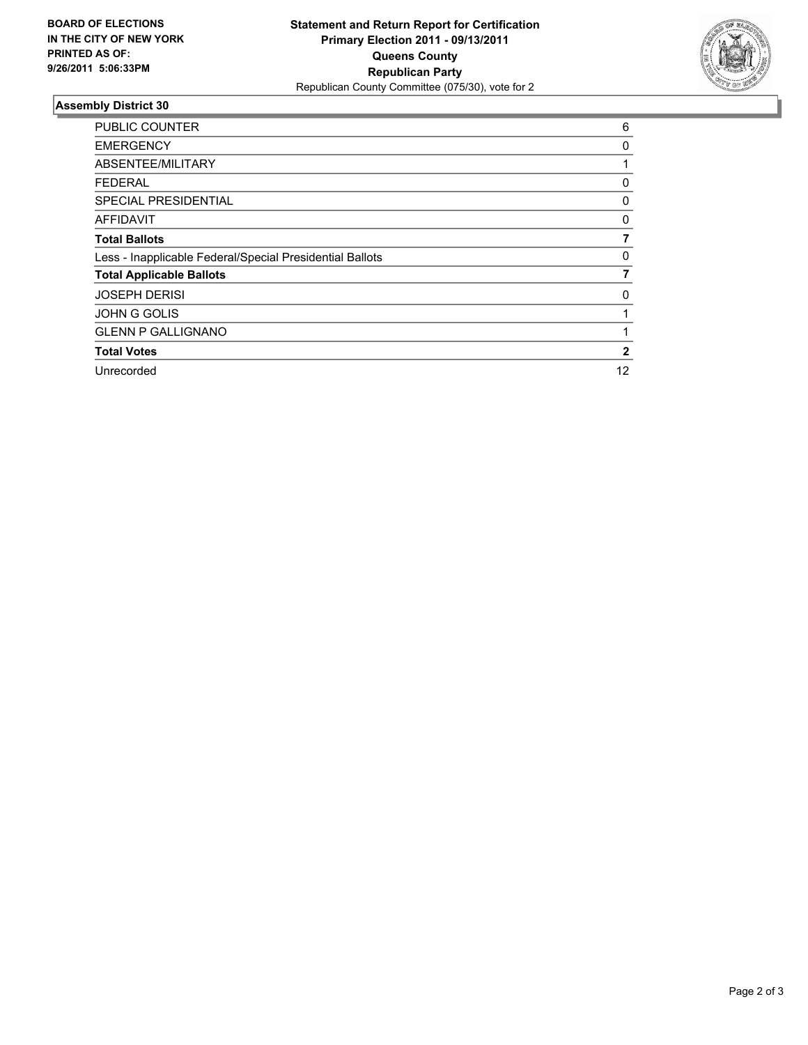**BOARD OF ELECTIONS IN THE CITY OF NEW YORK PRINTED AS OF: 9/26/2011 5:06:33PM**

**Statement and Return Report for Certification**
**Primary Election 2011 - 09/13/2011**
**Queens County**
**Republican Party**
Republican County Committee (075/30), vote for 2

## Assembly District 30

| | |
|---|---|
| PUBLIC COUNTER | 6 |
| EMERGENCY | 0 |
| ABSENTEE/MILITARY | 1 |
| FEDERAL | 0 |
| SPECIAL PRESIDENTIAL | 0 |
| AFFIDAVIT | 0 |
| **Total Ballots** | **7** |
| Less - Inapplicable Federal/Special Presidential Ballots | 0 |
| **Total Applicable Ballots** | **7** |
| JOSEPH DERISI | 0 |
| JOHN G GOLIS | 1 |
| GLENN P GALLIGNANO | 1 |
| **Total Votes** | **2** |
| Unrecorded | 12 |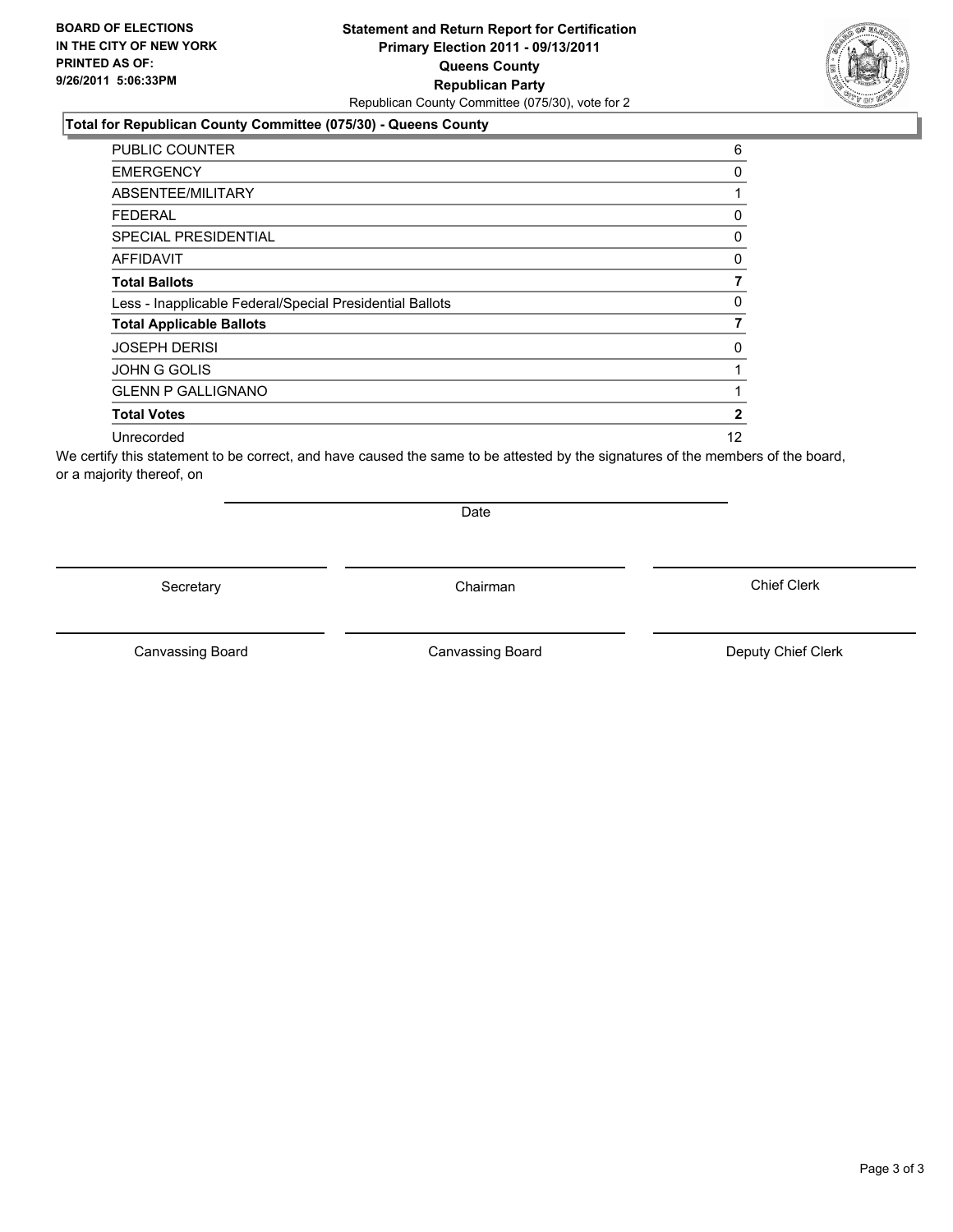**BOARD OF ELECTIONS IN THE CITY OF NEW YORK PRINTED AS OF: 9/26/2011 5:06:33PM**

**Statement and Return Report for Certification**
**Primary Election 2011 - 09/13/2011**
**Queens County**
**Republican Party**
Republican County Committee (075/30), vote for 2

**Total for Republican County Committee (075/30) - Queens County**

| | |
|---|---|
| PUBLIC COUNTER | 6 |
| EMERGENCY | 0 |
| ABSENTEE/MILITARY | 1 |
| FEDERAL | 0 |
| SPECIAL PRESIDENTIAL | 0 |
| AFFIDAVIT | 0 |
| **Total Ballots** | **7** |
| Less - Inapplicable Federal/Special Presidential Ballots | 0 |
| **Total Applicable Ballots** | **7** |
| JOSEPH DERISI | 0 |
| JOHN G GOLIS | 1 |
| GLENN P GALLIGNANO | 1 |
| **Total Votes** | **2** |
| Unrecorded | 12 |

We certify this statement to be correct, and have caused the same to be attested by the signatures of the members of the board, or a majority thereof, on

Date

Secretary | Chairman | Chief Clerk

Canvassing Board | Canvassing Board | Deputy Chief Clerk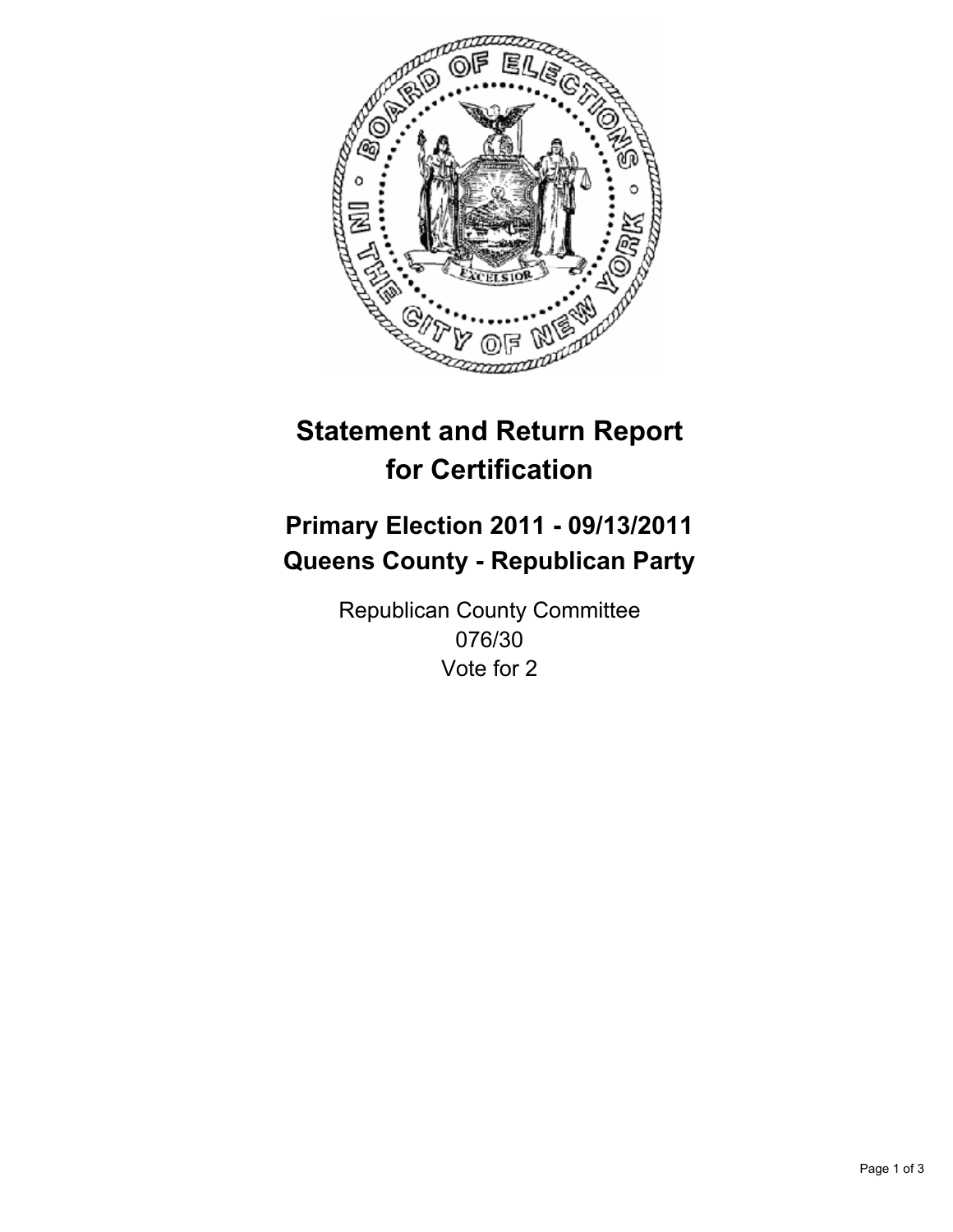# Statement and Return Report for Certification

## Primary Election 2011 - 09/13/2011
## Queens County - Republican Party

Republican County Committee
076/30
Vote for 2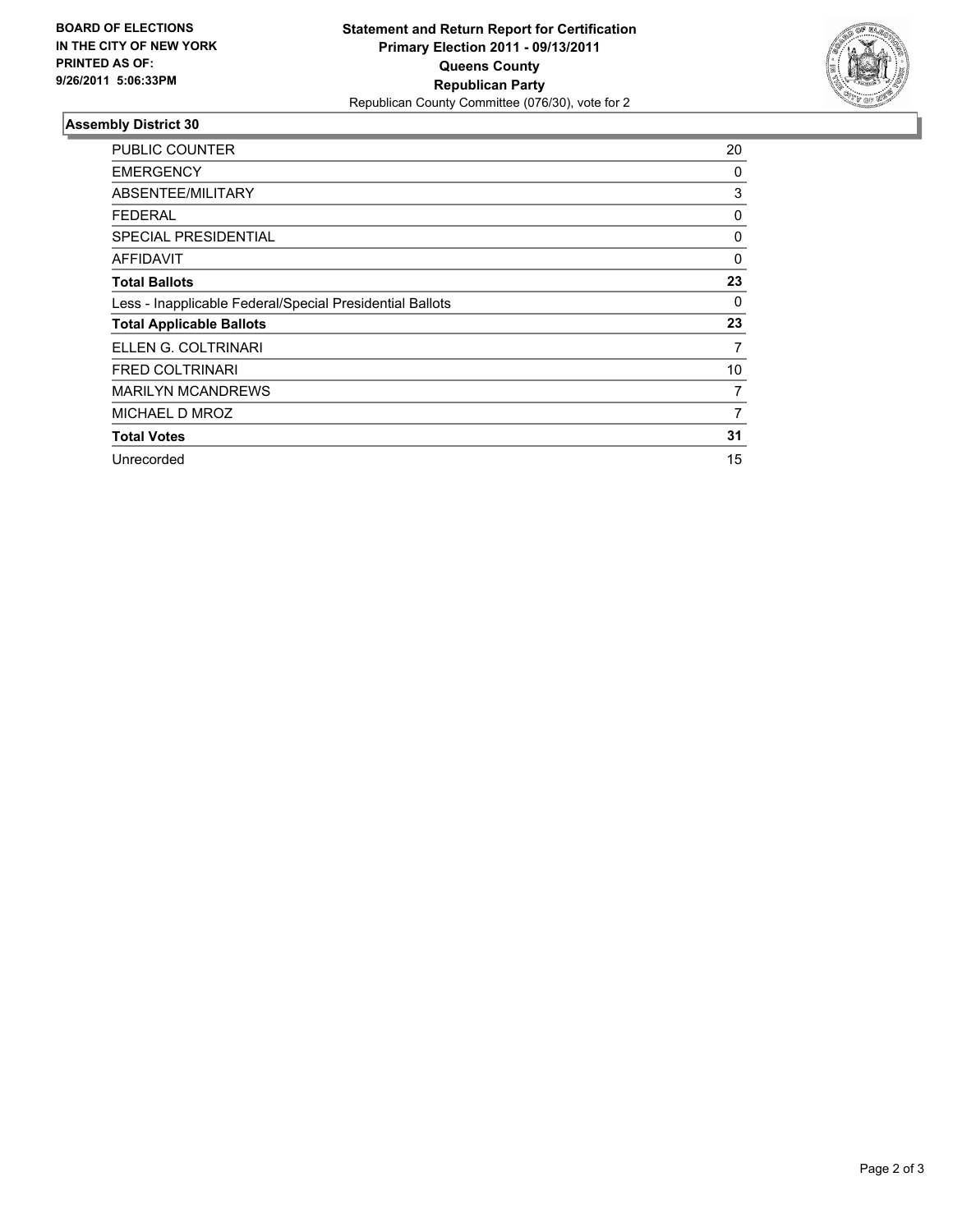**BOARD OF ELECTIONS IN THE CITY OF NEW YORK PRINTED AS OF: 9/26/2011 5:06:33PM**

# Statement and Return Report for Certification
## Primary Election 2011 - 09/13/2011
## Queens County
## Republican Party
Republican County Committee (076/30), vote for 2

### Assembly District 30

| | |
|---|---|
| PUBLIC COUNTER | 20 |
| EMERGENCY | 0 |
| ABSENTEE/MILITARY | 3 |
| FEDERAL | 0 |
| SPECIAL PRESIDENTIAL | 0 |
| AFFIDAVIT | 0 |
| **Total Ballots** | **23** |
| Less - Inapplicable Federal/Special Presidential Ballots | 0 |
| **Total Applicable Ballots** | **23** |
| ELLEN G. COLTRINARI | 7 |
| FRED COLTRINARI | 10 |
| MARILYN MCANDREWS | 7 |
| MICHAEL D MROZ | 7 |
| **Total Votes** | **31** |
| Unrecorded | 15 |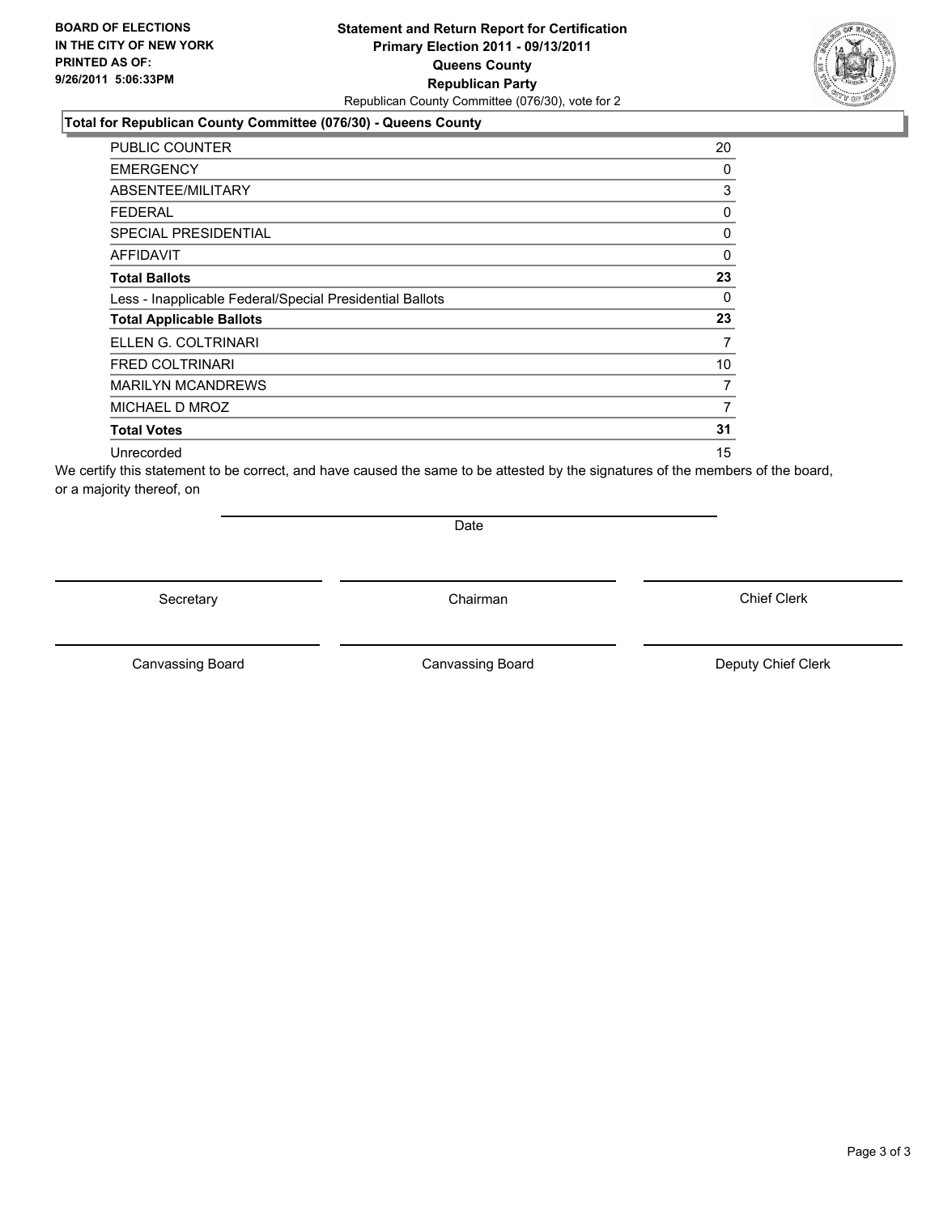**BOARD OF ELECTIONS IN THE CITY OF NEW YORK PRINTED AS OF: 9/26/2011 5:06:33PM**

**Statement and Return Report for Certification**
**Primary Election 2011 - 09/13/2011**
**Queens County**
**Republican Party**
Republican County Committee (076/30), vote for 2

**Total for Republican County Committee (076/30) - Queens County**

| | |
|---|---|
| PUBLIC COUNTER | 20 |
| EMERGENCY | 0 |
| ABSENTEE/MILITARY | 3 |
| FEDERAL | 0 |
| SPECIAL PRESIDENTIAL | 0 |
| AFFIDAVIT | 0 |
| **Total Ballots** | **23** |
| Less - Inapplicable Federal/Special Presidential Ballots | 0 |
| **Total Applicable Ballots** | **23** |
| ELLEN G. COLTRINARI | 7 |
| FRED COLTRINARI | 10 |
| MARILYN MCANDREWS | 7 |
| MICHAEL D MROZ | 7 |
| **Total Votes** | **31** |
| Unrecorded | 15 |

We certify this statement to be correct, and have caused the same to be attested by the signatures of the members of the board, or a majority thereof, on

Date

Secretary | Chairman | Chief Clerk

Canvassing Board | Canvassing Board | Deputy Chief Clerk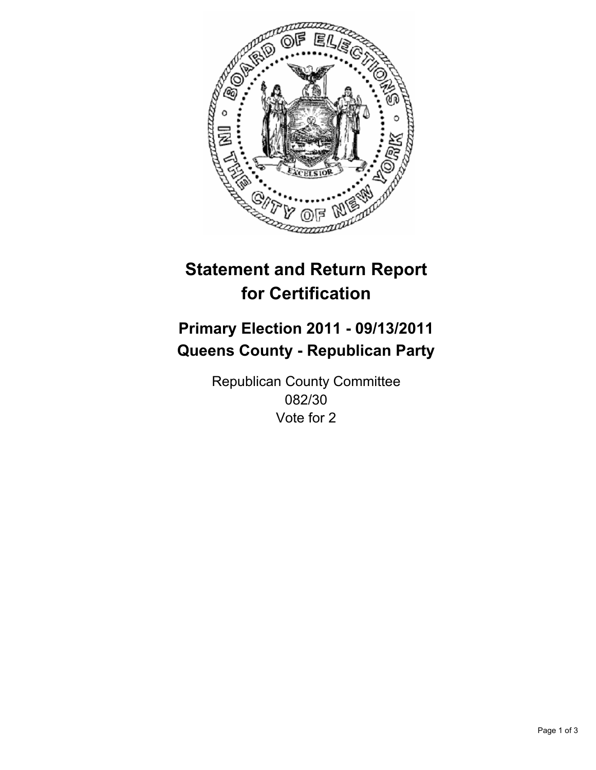# Statement and Return Report for Certification

## Primary Election 2011 - 09/13/2011
## Queens County - Republican Party

Republican County Committee
082/30
Vote for 2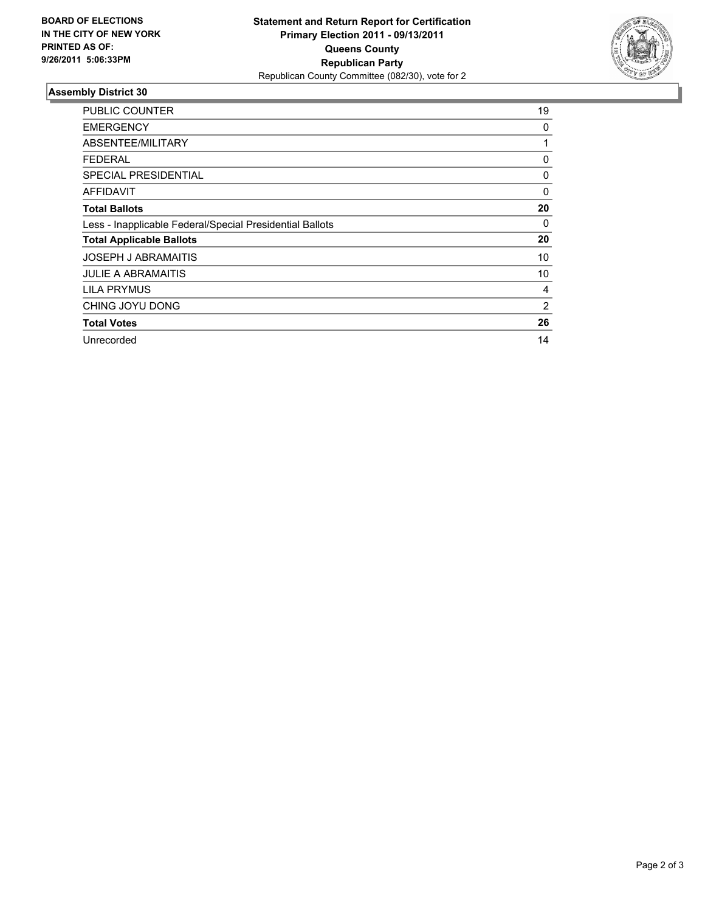**BOARD OF ELECTIONS IN THE CITY OF NEW YORK PRINTED AS OF: 9/26/2011 5:06:33PM**

**Statement and Return Report for Certification**
**Primary Election 2011 - 09/13/2011**
**Queens County**
**Republican Party**
Republican County Committee (082/30), vote for 2

## Assembly District 30

| | |
|---|---|
| PUBLIC COUNTER | 19 |
| EMERGENCY | 0 |
| ABSENTEE/MILITARY | 1 |
| FEDERAL | 0 |
| SPECIAL PRESIDENTIAL | 0 |
| AFFIDAVIT | 0 |
| **Total Ballots** | **20** |
| Less - Inapplicable Federal/Special Presidential Ballots | 0 |
| **Total Applicable Ballots** | **20** |
| JOSEPH J ABRAMAITIS | 10 |
| JULIE A ABRAMAITIS | 10 |
| LILA PRYMUS | 4 |
| CHING JOYU DONG | 2 |
| **Total Votes** | **26** |
| Unrecorded | 14 |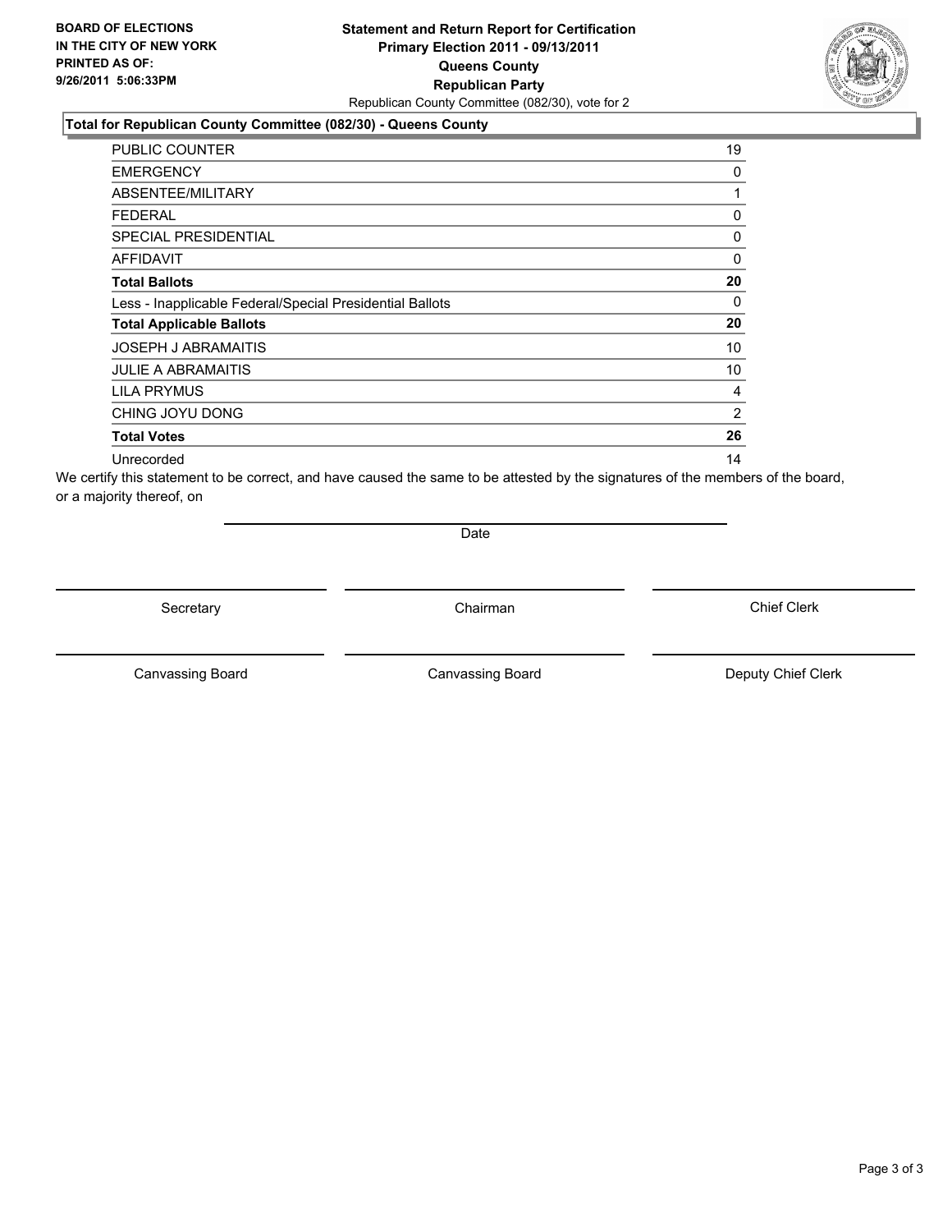**BOARD OF ELECTIONS IN THE CITY OF NEW YORK PRINTED AS OF: 9/26/2011 5:06:33PM**

**Statement and Return Report for Certification**
**Primary Election 2011 - 09/13/2011**
**Queens County**
**Republican Party**
Republican County Committee (082/30), vote for 2

### Total for Republican County Committee (082/30) - Queens County

| | |
|---|---|
| PUBLIC COUNTER | 19 |
| EMERGENCY | 0 |
| ABSENTEE/MILITARY | 1 |
| FEDERAL | 0 |
| SPECIAL PRESIDENTIAL | 0 |
| AFFIDAVIT | 0 |
| **Total Ballots** | **20** |
| Less - Inapplicable Federal/Special Presidential Ballots | 0 |
| **Total Applicable Ballots** | **20** |
| JOSEPH J ABRAMAITIS | 10 |
| JULIE A ABRAMAITIS | 10 |
| LILA PRYMUS | 4 |
| CHING JOYU DONG | 2 |
| **Total Votes** | **26** |
| Unrecorded | 14 |

We certify this statement to be correct, and have caused the same to be attested by the signatures of the members of the board, or a majority thereof, on

Date

Secretary | Chairman | Chief Clerk

Canvassing Board | Canvassing Board | Deputy Chief Clerk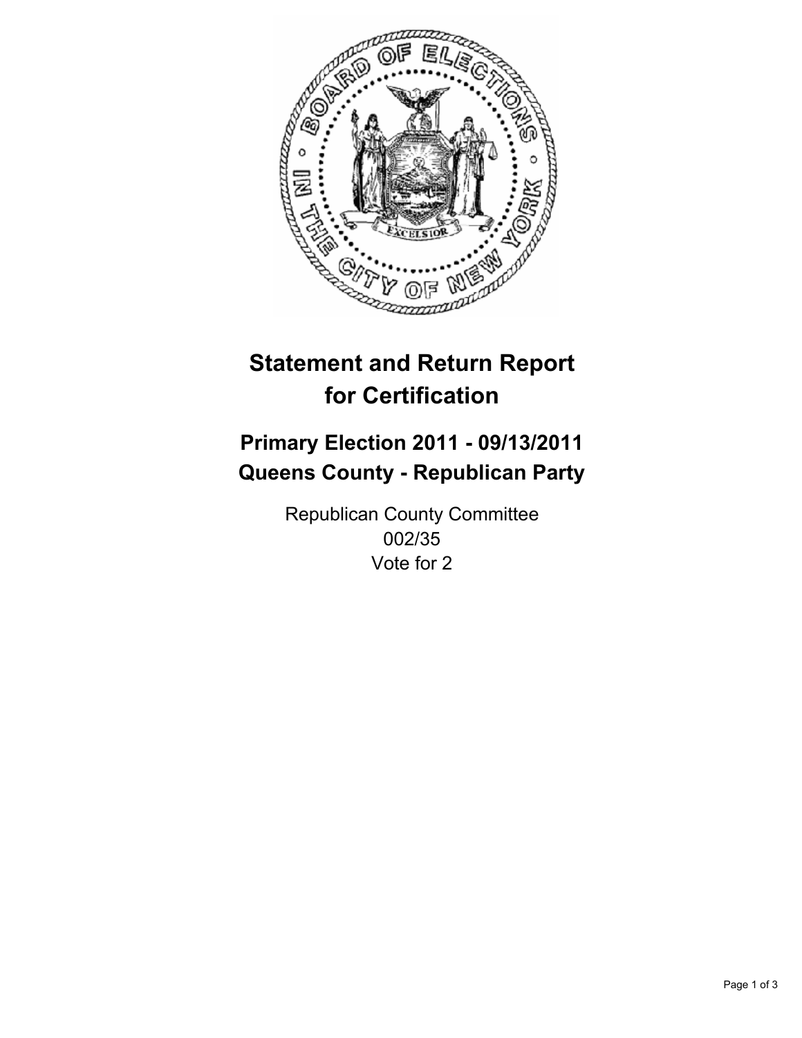# Statement and Return Report for Certification

## Primary Election 2011 - 09/13/2011
## Queens County - Republican Party

Republican County Committee
002/35
Vote for 2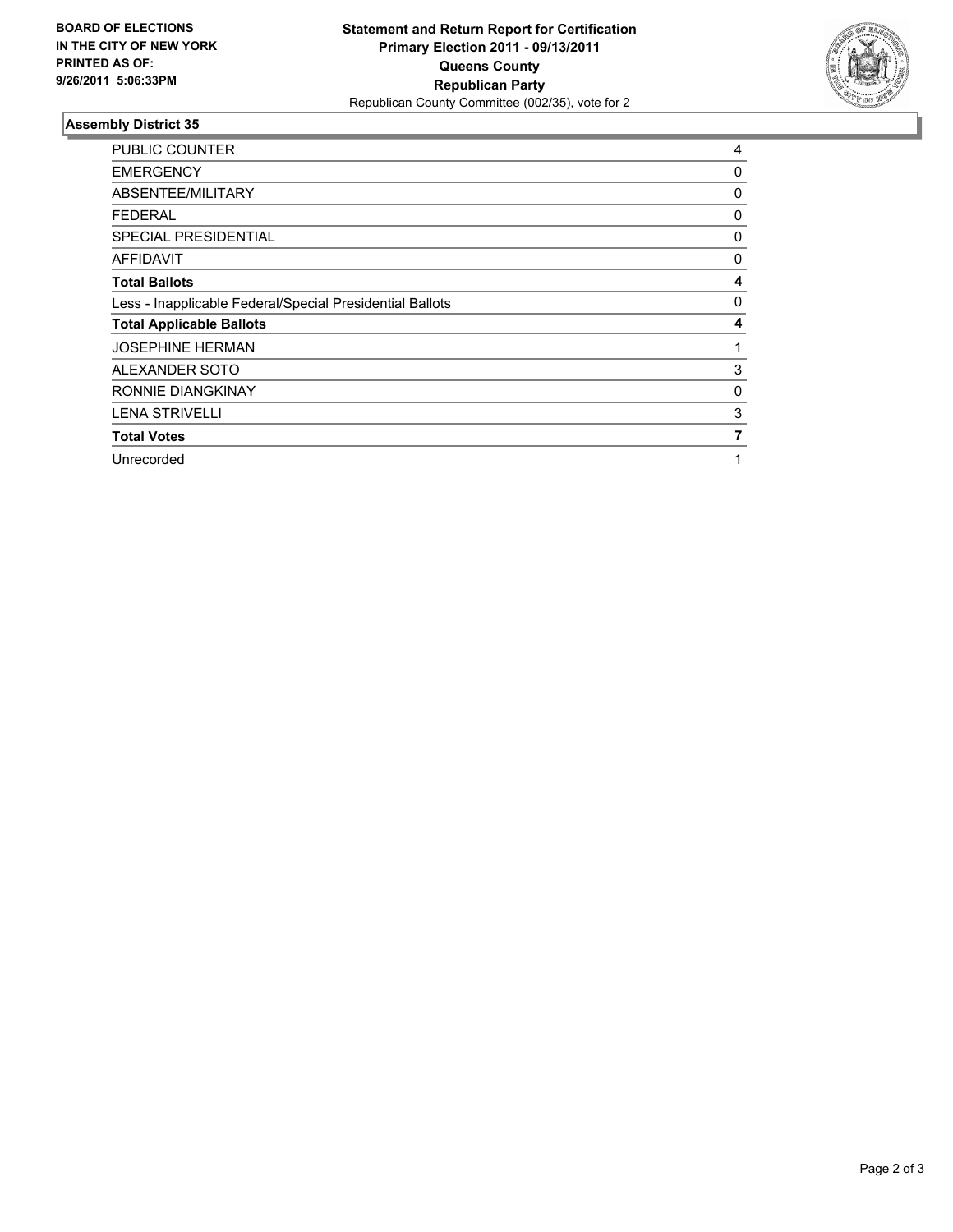**BOARD OF ELECTIONS IN THE CITY OF NEW YORK PRINTED AS OF: 9/26/2011 5:06:33PM**

**Statement and Return Report for Certification**
**Primary Election 2011 - 09/13/2011**
**Queens County**
**Republican Party**
Republican County Committee (002/35), vote for 2

## Assembly District 35

| | |
|---|---|
| PUBLIC COUNTER | 4 |
| EMERGENCY | 0 |
| ABSENTEE/MILITARY | 0 |
| FEDERAL | 0 |
| SPECIAL PRESIDENTIAL | 0 |
| AFFIDAVIT | 0 |
| **Total Ballots** | **4** |
| Less - Inapplicable Federal/Special Presidential Ballots | 0 |
| **Total Applicable Ballots** | **4** |
| JOSEPHINE HERMAN | 1 |
| ALEXANDER SOTO | 3 |
| RONNIE DIANGKINAY | 0 |
| LENA STRIVELLI | 3 |
| **Total Votes** | **7** |
| Unrecorded | 1 |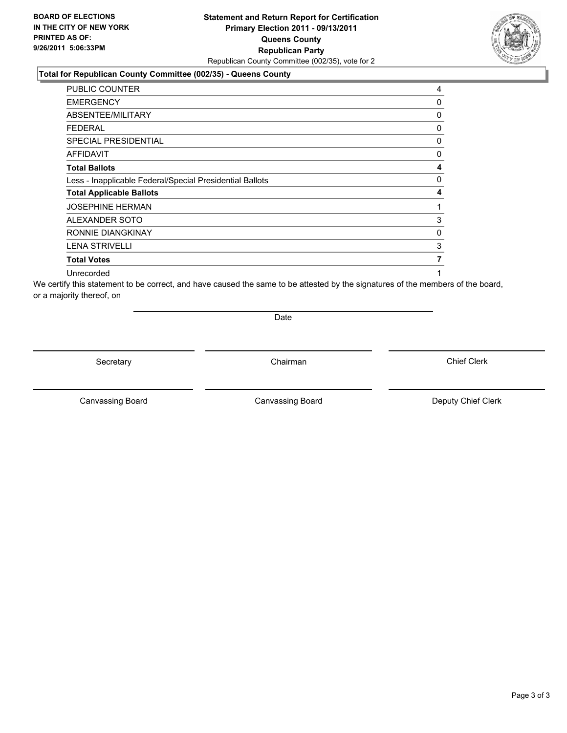**BOARD OF ELECTIONS IN THE CITY OF NEW YORK PRINTED AS OF: 9/26/2011 5:06:33PM**

**Statement and Return Report for Certification**
**Primary Election 2011 - 09/13/2011**
**Queens County**
**Republican Party**
Republican County Committee (002/35), vote for 2

## Total for Republican County Committee (002/35) - Queens County

| | |
|---|---|
| PUBLIC COUNTER | 4 |
| EMERGENCY | 0 |
| ABSENTEE/MILITARY | 0 |
| FEDERAL | 0 |
| SPECIAL PRESIDENTIAL | 0 |
| AFFIDAVIT | 0 |
| **Total Ballots** | **4** |
| Less - Inapplicable Federal/Special Presidential Ballots | 0 |
| **Total Applicable Ballots** | **4** |
| JOSEPHINE HERMAN | 1 |
| ALEXANDER SOTO | 3 |
| RONNIE DIANGKINAY | 0 |
| LENA STRIVELLI | 3 |
| **Total Votes** | **7** |
| Unrecorded | 1 |

We certify this statement to be correct, and have caused the same to be attested by the signatures of the members of the board, or a majority thereof, on

Date

Secretary | Chairman | Chief Clerk

Canvassing Board | Canvassing Board | Deputy Chief Clerk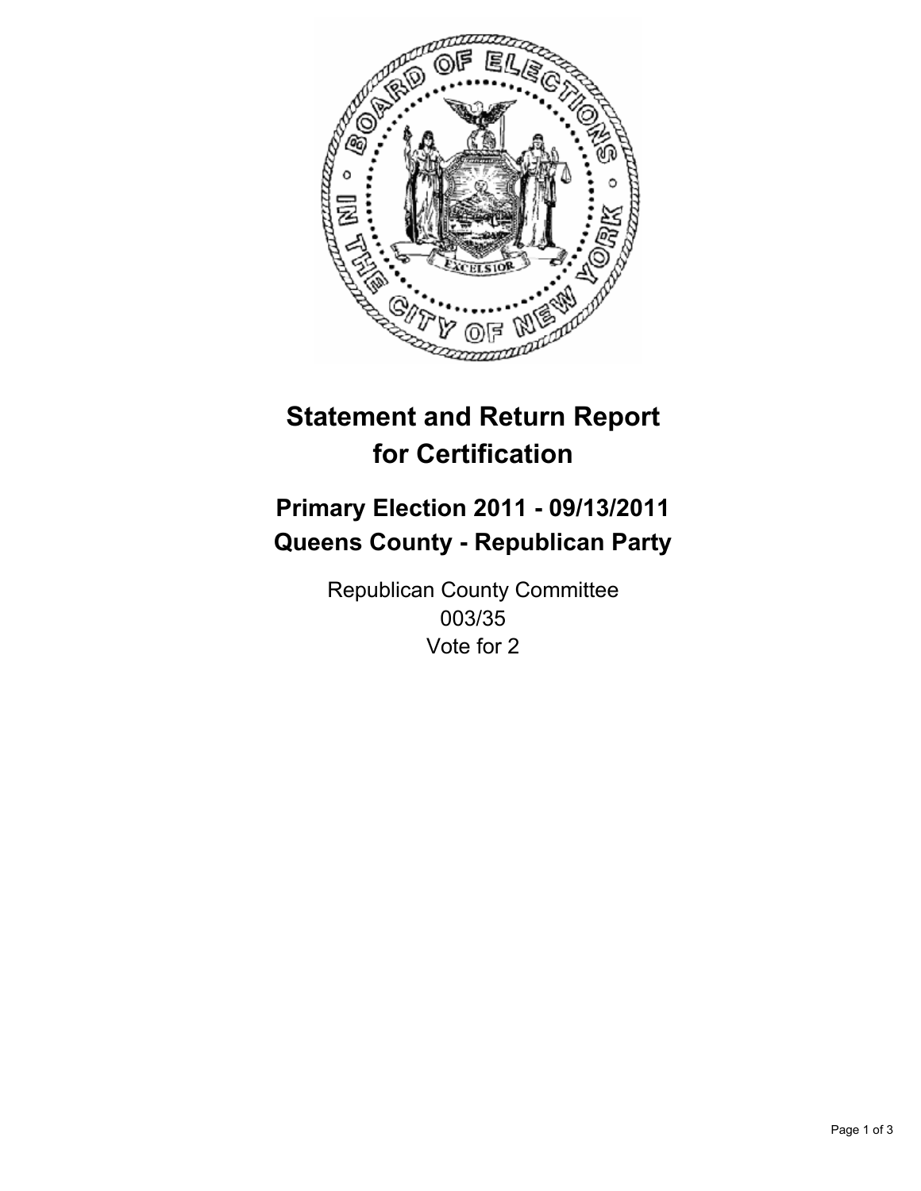# Statement and Return Report for Certification

## Primary Election 2011 - 09/13/2011
## Queens County - Republican Party

Republican County Committee
003/35
Vote for 2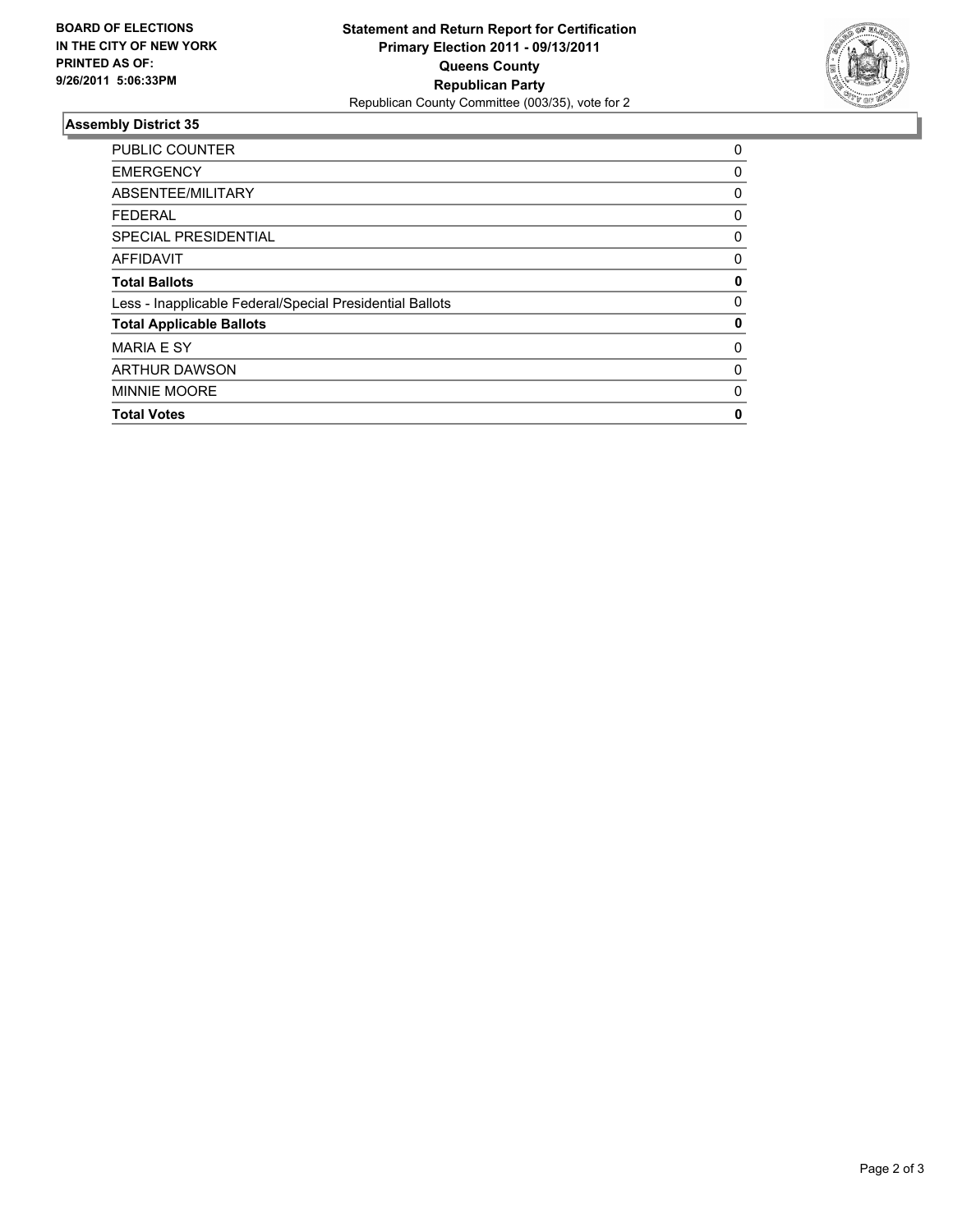**BOARD OF ELECTIONS IN THE CITY OF NEW YORK PRINTED AS OF: 9/26/2011 5:06:33PM**

**Statement and Return Report for Certification**
**Primary Election 2011 - 09/13/2011**
**Queens County**
**Republican Party**
Republican County Committee (003/35), vote for 2

## Assembly District 35

| | |
|---|---|
| PUBLIC COUNTER | 0 |
| EMERGENCY | 0 |
| ABSENTEE/MILITARY | 0 |
| FEDERAL | 0 |
| SPECIAL PRESIDENTIAL | 0 |
| AFFIDAVIT | 0 |
| **Total Ballots** | **0** |
| Less - Inapplicable Federal/Special Presidential Ballots | 0 |
| **Total Applicable Ballots** | **0** |
| MARIA E SY | 0 |
| ARTHUR DAWSON | 0 |
| MINNIE MOORE | 0 |
| **Total Votes** | **0** |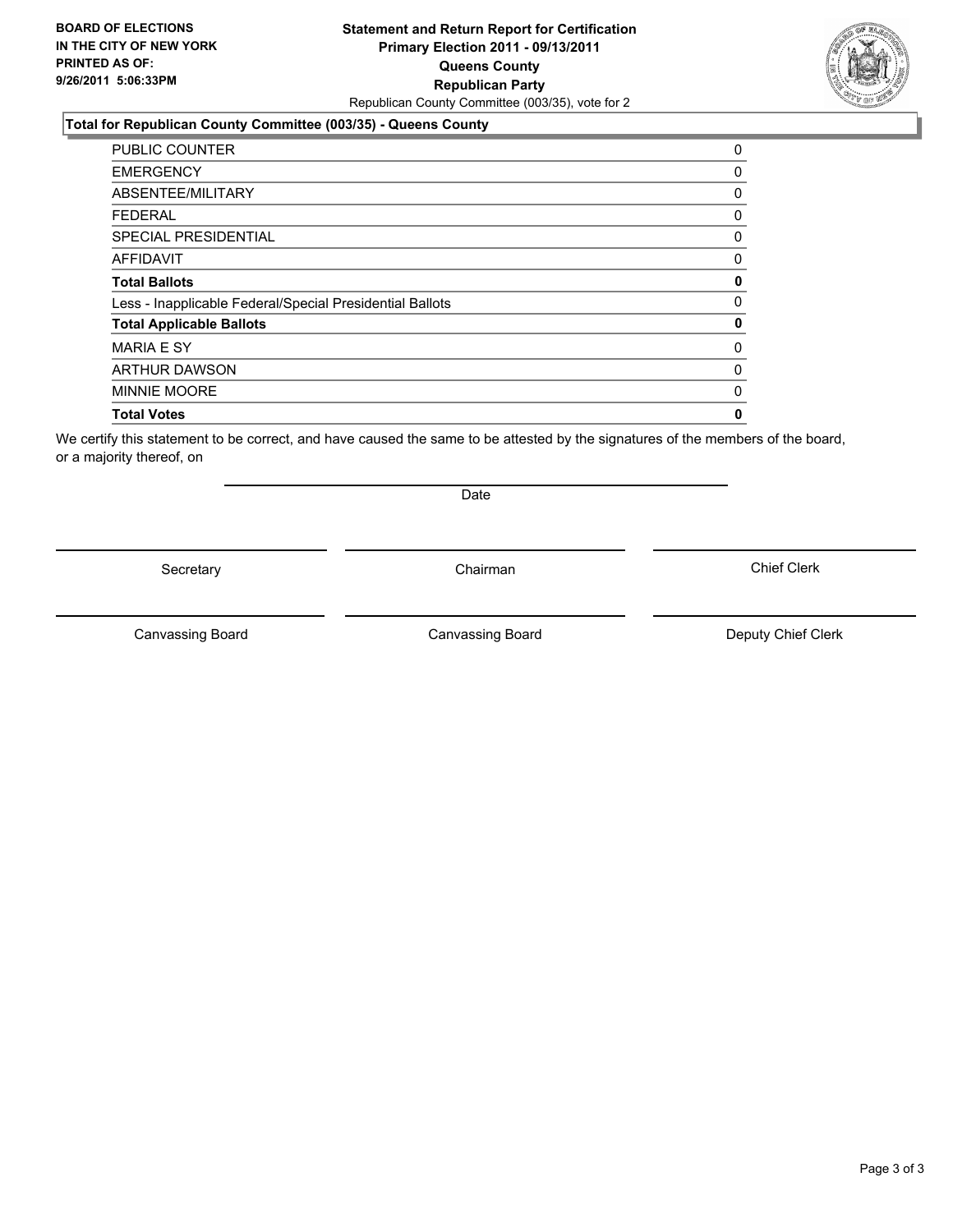**BOARD OF ELECTIONS IN THE CITY OF NEW YORK PRINTED AS OF: 9/26/2011 5:06:33PM**

**Statement and Return Report for Certification**
**Primary Election 2011 - 09/13/2011**
**Queens County**
**Republican Party**
Republican County Committee (003/35), vote for 2

## Total for Republican County Committee (003/35) - Queens County

| | |
|---|---|
| PUBLIC COUNTER | 0 |
| EMERGENCY | 0 |
| ABSENTEE/MILITARY | 0 |
| FEDERAL | 0 |
| SPECIAL PRESIDENTIAL | 0 |
| AFFIDAVIT | 0 |
| **Total Ballots** | **0** |
| Less - Inapplicable Federal/Special Presidential Ballots | 0 |
| **Total Applicable Ballots** | **0** |
| MARIA E SY | 0 |
| ARTHUR DAWSON | 0 |
| MINNIE MOORE | 0 |
| **Total Votes** | **0** |

We certify this statement to be correct, and have caused the same to be attested by the signatures of the members of the board, or a majority thereof, on

Date

Secretary | Chairman | Chief Clerk

Canvassing Board | Canvassing Board | Deputy Chief Clerk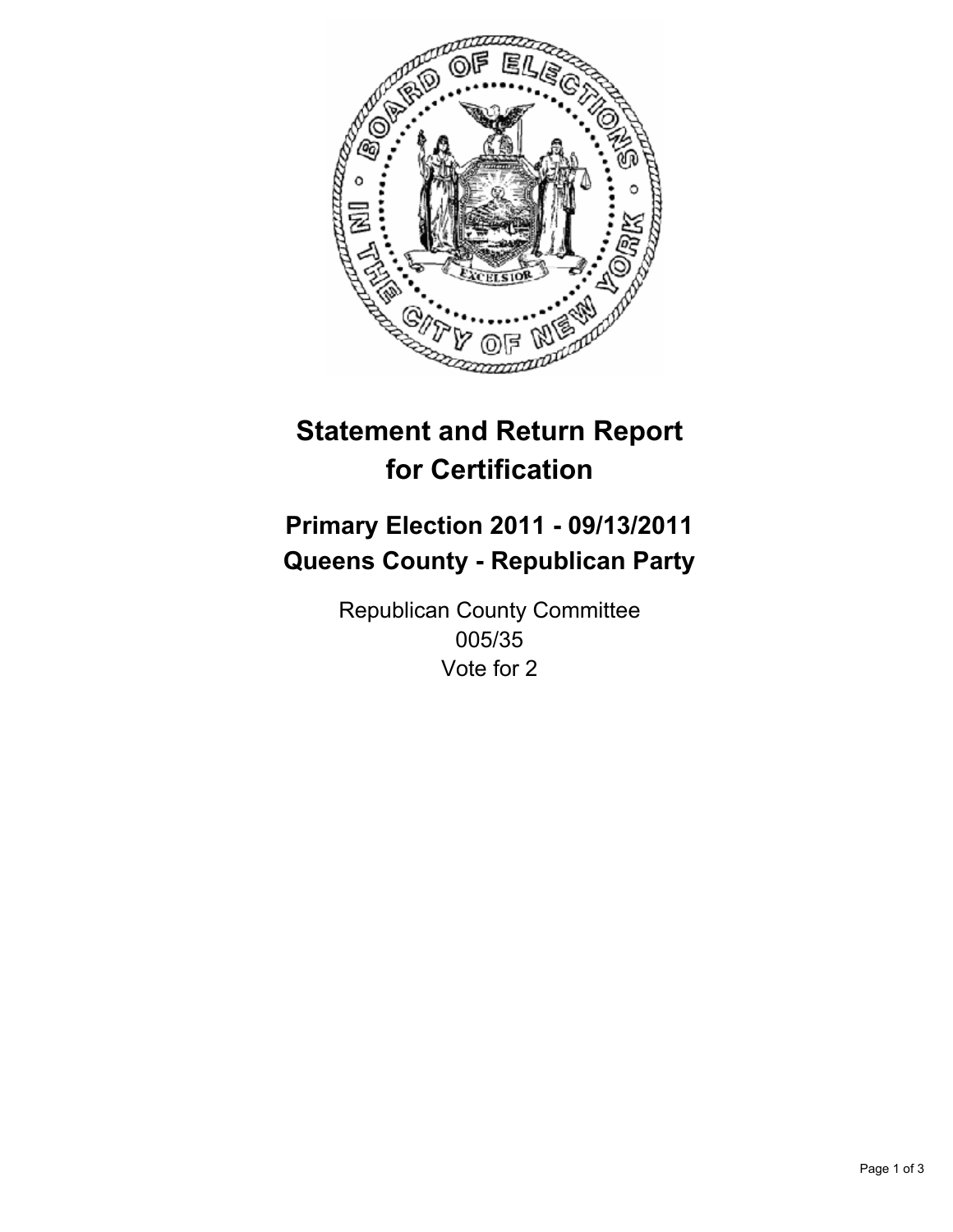# Statement and Return Report for Certification

## Primary Election 2011 - 09/13/2011
## Queens County - Republican Party

Republican County Committee
005/35
Vote for 2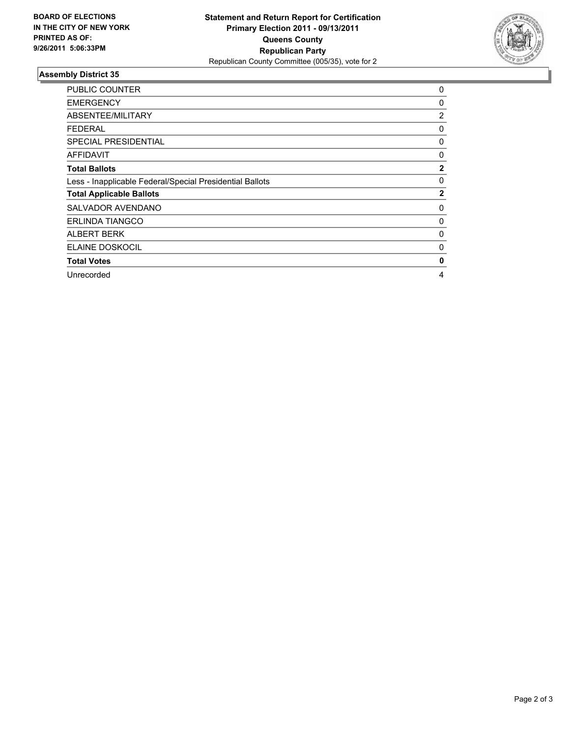**BOARD OF ELECTIONS IN THE CITY OF NEW YORK PRINTED AS OF: 9/26/2011 5:06:33PM**

**Statement and Return Report for Certification Primary Election 2011 - 09/13/2011 Queens County Republican Party**
Republican County Committee (005/35), vote for 2

## Assembly District 35

| | |
|---|---|
| PUBLIC COUNTER | 0 |
| EMERGENCY | 0 |
| ABSENTEE/MILITARY | 2 |
| FEDERAL | 0 |
| SPECIAL PRESIDENTIAL | 0 |
| AFFIDAVIT | 0 |
| **Total Ballots** | **2** |
| Less - Inapplicable Federal/Special Presidential Ballots | 0 |
| **Total Applicable Ballots** | **2** |
| SALVADOR AVENDANO | 0 |
| ERLINDA TIANGCO | 0 |
| ALBERT BERK | 0 |
| ELAINE DOSKOCIL | 0 |
| **Total Votes** | **0** |
| Unrecorded | 4 |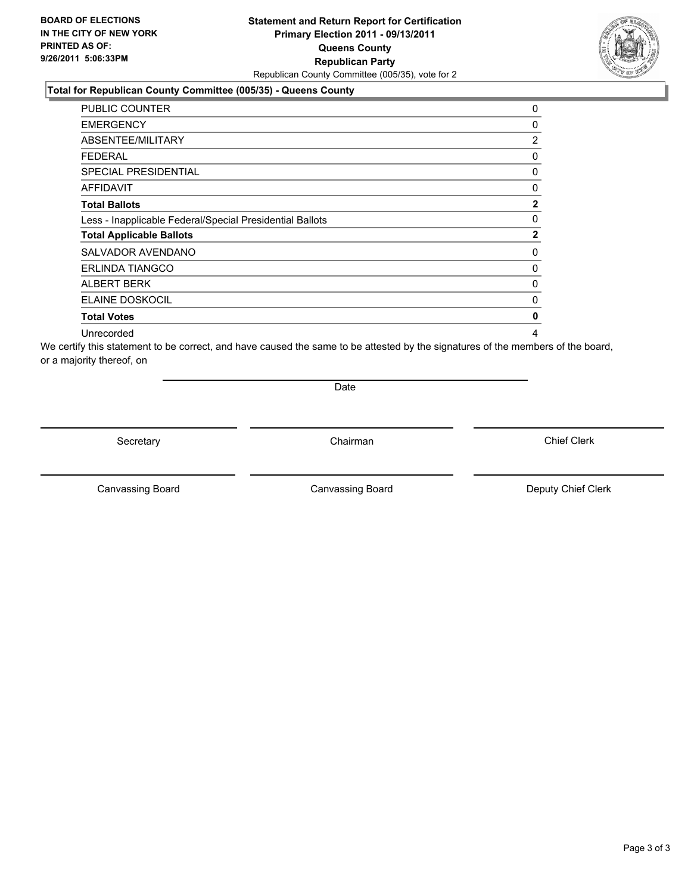**BOARD OF ELECTIONS IN THE CITY OF NEW YORK PRINTED AS OF: 9/26/2011 5:06:33PM**

**Statement and Return Report for Certification Primary Election 2011 - 09/13/2011 Queens County Republican Party**

Republican County Committee (005/35), vote for 2

### Total for Republican County Committee (005/35) - Queens County

| | |
|---|---|
| PUBLIC COUNTER | 0 |
| EMERGENCY | 0 |
| ABSENTEE/MILITARY | 2 |
| FEDERAL | 0 |
| SPECIAL PRESIDENTIAL | 0 |
| AFFIDAVIT | 0 |
| **Total Ballots** | **2** |
| Less - Inapplicable Federal/Special Presidential Ballots | 0 |
| **Total Applicable Ballots** | **2** |
| SALVADOR AVENDANO | 0 |
| ERLINDA TIANGCO | 0 |
| ALBERT BERK | 0 |
| ELAINE DOSKOCIL | 0 |
| **Total Votes** | **0** |
| Unrecorded | 4 |

We certify this statement to be correct, and have caused the same to be attested by the signatures of the members of the board, or a majority thereof, on

Date

Secretary

Chairman

Chief Clerk

Canvassing Board

Canvassing Board

Deputy Chief Clerk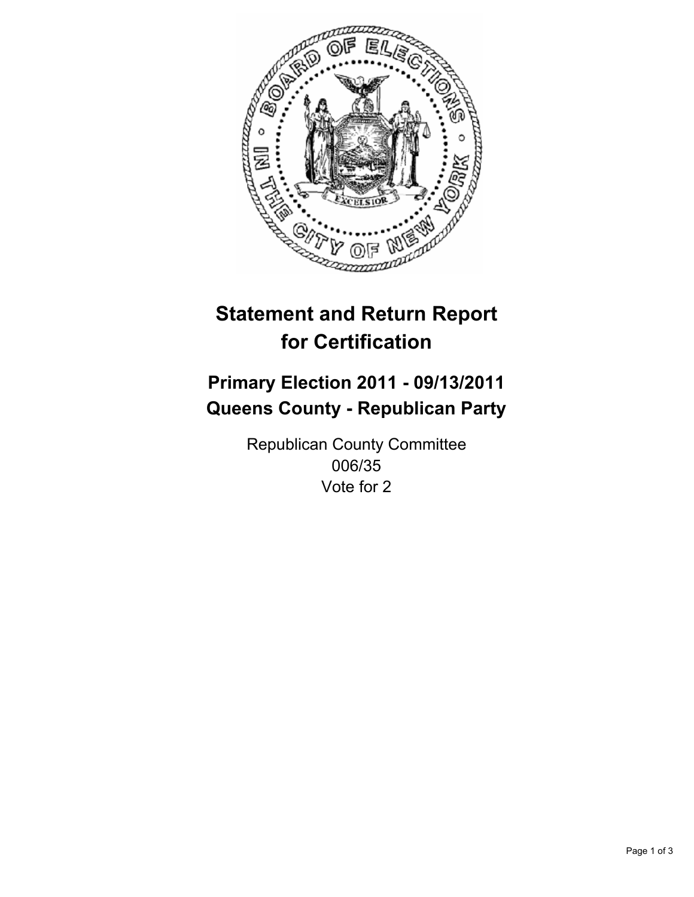# Statement and Return Report for Certification

## Primary Election 2011 - 09/13/2011
## Queens County - Republican Party

Republican County Committee
006/35
Vote for 2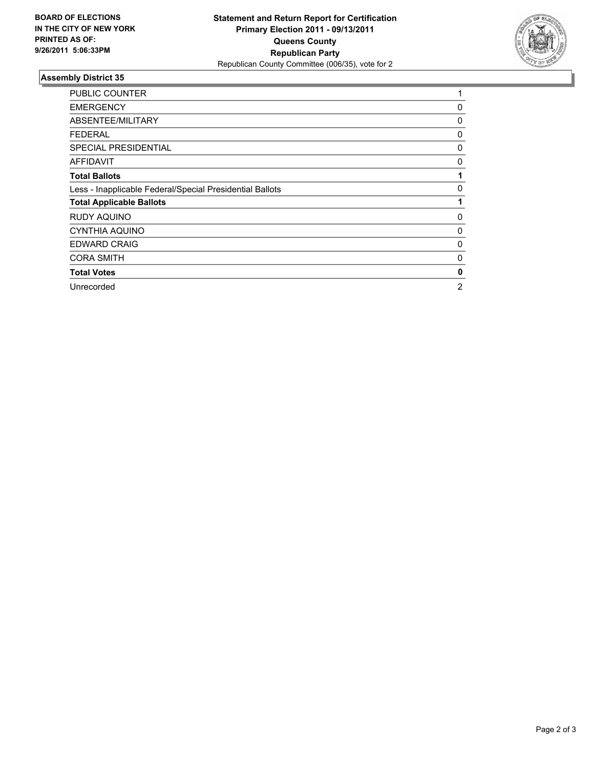**BOARD OF ELECTIONS IN THE CITY OF NEW YORK PRINTED AS OF: 9/26/2011 5:06:33PM**

**Statement and Return Report for Certification**
**Primary Election 2011 - 09/13/2011**
**Queens County**
**Republican Party**
Republican County Committee (006/35), vote for 2

## Assembly District 35

| | |
|---|---|
| PUBLIC COUNTER | 1 |
| EMERGENCY | 0 |
| ABSENTEE/MILITARY | 0 |
| FEDERAL | 0 |
| SPECIAL PRESIDENTIAL | 0 |
| AFFIDAVIT | 0 |
| **Total Ballots** | **1** |
| Less - Inapplicable Federal/Special Presidential Ballots | 0 |
| **Total Applicable Ballots** | **1** |
| RUDY AQUINO | 0 |
| CYNTHIA AQUINO | 0 |
| EDWARD CRAIG | 0 |
| CORA SMITH | 0 |
| **Total Votes** | **0** |
| Unrecorded | 2 |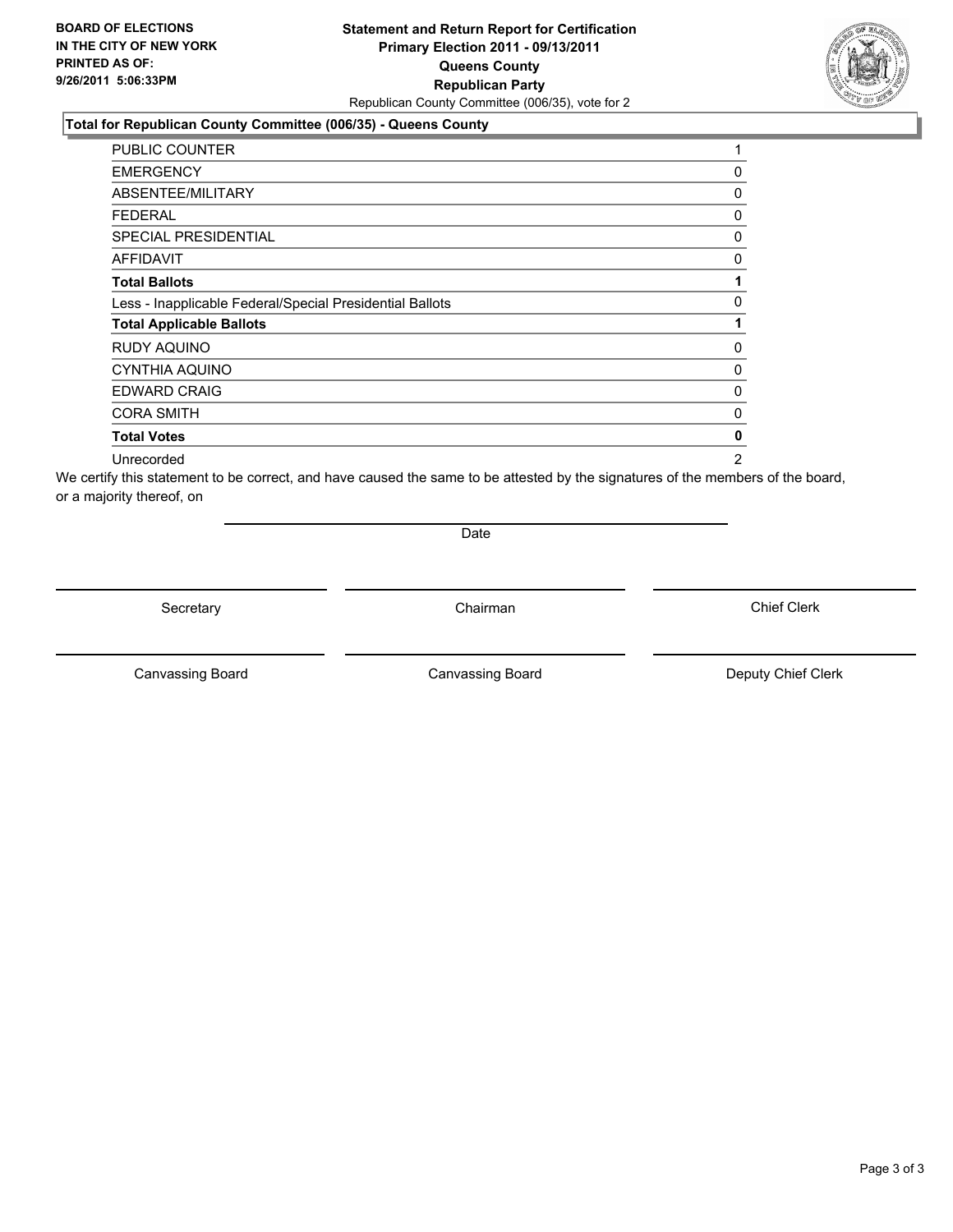**BOARD OF ELECTIONS IN THE CITY OF NEW YORK PRINTED AS OF: 9/26/2011 5:06:33PM**

# Statement and Return Report for Certification
## Primary Election 2011 - 09/13/2011
## Queens County
## Republican Party

Republican County Committee (006/35), vote for 2

### Total for Republican County Committee (006/35) - Queens County

| | |
|---|---|
| PUBLIC COUNTER | 1 |
| EMERGENCY | 0 |
| ABSENTEE/MILITARY | 0 |
| FEDERAL | 0 |
| SPECIAL PRESIDENTIAL | 0 |
| AFFIDAVIT | 0 |
| **Total Ballots** | **1** |
| Less - Inapplicable Federal/Special Presidential Ballots | 0 |
| **Total Applicable Ballots** | **1** |
| RUDY AQUINO | 0 |
| CYNTHIA AQUINO | 0 |
| EDWARD CRAIG | 0 |
| CORA SMITH | 0 |
| **Total Votes** | **0** |
| Unrecorded | 2 |

We certify this statement to be correct, and have caused the same to be attested by the signatures of the members of the board, or a majority thereof, on

Date

Secretary | Chairman | Chief Clerk

Canvassing Board | Canvassing Board | Deputy Chief Clerk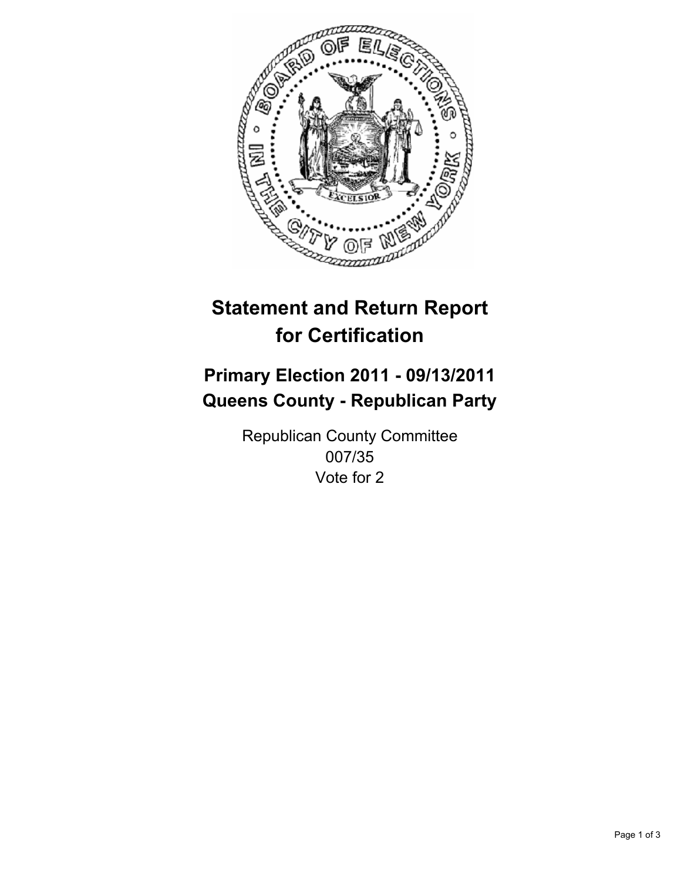# Statement and Return Report for Certification

## Primary Election 2011 - 09/13/2011
## Queens County - Republican Party

Republican County Committee
007/35
Vote for 2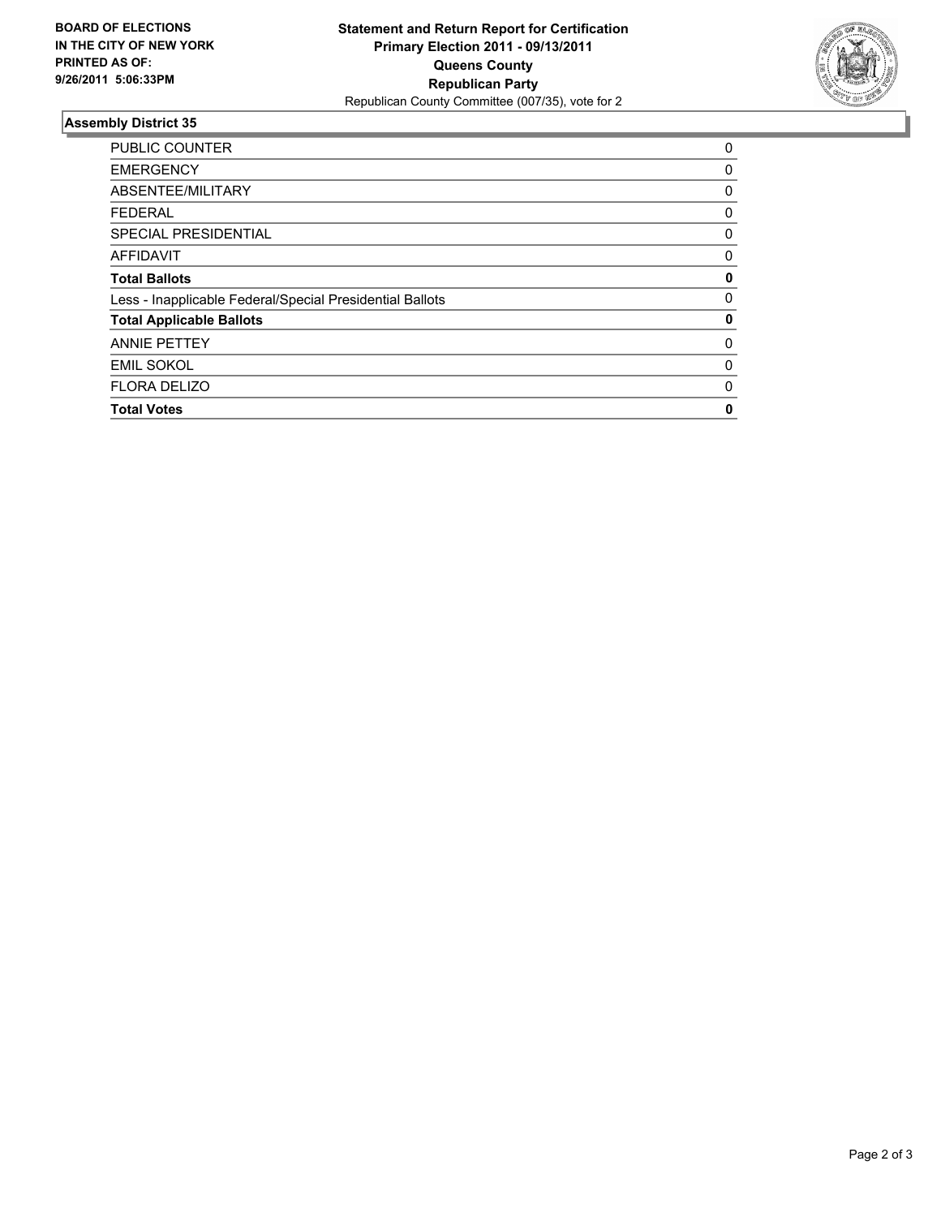**BOARD OF ELECTIONS IN THE CITY OF NEW YORK PRINTED AS OF: 9/26/2011 5:06:33PM**

**Statement and Return Report for Certification**
**Primary Election 2011 - 09/13/2011**
**Queens County**
**Republican Party**
Republican County Committee (007/35), vote for 2

## Assembly District 35

| | |
|---|---|
| PUBLIC COUNTER | 0 |
| EMERGENCY | 0 |
| ABSENTEE/MILITARY | 0 |
| FEDERAL | 0 |
| SPECIAL PRESIDENTIAL | 0 |
| AFFIDAVIT | 0 |
| **Total Ballots** | **0** |
| Less - Inapplicable Federal/Special Presidential Ballots | 0 |
| **Total Applicable Ballots** | **0** |
| ANNIE PETTEY | 0 |
| EMIL SOKOL | 0 |
| FLORA DELIZO | 0 |
| **Total Votes** | **0** |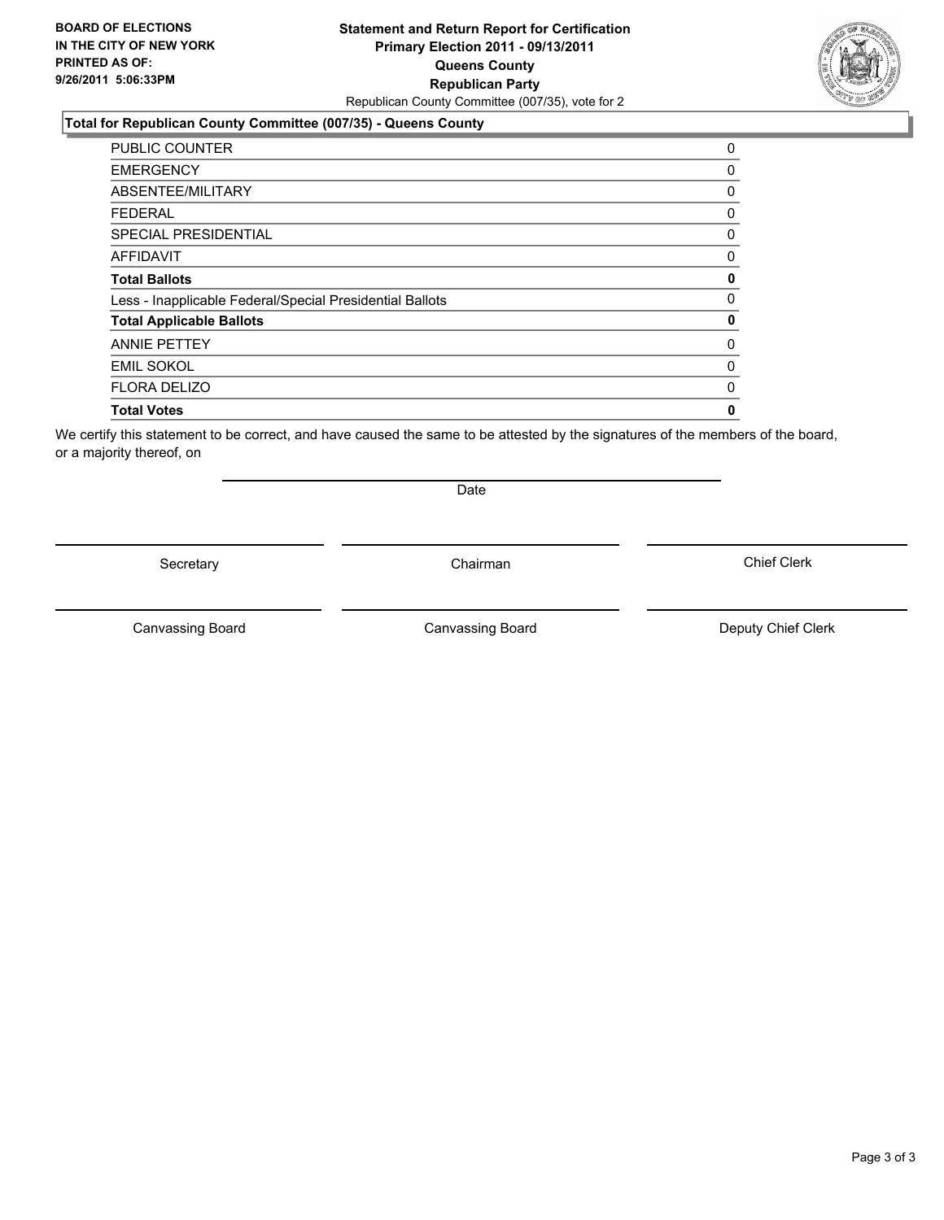**BOARD OF ELECTIONS IN THE CITY OF NEW YORK PRINTED AS OF: 9/26/2011 5:06:33PM**

**Statement and Return Report for Certification**
**Primary Election 2011 - 09/13/2011**
**Queens County**
**Republican Party**
Republican County Committee (007/35), vote for 2

**Total for Republican County Committee (007/35) - Queens County**

| | |
|---|---|
| PUBLIC COUNTER | 0 |
| EMERGENCY | 0 |
| ABSENTEE/MILITARY | 0 |
| FEDERAL | 0 |
| SPECIAL PRESIDENTIAL | 0 |
| AFFIDAVIT | 0 |
| **Total Ballots** | **0** |
| Less - Inapplicable Federal/Special Presidential Ballots | 0 |
| **Total Applicable Ballots** | **0** |
| ANNIE PETTEY | 0 |
| EMIL SOKOL | 0 |
| FLORA DELIZO | 0 |
| **Total Votes** | **0** |

We certify this statement to be correct, and have caused the same to be attested by the signatures of the members of the board, or a majority thereof, on

Date

Secretary | Chairman | Chief Clerk

Canvassing Board | Canvassing Board | Deputy Chief Clerk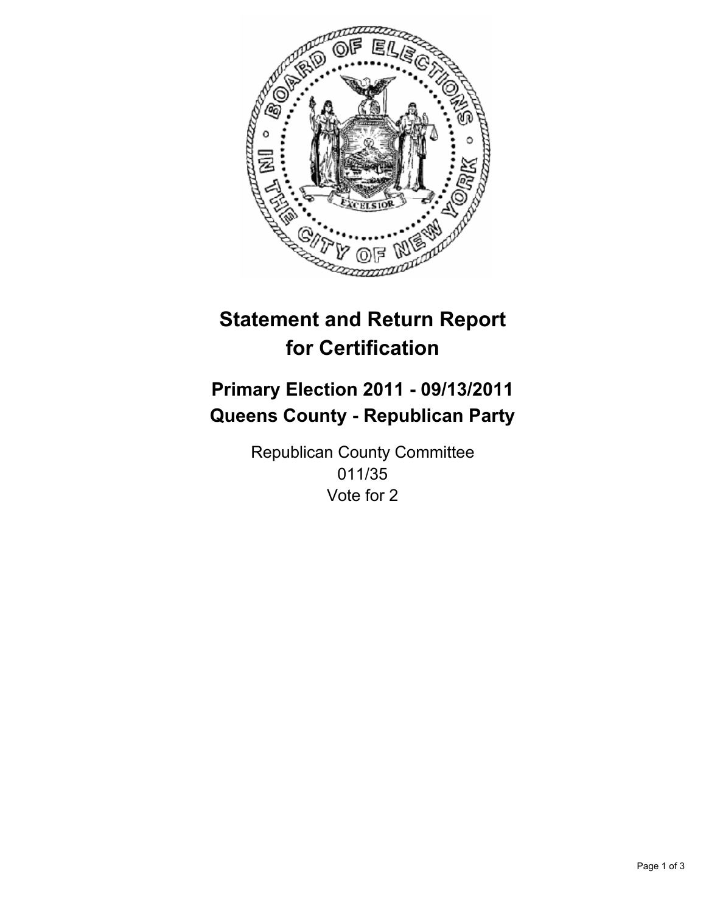# Statement and Return Report for Certification

## Primary Election 2011 - 09/13/2011
## Queens County - Republican Party

Republican County Committee
011/35
Vote for 2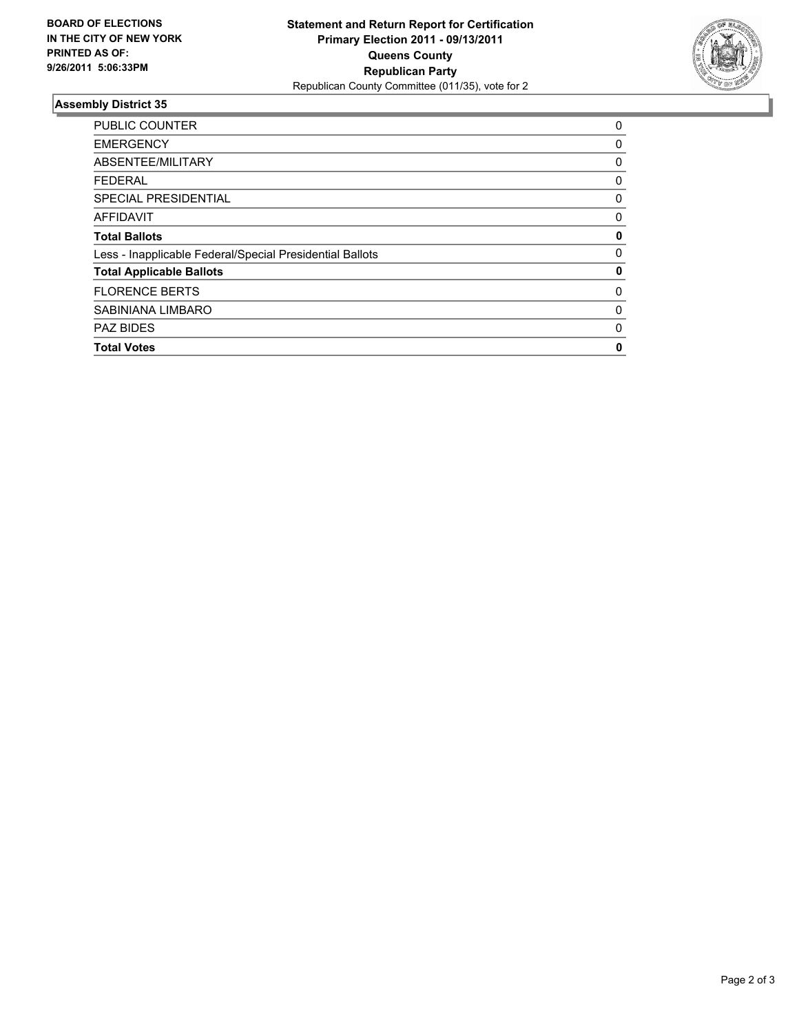**BOARD OF ELECTIONS IN THE CITY OF NEW YORK PRINTED AS OF: 9/26/2011 5:06:33PM**

**Statement and Return Report for Certification**
**Primary Election 2011 - 09/13/2011**
**Queens County**
**Republican Party**
Republican County Committee (011/35), vote for 2

## Assembly District 35

| | |
|---|---|
| PUBLIC COUNTER | 0 |
| EMERGENCY | 0 |
| ABSENTEE/MILITARY | 0 |
| FEDERAL | 0 |
| SPECIAL PRESIDENTIAL | 0 |
| AFFIDAVIT | 0 |
| **Total Ballots** | **0** |
| Less - Inapplicable Federal/Special Presidential Ballots | 0 |
| **Total Applicable Ballots** | **0** |
| FLORENCE BERTS | 0 |
| SABINIANA LIMBARO | 0 |
| PAZ BIDES | 0 |
| **Total Votes** | **0** |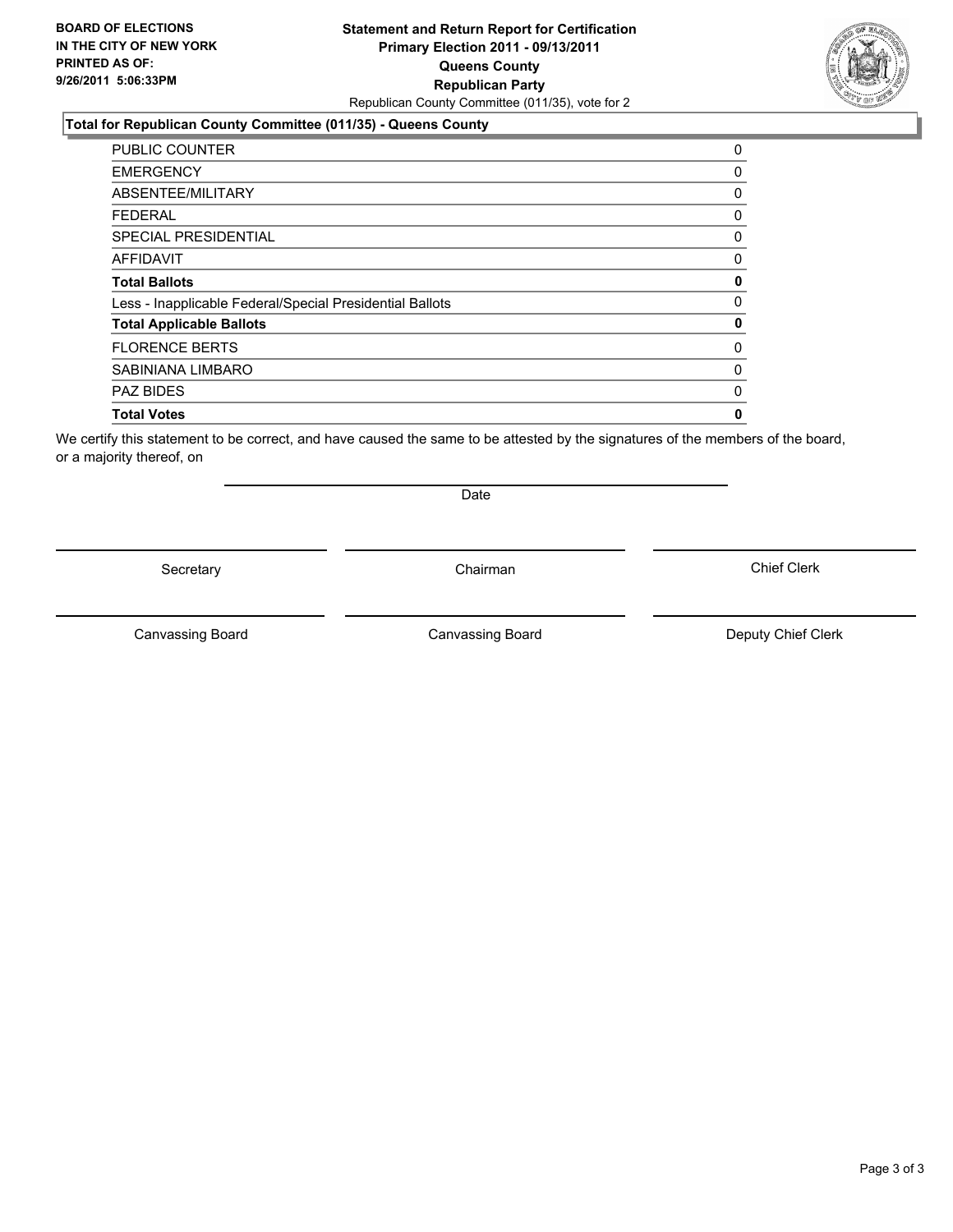**BOARD OF ELECTIONS IN THE CITY OF NEW YORK PRINTED AS OF: 9/26/2011 5:06:33PM**

# Statement and Return Report for Certification
## Primary Election 2011 - 09/13/2011
## Queens County
## Republican Party

Republican County Committee (011/35), vote for 2

### Total for Republican County Committee (011/35) - Queens County

| | |
|---|---|
| PUBLIC COUNTER | 0 |
| EMERGENCY | 0 |
| ABSENTEE/MILITARY | 0 |
| FEDERAL | 0 |
| SPECIAL PRESIDENTIAL | 0 |
| AFFIDAVIT | 0 |
| **Total Ballots** | **0** |
| Less - Inapplicable Federal/Special Presidential Ballots | 0 |
| **Total Applicable Ballots** | **0** |
| FLORENCE BERTS | 0 |
| SABINIANA LIMBARO | 0 |
| PAZ BIDES | 0 |
| **Total Votes** | **0** |

We certify this statement to be correct, and have caused the same to be attested by the signatures of the members of the board, or a majority thereof, on

Date

Secretary | Chairman | Chief Clerk

Canvassing Board | Canvassing Board | Deputy Chief Clerk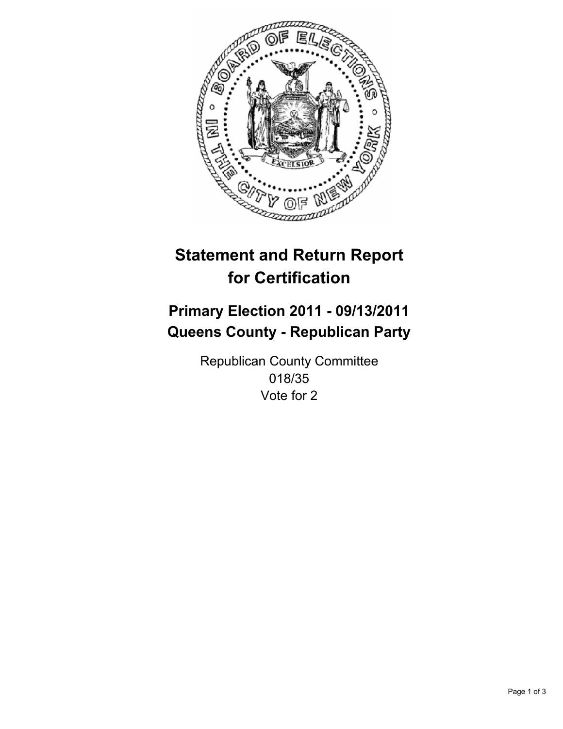# Statement and Return Report for Certification

## Primary Election 2011 - 09/13/2011
## Queens County - Republican Party

Republican County Committee
018/35
Vote for 2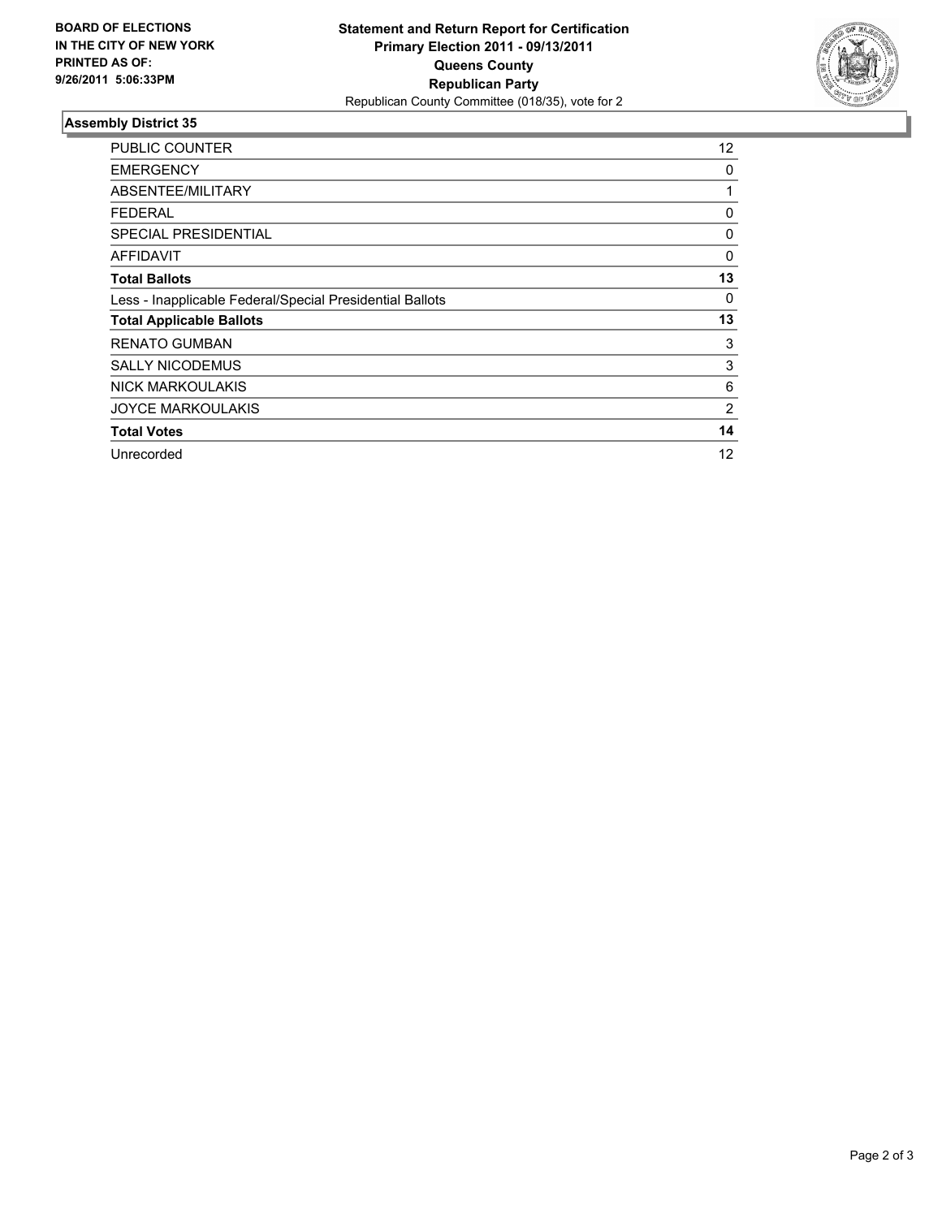**BOARD OF ELECTIONS IN THE CITY OF NEW YORK PRINTED AS OF: 9/26/2011 5:06:33PM**

**Statement and Return Report for Certification**
**Primary Election 2011 - 09/13/2011**
**Queens County**
**Republican Party**
Republican County Committee (018/35), vote for 2

## Assembly District 35

| | |
|---|---|
| PUBLIC COUNTER | 12 |
| EMERGENCY | 0 |
| ABSENTEE/MILITARY | 1 |
| FEDERAL | 0 |
| SPECIAL PRESIDENTIAL | 0 |
| AFFIDAVIT | 0 |
| **Total Ballots** | **13** |
| Less - Inapplicable Federal/Special Presidential Ballots | 0 |
| **Total Applicable Ballots** | **13** |
| RENATO GUMBAN | 3 |
| SALLY NICODEMUS | 3 |
| NICK MARKOULAKIS | 6 |
| JOYCE MARKOULAKIS | 2 |
| **Total Votes** | **14** |
| Unrecorded | 12 |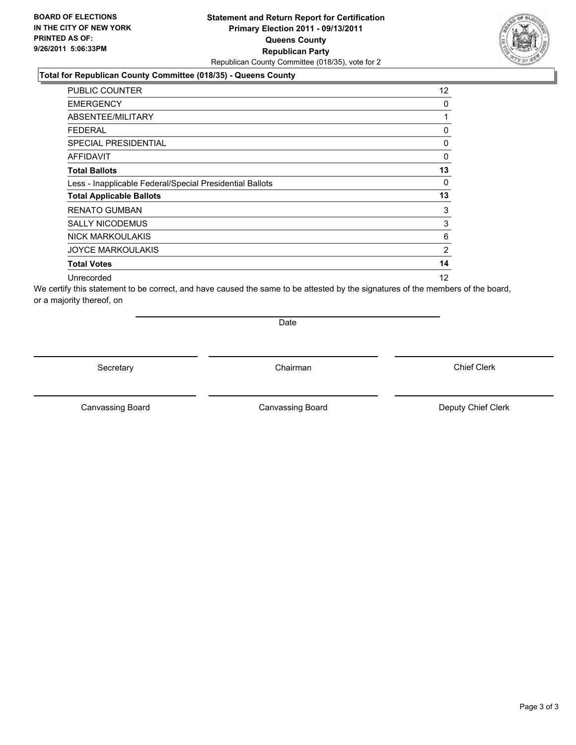**BOARD OF ELECTIONS IN THE CITY OF NEW YORK PRINTED AS OF: 9/26/2011 5:06:33PM**

# Statement and Return Report for Certification
## Primary Election 2011 - 09/13/2011
## Queens County
## Republican Party

Republican County Committee (018/35), vote for 2

### Total for Republican County Committee (018/35) - Queens County

| | |
|---|---|
| PUBLIC COUNTER | 12 |
| EMERGENCY | 0 |
| ABSENTEE/MILITARY | 1 |
| FEDERAL | 0 |
| SPECIAL PRESIDENTIAL | 0 |
| AFFIDAVIT | 0 |
| **Total Ballots** | **13** |
| Less - Inapplicable Federal/Special Presidential Ballots | 0 |
| **Total Applicable Ballots** | **13** |
| RENATO GUMBAN | 3 |
| SALLY NICODEMUS | 3 |
| NICK MARKOULAKIS | 6 |
| JOYCE MARKOULAKIS | 2 |
| **Total Votes** | **14** |
| Unrecorded | 12 |

We certify this statement to be correct, and have caused the same to be attested by the signatures of the members of the board, or a majority thereof, on

Date

Secretary

Chairman

Chief Clerk

Canvassing Board

Canvassing Board

Deputy Chief Clerk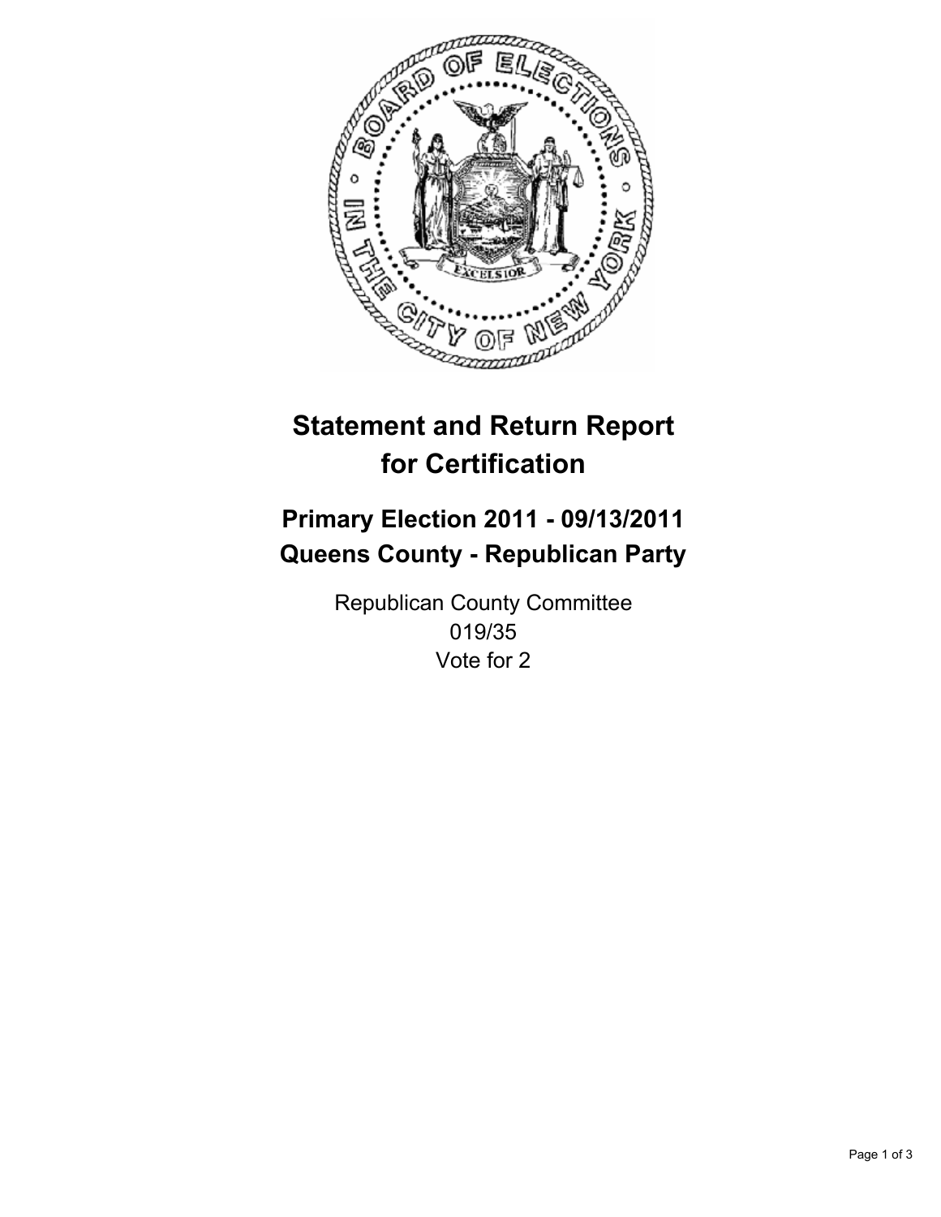# Statement and Return Report for Certification

## Primary Election 2011 - 09/13/2011
## Queens County - Republican Party

Republican County Committee
019/35
Vote for 2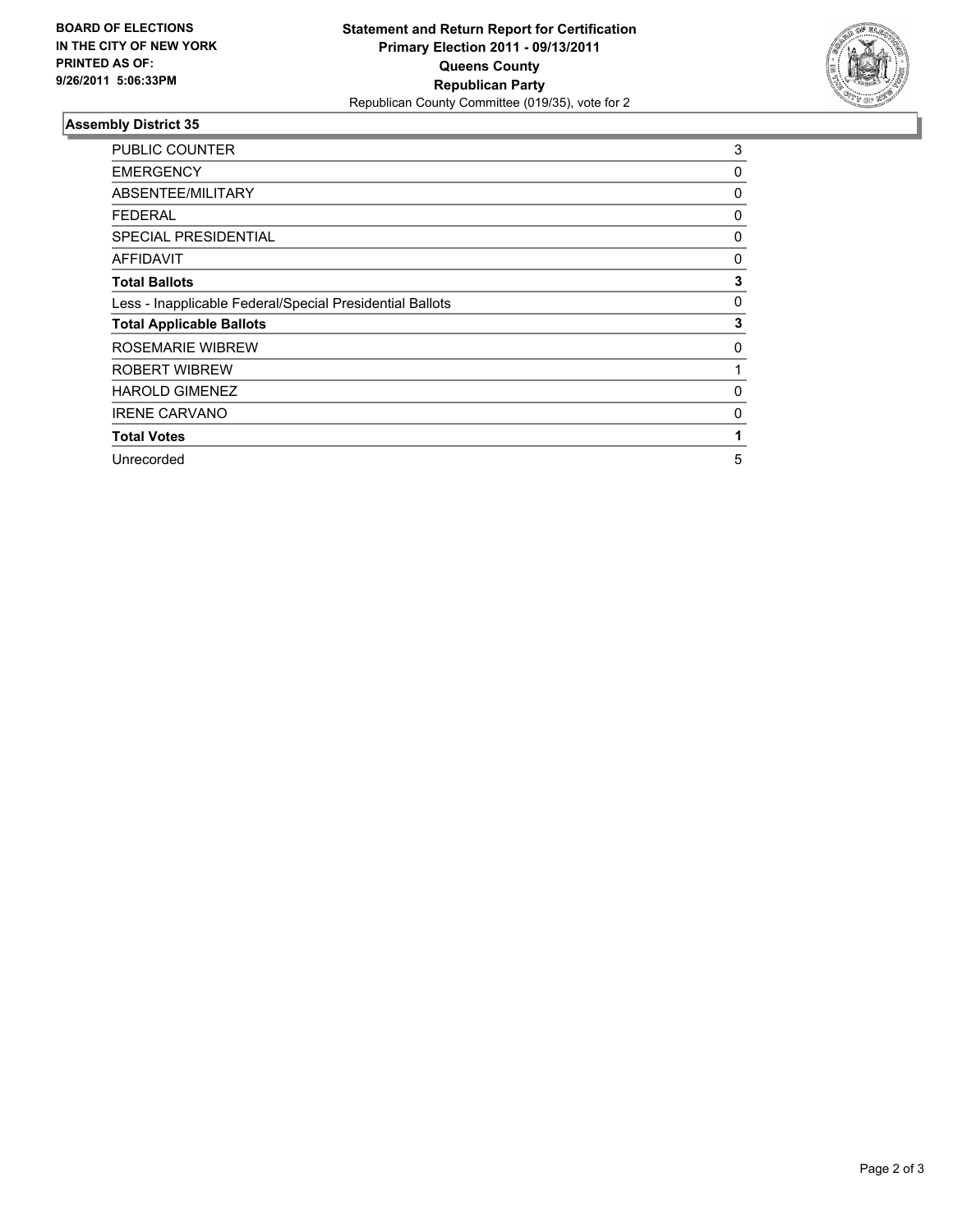**BOARD OF ELECTIONS IN THE CITY OF NEW YORK PRINTED AS OF: 9/26/2011 5:06:33PM**

**Statement and Return Report for Certification**
**Primary Election 2011 - 09/13/2011**
**Queens County**
**Republican Party**
Republican County Committee (019/35), vote for 2

## Assembly District 35

| | |
|---|---|
| PUBLIC COUNTER | 3 |
| EMERGENCY | 0 |
| ABSENTEE/MILITARY | 0 |
| FEDERAL | 0 |
| SPECIAL PRESIDENTIAL | 0 |
| AFFIDAVIT | 0 |
| **Total Ballots** | **3** |
| Less - Inapplicable Federal/Special Presidential Ballots | 0 |
| **Total Applicable Ballots** | **3** |
| ROSEMARIE WIBREW | 0 |
| ROBERT WIBREW | 1 |
| HAROLD GIMENEZ | 0 |
| IRENE CARVANO | 0 |
| **Total Votes** | **1** |
| Unrecorded | 5 |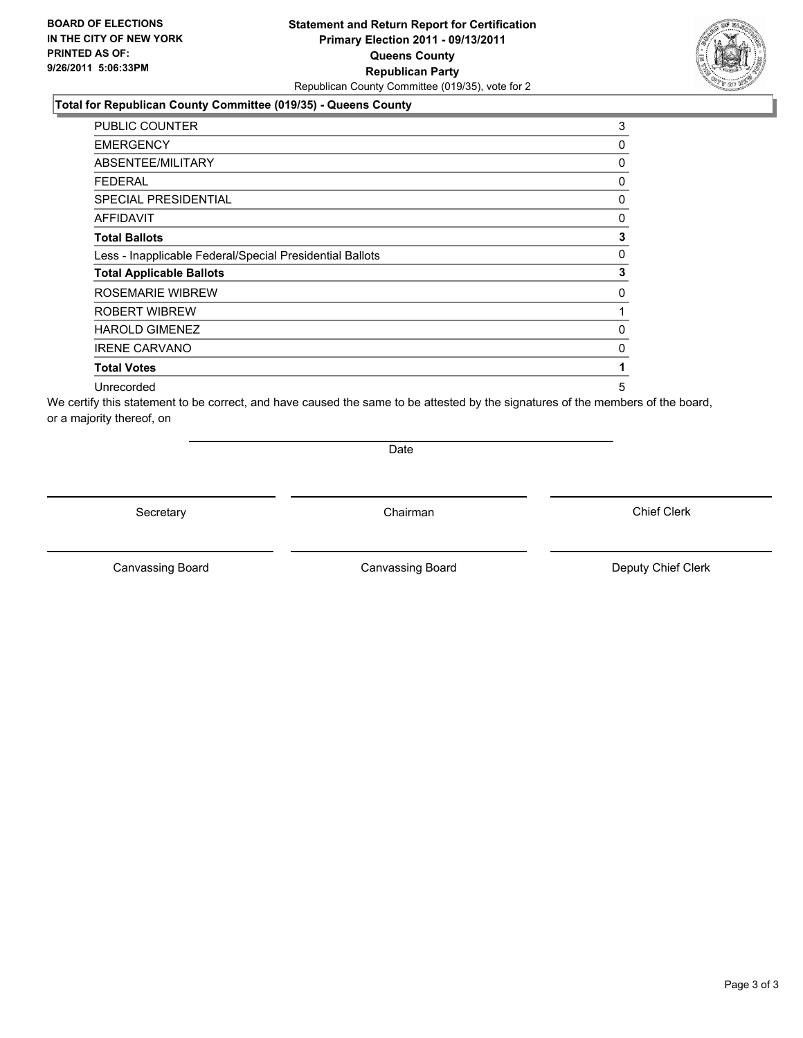**BOARD OF ELECTIONS IN THE CITY OF NEW YORK PRINTED AS OF: 9/26/2011 5:06:33PM**

**Statement and Return Report for Certification**
**Primary Election 2011 - 09/13/2011**
**Queens County**
**Republican Party**
Republican County Committee (019/35), vote for 2

**Total for Republican County Committee (019/35) - Queens County**

| | |
|---|---|
| PUBLIC COUNTER | 3 |
| EMERGENCY | 0 |
| ABSENTEE/MILITARY | 0 |
| FEDERAL | 0 |
| SPECIAL PRESIDENTIAL | 0 |
| AFFIDAVIT | 0 |
| **Total Ballots** | **3** |
| Less - Inapplicable Federal/Special Presidential Ballots | 0 |
| **Total Applicable Ballots** | **3** |
| ROSEMARIE WIBREW | 0 |
| ROBERT WIBREW | 1 |
| HAROLD GIMENEZ | 0 |
| IRENE CARVANO | 0 |
| **Total Votes** | **1** |
| Unrecorded | 5 |

We certify this statement to be correct, and have caused the same to be attested by the signatures of the members of the board, or a majority thereof, on

Date

Secretary — Chairman — Chief Clerk

Canvassing Board — Canvassing Board — Deputy Chief Clerk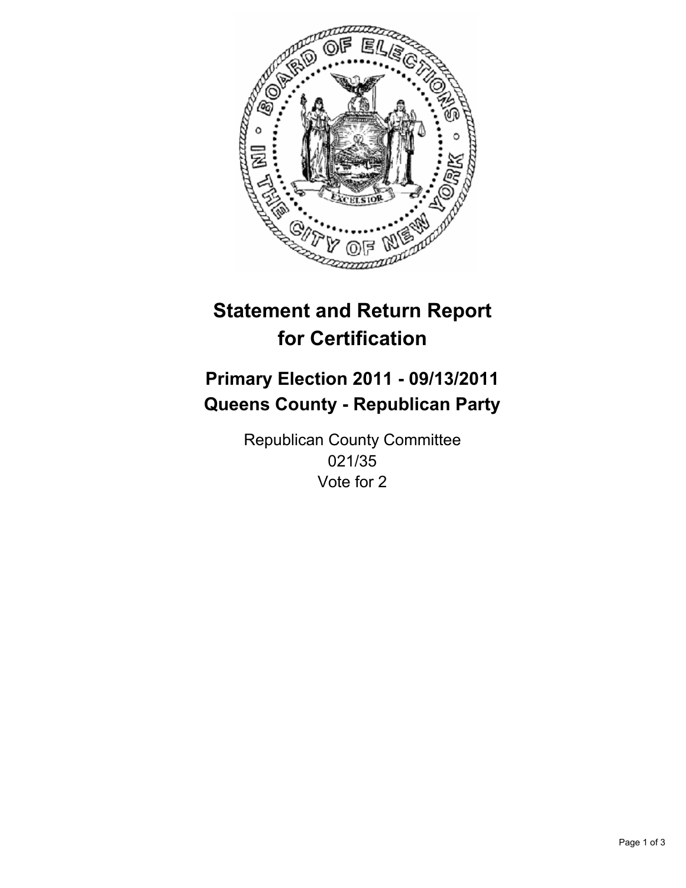# Statement and Return Report for Certification

## Primary Election 2011 - 09/13/2011
## Queens County - Republican Party

Republican County Committee
021/35
Vote for 2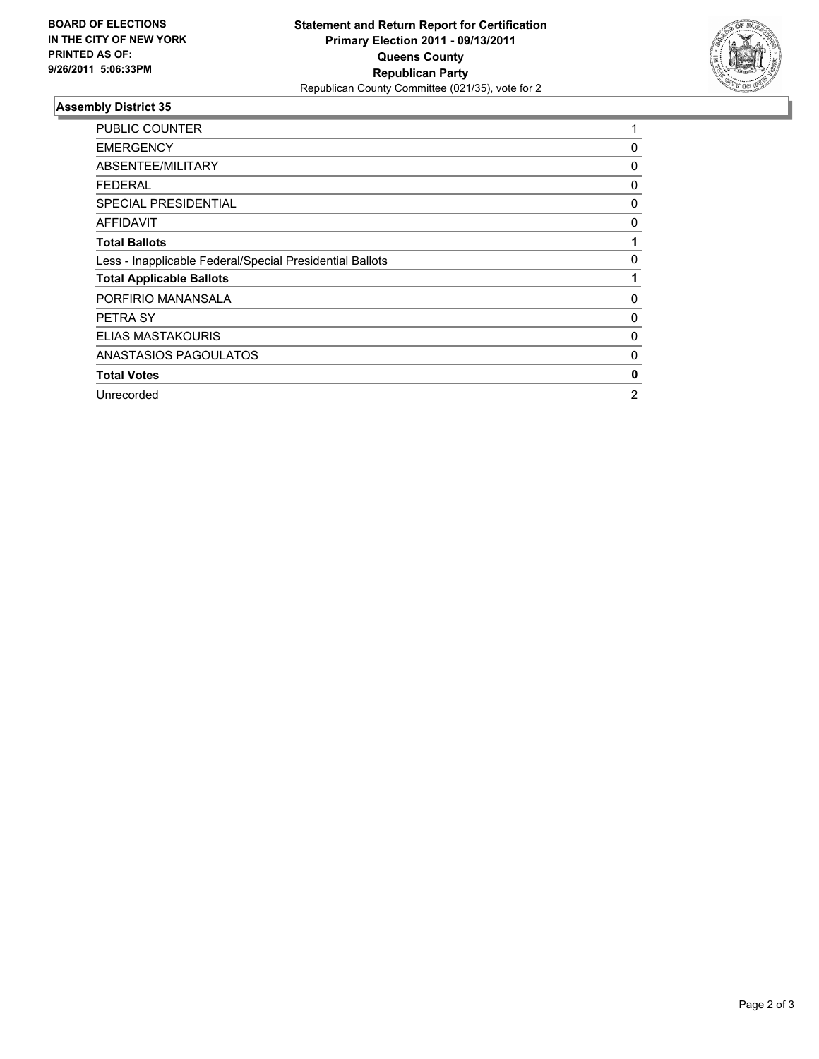**BOARD OF ELECTIONS IN THE CITY OF NEW YORK PRINTED AS OF: 9/26/2011 5:06:33PM**

**Statement and Return Report for Certification Primary Election 2011 - 09/13/2011 Queens County Republican Party**

Republican County Committee (021/35), vote for 2

## Assembly District 35

| | |
|---|---|
| PUBLIC COUNTER | 1 |
| EMERGENCY | 0 |
| ABSENTEE/MILITARY | 0 |
| FEDERAL | 0 |
| SPECIAL PRESIDENTIAL | 0 |
| AFFIDAVIT | 0 |
| **Total Ballots** | **1** |
| Less - Inapplicable Federal/Special Presidential Ballots | 0 |
| **Total Applicable Ballots** | **1** |
| PORFIRIO MANANSALA | 0 |
| PETRA SY | 0 |
| ELIAS MASTAKOURIS | 0 |
| ANASTASIOS PAGOULATOS | 0 |
| **Total Votes** | **0** |
| Unrecorded | 2 |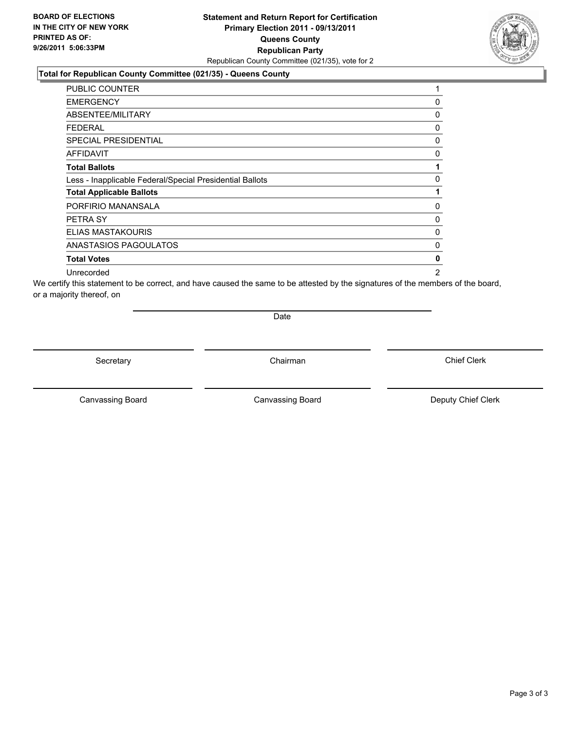**BOARD OF ELECTIONS IN THE CITY OF NEW YORK PRINTED AS OF: 9/26/2011 5:06:33PM**

# Statement and Return Report for Certification
## Primary Election 2011 - 09/13/2011
## Queens County
## Republican Party

Republican County Committee (021/35), vote for 2

### Total for Republican County Committee (021/35) - Queens County

| | |
|---|---|
| PUBLIC COUNTER | 1 |
| EMERGENCY | 0 |
| ABSENTEE/MILITARY | 0 |
| FEDERAL | 0 |
| SPECIAL PRESIDENTIAL | 0 |
| AFFIDAVIT | 0 |
| **Total Ballots** | **1** |
| Less - Inapplicable Federal/Special Presidential Ballots | 0 |
| **Total Applicable Ballots** | **1** |
| PORFIRIO MANANSALA | 0 |
| PETRA SY | 0 |
| ELIAS MASTAKOURIS | 0 |
| ANASTASIOS PAGOULATOS | 0 |
| **Total Votes** | **0** |
| Unrecorded | 2 |

We certify this statement to be correct, and have caused the same to be attested by the signatures of the members of the board, or a majority thereof, on

Date

Secretary Chairman Chief Clerk

Canvassing Board Canvassing Board Deputy Chief Clerk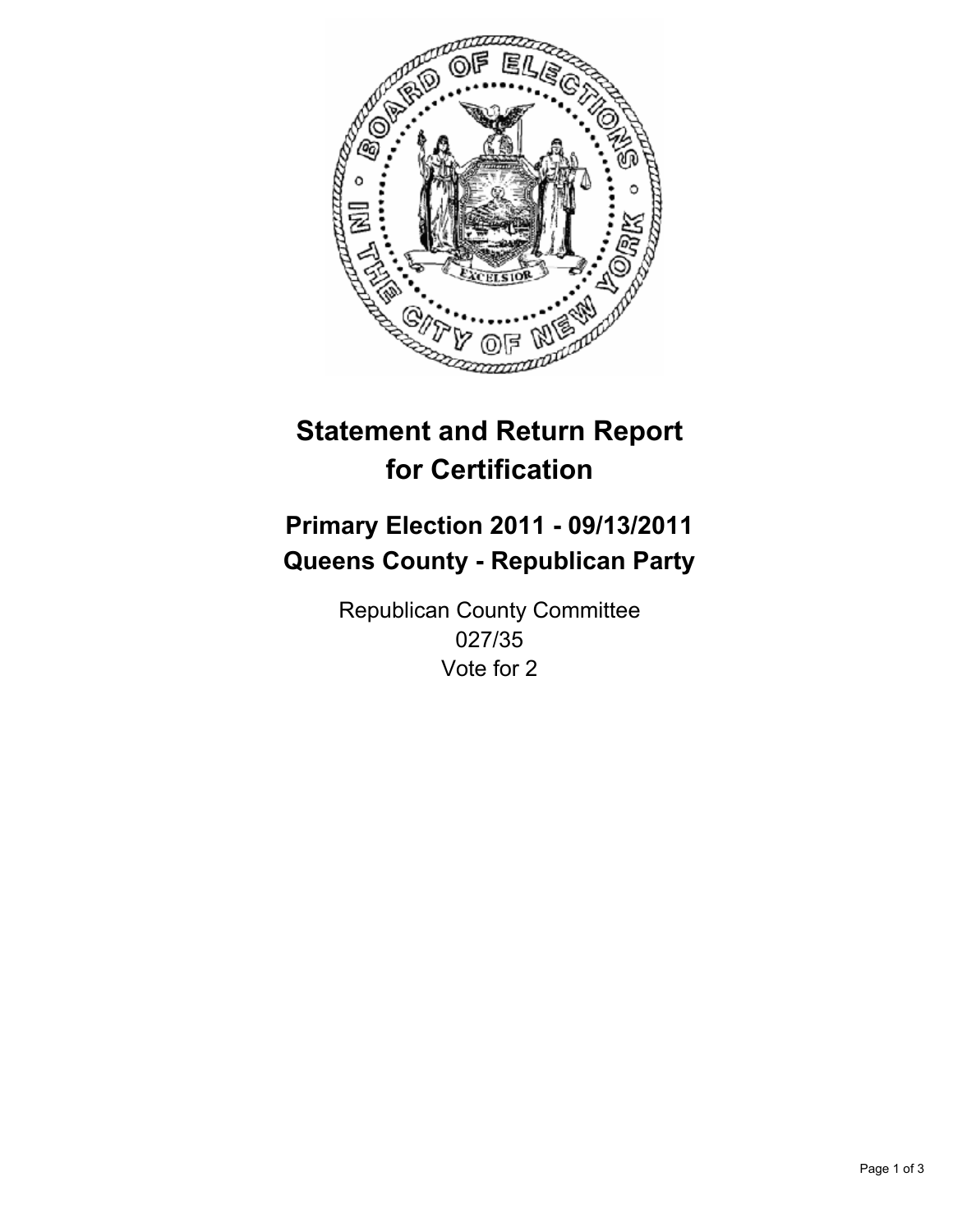# Statement and Return Report for Certification

## Primary Election 2011 - 09/13/2011
## Queens County - Republican Party

Republican County Committee
027/35
Vote for 2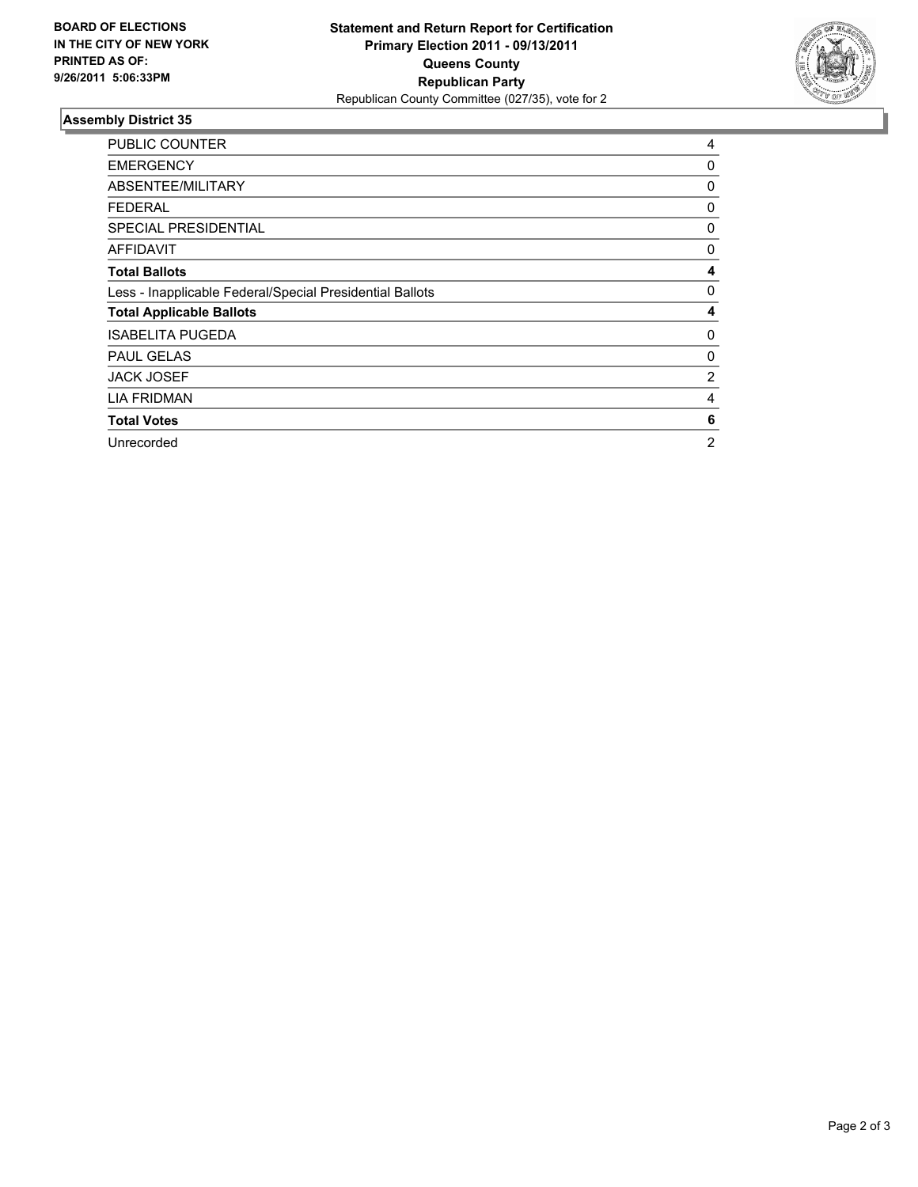**BOARD OF ELECTIONS IN THE CITY OF NEW YORK PRINTED AS OF: 9/26/2011 5:06:33PM**

**Statement and Return Report for Certification Primary Election 2011 - 09/13/2011 Queens County Republican Party**

Republican County Committee (027/35), vote for 2

### Assembly District 35

| | |
|---|---|
| PUBLIC COUNTER | 4 |
| EMERGENCY | 0 |
| ABSENTEE/MILITARY | 0 |
| FEDERAL | 0 |
| SPECIAL PRESIDENTIAL | 0 |
| AFFIDAVIT | 0 |
| **Total Ballots** | **4** |
| Less - Inapplicable Federal/Special Presidential Ballots | 0 |
| **Total Applicable Ballots** | **4** |
| ISABELITA PUGEDA | 0 |
| PAUL GELAS | 0 |
| JACK JOSEF | 2 |
| LIA FRIDMAN | 4 |
| **Total Votes** | **6** |
| Unrecorded | 2 |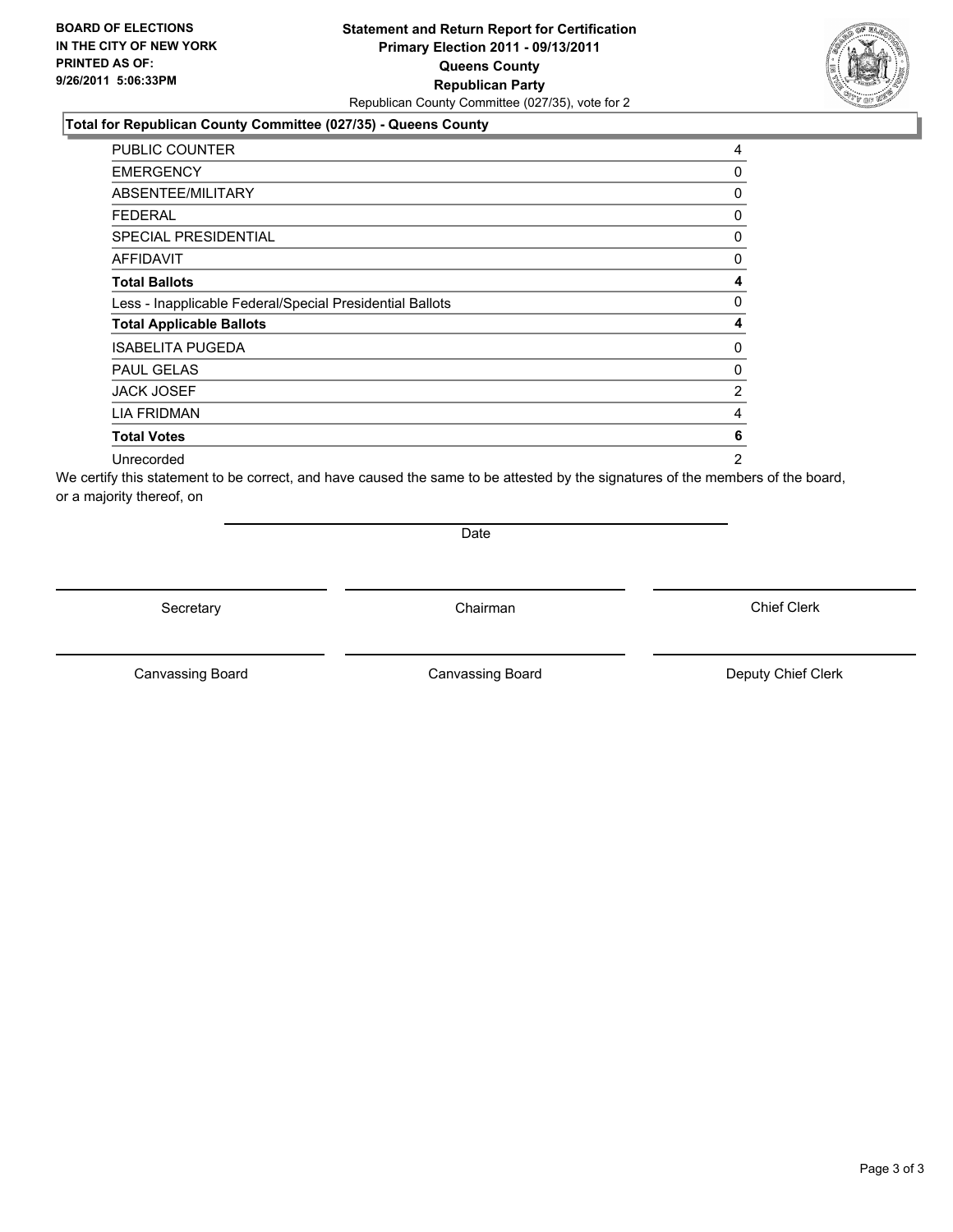**BOARD OF ELECTIONS IN THE CITY OF NEW YORK PRINTED AS OF: 9/26/2011 5:06:33PM**

**Statement and Return Report for Certification**
**Primary Election 2011 - 09/13/2011**
**Queens County**
**Republican Party**
Republican County Committee (027/35), vote for 2

### Total for Republican County Committee (027/35) - Queens County

| | |
|---|---|
| PUBLIC COUNTER | 4 |
| EMERGENCY | 0 |
| ABSENTEE/MILITARY | 0 |
| FEDERAL | 0 |
| SPECIAL PRESIDENTIAL | 0 |
| AFFIDAVIT | 0 |
| **Total Ballots** | **4** |
| Less - Inapplicable Federal/Special Presidential Ballots | 0 |
| **Total Applicable Ballots** | **4** |
| ISABELITA PUGEDA | 0 |
| PAUL GELAS | 0 |
| JACK JOSEF | 2 |
| LIA FRIDMAN | 4 |
| **Total Votes** | **6** |
| Unrecorded | 2 |

We certify this statement to be correct, and have caused the same to be attested by the signatures of the members of the board, or a majority thereof, on

Date

Secretary | Chairman | Chief Clerk

Canvassing Board | Canvassing Board | Deputy Chief Clerk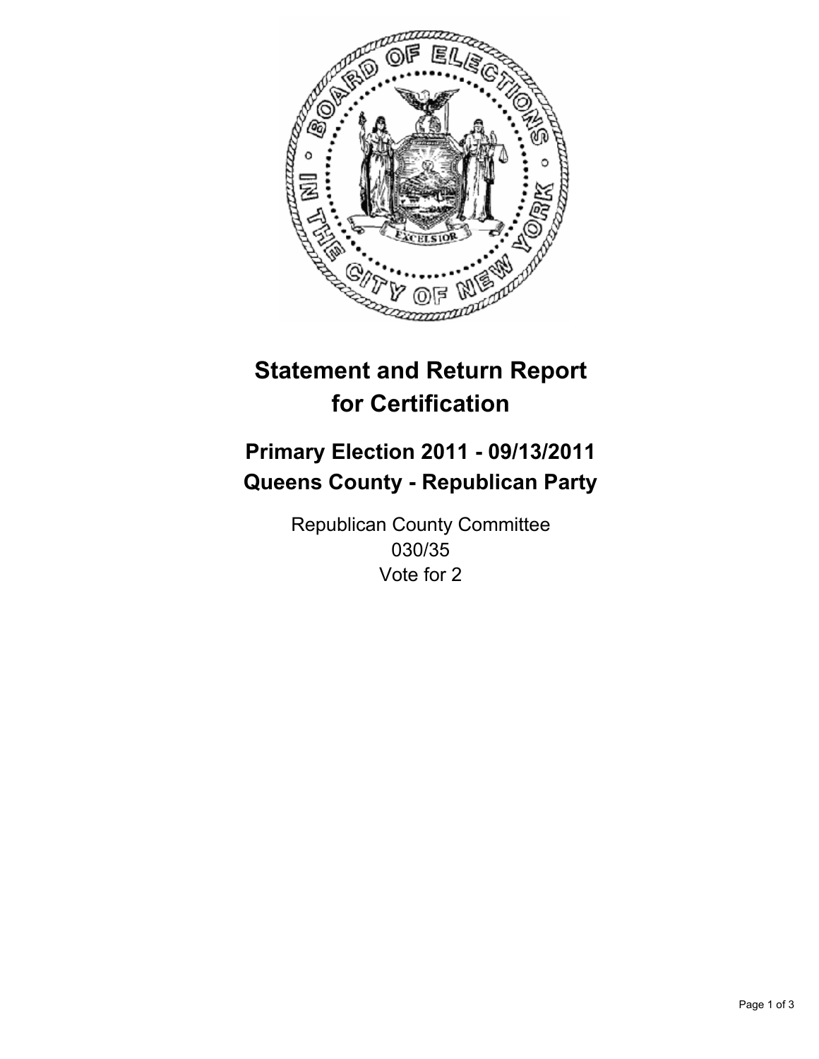# Statement and Return Report for Certification

## Primary Election 2011 - 09/13/2011
## Queens County - Republican Party

Republican County Committee
030/35
Vote for 2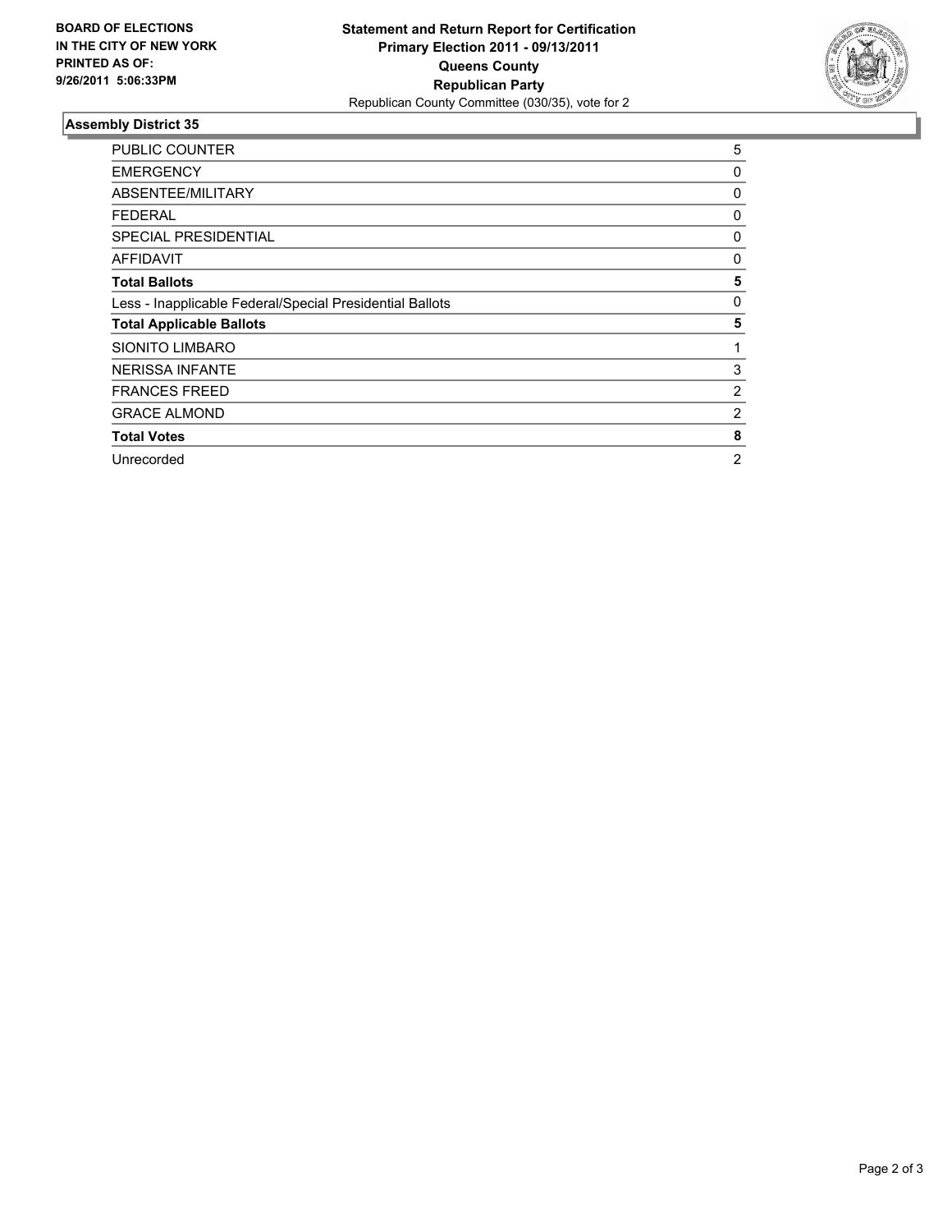**BOARD OF ELECTIONS IN THE CITY OF NEW YORK PRINTED AS OF: 9/26/2011 5:06:33PM**

**Statement and Return Report for Certification**
**Primary Election 2011 - 09/13/2011**
**Queens County**
**Republican Party**
Republican County Committee (030/35), vote for 2

## Assembly District 35

| | |
|---|---|
| PUBLIC COUNTER | 5 |
| EMERGENCY | 0 |
| ABSENTEE/MILITARY | 0 |
| FEDERAL | 0 |
| SPECIAL PRESIDENTIAL | 0 |
| AFFIDAVIT | 0 |
| **Total Ballots** | **5** |
| Less - Inapplicable Federal/Special Presidential Ballots | 0 |
| **Total Applicable Ballots** | **5** |
| SIONITO LIMBARO | 1 |
| NERISSA INFANTE | 3 |
| FRANCES FREED | 2 |
| GRACE ALMOND | 2 |
| **Total Votes** | **8** |
| Unrecorded | 2 |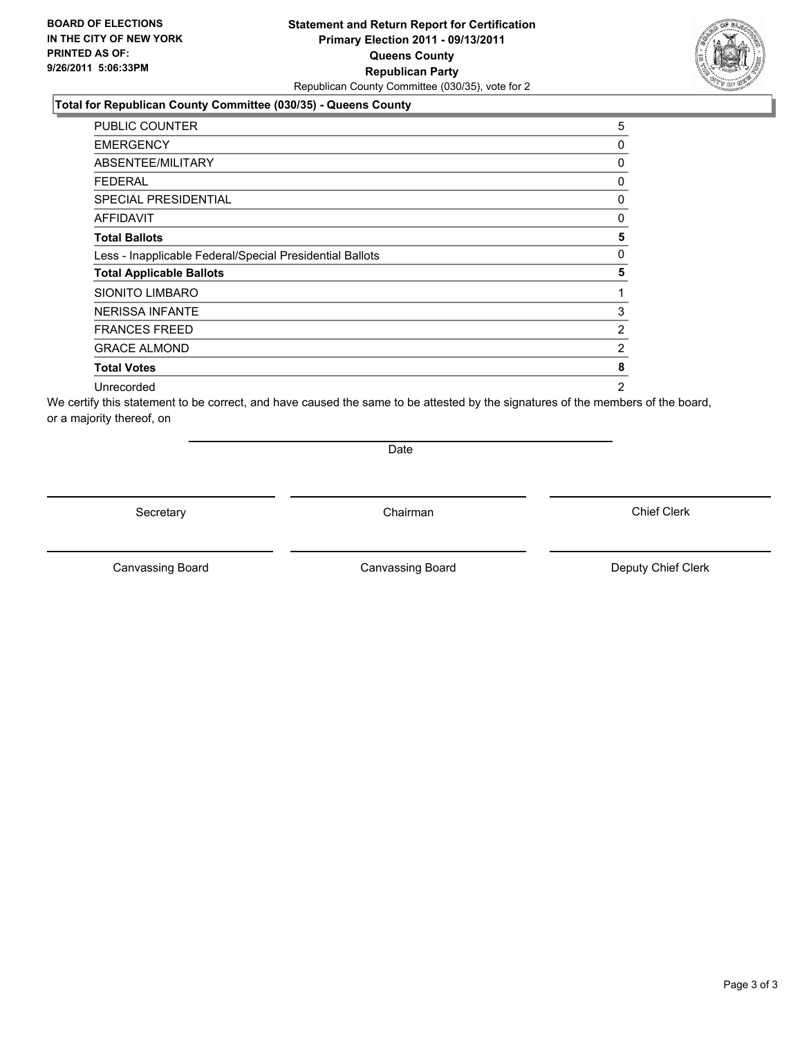**BOARD OF ELECTIONS IN THE CITY OF NEW YORK PRINTED AS OF: 9/26/2011 5:06:33PM**

**Statement and Return Report for Certification Primary Election 2011 - 09/13/2011 Queens County Republican Party**

Republican County Committee (030/35), vote for 2

**Total for Republican County Committee (030/35) - Queens County**

| | |
|---|---|
| PUBLIC COUNTER | 5 |
| EMERGENCY | 0 |
| ABSENTEE/MILITARY | 0 |
| FEDERAL | 0 |
| SPECIAL PRESIDENTIAL | 0 |
| AFFIDAVIT | 0 |
| **Total Ballots** | **5** |
| Less - Inapplicable Federal/Special Presidential Ballots | 0 |
| **Total Applicable Ballots** | **5** |
| SIONITO LIMBARO | 1 |
| NERISSA INFANTE | 3 |
| FRANCES FREED | 2 |
| GRACE ALMOND | 2 |
| **Total Votes** | **8** |
| Unrecorded | 2 |

We certify this statement to be correct, and have caused the same to be attested by the signatures of the members of the board, or a majority thereof, on

Date

Secretary | Chairman | Chief Clerk

Canvassing Board | Canvassing Board | Deputy Chief Clerk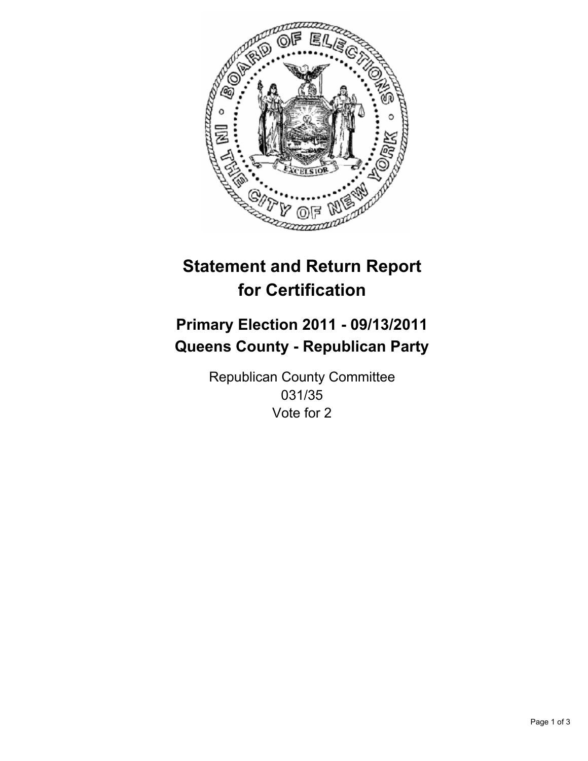# Statement and Return Report for Certification

## Primary Election 2011 - 09/13/2011
## Queens County - Republican Party

Republican County Committee
031/35
Vote for 2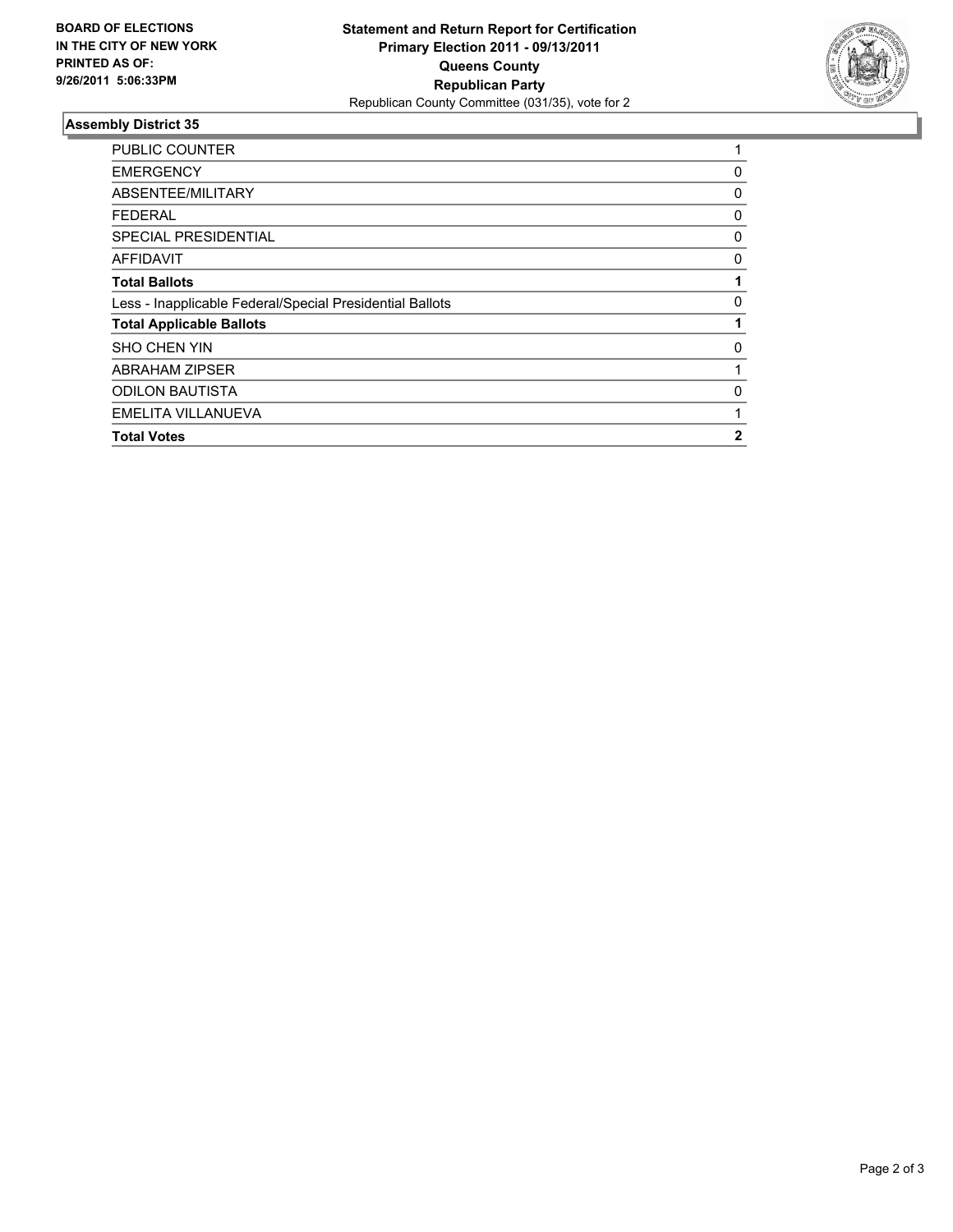**BOARD OF ELECTIONS IN THE CITY OF NEW YORK PRINTED AS OF: 9/26/2011 5:06:33PM**

**Statement and Return Report for Certification**
**Primary Election 2011 - 09/13/2011**
**Queens County**
**Republican Party**
Republican County Committee (031/35), vote for 2

## Assembly District 35

| | |
|---|---|
| PUBLIC COUNTER | 1 |
| EMERGENCY | 0 |
| ABSENTEE/MILITARY | 0 |
| FEDERAL | 0 |
| SPECIAL PRESIDENTIAL | 0 |
| AFFIDAVIT | 0 |
| **Total Ballots** | **1** |
| Less - Inapplicable Federal/Special Presidential Ballots | 0 |
| **Total Applicable Ballots** | **1** |
| SHO CHEN YIN | 0 |
| ABRAHAM ZIPSER | 1 |
| ODILON BAUTISTA | 0 |
| EMELITA VILLANUEVA | 1 |
| **Total Votes** | **2** |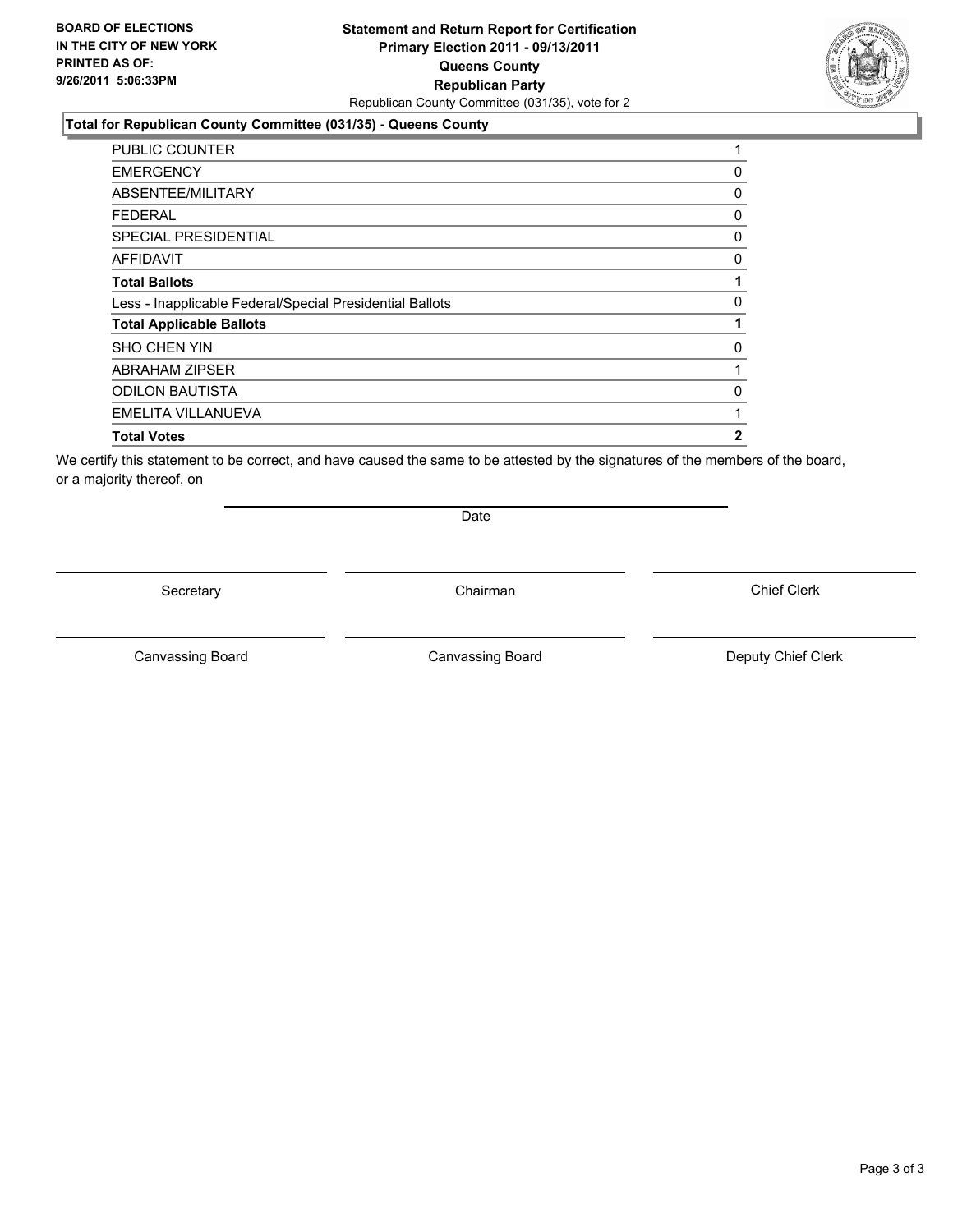**BOARD OF ELECTIONS IN THE CITY OF NEW YORK PRINTED AS OF: 9/26/2011 5:06:33PM**

# Statement and Return Report for Certification
## Primary Election 2011 - 09/13/2011
## Queens County
## Republican Party

Republican County Committee (031/35), vote for 2

### Total for Republican County Committee (031/35) - Queens County

| | |
|---|---|
| PUBLIC COUNTER | 1 |
| EMERGENCY | 0 |
| ABSENTEE/MILITARY | 0 |
| FEDERAL | 0 |
| SPECIAL PRESIDENTIAL | 0 |
| AFFIDAVIT | 0 |
| **Total Ballots** | **1** |
| Less - Inapplicable Federal/Special Presidential Ballots | 0 |
| **Total Applicable Ballots** | **1** |
| SHO CHEN YIN | 0 |
| ABRAHAM ZIPSER | 1 |
| ODILON BAUTISTA | 0 |
| EMELITA VILLANUEVA | 1 |
| **Total Votes** | **2** |

We certify this statement to be correct, and have caused the same to be attested by the signatures of the members of the board, or a majority thereof, on

Date

Secretary | Chairman | Chief Clerk

Canvassing Board | Canvassing Board | Deputy Chief Clerk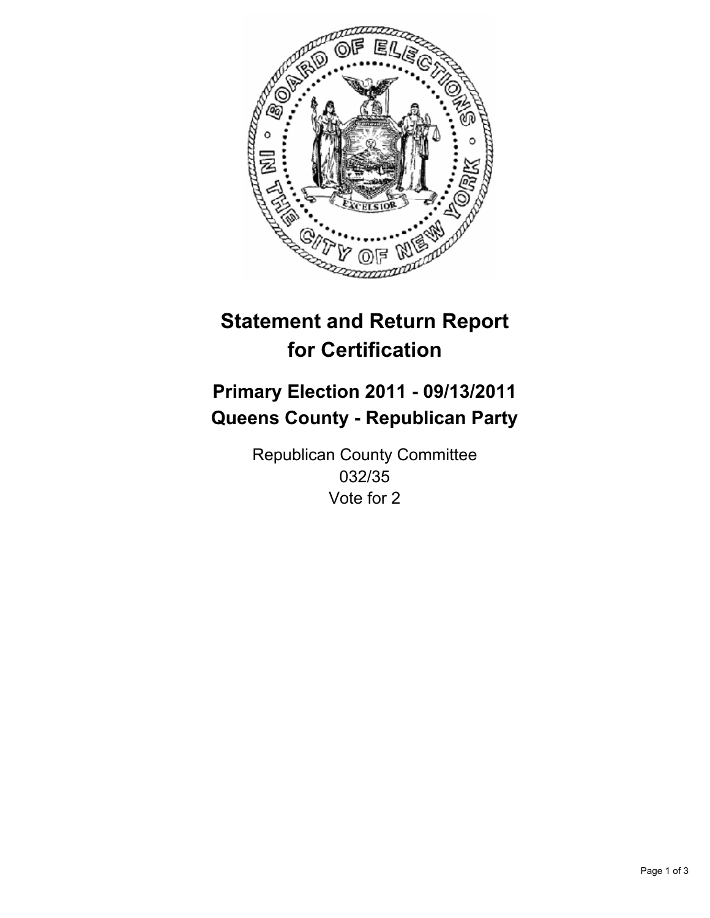# Statement and Return Report for Certification

## Primary Election 2011 - 09/13/2011
## Queens County - Republican Party

Republican County Committee
032/35
Vote for 2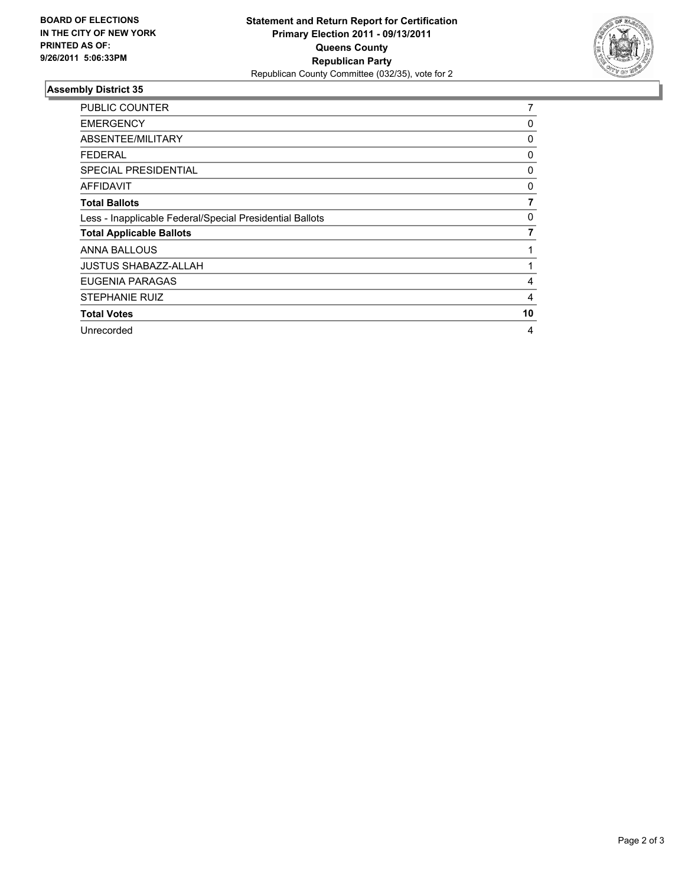**BOARD OF ELECTIONS IN THE CITY OF NEW YORK PRINTED AS OF: 9/26/2011 5:06:33PM**

**Statement and Return Report for Certification**
**Primary Election 2011 - 09/13/2011**
**Queens County**
**Republican Party**
Republican County Committee (032/35), vote for 2

## Assembly District 35

| | |
|---|---|
| PUBLIC COUNTER | 7 |
| EMERGENCY | 0 |
| ABSENTEE/MILITARY | 0 |
| FEDERAL | 0 |
| SPECIAL PRESIDENTIAL | 0 |
| AFFIDAVIT | 0 |
| **Total Ballots** | **7** |
| Less - Inapplicable Federal/Special Presidential Ballots | 0 |
| **Total Applicable Ballots** | **7** |
| ANNA BALLOUS | 1 |
| JUSTUS SHABAZZ-ALLAH | 1 |
| EUGENIA PARAGAS | 4 |
| STEPHANIE RUIZ | 4 |
| **Total Votes** | **10** |
| Unrecorded | 4 |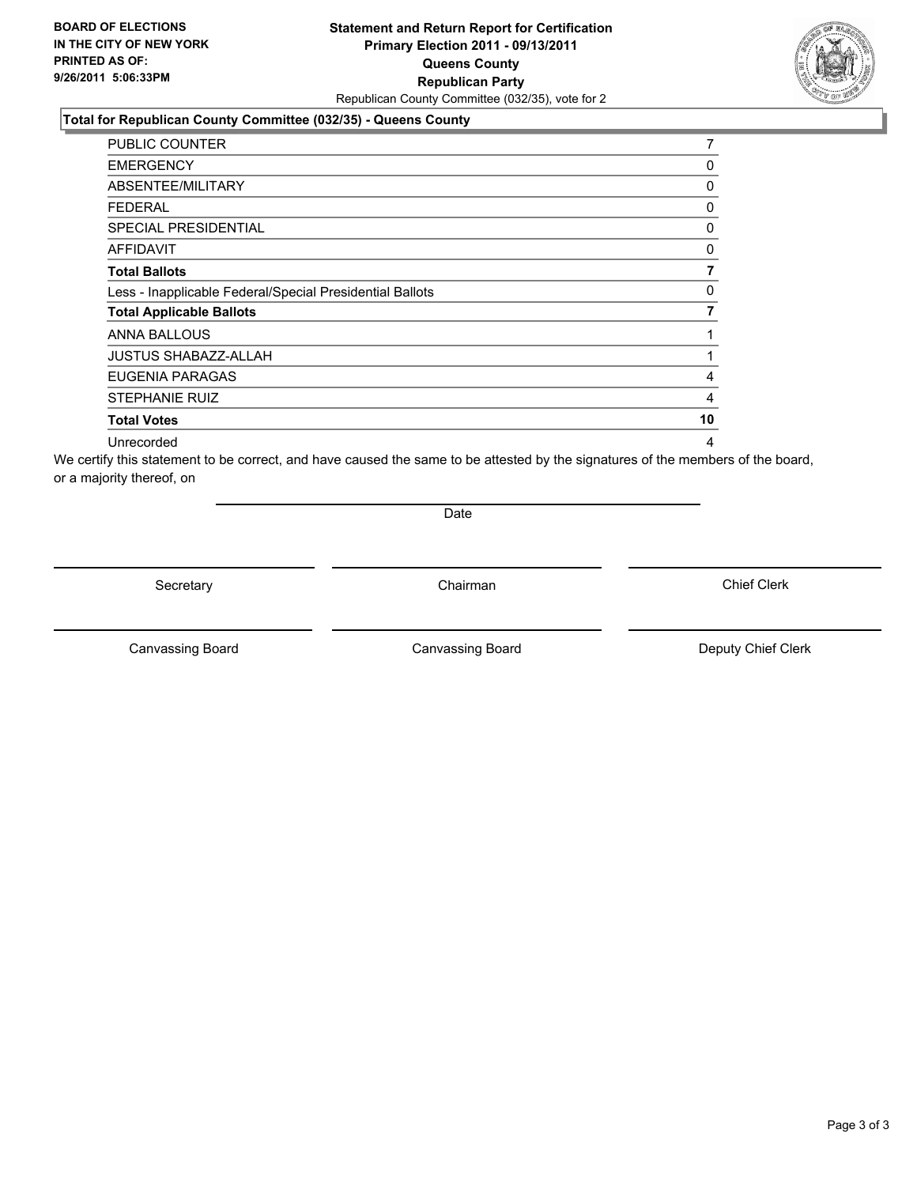**BOARD OF ELECTIONS IN THE CITY OF NEW YORK PRINTED AS OF: 9/26/2011 5:06:33PM**

# Statement and Return Report for Certification
## Primary Election 2011 - 09/13/2011
## Queens County
## Republican Party

Republican County Committee (032/35), vote for 2

### Total for Republican County Committee (032/35) - Queens County

| | |
|---|---|
| PUBLIC COUNTER | 7 |
| EMERGENCY | 0 |
| ABSENTEE/MILITARY | 0 |
| FEDERAL | 0 |
| SPECIAL PRESIDENTIAL | 0 |
| AFFIDAVIT | 0 |
| **Total Ballots** | **7** |
| Less - Inapplicable Federal/Special Presidential Ballots | 0 |
| **Total Applicable Ballots** | **7** |
| ANNA BALLOUS | 1 |
| JUSTUS SHABAZZ-ALLAH | 1 |
| EUGENIA PARAGAS | 4 |
| STEPHANIE RUIZ | 4 |
| **Total Votes** | **10** |
| Unrecorded | 4 |

We certify this statement to be correct, and have caused the same to be attested by the signatures of the members of the board, or a majority thereof, on

Date

Secretary | Chairman | Chief Clerk

Canvassing Board | Canvassing Board | Deputy Chief Clerk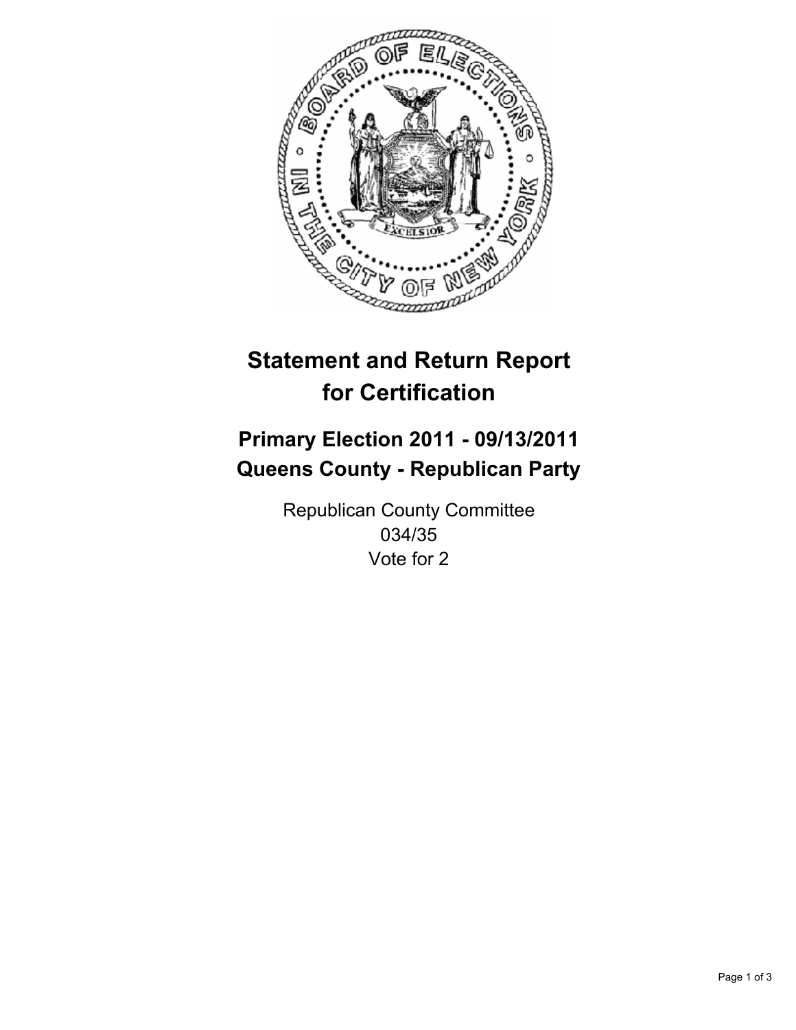# Statement and Return Report for Certification

## Primary Election 2011 - 09/13/2011
## Queens County - Republican Party

Republican County Committee
034/35
Vote for 2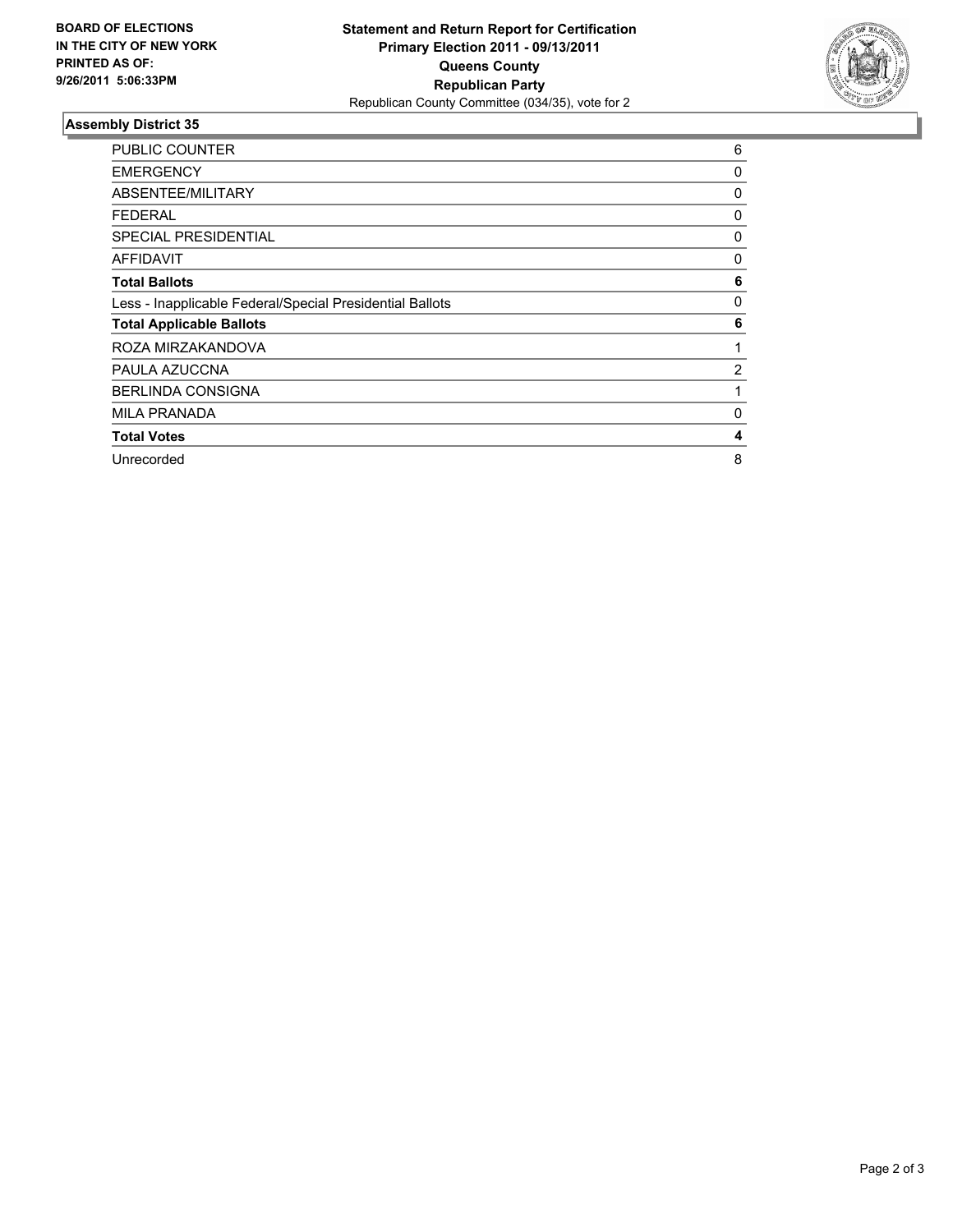**BOARD OF ELECTIONS IN THE CITY OF NEW YORK PRINTED AS OF: 9/26/2011 5:06:33PM**

**Statement and Return Report for Certification**
**Primary Election 2011 - 09/13/2011**
**Queens County**
**Republican Party**
Republican County Committee (034/35), vote for 2

## Assembly District 35

| | |
|---|---|
| PUBLIC COUNTER | 6 |
| EMERGENCY | 0 |
| ABSENTEE/MILITARY | 0 |
| FEDERAL | 0 |
| SPECIAL PRESIDENTIAL | 0 |
| AFFIDAVIT | 0 |
| **Total Ballots** | **6** |
| Less - Inapplicable Federal/Special Presidential Ballots | 0 |
| **Total Applicable Ballots** | **6** |
| ROZA MIRZAKANDOVA | 1 |
| PAULA AZUCCNA | 2 |
| BERLINDA CONSIGNA | 1 |
| MILA PRANADA | 0 |
| **Total Votes** | **4** |
| Unrecorded | 8 |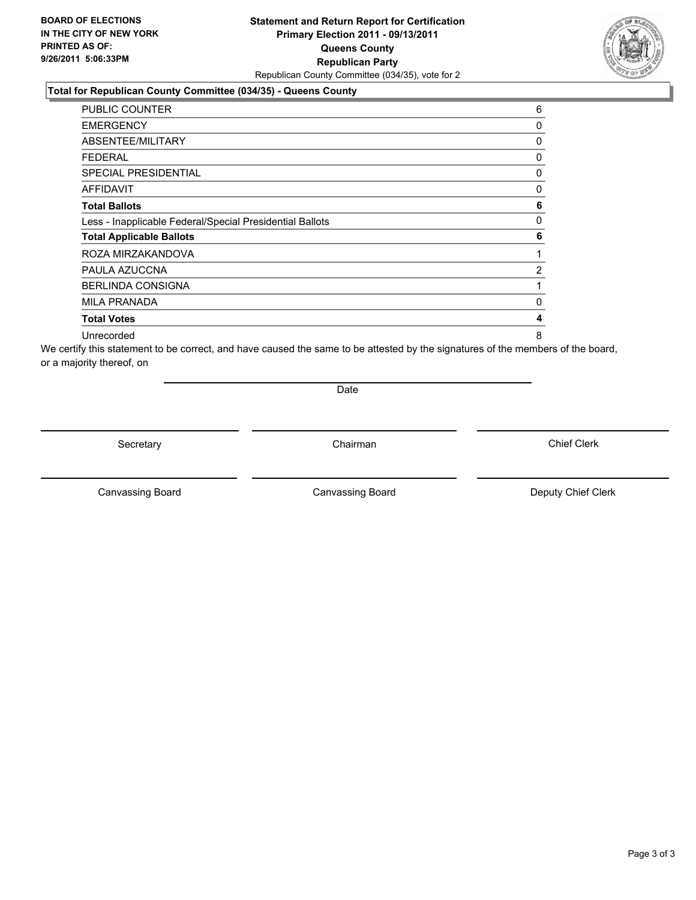**BOARD OF ELECTIONS IN THE CITY OF NEW YORK PRINTED AS OF: 9/26/2011 5:06:33PM**

**Statement and Return Report for Certification**
**Primary Election 2011 - 09/13/2011**
**Queens County**
**Republican Party**
Republican County Committee (034/35), vote for 2

**Total for Republican County Committee (034/35) - Queens County**

| | |
|---|---|
| PUBLIC COUNTER | 6 |
| EMERGENCY | 0 |
| ABSENTEE/MILITARY | 0 |
| FEDERAL | 0 |
| SPECIAL PRESIDENTIAL | 0 |
| AFFIDAVIT | 0 |
| **Total Ballots** | **6** |
| Less - Inapplicable Federal/Special Presidential Ballots | 0 |
| **Total Applicable Ballots** | **6** |
| ROZA MIRZAKANDOVA | 1 |
| PAULA AZUCCNA | 2 |
| BERLINDA CONSIGNA | 1 |
| MILA PRANADA | 0 |
| **Total Votes** | **4** |
| Unrecorded | 8 |

We certify this statement to be correct, and have caused the same to be attested by the signatures of the members of the board, or a majority thereof, on

Date

Secretary　　Chairman　　Chief Clerk

Canvassing Board　　Canvassing Board　　Deputy Chief Clerk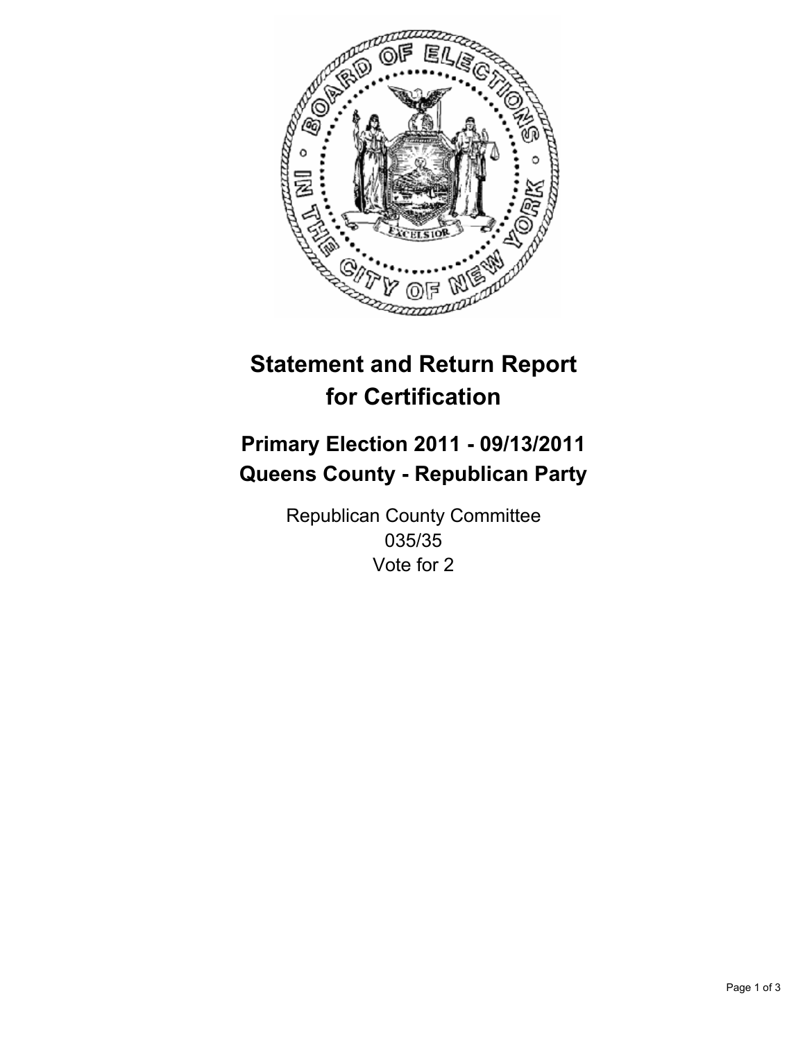# Statement and Return Report for Certification

## Primary Election 2011 - 09/13/2011
## Queens County - Republican Party

Republican County Committee
035/35
Vote for 2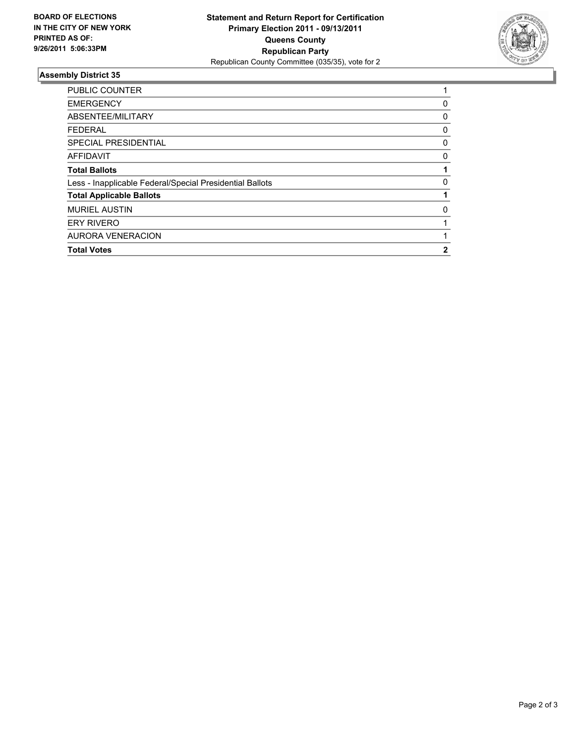**BOARD OF ELECTIONS IN THE CITY OF NEW YORK PRINTED AS OF: 9/26/2011 5:06:33PM**

**Statement and Return Report for Certification**
**Primary Election 2011 - 09/13/2011**
**Queens County**
**Republican Party**
Republican County Committee (035/35), vote for 2

## Assembly District 35

| | |
|---|---|
| PUBLIC COUNTER | 1 |
| EMERGENCY | 0 |
| ABSENTEE/MILITARY | 0 |
| FEDERAL | 0 |
| SPECIAL PRESIDENTIAL | 0 |
| AFFIDAVIT | 0 |
| **Total Ballots** | **1** |
| Less - Inapplicable Federal/Special Presidential Ballots | 0 |
| **Total Applicable Ballots** | **1** |
| MURIEL AUSTIN | 0 |
| ERY RIVERO | 1 |
| AURORA VENERACION | 1 |
| **Total Votes** | **2** |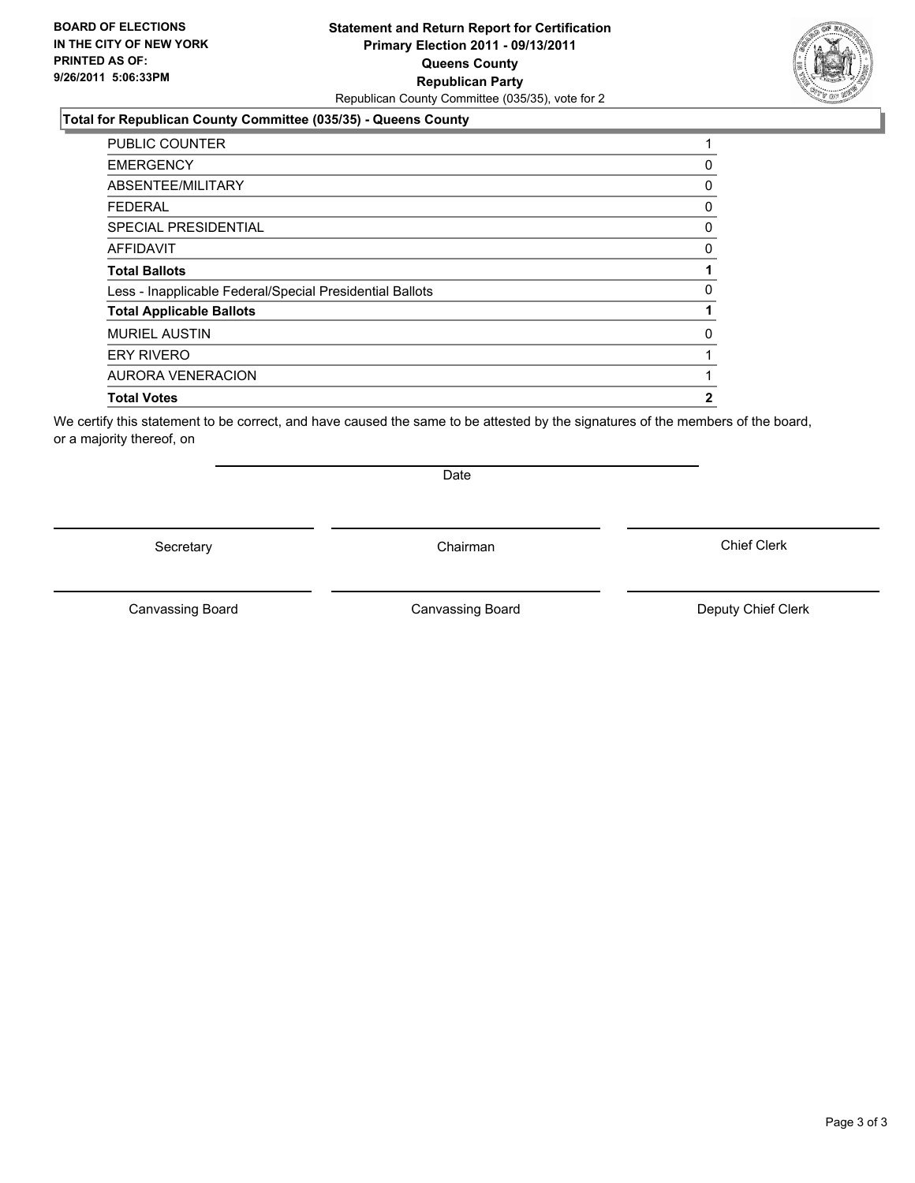**BOARD OF ELECTIONS IN THE CITY OF NEW YORK PRINTED AS OF: 9/26/2011 5:06:33PM**

**Statement and Return Report for Certification**
**Primary Election 2011 - 09/13/2011**
**Queens County**
**Republican Party**
Republican County Committee (035/35), vote for 2

### Total for Republican County Committee (035/35) - Queens County

| | |
|---|---|
| PUBLIC COUNTER | 1 |
| EMERGENCY | 0 |
| ABSENTEE/MILITARY | 0 |
| FEDERAL | 0 |
| SPECIAL PRESIDENTIAL | 0 |
| AFFIDAVIT | 0 |
| **Total Ballots** | **1** |
| Less - Inapplicable Federal/Special Presidential Ballots | 0 |
| **Total Applicable Ballots** | **1** |
| MURIEL AUSTIN | 0 |
| ERY RIVERO | 1 |
| AURORA VENERACION | 1 |
| **Total Votes** | **2** |

We certify this statement to be correct, and have caused the same to be attested by the signatures of the members of the board, or a majority thereof, on

Date

Secretary — Chairman — Chief Clerk

Canvassing Board — Canvassing Board — Deputy Chief Clerk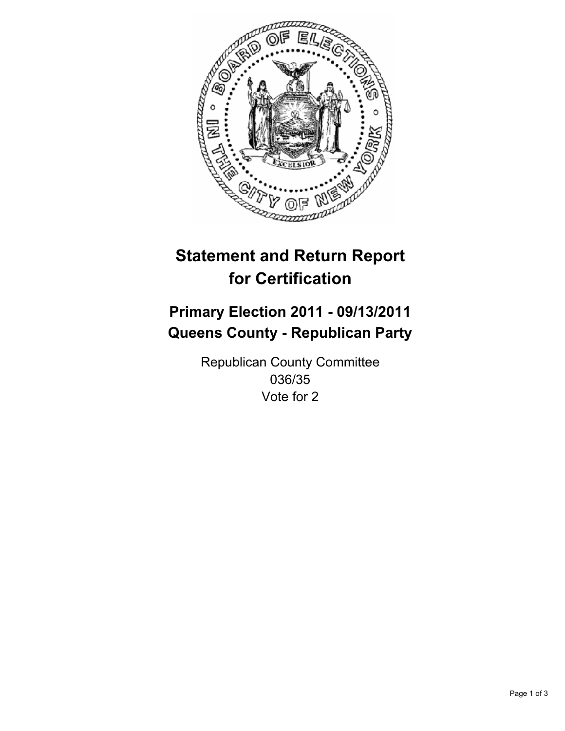# Statement and Return Report for Certification

## Primary Election 2011 - 09/13/2011
## Queens County - Republican Party

Republican County Committee
036/35
Vote for 2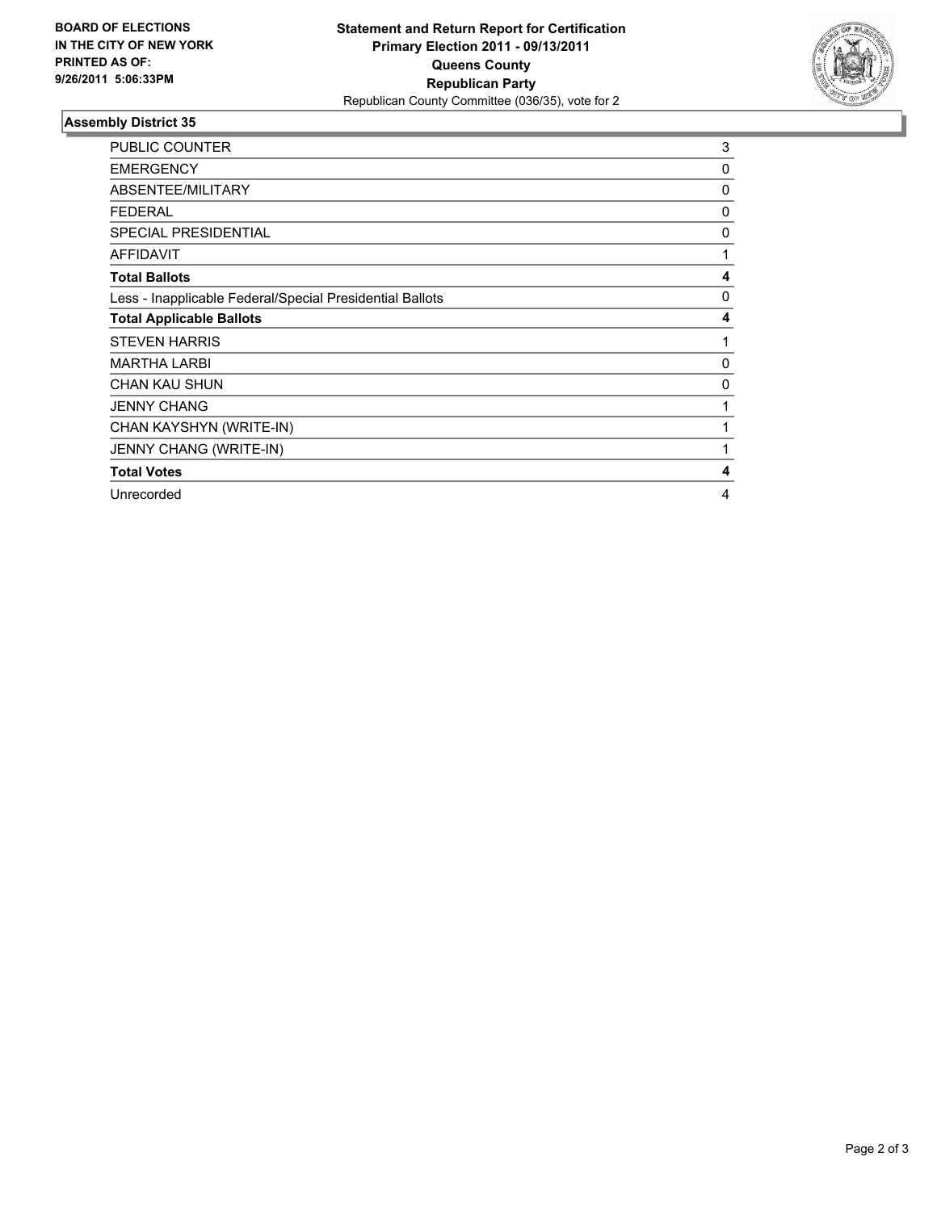**BOARD OF ELECTIONS IN THE CITY OF NEW YORK PRINTED AS OF: 9/26/2011 5:06:33PM**

**Statement and Return Report for Certification**
**Primary Election 2011 - 09/13/2011**
**Queens County**
**Republican Party**
Republican County Committee (036/35), vote for 2

### Assembly District 35

| | |
|---|---|
| PUBLIC COUNTER | 3 |
| EMERGENCY | 0 |
| ABSENTEE/MILITARY | 0 |
| FEDERAL | 0 |
| SPECIAL PRESIDENTIAL | 0 |
| AFFIDAVIT | 1 |
| **Total Ballots** | **4** |
| Less - Inapplicable Federal/Special Presidential Ballots | 0 |
| **Total Applicable Ballots** | **4** |
| STEVEN HARRIS | 1 |
| MARTHA LARBI | 0 |
| CHAN KAU SHUN | 0 |
| JENNY CHANG | 1 |
| CHAN KAYSHYN (WRITE-IN) | 1 |
| JENNY CHANG (WRITE-IN) | 1 |
| **Total Votes** | **4** |
| Unrecorded | 4 |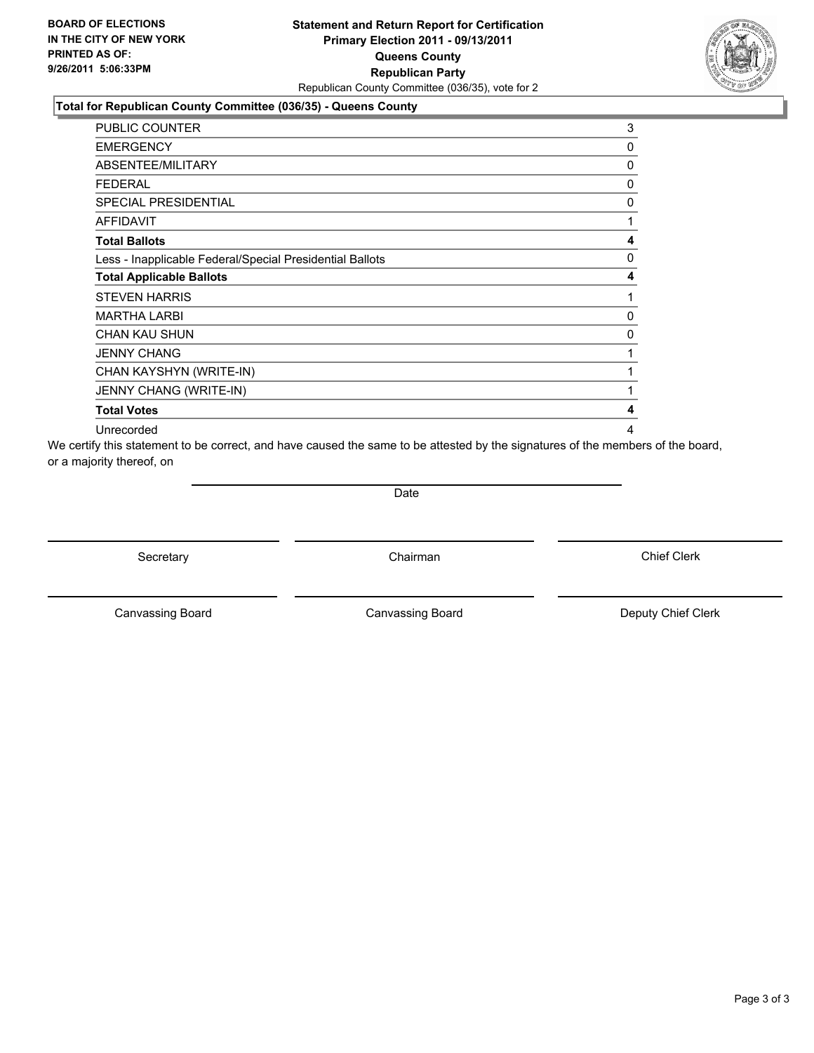**BOARD OF ELECTIONS IN THE CITY OF NEW YORK PRINTED AS OF: 9/26/2011 5:06:33PM**

# Statement and Return Report for Certification
## Primary Election 2011 - 09/13/2011
## Queens County
## Republican Party

Republican County Committee (036/35), vote for 2

### Total for Republican County Committee (036/35) - Queens County

| | |
|---|---|
| PUBLIC COUNTER | 3 |
| EMERGENCY | 0 |
| ABSENTEE/MILITARY | 0 |
| FEDERAL | 0 |
| SPECIAL PRESIDENTIAL | 0 |
| AFFIDAVIT | 1 |
| **Total Ballots** | **4** |
| Less - Inapplicable Federal/Special Presidential Ballots | 0 |
| **Total Applicable Ballots** | **4** |
| STEVEN HARRIS | 1 |
| MARTHA LARBI | 0 |
| CHAN KAU SHUN | 0 |
| JENNY CHANG | 1 |
| CHAN KAYSHYN (WRITE-IN) | 1 |
| JENNY CHANG (WRITE-IN) | 1 |
| **Total Votes** | **4** |
| Unrecorded | 4 |

We certify this statement to be correct, and have caused the same to be attested by the signatures of the members of the board, or a majority thereof, on

Date

Secretary | Chairman | Chief Clerk

Canvassing Board | Canvassing Board | Deputy Chief Clerk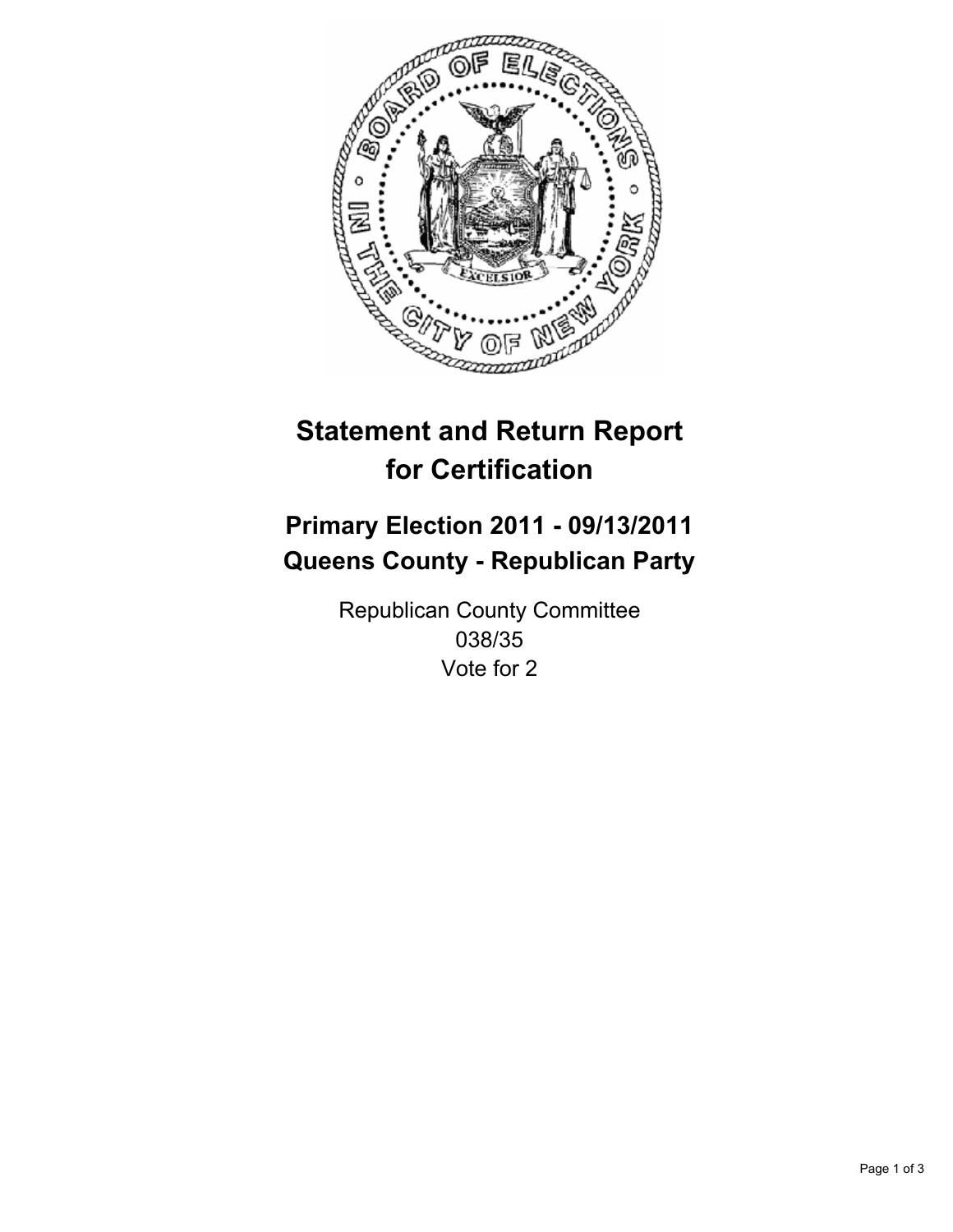# Statement and Return Report for Certification

## Primary Election 2011 - 09/13/2011
## Queens County - Republican Party

Republican County Committee
038/35
Vote for 2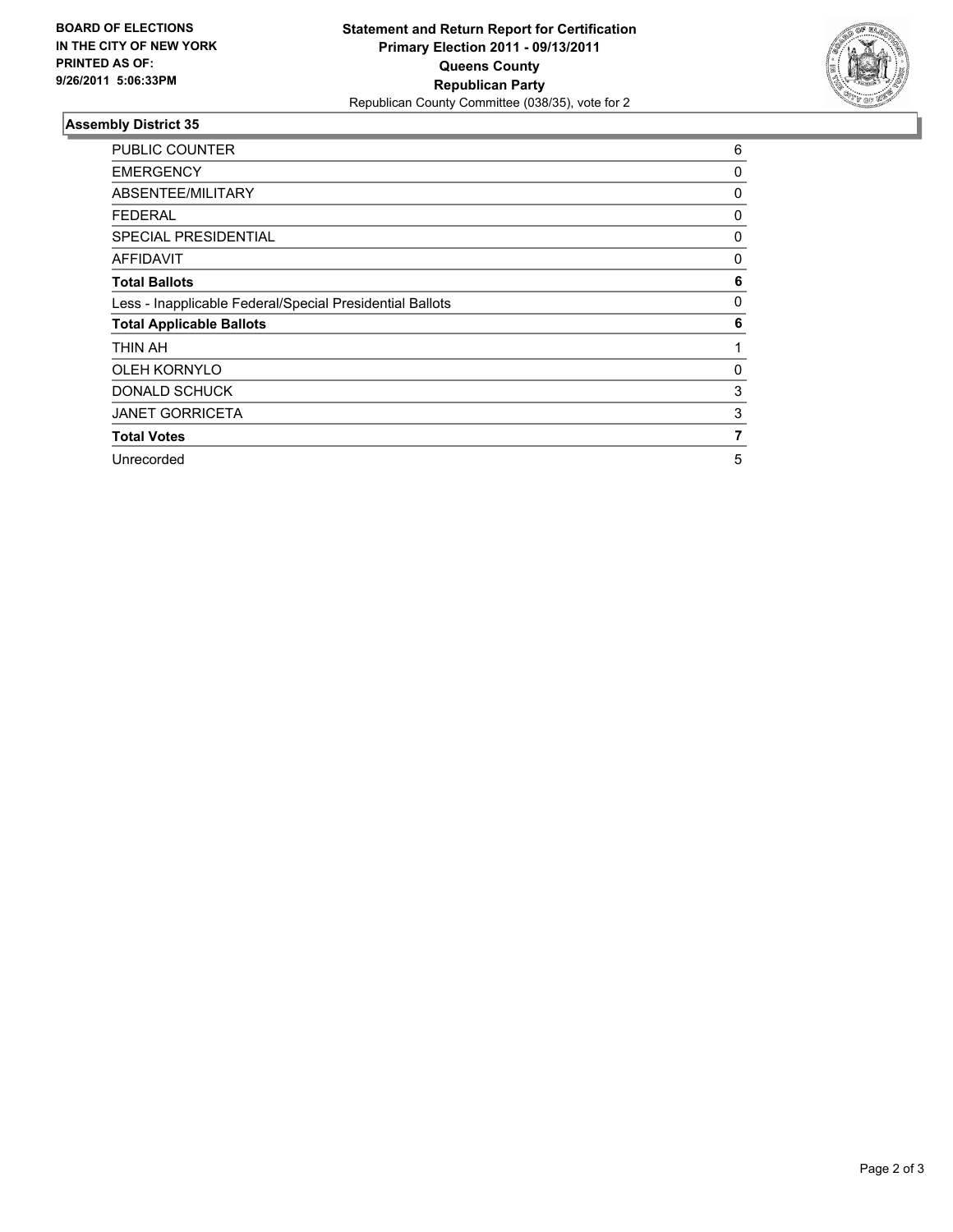**BOARD OF ELECTIONS IN THE CITY OF NEW YORK PRINTED AS OF: 9/26/2011 5:06:33PM**

**Statement and Return Report for Certification**
**Primary Election 2011 - 09/13/2011**
**Queens County**
**Republican Party**
Republican County Committee (038/35), vote for 2

### Assembly District 35

| | |
|---|---|
| PUBLIC COUNTER | 6 |
| EMERGENCY | 0 |
| ABSENTEE/MILITARY | 0 |
| FEDERAL | 0 |
| SPECIAL PRESIDENTIAL | 0 |
| AFFIDAVIT | 0 |
| **Total Ballots** | **6** |
| Less - Inapplicable Federal/Special Presidential Ballots | 0 |
| **Total Applicable Ballots** | **6** |
| THIN AH | 1 |
| OLEH KORNYLO | 0 |
| DONALD SCHUCK | 3 |
| JANET GORRICETA | 3 |
| **Total Votes** | **7** |
| Unrecorded | 5 |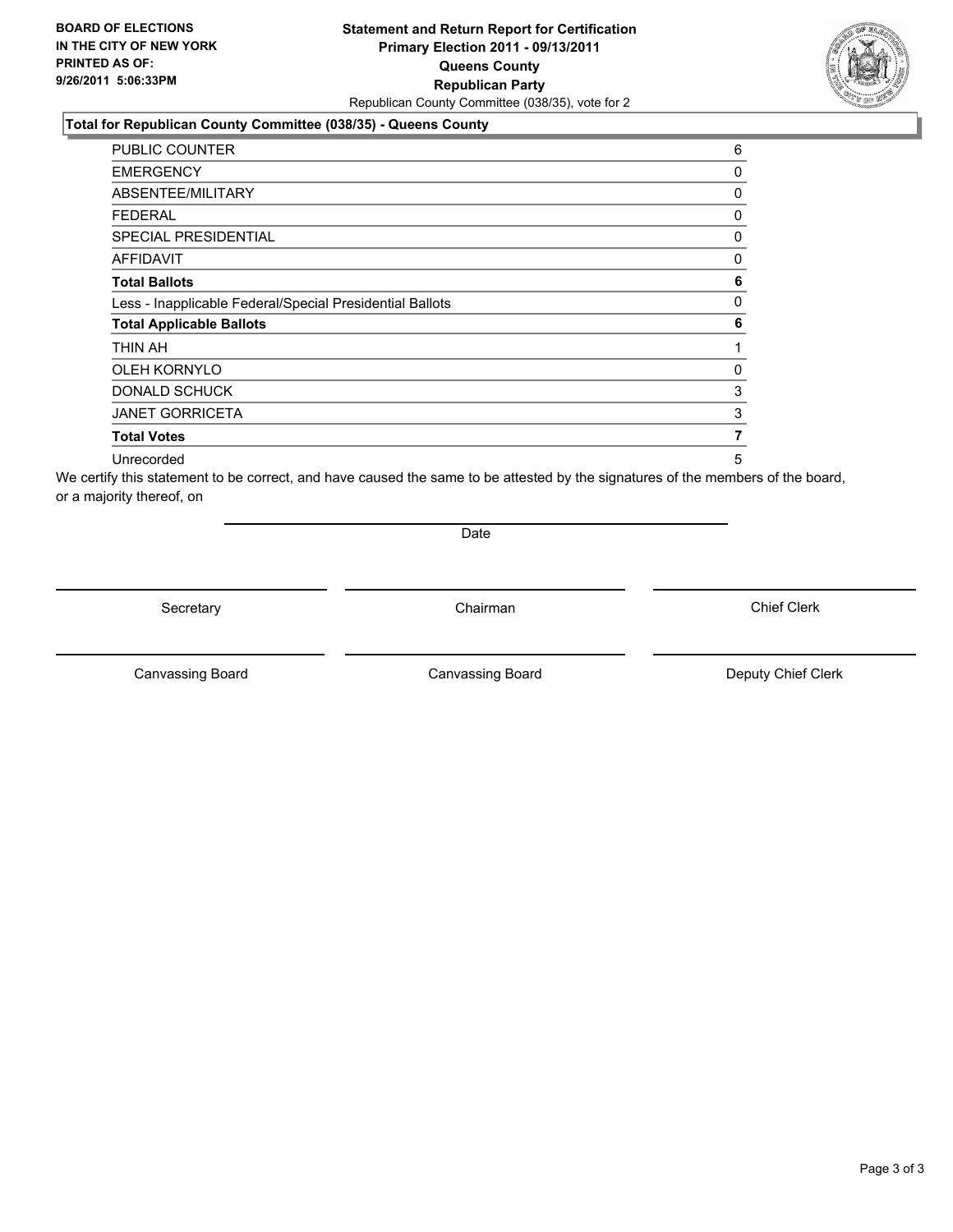**BOARD OF ELECTIONS IN THE CITY OF NEW YORK PRINTED AS OF: 9/26/2011 5:06:33PM**

**Statement and Return Report for Certification**
**Primary Election 2011 - 09/13/2011**
**Queens County**
**Republican Party**
Republican County Committee (038/35), vote for 2

### Total for Republican County Committee (038/35) - Queens County

| | |
|---|---|
| PUBLIC COUNTER | 6 |
| EMERGENCY | 0 |
| ABSENTEE/MILITARY | 0 |
| FEDERAL | 0 |
| SPECIAL PRESIDENTIAL | 0 |
| AFFIDAVIT | 0 |
| **Total Ballots** | **6** |
| Less - Inapplicable Federal/Special Presidential Ballots | 0 |
| **Total Applicable Ballots** | **6** |
| THIN AH | 1 |
| OLEH KORNYLO | 0 |
| DONALD SCHUCK | 3 |
| JANET GORRICETA | 3 |
| **Total Votes** | **7** |
| Unrecorded | 5 |

We certify this statement to be correct, and have caused the same to be attested by the signatures of the members of the board, or a majority thereof, on

Date

Secretary | Chairman | Chief Clerk

Canvassing Board | Canvassing Board | Deputy Chief Clerk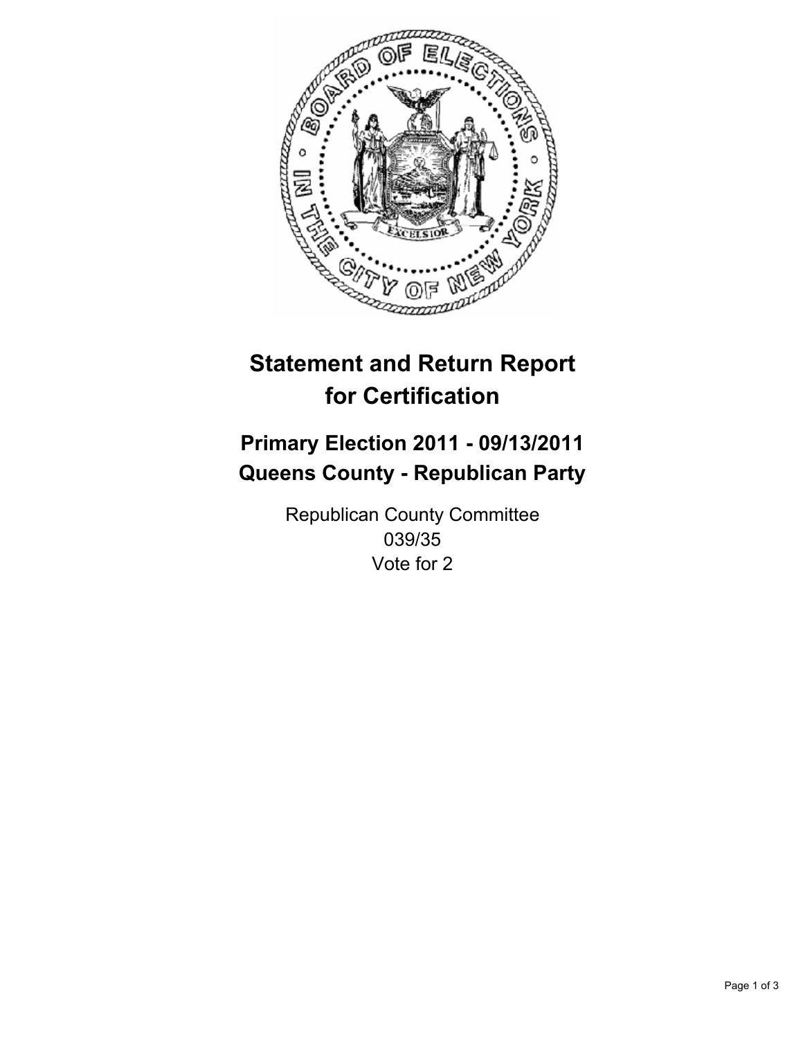# Statement and Return Report for Certification

## Primary Election 2011 - 09/13/2011
## Queens County - Republican Party

Republican County Committee
039/35
Vote for 2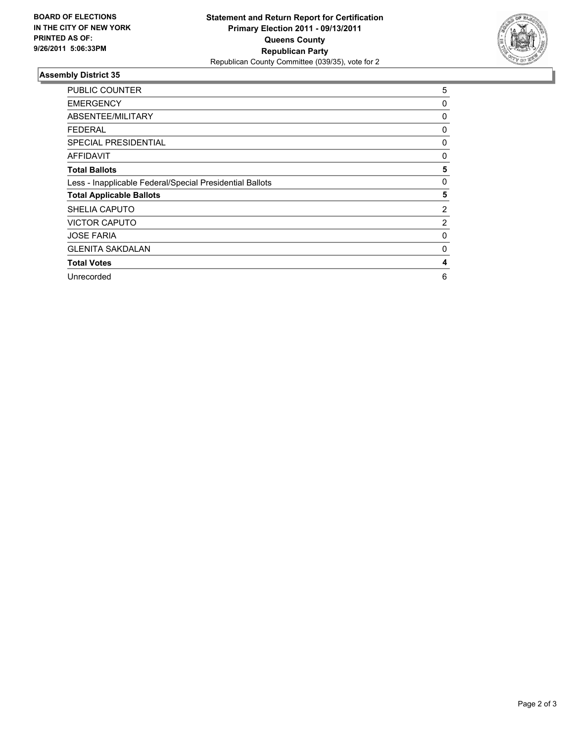**BOARD OF ELECTIONS IN THE CITY OF NEW YORK PRINTED AS OF: 9/26/2011 5:06:33PM**

**Statement and Return Report for Certification**
**Primary Election 2011 - 09/13/2011**
**Queens County**
**Republican Party**
Republican County Committee (039/35), vote for 2

## Assembly District 35

| | |
|---|---|
| PUBLIC COUNTER | 5 |
| EMERGENCY | 0 |
| ABSENTEE/MILITARY | 0 |
| FEDERAL | 0 |
| SPECIAL PRESIDENTIAL | 0 |
| AFFIDAVIT | 0 |
| **Total Ballots** | **5** |
| Less - Inapplicable Federal/Special Presidential Ballots | 0 |
| **Total Applicable Ballots** | **5** |
| SHELIA CAPUTO | 2 |
| VICTOR CAPUTO | 2 |
| JOSE FARIA | 0 |
| GLENITA SAKDALAN | 0 |
| **Total Votes** | **4** |
| Unrecorded | 6 |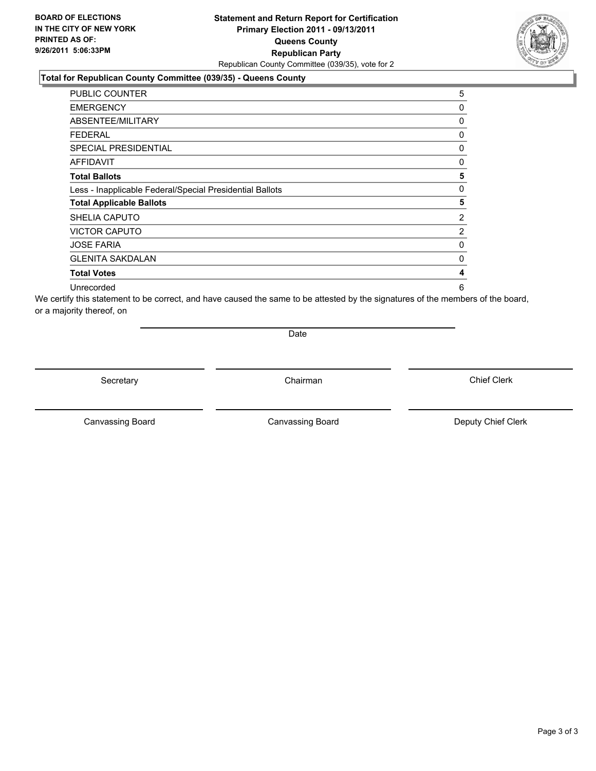**BOARD OF ELECTIONS IN THE CITY OF NEW YORK PRINTED AS OF: 9/26/2011 5:06:33PM**

**Statement and Return Report for Certification**
**Primary Election 2011 - 09/13/2011**
**Queens County**
**Republican Party**
Republican County Committee (039/35), vote for 2

### Total for Republican County Committee (039/35) - Queens County

| | |
|---|---|
| PUBLIC COUNTER | 5 |
| EMERGENCY | 0 |
| ABSENTEE/MILITARY | 0 |
| FEDERAL | 0 |
| SPECIAL PRESIDENTIAL | 0 |
| AFFIDAVIT | 0 |
| **Total Ballots** | **5** |
| Less - Inapplicable Federal/Special Presidential Ballots | 0 |
| **Total Applicable Ballots** | **5** |
| SHELIA CAPUTO | 2 |
| VICTOR CAPUTO | 2 |
| JOSE FARIA | 0 |
| GLENITA SAKDALAN | 0 |
| **Total Votes** | **4** |
| Unrecorded | 6 |

We certify this statement to be correct, and have caused the same to be attested by the signatures of the members of the board, or a majority thereof, on

Date

Secretary | Chairman | Chief Clerk

Canvassing Board | Canvassing Board | Deputy Chief Clerk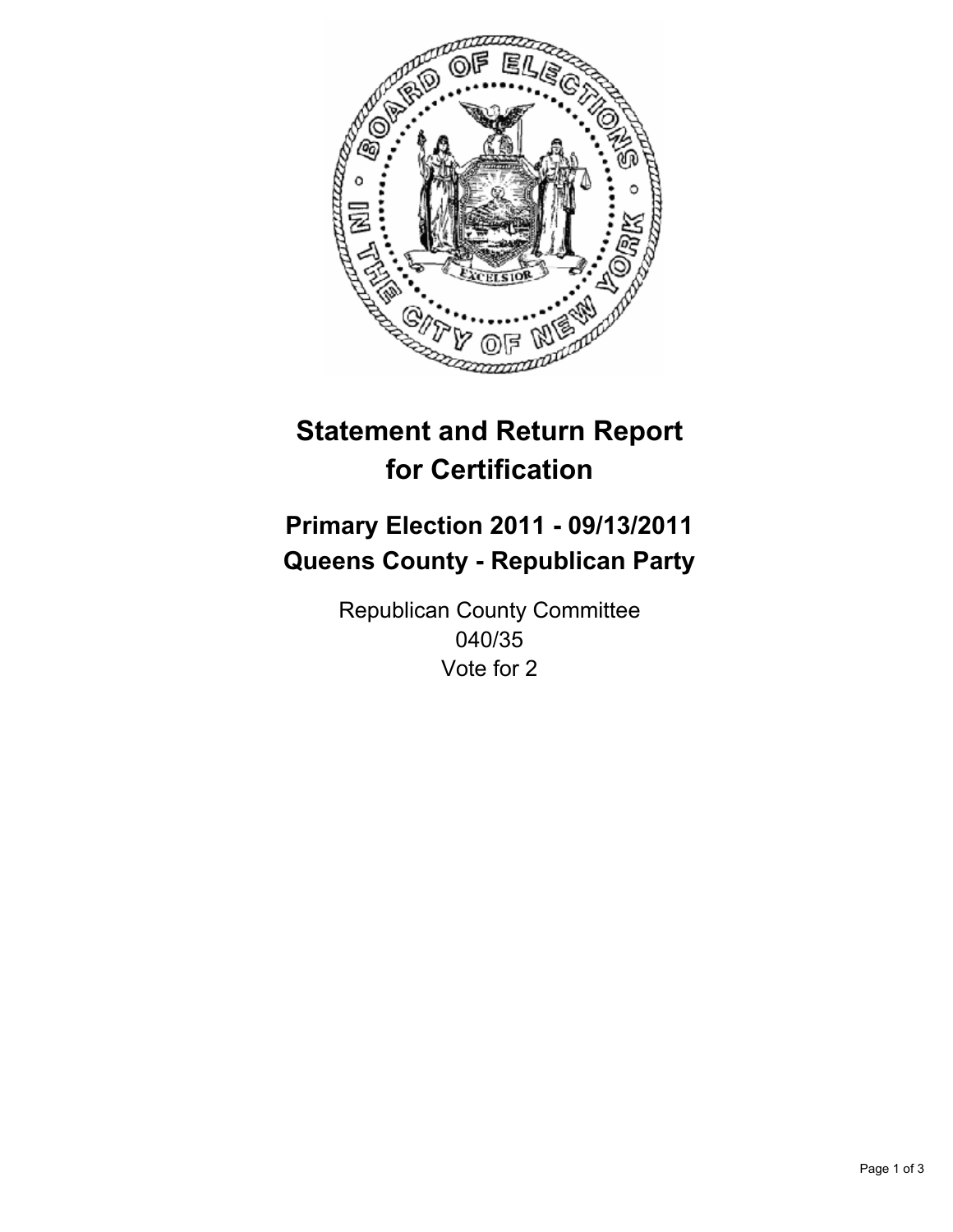# Statement and Return Report for Certification

## Primary Election 2011 - 09/13/2011
## Queens County - Republican Party

Republican County Committee
040/35
Vote for 2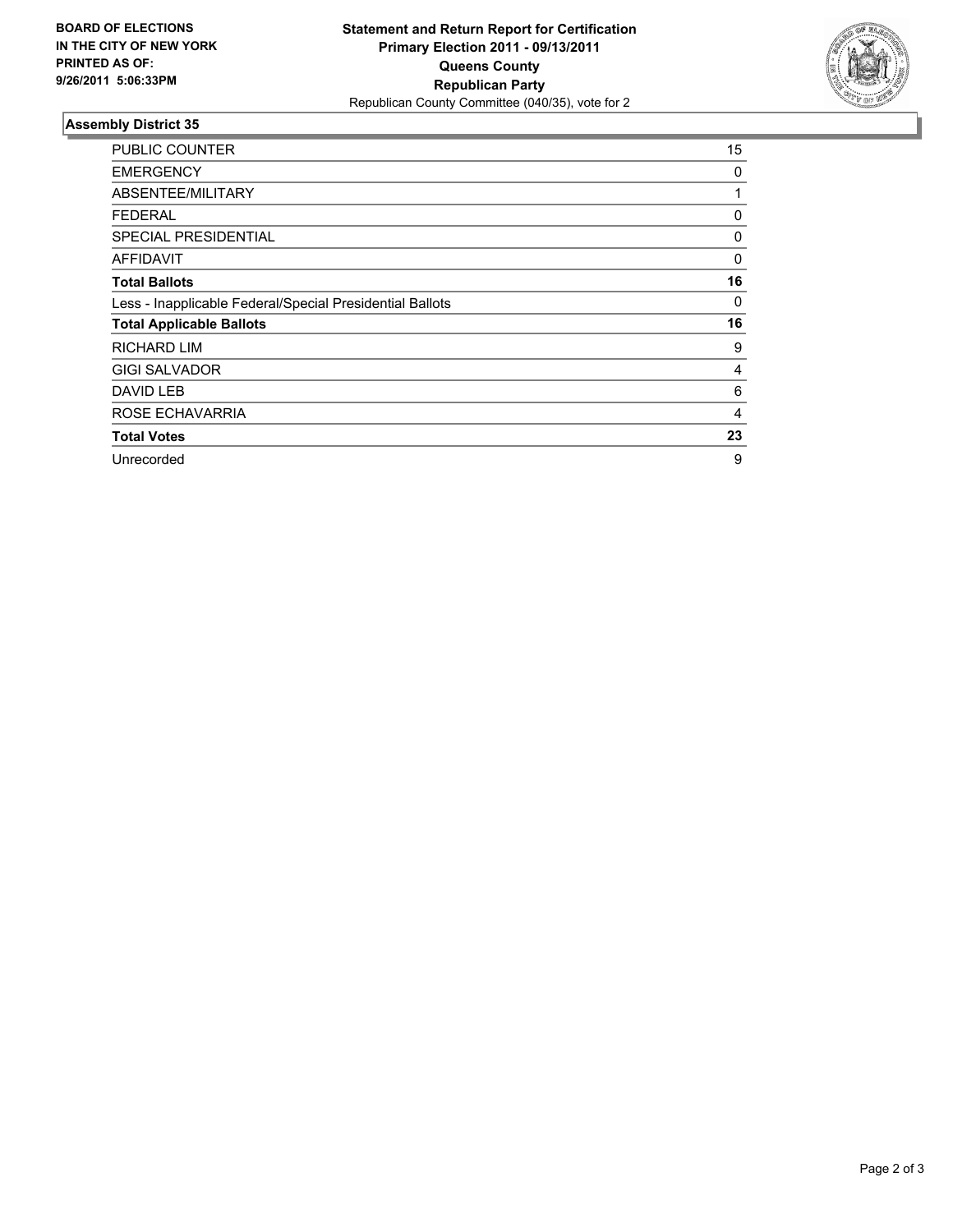**BOARD OF ELECTIONS IN THE CITY OF NEW YORK PRINTED AS OF: 9/26/2011 5:06:33PM**

**Statement and Return Report for Certification Primary Election 2011 - 09/13/2011 Queens County Republican Party**

Republican County Committee (040/35), vote for 2

### Assembly District 35

| | |
|---|---|
| PUBLIC COUNTER | 15 |
| EMERGENCY | 0 |
| ABSENTEE/MILITARY | 1 |
| FEDERAL | 0 |
| SPECIAL PRESIDENTIAL | 0 |
| AFFIDAVIT | 0 |
| **Total Ballots** | **16** |
| Less - Inapplicable Federal/Special Presidential Ballots | 0 |
| **Total Applicable Ballots** | **16** |
| RICHARD LIM | 9 |
| GIGI SALVADOR | 4 |
| DAVID LEB | 6 |
| ROSE ECHAVARRIA | 4 |
| **Total Votes** | **23** |
| Unrecorded | 9 |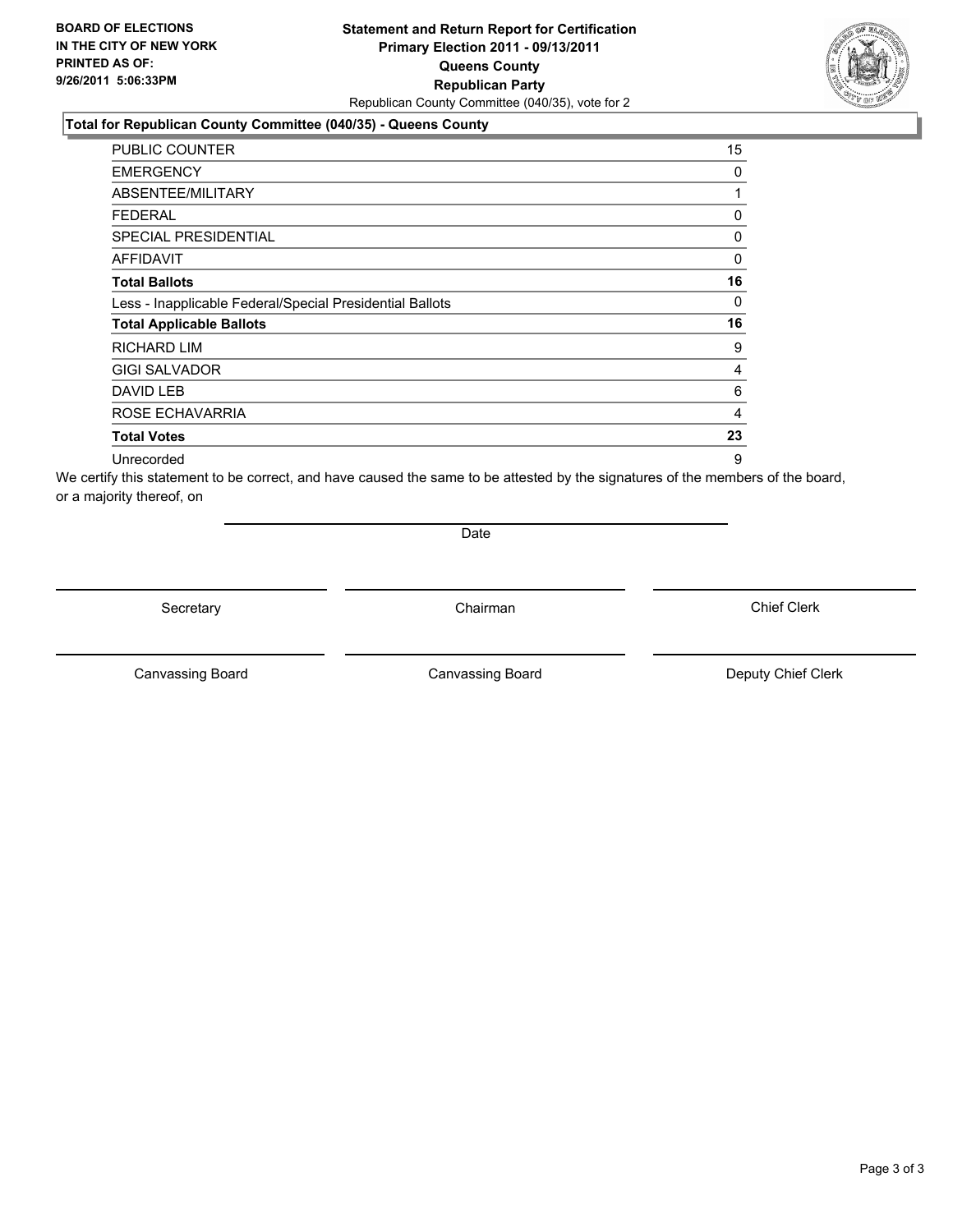**BOARD OF ELECTIONS IN THE CITY OF NEW YORK PRINTED AS OF: 9/26/2011 5:06:33PM**

# Statement and Return Report for Certification
## Primary Election 2011 - 09/13/2011
## Queens County
## Republican Party

Republican County Committee (040/35), vote for 2

**Total for Republican County Committee (040/35) - Queens County**

| | |
|---|---|
| PUBLIC COUNTER | 15 |
| EMERGENCY | 0 |
| ABSENTEE/MILITARY | 1 |
| FEDERAL | 0 |
| SPECIAL PRESIDENTIAL | 0 |
| AFFIDAVIT | 0 |
| **Total Ballots** | **16** |
| Less - Inapplicable Federal/Special Presidential Ballots | 0 |
| **Total Applicable Ballots** | **16** |
| RICHARD LIM | 9 |
| GIGI SALVADOR | 4 |
| DAVID LEB | 6 |
| ROSE ECHAVARRIA | 4 |
| **Total Votes** | **23** |
| Unrecorded | 9 |

We certify this statement to be correct, and have caused the same to be attested by the signatures of the members of the board, or a majority thereof, on

Date

| | | |
|---|---|---|
| Secretary | Chairman | Chief Clerk |
| Canvassing Board | Canvassing Board | Deputy Chief Clerk |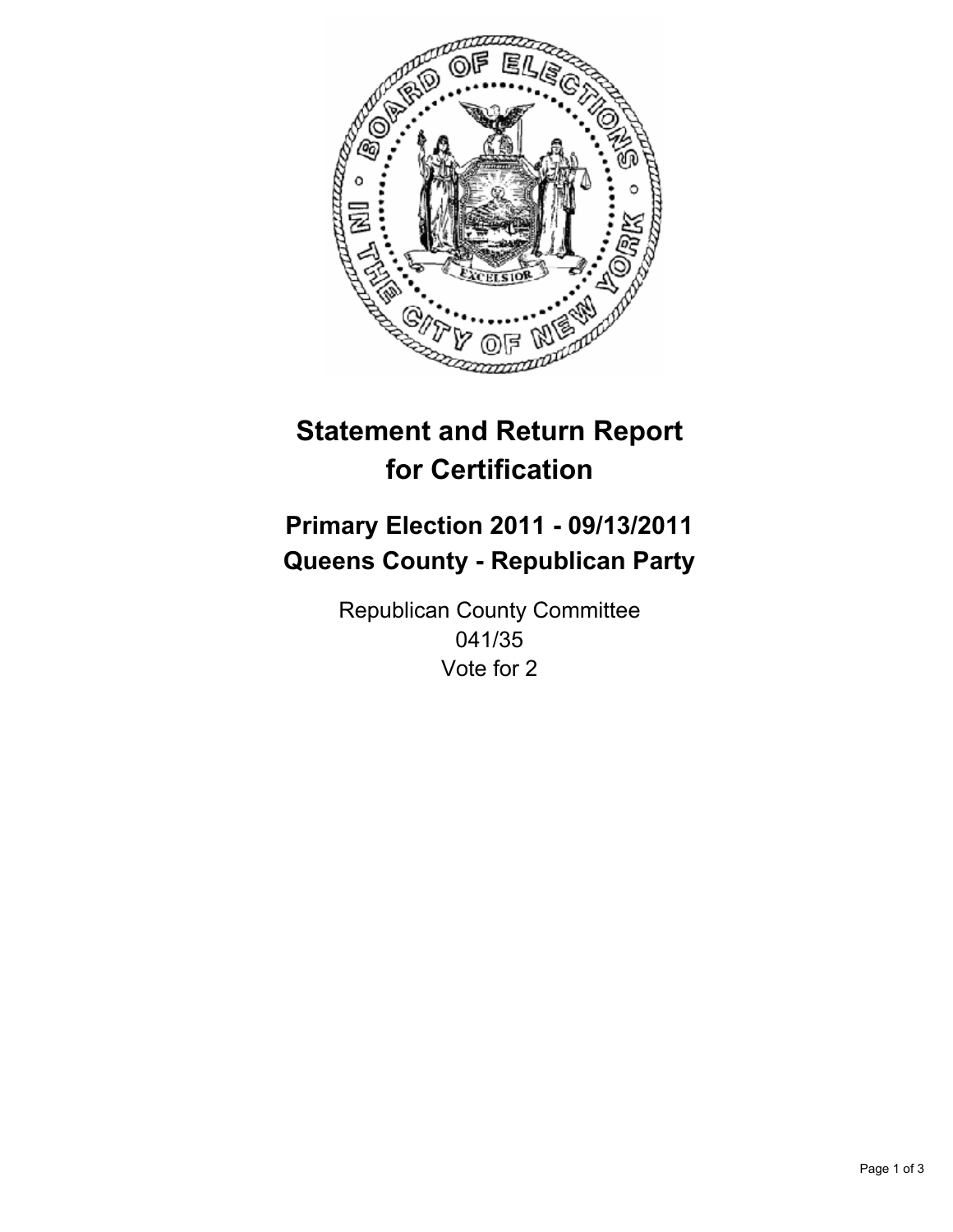# Statement and Return Report for Certification

## Primary Election 2011 - 09/13/2011
## Queens County - Republican Party

Republican County Committee
041/35
Vote for 2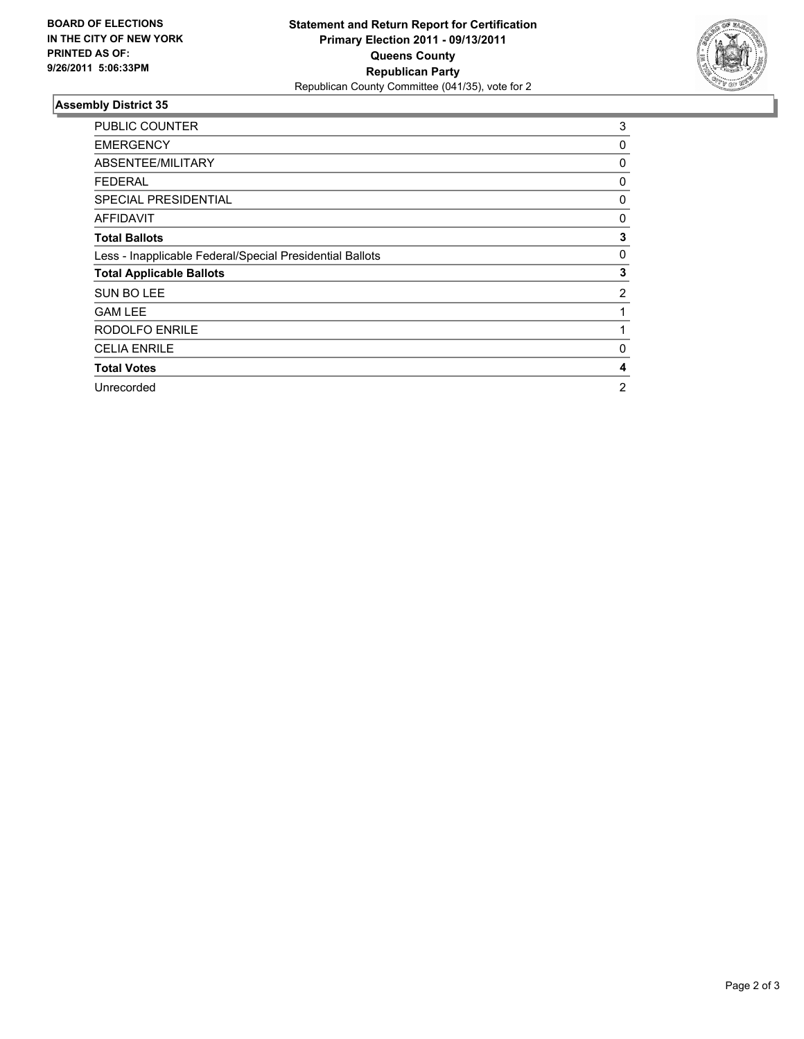**BOARD OF ELECTIONS IN THE CITY OF NEW YORK PRINTED AS OF: 9/26/2011 5:06:33PM**

**Statement and Return Report for Certification**
**Primary Election 2011 - 09/13/2011**
**Queens County**
**Republican Party**
Republican County Committee (041/35), vote for 2

## Assembly District 35

| | |
|---|---|
| PUBLIC COUNTER | 3 |
| EMERGENCY | 0 |
| ABSENTEE/MILITARY | 0 |
| FEDERAL | 0 |
| SPECIAL PRESIDENTIAL | 0 |
| AFFIDAVIT | 0 |
| **Total Ballots** | **3** |
| Less - Inapplicable Federal/Special Presidential Ballots | 0 |
| **Total Applicable Ballots** | **3** |
| SUN BO LEE | 2 |
| GAM LEE | 1 |
| RODOLFO ENRILE | 1 |
| CELIA ENRILE | 0 |
| **Total Votes** | **4** |
| Unrecorded | 2 |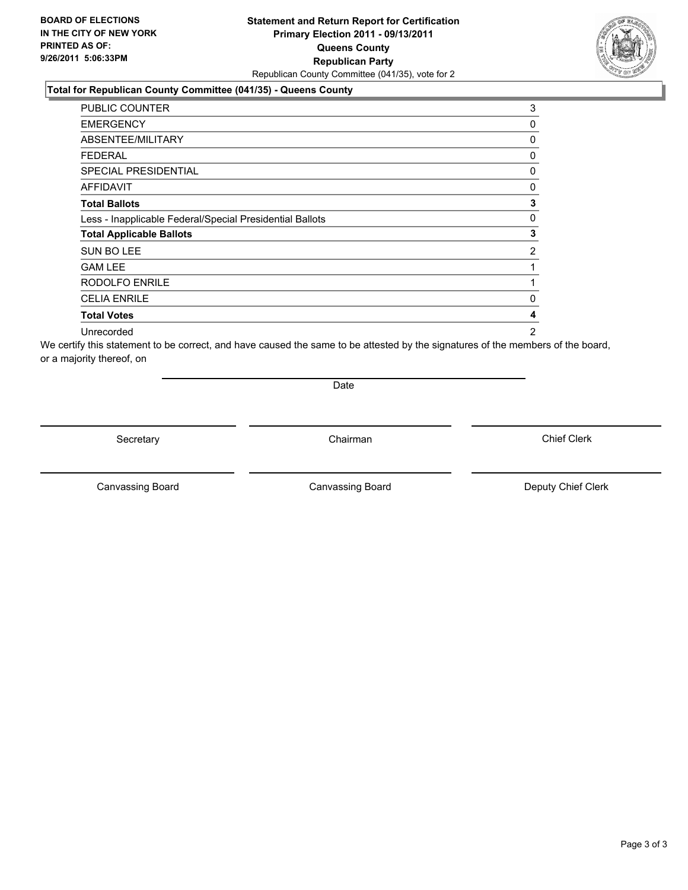**BOARD OF ELECTIONS IN THE CITY OF NEW YORK PRINTED AS OF: 9/26/2011 5:06:33PM**

**Statement and Return Report for Certification**
**Primary Election 2011 - 09/13/2011**
**Queens County**
**Republican Party**
Republican County Committee (041/35), vote for 2

### Total for Republican County Committee (041/35) - Queens County

| | |
|---|---|
| PUBLIC COUNTER | 3 |
| EMERGENCY | 0 |
| ABSENTEE/MILITARY | 0 |
| FEDERAL | 0 |
| SPECIAL PRESIDENTIAL | 0 |
| AFFIDAVIT | 0 |
| **Total Ballots** | **3** |
| Less - Inapplicable Federal/Special Presidential Ballots | 0 |
| **Total Applicable Ballots** | **3** |
| SUN BO LEE | 2 |
| GAM LEE | 1 |
| RODOLFO ENRILE | 1 |
| CELIA ENRILE | 0 |
| **Total Votes** | **4** |
| Unrecorded | 2 |

We certify this statement to be correct, and have caused the same to be attested by the signatures of the members of the board, or a majority thereof, on

Date

Secretary | Chairman | Chief Clerk

Canvassing Board | Canvassing Board | Deputy Chief Clerk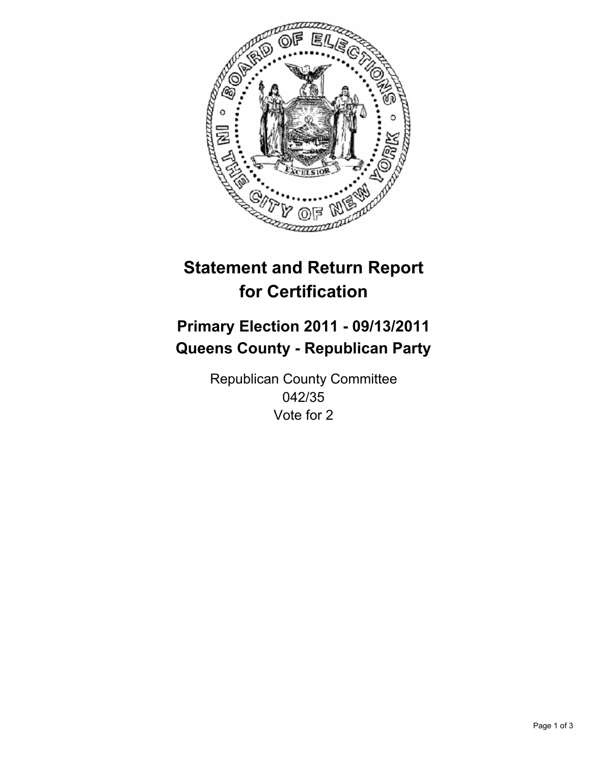# Statement and Return Report for Certification

## Primary Election 2011 - 09/13/2011
## Queens County - Republican Party

Republican County Committee
042/35
Vote for 2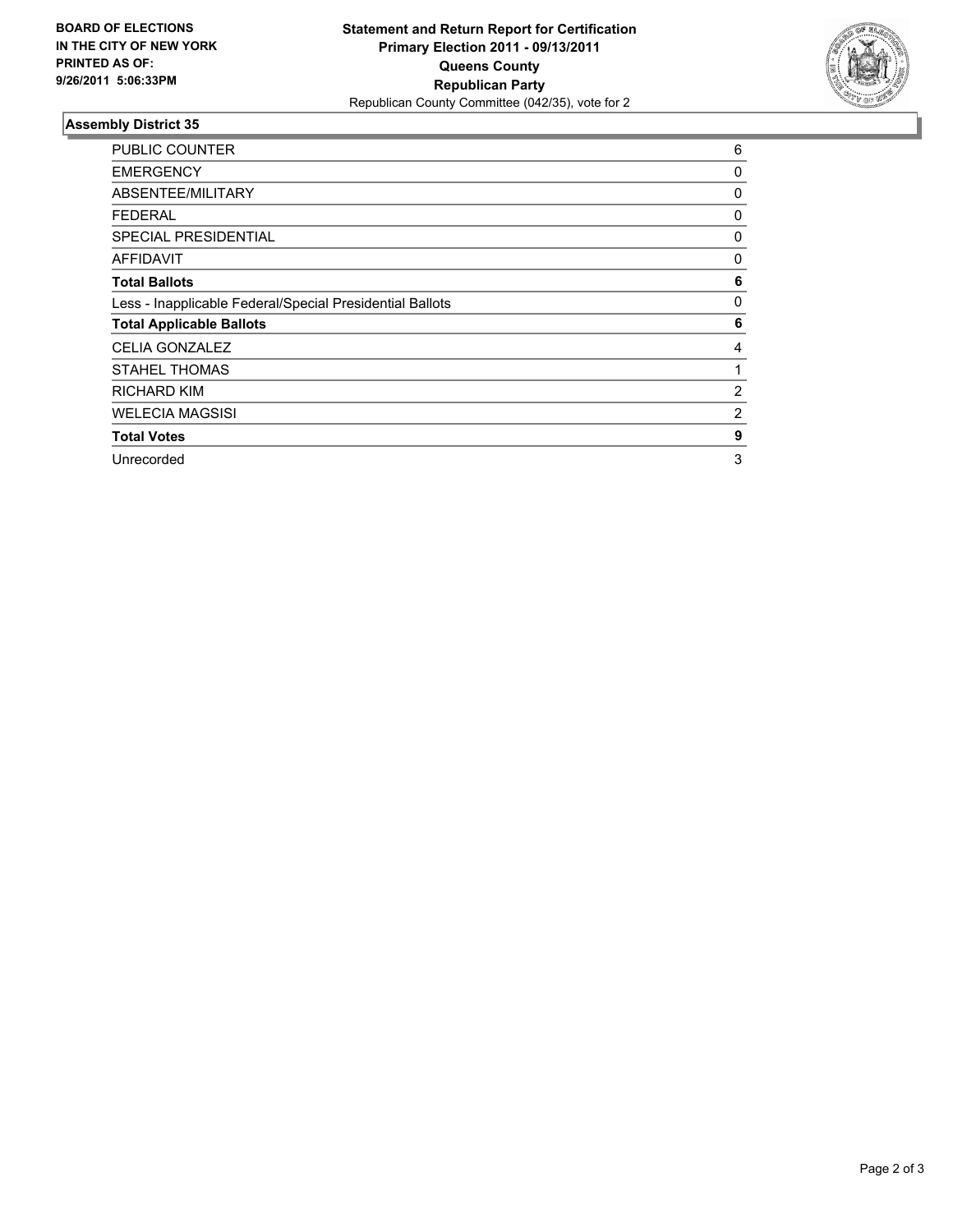**BOARD OF ELECTIONS IN THE CITY OF NEW YORK PRINTED AS OF: 9/26/2011 5:06:33PM**

**Statement and Return Report for Certification**
**Primary Election 2011 - 09/13/2011**
**Queens County**
**Republican Party**
Republican County Committee (042/35), vote for 2

## Assembly District 35

| | |
|---|---|
| PUBLIC COUNTER | 6 |
| EMERGENCY | 0 |
| ABSENTEE/MILITARY | 0 |
| FEDERAL | 0 |
| SPECIAL PRESIDENTIAL | 0 |
| AFFIDAVIT | 0 |
| **Total Ballots** | **6** |
| Less - Inapplicable Federal/Special Presidential Ballots | 0 |
| **Total Applicable Ballots** | **6** |
| CELIA GONZALEZ | 4 |
| STAHEL THOMAS | 1 |
| RICHARD KIM | 2 |
| WELECIA MAGSISI | 2 |
| **Total Votes** | **9** |
| Unrecorded | 3 |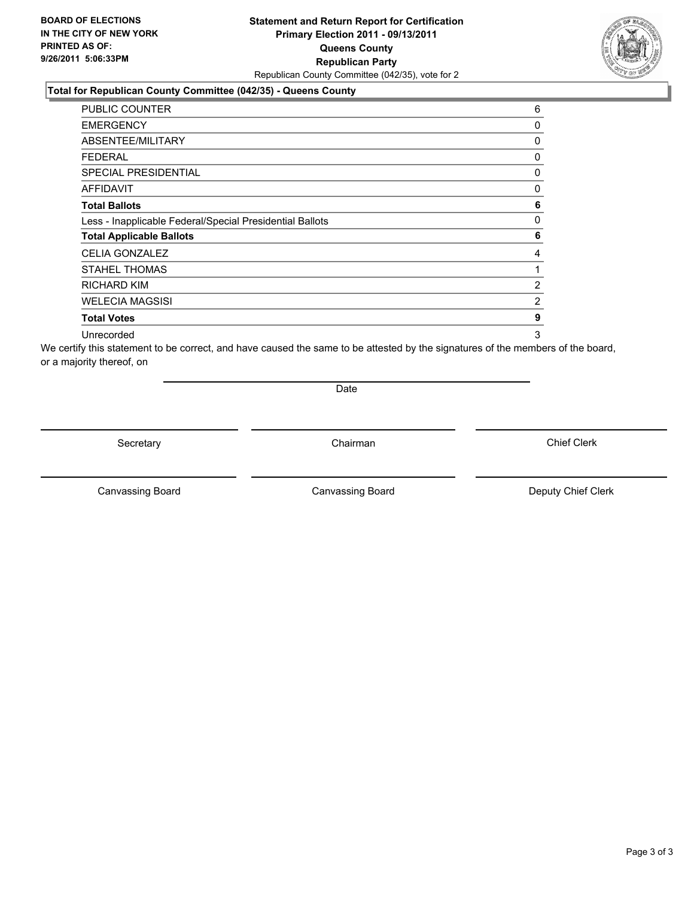**BOARD OF ELECTIONS IN THE CITY OF NEW YORK PRINTED AS OF: 9/26/2011 5:06:33PM**

# Statement and Return Report for Certification
## Primary Election 2011 - 09/13/2011
## Queens County
## Republican Party

Republican County Committee (042/35), vote for 2

### Total for Republican County Committee (042/35) - Queens County

| | |
|---|---|
| PUBLIC COUNTER | 6 |
| EMERGENCY | 0 |
| ABSENTEE/MILITARY | 0 |
| FEDERAL | 0 |
| SPECIAL PRESIDENTIAL | 0 |
| AFFIDAVIT | 0 |
| **Total Ballots** | **6** |
| Less - Inapplicable Federal/Special Presidential Ballots | 0 |
| **Total Applicable Ballots** | **6** |
| CELIA GONZALEZ | 4 |
| STAHEL THOMAS | 1 |
| RICHARD KIM | 2 |
| WELECIA MAGSISI | 2 |
| **Total Votes** | **9** |
| Unrecorded | 3 |

We certify this statement to be correct, and have caused the same to be attested by the signatures of the members of the board, or a majority thereof, on

Date

Secretary | Chairman | Chief Clerk

Canvassing Board | Canvassing Board | Deputy Chief Clerk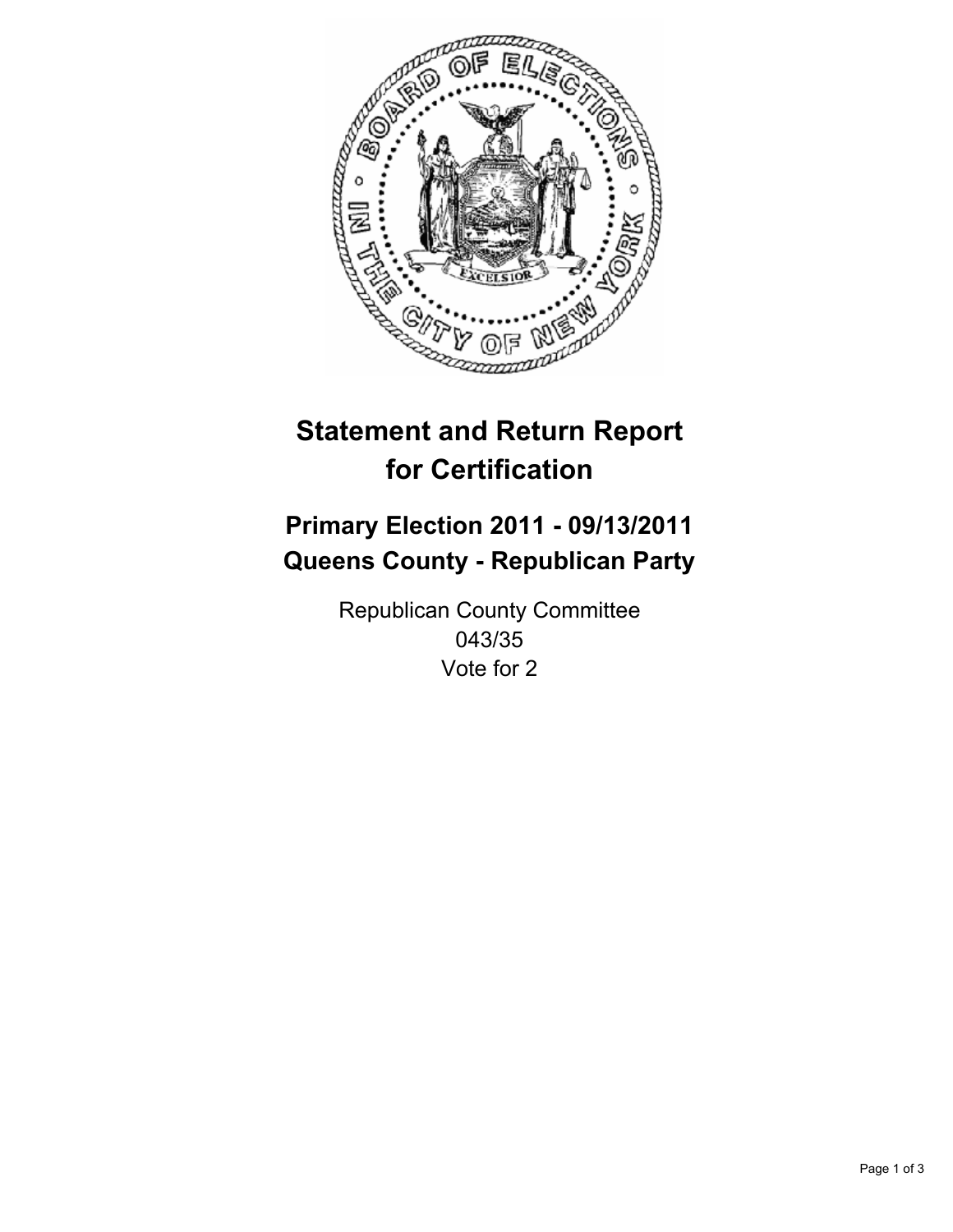# Statement and Return Report for Certification

## Primary Election 2011 - 09/13/2011
## Queens County - Republican Party

Republican County Committee
043/35
Vote for 2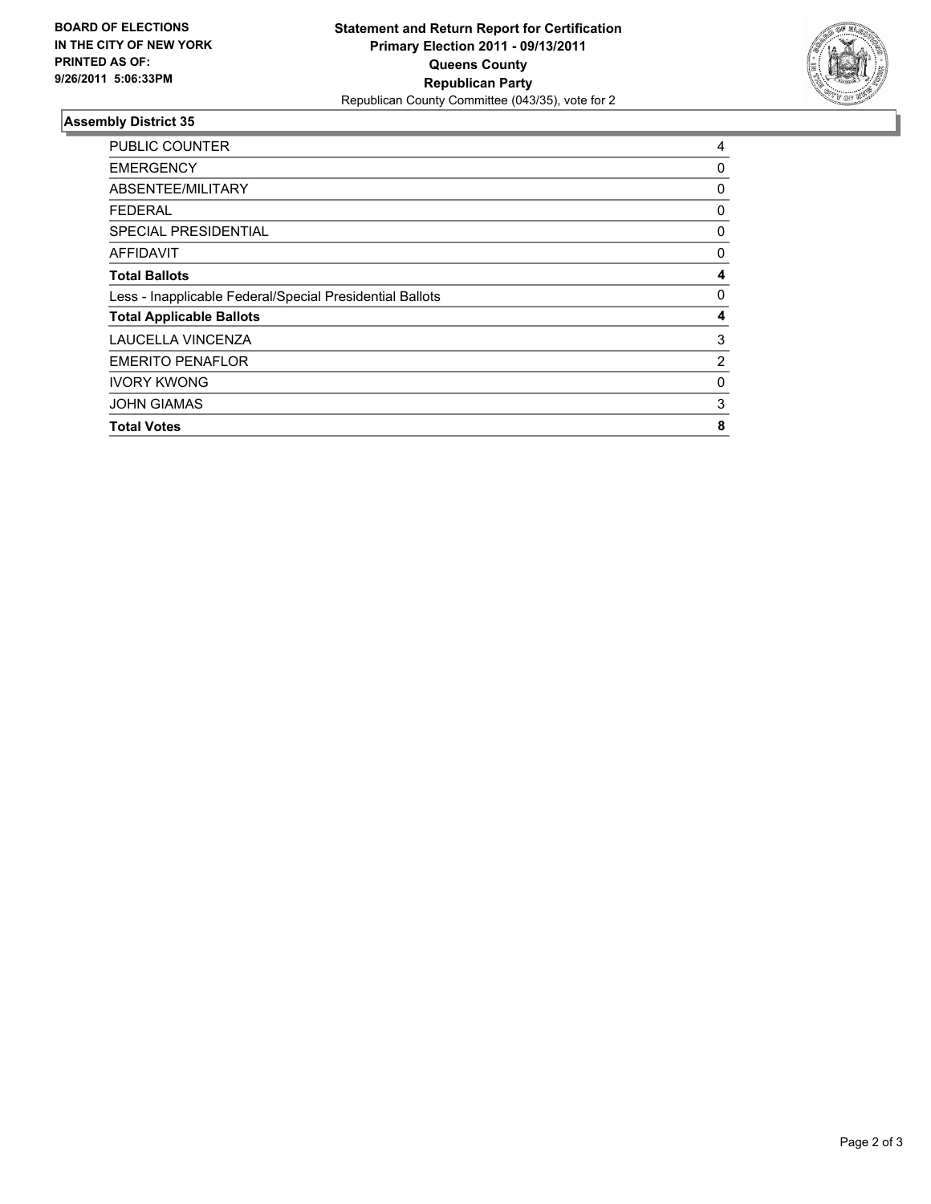**BOARD OF ELECTIONS IN THE CITY OF NEW YORK PRINTED AS OF: 9/26/2011 5:06:33PM**

**Statement and Return Report for Certification**
**Primary Election 2011 - 09/13/2011**
**Queens County**
**Republican Party**
Republican County Committee (043/35), vote for 2

### Assembly District 35

| | |
|---|---|
| PUBLIC COUNTER | 4 |
| EMERGENCY | 0 |
| ABSENTEE/MILITARY | 0 |
| FEDERAL | 0 |
| SPECIAL PRESIDENTIAL | 0 |
| AFFIDAVIT | 0 |
| **Total Ballots** | **4** |
| Less - Inapplicable Federal/Special Presidential Ballots | 0 |
| **Total Applicable Ballots** | **4** |
| LAUCELLA VINCENZA | 3 |
| EMERITO PENAFLOR | 2 |
| IVORY KWONG | 0 |
| JOHN GIAMAS | 3 |
| **Total Votes** | **8** |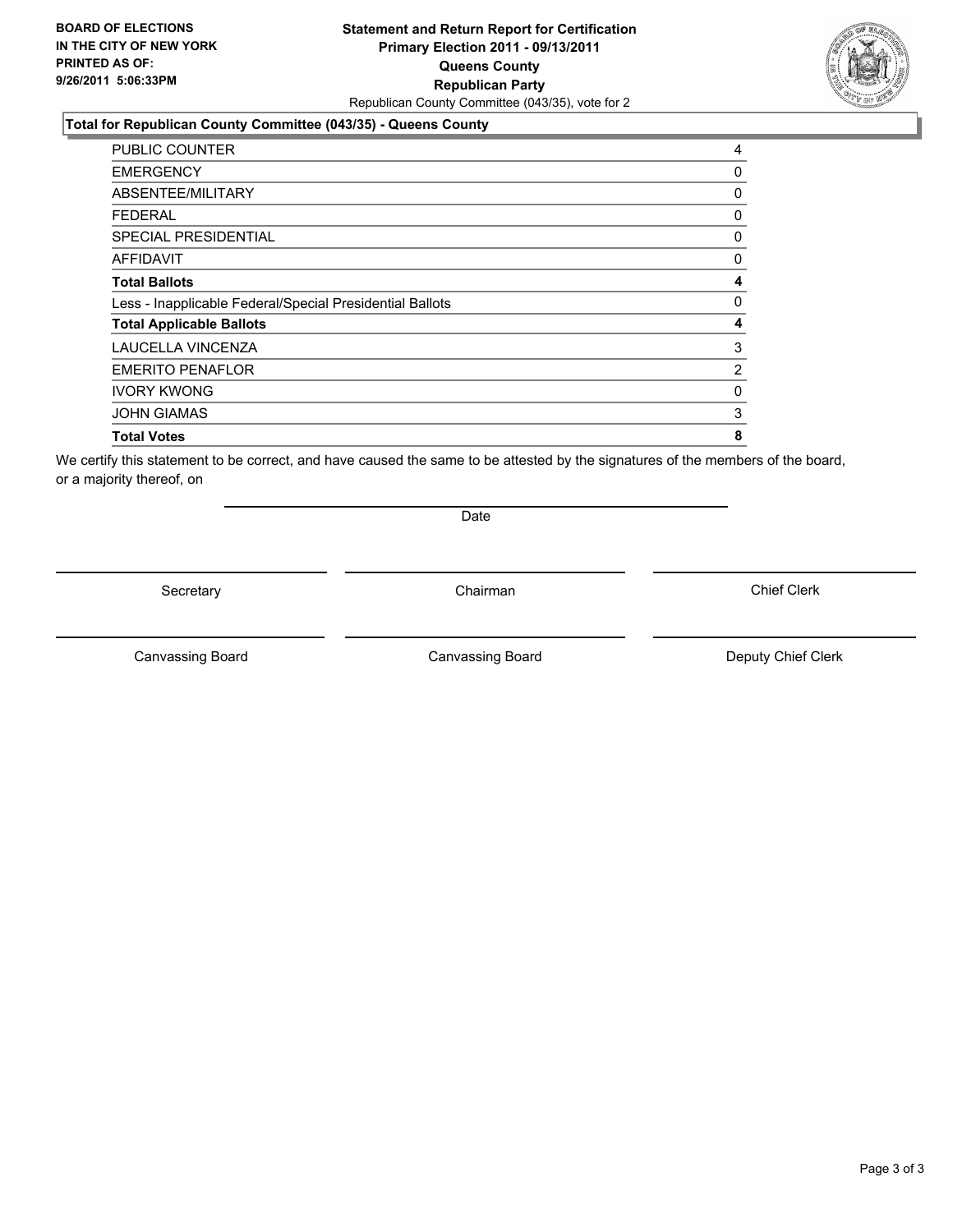**BOARD OF ELECTIONS IN THE CITY OF NEW YORK PRINTED AS OF: 9/26/2011 5:06:33PM**

**Statement and Return Report for Certification**
**Primary Election 2011 - 09/13/2011**
**Queens County**
**Republican Party**
Republican County Committee (043/35), vote for 2

### Total for Republican County Committee (043/35) - Queens County

| | |
|---|---|
| PUBLIC COUNTER | 4 |
| EMERGENCY | 0 |
| ABSENTEE/MILITARY | 0 |
| FEDERAL | 0 |
| SPECIAL PRESIDENTIAL | 0 |
| AFFIDAVIT | 0 |
| **Total Ballots** | **4** |
| Less - Inapplicable Federal/Special Presidential Ballots | 0 |
| **Total Applicable Ballots** | **4** |
| LAUCELLA VINCENZA | 3 |
| EMERITO PENAFLOR | 2 |
| IVORY KWONG | 0 |
| JOHN GIAMAS | 3 |
| **Total Votes** | **8** |

We certify this statement to be correct, and have caused the same to be attested by the signatures of the members of the board, or a majority thereof, on

Date

Secretary | Chairman | Chief Clerk

Canvassing Board | Canvassing Board | Deputy Chief Clerk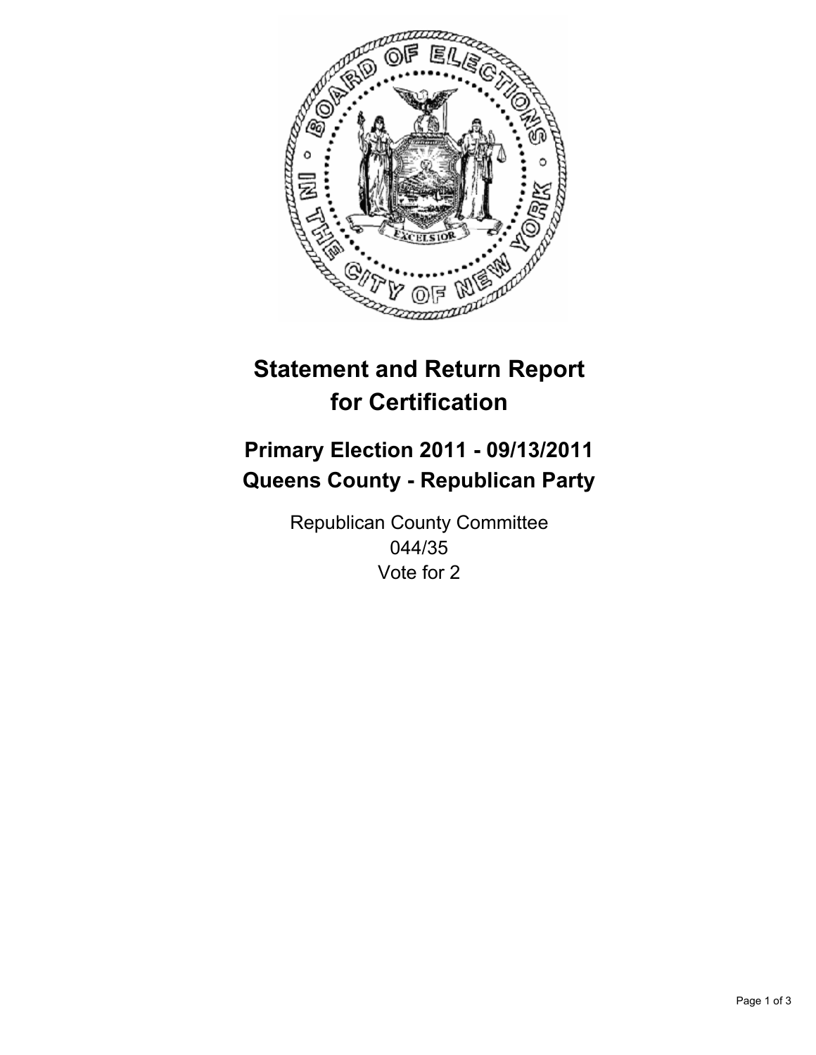# Statement and Return Report for Certification

## Primary Election 2011 - 09/13/2011
## Queens County - Republican Party

Republican County Committee
044/35
Vote for 2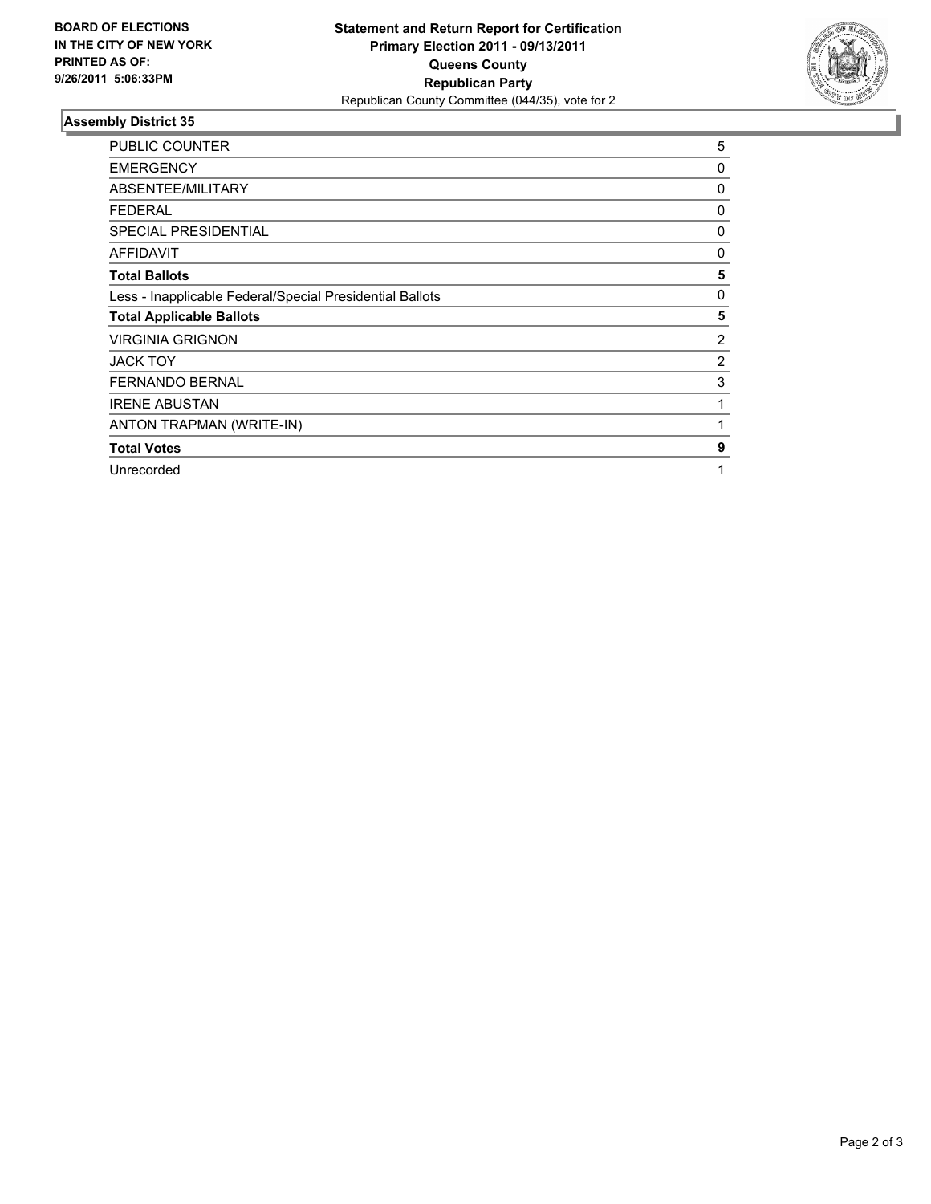**BOARD OF ELECTIONS IN THE CITY OF NEW YORK PRINTED AS OF: 9/26/2011 5:06:33PM**

# Statement and Return Report for Certification
## Primary Election 2011 - 09/13/2011
## Queens County
## Republican Party
Republican County Committee (044/35), vote for 2

### Assembly District 35

| | |
|---|---|
| PUBLIC COUNTER | 5 |
| EMERGENCY | 0 |
| ABSENTEE/MILITARY | 0 |
| FEDERAL | 0 |
| SPECIAL PRESIDENTIAL | 0 |
| AFFIDAVIT | 0 |
| **Total Ballots** | **5** |
| Less - Inapplicable Federal/Special Presidential Ballots | 0 |
| **Total Applicable Ballots** | **5** |
| VIRGINIA GRIGNON | 2 |
| JACK TOY | 2 |
| FERNANDO BERNAL | 3 |
| IRENE ABUSTAN | 1 |
| ANTON TRAPMAN (WRITE-IN) | 1 |
| **Total Votes** | **9** |
| Unrecorded | 1 |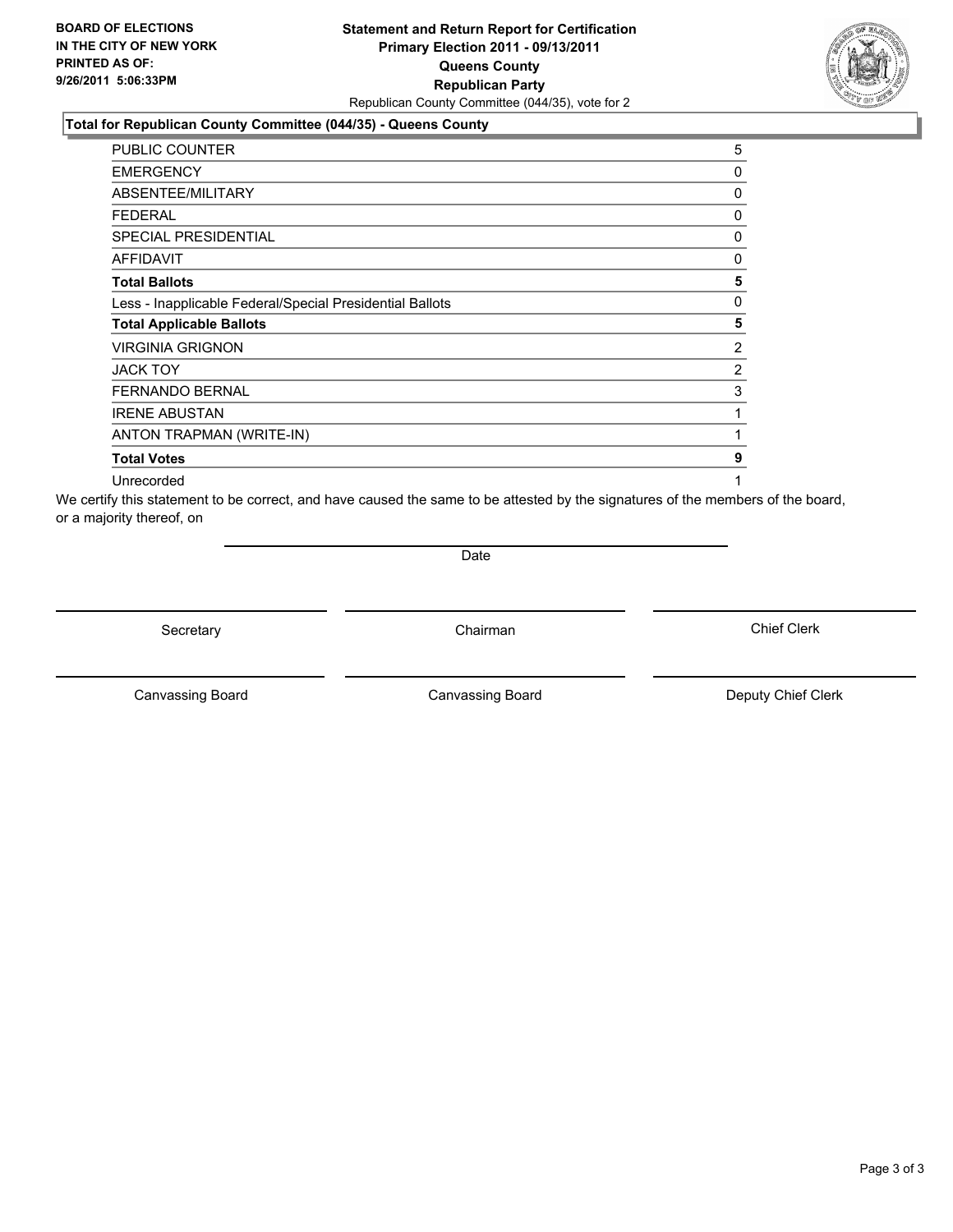**BOARD OF ELECTIONS IN THE CITY OF NEW YORK PRINTED AS OF: 9/26/2011 5:06:33PM**

**Statement and Return Report for Certification**
**Primary Election 2011 - 09/13/2011**
**Queens County**
**Republican Party**
Republican County Committee (044/35), vote for 2

### Total for Republican County Committee (044/35) - Queens County

| | |
|---|---|
| PUBLIC COUNTER | 5 |
| EMERGENCY | 0 |
| ABSENTEE/MILITARY | 0 |
| FEDERAL | 0 |
| SPECIAL PRESIDENTIAL | 0 |
| AFFIDAVIT | 0 |
| **Total Ballots** | **5** |
| Less - Inapplicable Federal/Special Presidential Ballots | 0 |
| **Total Applicable Ballots** | **5** |
| VIRGINIA GRIGNON | 2 |
| JACK TOY | 2 |
| FERNANDO BERNAL | 3 |
| IRENE ABUSTAN | 1 |
| ANTON TRAPMAN (WRITE-IN) | 1 |
| **Total Votes** | **9** |
| Unrecorded | 1 |

We certify this statement to be correct, and have caused the same to be attested by the signatures of the members of the board, or a majority thereof, on

Date

Secretary

Chairman

Chief Clerk

Canvassing Board

Canvassing Board

Deputy Chief Clerk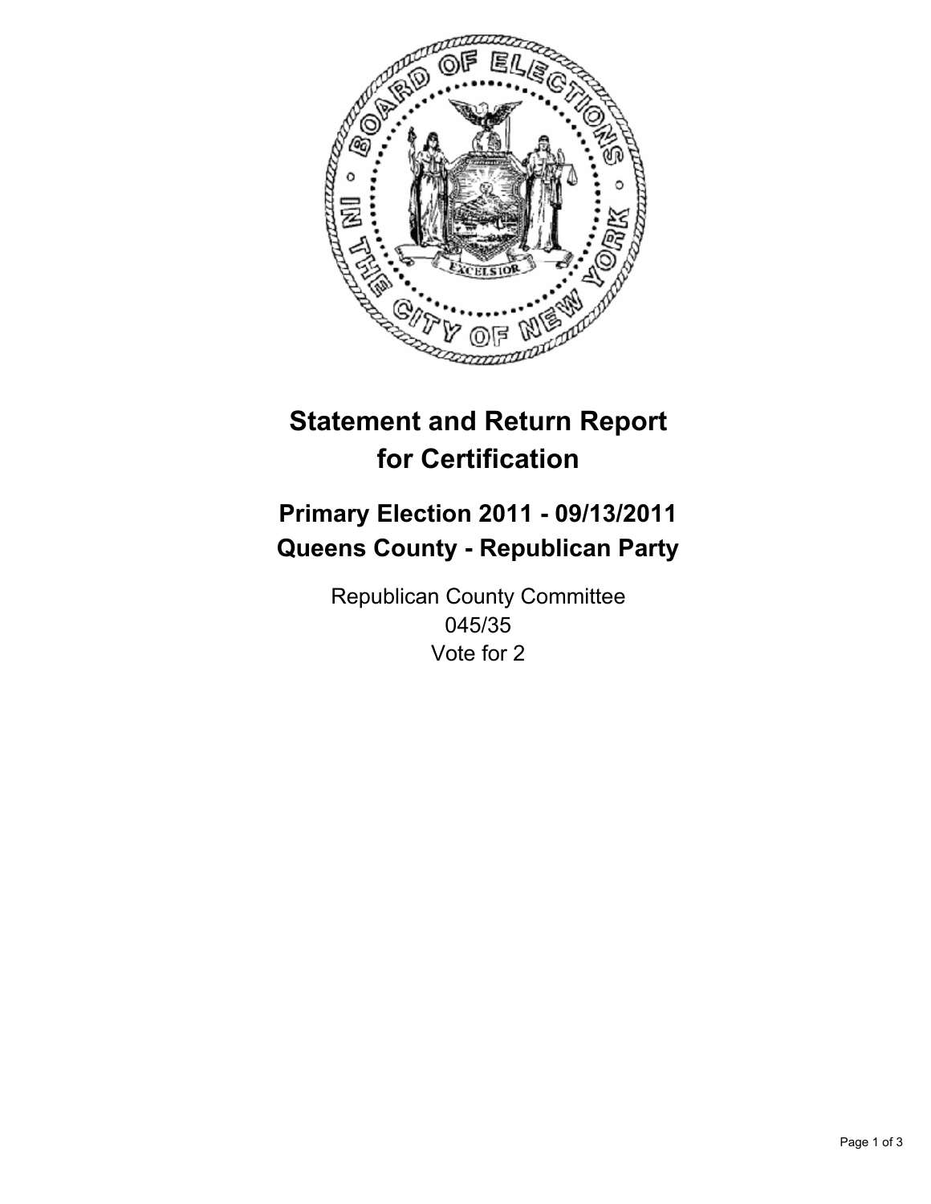# Statement and Return Report for Certification

## Primary Election 2011 - 09/13/2011
## Queens County - Republican Party

Republican County Committee
045/35
Vote for 2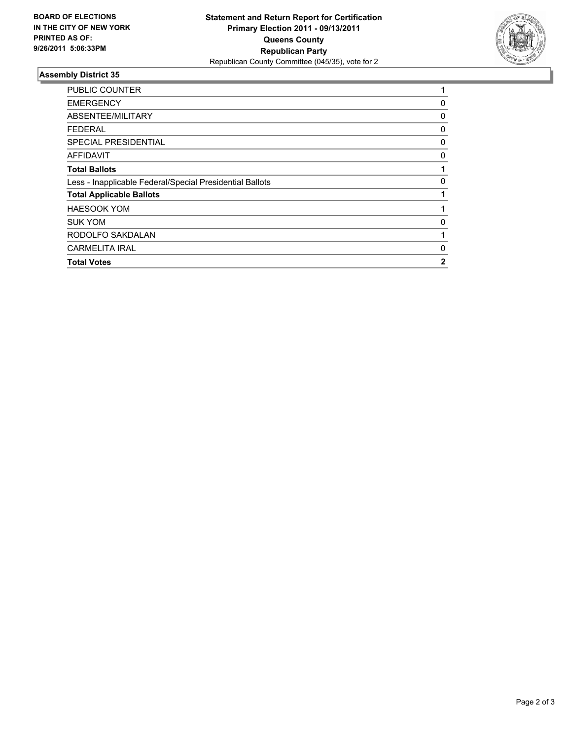**BOARD OF ELECTIONS IN THE CITY OF NEW YORK PRINTED AS OF: 9/26/2011 5:06:33PM**

**Statement and Return Report for Certification Primary Election 2011 - 09/13/2011 Queens County Republican Party**
Republican County Committee (045/35), vote for 2

## Assembly District 35

| | |
|---|---|
| PUBLIC COUNTER | 1 |
| EMERGENCY | 0 |
| ABSENTEE/MILITARY | 0 |
| FEDERAL | 0 |
| SPECIAL PRESIDENTIAL | 0 |
| AFFIDAVIT | 0 |
| **Total Ballots** | **1** |
| Less - Inapplicable Federal/Special Presidential Ballots | 0 |
| **Total Applicable Ballots** | **1** |
| HAESOOK YOM | 1 |
| SUK YOM | 0 |
| RODOLFO SAKDALAN | 1 |
| CARMELITA IRAL | 0 |
| **Total Votes** | **2** |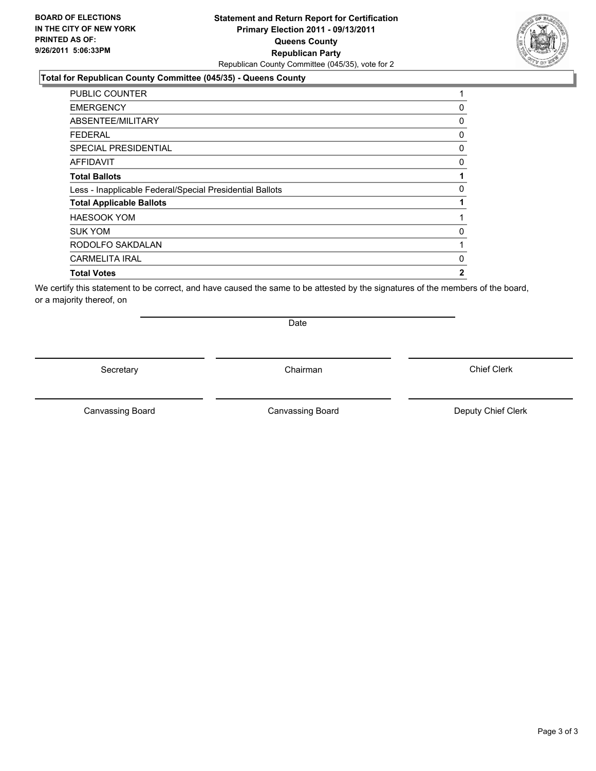**BOARD OF ELECTIONS IN THE CITY OF NEW YORK PRINTED AS OF: 9/26/2011 5:06:33PM**

# Statement and Return Report for Certification
## Primary Election 2011 - 09/13/2011
## Queens County
## Republican Party
Republican County Committee (045/35), vote for 2

### Total for Republican County Committee (045/35) - Queens County

| | |
|---|---|
| PUBLIC COUNTER | 1 |
| EMERGENCY | 0 |
| ABSENTEE/MILITARY | 0 |
| FEDERAL | 0 |
| SPECIAL PRESIDENTIAL | 0 |
| AFFIDAVIT | 0 |
| **Total Ballots** | **1** |
| Less - Inapplicable Federal/Special Presidential Ballots | 0 |
| **Total Applicable Ballots** | **1** |
| HAESOOK YOM | 1 |
| SUK YOM | 0 |
| RODOLFO SAKDALAN | 1 |
| CARMELITA IRAL | 0 |
| **Total Votes** | **2** |

We certify this statement to be correct, and have caused the same to be attested by the signatures of the members of the board, or a majority thereof, on

Date

Secretary | Chairman | Chief Clerk

Canvassing Board | Canvassing Board | Deputy Chief Clerk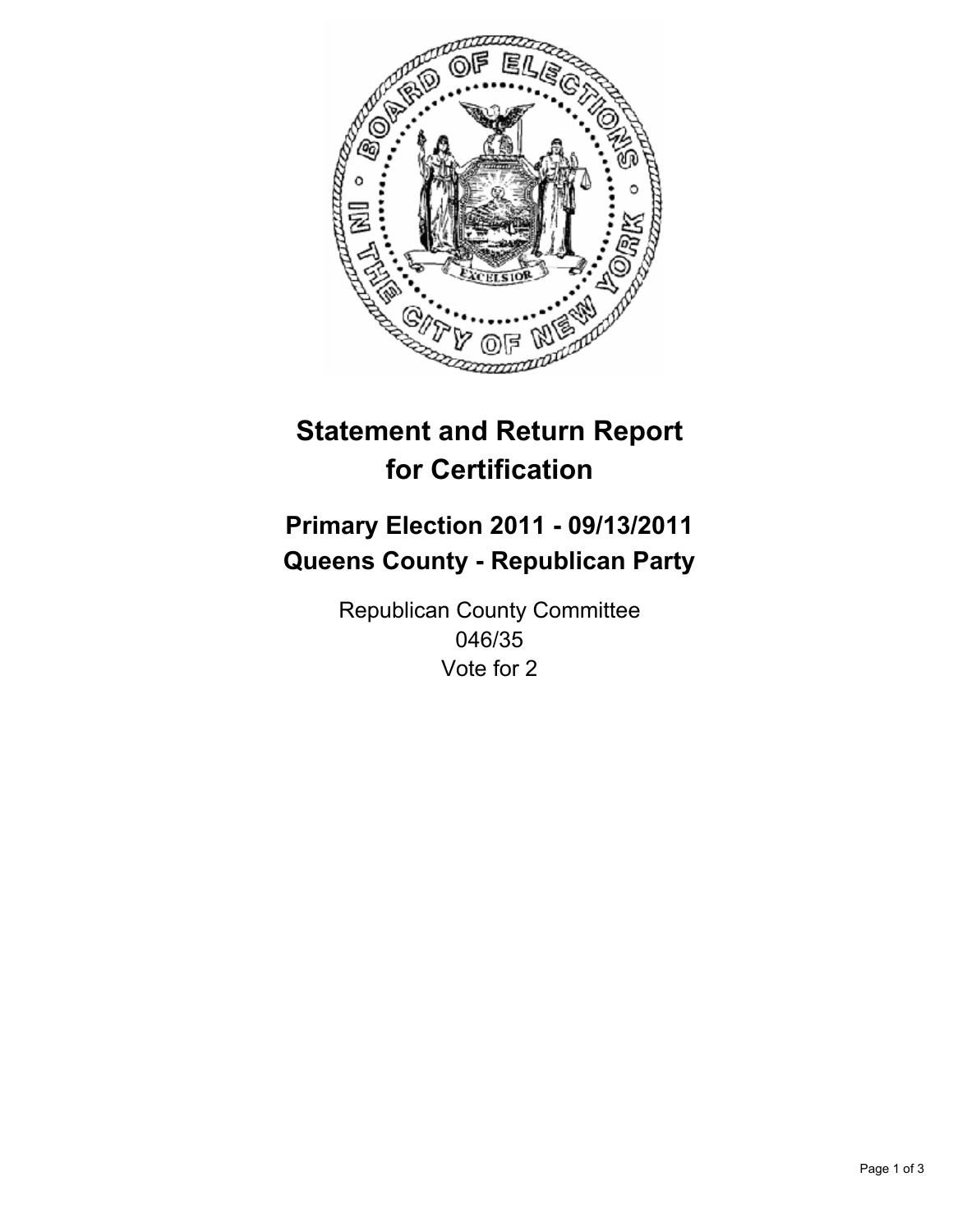# Statement and Return Report for Certification

## Primary Election 2011 - 09/13/2011
## Queens County - Republican Party

Republican County Committee
046/35
Vote for 2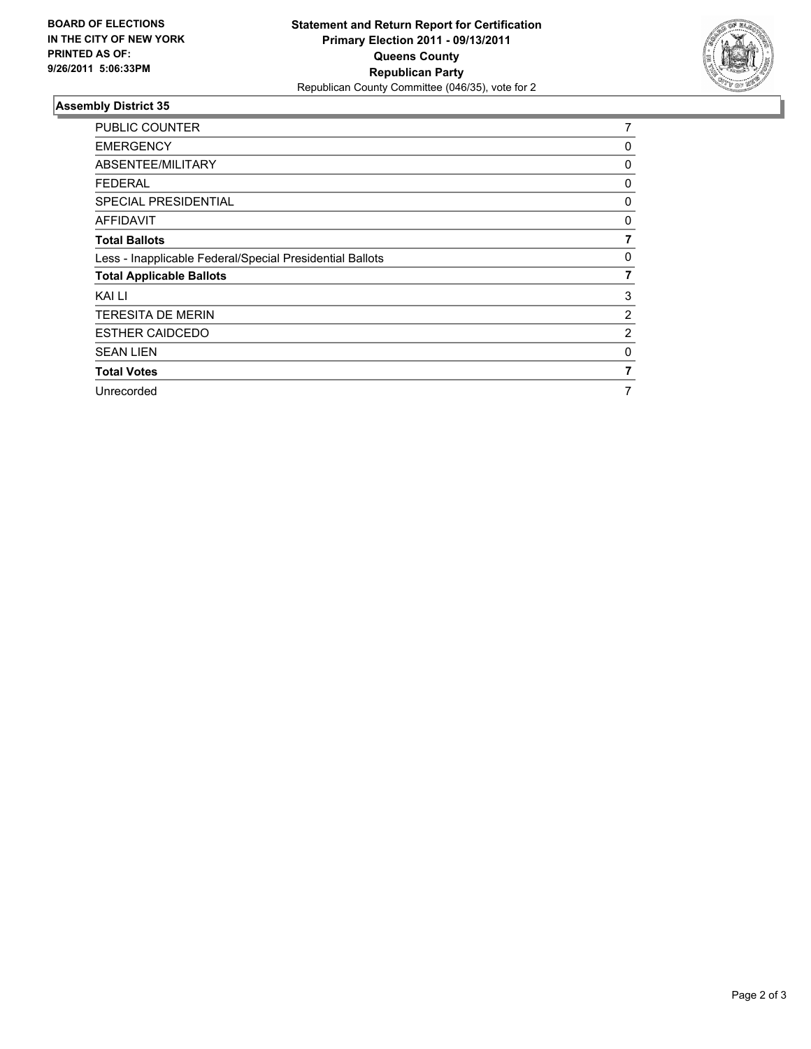**BOARD OF ELECTIONS IN THE CITY OF NEW YORK PRINTED AS OF: 9/26/2011 5:06:33PM**

**Statement and Return Report for Certification**
**Primary Election 2011 - 09/13/2011**
**Queens County**
**Republican Party**
Republican County Committee (046/35), vote for 2

## Assembly District 35

| | |
|---|---|
| PUBLIC COUNTER | 7 |
| EMERGENCY | 0 |
| ABSENTEE/MILITARY | 0 |
| FEDERAL | 0 |
| SPECIAL PRESIDENTIAL | 0 |
| AFFIDAVIT | 0 |
| **Total Ballots** | **7** |
| Less - Inapplicable Federal/Special Presidential Ballots | 0 |
| **Total Applicable Ballots** | **7** |
| KAI LI | 3 |
| TERESITA DE MERIN | 2 |
| ESTHER CAIDCEDO | 2 |
| SEAN LIEN | 0 |
| **Total Votes** | **7** |
| Unrecorded | 7 |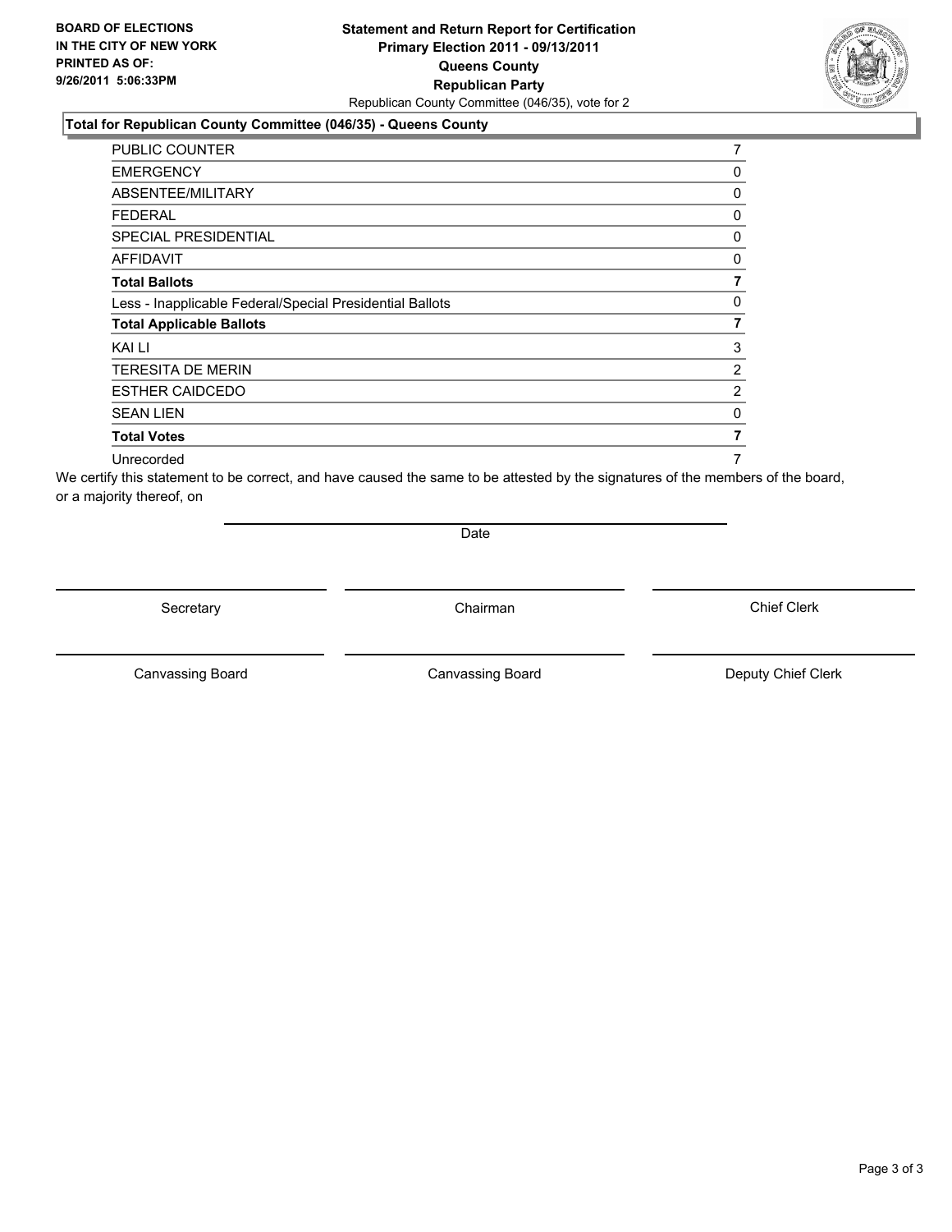**BOARD OF ELECTIONS IN THE CITY OF NEW YORK PRINTED AS OF: 9/26/2011 5:06:33PM**

**Statement and Return Report for Certification**
**Primary Election 2011 - 09/13/2011**
**Queens County**
**Republican Party**
Republican County Committee (046/35), vote for 2

**Total for Republican County Committee (046/35) - Queens County**

| | |
|---|---|
| PUBLIC COUNTER | 7 |
| EMERGENCY | 0 |
| ABSENTEE/MILITARY | 0 |
| FEDERAL | 0 |
| SPECIAL PRESIDENTIAL | 0 |
| AFFIDAVIT | 0 |
| **Total Ballots** | **7** |
| Less - Inapplicable Federal/Special Presidential Ballots | 0 |
| **Total Applicable Ballots** | **7** |
| KAI LI | 3 |
| TERESITA DE MERIN | 2 |
| ESTHER CAIDCEDO | 2 |
| SEAN LIEN | 0 |
| **Total Votes** | **7** |
| Unrecorded | 7 |

We certify this statement to be correct, and have caused the same to be attested by the signatures of the members of the board, or a majority thereof, on

Date

Secretary | Chairman | Chief Clerk

Canvassing Board | Canvassing Board | Deputy Chief Clerk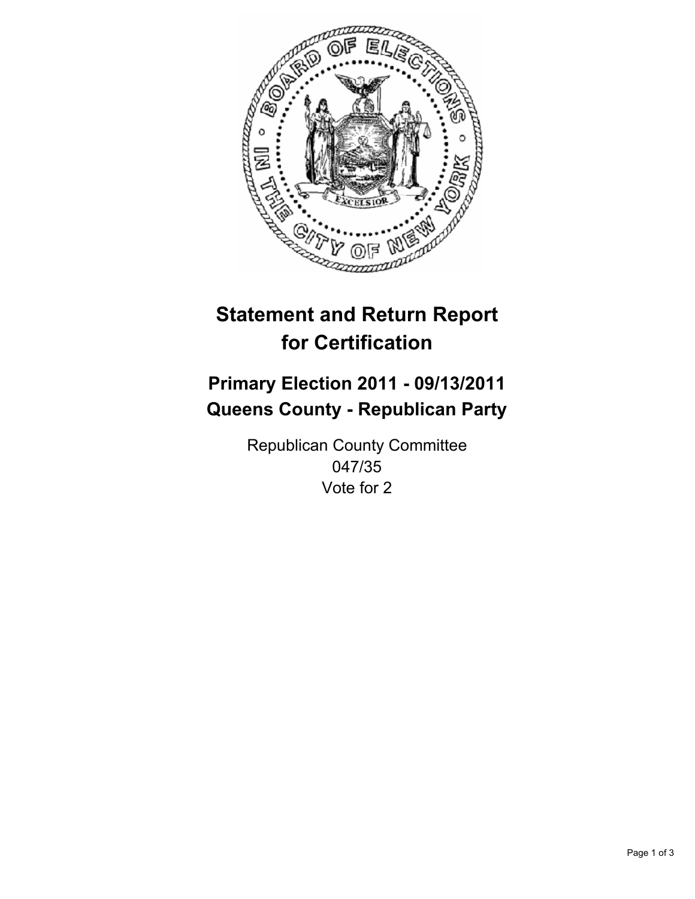# Statement and Return Report for Certification

## Primary Election 2011 - 09/13/2011
## Queens County - Republican Party

Republican County Committee
047/35
Vote for 2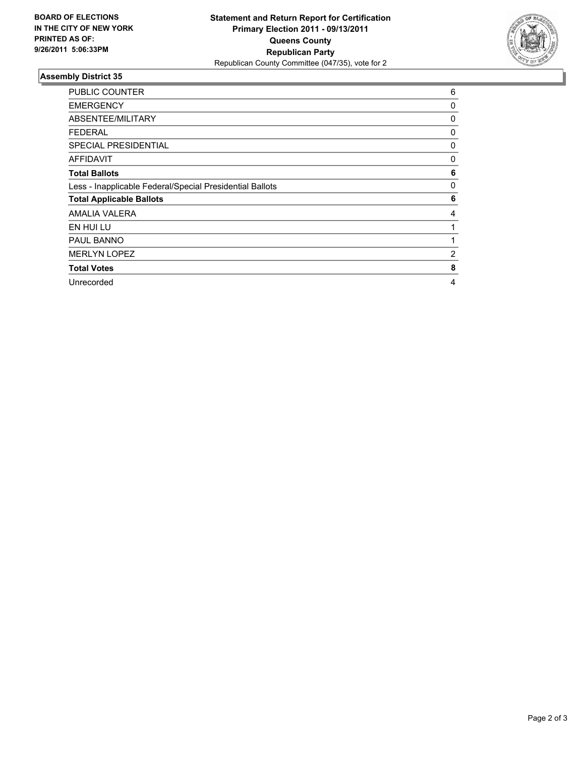**BOARD OF ELECTIONS IN THE CITY OF NEW YORK PRINTED AS OF: 9/26/2011 5:06:33PM**

**Statement and Return Report for Certification**
**Primary Election 2011 - 09/13/2011**
**Queens County**
**Republican Party**
Republican County Committee (047/35), vote for 2

## Assembly District 35

| | |
|---|---|
| PUBLIC COUNTER | 6 |
| EMERGENCY | 0 |
| ABSENTEE/MILITARY | 0 |
| FEDERAL | 0 |
| SPECIAL PRESIDENTIAL | 0 |
| AFFIDAVIT | 0 |
| **Total Ballots** | **6** |
| Less - Inapplicable Federal/Special Presidential Ballots | 0 |
| **Total Applicable Ballots** | **6** |
| AMALIA VALERA | 4 |
| EN HUI LU | 1 |
| PAUL BANNO | 1 |
| MERLYN LOPEZ | 2 |
| **Total Votes** | **8** |
| Unrecorded | 4 |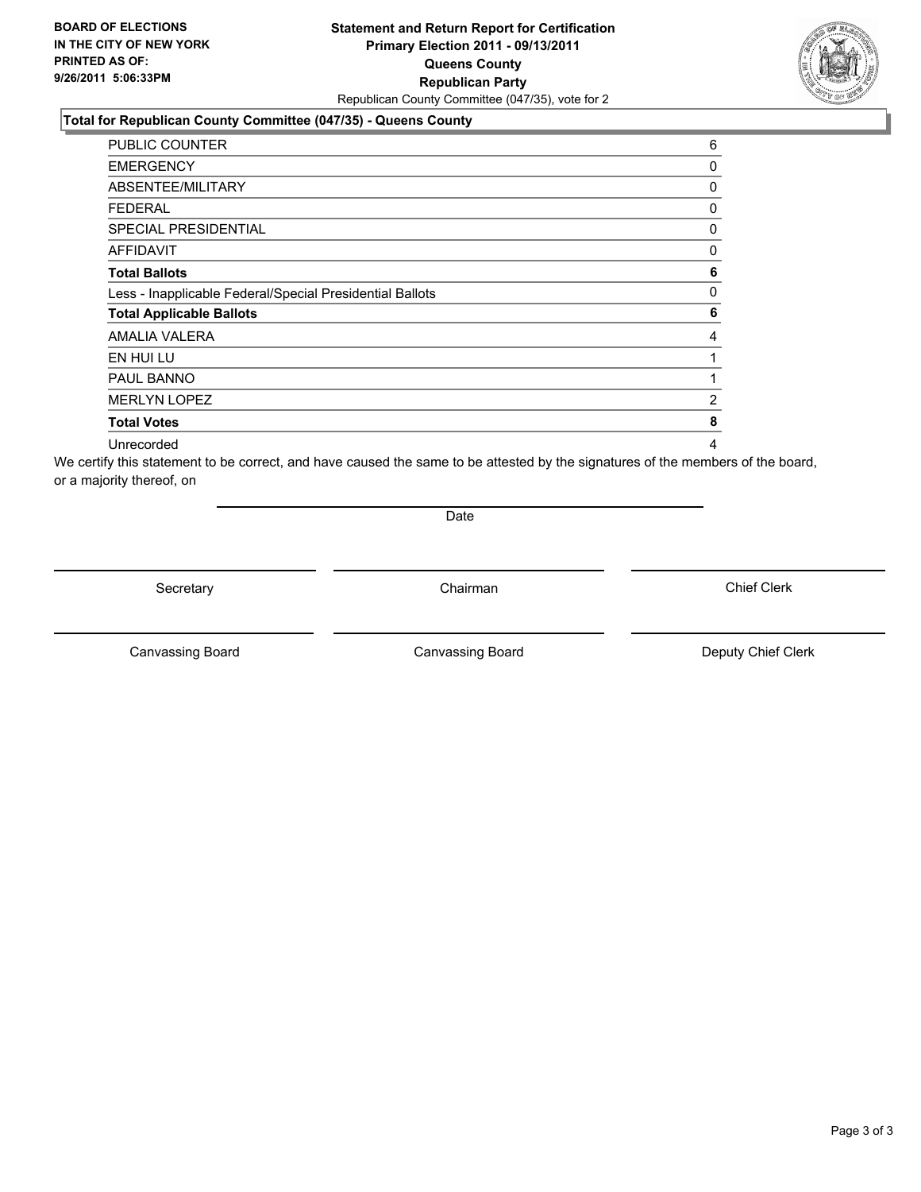**BOARD OF ELECTIONS IN THE CITY OF NEW YORK PRINTED AS OF: 9/26/2011 5:06:33PM**

**Statement and Return Report for Certification**
**Primary Election 2011 - 09/13/2011**
**Queens County**
**Republican Party**
Republican County Committee (047/35), vote for 2

**Total for Republican County Committee (047/35) - Queens County**

| | |
|---|---|
| PUBLIC COUNTER | 6 |
| EMERGENCY | 0 |
| ABSENTEE/MILITARY | 0 |
| FEDERAL | 0 |
| SPECIAL PRESIDENTIAL | 0 |
| AFFIDAVIT | 0 |
| **Total Ballots** | **6** |
| Less - Inapplicable Federal/Special Presidential Ballots | 0 |
| **Total Applicable Ballots** | **6** |
| AMALIA VALERA | 4 |
| EN HUI LU | 1 |
| PAUL BANNO | 1 |
| MERLYN LOPEZ | 2 |
| **Total Votes** | **8** |
| Unrecorded | 4 |

We certify this statement to be correct, and have caused the same to be attested by the signatures of the members of the board, or a majority thereof, on

Date

Secretary | Chairman | Chief Clerk

Canvassing Board | Canvassing Board | Deputy Chief Clerk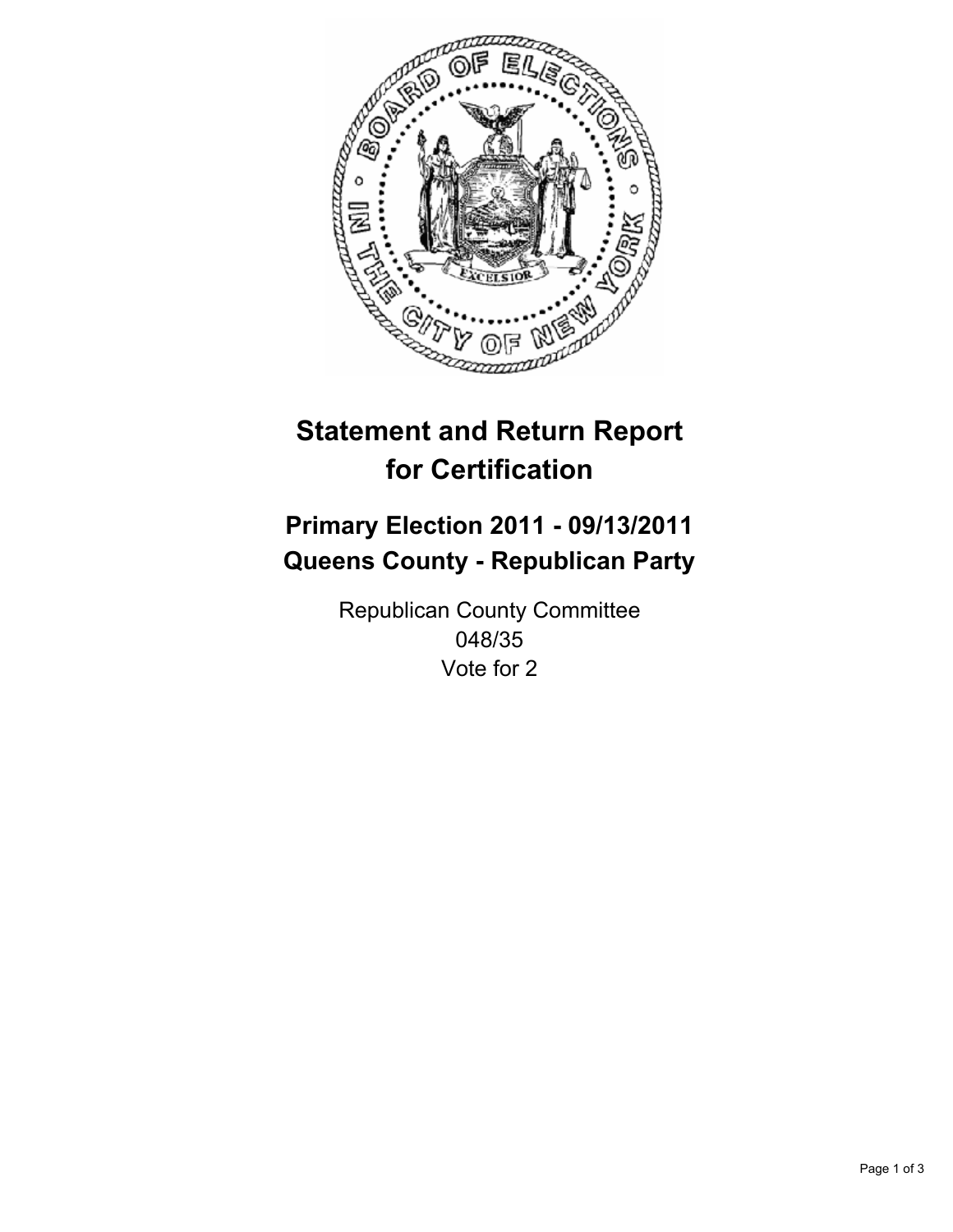# Statement and Return Report for Certification

## Primary Election 2011 - 09/13/2011
## Queens County - Republican Party

Republican County Committee
048/35
Vote for 2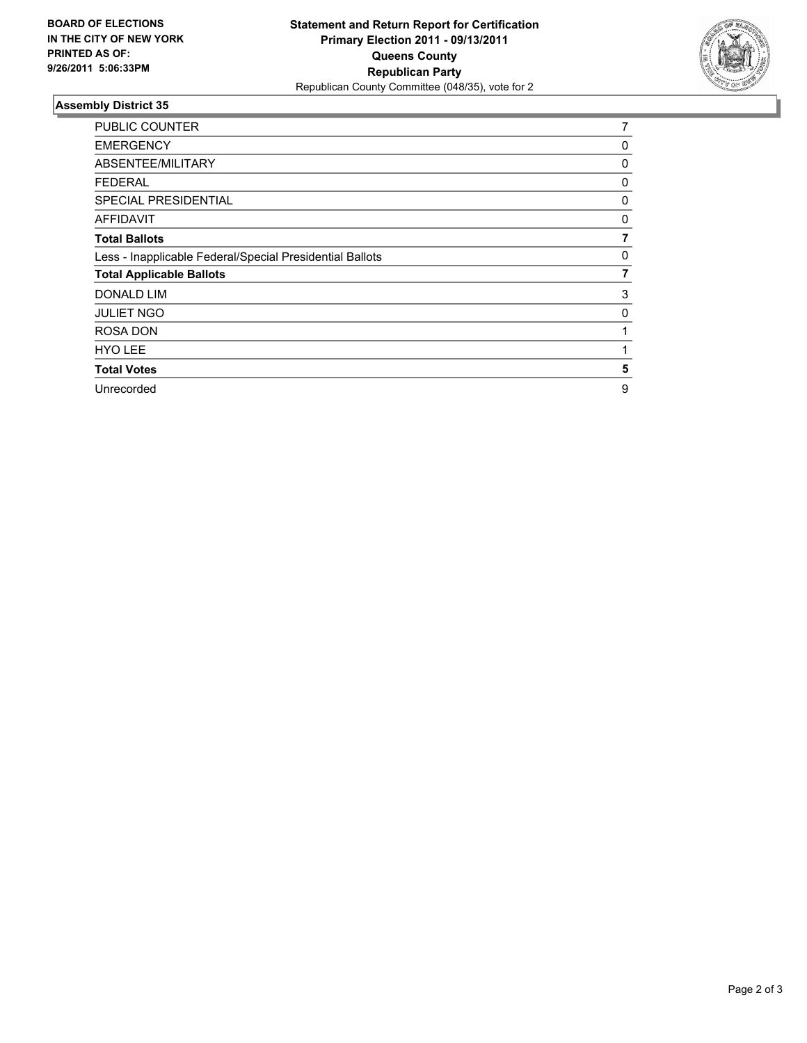**BOARD OF ELECTIONS IN THE CITY OF NEW YORK PRINTED AS OF: 9/26/2011 5:06:33PM**

**Statement and Return Report for Certification**
**Primary Election 2011 - 09/13/2011**
**Queens County**
**Republican Party**
Republican County Committee (048/35), vote for 2

## Assembly District 35

| | |
|---|---|
| PUBLIC COUNTER | 7 |
| EMERGENCY | 0 |
| ABSENTEE/MILITARY | 0 |
| FEDERAL | 0 |
| SPECIAL PRESIDENTIAL | 0 |
| AFFIDAVIT | 0 |
| **Total Ballots** | **7** |
| Less - Inapplicable Federal/Special Presidential Ballots | 0 |
| **Total Applicable Ballots** | **7** |
| DONALD LIM | 3 |
| JULIET NGO | 0 |
| ROSA DON | 1 |
| HYO LEE | 1 |
| **Total Votes** | **5** |
| Unrecorded | 9 |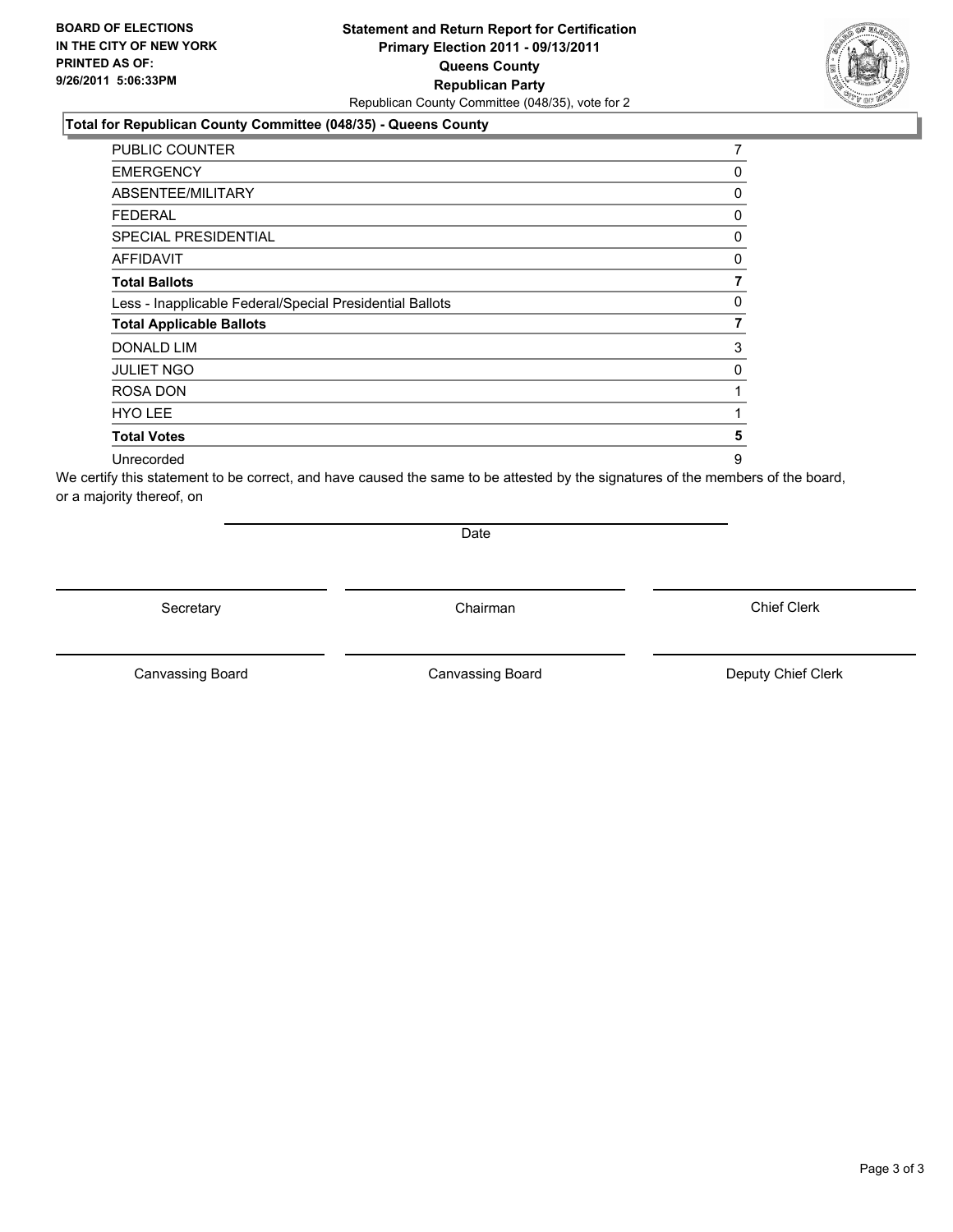**BOARD OF ELECTIONS IN THE CITY OF NEW YORK PRINTED AS OF: 9/26/2011 5:06:33PM**

**Statement and Return Report for Certification**
**Primary Election 2011 - 09/13/2011**
**Queens County**
**Republican Party**
Republican County Committee (048/35), vote for 2

**Total for Republican County Committee (048/35) - Queens County**

| | |
|---|---|
| PUBLIC COUNTER | 7 |
| EMERGENCY | 0 |
| ABSENTEE/MILITARY | 0 |
| FEDERAL | 0 |
| SPECIAL PRESIDENTIAL | 0 |
| AFFIDAVIT | 0 |
| **Total Ballots** | **7** |
| Less - Inapplicable Federal/Special Presidential Ballots | 0 |
| **Total Applicable Ballots** | **7** |
| DONALD LIM | 3 |
| JULIET NGO | 0 |
| ROSA DON | 1 |
| HYO LEE | 1 |
| **Total Votes** | **5** |
| Unrecorded | 9 |

We certify this statement to be correct, and have caused the same to be attested by the signatures of the members of the board, or a majority thereof, on

Date

Secretary | Chairman | Chief Clerk

Canvassing Board | Canvassing Board | Deputy Chief Clerk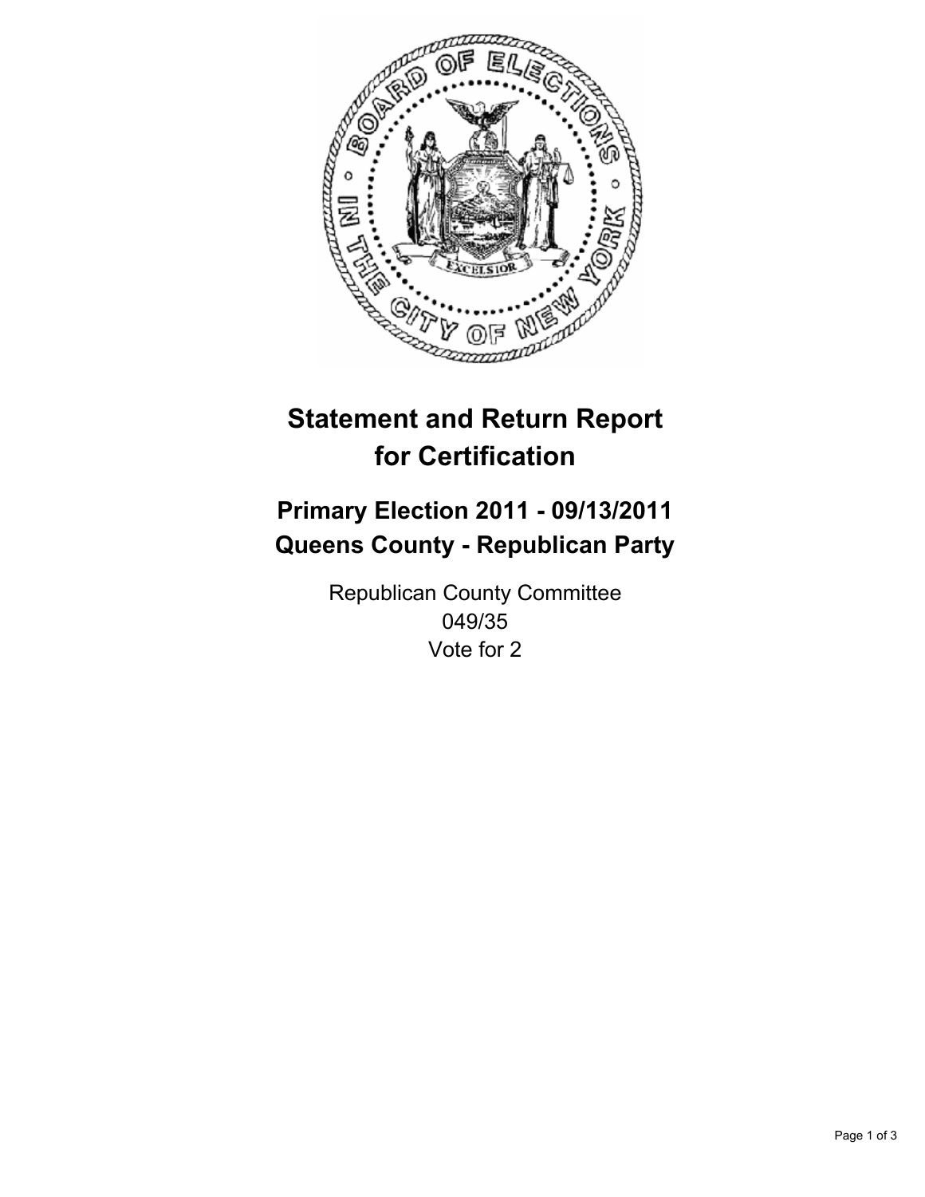# Statement and Return Report for Certification

## Primary Election 2011 - 09/13/2011
## Queens County - Republican Party

Republican County Committee
049/35
Vote for 2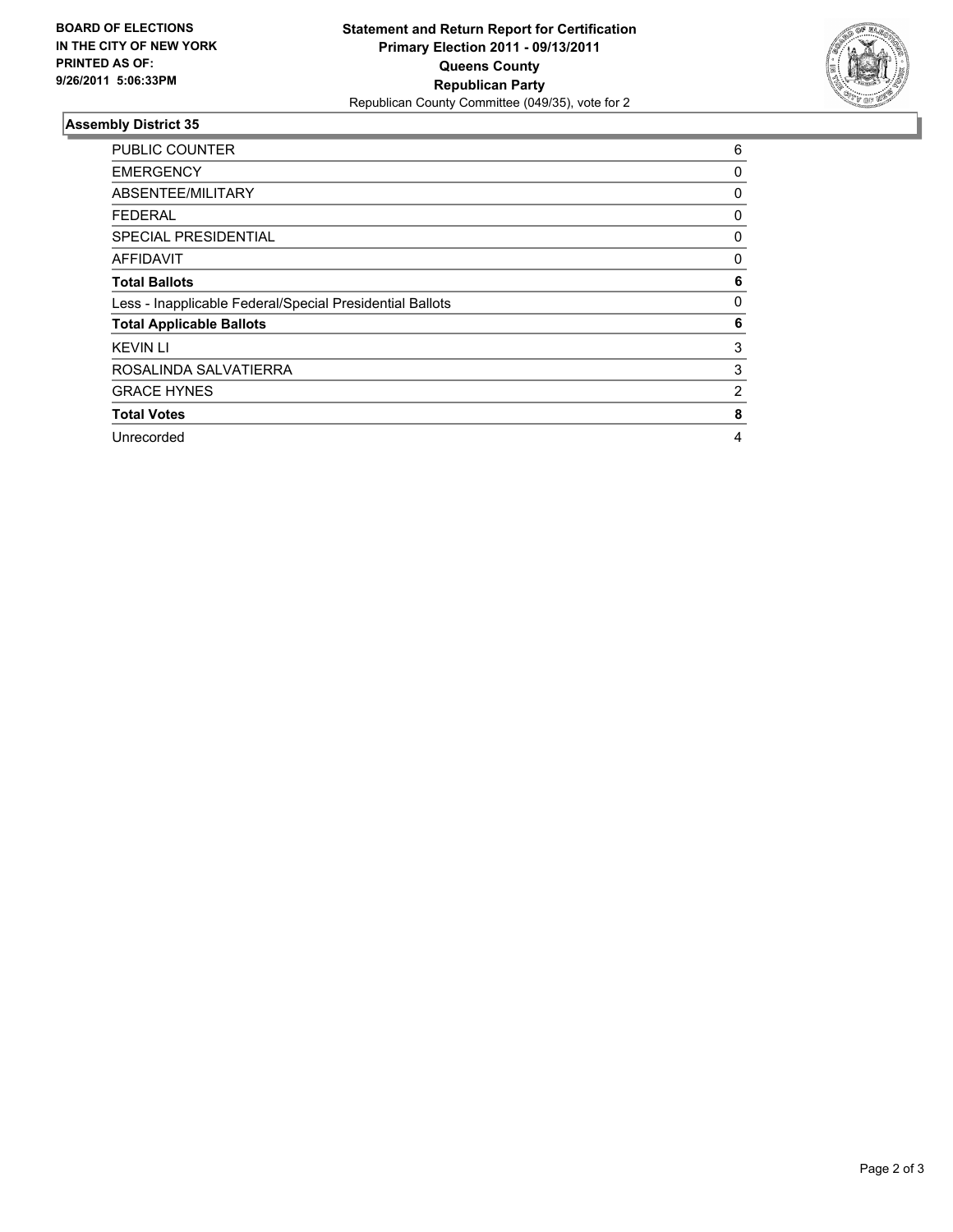**BOARD OF ELECTIONS IN THE CITY OF NEW YORK PRINTED AS OF: 9/26/2011 5:06:33PM**

**Statement and Return Report for Certification**
**Primary Election 2011 - 09/13/2011**
**Queens County**
**Republican Party**
Republican County Committee (049/35), vote for 2

## Assembly District 35

| | |
|---|---|
| PUBLIC COUNTER | 6 |
| EMERGENCY | 0 |
| ABSENTEE/MILITARY | 0 |
| FEDERAL | 0 |
| SPECIAL PRESIDENTIAL | 0 |
| AFFIDAVIT | 0 |
| **Total Ballots** | **6** |
| Less - Inapplicable Federal/Special Presidential Ballots | 0 |
| **Total Applicable Ballots** | **6** |
| KEVIN LI | 3 |
| ROSALINDA SALVATIERRA | 3 |
| GRACE HYNES | 2 |
| **Total Votes** | **8** |
| Unrecorded | 4 |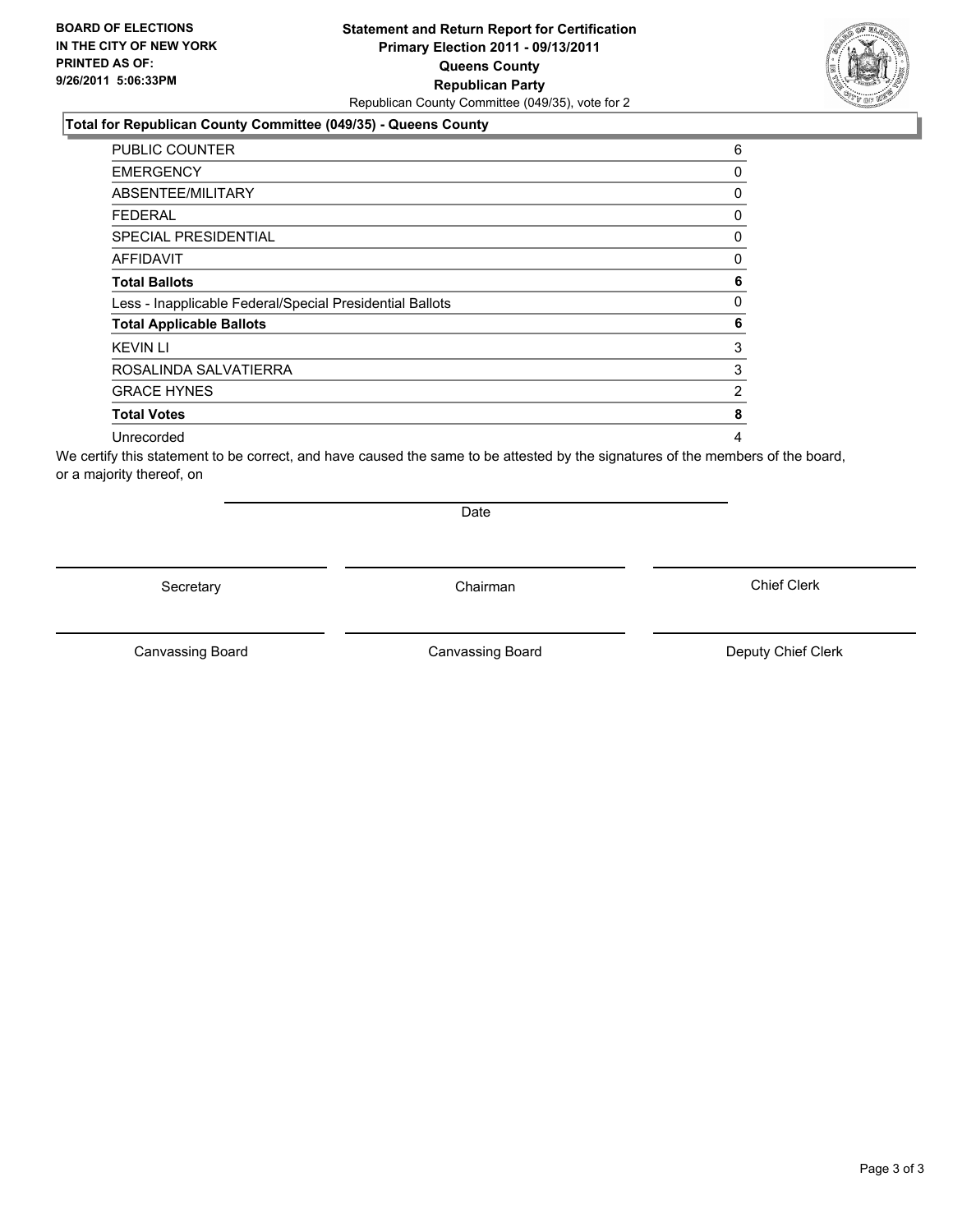**BOARD OF ELECTIONS IN THE CITY OF NEW YORK PRINTED AS OF: 9/26/2011 5:06:33PM**

# Statement and Return Report for Certification
## Primary Election 2011 - 09/13/2011
## Queens County
## Republican Party

Republican County Committee (049/35), vote for 2

### Total for Republican County Committee (049/35) - Queens County

| | |
|---|---|
| PUBLIC COUNTER | 6 |
| EMERGENCY | 0 |
| ABSENTEE/MILITARY | 0 |
| FEDERAL | 0 |
| SPECIAL PRESIDENTIAL | 0 |
| AFFIDAVIT | 0 |
| **Total Ballots** | **6** |
| Less - Inapplicable Federal/Special Presidential Ballots | 0 |
| **Total Applicable Ballots** | **6** |
| KEVIN LI | 3 |
| ROSALINDA SALVATIERRA | 3 |
| GRACE HYNES | 2 |
| **Total Votes** | **8** |
| Unrecorded | 4 |

We certify this statement to be correct, and have caused the same to be attested by the signatures of the members of the board, or a majority thereof, on

Date

Secretary | Chairman | Chief Clerk

Canvassing Board | Canvassing Board | Deputy Chief Clerk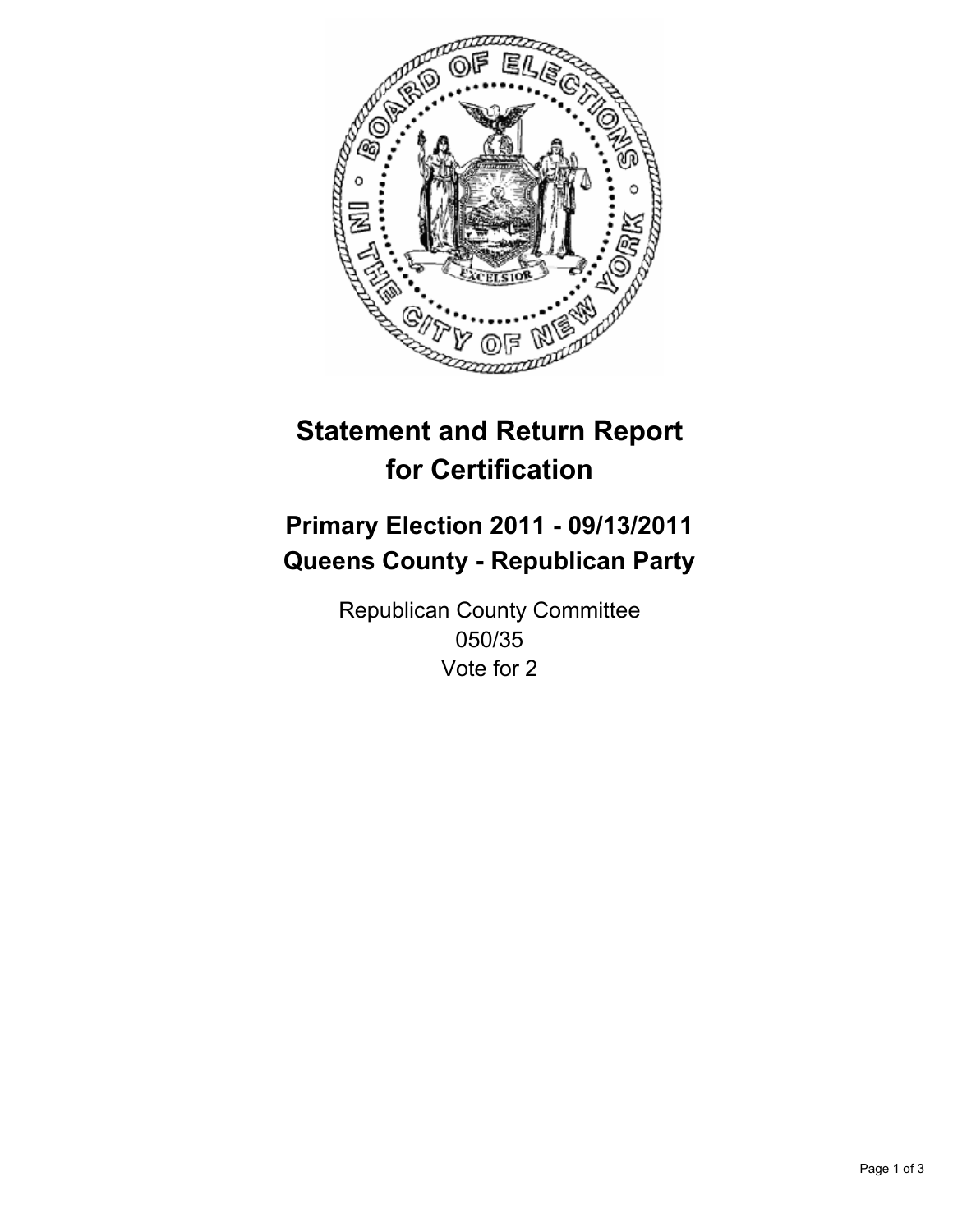# Statement and Return Report for Certification

## Primary Election 2011 - 09/13/2011
## Queens County - Republican Party

Republican County Committee
050/35
Vote for 2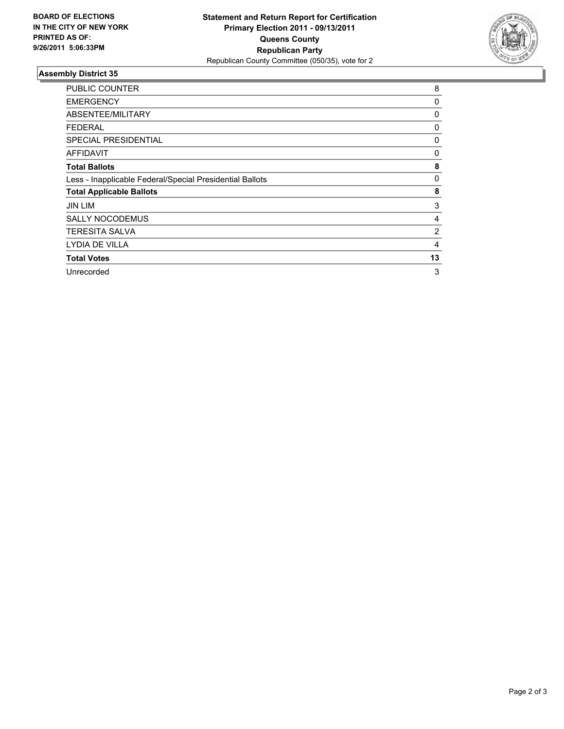**BOARD OF ELECTIONS IN THE CITY OF NEW YORK PRINTED AS OF: 9/26/2011 5:06:33PM**

**Statement and Return Report for Certification**
**Primary Election 2011 - 09/13/2011**
**Queens County**
**Republican Party**
Republican County Committee (050/35), vote for 2

### Assembly District 35

| | |
|---|---|
| PUBLIC COUNTER | 8 |
| EMERGENCY | 0 |
| ABSENTEE/MILITARY | 0 |
| FEDERAL | 0 |
| SPECIAL PRESIDENTIAL | 0 |
| AFFIDAVIT | 0 |
| **Total Ballots** | **8** |
| Less - Inapplicable Federal/Special Presidential Ballots | 0 |
| **Total Applicable Ballots** | **8** |
| JIN LIM | 3 |
| SALLY NOCODEMUS | 4 |
| TERESITA SALVA | 2 |
| LYDIA DE VILLA | 4 |
| **Total Votes** | **13** |
| Unrecorded | 3 |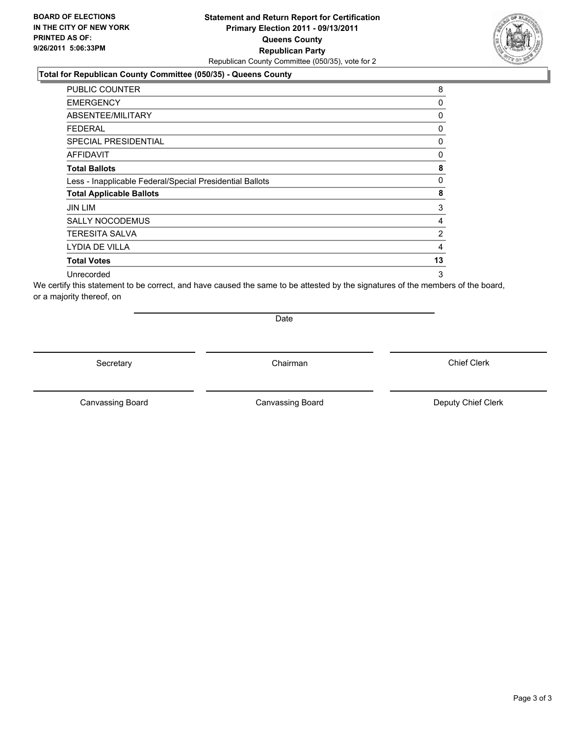**BOARD OF ELECTIONS IN THE CITY OF NEW YORK PRINTED AS OF: 9/26/2011 5:06:33PM**

# Statement and Return Report for Certification Primary Election 2011 - 09/13/2011 Queens County Republican Party

Republican County Committee (050/35), vote for 2

## Total for Republican County Committee (050/35) - Queens County

| | |
|---|---|
| PUBLIC COUNTER | 8 |
| EMERGENCY | 0 |
| ABSENTEE/MILITARY | 0 |
| FEDERAL | 0 |
| SPECIAL PRESIDENTIAL | 0 |
| AFFIDAVIT | 0 |
| **Total Ballots** | **8** |
| Less - Inapplicable Federal/Special Presidential Ballots | 0 |
| **Total Applicable Ballots** | **8** |
| JIN LIM | 3 |
| SALLY NOCODEMUS | 4 |
| TERESITA SALVA | 2 |
| LYDIA DE VILLA | 4 |
| **Total Votes** | **13** |
| Unrecorded | 3 |

We certify this statement to be correct, and have caused the same to be attested by the signatures of the members of the board, or a majority thereof, on

Date

Secretary

Chairman

Chief Clerk

Canvassing Board

Canvassing Board

Deputy Chief Clerk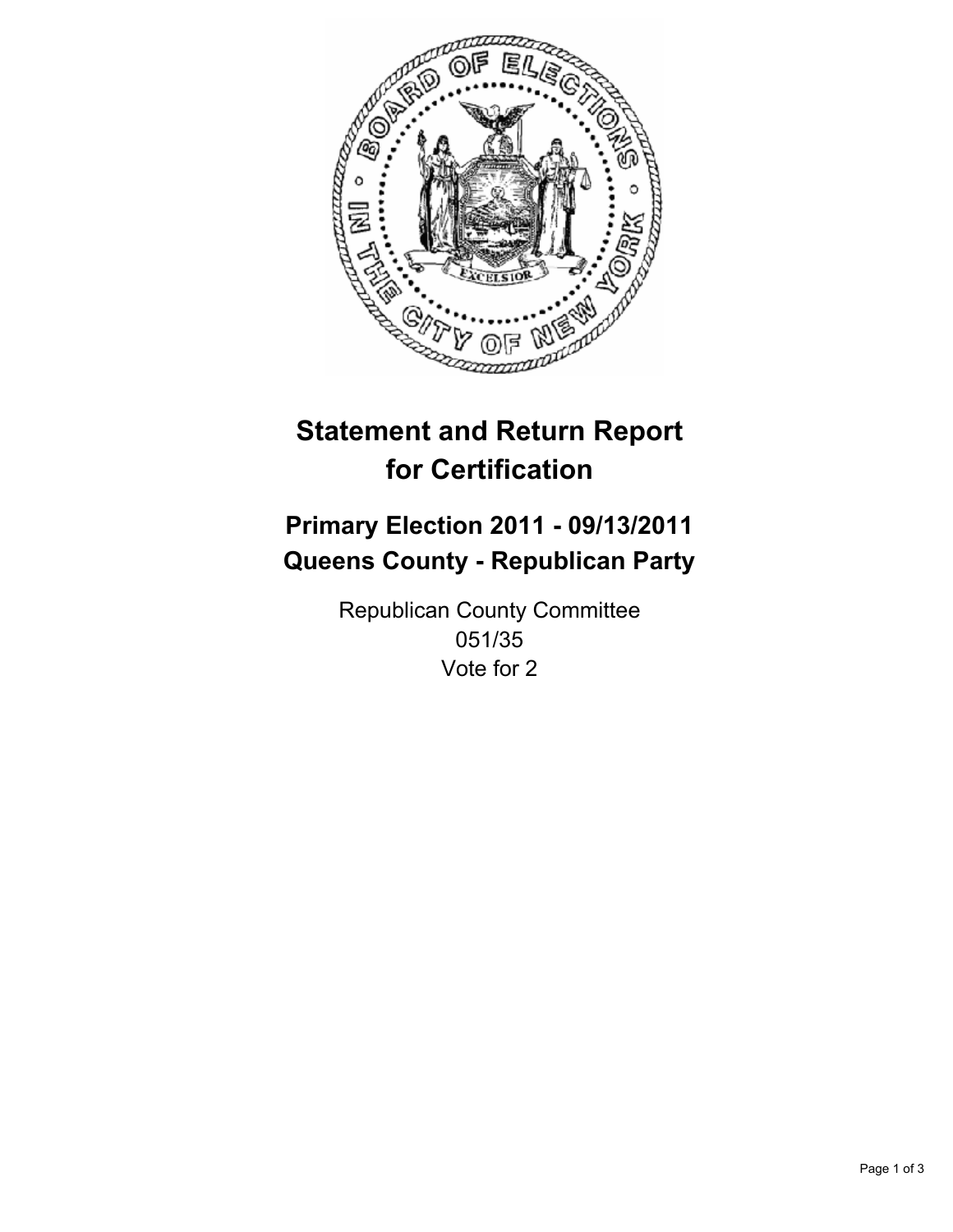# Statement and Return Report for Certification

## Primary Election 2011 - 09/13/2011
## Queens County - Republican Party

Republican County Committee
051/35
Vote for 2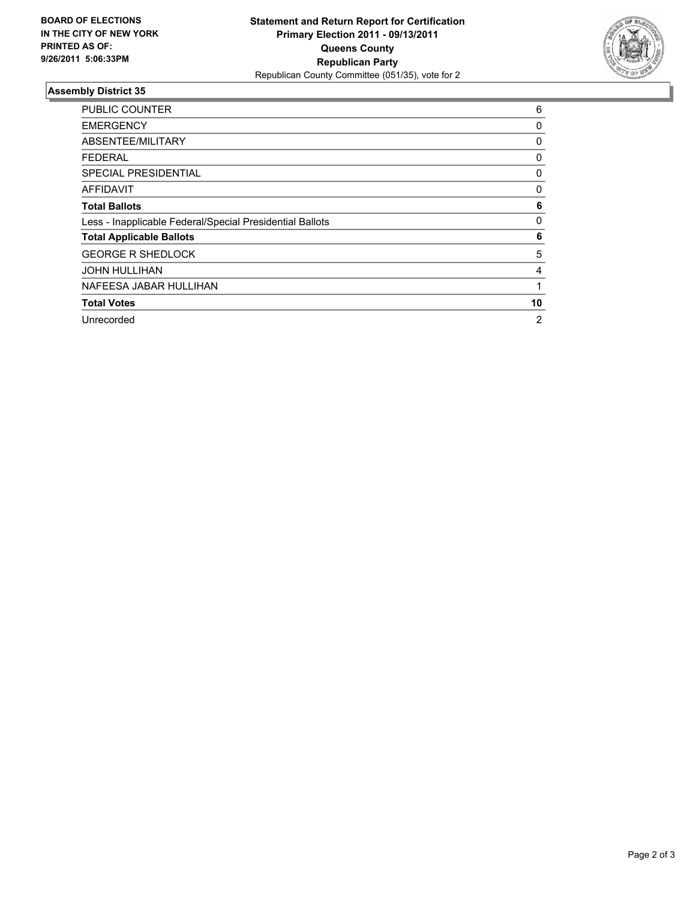**BOARD OF ELECTIONS IN THE CITY OF NEW YORK PRINTED AS OF: 9/26/2011 5:06:33PM**

**Statement and Return Report for Certification Primary Election 2011 - 09/13/2011 Queens County Republican Party**

Republican County Committee (051/35), vote for 2

## Assembly District 35

| | |
|---|---|
| PUBLIC COUNTER | 6 |
| EMERGENCY | 0 |
| ABSENTEE/MILITARY | 0 |
| FEDERAL | 0 |
| SPECIAL PRESIDENTIAL | 0 |
| AFFIDAVIT | 0 |
| **Total Ballots** | **6** |
| Less - Inapplicable Federal/Special Presidential Ballots | 0 |
| **Total Applicable Ballots** | **6** |
| GEORGE R SHEDLOCK | 5 |
| JOHN HULLIHAN | 4 |
| NAFEESA JABAR HULLIHAN | 1 |
| **Total Votes** | **10** |
| Unrecorded | 2 |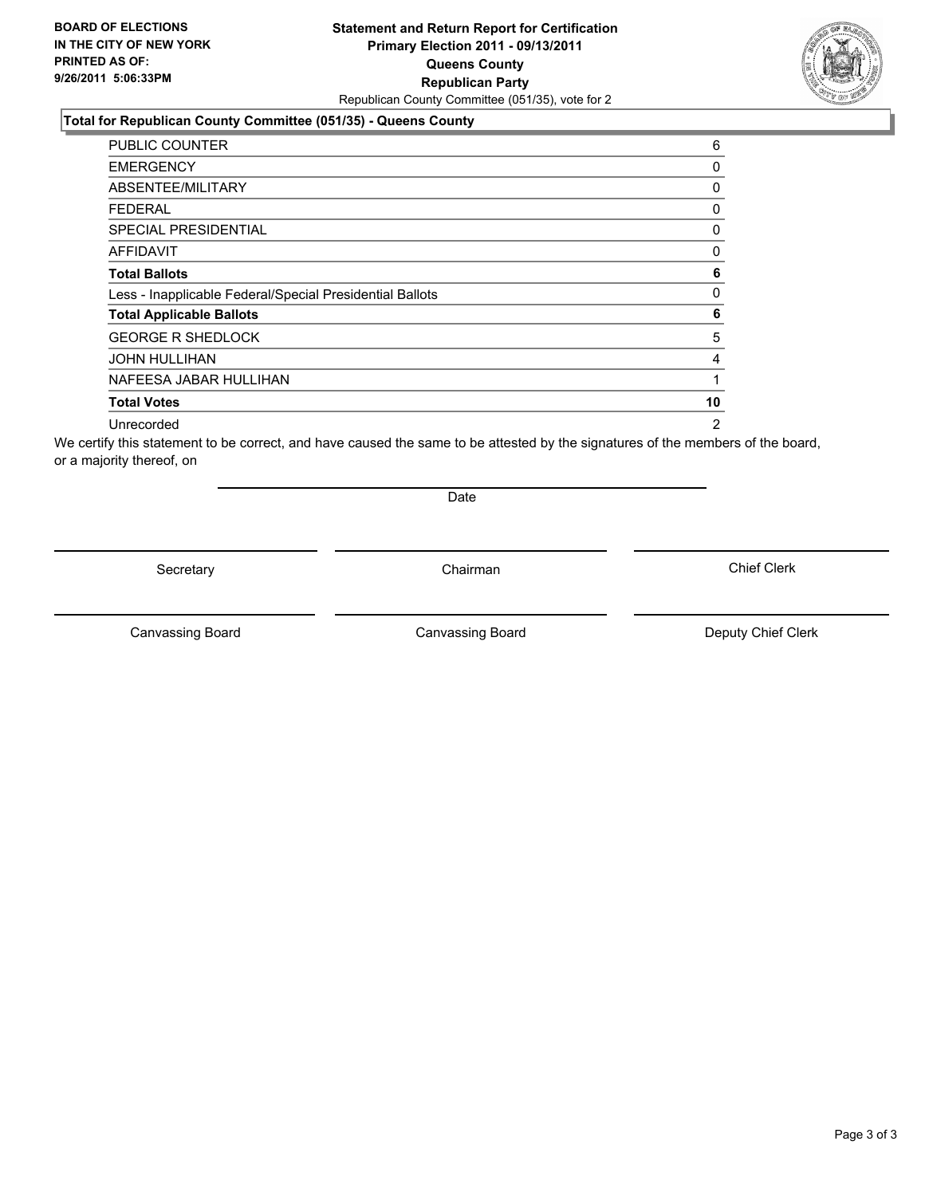**BOARD OF ELECTIONS IN THE CITY OF NEW YORK PRINTED AS OF: 9/26/2011 5:06:33PM**

# Statement and Return Report for Certification
## Primary Election 2011 - 09/13/2011
## Queens County
## Republican Party

Republican County Committee (051/35), vote for 2

### Total for Republican County Committee (051/35) - Queens County

| | |
|---|---|
| PUBLIC COUNTER | 6 |
| EMERGENCY | 0 |
| ABSENTEE/MILITARY | 0 |
| FEDERAL | 0 |
| SPECIAL PRESIDENTIAL | 0 |
| AFFIDAVIT | 0 |
| **Total Ballots** | **6** |
| Less - Inapplicable Federal/Special Presidential Ballots | 0 |
| **Total Applicable Ballots** | **6** |
| GEORGE R SHEDLOCK | 5 |
| JOHN HULLIHAN | 4 |
| NAFEESA JABAR HULLIHAN | 1 |
| **Total Votes** | **10** |
| Unrecorded | 2 |

We certify this statement to be correct, and have caused the same to be attested by the signatures of the members of the board, or a majority thereof, on

Date

| | | |
|---|---|---|
| Secretary | Chairman | Chief Clerk |
| Canvassing Board | Canvassing Board | Deputy Chief Clerk |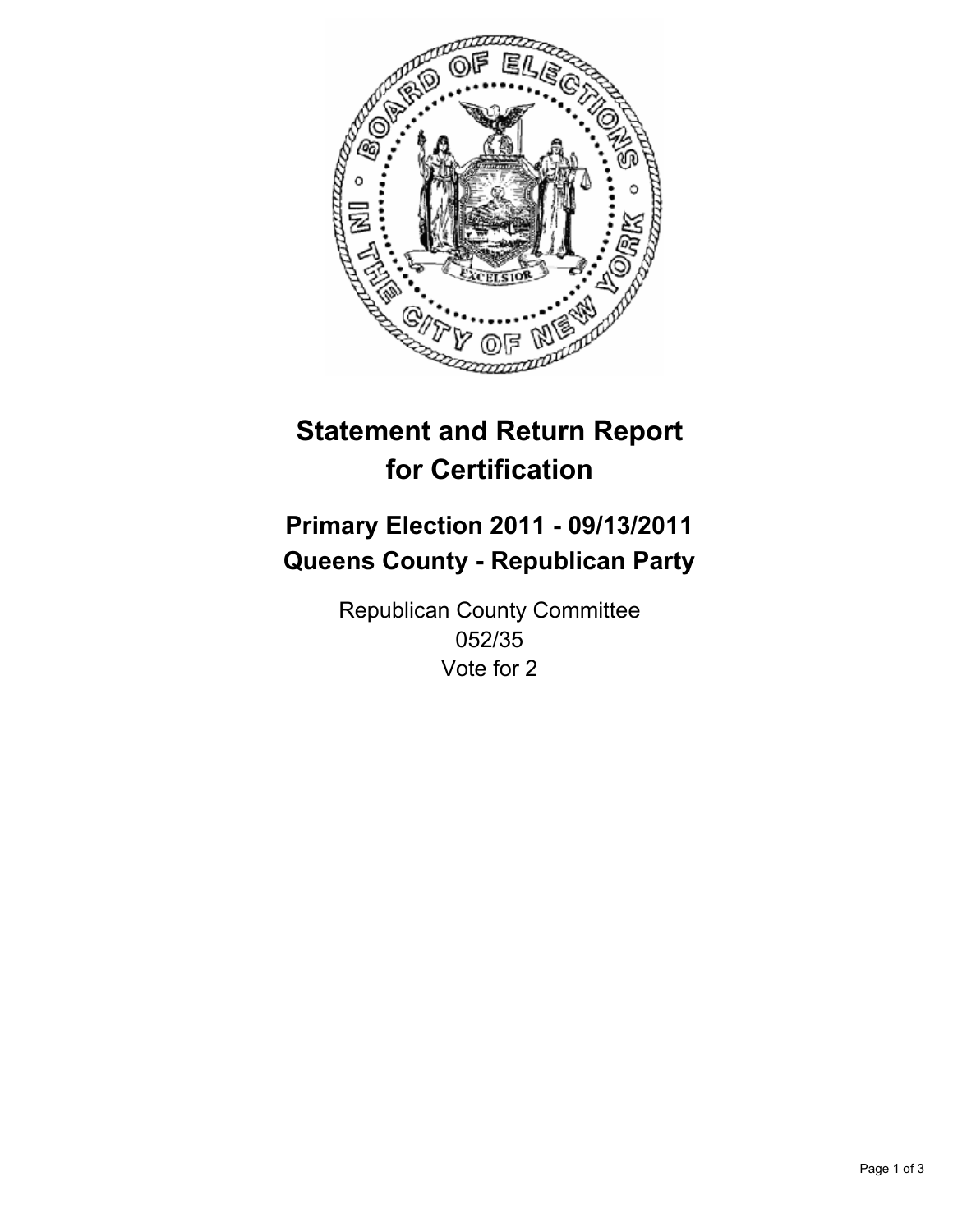# Statement and Return Report for Certification

## Primary Election 2011 - 09/13/2011
## Queens County - Republican Party

Republican County Committee
052/35
Vote for 2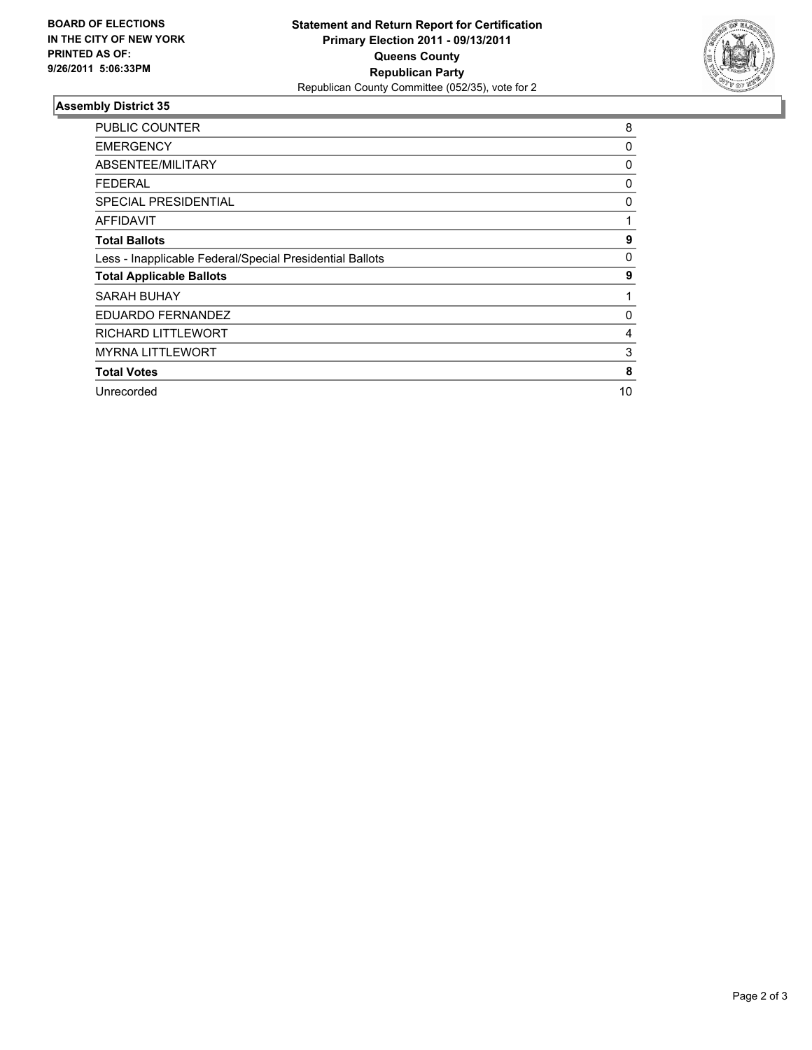**BOARD OF ELECTIONS IN THE CITY OF NEW YORK PRINTED AS OF: 9/26/2011 5:06:33PM**

**Statement and Return Report for Certification**
**Primary Election 2011 - 09/13/2011**
**Queens County**
**Republican Party**
Republican County Committee (052/35), vote for 2

## Assembly District 35

| | |
|---|---|
| PUBLIC COUNTER | 8 |
| EMERGENCY | 0 |
| ABSENTEE/MILITARY | 0 |
| FEDERAL | 0 |
| SPECIAL PRESIDENTIAL | 0 |
| AFFIDAVIT | 1 |
| **Total Ballots** | **9** |
| Less - Inapplicable Federal/Special Presidential Ballots | 0 |
| **Total Applicable Ballots** | **9** |
| SARAH BUHAY | 1 |
| EDUARDO FERNANDEZ | 0 |
| RICHARD LITTLEWORT | 4 |
| MYRNA LITTLEWORT | 3 |
| **Total Votes** | **8** |
| Unrecorded | 10 |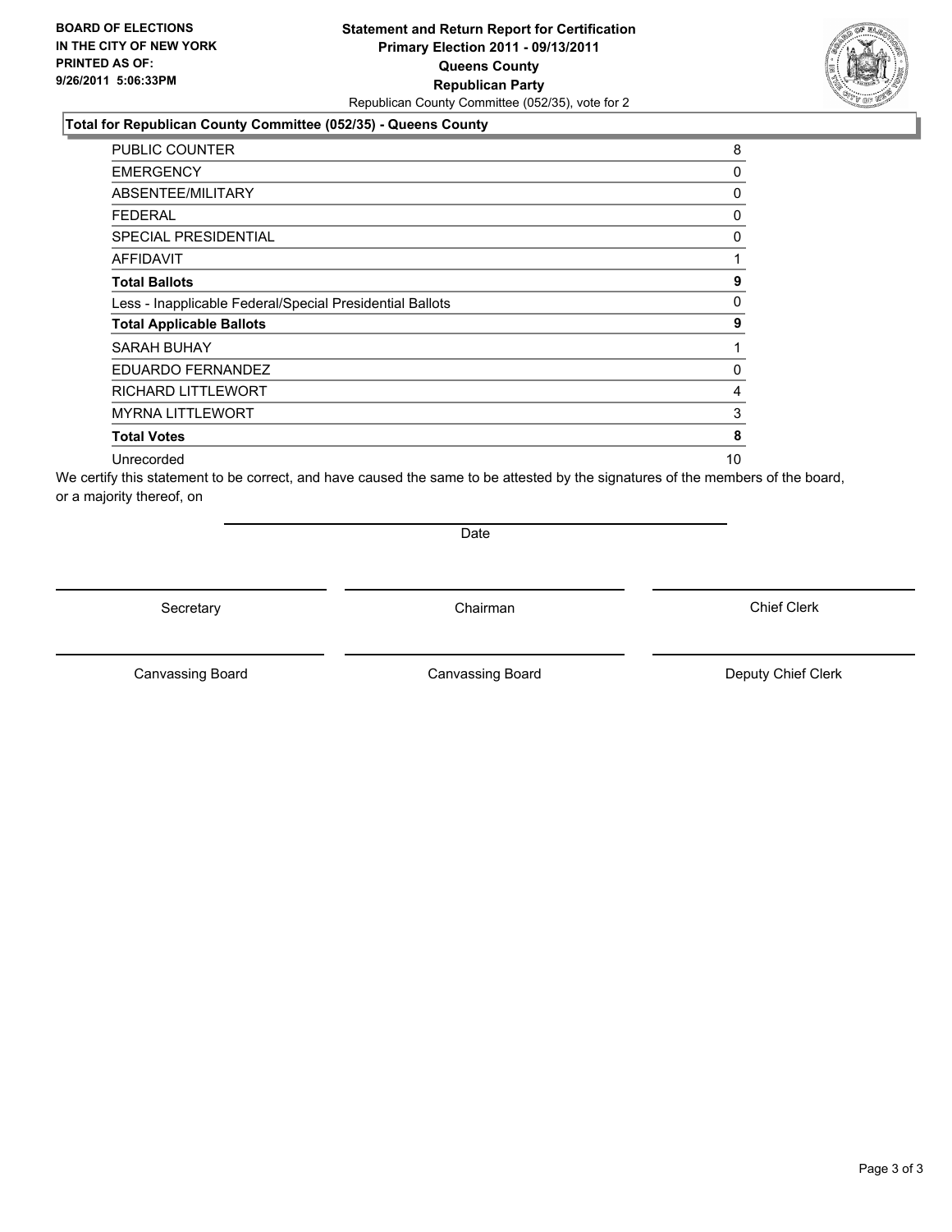**BOARD OF ELECTIONS IN THE CITY OF NEW YORK PRINTED AS OF: 9/26/2011 5:06:33PM**

**Statement and Return Report for Certification**
**Primary Election 2011 - 09/13/2011**
**Queens County**
**Republican Party**
Republican County Committee (052/35), vote for 2

**Total for Republican County Committee (052/35) - Queens County**

| | |
|---|---|
| PUBLIC COUNTER | 8 |
| EMERGENCY | 0 |
| ABSENTEE/MILITARY | 0 |
| FEDERAL | 0 |
| SPECIAL PRESIDENTIAL | 0 |
| AFFIDAVIT | 1 |
| **Total Ballots** | **9** |
| Less - Inapplicable Federal/Special Presidential Ballots | 0 |
| **Total Applicable Ballots** | **9** |
| SARAH BUHAY | 1 |
| EDUARDO FERNANDEZ | 0 |
| RICHARD LITTLEWORT | 4 |
| MYRNA LITTLEWORT | 3 |
| **Total Votes** | **8** |
| Unrecorded | 10 |

We certify this statement to be correct, and have caused the same to be attested by the signatures of the members of the board, or a majority thereof, on

Date

Secretary | Chairman | Chief Clerk

Canvassing Board | Canvassing Board | Deputy Chief Clerk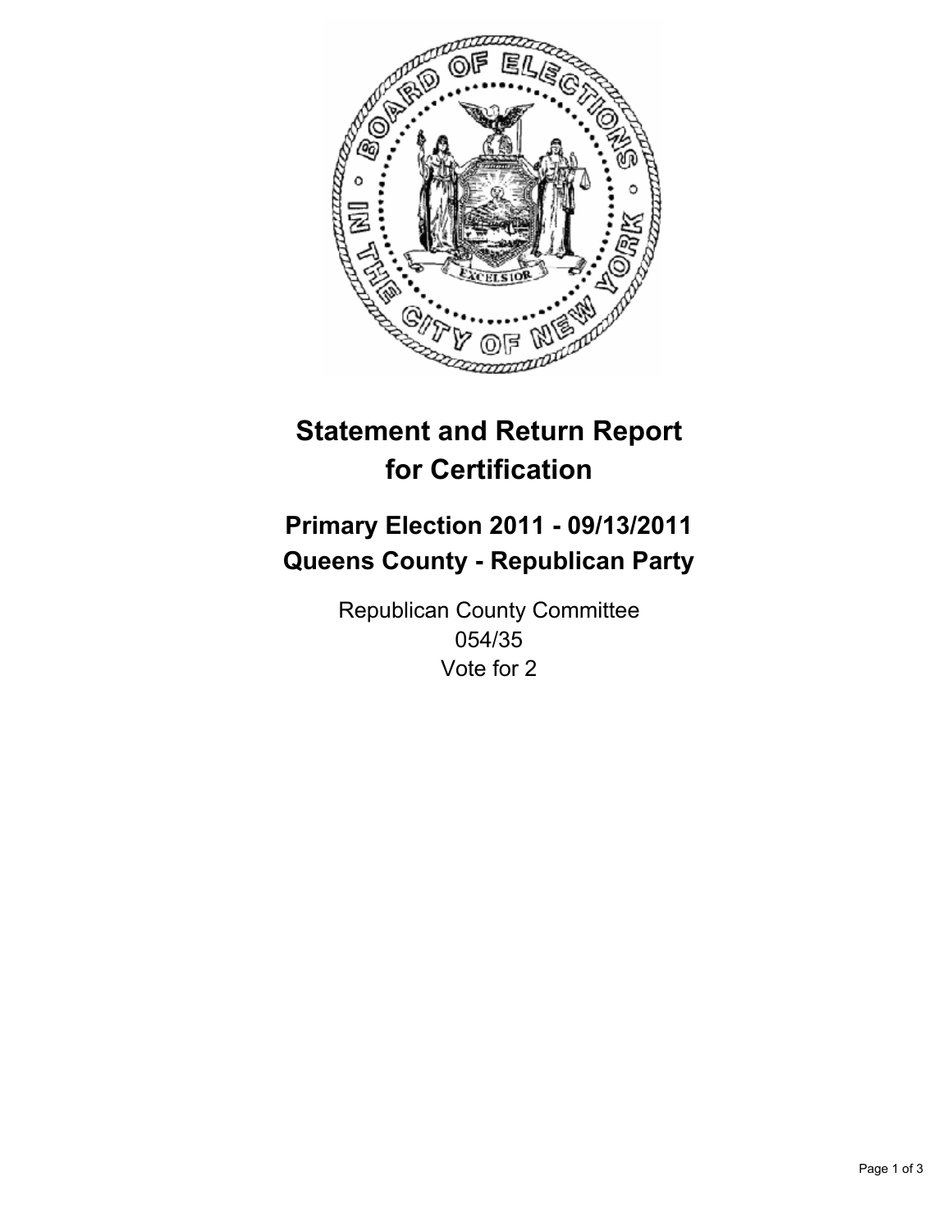# Statement and Return Report for Certification

## Primary Election 2011 - 09/13/2011
## Queens County - Republican Party

Republican County Committee
054/35
Vote for 2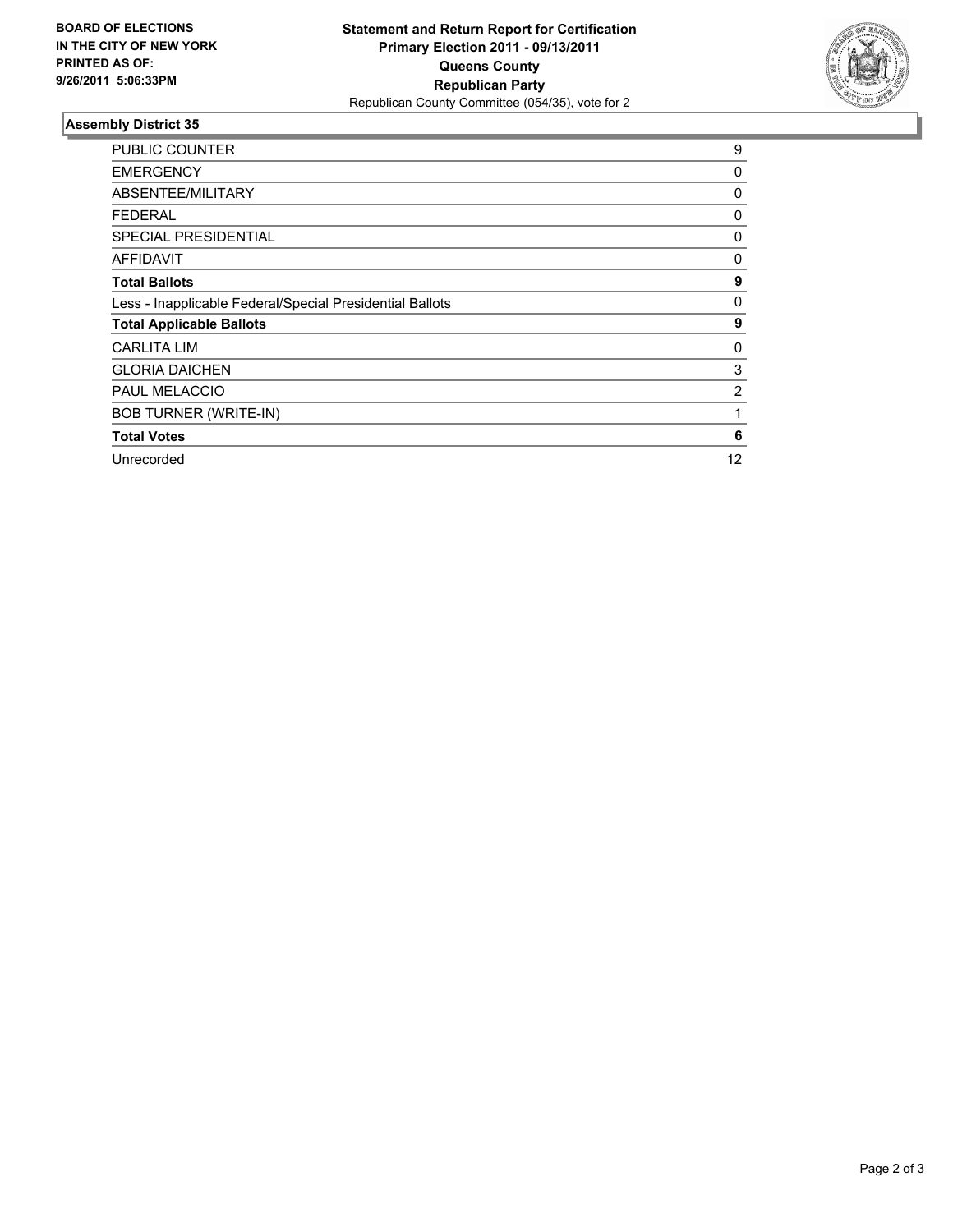**BOARD OF ELECTIONS IN THE CITY OF NEW YORK PRINTED AS OF: 9/26/2011 5:06:33PM**

**Statement and Return Report for Certification Primary Election 2011 - 09/13/2011 Queens County Republican Party**

Republican County Committee (054/35), vote for 2

## Assembly District 35

| | |
|---|---|
| PUBLIC COUNTER | 9 |
| EMERGENCY | 0 |
| ABSENTEE/MILITARY | 0 |
| FEDERAL | 0 |
| SPECIAL PRESIDENTIAL | 0 |
| AFFIDAVIT | 0 |
| **Total Ballots** | **9** |
| Less - Inapplicable Federal/Special Presidential Ballots | 0 |
| **Total Applicable Ballots** | **9** |
| CARLITA LIM | 0 |
| GLORIA DAICHEN | 3 |
| PAUL MELACCIO | 2 |
| BOB TURNER (WRITE-IN) | 1 |
| **Total Votes** | **6** |
| Unrecorded | 12 |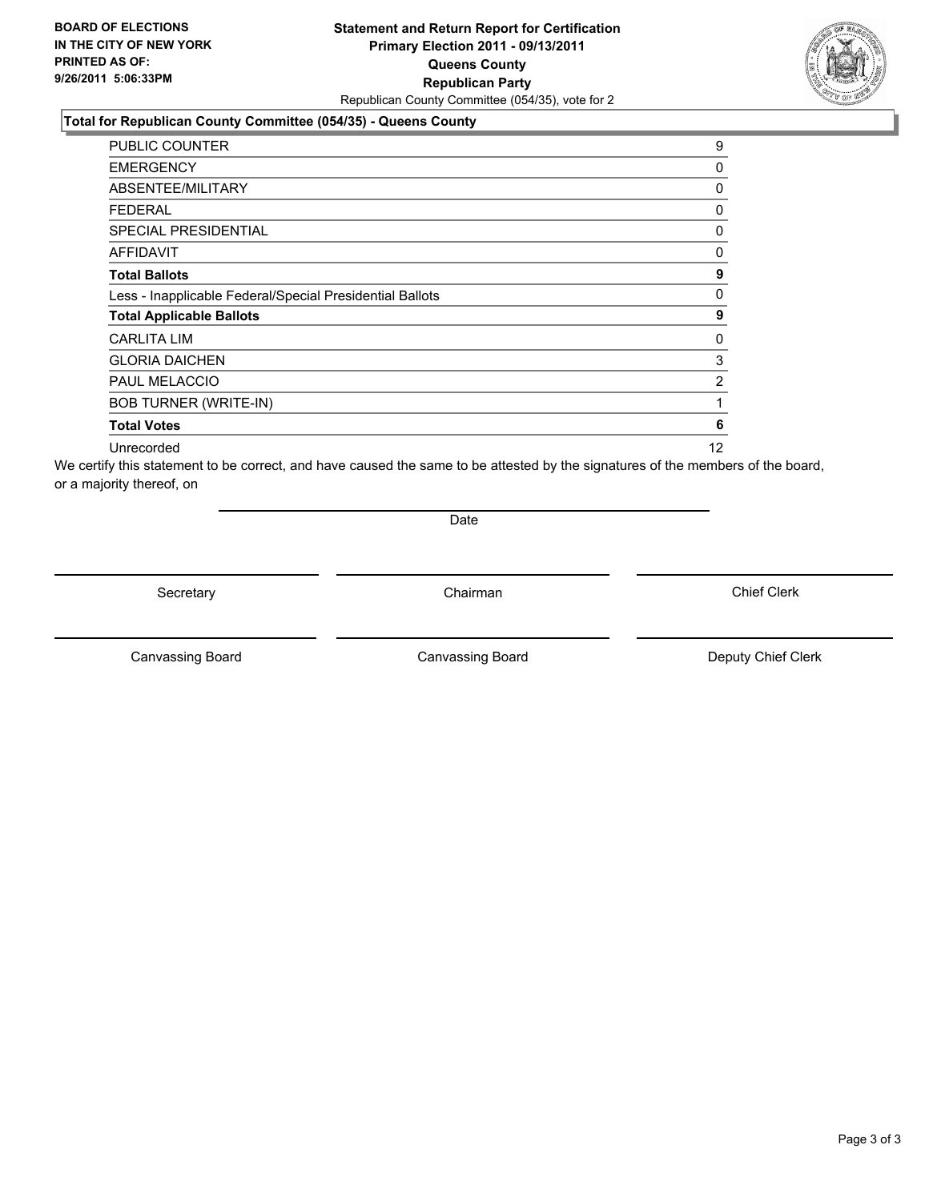**BOARD OF ELECTIONS IN THE CITY OF NEW YORK PRINTED AS OF: 9/26/2011 5:06:33PM**

**Statement and Return Report for Certification**
**Primary Election 2011 - 09/13/2011**
**Queens County**
**Republican Party**
Republican County Committee (054/35), vote for 2

**Total for Republican County Committee (054/35) - Queens County**

| | |
|---|---|
| PUBLIC COUNTER | 9 |
| EMERGENCY | 0 |
| ABSENTEE/MILITARY | 0 |
| FEDERAL | 0 |
| SPECIAL PRESIDENTIAL | 0 |
| AFFIDAVIT | 0 |
| **Total Ballots** | **9** |
| Less - Inapplicable Federal/Special Presidential Ballots | 0 |
| **Total Applicable Ballots** | **9** |
| CARLITA LIM | 0 |
| GLORIA DAICHEN | 3 |
| PAUL MELACCIO | 2 |
| BOB TURNER (WRITE-IN) | 1 |
| **Total Votes** | **6** |
| Unrecorded | 12 |

We certify this statement to be correct, and have caused the same to be attested by the signatures of the members of the board, or a majority thereof, on

Date

Secretary    Chairman    Chief Clerk

Canvassing Board    Canvassing Board    Deputy Chief Clerk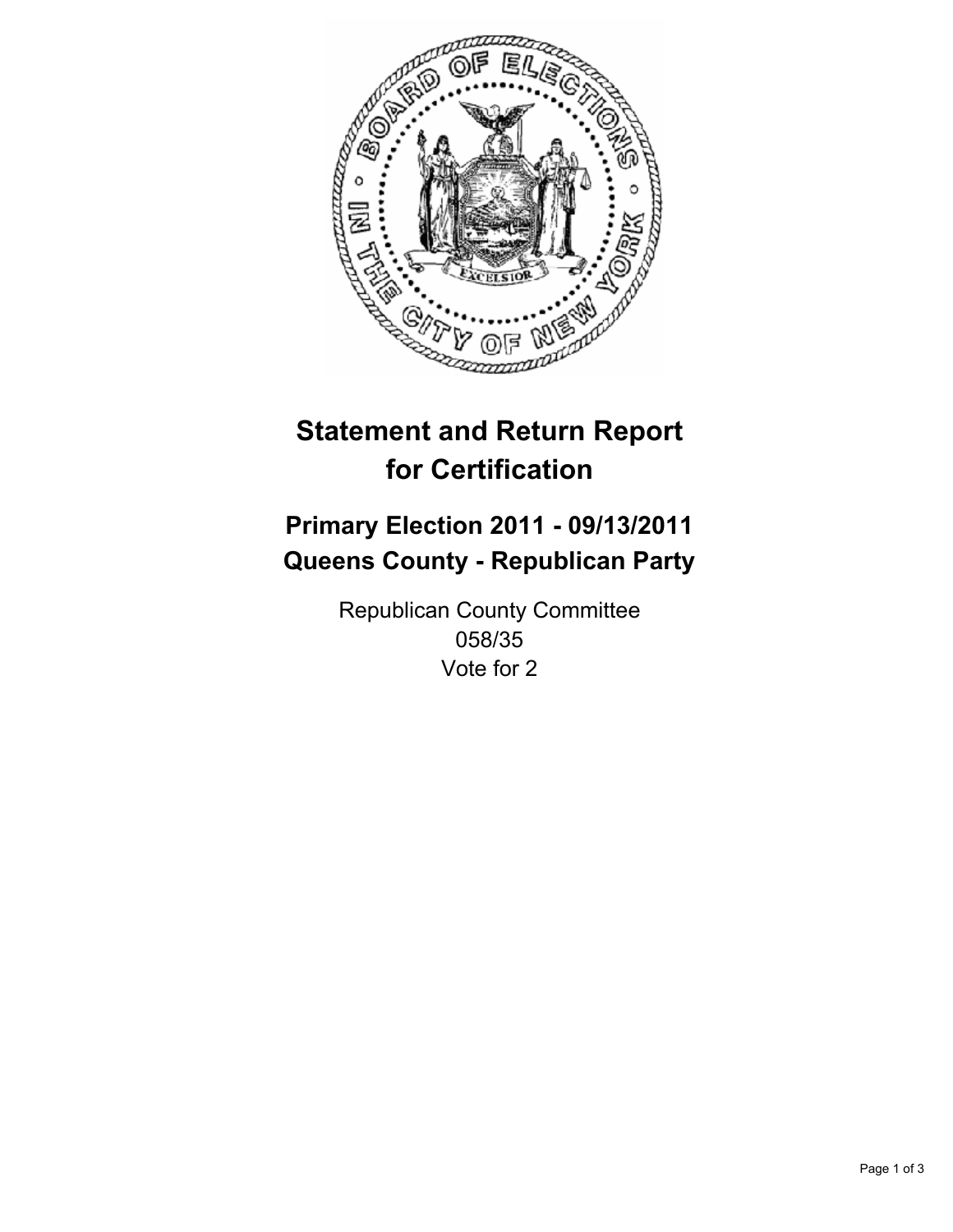# Statement and Return Report for Certification

## Primary Election 2011 - 09/13/2011
## Queens County - Republican Party

Republican County Committee
058/35
Vote for 2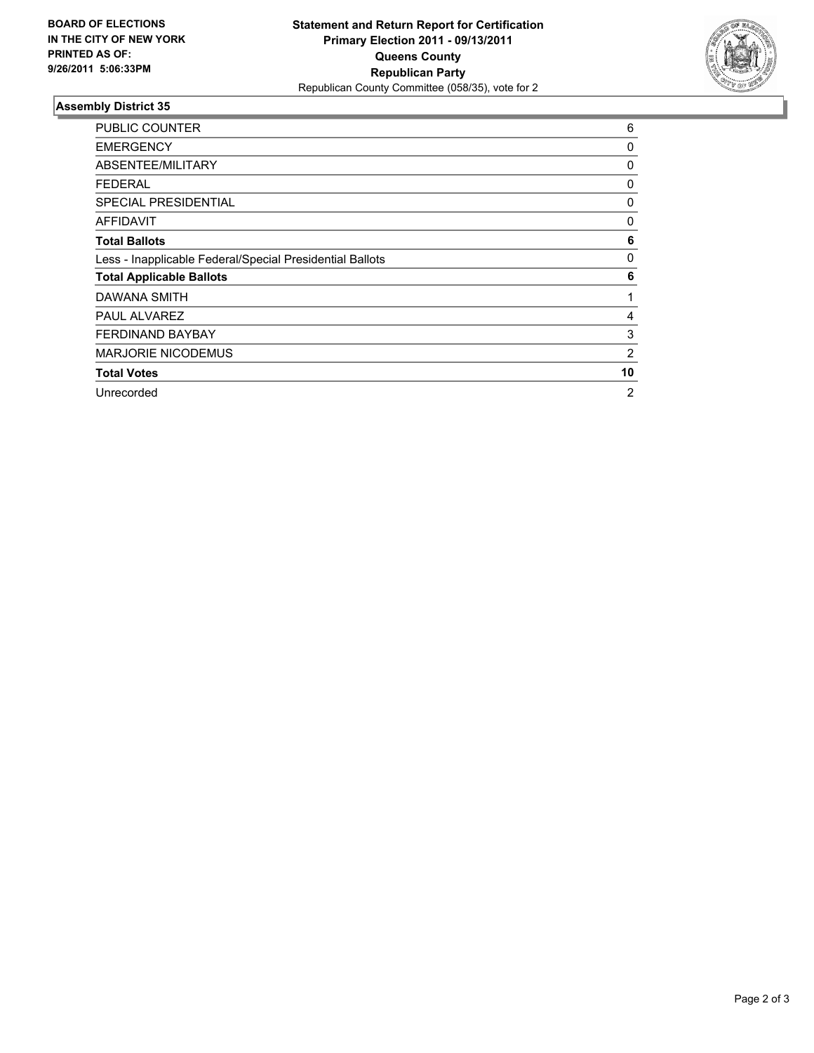**BOARD OF ELECTIONS IN THE CITY OF NEW YORK PRINTED AS OF: 9/26/2011 5:06:33PM**

**Statement and Return Report for Certification**
**Primary Election 2011 - 09/13/2011**
**Queens County**
**Republican Party**
Republican County Committee (058/35), vote for 2

## Assembly District 35

| | |
|---|---|
| PUBLIC COUNTER | 6 |
| EMERGENCY | 0 |
| ABSENTEE/MILITARY | 0 |
| FEDERAL | 0 |
| SPECIAL PRESIDENTIAL | 0 |
| AFFIDAVIT | 0 |
| **Total Ballots** | **6** |
| Less - Inapplicable Federal/Special Presidential Ballots | 0 |
| **Total Applicable Ballots** | **6** |
| DAWANA SMITH | 1 |
| PAUL ALVAREZ | 4 |
| FERDINAND BAYBAY | 3 |
| MARJORIE NICODEMUS | 2 |
| **Total Votes** | **10** |
| Unrecorded | 2 |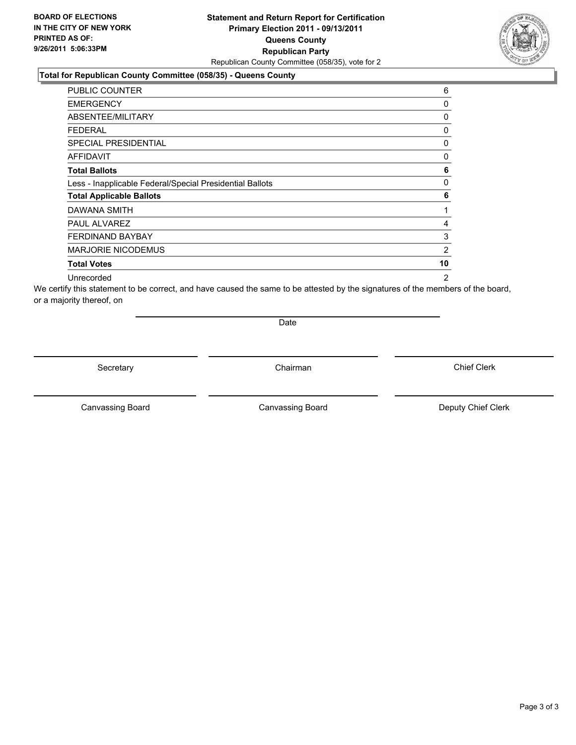**BOARD OF ELECTIONS IN THE CITY OF NEW YORK PRINTED AS OF: 9/26/2011 5:06:33PM**

**Statement and Return Report for Certification**
**Primary Election 2011 - 09/13/2011**
**Queens County**
**Republican Party**
Republican County Committee (058/35), vote for 2

### Total for Republican County Committee (058/35) - Queens County

| | |
|---|---|
| PUBLIC COUNTER | 6 |
| EMERGENCY | 0 |
| ABSENTEE/MILITARY | 0 |
| FEDERAL | 0 |
| SPECIAL PRESIDENTIAL | 0 |
| AFFIDAVIT | 0 |
| **Total Ballots** | **6** |
| Less - Inapplicable Federal/Special Presidential Ballots | 0 |
| **Total Applicable Ballots** | **6** |
| DAWANA SMITH | 1 |
| PAUL ALVAREZ | 4 |
| FERDINAND BAYBAY | 3 |
| MARJORIE NICODEMUS | 2 |
| **Total Votes** | **10** |
| Unrecorded | 2 |

We certify this statement to be correct, and have caused the same to be attested by the signatures of the members of the board, or a majority thereof, on

Date

Secretary | Chairman | Chief Clerk

Canvassing Board | Canvassing Board | Deputy Chief Clerk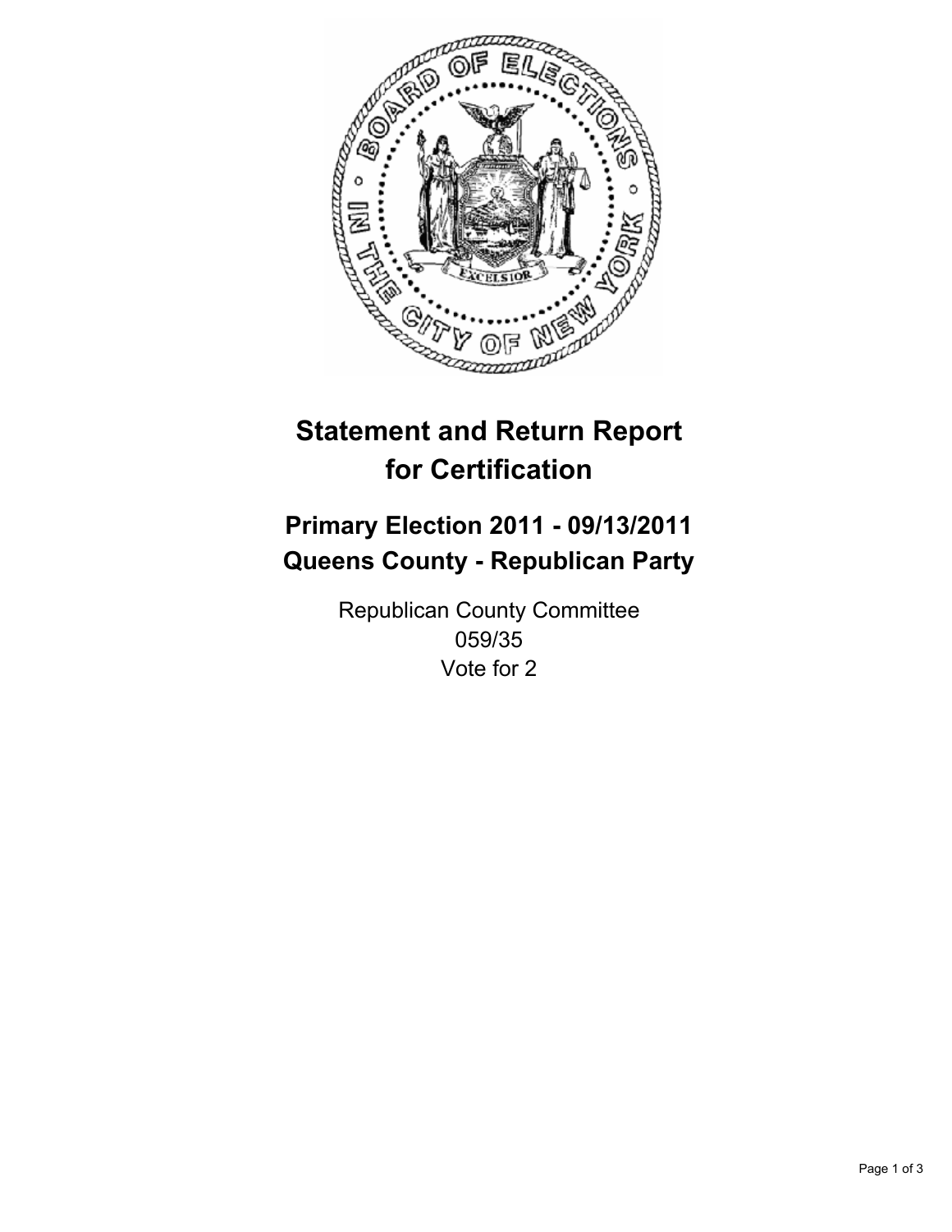# Statement and Return Report for Certification

## Primary Election 2011 - 09/13/2011
## Queens County - Republican Party

Republican County Committee
059/35
Vote for 2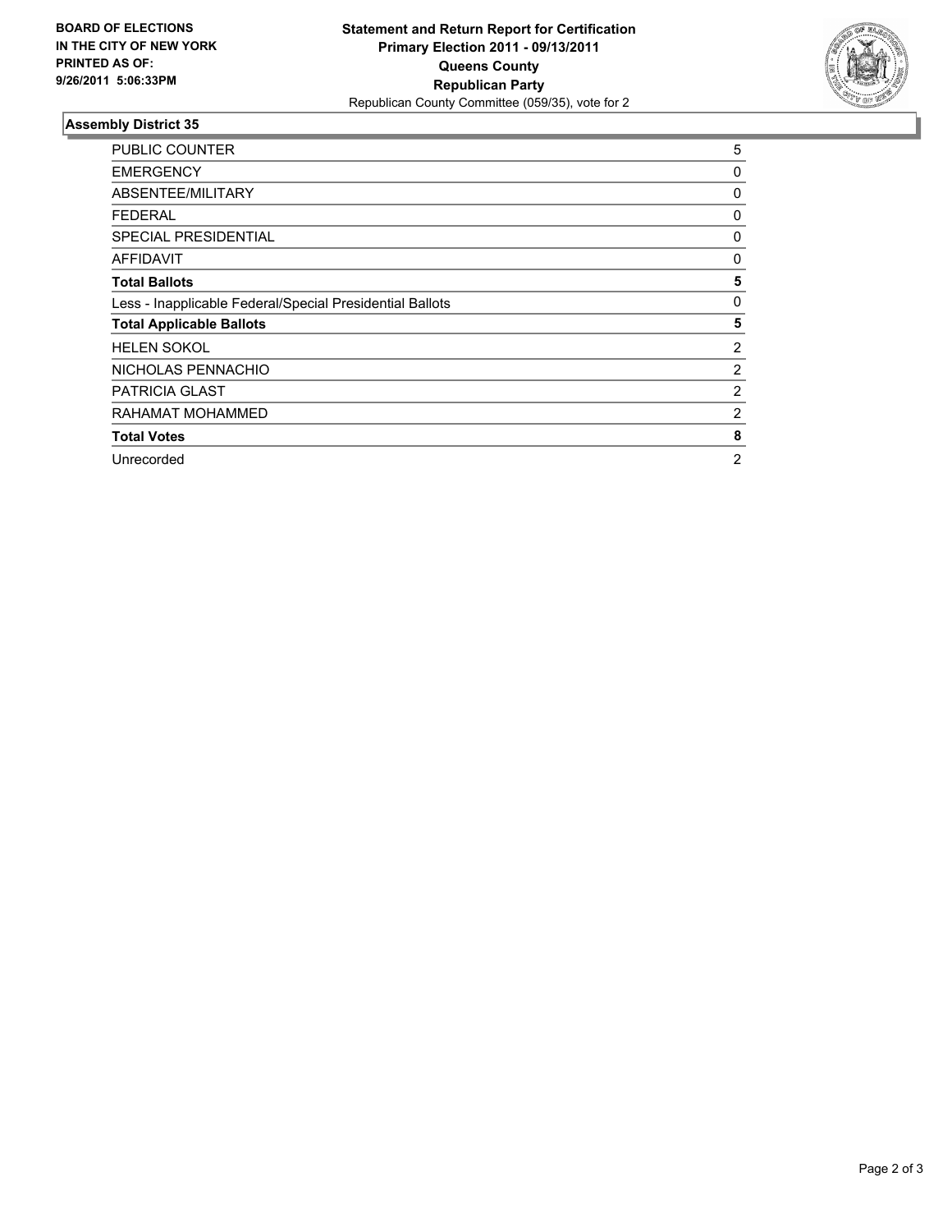**BOARD OF ELECTIONS IN THE CITY OF NEW YORK PRINTED AS OF: 9/26/2011 5:06:33PM**

**Statement and Return Report for Certification**
**Primary Election 2011 - 09/13/2011**
**Queens County**
**Republican Party**
Republican County Committee (059/35), vote for 2

### Assembly District 35

| | |
|---|---|
| PUBLIC COUNTER | 5 |
| EMERGENCY | 0 |
| ABSENTEE/MILITARY | 0 |
| FEDERAL | 0 |
| SPECIAL PRESIDENTIAL | 0 |
| AFFIDAVIT | 0 |
| **Total Ballots** | **5** |
| Less - Inapplicable Federal/Special Presidential Ballots | 0 |
| **Total Applicable Ballots** | **5** |
| HELEN SOKOL | 2 |
| NICHOLAS PENNACHIO | 2 |
| PATRICIA GLAST | 2 |
| RAHAMAT MOHAMMED | 2 |
| **Total Votes** | **8** |
| Unrecorded | 2 |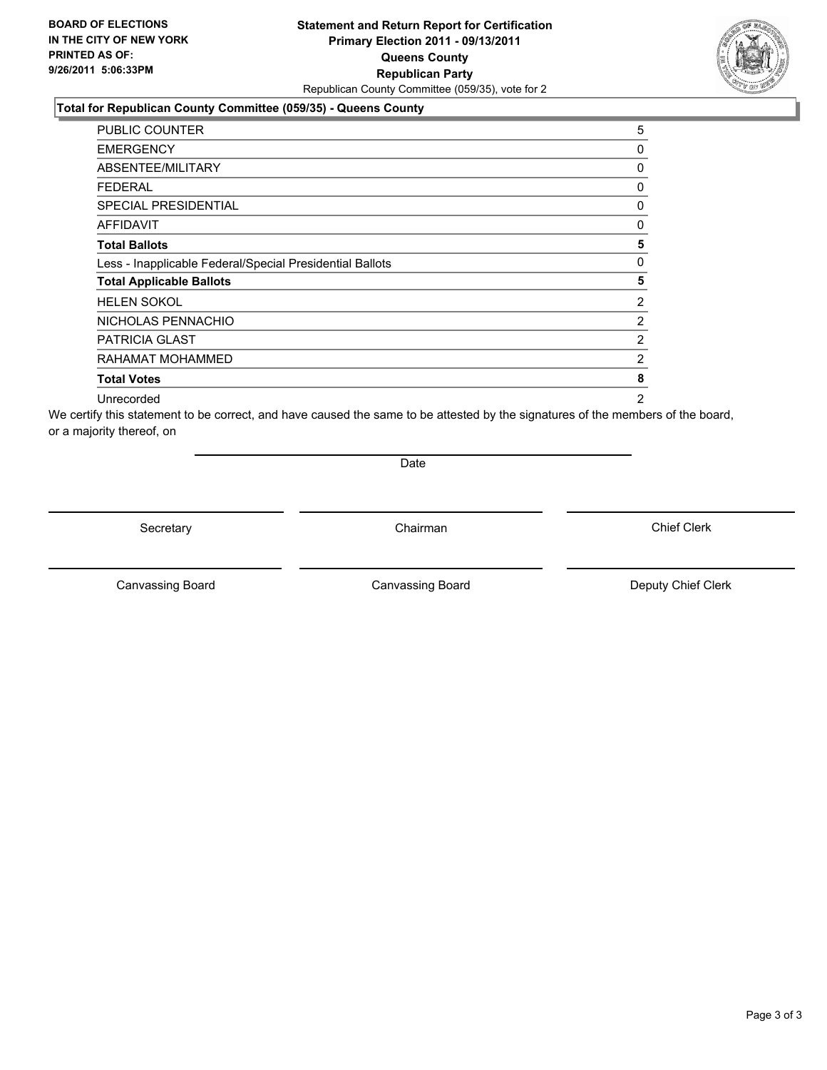**BOARD OF ELECTIONS IN THE CITY OF NEW YORK PRINTED AS OF: 9/26/2011 5:06:33PM**

**Statement and Return Report for Certification**
**Primary Election 2011 - 09/13/2011**
**Queens County**
**Republican Party**
Republican County Committee (059/35), vote for 2

**Total for Republican County Committee (059/35) - Queens County**

| | |
|---|---|
| PUBLIC COUNTER | 5 |
| EMERGENCY | 0 |
| ABSENTEE/MILITARY | 0 |
| FEDERAL | 0 |
| SPECIAL PRESIDENTIAL | 0 |
| AFFIDAVIT | 0 |
| **Total Ballots** | **5** |
| Less - Inapplicable Federal/Special Presidential Ballots | 0 |
| **Total Applicable Ballots** | **5** |
| HELEN SOKOL | 2 |
| NICHOLAS PENNACHIO | 2 |
| PATRICIA GLAST | 2 |
| RAHAMAT MOHAMMED | 2 |
| **Total Votes** | **8** |
| Unrecorded | 2 |

We certify this statement to be correct, and have caused the same to be attested by the signatures of the members of the board, or a majority thereof, on

Date

Secretary | Chairman | Chief Clerk

Canvassing Board | Canvassing Board | Deputy Chief Clerk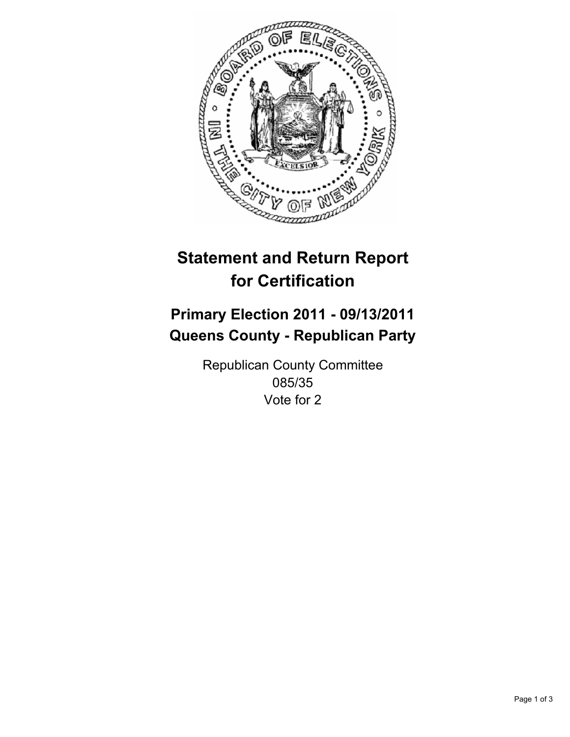# Statement and Return Report for Certification

## Primary Election 2011 - 09/13/2011
## Queens County - Republican Party

Republican County Committee
085/35
Vote for 2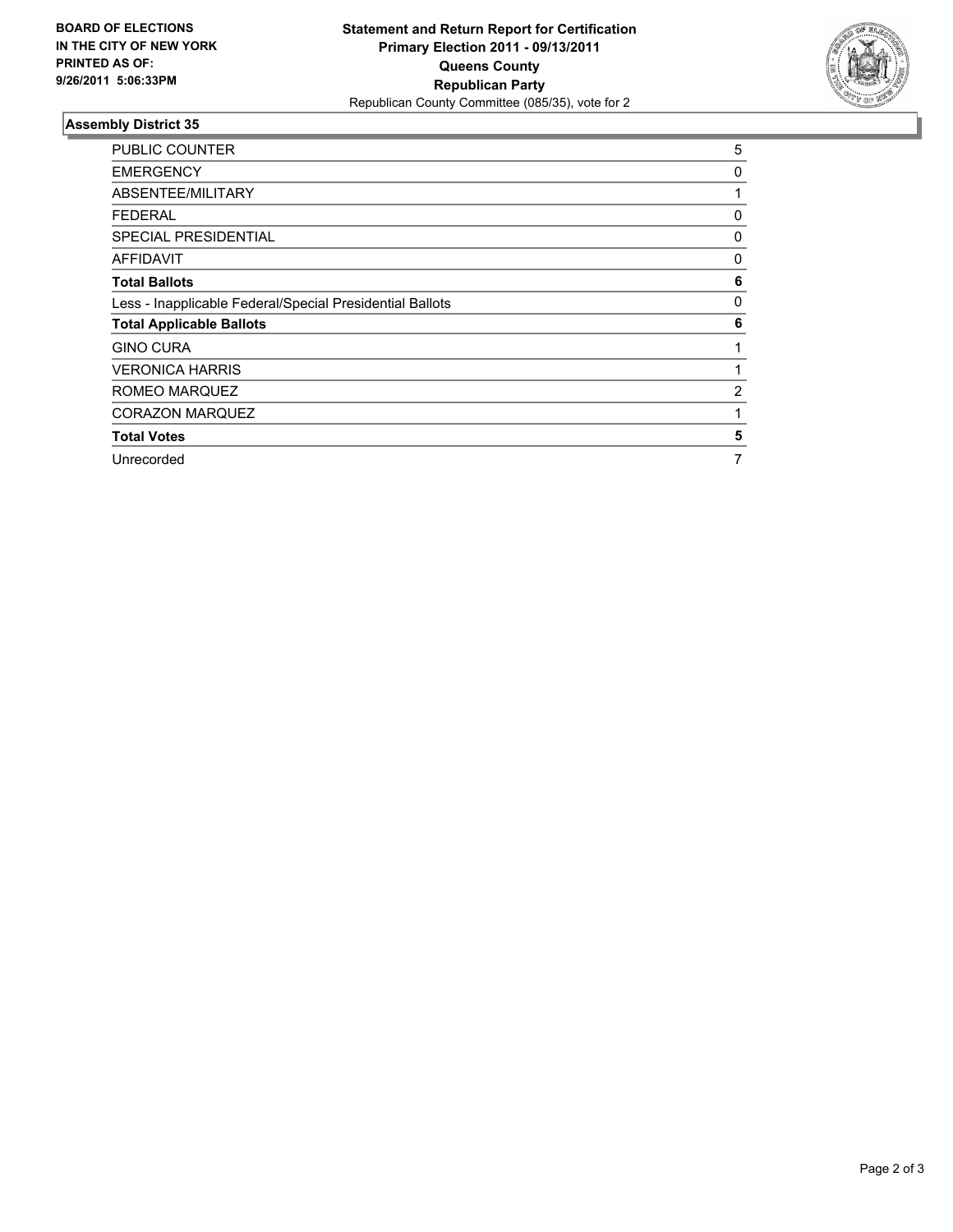**BOARD OF ELECTIONS IN THE CITY OF NEW YORK PRINTED AS OF: 9/26/2011 5:06:33PM**

**Statement and Return Report for Certification**
**Primary Election 2011 - 09/13/2011**
**Queens County**
**Republican Party**
Republican County Committee (085/35), vote for 2

## Assembly District 35

| | |
|---|---|
| PUBLIC COUNTER | 5 |
| EMERGENCY | 0 |
| ABSENTEE/MILITARY | 1 |
| FEDERAL | 0 |
| SPECIAL PRESIDENTIAL | 0 |
| AFFIDAVIT | 0 |
| **Total Ballots** | **6** |
| Less - Inapplicable Federal/Special Presidential Ballots | 0 |
| **Total Applicable Ballots** | **6** |
| GINO CURA | 1 |
| VERONICA HARRIS | 1 |
| ROMEO MARQUEZ | 2 |
| CORAZON MARQUEZ | 1 |
| **Total Votes** | **5** |
| Unrecorded | 7 |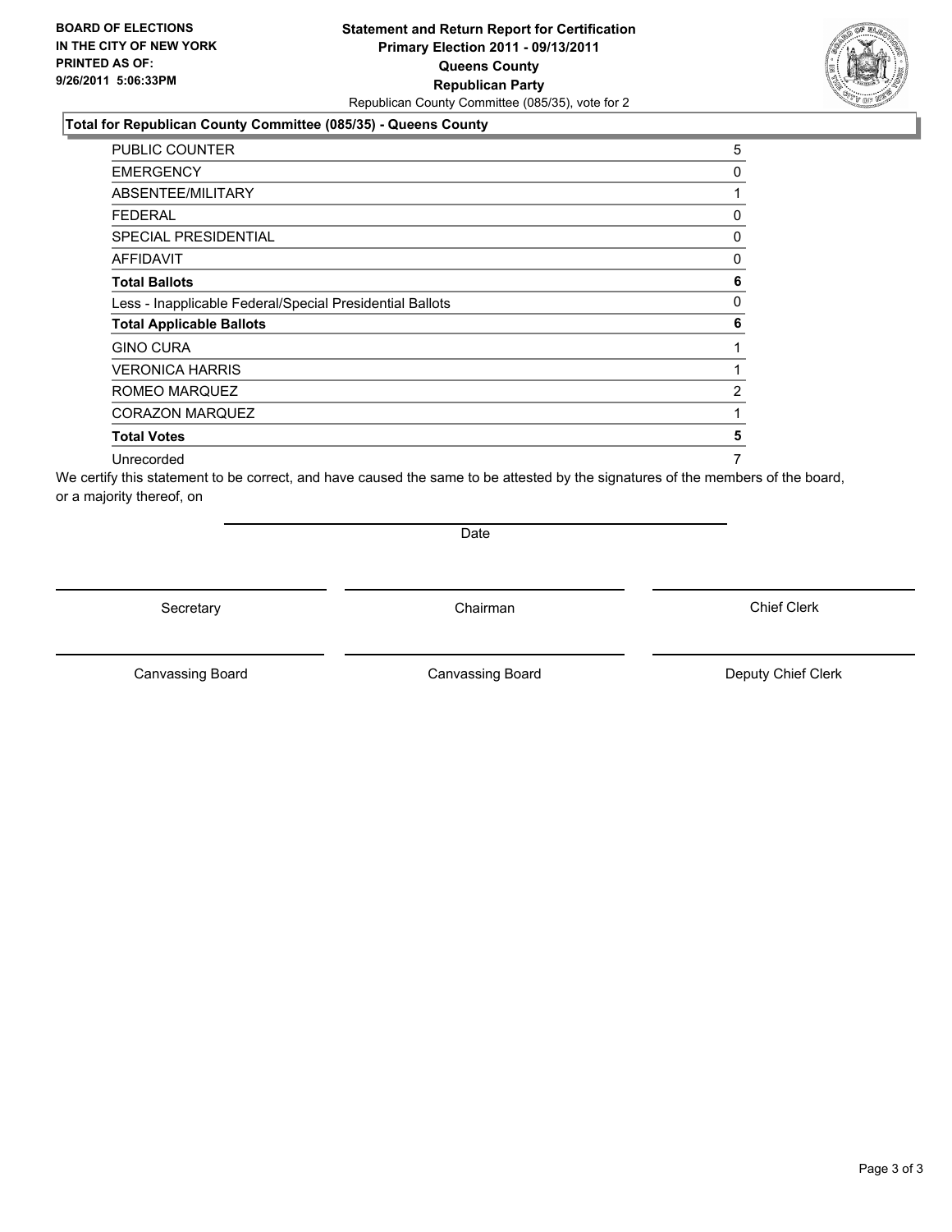**BOARD OF ELECTIONS IN THE CITY OF NEW YORK PRINTED AS OF: 9/26/2011 5:06:33PM**

**Statement and Return Report for Certification**
**Primary Election 2011 - 09/13/2011**
**Queens County**
**Republican Party**
Republican County Committee (085/35), vote for 2

**Total for Republican County Committee (085/35) - Queens County**

| | |
|---|---|
| PUBLIC COUNTER | 5 |
| EMERGENCY | 0 |
| ABSENTEE/MILITARY | 1 |
| FEDERAL | 0 |
| SPECIAL PRESIDENTIAL | 0 |
| AFFIDAVIT | 0 |
| **Total Ballots** | **6** |
| Less - Inapplicable Federal/Special Presidential Ballots | 0 |
| **Total Applicable Ballots** | **6** |
| GINO CURA | 1 |
| VERONICA HARRIS | 1 |
| ROMEO MARQUEZ | 2 |
| CORAZON MARQUEZ | 1 |
| **Total Votes** | **5** |
| Unrecorded | 7 |

We certify this statement to be correct, and have caused the same to be attested by the signatures of the members of the board, or a majority thereof, on

Date

Secretary | Chairman | Chief Clerk

Canvassing Board | Canvassing Board | Deputy Chief Clerk